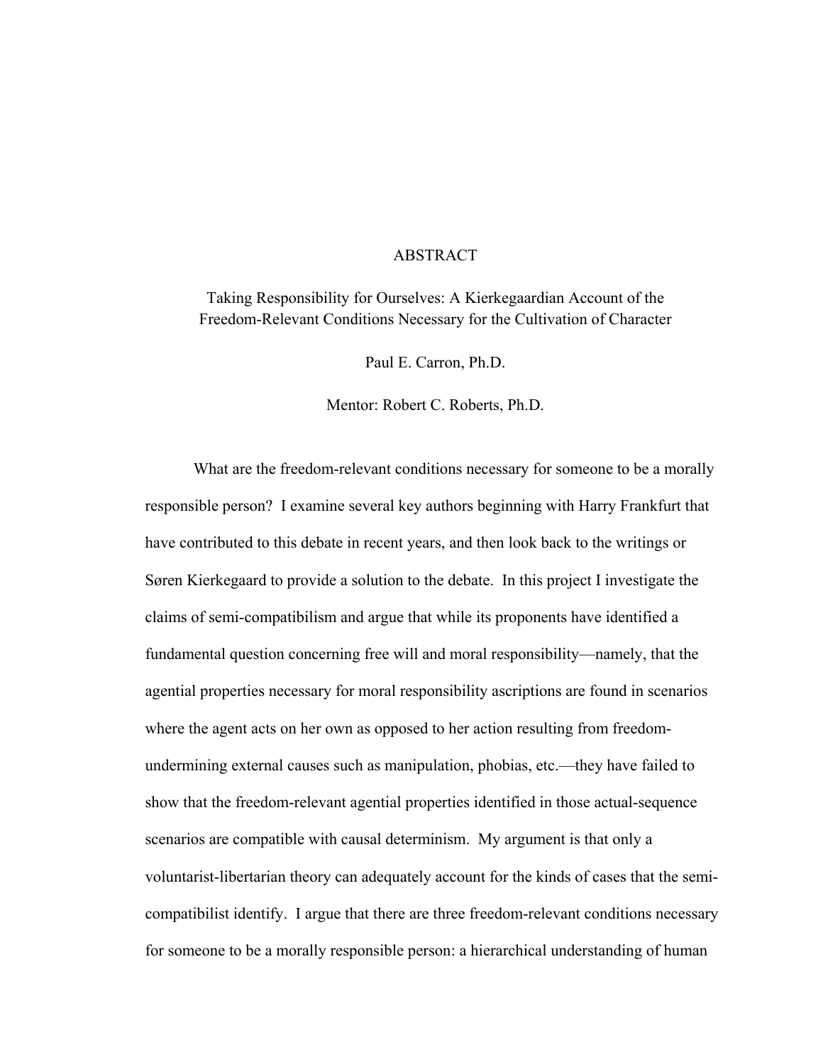# ABSTRACT

Taking Responsibility for Ourselves: A Kierkegaardian Account of the Freedom-Relevant Conditions Necessary for the Cultivation of Character

Paul E. Carron, Ph.D.

Mentor: Robert C. Roberts, Ph.D.

What are the freedom-relevant conditions necessary for someone to be a morally responsible person? I examine several key authors beginning with Harry Frankfurt that have contributed to this debate in recent years, and then look back to the writings or Søren Kierkegaard to provide a solution to the debate. In this project I investigate the claims of semi-compatibilism and argue that while its proponents have identified a fundamental question concerning free will and moral responsibility—namely, that the agential properties necessary for moral responsibility ascriptions are found in scenarios where the agent acts on her own as opposed to her action resulting from freedom-undermining external causes such as manipulation, phobias, etc.—they have failed to show that the freedom-relevant agential properties identified in those actual-sequence scenarios are compatible with causal determinism. My argument is that only a voluntarist-libertarian theory can adequately account for the kinds of cases that the semi-compatibilist identify. I argue that there are three freedom-relevant conditions necessary for someone to be a morally responsible person: a hierarchical understanding of human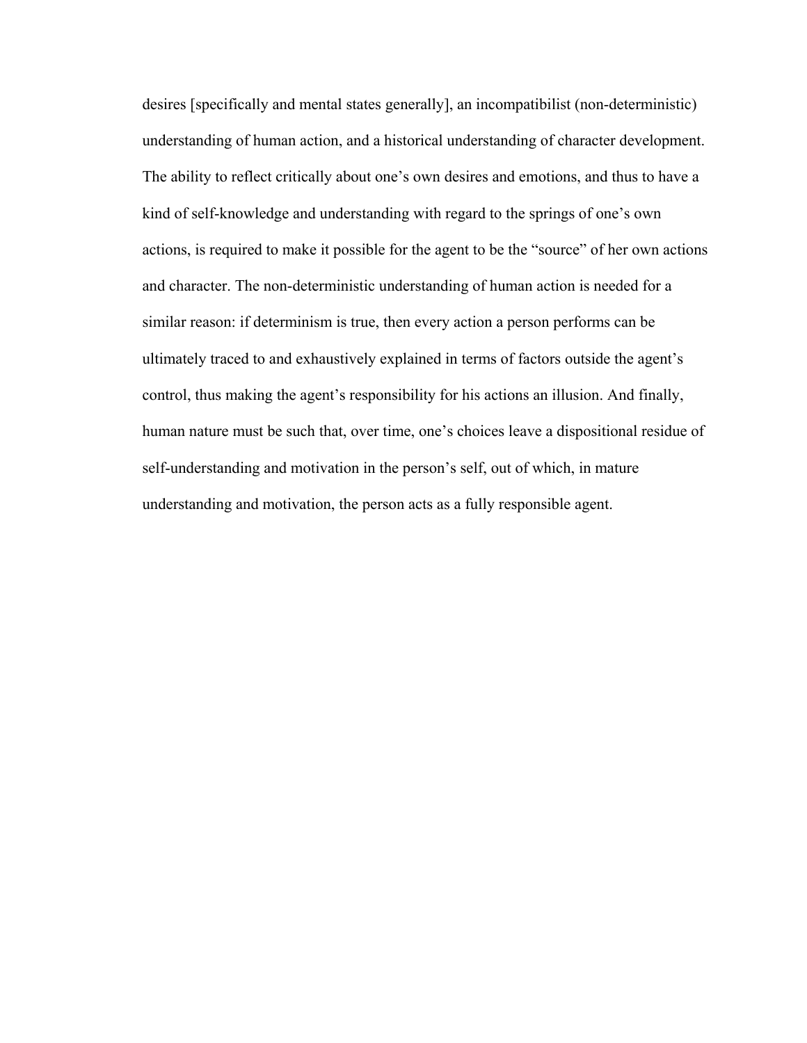desires [specifically and mental states generally], an incompatibilist (non-deterministic) understanding of human action, and a historical understanding of character development. The ability to reflect critically about one's own desires and emotions, and thus to have a kind of self-knowledge and understanding with regard to the springs of one's own actions, is required to make it possible for the agent to be the "source" of her own actions and character. The non-deterministic understanding of human action is needed for a similar reason: if determinism is true, then every action a person performs can be ultimately traced to and exhaustively explained in terms of factors outside the agent's control, thus making the agent's responsibility for his actions an illusion. And finally, human nature must be such that, over time, one's choices leave a dispositional residue of self-understanding and motivation in the person's self, out of which, in mature understanding and motivation, the person acts as a fully responsible agent.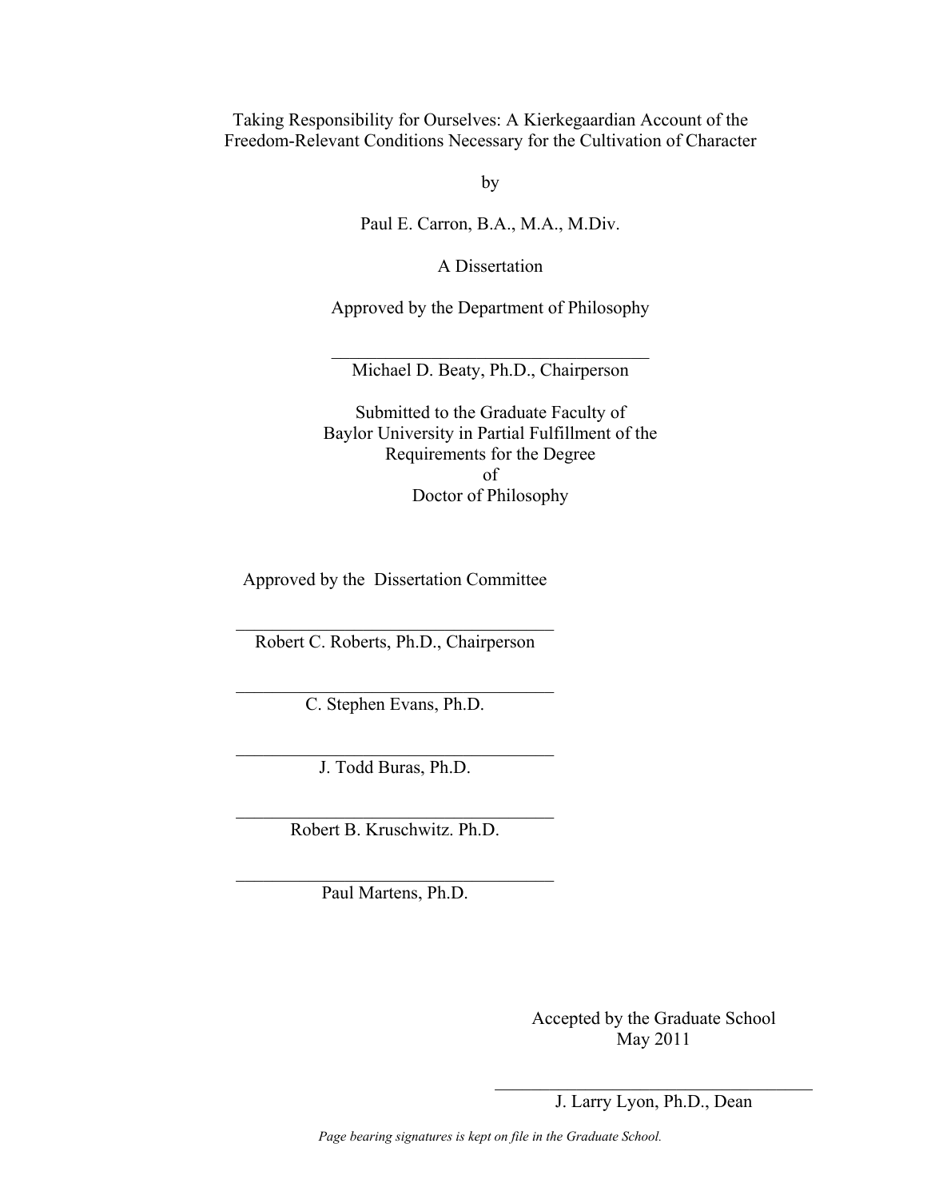Taking Responsibility for Ourselves: A Kierkegaardian Account of the Freedom-Relevant Conditions Necessary for the Cultivation of Character

by

Paul E. Carron, B.A., M.A., M.Div.

A Dissertation

Approved by the Department of Philosophy

___________________________________
Michael D. Beaty, Ph.D., Chairperson

Submitted to the Graduate Faculty of
Baylor University in Partial Fulfillment of the
Requirements for the Degree
of
Doctor of Philosophy

Approved by the Dissertation Committee

___________________________________
Robert C. Roberts, Ph.D., Chairperson

___________________________________
C. Stephen Evans, Ph.D.

___________________________________
J. Todd Buras, Ph.D.

___________________________________
Robert B. Kruschwitz. Ph.D.

___________________________________
Paul Martens, Ph.D.

Accepted by the Graduate School
May 2011

___________________________________
J. Larry Lyon, Ph.D., Dean

*Page bearing signatures is kept on file in the Graduate School.*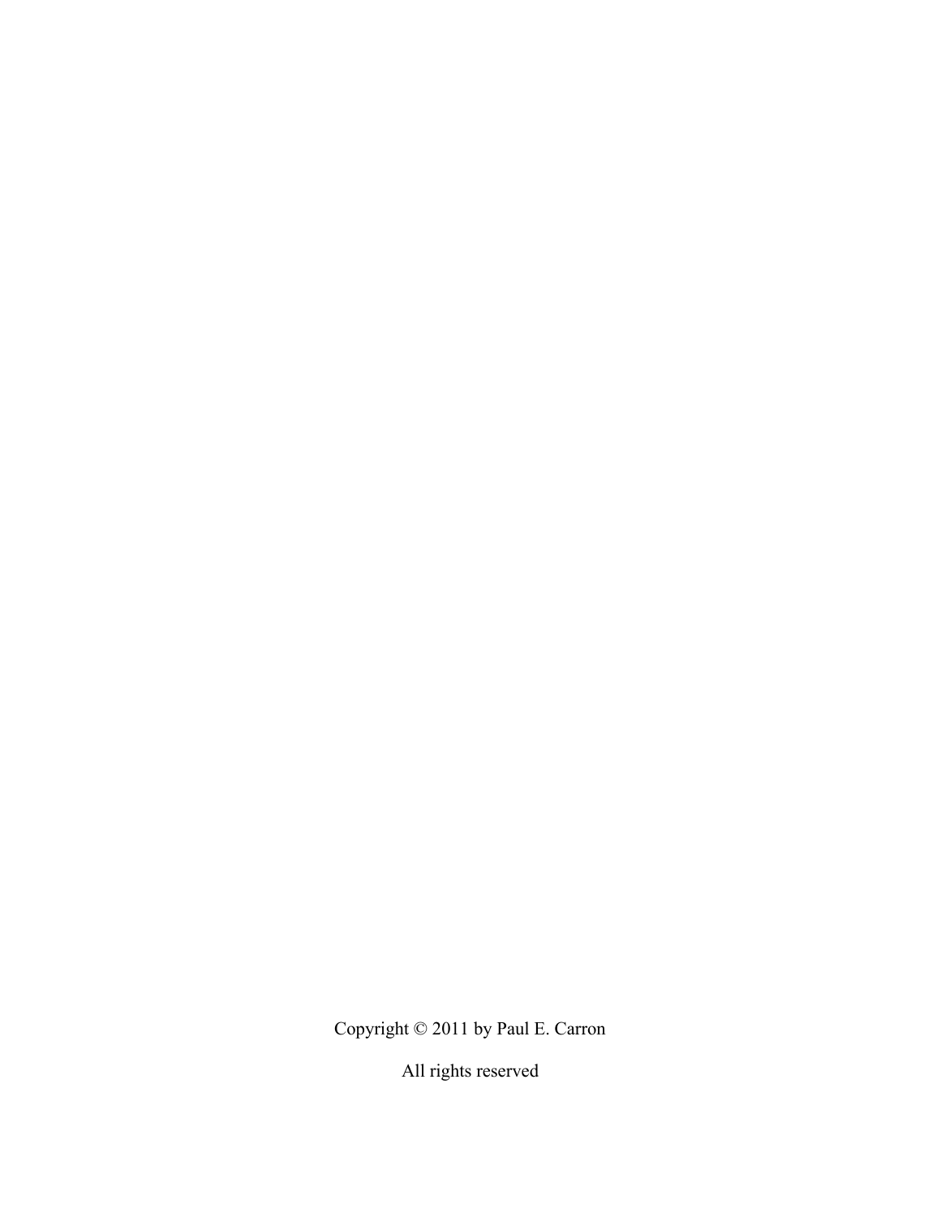Copyright © 2011 by Paul E. Carron

All rights reserved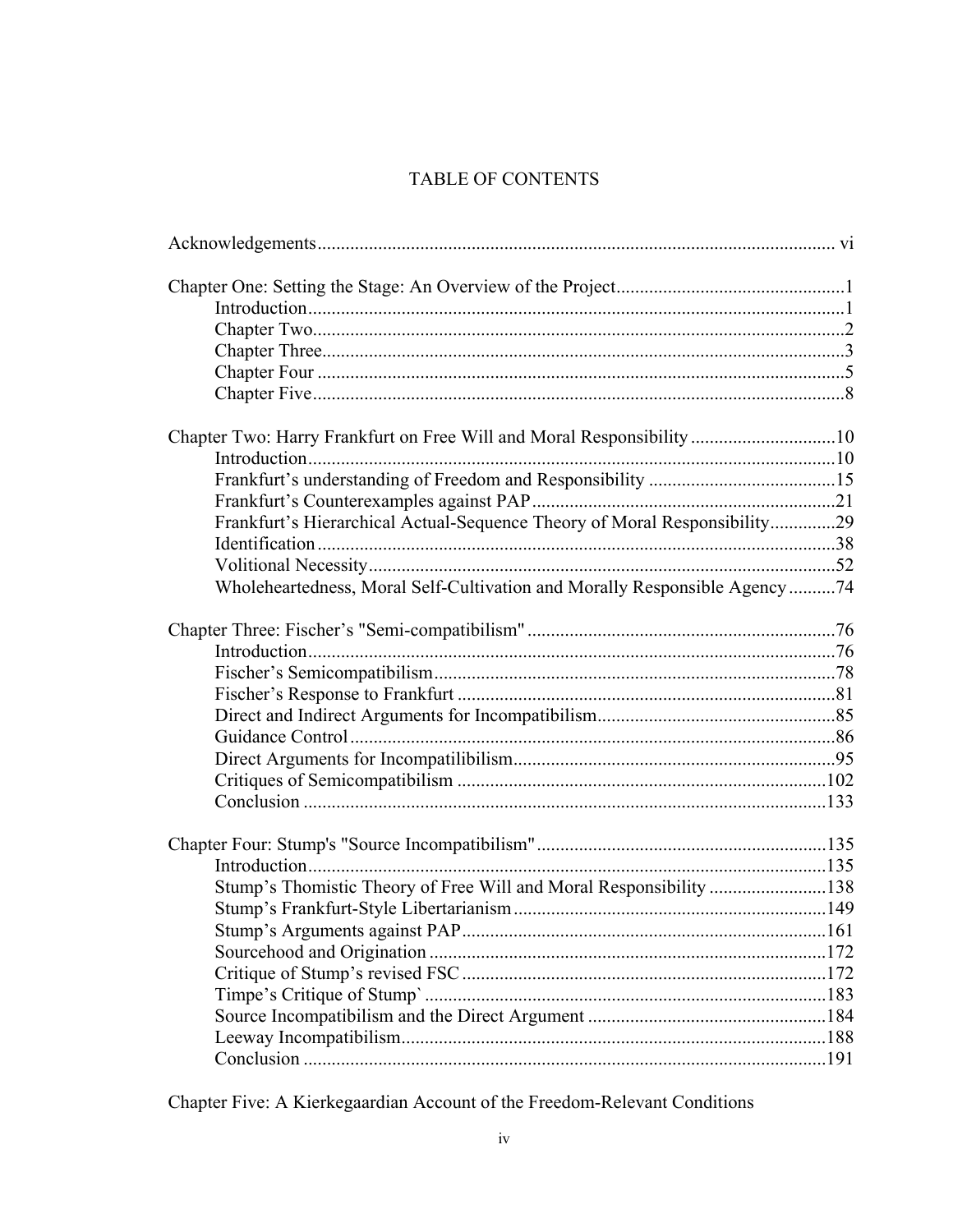# TABLE OF CONTENTS

Acknowledgements ..... vi

Chapter One: Setting the Stage: An Overview of the Project ..... 1
- Introduction ..... 1
- Chapter Two ..... 2
- Chapter Three ..... 3
- Chapter Four ..... 5
- Chapter Five ..... 8

Chapter Two: Harry Frankfurt on Free Will and Moral Responsibility ..... 10
- Introduction ..... 10
- Frankfurt's understanding of Freedom and Responsibility ..... 15
- Frankfurt's Counterexamples against PAP ..... 21
- Frankfurt's Hierarchical Actual-Sequence Theory of Moral Responsibility ..... 29
- Identification ..... 38
- Volitional Necessity ..... 52
- Wholeheartedness, Moral Self-Cultivation and Morally Responsible Agency ..... 74

Chapter Three: Fischer's "Semi-compatibilism" ..... 76
- Introduction ..... 76
- Fischer's Semicompatibilism ..... 78
- Fischer's Response to Frankfurt ..... 81
- Direct and Indirect Arguments for Incompatibilism ..... 85
- Guidance Control ..... 86
- Direct Arguments for Incompatilibilism ..... 95
- Critiques of Semicompatibilism ..... 102
- Conclusion ..... 133

Chapter Four: Stump's "Source Incompatibilism" ..... 135
- Introduction ..... 135
- Stump's Thomistic Theory of Free Will and Moral Responsibility ..... 138
- Stump's Frankfurt-Style Libertarianism ..... 149
- Stump's Arguments against PAP ..... 161
- Sourcehood and Origination ..... 172
- Critique of Stump's revised FSC ..... 172
- Timpe's Critique of Stump` ..... 183
- Source Incompatibilism and the Direct Argument ..... 184
- Leeway Incompatibilism ..... 188
- Conclusion ..... 191

Chapter Five: A Kierkegaardian Account of the Freedom-Relevant Conditions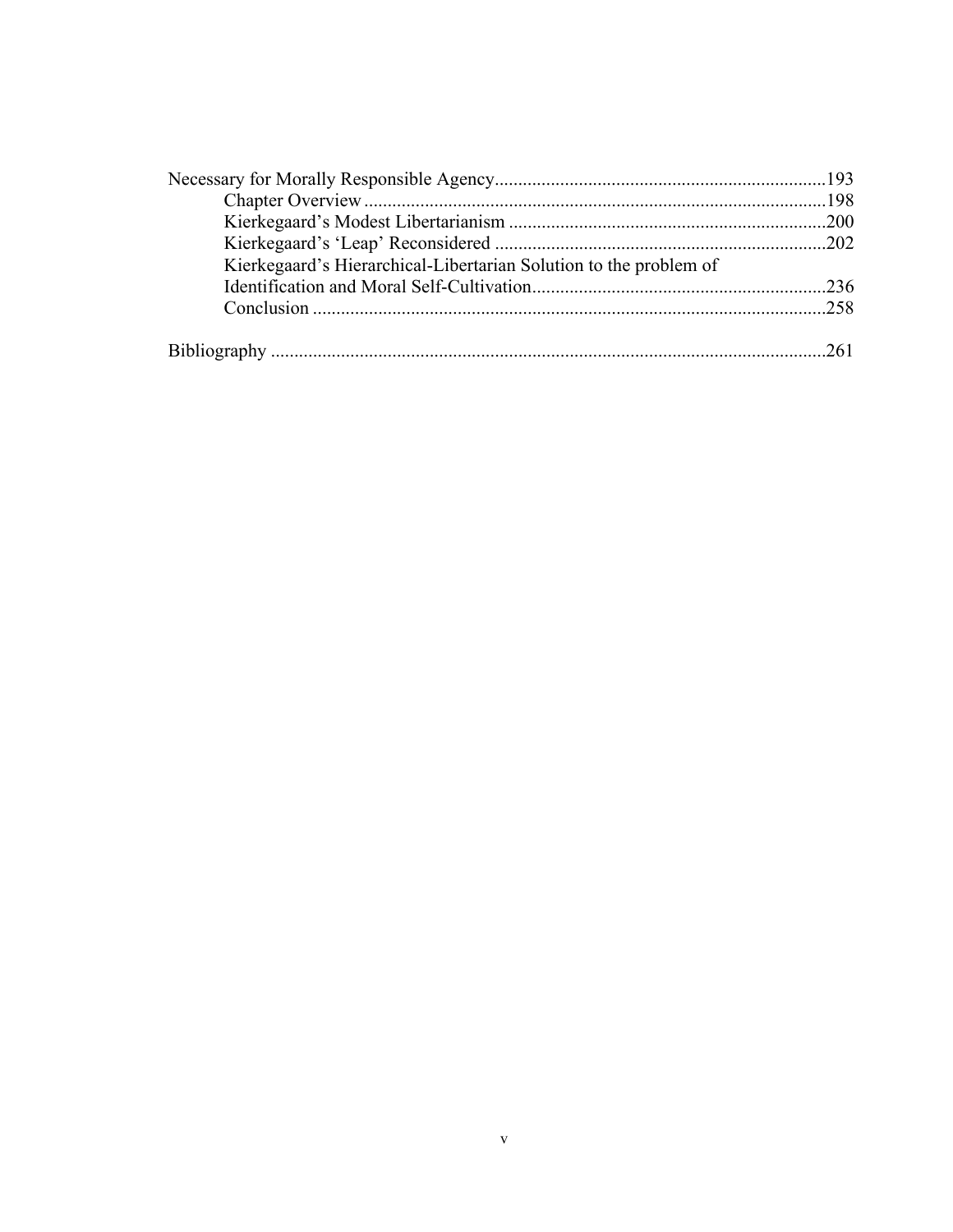Necessary for Morally Responsible Agency....................................................................193

Chapter Overview.................................................................................................198

Kierkegaard's Modest Libertarianism ...................................................................200

Kierkegaard's 'Leap' Reconsidered ......................................................................202

Kierkegaard's Hierarchical-Libertarian Solution to the problem of Identification and Moral Self-Cultivation..............................................................236

Conclusion ...........................................................................................................258

Bibliography ......................................................................................................................261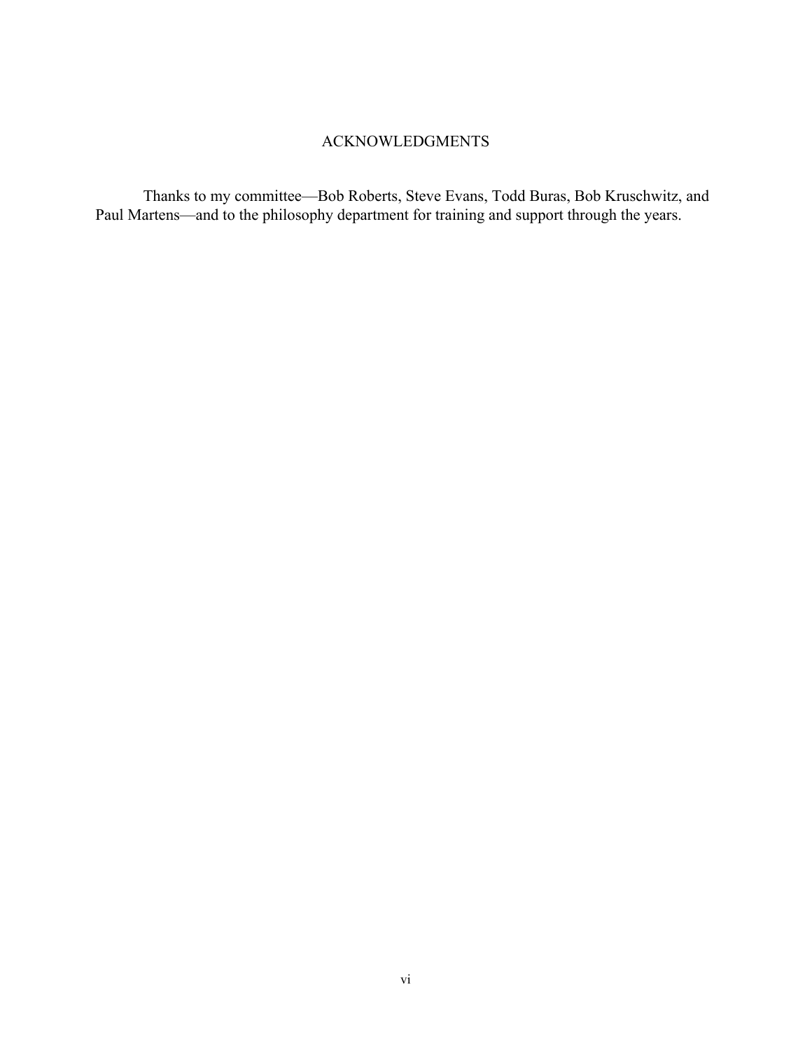# ACKNOWLEDGMENTS

Thanks to my committee—Bob Roberts, Steve Evans, Todd Buras, Bob Kruschwitz, and Paul Martens—and to the philosophy department for training and support through the years.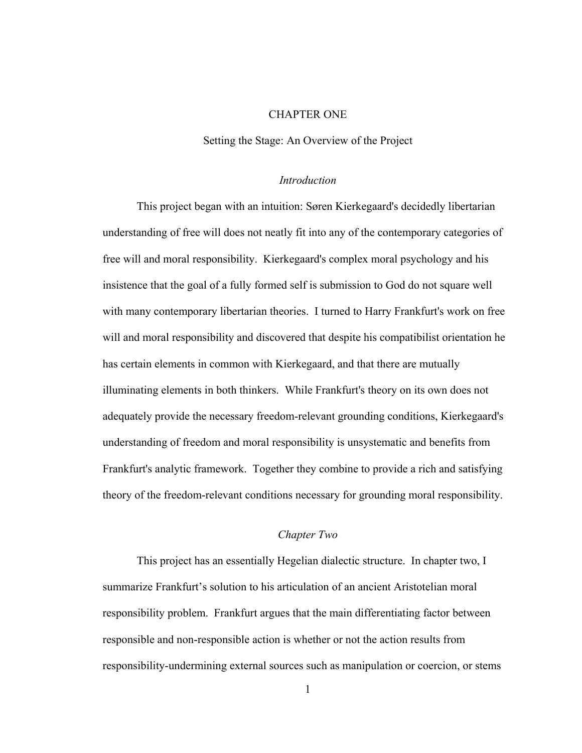# CHAPTER ONE

## Setting the Stage: An Overview of the Project

### *Introduction*

This project began with an intuition: Søren Kierkegaard's decidedly libertarian understanding of free will does not neatly fit into any of the contemporary categories of free will and moral responsibility. Kierkegaard's complex moral psychology and his insistence that the goal of a fully formed self is submission to God do not square well with many contemporary libertarian theories. I turned to Harry Frankfurt's work on free will and moral responsibility and discovered that despite his compatibilist orientation he has certain elements in common with Kierkegaard, and that there are mutually illuminating elements in both thinkers. While Frankfurt's theory on its own does not adequately provide the necessary freedom-relevant grounding conditions, Kierkegaard's understanding of freedom and moral responsibility is unsystematic and benefits from Frankfurt's analytic framework. Together they combine to provide a rich and satisfying theory of the freedom-relevant conditions necessary for grounding moral responsibility.

### *Chapter Two*

This project has an essentially Hegelian dialectic structure. In chapter two, I summarize Frankfurt's solution to his articulation of an ancient Aristotelian moral responsibility problem. Frankfurt argues that the main differentiating factor between responsible and non-responsible action is whether or not the action results from responsibility-undermining external sources such as manipulation or coercion, or stems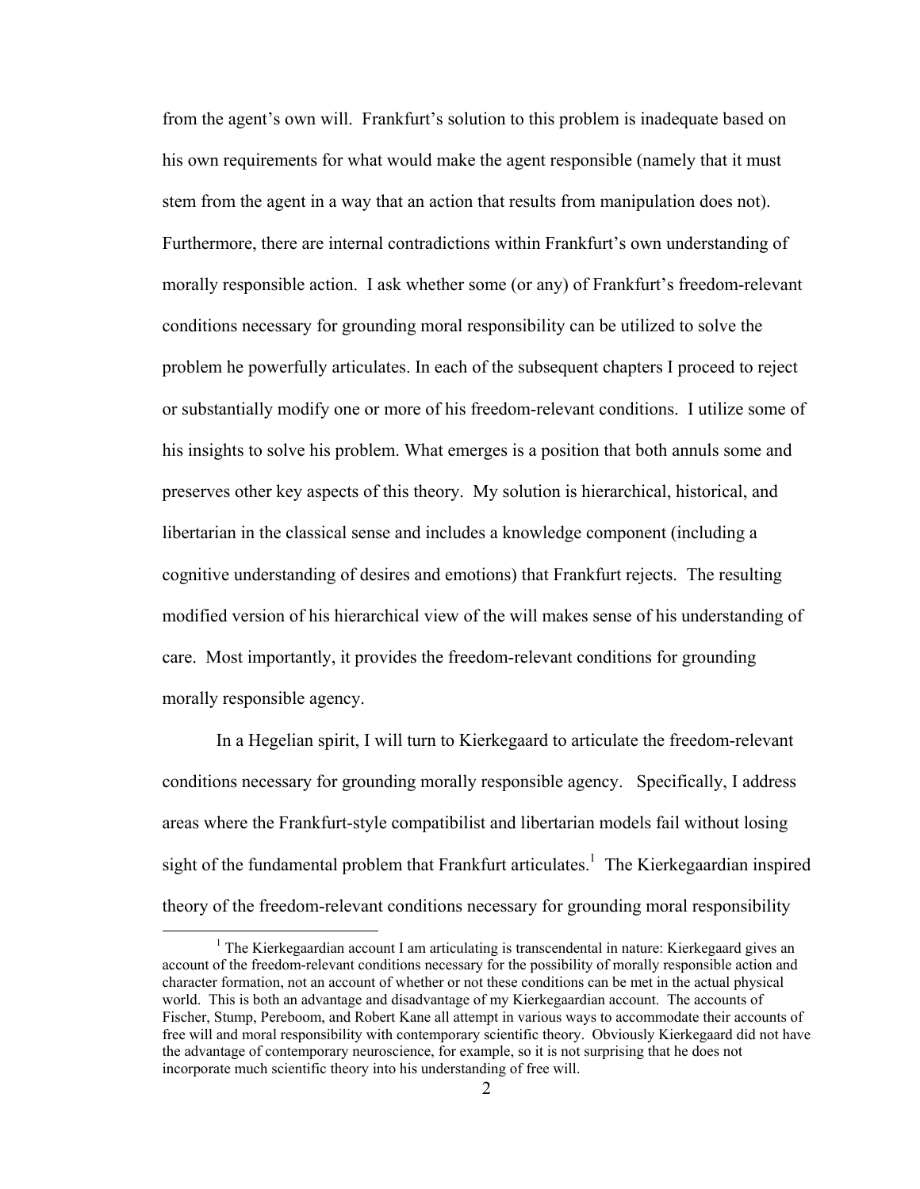from the agent's own will. Frankfurt's solution to this problem is inadequate based on his own requirements for what would make the agent responsible (namely that it must stem from the agent in a way that an action that results from manipulation does not). Furthermore, there are internal contradictions within Frankfurt's own understanding of morally responsible action. I ask whether some (or any) of Frankfurt's freedom-relevant conditions necessary for grounding moral responsibility can be utilized to solve the problem he powerfully articulates. In each of the subsequent chapters I proceed to reject or substantially modify one or more of his freedom-relevant conditions. I utilize some of his insights to solve his problem. What emerges is a position that both annuls some and preserves other key aspects of this theory. My solution is hierarchical, historical, and libertarian in the classical sense and includes a knowledge component (including a cognitive understanding of desires and emotions) that Frankfurt rejects. The resulting modified version of his hierarchical view of the will makes sense of his understanding of care. Most importantly, it provides the freedom-relevant conditions for grounding morally responsible agency.

In a Hegelian spirit, I will turn to Kierkegaard to articulate the freedom-relevant conditions necessary for grounding morally responsible agency. Specifically, I address areas where the Frankfurt-style compatibilist and libertarian models fail without losing sight of the fundamental problem that Frankfurt articulates.[1] The Kierkegaardian inspired theory of the freedom-relevant conditions necessary for grounding moral responsibility

[1] The Kierkegaardian account I am articulating is transcendental in nature: Kierkegaard gives an account of the freedom-relevant conditions necessary for the possibility of morally responsible action and character formation, not an account of whether or not these conditions can be met in the actual physical world. This is both an advantage and disadvantage of my Kierkegaardian account. The accounts of Fischer, Stump, Pereboom, and Robert Kane all attempt in various ways to accommodate their accounts of free will and moral responsibility with contemporary scientific theory. Obviously Kierkegaard did not have the advantage of contemporary neuroscience, for example, so it is not surprising that he does not incorporate much scientific theory into his understanding of free will.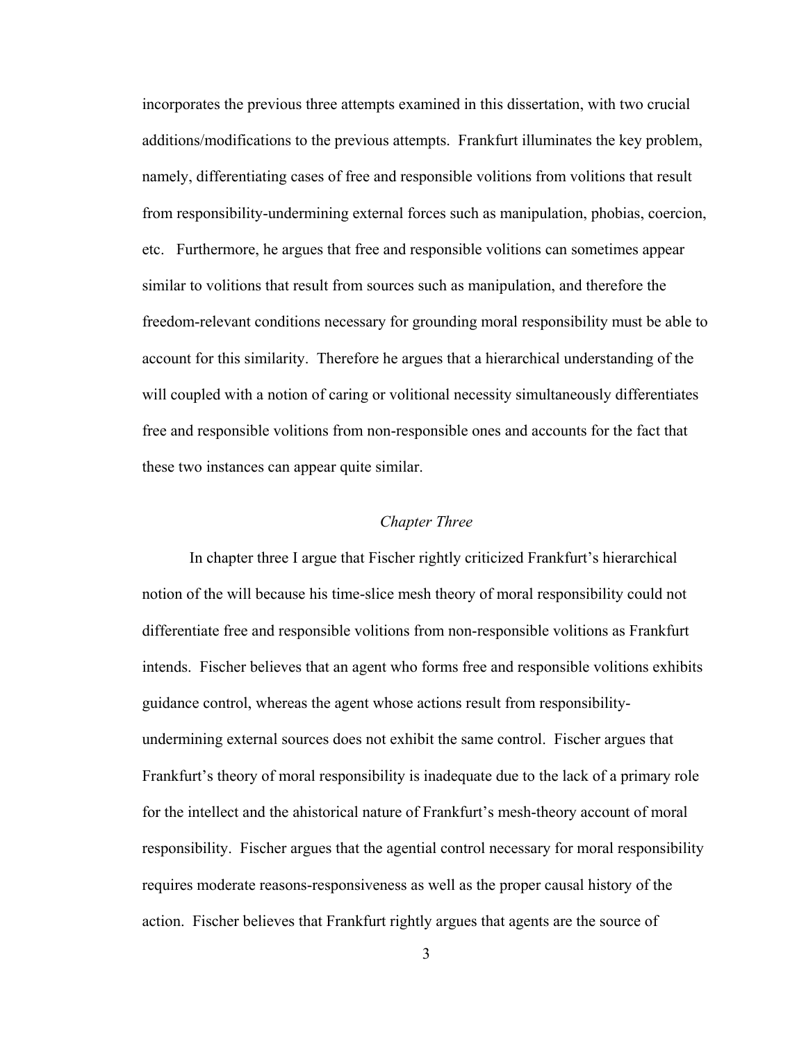incorporates the previous three attempts examined in this dissertation, with two crucial additions/modifications to the previous attempts. Frankfurt illuminates the key problem, namely, differentiating cases of free and responsible volitions from volitions that result from responsibility-undermining external forces such as manipulation, phobias, coercion, etc. Furthermore, he argues that free and responsible volitions can sometimes appear similar to volitions that result from sources such as manipulation, and therefore the freedom-relevant conditions necessary for grounding moral responsibility must be able to account for this similarity. Therefore he argues that a hierarchical understanding of the will coupled with a notion of caring or volitional necessity simultaneously differentiates free and responsible volitions from non-responsible ones and accounts for the fact that these two instances can appear quite similar.

### *Chapter Three*

In chapter three I argue that Fischer rightly criticized Frankfurt's hierarchical notion of the will because his time-slice mesh theory of moral responsibility could not differentiate free and responsible volitions from non-responsible volitions as Frankfurt intends. Fischer believes that an agent who forms free and responsible volitions exhibits guidance control, whereas the agent whose actions result from responsibility-undermining external sources does not exhibit the same control. Fischer argues that Frankfurt's theory of moral responsibility is inadequate due to the lack of a primary role for the intellect and the ahistorical nature of Frankfurt's mesh-theory account of moral responsibility. Fischer argues that the agential control necessary for moral responsibility requires moderate reasons-responsiveness as well as the proper causal history of the action. Fischer believes that Frankfurt rightly argues that agents are the source of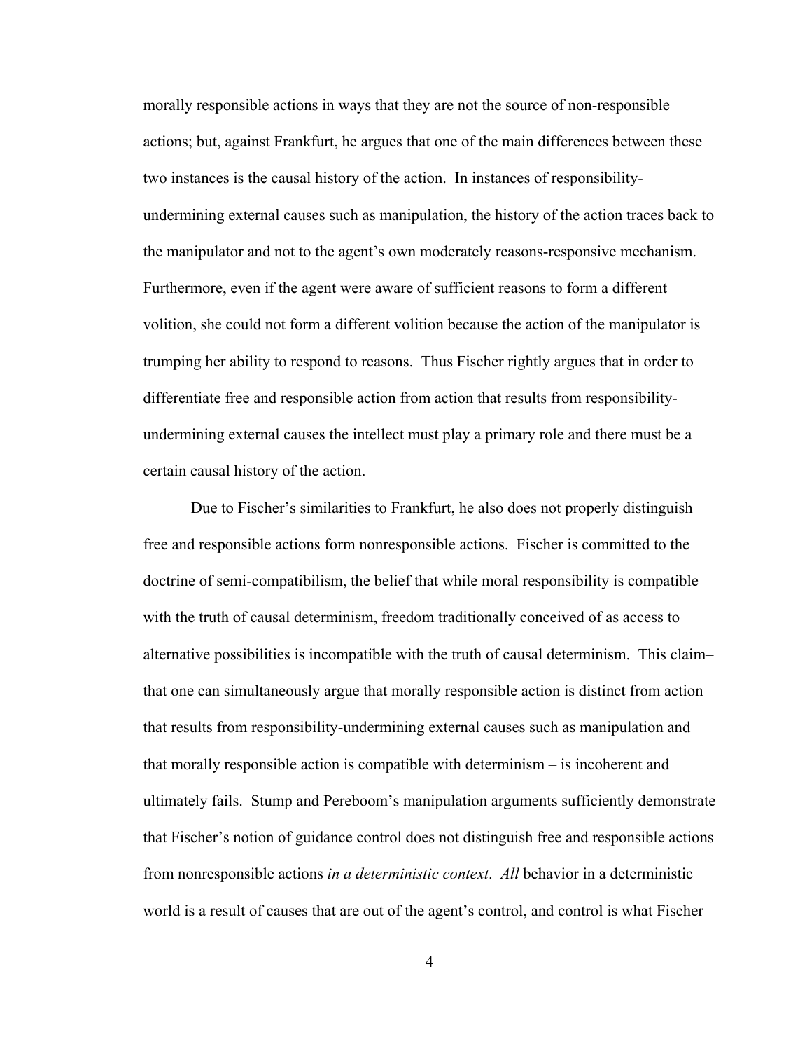morally responsible actions in ways that they are not the source of non-responsible actions; but, against Frankfurt, he argues that one of the main differences between these two instances is the causal history of the action. In instances of responsibility-undermining external causes such as manipulation, the history of the action traces back to the manipulator and not to the agent's own moderately reasons-responsive mechanism. Furthermore, even if the agent were aware of sufficient reasons to form a different volition, she could not form a different volition because the action of the manipulator is trumping her ability to respond to reasons. Thus Fischer rightly argues that in order to differentiate free and responsible action from action that results from responsibility-undermining external causes the intellect must play a primary role and there must be a certain causal history of the action.

Due to Fischer's similarities to Frankfurt, he also does not properly distinguish free and responsible actions form nonresponsible actions. Fischer is committed to the doctrine of semi-compatibilism, the belief that while moral responsibility is compatible with the truth of causal determinism, freedom traditionally conceived of as access to alternative possibilities is incompatible with the truth of causal determinism. This claim– that one can simultaneously argue that morally responsible action is distinct from action that results from responsibility-undermining external causes such as manipulation and that morally responsible action is compatible with determinism – is incoherent and ultimately fails. Stump and Pereboom's manipulation arguments sufficiently demonstrate that Fischer's notion of guidance control does not distinguish free and responsible actions from nonresponsible actions *in a deterministic context*. *All* behavior in a deterministic world is a result of causes that are out of the agent's control, and control is what Fischer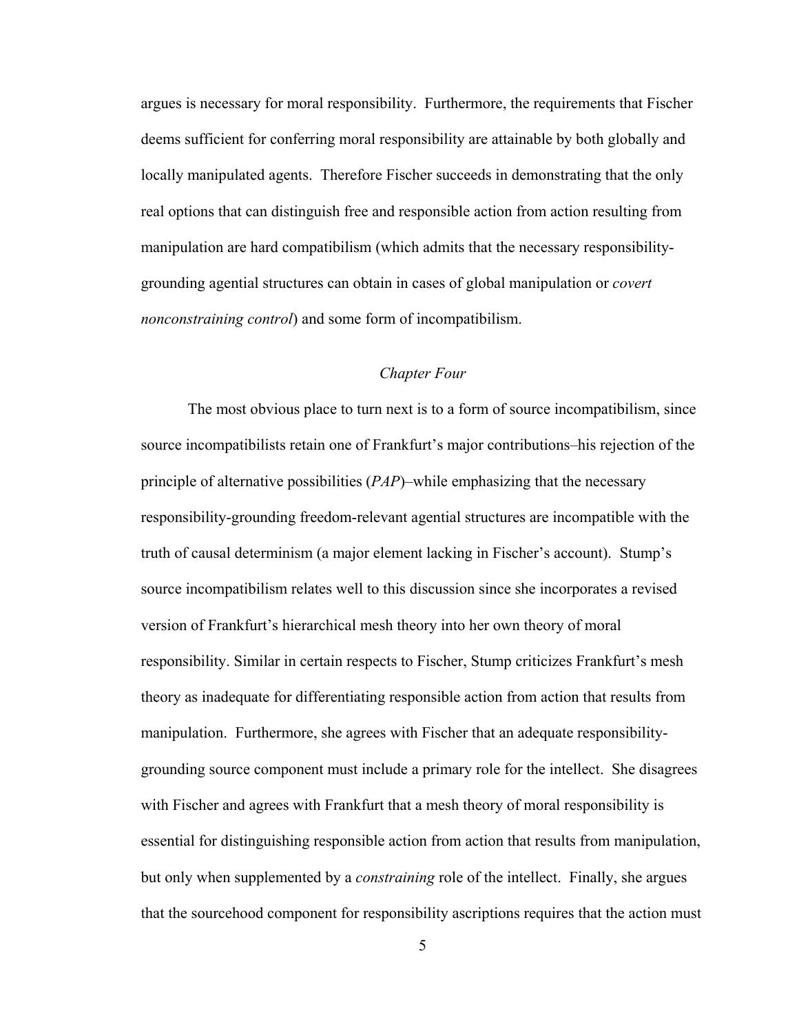argues is necessary for moral responsibility. Furthermore, the requirements that Fischer deems sufficient for conferring moral responsibility are attainable by both globally and locally manipulated agents. Therefore Fischer succeeds in demonstrating that the only real options that can distinguish free and responsible action from action resulting from manipulation are hard compatibilism (which admits that the necessary responsibility-grounding agential structures can obtain in cases of global manipulation or *covert nonconstraining control*) and some form of incompatibilism.

### *Chapter Four*

The most obvious place to turn next is to a form of source incompatibilism, since source incompatibilists retain one of Frankfurt's major contributions–his rejection of the principle of alternative possibilities (*PAP*)–while emphasizing that the necessary responsibility-grounding freedom-relevant agential structures are incompatible with the truth of causal determinism (a major element lacking in Fischer's account). Stump's source incompatibilism relates well to this discussion since she incorporates a revised version of Frankfurt's hierarchical mesh theory into her own theory of moral responsibility. Similar in certain respects to Fischer, Stump criticizes Frankfurt's mesh theory as inadequate for differentiating responsible action from action that results from manipulation. Furthermore, she agrees with Fischer that an adequate responsibility-grounding source component must include a primary role for the intellect. She disagrees with Fischer and agrees with Frankfurt that a mesh theory of moral responsibility is essential for distinguishing responsible action from action that results from manipulation, but only when supplemented by a *constraining* role of the intellect. Finally, she argues that the sourcehood component for responsibility ascriptions requires that the action must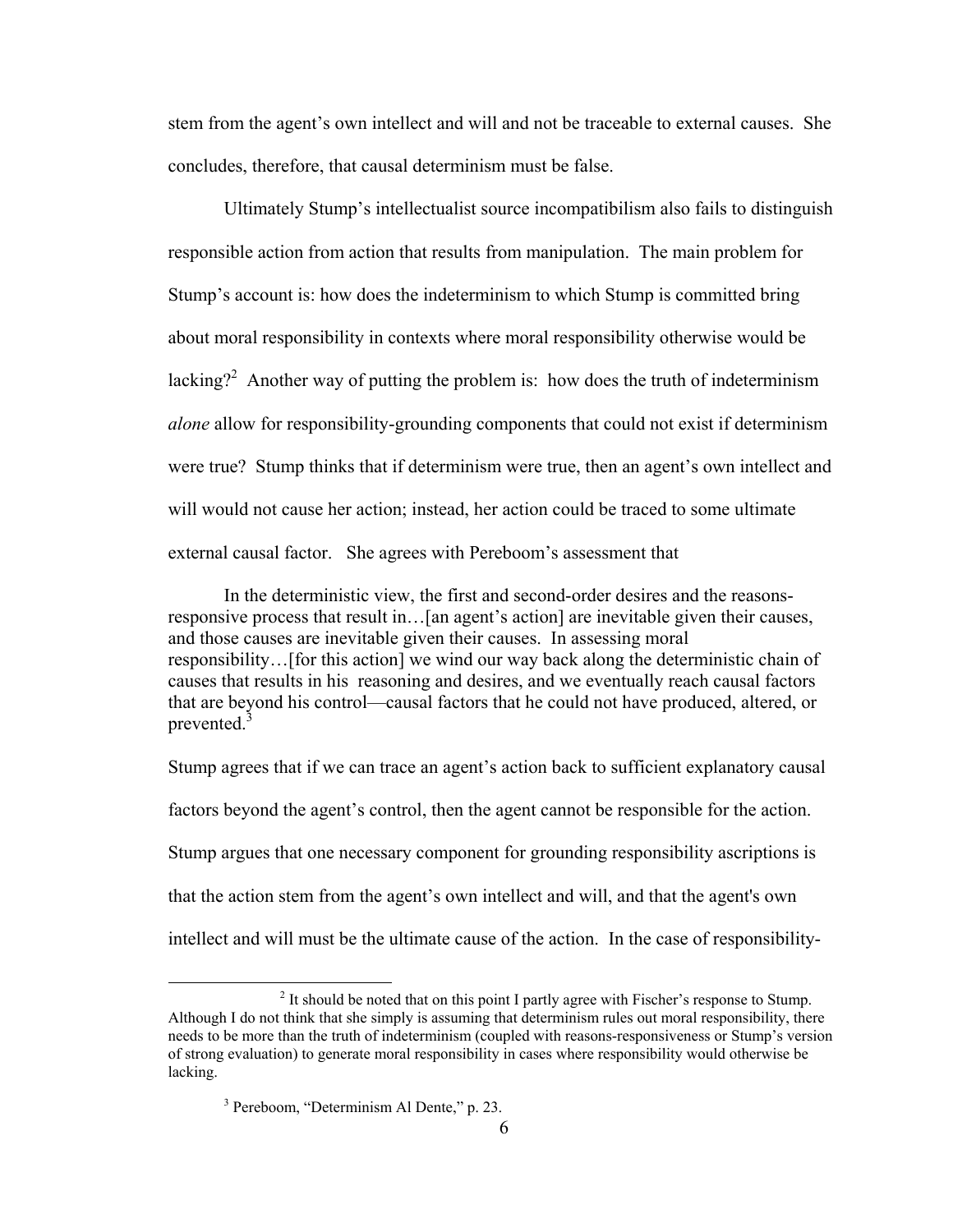stem from the agent's own intellect and will and not be traceable to external causes. She concludes, therefore, that causal determinism must be false.

Ultimately Stump's intellectualist source incompatibilism also fails to distinguish responsible action from action that results from manipulation. The main problem for Stump's account is: how does the indeterminism to which Stump is committed bring about moral responsibility in contexts where moral responsibility otherwise would be lacking?[2] Another way of putting the problem is: how does the truth of indeterminism *alone* allow for responsibility-grounding components that could not exist if determinism were true? Stump thinks that if determinism were true, then an agent's own intellect and will would not cause her action; instead, her action could be traced to some ultimate external causal factor. She agrees with Pereboom's assessment that

> In the deterministic view, the first and second-order desires and the reasons-responsive process that result in…[an agent's action] are inevitable given their causes, and those causes are inevitable given their causes. In assessing moral responsibility…[for this action] we wind our way back along the deterministic chain of causes that results in his reasoning and desires, and we eventually reach causal factors that are beyond his control—causal factors that he could not have produced, altered, or prevented.[3]

Stump agrees that if we can trace an agent's action back to sufficient explanatory causal factors beyond the agent's control, then the agent cannot be responsible for the action. Stump argues that one necessary component for grounding responsibility ascriptions is that the action stem from the agent's own intellect and will, and that the agent's own intellect and will must be the ultimate cause of the action. In the case of responsibility-

---

[2] It should be noted that on this point I partly agree with Fischer's response to Stump. Although I do not think that she simply is assuming that determinism rules out moral responsibility, there needs to be more than the truth of indeterminism (coupled with reasons-responsiveness or Stump's version of strong evaluation) to generate moral responsibility in cases where responsibility would otherwise be lacking.

[3] Pereboom, "Determinism Al Dente," p. 23.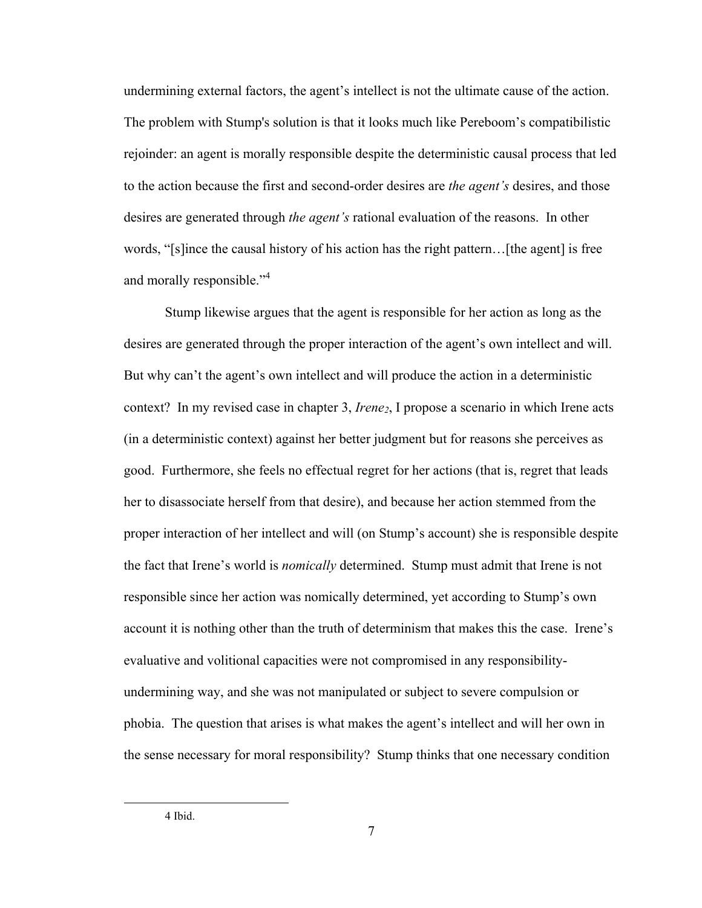undermining external factors, the agent's intellect is not the ultimate cause of the action. The problem with Stump's solution is that it looks much like Pereboom's compatibilistic rejoinder: an agent is morally responsible despite the deterministic causal process that led to the action because the first and second-order desires are *the agent's* desires, and those desires are generated through *the agent's* rational evaluation of the reasons. In other words, "[s]ince the causal history of his action has the right pattern…[the agent] is free and morally responsible."[4]

Stump likewise argues that the agent is responsible for her action as long as the desires are generated through the proper interaction of the agent's own intellect and will. But why can't the agent's own intellect and will produce the action in a deterministic context? In my revised case in chapter 3, *Irene$_2$*, I propose a scenario in which Irene acts (in a deterministic context) against her better judgment but for reasons she perceives as good. Furthermore, she feels no effectual regret for her actions (that is, regret that leads her to disassociate herself from that desire), and because her action stemmed from the proper interaction of her intellect and will (on Stump's account) she is responsible despite the fact that Irene's world is *nomically* determined. Stump must admit that Irene is not responsible since her action was nomically determined, yet according to Stump's own account it is nothing other than the truth of determinism that makes this the case. Irene's evaluative and volitional capacities were not compromised in any responsibility-undermining way, and she was not manipulated or subject to severe compulsion or phobia. The question that arises is what makes the agent's intellect and will her own in the sense necessary for moral responsibility? Stump thinks that one necessary condition

---

4 Ibid.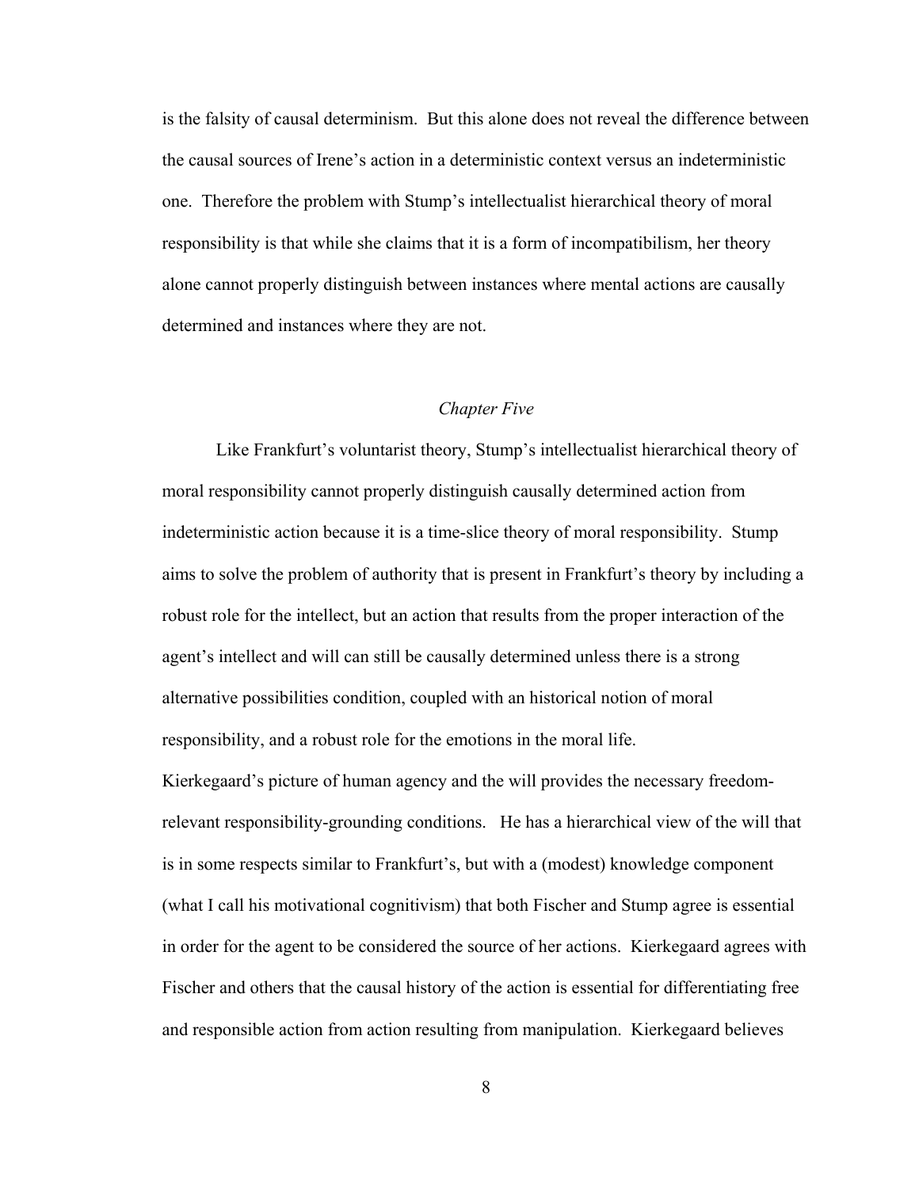is the falsity of causal determinism. But this alone does not reveal the difference between the causal sources of Irene's action in a deterministic context versus an indeterministic one. Therefore the problem with Stump's intellectualist hierarchical theory of moral responsibility is that while she claims that it is a form of incompatibilism, her theory alone cannot properly distinguish between instances where mental actions are causally determined and instances where they are not.

## *Chapter Five*

Like Frankfurt's voluntarist theory, Stump's intellectualist hierarchical theory of moral responsibility cannot properly distinguish causally determined action from indeterministic action because it is a time-slice theory of moral responsibility. Stump aims to solve the problem of authority that is present in Frankfurt's theory by including a robust role for the intellect, but an action that results from the proper interaction of the agent's intellect and will can still be causally determined unless there is a strong alternative possibilities condition, coupled with an historical notion of moral responsibility, and a robust role for the emotions in the moral life.

Kierkegaard's picture of human agency and the will provides the necessary freedom-relevant responsibility-grounding conditions. He has a hierarchical view of the will that is in some respects similar to Frankfurt's, but with a (modest) knowledge component (what I call his motivational cognitivism) that both Fischer and Stump agree is essential in order for the agent to be considered the source of her actions. Kierkegaard agrees with Fischer and others that the causal history of the action is essential for differentiating free and responsible action from action resulting from manipulation. Kierkegaard believes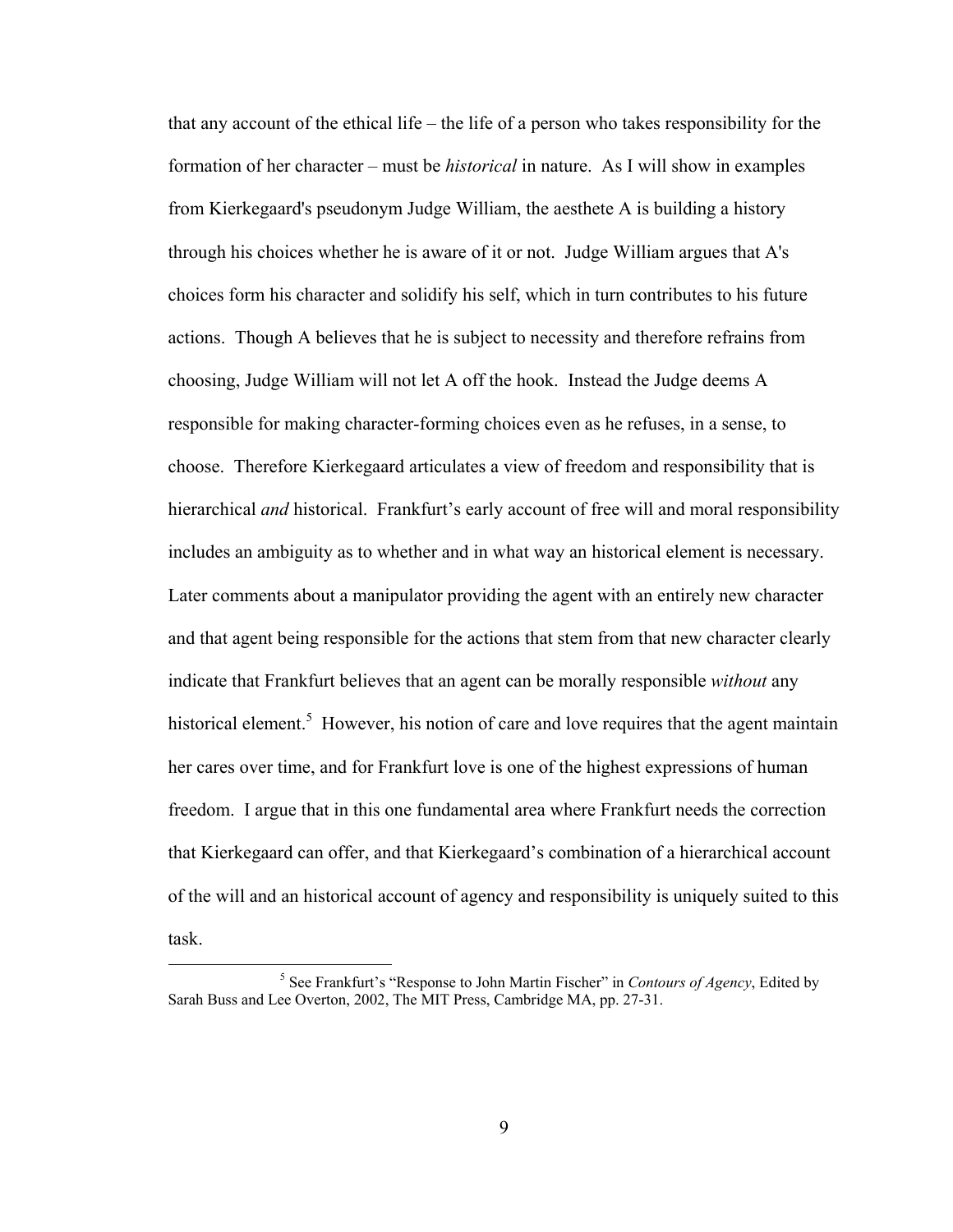that any account of the ethical life – the life of a person who takes responsibility for the formation of her character – must be *historical* in nature. As I will show in examples from Kierkegaard's pseudonym Judge William, the aesthete A is building a history through his choices whether he is aware of it or not. Judge William argues that A's choices form his character and solidify his self, which in turn contributes to his future actions. Though A believes that he is subject to necessity and therefore refrains from choosing, Judge William will not let A off the hook. Instead the Judge deems A responsible for making character-forming choices even as he refuses, in a sense, to choose. Therefore Kierkegaard articulates a view of freedom and responsibility that is hierarchical *and* historical. Frankfurt's early account of free will and moral responsibility includes an ambiguity as to whether and in what way an historical element is necessary. Later comments about a manipulator providing the agent with an entirely new character and that agent being responsible for the actions that stem from that new character clearly indicate that Frankfurt believes that an agent can be morally responsible *without* any historical element.[5] However, his notion of care and love requires that the agent maintain her cares over time, and for Frankfurt love is one of the highest expressions of human freedom. I argue that in this one fundamental area where Frankfurt needs the correction that Kierkegaard can offer, and that Kierkegaard's combination of a hierarchical account of the will and an historical account of agency and responsibility is uniquely suited to this task.

---

[5] See Frankfurt's "Response to John Martin Fischer" in *Contours of Agency*, Edited by Sarah Buss and Lee Overton, 2002, The MIT Press, Cambridge MA, pp. 27-31.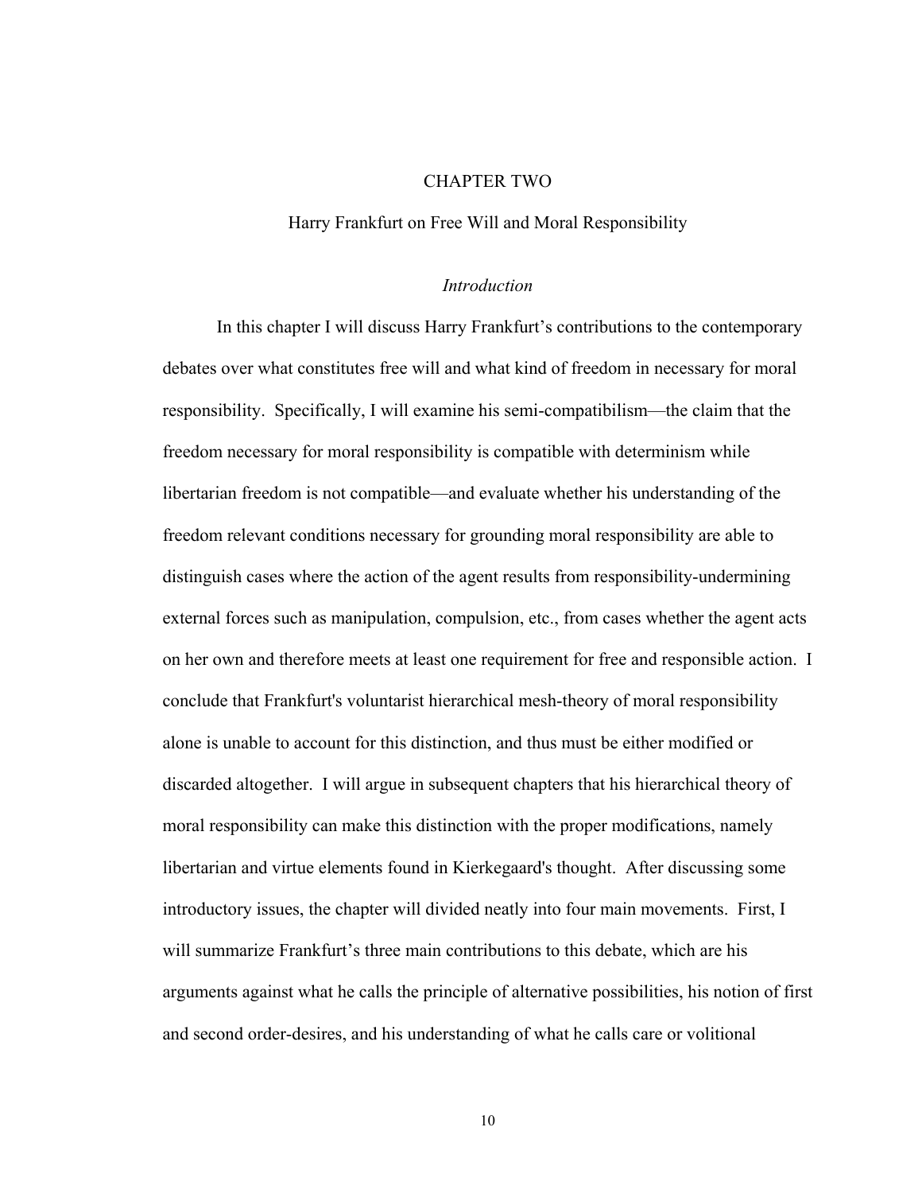# CHAPTER TWO

## Harry Frankfurt on Free Will and Moral Responsibility

### *Introduction*

In this chapter I will discuss Harry Frankfurt's contributions to the contemporary debates over what constitutes free will and what kind of freedom in necessary for moral responsibility. Specifically, I will examine his semi-compatibilism—the claim that the freedom necessary for moral responsibility is compatible with determinism while libertarian freedom is not compatible—and evaluate whether his understanding of the freedom relevant conditions necessary for grounding moral responsibility are able to distinguish cases where the action of the agent results from responsibility-undermining external forces such as manipulation, compulsion, etc., from cases whether the agent acts on her own and therefore meets at least one requirement for free and responsible action. I conclude that Frankfurt's voluntarist hierarchical mesh-theory of moral responsibility alone is unable to account for this distinction, and thus must be either modified or discarded altogether. I will argue in subsequent chapters that his hierarchical theory of moral responsibility can make this distinction with the proper modifications, namely libertarian and virtue elements found in Kierkegaard's thought. After discussing some introductory issues, the chapter will divided neatly into four main movements. First, I will summarize Frankfurt's three main contributions to this debate, which are his arguments against what he calls the principle of alternative possibilities, his notion of first and second order-desires, and his understanding of what he calls care or volitional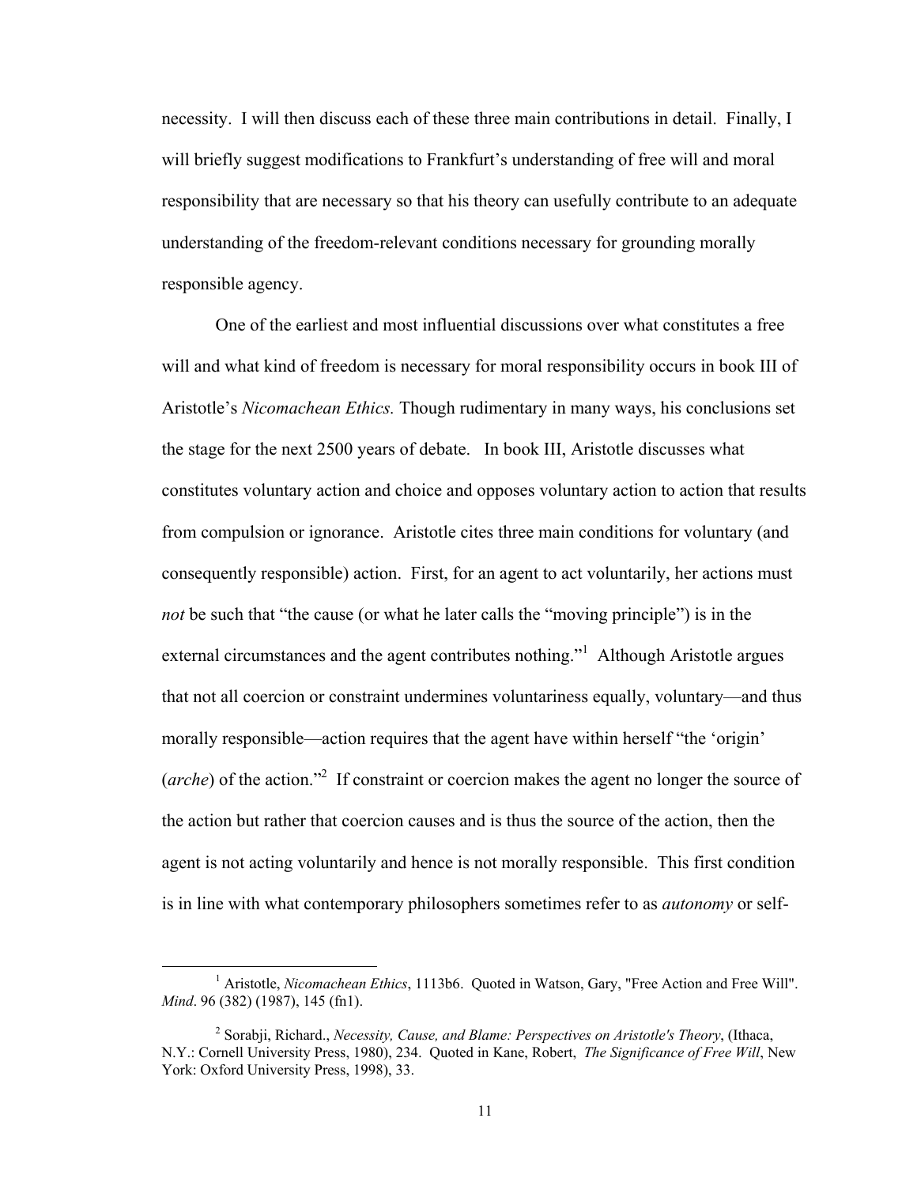necessity. I will then discuss each of these three main contributions in detail. Finally, I will briefly suggest modifications to Frankfurt's understanding of free will and moral responsibility that are necessary so that his theory can usefully contribute to an adequate understanding of the freedom-relevant conditions necessary for grounding morally responsible agency.

One of the earliest and most influential discussions over what constitutes a free will and what kind of freedom is necessary for moral responsibility occurs in book III of Aristotle's *Nicomachean Ethics.* Though rudimentary in many ways, his conclusions set the stage for the next 2500 years of debate. In book III, Aristotle discusses what constitutes voluntary action and choice and opposes voluntary action to action that results from compulsion or ignorance. Aristotle cites three main conditions for voluntary (and consequently responsible) action. First, for an agent to act voluntarily, her actions must *not* be such that "the cause (or what he later calls the "moving principle") is in the external circumstances and the agent contributes nothing."[1] Although Aristotle argues that not all coercion or constraint undermines voluntariness equally, voluntary—and thus morally responsible—action requires that the agent have within herself "the 'origin' (*arche*) of the action."[2] If constraint or coercion makes the agent no longer the source of the action but rather that coercion causes and is thus the source of the action, then the agent is not acting voluntarily and hence is not morally responsible. This first condition is in line with what contemporary philosophers sometimes refer to as *autonomy* or self-

---

[1] Aristotle, *Nicomachean Ethics*, 1113b6. Quoted in Watson, Gary, "Free Action and Free Will". *Mind*. 96 (382) (1987), 145 (fn1).

[2] Sorabji, Richard., *Necessity, Cause, and Blame: Perspectives on Aristotle's Theory*, (Ithaca, N.Y.: Cornell University Press, 1980), 234. Quoted in Kane, Robert, *The Significance of Free Will*, New York: Oxford University Press, 1998), 33.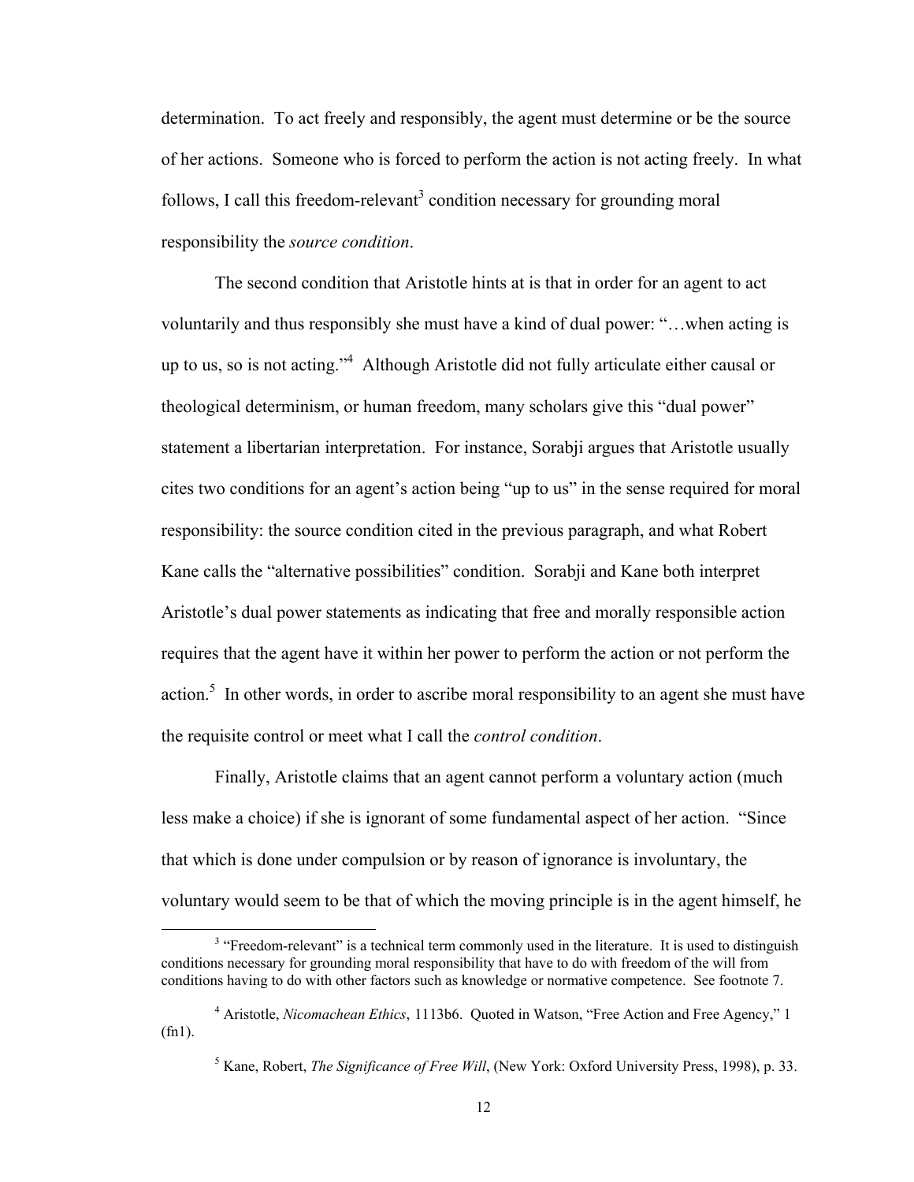determination. To act freely and responsibly, the agent must determine or be the source of her actions. Someone who is forced to perform the action is not acting freely. In what follows, I call this freedom-relevant[3] condition necessary for grounding moral responsibility the *source condition*.

The second condition that Aristotle hints at is that in order for an agent to act voluntarily and thus responsibly she must have a kind of dual power: "…when acting is up to us, so is not acting."[4] Although Aristotle did not fully articulate either causal or theological determinism, or human freedom, many scholars give this "dual power" statement a libertarian interpretation. For instance, Sorabji argues that Aristotle usually cites two conditions for an agent's action being "up to us" in the sense required for moral responsibility: the source condition cited in the previous paragraph, and what Robert Kane calls the "alternative possibilities" condition. Sorabji and Kane both interpret Aristotle's dual power statements as indicating that free and morally responsible action requires that the agent have it within her power to perform the action or not perform the action.[5] In other words, in order to ascribe moral responsibility to an agent she must have the requisite control or meet what I call the *control condition*.

Finally, Aristotle claims that an agent cannot perform a voluntary action (much less make a choice) if she is ignorant of some fundamental aspect of her action. "Since that which is done under compulsion or by reason of ignorance is involuntary, the voluntary would seem to be that of which the moving principle is in the agent himself, he

---

[3] "Freedom-relevant" is a technical term commonly used in the literature. It is used to distinguish conditions necessary for grounding moral responsibility that have to do with freedom of the will from conditions having to do with other factors such as knowledge or normative competence. See footnote 7.

[4] Aristotle, *Nicomachean Ethics*, 1113b6. Quoted in Watson, "Free Action and Free Agency," 1 (fn1).

[5] Kane, Robert, *The Significance of Free Will*, (New York: Oxford University Press, 1998), p. 33.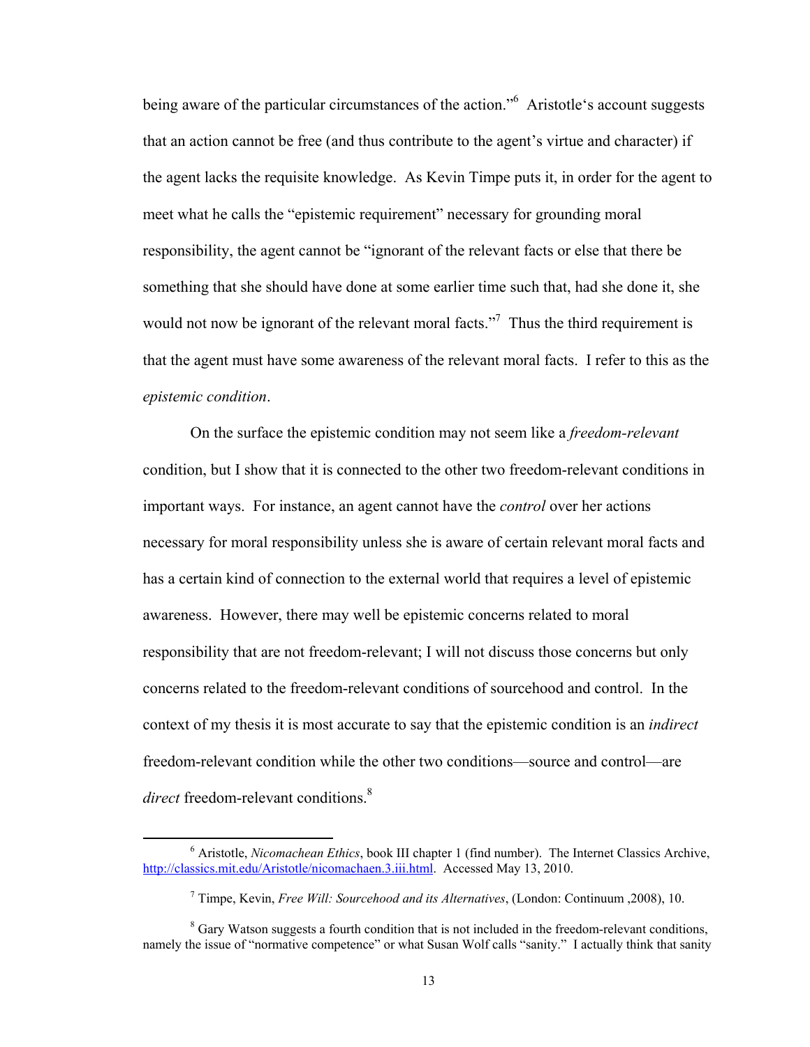being aware of the particular circumstances of the action."[6] Aristotle's account suggests that an action cannot be free (and thus contribute to the agent's virtue and character) if the agent lacks the requisite knowledge. As Kevin Timpe puts it, in order for the agent to meet what he calls the "epistemic requirement" necessary for grounding moral responsibility, the agent cannot be "ignorant of the relevant facts or else that there be something that she should have done at some earlier time such that, had she done it, she would not now be ignorant of the relevant moral facts."[7] Thus the third requirement is that the agent must have some awareness of the relevant moral facts. I refer to this as the *epistemic condition*.

On the surface the epistemic condition may not seem like a *freedom-relevant* condition, but I show that it is connected to the other two freedom-relevant conditions in important ways. For instance, an agent cannot have the *control* over her actions necessary for moral responsibility unless she is aware of certain relevant moral facts and has a certain kind of connection to the external world that requires a level of epistemic awareness. However, there may well be epistemic concerns related to moral responsibility that are not freedom-relevant; I will not discuss those concerns but only concerns related to the freedom-relevant conditions of sourcehood and control. In the context of my thesis it is most accurate to say that the epistemic condition is an *indirect* freedom-relevant condition while the other two conditions—source and control—are *direct* freedom-relevant conditions.[8]

---

[6] Aristotle, *Nicomachean Ethics*, book III chapter 1 (find number). The Internet Classics Archive, http://classics.mit.edu/Aristotle/nicomachaen.3.iii.html. Accessed May 13, 2010.

[7] Timpe, Kevin, *Free Will: Sourcehood and its Alternatives*, (London: Continuum ,2008), 10.

[8] Gary Watson suggests a fourth condition that is not included in the freedom-relevant conditions, namely the issue of "normative competence" or what Susan Wolf calls "sanity." I actually think that sanity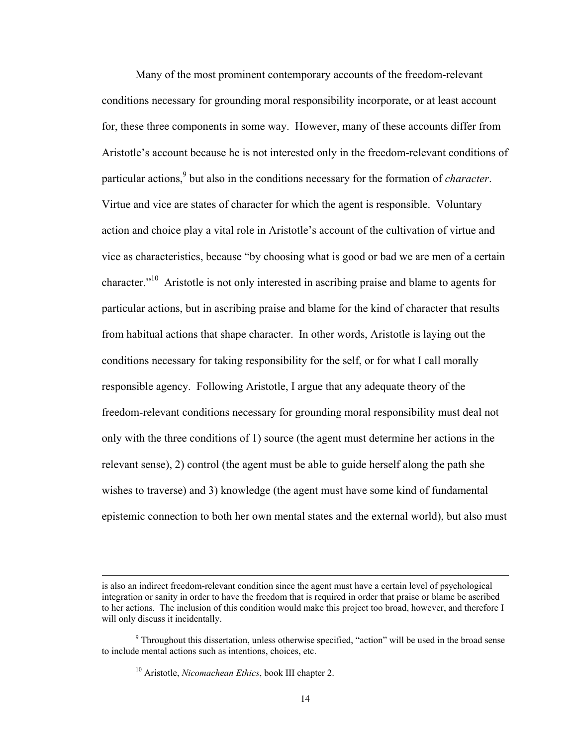Many of the most prominent contemporary accounts of the freedom-relevant conditions necessary for grounding moral responsibility incorporate, or at least account for, these three components in some way. However, many of these accounts differ from Aristotle's account because he is not interested only in the freedom-relevant conditions of particular actions,[9] but also in the conditions necessary for the formation of *character*. Virtue and vice are states of character for which the agent is responsible. Voluntary action and choice play a vital role in Aristotle's account of the cultivation of virtue and vice as characteristics, because "by choosing what is good or bad we are men of a certain character."[10] Aristotle is not only interested in ascribing praise and blame to agents for particular actions, but in ascribing praise and blame for the kind of character that results from habitual actions that shape character. In other words, Aristotle is laying out the conditions necessary for taking responsibility for the self, or for what I call morally responsible agency. Following Aristotle, I argue that any adequate theory of the freedom-relevant conditions necessary for grounding moral responsibility must deal not only with the three conditions of 1) source (the agent must determine her actions in the relevant sense), 2) control (the agent must be able to guide herself along the path she wishes to traverse) and 3) knowledge (the agent must have some kind of fundamental epistemic connection to both her own mental states and the external world), but also must

---

is also an indirect freedom-relevant condition since the agent must have a certain level of psychological integration or sanity in order to have the freedom that is required in order that praise or blame be ascribed to her actions. The inclusion of this condition would make this project too broad, however, and therefore I will only discuss it incidentally.

[9] Throughout this dissertation, unless otherwise specified, "action" will be used in the broad sense to include mental actions such as intentions, choices, etc.

[10] Aristotle, *Nicomachean Ethics*, book III chapter 2.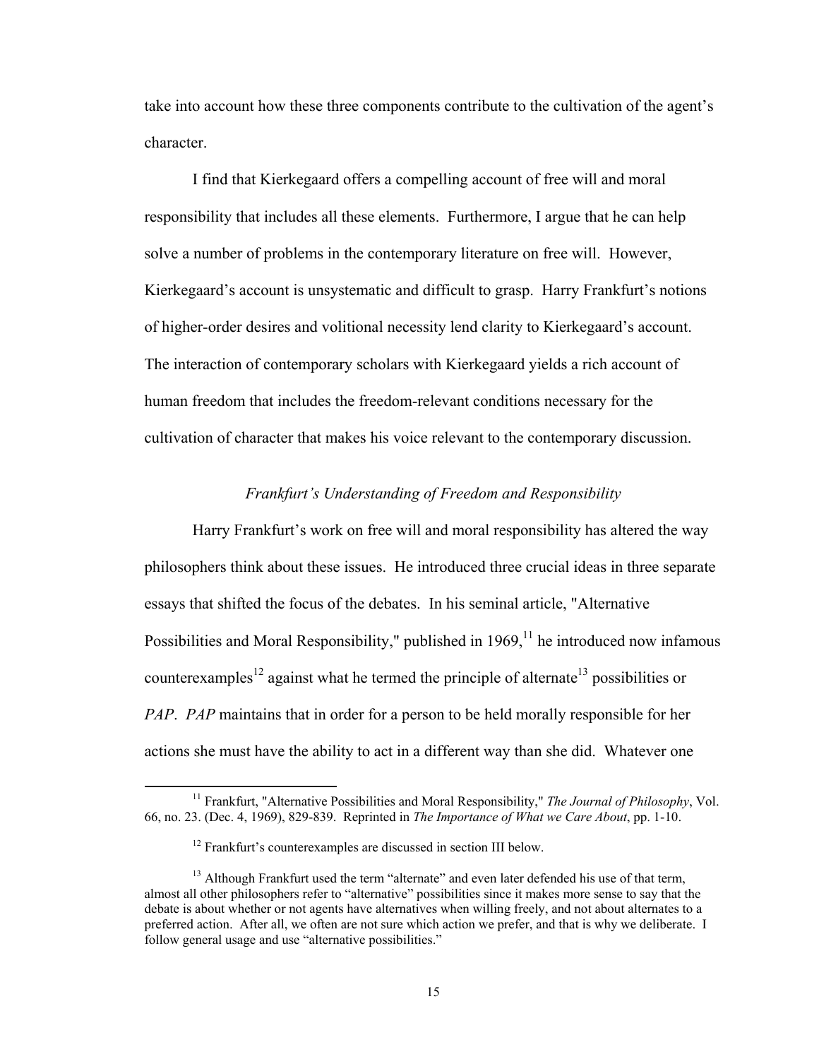take into account how these three components contribute to the cultivation of the agent's character.

I find that Kierkegaard offers a compelling account of free will and moral responsibility that includes all these elements. Furthermore, I argue that he can help solve a number of problems in the contemporary literature on free will. However, Kierkegaard's account is unsystematic and difficult to grasp. Harry Frankfurt's notions of higher-order desires and volitional necessity lend clarity to Kierkegaard's account. The interaction of contemporary scholars with Kierkegaard yields a rich account of human freedom that includes the freedom-relevant conditions necessary for the cultivation of character that makes his voice relevant to the contemporary discussion.

### *Frankfurt's Understanding of Freedom and Responsibility*

Harry Frankfurt's work on free will and moral responsibility has altered the way philosophers think about these issues. He introduced three crucial ideas in three separate essays that shifted the focus of the debates. In his seminal article, "Alternative Possibilities and Moral Responsibility," published in 1969,[11] he introduced now infamous counterexamples[12] against what he termed the principle of alternate[13] possibilities or *PAP*. *PAP* maintains that in order for a person to be held morally responsible for her actions she must have the ability to act in a different way than she did. Whatever one

---

[11] Frankfurt, "Alternative Possibilities and Moral Responsibility," *The Journal of Philosophy*, Vol. 66, no. 23. (Dec. 4, 1969), 829-839. Reprinted in *The Importance of What we Care About*, pp. 1-10.

[12] Frankfurt's counterexamples are discussed in section III below.

[13] Although Frankfurt used the term "alternate" and even later defended his use of that term, almost all other philosophers refer to "alternative" possibilities since it makes more sense to say that the debate is about whether or not agents have alternatives when willing freely, and not about alternates to a preferred action. After all, we often are not sure which action we prefer, and that is why we deliberate. I follow general usage and use "alternative possibilities."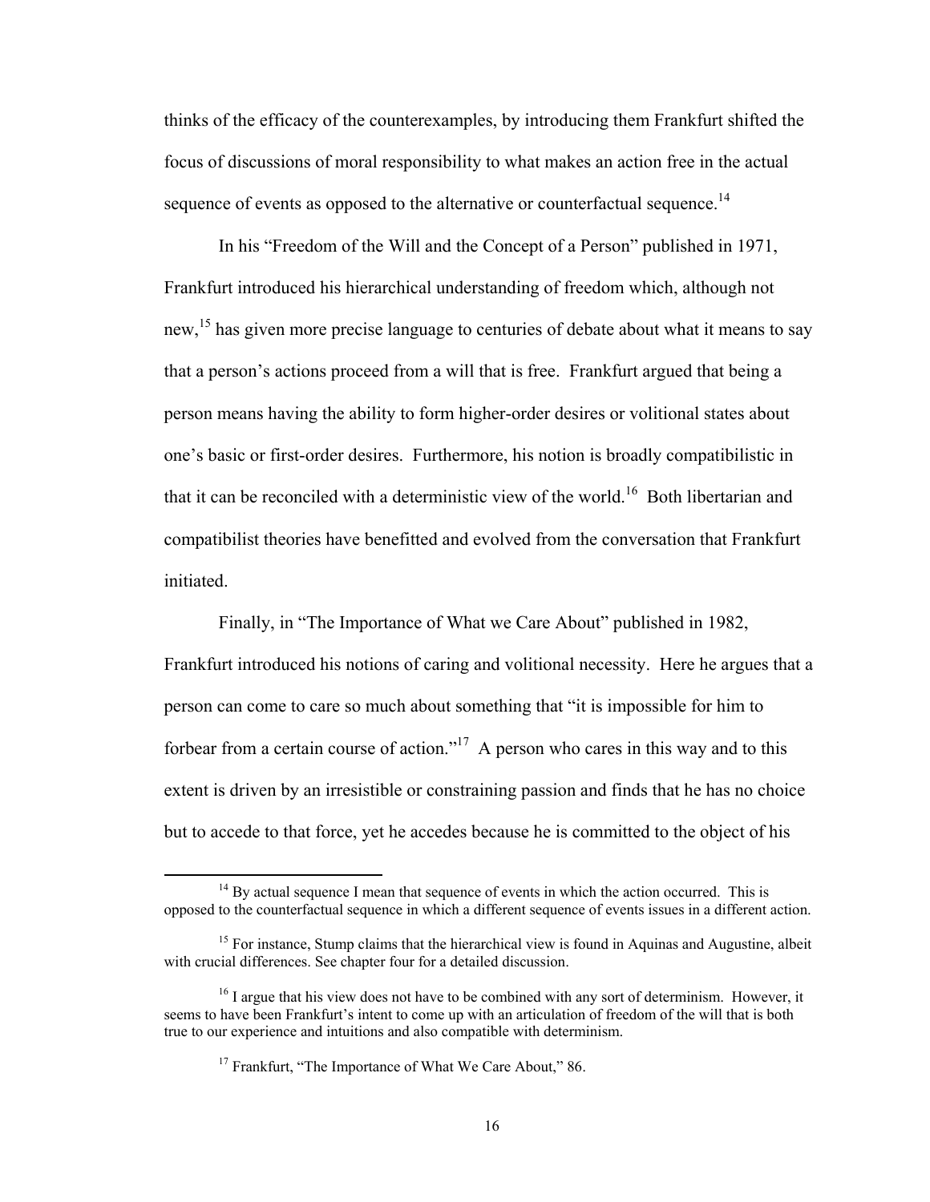thinks of the efficacy of the counterexamples, by introducing them Frankfurt shifted the focus of discussions of moral responsibility to what makes an action free in the actual sequence of events as opposed to the alternative or counterfactual sequence.[14]

In his "Freedom of the Will and the Concept of a Person" published in 1971, Frankfurt introduced his hierarchical understanding of freedom which, although not new,[15] has given more precise language to centuries of debate about what it means to say that a person's actions proceed from a will that is free. Frankfurt argued that being a person means having the ability to form higher-order desires or volitional states about one's basic or first-order desires. Furthermore, his notion is broadly compatibilistic in that it can be reconciled with a deterministic view of the world.[16] Both libertarian and compatibilist theories have benefitted and evolved from the conversation that Frankfurt initiated.

Finally, in "The Importance of What we Care About" published in 1982, Frankfurt introduced his notions of caring and volitional necessity. Here he argues that a person can come to care so much about something that "it is impossible for him to forbear from a certain course of action."[17] A person who cares in this way and to this extent is driven by an irresistible or constraining passion and finds that he has no choice but to accede to that force, yet he accedes because he is committed to the object of his

---

[14] By actual sequence I mean that sequence of events in which the action occurred. This is opposed to the counterfactual sequence in which a different sequence of events issues in a different action.

[15] For instance, Stump claims that the hierarchical view is found in Aquinas and Augustine, albeit with crucial differences. See chapter four for a detailed discussion.

[16] I argue that his view does not have to be combined with any sort of determinism. However, it seems to have been Frankfurt's intent to come up with an articulation of freedom of the will that is both true to our experience and intuitions and also compatible with determinism.

[17] Frankfurt, "The Importance of What We Care About," 86.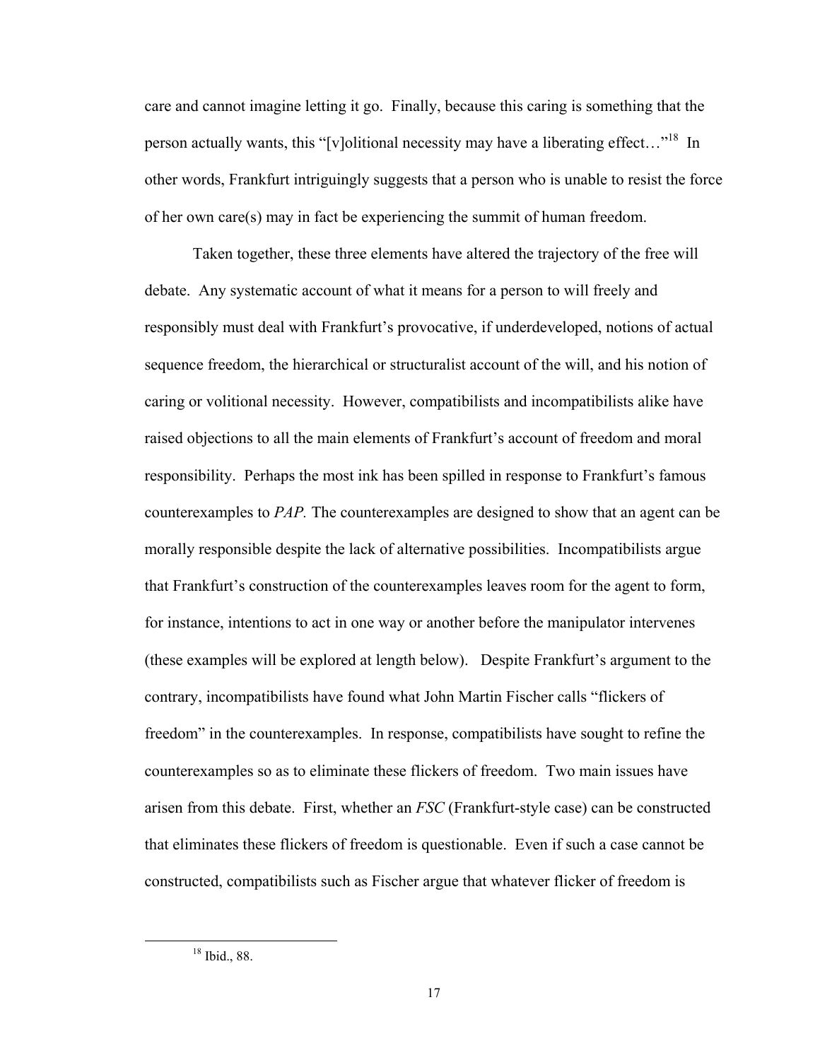care and cannot imagine letting it go. Finally, because this caring is something that the person actually wants, this "[v]olitional necessity may have a liberating effect…"[18] In other words, Frankfurt intriguingly suggests that a person who is unable to resist the force of her own care(s) may in fact be experiencing the summit of human freedom.

Taken together, these three elements have altered the trajectory of the free will debate. Any systematic account of what it means for a person to will freely and responsibly must deal with Frankfurt's provocative, if underdeveloped, notions of actual sequence freedom, the hierarchical or structuralist account of the will, and his notion of caring or volitional necessity. However, compatibilists and incompatibilists alike have raised objections to all the main elements of Frankfurt's account of freedom and moral responsibility. Perhaps the most ink has been spilled in response to Frankfurt's famous counterexamples to *PAP.* The counterexamples are designed to show that an agent can be morally responsible despite the lack of alternative possibilities. Incompatibilists argue that Frankfurt's construction of the counterexamples leaves room for the agent to form, for instance, intentions to act in one way or another before the manipulator intervenes (these examples will be explored at length below). Despite Frankfurt's argument to the contrary, incompatibilists have found what John Martin Fischer calls "flickers of freedom" in the counterexamples. In response, compatibilists have sought to refine the counterexamples so as to eliminate these flickers of freedom. Two main issues have arisen from this debate. First, whether an *FSC* (Frankfurt-style case) can be constructed that eliminates these flickers of freedom is questionable. Even if such a case cannot be constructed, compatibilists such as Fischer argue that whatever flicker of freedom is

[18] Ibid., 88.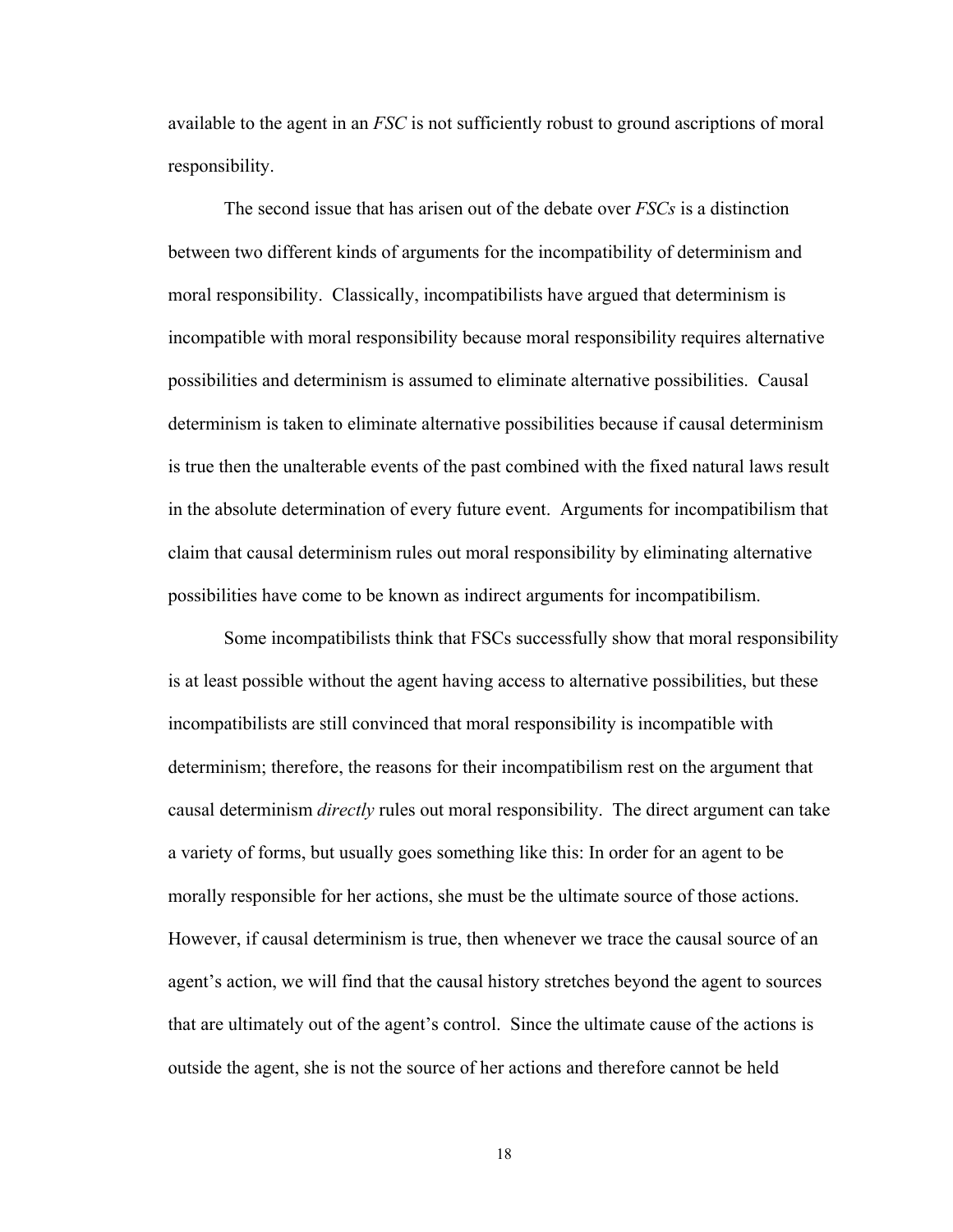available to the agent in an *FSC* is not sufficiently robust to ground ascriptions of moral responsibility.

The second issue that has arisen out of the debate over *FSCs* is a distinction between two different kinds of arguments for the incompatibility of determinism and moral responsibility. Classically, incompatibilists have argued that determinism is incompatible with moral responsibility because moral responsibility requires alternative possibilities and determinism is assumed to eliminate alternative possibilities. Causal determinism is taken to eliminate alternative possibilities because if causal determinism is true then the unalterable events of the past combined with the fixed natural laws result in the absolute determination of every future event. Arguments for incompatibilism that claim that causal determinism rules out moral responsibility by eliminating alternative possibilities have come to be known as indirect arguments for incompatibilism.

Some incompatibilists think that FSCs successfully show that moral responsibility is at least possible without the agent having access to alternative possibilities, but these incompatibilists are still convinced that moral responsibility is incompatible with determinism; therefore, the reasons for their incompatibilism rest on the argument that causal determinism *directly* rules out moral responsibility. The direct argument can take a variety of forms, but usually goes something like this: In order for an agent to be morally responsible for her actions, she must be the ultimate source of those actions. However, if causal determinism is true, then whenever we trace the causal source of an agent's action, we will find that the causal history stretches beyond the agent to sources that are ultimately out of the agent's control. Since the ultimate cause of the actions is outside the agent, she is not the source of her actions and therefore cannot be held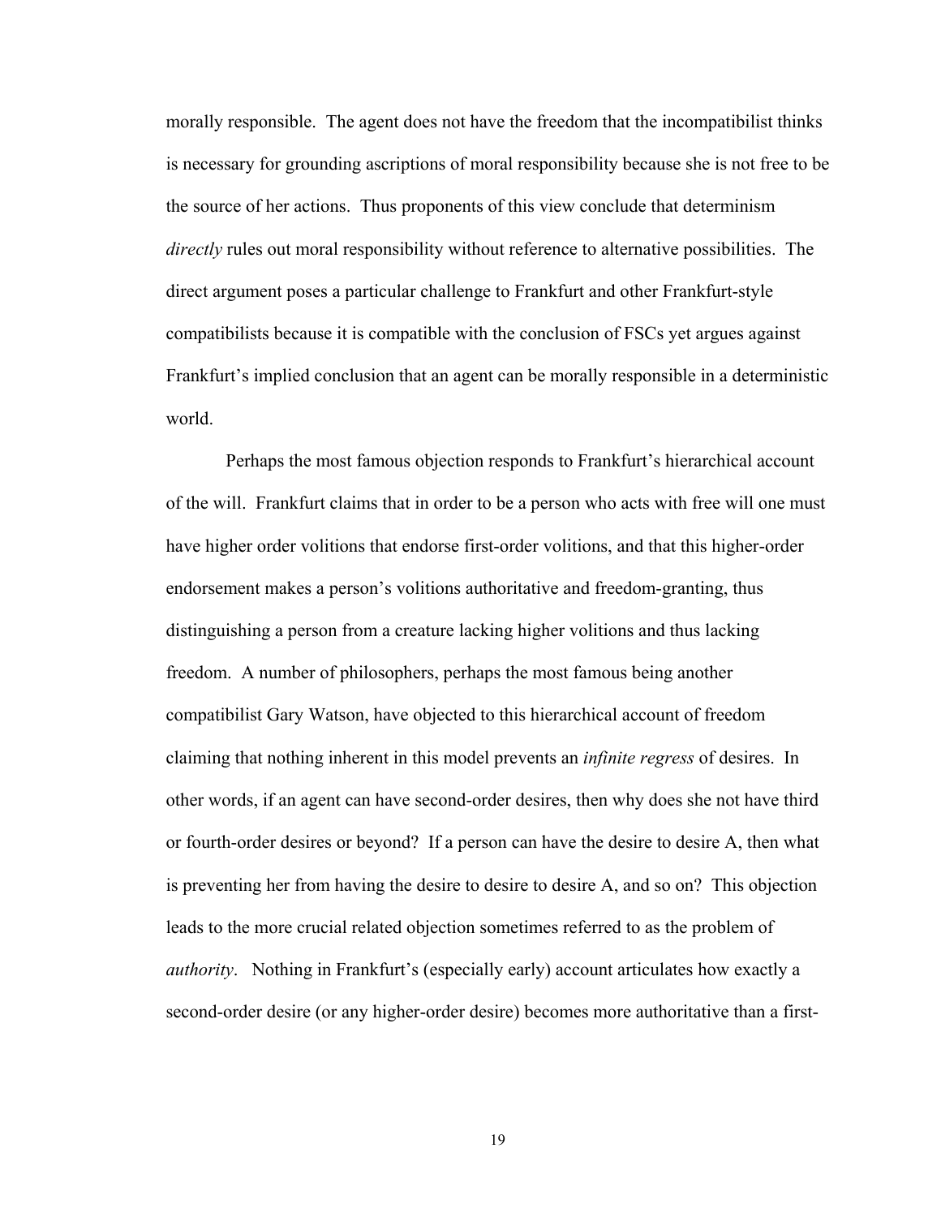morally responsible. The agent does not have the freedom that the incompatibilist thinks is necessary for grounding ascriptions of moral responsibility because she is not free to be the source of her actions. Thus proponents of this view conclude that determinism *directly* rules out moral responsibility without reference to alternative possibilities. The direct argument poses a particular challenge to Frankfurt and other Frankfurt-style compatibilists because it is compatible with the conclusion of FSCs yet argues against Frankfurt's implied conclusion that an agent can be morally responsible in a deterministic world.

Perhaps the most famous objection responds to Frankfurt's hierarchical account of the will. Frankfurt claims that in order to be a person who acts with free will one must have higher order volitions that endorse first-order volitions, and that this higher-order endorsement makes a person's volitions authoritative and freedom-granting, thus distinguishing a person from a creature lacking higher volitions and thus lacking freedom. A number of philosophers, perhaps the most famous being another compatibilist Gary Watson, have objected to this hierarchical account of freedom claiming that nothing inherent in this model prevents an *infinite regress* of desires. In other words, if an agent can have second-order desires, then why does she not have third or fourth-order desires or beyond? If a person can have the desire to desire A, then what is preventing her from having the desire to desire to desire A, and so on? This objection leads to the more crucial related objection sometimes referred to as the problem of *authority*. Nothing in Frankfurt's (especially early) account articulates how exactly a second-order desire (or any higher-order desire) becomes more authoritative than a first-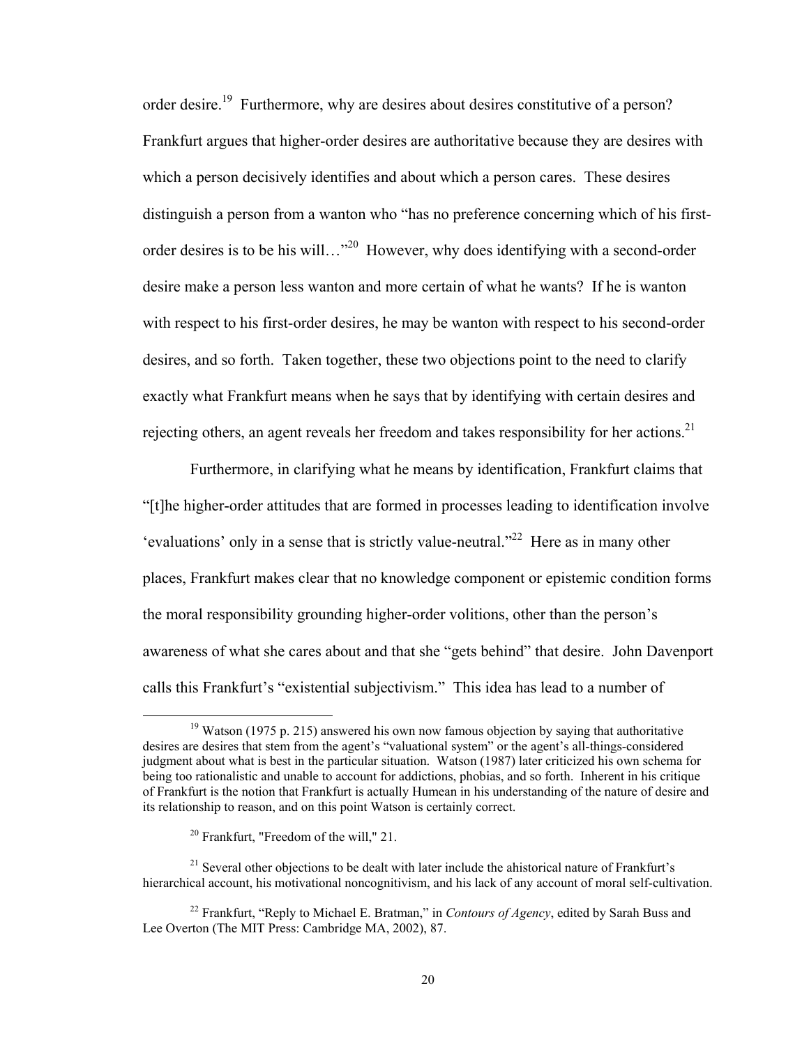order desire.[19] Furthermore, why are desires about desires constitutive of a person? Frankfurt argues that higher-order desires are authoritative because they are desires with which a person decisively identifies and about which a person cares. These desires distinguish a person from a wanton who "has no preference concerning which of his first-order desires is to be his will…"[20] However, why does identifying with a second-order desire make a person less wanton and more certain of what he wants? If he is wanton with respect to his first-order desires, he may be wanton with respect to his second-order desires, and so forth. Taken together, these two objections point to the need to clarify exactly what Frankfurt means when he says that by identifying with certain desires and rejecting others, an agent reveals her freedom and takes responsibility for her actions.[21]

Furthermore, in clarifying what he means by identification, Frankfurt claims that "[t]he higher-order attitudes that are formed in processes leading to identification involve 'evaluations' only in a sense that is strictly value-neutral."[22] Here as in many other places, Frankfurt makes clear that no knowledge component or epistemic condition forms the moral responsibility grounding higher-order volitions, other than the person's awareness of what she cares about and that she "gets behind" that desire. John Davenport calls this Frankfurt's "existential subjectivism." This idea has lead to a number of

---

[19] Watson (1975 p. 215) answered his own now famous objection by saying that authoritative desires are desires that stem from the agent's "valuational system" or the agent's all-things-considered judgment about what is best in the particular situation. Watson (1987) later criticized his own schema for being too rationalistic and unable to account for addictions, phobias, and so forth. Inherent in his critique of Frankfurt is the notion that Frankfurt is actually Humean in his understanding of the nature of desire and its relationship to reason, and on this point Watson is certainly correct.

[20] Frankfurt, "Freedom of the will," 21.

[21] Several other objections to be dealt with later include the ahistorical nature of Frankfurt's hierarchical account, his motivational noncognitivism, and his lack of any account of moral self-cultivation.

[22] Frankfurt, "Reply to Michael E. Bratman," in *Contours of Agency*, edited by Sarah Buss and Lee Overton (The MIT Press: Cambridge MA, 2002), 87.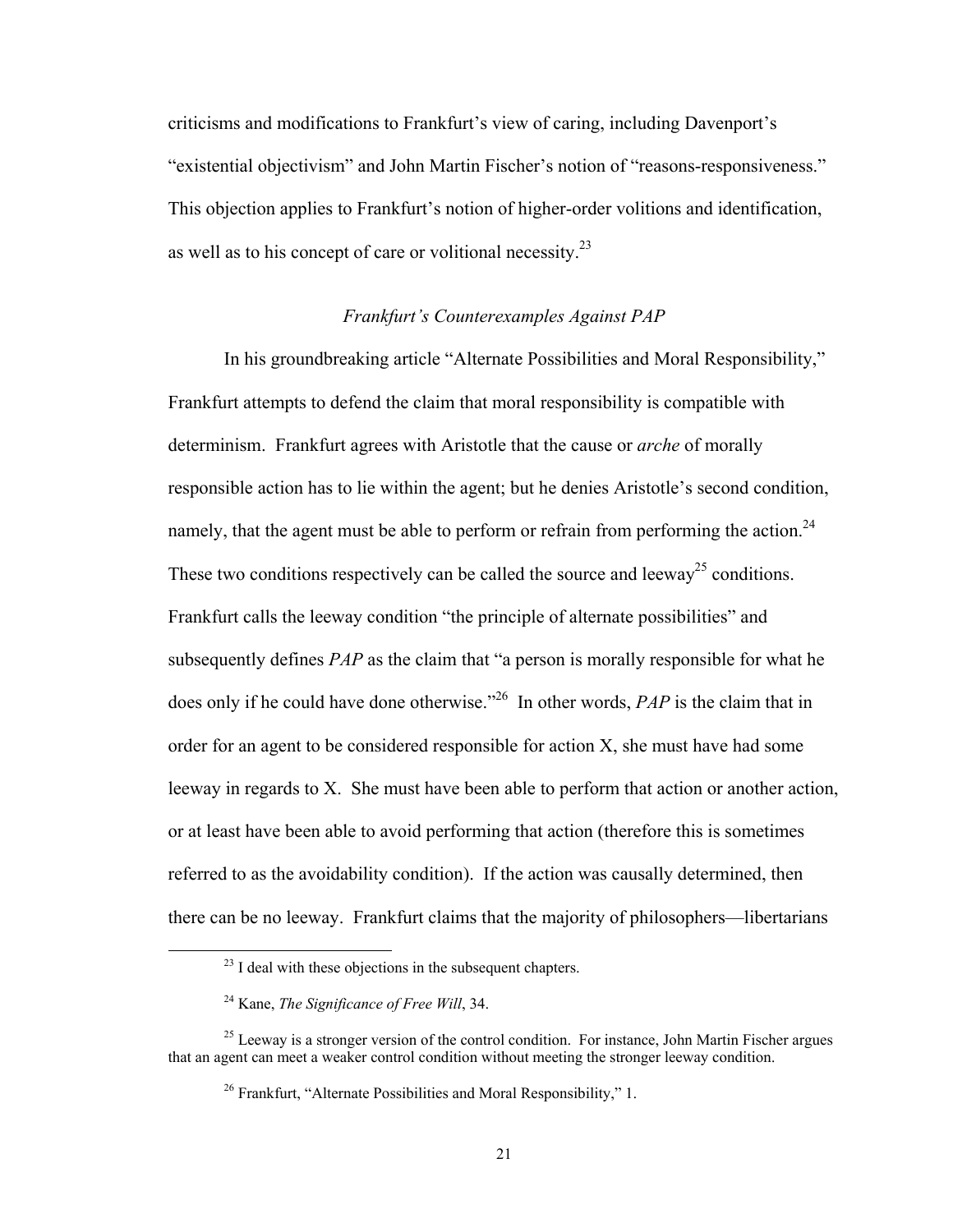criticisms and modifications to Frankfurt's view of caring, including Davenport's "existential objectivism" and John Martin Fischer's notion of "reasons-responsiveness." This objection applies to Frankfurt's notion of higher-order volitions and identification, as well as to his concept of care or volitional necessity.[23]

### *Frankfurt's Counterexamples Against PAP*

In his groundbreaking article "Alternate Possibilities and Moral Responsibility," Frankfurt attempts to defend the claim that moral responsibility is compatible with determinism. Frankfurt agrees with Aristotle that the cause or *arche* of morally responsible action has to lie within the agent; but he denies Aristotle's second condition, namely, that the agent must be able to perform or refrain from performing the action.[24] These two conditions respectively can be called the source and leeway[25] conditions. Frankfurt calls the leeway condition "the principle of alternate possibilities" and subsequently defines *PAP* as the claim that "a person is morally responsible for what he does only if he could have done otherwise."[26] In other words, *PAP* is the claim that in order for an agent to be considered responsible for action X, she must have had some leeway in regards to X. She must have been able to perform that action or another action, or at least have been able to avoid performing that action (therefore this is sometimes referred to as the avoidability condition). If the action was causally determined, then there can be no leeway. Frankfurt claims that the majority of philosophers—libertarians

---

[23] I deal with these objections in the subsequent chapters.

[24] Kane, *The Significance of Free Will*, 34.

[25] Leeway is a stronger version of the control condition. For instance, John Martin Fischer argues that an agent can meet a weaker control condition without meeting the stronger leeway condition.

[26] Frankfurt, "Alternate Possibilities and Moral Responsibility," 1.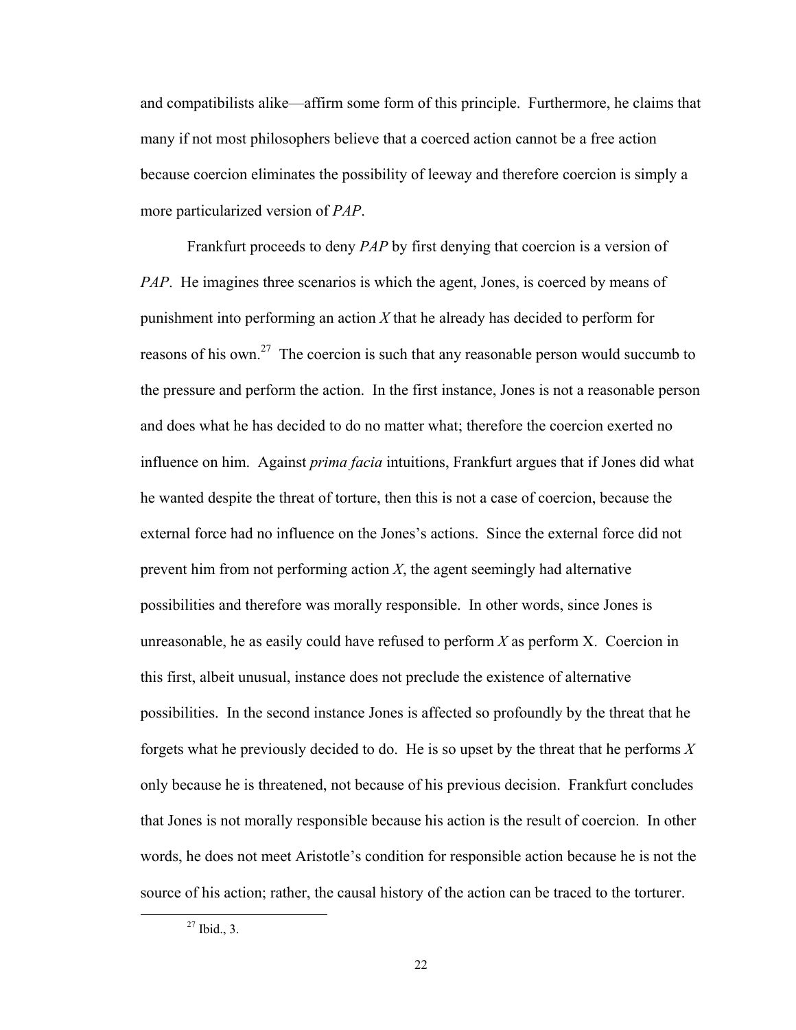and compatibilists alike—affirm some form of this principle. Furthermore, he claims that many if not most philosophers believe that a coerced action cannot be a free action because coercion eliminates the possibility of leeway and therefore coercion is simply a more particularized version of *PAP*.

Frankfurt proceeds to deny *PAP* by first denying that coercion is a version of *PAP*. He imagines three scenarios is which the agent, Jones, is coerced by means of punishment into performing an action *X* that he already has decided to perform for reasons of his own.[27] The coercion is such that any reasonable person would succumb to the pressure and perform the action. In the first instance, Jones is not a reasonable person and does what he has decided to do no matter what; therefore the coercion exerted no influence on him. Against *prima facia* intuitions, Frankfurt argues that if Jones did what he wanted despite the threat of torture, then this is not a case of coercion, because the external force had no influence on the Jones's actions. Since the external force did not prevent him from not performing action *X*, the agent seemingly had alternative possibilities and therefore was morally responsible. In other words, since Jones is unreasonable, he as easily could have refused to perform *X* as perform X. Coercion in this first, albeit unusual, instance does not preclude the existence of alternative possibilities. In the second instance Jones is affected so profoundly by the threat that he forgets what he previously decided to do. He is so upset by the threat that he performs *X* only because he is threatened, not because of his previous decision. Frankfurt concludes that Jones is not morally responsible because his action is the result of coercion. In other words, he does not meet Aristotle's condition for responsible action because he is not the source of his action; rather, the causal history of the action can be traced to the torturer.

[27] Ibid., 3.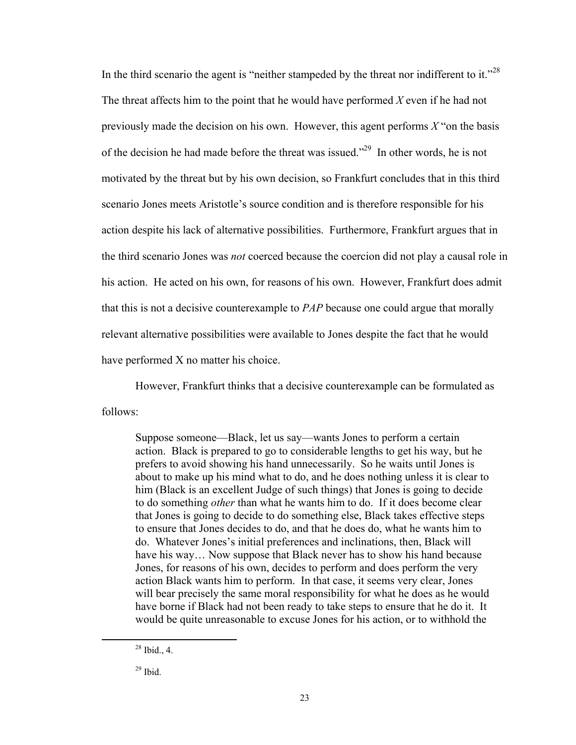In the third scenario the agent is "neither stampeded by the threat nor indifferent to it."[28] The threat affects him to the point that he would have performed *X* even if he had not previously made the decision on his own. However, this agent performs *X* "on the basis of the decision he had made before the threat was issued."[29] In other words, he is not motivated by the threat but by his own decision, so Frankfurt concludes that in this third scenario Jones meets Aristotle's source condition and is therefore responsible for his action despite his lack of alternative possibilities. Furthermore, Frankfurt argues that in the third scenario Jones was *not* coerced because the coercion did not play a causal role in his action. He acted on his own, for reasons of his own. However, Frankfurt does admit that this is not a decisive counterexample to *PAP* because one could argue that morally relevant alternative possibilities were available to Jones despite the fact that he would have performed X no matter his choice.

However, Frankfurt thinks that a decisive counterexample can be formulated as follows:

> Suppose someone—Black, let us say—wants Jones to perform a certain action. Black is prepared to go to considerable lengths to get his way, but he prefers to avoid showing his hand unnecessarily. So he waits until Jones is about to make up his mind what to do, and he does nothing unless it is clear to him (Black is an excellent Judge of such things) that Jones is going to decide to do something *other* than what he wants him to do. If it does become clear that Jones is going to decide to do something else, Black takes effective steps to ensure that Jones decides to do, and that he does do, what he wants him to do. Whatever Jones's initial preferences and inclinations, then, Black will have his way… Now suppose that Black never has to show his hand because Jones, for reasons of his own, decides to perform and does perform the very action Black wants him to perform. In that case, it seems very clear, Jones will bear precisely the same moral responsibility for what he does as he would have borne if Black had not been ready to take steps to ensure that he do it. It would be quite unreasonable to excuse Jones for his action, or to withhold the

[28] Ibid., 4.

[29] Ibid.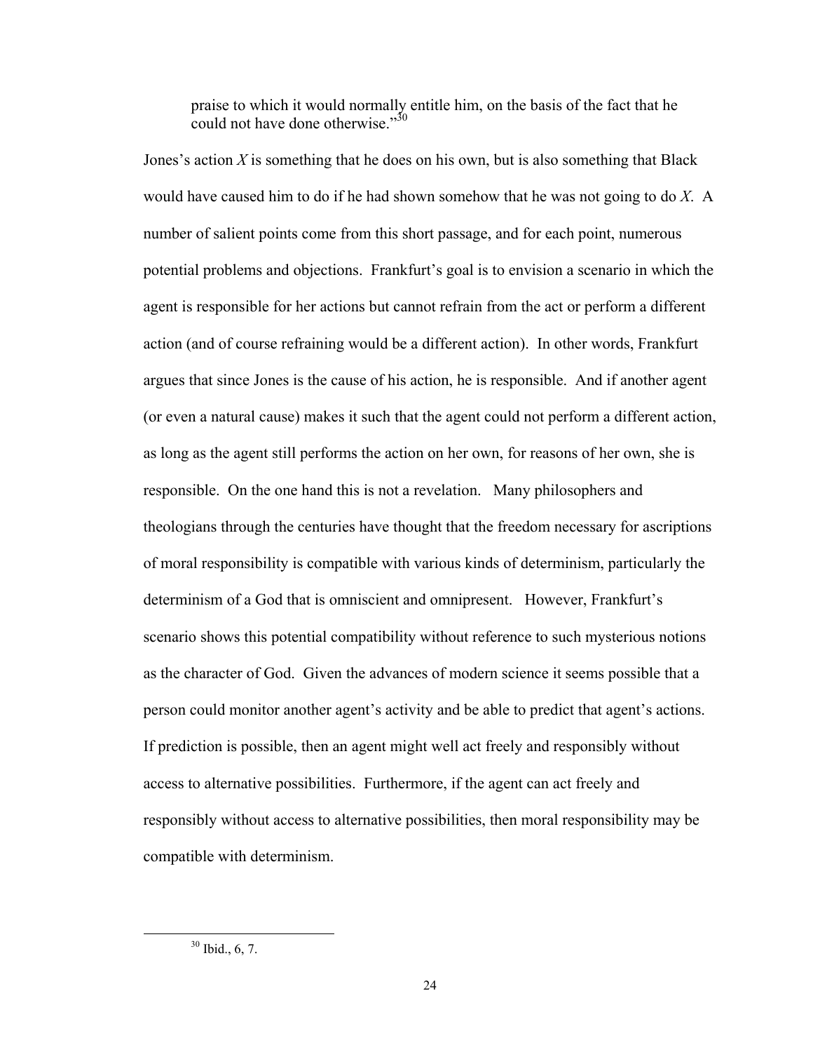> praise to which it would normally entitle him, on the basis of the fact that he could not have done otherwise."[30]

Jones's action *X* is something that he does on his own, but is also something that Black would have caused him to do if he had shown somehow that he was not going to do *X*. A number of salient points come from this short passage, and for each point, numerous potential problems and objections. Frankfurt's goal is to envision a scenario in which the agent is responsible for her actions but cannot refrain from the act or perform a different action (and of course refraining would be a different action). In other words, Frankfurt argues that since Jones is the cause of his action, he is responsible. And if another agent (or even a natural cause) makes it such that the agent could not perform a different action, as long as the agent still performs the action on her own, for reasons of her own, she is responsible. On the one hand this is not a revelation. Many philosophers and theologians through the centuries have thought that the freedom necessary for ascriptions of moral responsibility is compatible with various kinds of determinism, particularly the determinism of a God that is omniscient and omnipresent. However, Frankfurt's scenario shows this potential compatibility without reference to such mysterious notions as the character of God. Given the advances of modern science it seems possible that a person could monitor another agent's activity and be able to predict that agent's actions. If prediction is possible, then an agent might well act freely and responsibly without access to alternative possibilities. Furthermore, if the agent can act freely and responsibly without access to alternative possibilities, then moral responsibility may be compatible with determinism.

---

[30] Ibid., 6, 7.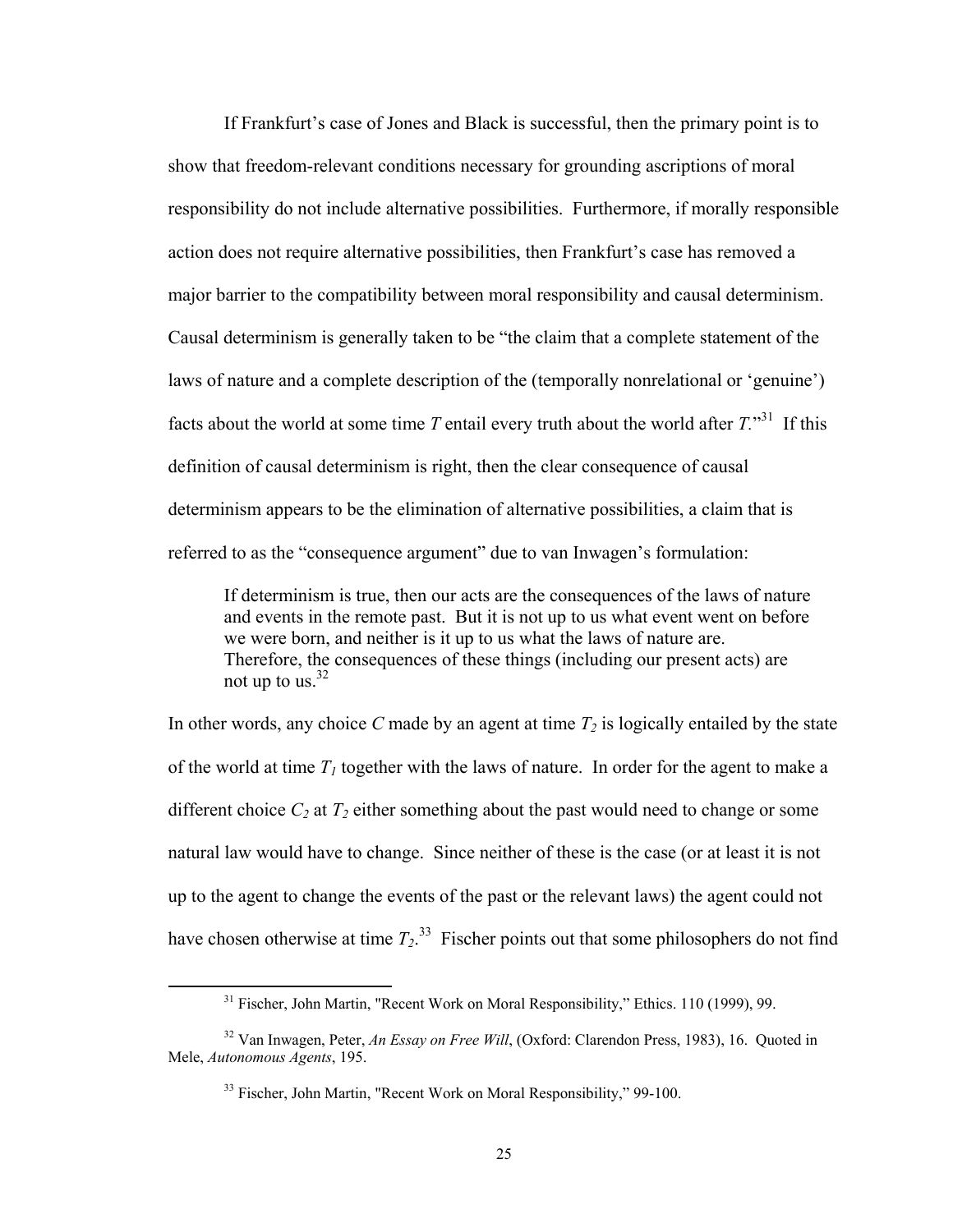If Frankfurt's case of Jones and Black is successful, then the primary point is to show that freedom-relevant conditions necessary for grounding ascriptions of moral responsibility do not include alternative possibilities. Furthermore, if morally responsible action does not require alternative possibilities, then Frankfurt's case has removed a major barrier to the compatibility between moral responsibility and causal determinism. Causal determinism is generally taken to be "the claim that a complete statement of the laws of nature and a complete description of the (temporally nonrelational or 'genuine') facts about the world at some time *T* entail every truth about the world after *T*."[31] If this definition of causal determinism is right, then the clear consequence of causal determinism appears to be the elimination of alternative possibilities, a claim that is referred to as the "consequence argument" due to van Inwagen's formulation:

> If determinism is true, then our acts are the consequences of the laws of nature and events in the remote past. But it is not up to us what event went on before we were born, and neither is it up to us what the laws of nature are. Therefore, the consequences of these things (including our present acts) are not up to us.[32]

In other words, any choice *C* made by an agent at time $T_2$ is logically entailed by the state of the world at time $T_1$ together with the laws of nature. In order for the agent to make a different choice $C_2$ at $T_2$ either something about the past would need to change or some natural law would have to change. Since neither of these is the case (or at least it is not up to the agent to change the events of the past or the relevant laws) the agent could not have chosen otherwise at time $T_2$.[33] Fischer points out that some philosophers do not find

---

[31] Fischer, John Martin, "Recent Work on Moral Responsibility," Ethics. 110 (1999), 99.

[32] Van Inwagen, Peter, *An Essay on Free Will*, (Oxford: Clarendon Press, 1983), 16. Quoted in Mele, *Autonomous Agents*, 195.

[33] Fischer, John Martin, "Recent Work on Moral Responsibility," 99-100.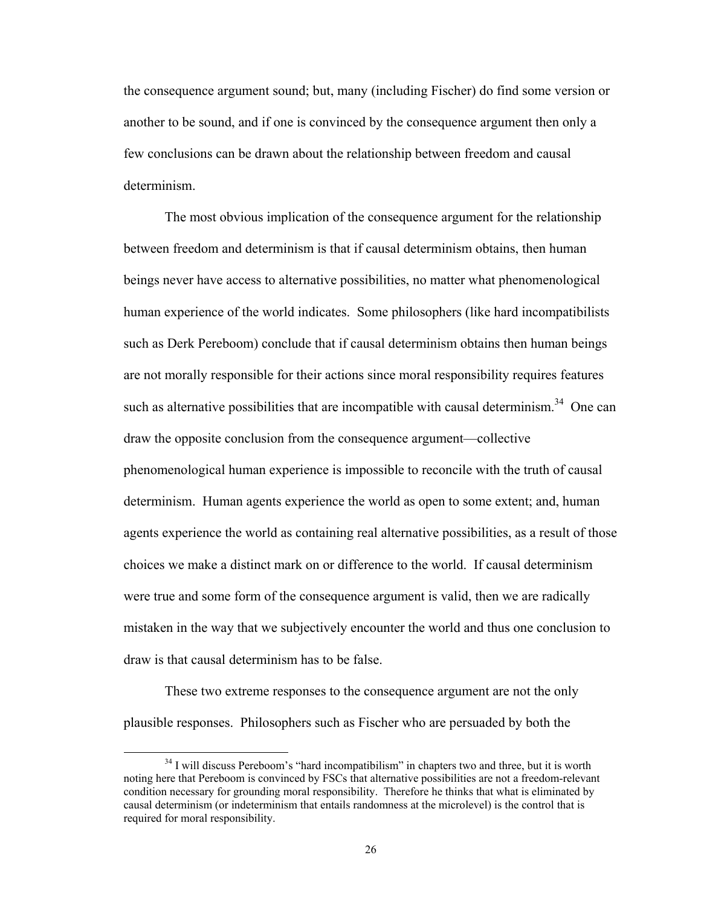the consequence argument sound; but, many (including Fischer) do find some version or another to be sound, and if one is convinced by the consequence argument then only a few conclusions can be drawn about the relationship between freedom and causal determinism.

The most obvious implication of the consequence argument for the relationship between freedom and determinism is that if causal determinism obtains, then human beings never have access to alternative possibilities, no matter what phenomenological human experience of the world indicates. Some philosophers (like hard incompatibilists such as Derk Pereboom) conclude that if causal determinism obtains then human beings are not morally responsible for their actions since moral responsibility requires features such as alternative possibilities that are incompatible with causal determinism.[34] One can draw the opposite conclusion from the consequence argument—collective phenomenological human experience is impossible to reconcile with the truth of causal determinism. Human agents experience the world as open to some extent; and, human agents experience the world as containing real alternative possibilities, as a result of those choices we make a distinct mark on or difference to the world. If causal determinism were true and some form of the consequence argument is valid, then we are radically mistaken in the way that we subjectively encounter the world and thus one conclusion to draw is that causal determinism has to be false.

These two extreme responses to the consequence argument are not the only plausible responses. Philosophers such as Fischer who are persuaded by both the

[34] I will discuss Pereboom's "hard incompatibilism" in chapters two and three, but it is worth noting here that Pereboom is convinced by FSCs that alternative possibilities are not a freedom-relevant condition necessary for grounding moral responsibility. Therefore he thinks that what is eliminated by causal determinism (or indeterminism that entails randomness at the microlevel) is the control that is required for moral responsibility.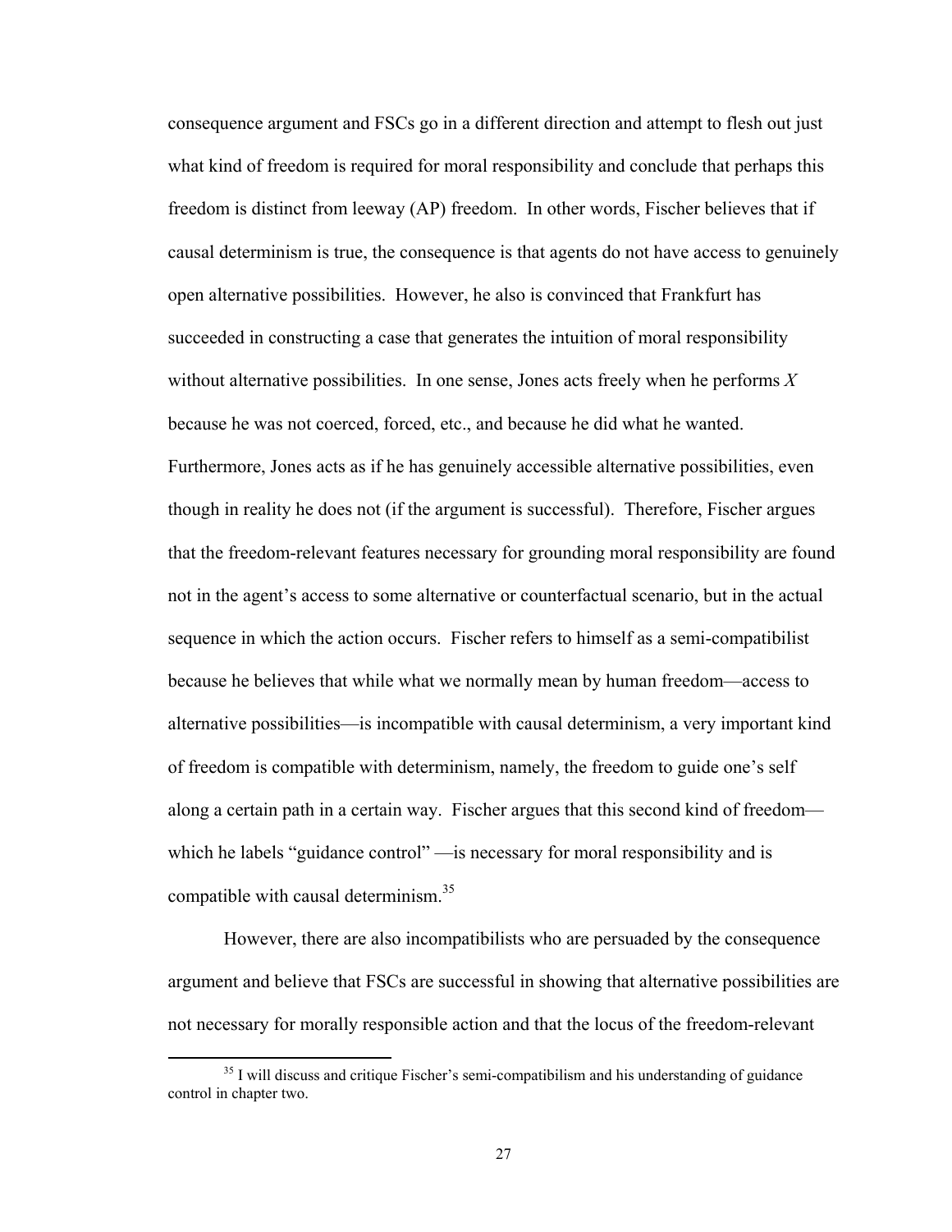consequence argument and FSCs go in a different direction and attempt to flesh out just what kind of freedom is required for moral responsibility and conclude that perhaps this freedom is distinct from leeway (AP) freedom. In other words, Fischer believes that if causal determinism is true, the consequence is that agents do not have access to genuinely open alternative possibilities. However, he also is convinced that Frankfurt has succeeded in constructing a case that generates the intuition of moral responsibility without alternative possibilities. In one sense, Jones acts freely when he performs *X* because he was not coerced, forced, etc., and because he did what he wanted. Furthermore, Jones acts as if he has genuinely accessible alternative possibilities, even though in reality he does not (if the argument is successful). Therefore, Fischer argues that the freedom-relevant features necessary for grounding moral responsibility are found not in the agent's access to some alternative or counterfactual scenario, but in the actual sequence in which the action occurs. Fischer refers to himself as a semi-compatibilist because he believes that while what we normally mean by human freedom—access to alternative possibilities—is incompatible with causal determinism, a very important kind of freedom is compatible with determinism, namely, the freedom to guide one's self along a certain path in a certain way. Fischer argues that this second kind of freedom—which he labels "guidance control" —is necessary for moral responsibility and is compatible with causal determinism.[35]

However, there are also incompatibilists who are persuaded by the consequence argument and believe that FSCs are successful in showing that alternative possibilities are not necessary for morally responsible action and that the locus of the freedom-relevant

[35] I will discuss and critique Fischer's semi-compatibilism and his understanding of guidance control in chapter two.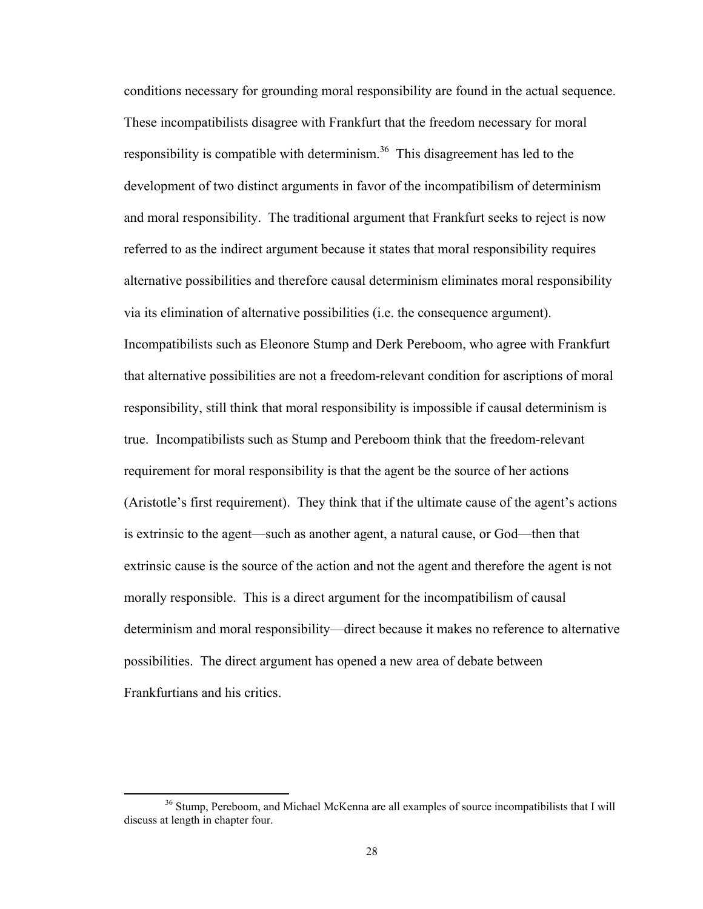conditions necessary for grounding moral responsibility are found in the actual sequence. These incompatibilists disagree with Frankfurt that the freedom necessary for moral responsibility is compatible with determinism.[36] This disagreement has led to the development of two distinct arguments in favor of the incompatibilism of determinism and moral responsibility. The traditional argument that Frankfurt seeks to reject is now referred to as the indirect argument because it states that moral responsibility requires alternative possibilities and therefore causal determinism eliminates moral responsibility via its elimination of alternative possibilities (i.e. the consequence argument). Incompatibilists such as Eleonore Stump and Derk Pereboom, who agree with Frankfurt that alternative possibilities are not a freedom-relevant condition for ascriptions of moral responsibility, still think that moral responsibility is impossible if causal determinism is true. Incompatibilists such as Stump and Pereboom think that the freedom-relevant requirement for moral responsibility is that the agent be the source of her actions (Aristotle's first requirement). They think that if the ultimate cause of the agent's actions is extrinsic to the agent—such as another agent, a natural cause, or God—then that extrinsic cause is the source of the action and not the agent and therefore the agent is not morally responsible. This is a direct argument for the incompatibilism of causal determinism and moral responsibility—direct because it makes no reference to alternative possibilities. The direct argument has opened a new area of debate between Frankfurtians and his critics.

[36] Stump, Pereboom, and Michael McKenna are all examples of source incompatibilists that I will discuss at length in chapter four.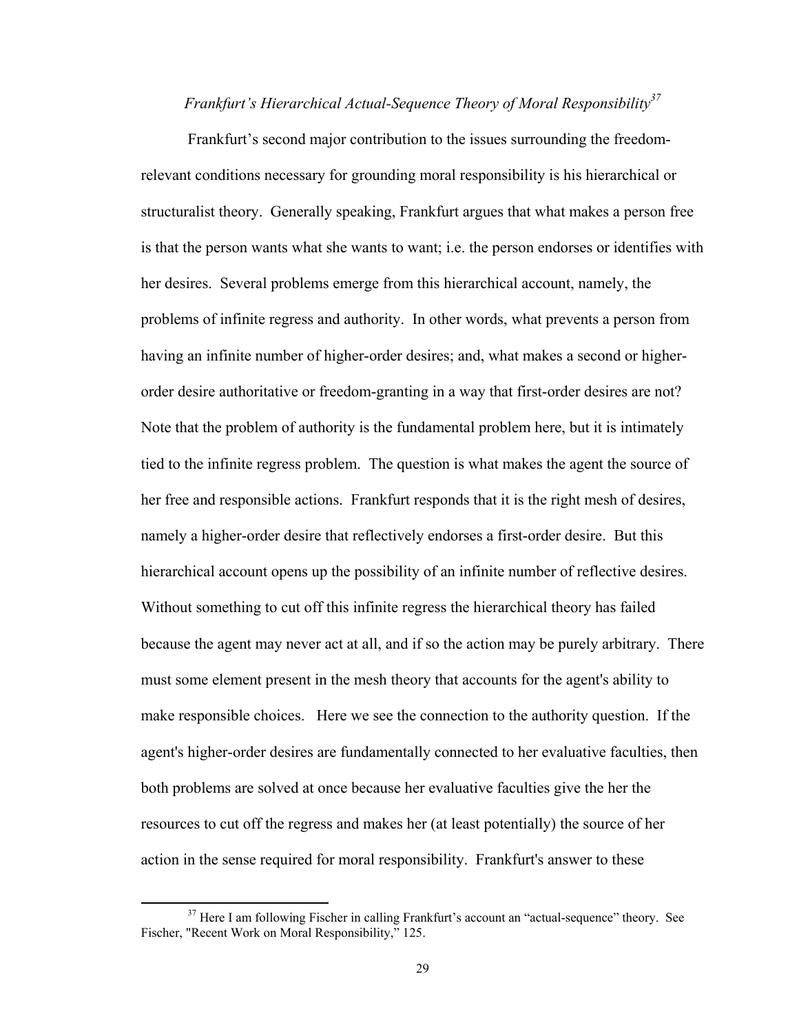### *Frankfurt's Hierarchical Actual-Sequence Theory of Moral Responsibility*[37]

Frankfurt's second major contribution to the issues surrounding the freedom-relevant conditions necessary for grounding moral responsibility is his hierarchical or structuralist theory. Generally speaking, Frankfurt argues that what makes a person free is that the person wants what she wants to want; i.e. the person endorses or identifies with her desires. Several problems emerge from this hierarchical account, namely, the problems of infinite regress and authority. In other words, what prevents a person from having an infinite number of higher-order desires; and, what makes a second or higher-order desire authoritative or freedom-granting in a way that first-order desires are not? Note that the problem of authority is the fundamental problem here, but it is intimately tied to the infinite regress problem. The question is what makes the agent the source of her free and responsible actions. Frankfurt responds that it is the right mesh of desires, namely a higher-order desire that reflectively endorses a first-order desire. But this hierarchical account opens up the possibility of an infinite number of reflective desires. Without something to cut off this infinite regress the hierarchical theory has failed because the agent may never act at all, and if so the action may be purely arbitrary. There must some element present in the mesh theory that accounts for the agent's ability to make responsible choices. Here we see the connection to the authority question. If the agent's higher-order desires are fundamentally connected to her evaluative faculties, then both problems are solved at once because her evaluative faculties give the her the resources to cut off the regress and makes her (at least potentially) the source of her action in the sense required for moral responsibility. Frankfurt's answer to these

---

[37] Here I am following Fischer in calling Frankfurt's account an "actual-sequence" theory. See Fischer, "Recent Work on Moral Responsibility," 125.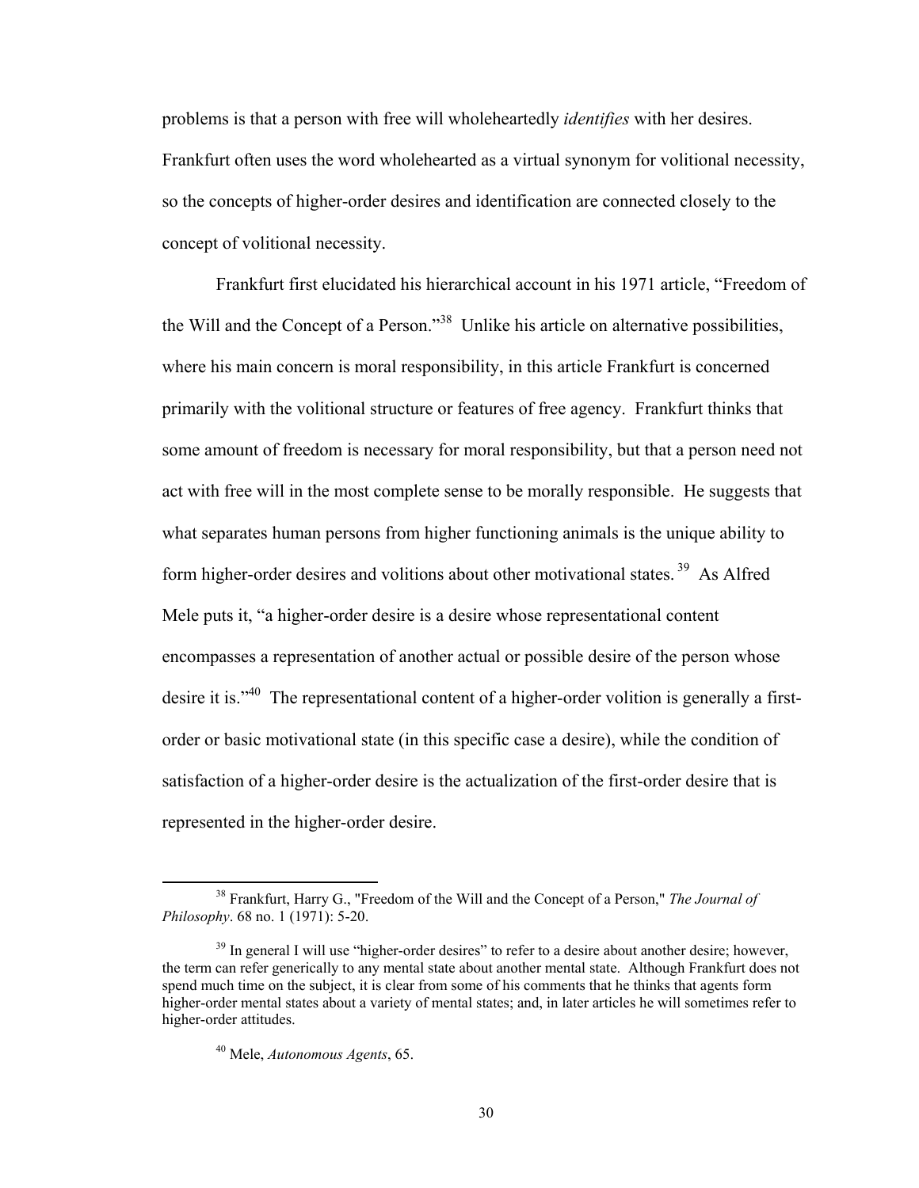problems is that a person with free will wholeheartedly *identifies* with her desires. Frankfurt often uses the word wholehearted as a virtual synonym for volitional necessity, so the concepts of higher-order desires and identification are connected closely to the concept of volitional necessity.

Frankfurt first elucidated his hierarchical account in his 1971 article, "Freedom of the Will and the Concept of a Person."[38] Unlike his article on alternative possibilities, where his main concern is moral responsibility, in this article Frankfurt is concerned primarily with the volitional structure or features of free agency. Frankfurt thinks that some amount of freedom is necessary for moral responsibility, but that a person need not act with free will in the most complete sense to be morally responsible. He suggests that what separates human persons from higher functioning animals is the unique ability to form higher-order desires and volitions about other motivational states.[39] As Alfred Mele puts it, "a higher-order desire is a desire whose representational content encompasses a representation of another actual or possible desire of the person whose desire it is."[40] The representational content of a higher-order volition is generally a first-order or basic motivational state (in this specific case a desire), while the condition of satisfaction of a higher-order desire is the actualization of the first-order desire that is represented in the higher-order desire.

---

[38] Frankfurt, Harry G., "Freedom of the Will and the Concept of a Person," *The Journal of Philosophy*. 68 no. 1 (1971): 5-20.

[39] In general I will use "higher-order desires" to refer to a desire about another desire; however, the term can refer generically to any mental state about another mental state. Although Frankfurt does not spend much time on the subject, it is clear from some of his comments that he thinks that agents form higher-order mental states about a variety of mental states; and, in later articles he will sometimes refer to higher-order attitudes.

[40] Mele, *Autonomous Agents*, 65.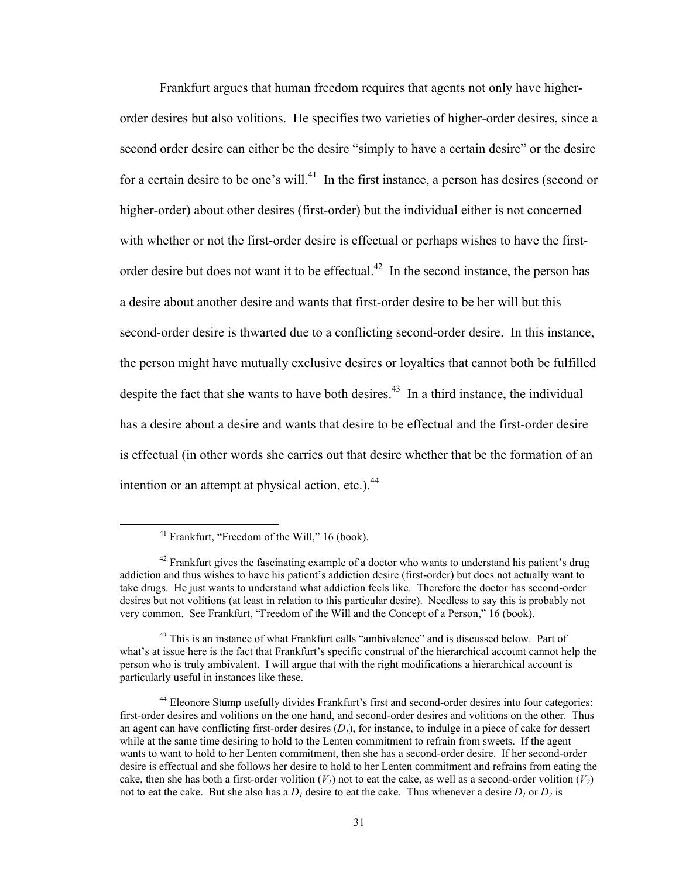Frankfurt argues that human freedom requires that agents not only have higher-order desires but also volitions. He specifies two varieties of higher-order desires, since a second order desire can either be the desire "simply to have a certain desire" or the desire for a certain desire to be one's will.[41] In the first instance, a person has desires (second or higher-order) about other desires (first-order) but the individual either is not concerned with whether or not the first-order desire is effectual or perhaps wishes to have the first-order desire but does not want it to be effectual.[42] In the second instance, the person has a desire about another desire and wants that first-order desire to be her will but this second-order desire is thwarted due to a conflicting second-order desire. In this instance, the person might have mutually exclusive desires or loyalties that cannot both be fulfilled despite the fact that she wants to have both desires.[43] In a third instance, the individual has a desire about a desire and wants that desire to be effectual and the first-order desire is effectual (in other words she carries out that desire whether that be the formation of an intention or an attempt at physical action, etc.).[44]

---

[41] Frankfurt, "Freedom of the Will," 16 (book).

[42] Frankfurt gives the fascinating example of a doctor who wants to understand his patient's drug addiction and thus wishes to have his patient's addiction desire (first-order) but does not actually want to take drugs. He just wants to understand what addiction feels like. Therefore the doctor has second-order desires but not volitions (at least in relation to this particular desire). Needless to say this is probably not very common. See Frankfurt, "Freedom of the Will and the Concept of a Person," 16 (book).

[43] This is an instance of what Frankfurt calls "ambivalence" and is discussed below. Part of what's at issue here is the fact that Frankfurt's specific construal of the hierarchical account cannot help the person who is truly ambivalent. I will argue that with the right modifications a hierarchical account is particularly useful in instances like these.

[44] Eleonore Stump usefully divides Frankfurt's first and second-order desires into four categories: first-order desires and volitions on the one hand, and second-order desires and volitions on the other. Thus an agent can have conflicting first-order desires ($D_1$), for instance, to indulge in a piece of cake for dessert while at the same time desiring to hold to the Lenten commitment to refrain from sweets. If the agent wants to want to hold to her Lenten commitment, then she has a second-order desire. If her second-order desire is effectual and she follows her desire to hold to her Lenten commitment and refrains from eating the cake, then she has both a first-order volition ($V_1$) not to eat the cake, as well as a second-order volition ($V_2$) not to eat the cake. But she also has a $D_1$ desire to eat the cake. Thus whenever a desire $D_1$ or $D_2$ is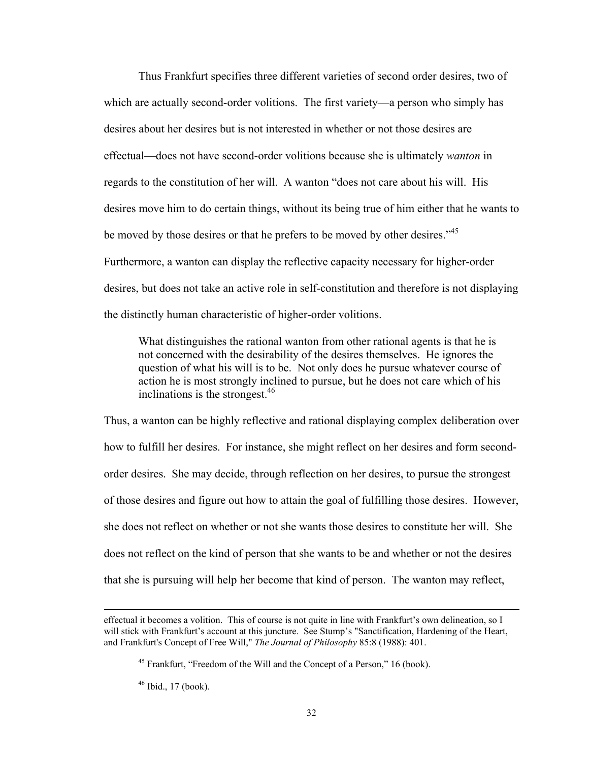Thus Frankfurt specifies three different varieties of second order desires, two of which are actually second-order volitions. The first variety—a person who simply has desires about her desires but is not interested in whether or not those desires are effectual—does not have second-order volitions because she is ultimately *wanton* in regards to the constitution of her will. A wanton "does not care about his will. His desires move him to do certain things, without its being true of him either that he wants to be moved by those desires or that he prefers to be moved by other desires."[45] Furthermore, a wanton can display the reflective capacity necessary for higher-order desires, but does not take an active role in self-constitution and therefore is not displaying the distinctly human characteristic of higher-order volitions.

> What distinguishes the rational wanton from other rational agents is that he is not concerned with the desirability of the desires themselves. He ignores the question of what his will is to be. Not only does he pursue whatever course of action he is most strongly inclined to pursue, but he does not care which of his inclinations is the strongest.[46]

Thus, a wanton can be highly reflective and rational displaying complex deliberation over how to fulfill her desires. For instance, she might reflect on her desires and form second-order desires. She may decide, through reflection on her desires, to pursue the strongest of those desires and figure out how to attain the goal of fulfilling those desires. However, she does not reflect on whether or not she wants those desires to constitute her will. She does not reflect on the kind of person that she wants to be and whether or not the desires that she is pursuing will help her become that kind of person. The wanton may reflect,

---

effectual it becomes a volition. This of course is not quite in line with Frankfurt's own delineation, so I will stick with Frankfurt's account at this juncture. See Stump's "Sanctification, Hardening of the Heart, and Frankfurt's Concept of Free Will," *The Journal of Philosophy* 85:8 (1988): 401.

[45] Frankfurt, "Freedom of the Will and the Concept of a Person," 16 (book).

[46] Ibid., 17 (book).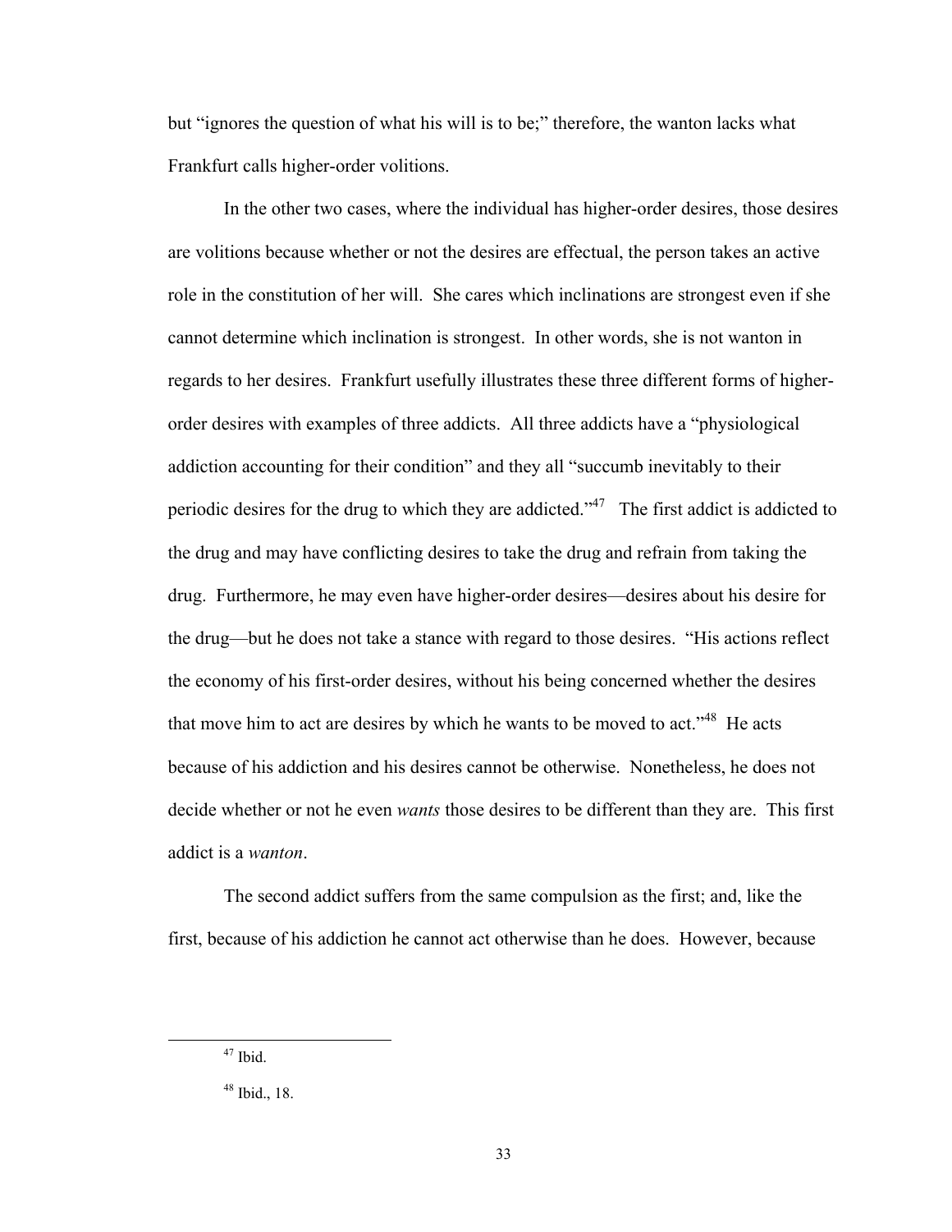but "ignores the question of what his will is to be;" therefore, the wanton lacks what Frankfurt calls higher-order volitions.

In the other two cases, where the individual has higher-order desires, those desires are volitions because whether or not the desires are effectual, the person takes an active role in the constitution of her will. She cares which inclinations are strongest even if she cannot determine which inclination is strongest. In other words, she is not wanton in regards to her desires. Frankfurt usefully illustrates these three different forms of higher-order desires with examples of three addicts. All three addicts have a "physiological addiction accounting for their condition" and they all "succumb inevitably to their periodic desires for the drug to which they are addicted."[47] The first addict is addicted to the drug and may have conflicting desires to take the drug and refrain from taking the drug. Furthermore, he may even have higher-order desires—desires about his desire for the drug—but he does not take a stance with regard to those desires. "His actions reflect the economy of his first-order desires, without his being concerned whether the desires that move him to act are desires by which he wants to be moved to act."[48] He acts because of his addiction and his desires cannot be otherwise. Nonetheless, he does not decide whether or not he even *wants* those desires to be different than they are. This first addict is a *wanton*.

The second addict suffers from the same compulsion as the first; and, like the first, because of his addiction he cannot act otherwise than he does. However, because

[47] Ibid.

[48] Ibid., 18.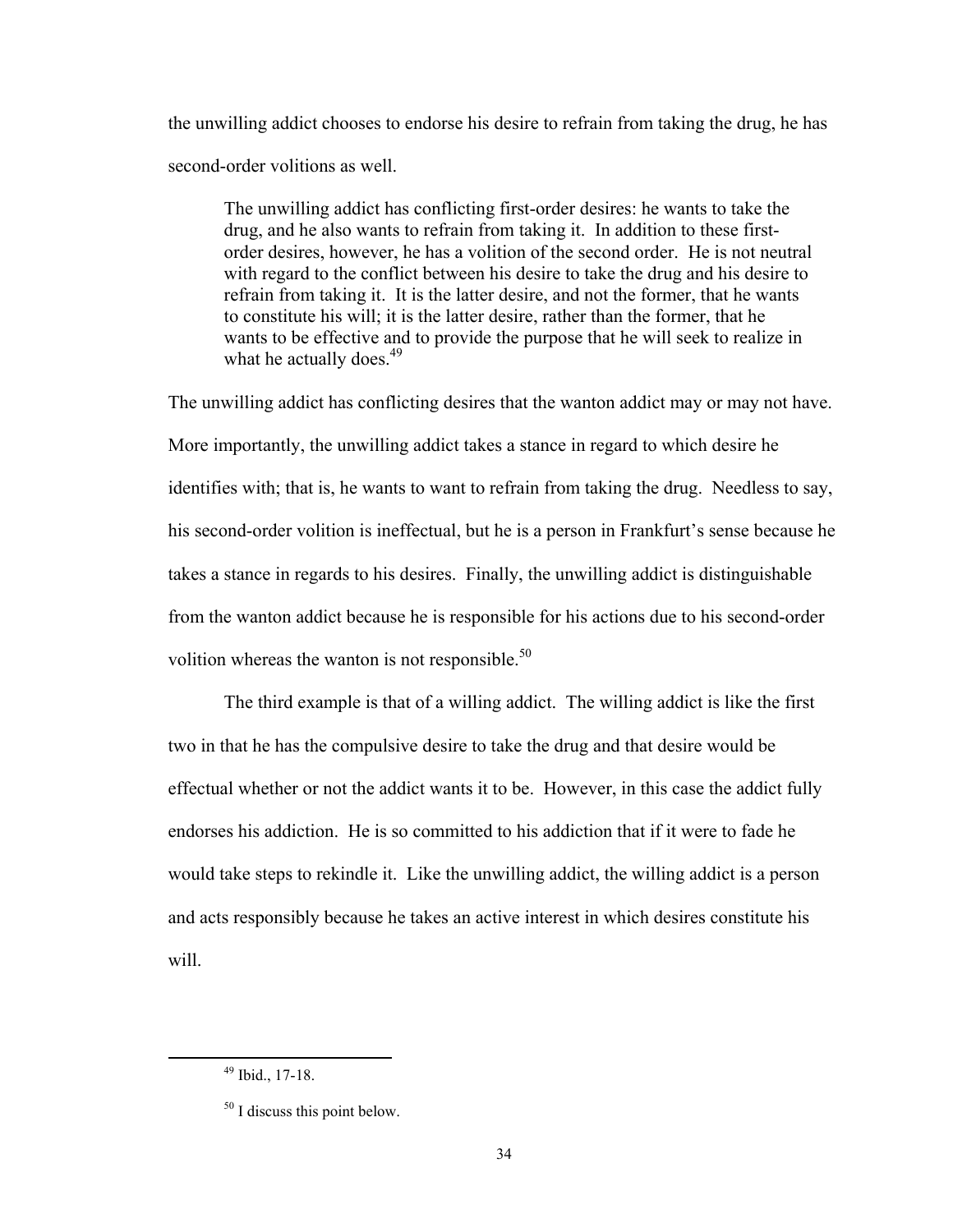the unwilling addict chooses to endorse his desire to refrain from taking the drug, he has second-order volitions as well.

> The unwilling addict has conflicting first-order desires: he wants to take the drug, and he also wants to refrain from taking it. In addition to these first-order desires, however, he has a volition of the second order. He is not neutral with regard to the conflict between his desire to take the drug and his desire to refrain from taking it. It is the latter desire, and not the former, that he wants to constitute his will; it is the latter desire, rather than the former, that he wants to be effective and to provide the purpose that he will seek to realize in what he actually does.[49]

The unwilling addict has conflicting desires that the wanton addict may or may not have. More importantly, the unwilling addict takes a stance in regard to which desire he identifies with; that is, he wants to want to refrain from taking the drug. Needless to say, his second-order volition is ineffectual, but he is a person in Frankfurt's sense because he takes a stance in regards to his desires. Finally, the unwilling addict is distinguishable from the wanton addict because he is responsible for his actions due to his second-order volition whereas the wanton is not responsible.[50]

The third example is that of a willing addict. The willing addict is like the first two in that he has the compulsive desire to take the drug and that desire would be effectual whether or not the addict wants it to be. However, in this case the addict fully endorses his addiction. He is so committed to his addiction that if it were to fade he would take steps to rekindle it. Like the unwilling addict, the willing addict is a person and acts responsibly because he takes an active interest in which desires constitute his will.

---

[49] Ibid., 17-18.

[50] I discuss this point below.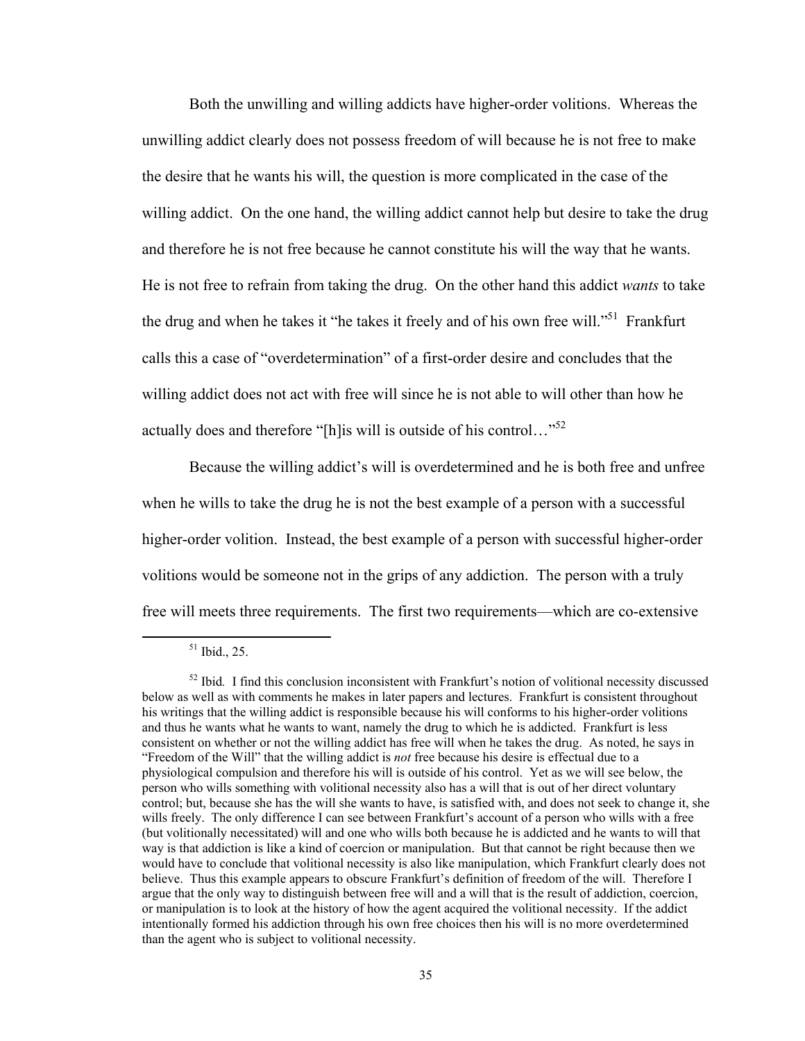Both the unwilling and willing addicts have higher-order volitions. Whereas the unwilling addict clearly does not possess freedom of will because he is not free to make the desire that he wants his will, the question is more complicated in the case of the willing addict. On the one hand, the willing addict cannot help but desire to take the drug and therefore he is not free because he cannot constitute his will the way that he wants. He is not free to refrain from taking the drug. On the other hand this addict *wants* to take the drug and when he takes it "he takes it freely and of his own free will."[51] Frankfurt calls this a case of "overdetermination" of a first-order desire and concludes that the willing addict does not act with free will since he is not able to will other than how he actually does and therefore "[h]is will is outside of his control…"[52]

Because the willing addict's will is overdetermined and he is both free and unfree when he wills to take the drug he is not the best example of a person with a successful higher-order volition. Instead, the best example of a person with successful higher-order volitions would be someone not in the grips of any addiction. The person with a truly free will meets three requirements. The first two requirements—which are co-extensive

---

[51] Ibid., 25.

[52] Ibid*.* I find this conclusion inconsistent with Frankfurt's notion of volitional necessity discussed below as well as with comments he makes in later papers and lectures. Frankfurt is consistent throughout his writings that the willing addict is responsible because his will conforms to his higher-order volitions and thus he wants what he wants to want, namely the drug to which he is addicted. Frankfurt is less consistent on whether or not the willing addict has free will when he takes the drug. As noted, he says in "Freedom of the Will" that the willing addict is *not* free because his desire is effectual due to a physiological compulsion and therefore his will is outside of his control. Yet as we will see below, the person who wills something with volitional necessity also has a will that is out of her direct voluntary control; but, because she has the will she wants to have, is satisfied with, and does not seek to change it, she wills freely. The only difference I can see between Frankfurt's account of a person who wills with a free (but volitionally necessitated) will and one who wills both because he is addicted and he wants to will that way is that addiction is like a kind of coercion or manipulation. But that cannot be right because then we would have to conclude that volitional necessity is also like manipulation, which Frankfurt clearly does not believe. Thus this example appears to obscure Frankfurt's definition of freedom of the will. Therefore I argue that the only way to distinguish between free will and a will that is the result of addiction, coercion, or manipulation is to look at the history of how the agent acquired the volitional necessity. If the addict intentionally formed his addiction through his own free choices then his will is no more overdetermined than the agent who is subject to volitional necessity.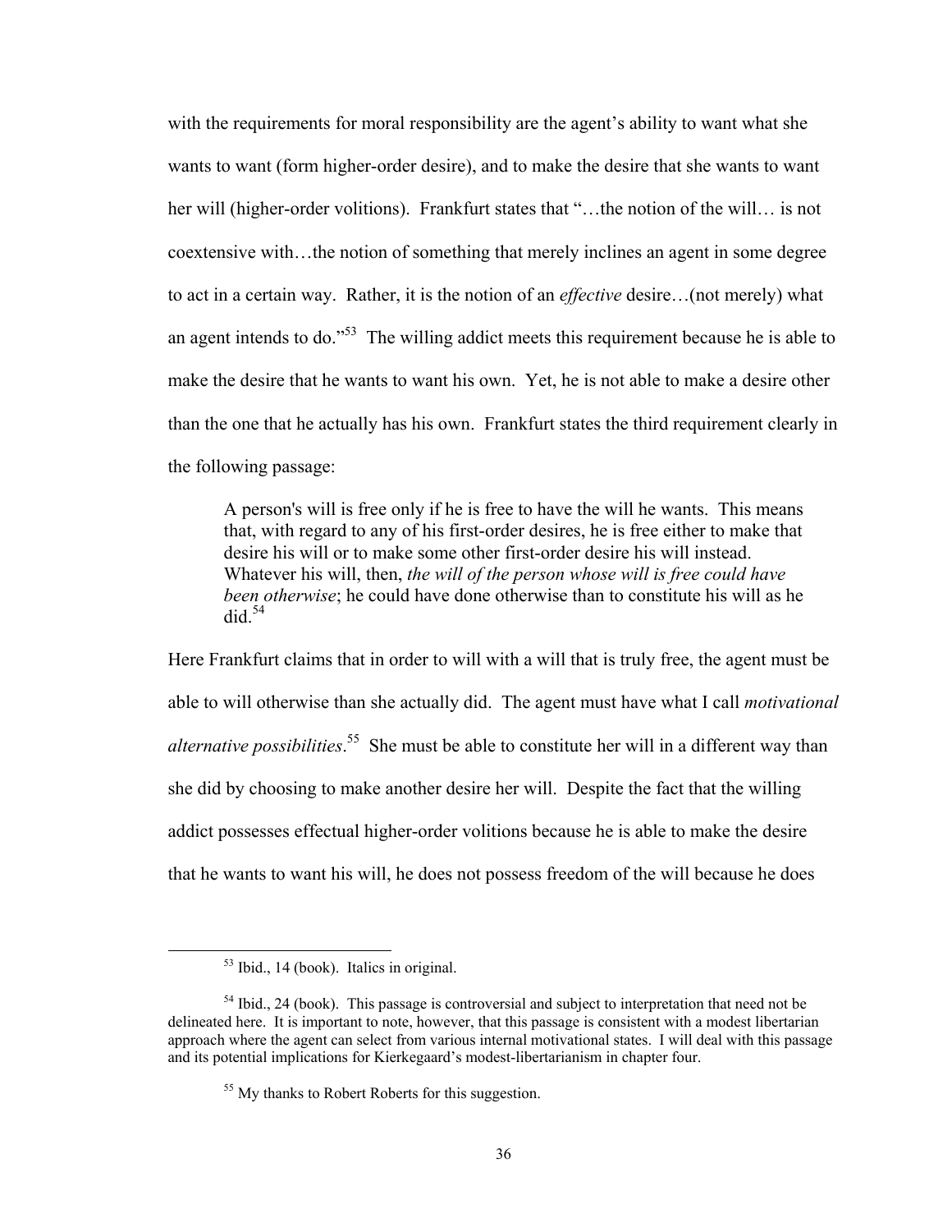with the requirements for moral responsibility are the agent's ability to want what she wants to want (form higher-order desire), and to make the desire that she wants to want her will (higher-order volitions). Frankfurt states that "…the notion of the will… is not coextensive with…the notion of something that merely inclines an agent in some degree to act in a certain way. Rather, it is the notion of an *effective* desire…(not merely) what an agent intends to do."[53] The willing addict meets this requirement because he is able to make the desire that he wants to want his own. Yet, he is not able to make a desire other than the one that he actually has his own. Frankfurt states the third requirement clearly in the following passage:

> A person's will is free only if he is free to have the will he wants. This means that, with regard to any of his first-order desires, he is free either to make that desire his will or to make some other first-order desire his will instead. Whatever his will, then, *the will of the person whose will is free could have been otherwise*; he could have done otherwise than to constitute his will as he did.[54]

Here Frankfurt claims that in order to will with a will that is truly free, the agent must be able to will otherwise than she actually did. The agent must have what I call *motivational alternative possibilities*.[55] She must be able to constitute her will in a different way than she did by choosing to make another desire her will. Despite the fact that the willing addict possesses effectual higher-order volitions because he is able to make the desire that he wants to want his will, he does not possess freedom of the will because he does

---

[53] Ibid., 14 (book). Italics in original.

[54] Ibid., 24 (book). This passage is controversial and subject to interpretation that need not be delineated here. It is important to note, however, that this passage is consistent with a modest libertarian approach where the agent can select from various internal motivational states. I will deal with this passage and its potential implications for Kierkegaard's modest-libertarianism in chapter four.

[55] My thanks to Robert Roberts for this suggestion.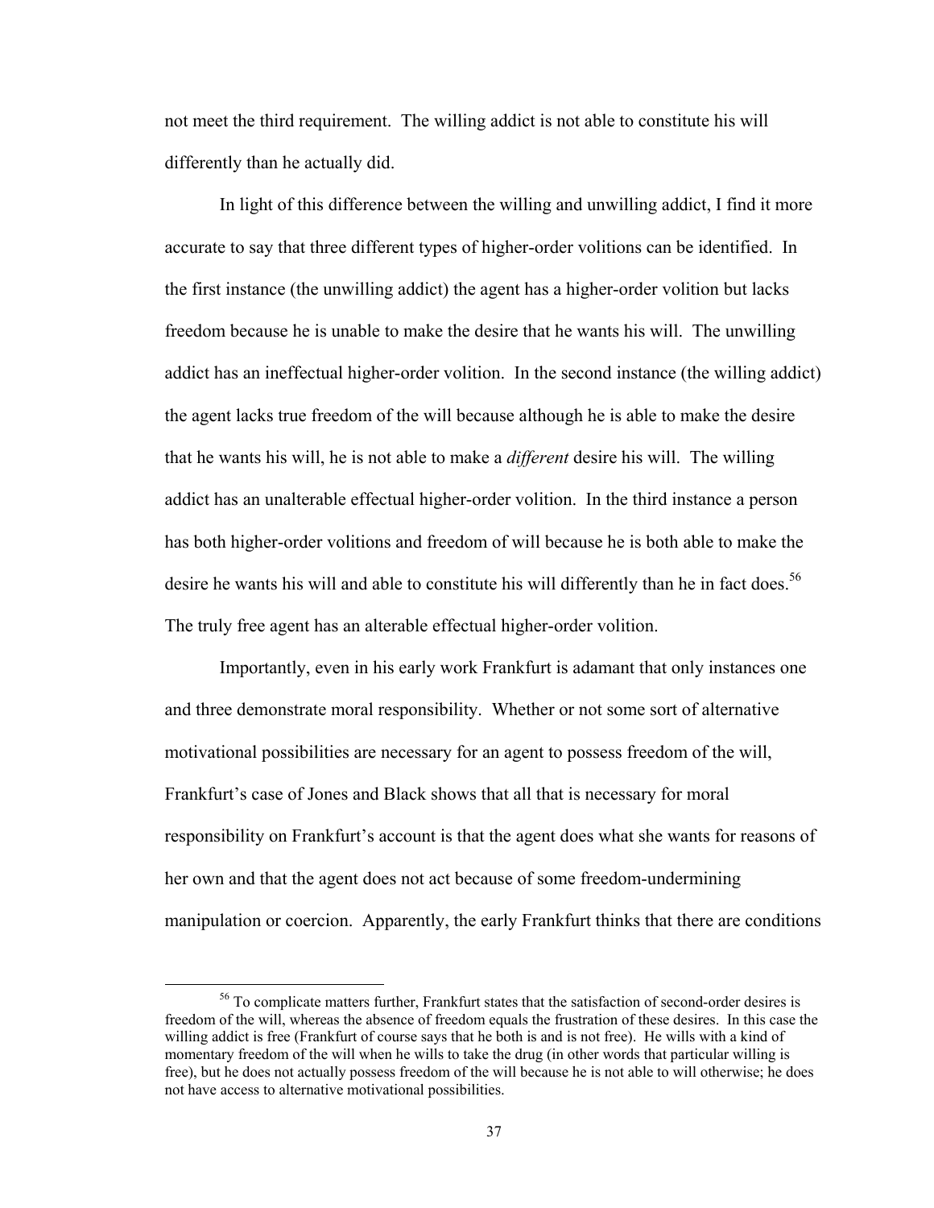not meet the third requirement. The willing addict is not able to constitute his will differently than he actually did.

In light of this difference between the willing and unwilling addict, I find it more accurate to say that three different types of higher-order volitions can be identified. In the first instance (the unwilling addict) the agent has a higher-order volition but lacks freedom because he is unable to make the desire that he wants his will. The unwilling addict has an ineffectual higher-order volition. In the second instance (the willing addict) the agent lacks true freedom of the will because although he is able to make the desire that he wants his will, he is not able to make a *different* desire his will. The willing addict has an unalterable effectual higher-order volition. In the third instance a person has both higher-order volitions and freedom of will because he is both able to make the desire he wants his will and able to constitute his will differently than he in fact does.[56] The truly free agent has an alterable effectual higher-order volition.

Importantly, even in his early work Frankfurt is adamant that only instances one and three demonstrate moral responsibility. Whether or not some sort of alternative motivational possibilities are necessary for an agent to possess freedom of the will, Frankfurt's case of Jones and Black shows that all that is necessary for moral responsibility on Frankfurt's account is that the agent does what she wants for reasons of her own and that the agent does not act because of some freedom-undermining manipulation or coercion. Apparently, the early Frankfurt thinks that there are conditions

---

[56] To complicate matters further, Frankfurt states that the satisfaction of second-order desires is freedom of the will, whereas the absence of freedom equals the frustration of these desires. In this case the willing addict is free (Frankfurt of course says that he both is and is not free). He wills with a kind of momentary freedom of the will when he wills to take the drug (in other words that particular willing is free), but he does not actually possess freedom of the will because he is not able to will otherwise; he does not have access to alternative motivational possibilities.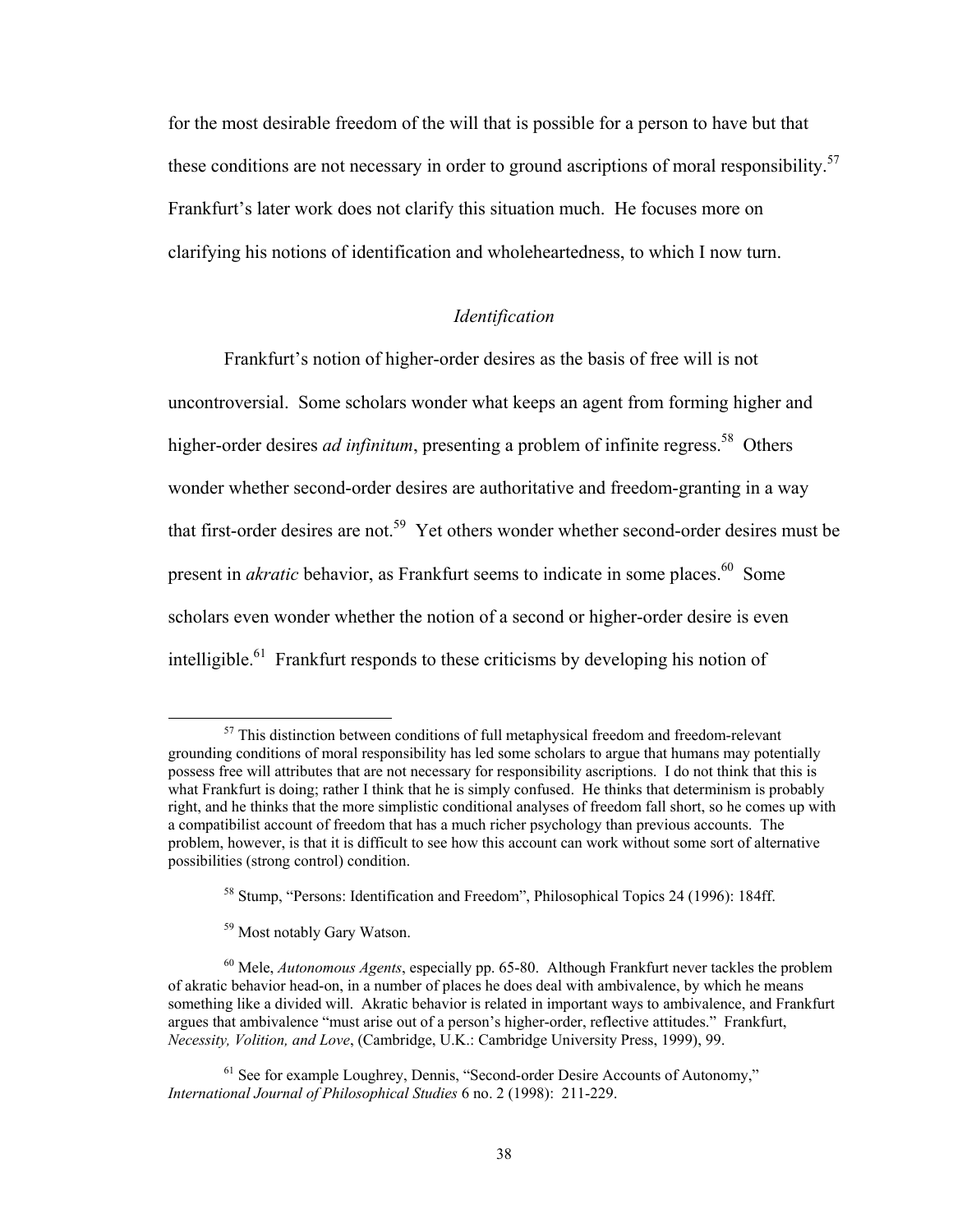for the most desirable freedom of the will that is possible for a person to have but that these conditions are not necessary in order to ground ascriptions of moral responsibility.[57] Frankfurt's later work does not clarify this situation much. He focuses more on clarifying his notions of identification and wholeheartedness, to which I now turn.

### *Identification*

Frankfurt's notion of higher-order desires as the basis of free will is not uncontroversial. Some scholars wonder what keeps an agent from forming higher and higher-order desires *ad infinitum*, presenting a problem of infinite regress.[58] Others wonder whether second-order desires are authoritative and freedom-granting in a way that first-order desires are not.[59] Yet others wonder whether second-order desires must be present in *akratic* behavior, as Frankfurt seems to indicate in some places.[60] Some scholars even wonder whether the notion of a second or higher-order desire is even intelligible.[61] Frankfurt responds to these criticisms by developing his notion of

---

[57] This distinction between conditions of full metaphysical freedom and freedom-relevant grounding conditions of moral responsibility has led some scholars to argue that humans may potentially possess free will attributes that are not necessary for responsibility ascriptions. I do not think that this is what Frankfurt is doing; rather I think that he is simply confused. He thinks that determinism is probably right, and he thinks that the more simplistic conditional analyses of freedom fall short, so he comes up with a compatibilist account of freedom that has a much richer psychology than previous accounts. The problem, however, is that it is difficult to see how this account can work without some sort of alternative possibilities (strong control) condition.

[58] Stump, "Persons: Identification and Freedom", Philosophical Topics 24 (1996): 184ff.

[59] Most notably Gary Watson.

[60] Mele, *Autonomous Agents*, especially pp. 65-80. Although Frankfurt never tackles the problem of akratic behavior head-on, in a number of places he does deal with ambivalence, by which he means something like a divided will. Akratic behavior is related in important ways to ambivalence, and Frankfurt argues that ambivalence "must arise out of a person's higher-order, reflective attitudes." Frankfurt, *Necessity, Volition, and Love*, (Cambridge, U.K.: Cambridge University Press, 1999), 99.

[61] See for example Loughrey, Dennis, "Second-order Desire Accounts of Autonomy," *International Journal of Philosophical Studies* 6 no. 2 (1998): 211-229.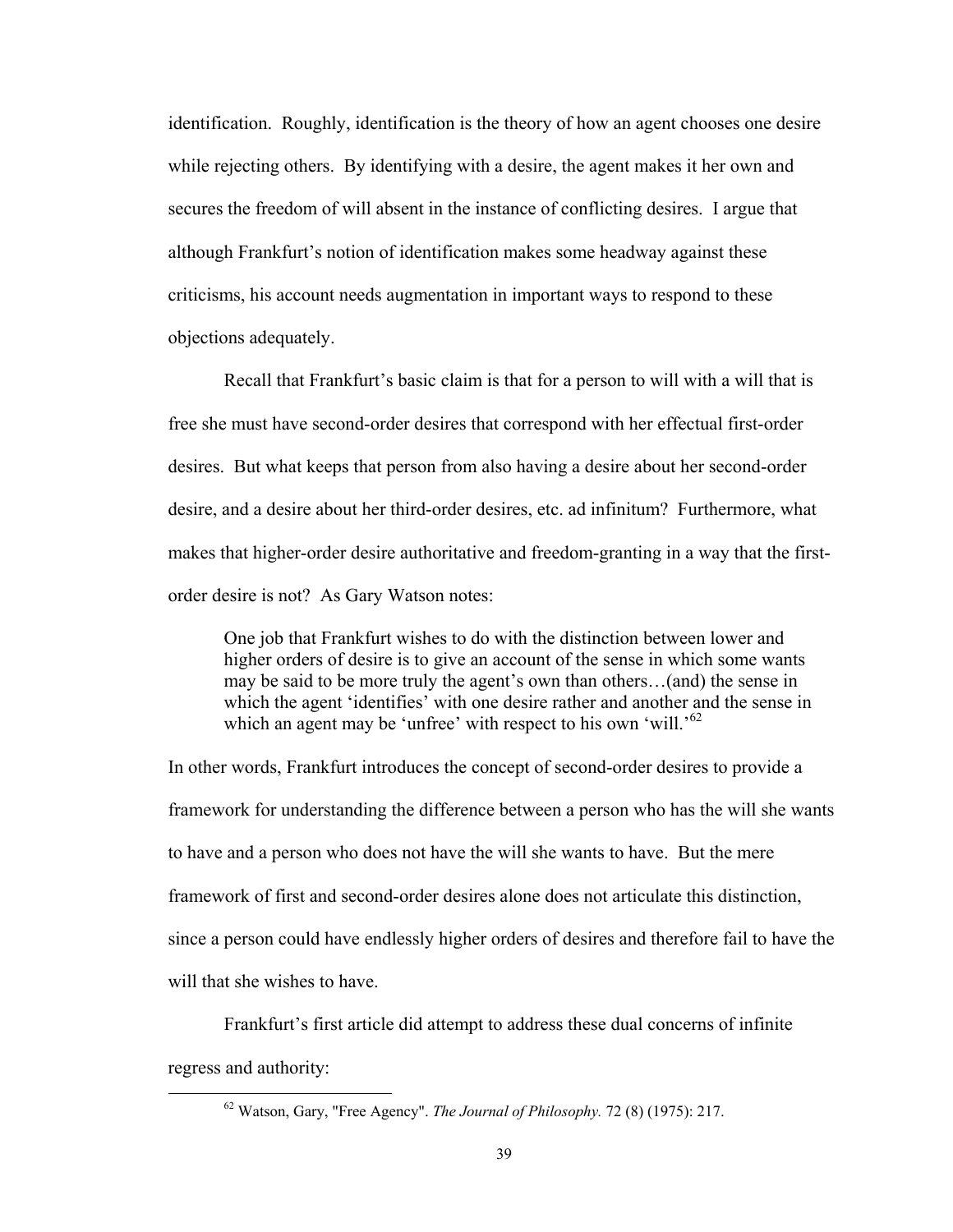identification. Roughly, identification is the theory of how an agent chooses one desire while rejecting others. By identifying with a desire, the agent makes it her own and secures the freedom of will absent in the instance of conflicting desires. I argue that although Frankfurt's notion of identification makes some headway against these criticisms, his account needs augmentation in important ways to respond to these objections adequately.

Recall that Frankfurt's basic claim is that for a person to will with a will that is free she must have second-order desires that correspond with her effectual first-order desires. But what keeps that person from also having a desire about her second-order desire, and a desire about her third-order desires, etc. ad infinitum? Furthermore, what makes that higher-order desire authoritative and freedom-granting in a way that the first-order desire is not? As Gary Watson notes:

> One job that Frankfurt wishes to do with the distinction between lower and higher orders of desire is to give an account of the sense in which some wants may be said to be more truly the agent's own than others…(and) the sense in which the agent 'identifies' with one desire rather and another and the sense in which an agent may be 'unfree' with respect to his own 'will.'[62]

In other words, Frankfurt introduces the concept of second-order desires to provide a framework for understanding the difference between a person who has the will she wants to have and a person who does not have the will she wants to have. But the mere framework of first and second-order desires alone does not articulate this distinction, since a person could have endlessly higher orders of desires and therefore fail to have the will that she wishes to have.

Frankfurt's first article did attempt to address these dual concerns of infinite regress and authority:

[62] Watson, Gary, "Free Agency". *The Journal of Philosophy.* 72 (8) (1975): 217.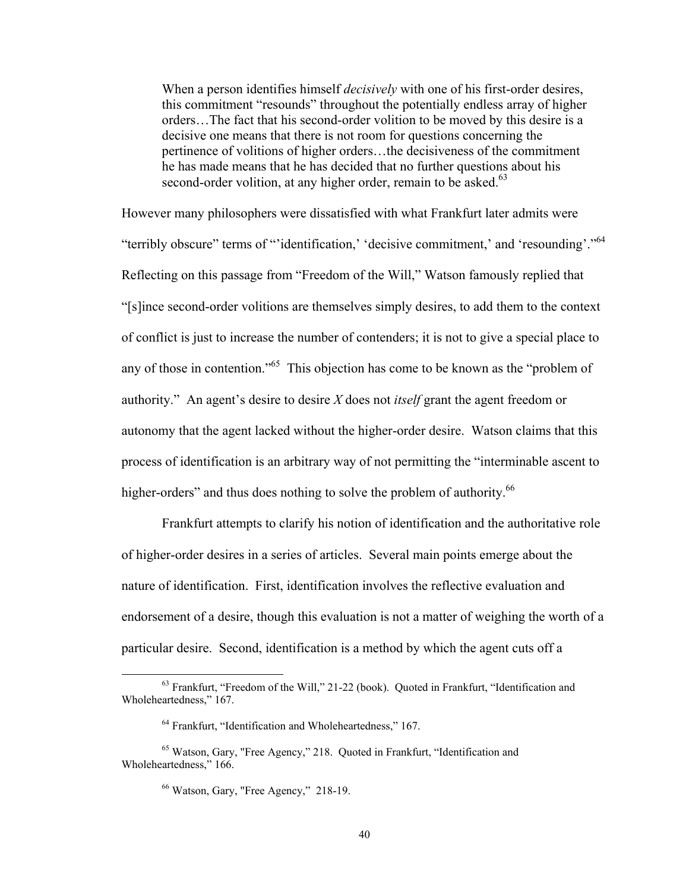> When a person identifies himself *decisively* with one of his first-order desires, this commitment "resounds" throughout the potentially endless array of higher orders…The fact that his second-order volition to be moved by this desire is a decisive one means that there is not room for questions concerning the pertinence of volitions of higher orders…the decisiveness of the commitment he has made means that he has decided that no further questions about his second-order volition, at any higher order, remain to be asked.[63]

However many philosophers were dissatisfied with what Frankfurt later admits were "terribly obscure" terms of "'identification,' 'decisive commitment,' and 'resounding'."[64] Reflecting on this passage from "Freedom of the Will," Watson famously replied that "[s]ince second-order volitions are themselves simply desires, to add them to the context of conflict is just to increase the number of contenders; it is not to give a special place to any of those in contention."[65] This objection has come to be known as the "problem of authority." An agent's desire to desire *X* does not *itself* grant the agent freedom or autonomy that the agent lacked without the higher-order desire. Watson claims that this process of identification is an arbitrary way of not permitting the "interminable ascent to higher-orders" and thus does nothing to solve the problem of authority.[66]

Frankfurt attempts to clarify his notion of identification and the authoritative role of higher-order desires in a series of articles. Several main points emerge about the nature of identification. First, identification involves the reflective evaluation and endorsement of a desire, though this evaluation is not a matter of weighing the worth of a particular desire. Second, identification is a method by which the agent cuts off a

---

[63] Frankfurt, "Freedom of the Will," 21-22 (book). Quoted in Frankfurt, "Identification and Wholeheartedness," 167.

[64] Frankfurt, "Identification and Wholeheartedness," 167.

[65] Watson, Gary, "Free Agency," 218. Quoted in Frankfurt, "Identification and Wholeheartedness," 166.

[66] Watson, Gary, "Free Agency," 218-19.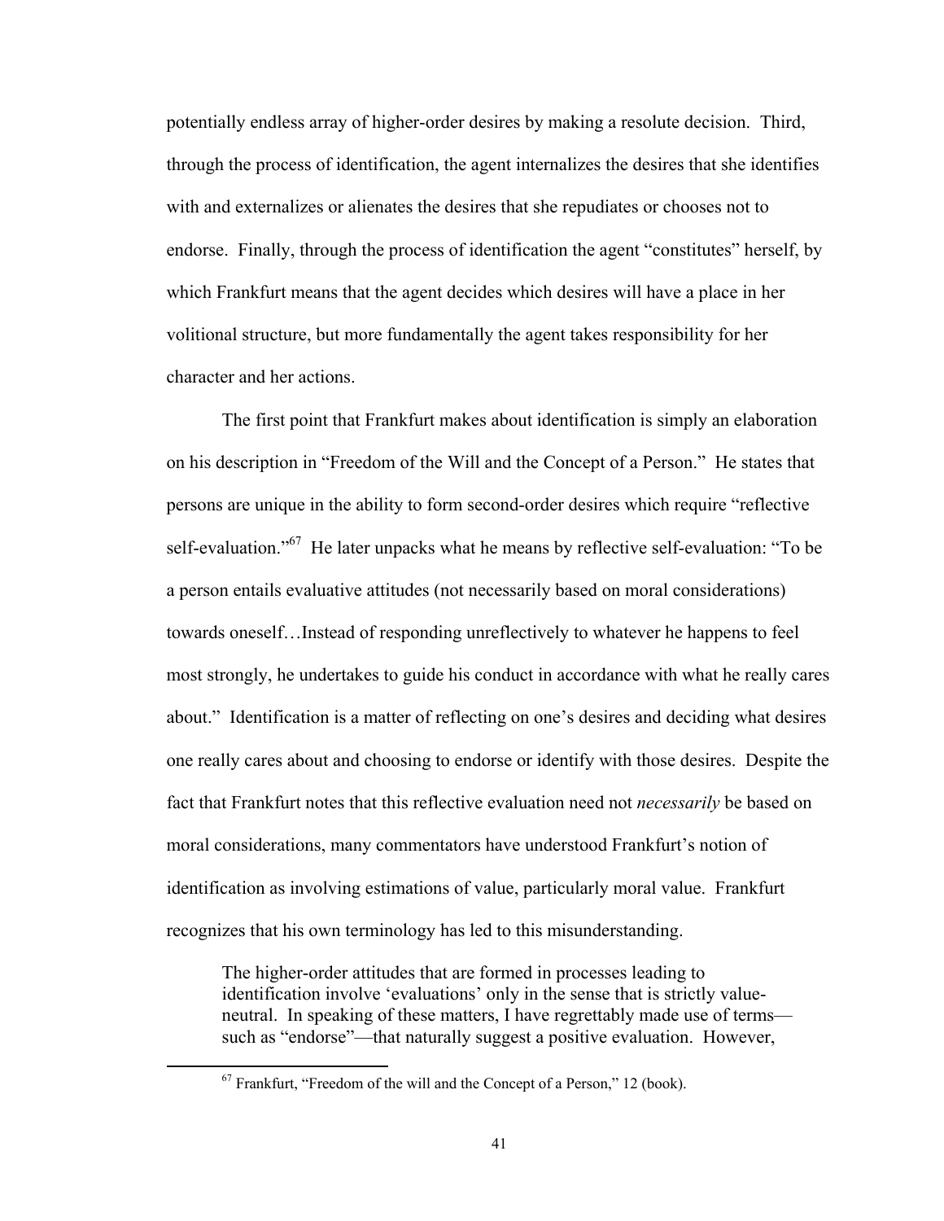potentially endless array of higher-order desires by making a resolute decision. Third, through the process of identification, the agent internalizes the desires that she identifies with and externalizes or alienates the desires that she repudiates or chooses not to endorse. Finally, through the process of identification the agent "constitutes" herself, by which Frankfurt means that the agent decides which desires will have a place in her volitional structure, but more fundamentally the agent takes responsibility for her character and her actions.

The first point that Frankfurt makes about identification is simply an elaboration on his description in "Freedom of the Will and the Concept of a Person." He states that persons are unique in the ability to form second-order desires which require "reflective self-evaluation."[67] He later unpacks what he means by reflective self-evaluation: "To be a person entails evaluative attitudes (not necessarily based on moral considerations) towards oneself…Instead of responding unreflectively to whatever he happens to feel most strongly, he undertakes to guide his conduct in accordance with what he really cares about." Identification is a matter of reflecting on one's desires and deciding what desires one really cares about and choosing to endorse or identify with those desires. Despite the fact that Frankfurt notes that this reflective evaluation need not *necessarily* be based on moral considerations, many commentators have understood Frankfurt's notion of identification as involving estimations of value, particularly moral value. Frankfurt recognizes that his own terminology has led to this misunderstanding.

> The higher-order attitudes that are formed in processes leading to identification involve 'evaluations' only in the sense that is strictly value-neutral. In speaking of these matters, I have regrettably made use of terms—such as "endorse"—that naturally suggest a positive evaluation. However,

[67] Frankfurt, "Freedom of the will and the Concept of a Person," 12 (book).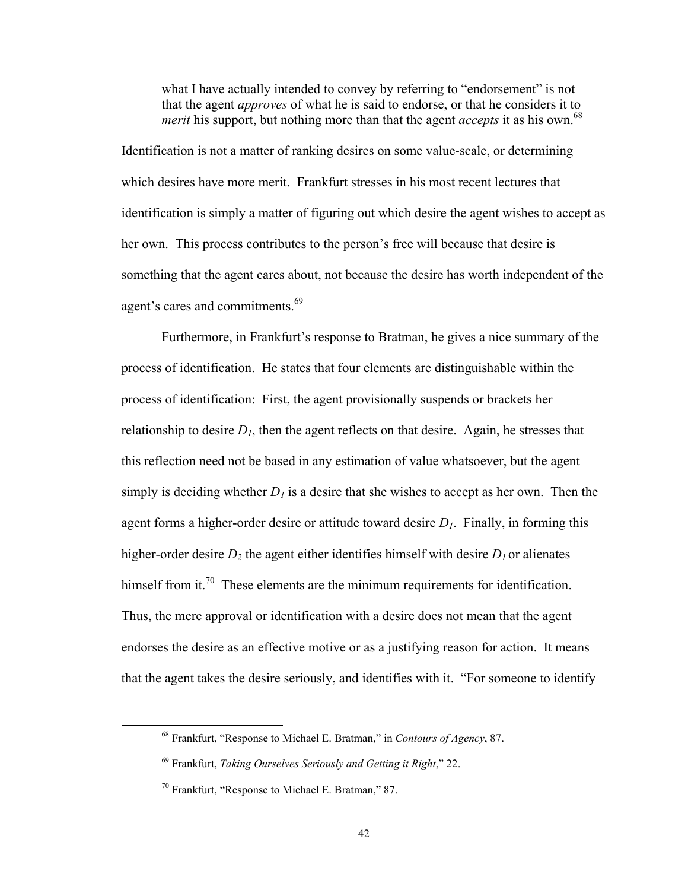> what I have actually intended to convey by referring to "endorsement" is not that the agent *approves* of what he is said to endorse, or that he considers it to *merit* his support, but nothing more than that the agent *accepts* it as his own.[68]

Identification is not a matter of ranking desires on some value-scale, or determining which desires have more merit. Frankfurt stresses in his most recent lectures that identification is simply a matter of figuring out which desire the agent wishes to accept as her own. This process contributes to the person's free will because that desire is something that the agent cares about, not because the desire has worth independent of the agent's cares and commitments.[69]

Furthermore, in Frankfurt's response to Bratman, he gives a nice summary of the process of identification. He states that four elements are distinguishable within the process of identification: First, the agent provisionally suspends or brackets her relationship to desire $D_1$, then the agent reflects on that desire. Again, he stresses that this reflection need not be based in any estimation of value whatsoever, but the agent simply is deciding whether $D_1$ is a desire that she wishes to accept as her own. Then the agent forms a higher-order desire or attitude toward desire $D_1$. Finally, in forming this higher-order desire $D_2$ the agent either identifies himself with desire $D_1$ or alienates himself from it.[70] These elements are the minimum requirements for identification. Thus, the mere approval or identification with a desire does not mean that the agent endorses the desire as an effective motive or as a justifying reason for action. It means that the agent takes the desire seriously, and identifies with it. "For someone to identify

---

[68] Frankfurt, "Response to Michael E. Bratman," in *Contours of Agency*, 87.

[69] Frankfurt, *Taking Ourselves Seriously and Getting it Right*," 22.

[70] Frankfurt, "Response to Michael E. Bratman," 87.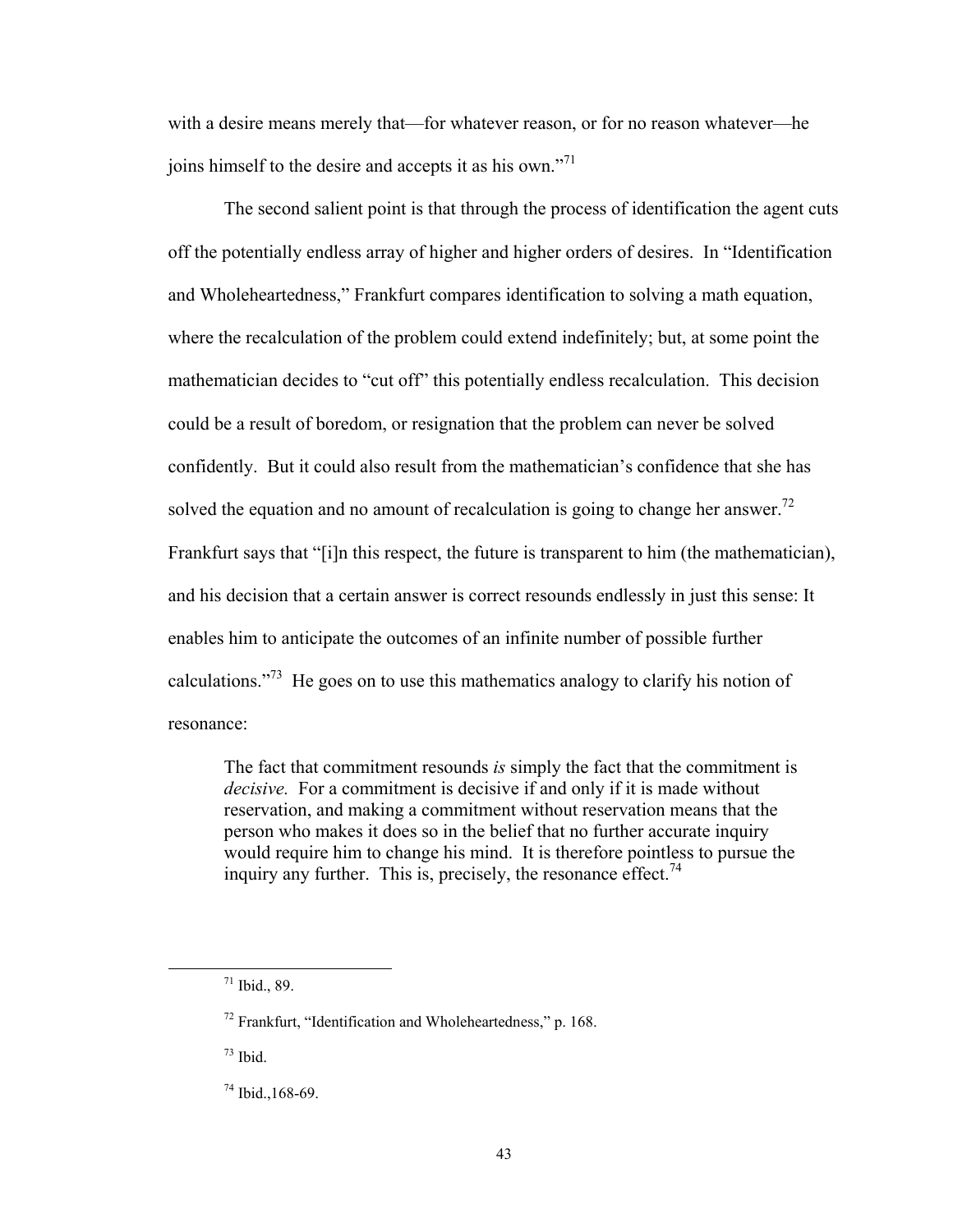with a desire means merely that—for whatever reason, or for no reason whatever—he joins himself to the desire and accepts it as his own."[71]

The second salient point is that through the process of identification the agent cuts off the potentially endless array of higher and higher orders of desires. In "Identification and Wholeheartedness," Frankfurt compares identification to solving a math equation, where the recalculation of the problem could extend indefinitely; but, at some point the mathematician decides to "cut off" this potentially endless recalculation. This decision could be a result of boredom, or resignation that the problem can never be solved confidently. But it could also result from the mathematician's confidence that she has solved the equation and no amount of recalculation is going to change her answer.[72] Frankfurt says that "[i]n this respect, the future is transparent to him (the mathematician), and his decision that a certain answer is correct resounds endlessly in just this sense: It enables him to anticipate the outcomes of an infinite number of possible further calculations."[73] He goes on to use this mathematics analogy to clarify his notion of resonance:

> The fact that commitment resounds *is* simply the fact that the commitment is *decisive.* For a commitment is decisive if and only if it is made without reservation, and making a commitment without reservation means that the person who makes it does so in the belief that no further accurate inquiry would require him to change his mind. It is therefore pointless to pursue the inquiry any further. This is, precisely, the resonance effect.[74]

---

[71] Ibid., 89.

[72] Frankfurt, "Identification and Wholeheartedness," p. 168.

[73] Ibid.

[74] Ibid.,168-69.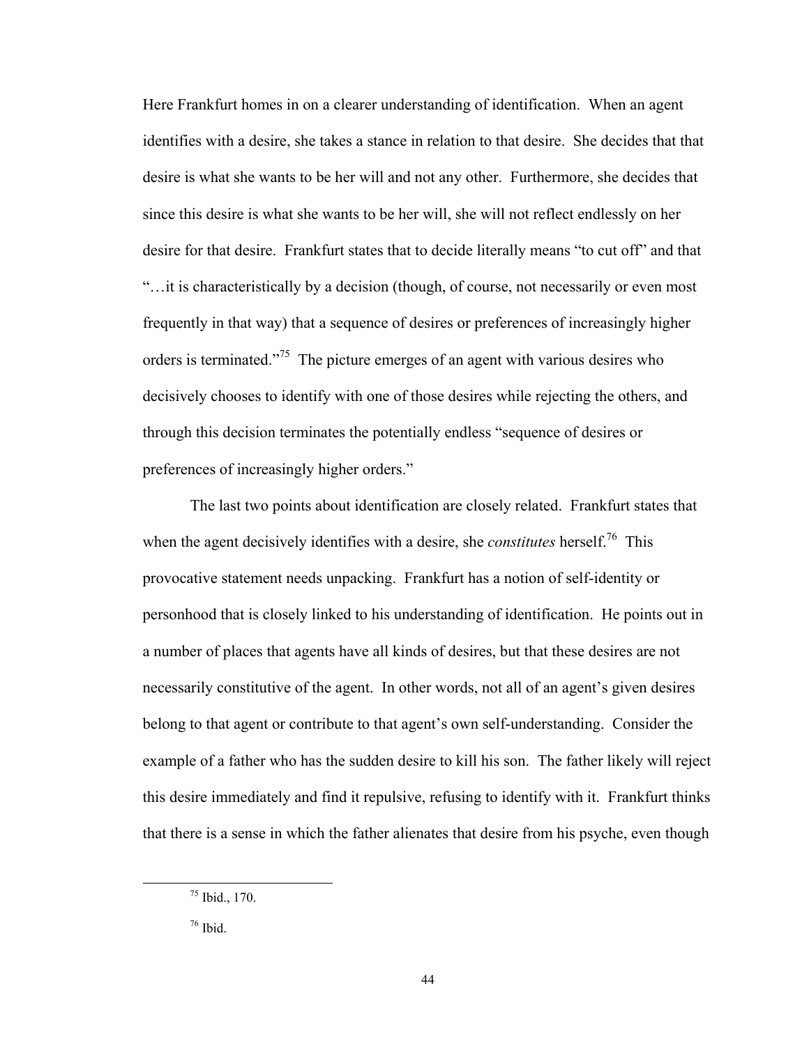Here Frankfurt homes in on a clearer understanding of identification. When an agent identifies with a desire, she takes a stance in relation to that desire. She decides that that desire is what she wants to be her will and not any other. Furthermore, she decides that since this desire is what she wants to be her will, she will not reflect endlessly on her desire for that desire. Frankfurt states that to decide literally means "to cut off" and that "…it is characteristically by a decision (though, of course, not necessarily or even most frequently in that way) that a sequence of desires or preferences of increasingly higher orders is terminated."[75] The picture emerges of an agent with various desires who decisively chooses to identify with one of those desires while rejecting the others, and through this decision terminates the potentially endless "sequence of desires or preferences of increasingly higher orders."

The last two points about identification are closely related. Frankfurt states that when the agent decisively identifies with a desire, she *constitutes* herself.[76] This provocative statement needs unpacking. Frankfurt has a notion of self-identity or personhood that is closely linked to his understanding of identification. He points out in a number of places that agents have all kinds of desires, but that these desires are not necessarily constitutive of the agent. In other words, not all of an agent's given desires belong to that agent or contribute to that agent's own self-understanding. Consider the example of a father who has the sudden desire to kill his son. The father likely will reject this desire immediately and find it repulsive, refusing to identify with it. Frankfurt thinks that there is a sense in which the father alienates that desire from his psyche, even though

[75] Ibid., 170.

[76] Ibid.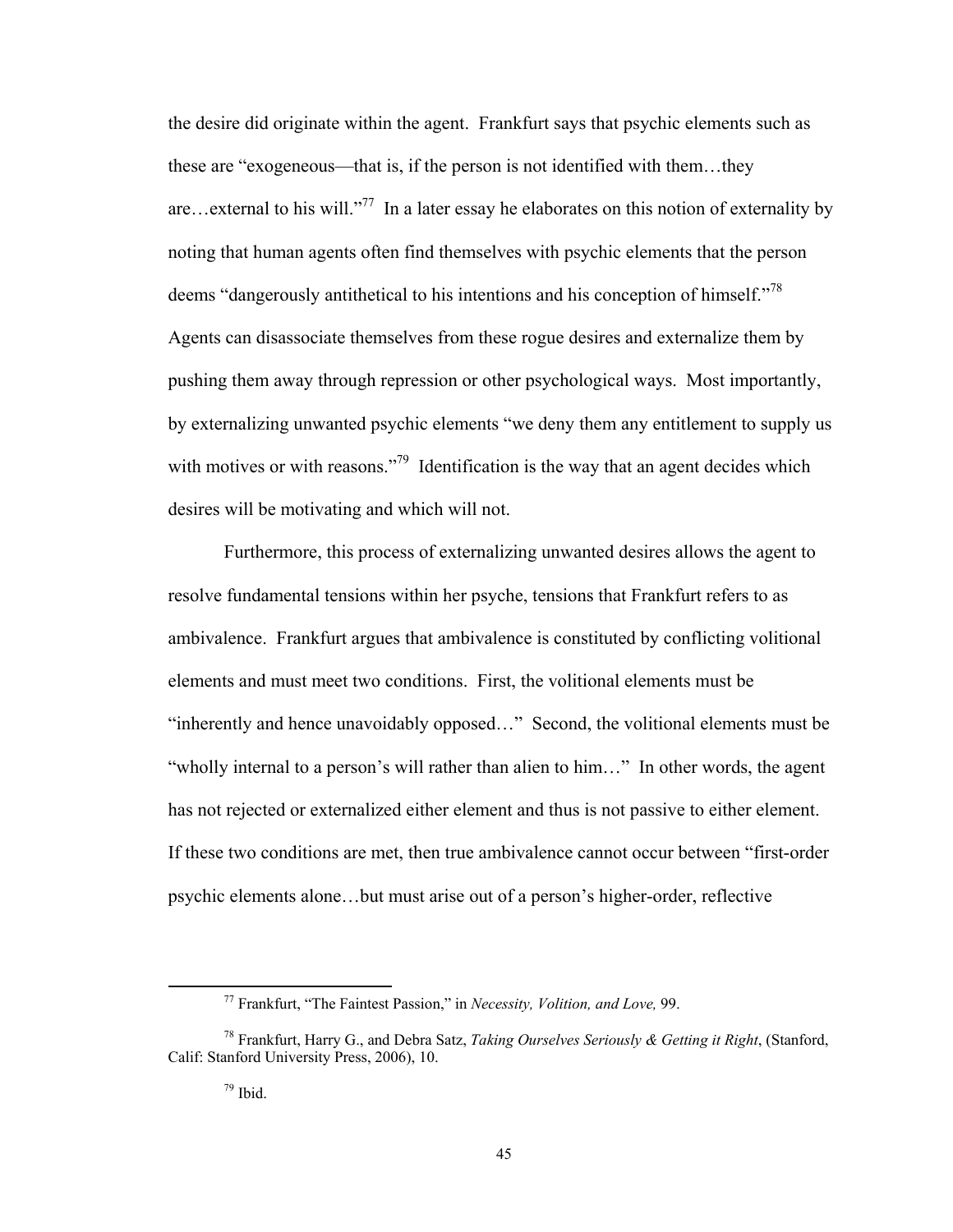the desire did originate within the agent. Frankfurt says that psychic elements such as these are "exogeneous—that is, if the person is not identified with them…they are…external to his will."[77] In a later essay he elaborates on this notion of externality by noting that human agents often find themselves with psychic elements that the person deems "dangerously antithetical to his intentions and his conception of himself."[78] Agents can disassociate themselves from these rogue desires and externalize them by pushing them away through repression or other psychological ways. Most importantly, by externalizing unwanted psychic elements "we deny them any entitlement to supply us with motives or with reasons."[79] Identification is the way that an agent decides which desires will be motivating and which will not.

Furthermore, this process of externalizing unwanted desires allows the agent to resolve fundamental tensions within her psyche, tensions that Frankfurt refers to as ambivalence. Frankfurt argues that ambivalence is constituted by conflicting volitional elements and must meet two conditions. First, the volitional elements must be "inherently and hence unavoidably opposed…" Second, the volitional elements must be "wholly internal to a person's will rather than alien to him…" In other words, the agent has not rejected or externalized either element and thus is not passive to either element. If these two conditions are met, then true ambivalence cannot occur between "first-order psychic elements alone…but must arise out of a person's higher-order, reflective

---

[77] Frankfurt, "The Faintest Passion," in *Necessity, Volition, and Love,* 99.

[78] Frankfurt, Harry G., and Debra Satz, *Taking Ourselves Seriously & Getting it Right*, (Stanford, Calif: Stanford University Press, 2006), 10.

[79] Ibid.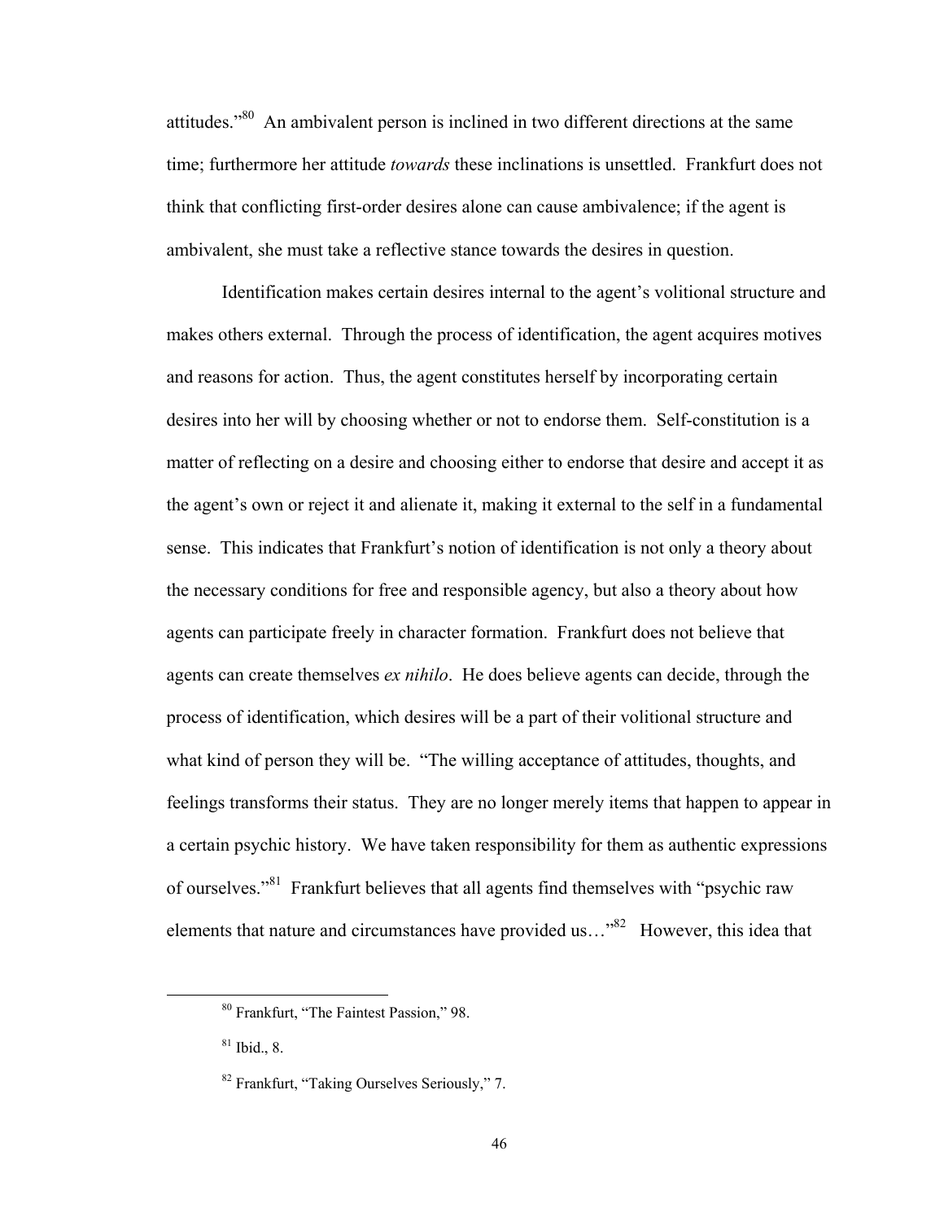attitudes."[80] An ambivalent person is inclined in two different directions at the same time; furthermore her attitude *towards* these inclinations is unsettled. Frankfurt does not think that conflicting first-order desires alone can cause ambivalence; if the agent is ambivalent, she must take a reflective stance towards the desires in question.

Identification makes certain desires internal to the agent's volitional structure and makes others external. Through the process of identification, the agent acquires motives and reasons for action. Thus, the agent constitutes herself by incorporating certain desires into her will by choosing whether or not to endorse them. Self-constitution is a matter of reflecting on a desire and choosing either to endorse that desire and accept it as the agent's own or reject it and alienate it, making it external to the self in a fundamental sense. This indicates that Frankfurt's notion of identification is not only a theory about the necessary conditions for free and responsible agency, but also a theory about how agents can participate freely in character formation. Frankfurt does not believe that agents can create themselves *ex nihilo*. He does believe agents can decide, through the process of identification, which desires will be a part of their volitional structure and what kind of person they will be. "The willing acceptance of attitudes, thoughts, and feelings transforms their status. They are no longer merely items that happen to appear in a certain psychic history. We have taken responsibility for them as authentic expressions of ourselves."[81] Frankfurt believes that all agents find themselves with "psychic raw elements that nature and circumstances have provided us…"[82] However, this idea that

---

[80] Frankfurt, "The Faintest Passion," 98.

[81] Ibid., 8.

[82] Frankfurt, "Taking Ourselves Seriously," 7.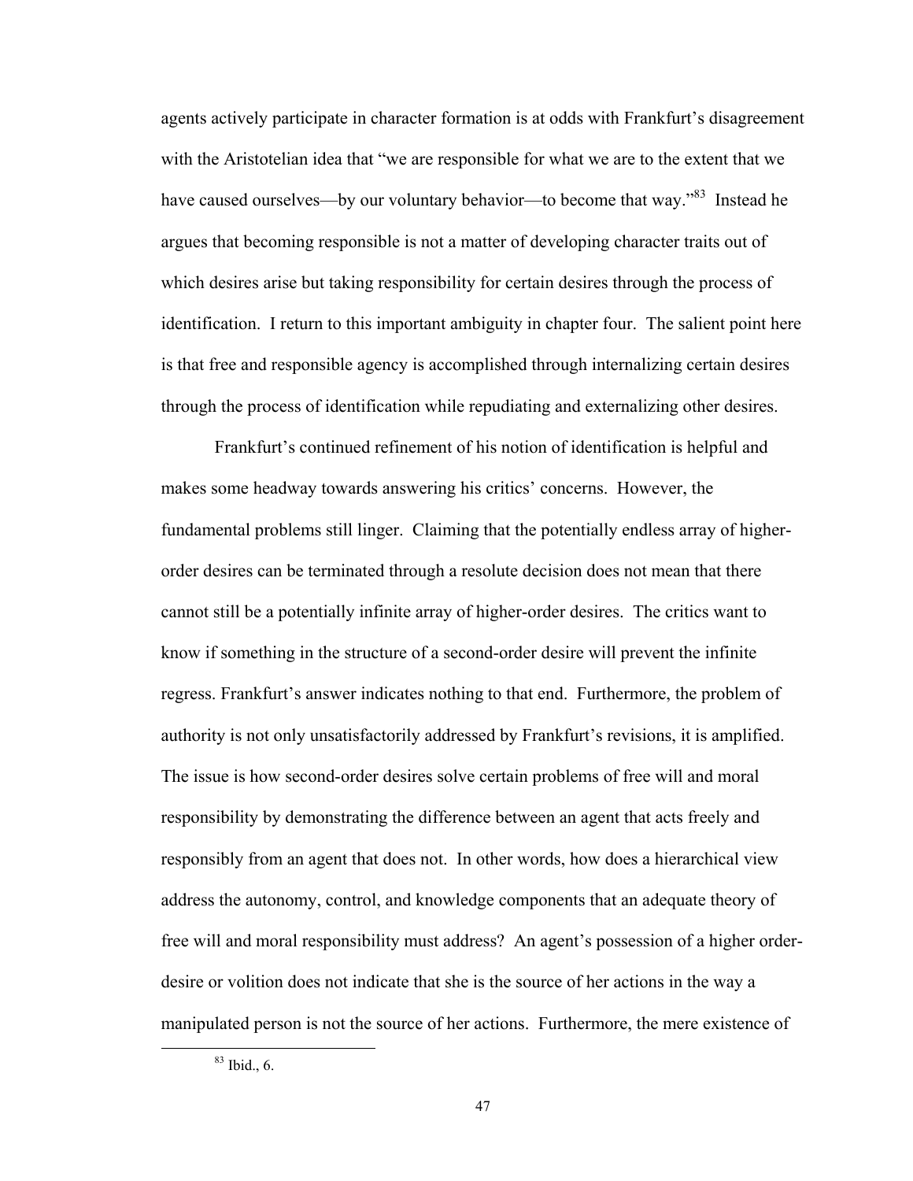agents actively participate in character formation is at odds with Frankfurt's disagreement with the Aristotelian idea that "we are responsible for what we are to the extent that we have caused ourselves—by our voluntary behavior—to become that way."[83] Instead he argues that becoming responsible is not a matter of developing character traits out of which desires arise but taking responsibility for certain desires through the process of identification. I return to this important ambiguity in chapter four. The salient point here is that free and responsible agency is accomplished through internalizing certain desires through the process of identification while repudiating and externalizing other desires.

Frankfurt's continued refinement of his notion of identification is helpful and makes some headway towards answering his critics' concerns. However, the fundamental problems still linger. Claiming that the potentially endless array of higher-order desires can be terminated through a resolute decision does not mean that there cannot still be a potentially infinite array of higher-order desires. The critics want to know if something in the structure of a second-order desire will prevent the infinite regress. Frankfurt's answer indicates nothing to that end. Furthermore, the problem of authority is not only unsatisfactorily addressed by Frankfurt's revisions, it is amplified. The issue is how second-order desires solve certain problems of free will and moral responsibility by demonstrating the difference between an agent that acts freely and responsibly from an agent that does not. In other words, how does a hierarchical view address the autonomy, control, and knowledge components that an adequate theory of free will and moral responsibility must address? An agent's possession of a higher order-desire or volition does not indicate that she is the source of her actions in the way a manipulated person is not the source of her actions. Furthermore, the mere existence of

[83] Ibid., 6.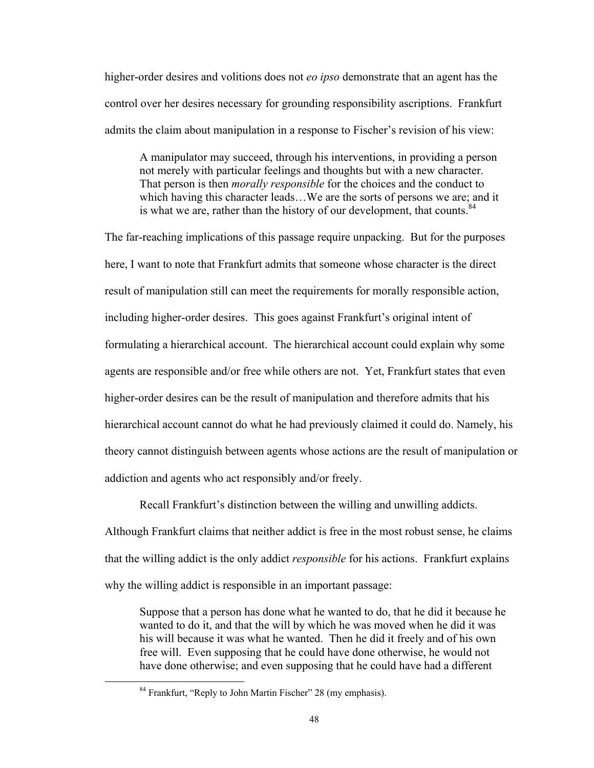higher-order desires and volitions does not *eo ipso* demonstrate that an agent has the control over her desires necessary for grounding responsibility ascriptions. Frankfurt admits the claim about manipulation in a response to Fischer's revision of his view:

> A manipulator may succeed, through his interventions, in providing a person not merely with particular feelings and thoughts but with a new character. That person is then *morally responsible* for the choices and the conduct to which having this character leads…We are the sorts of persons we are; and it is what we are, rather than the history of our development, that counts.[84]

The far-reaching implications of this passage require unpacking. But for the purposes here, I want to note that Frankfurt admits that someone whose character is the direct result of manipulation still can meet the requirements for morally responsible action, including higher-order desires. This goes against Frankfurt's original intent of formulating a hierarchical account. The hierarchical account could explain why some agents are responsible and/or free while others are not. Yet, Frankfurt states that even higher-order desires can be the result of manipulation and therefore admits that his hierarchical account cannot do what he had previously claimed it could do. Namely, his theory cannot distinguish between agents whose actions are the result of manipulation or addiction and agents who act responsibly and/or freely.

Recall Frankfurt's distinction between the willing and unwilling addicts. Although Frankfurt claims that neither addict is free in the most robust sense, he claims that the willing addict is the only addict *responsible* for his actions. Frankfurt explains why the willing addict is responsible in an important passage:

> Suppose that a person has done what he wanted to do, that he did it because he wanted to do it, and that the will by which he was moved when he did it was his will because it was what he wanted. Then he did it freely and of his own free will. Even supposing that he could have done otherwise, he would not have done otherwise; and even supposing that he could have had a different

[84] Frankfurt, "Reply to John Martin Fischer" 28 (my emphasis).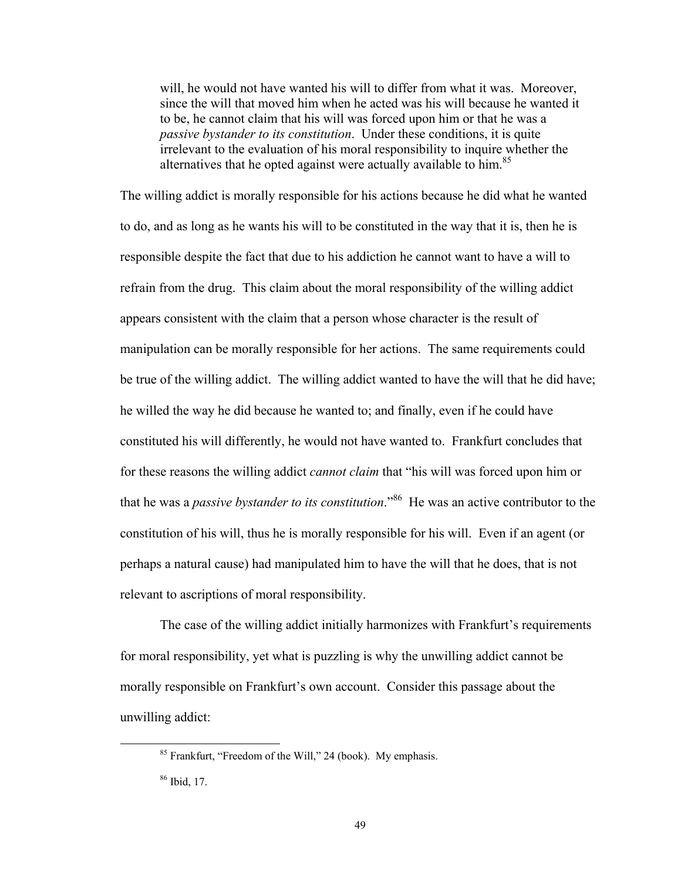> will, he would not have wanted his will to differ from what it was. Moreover, since the will that moved him when he acted was his will because he wanted it to be, he cannot claim that his will was forced upon him or that he was a *passive bystander to its constitution*. Under these conditions, it is quite irrelevant to the evaluation of his moral responsibility to inquire whether the alternatives that he opted against were actually available to him.[85]

The willing addict is morally responsible for his actions because he did what he wanted to do, and as long as he wants his will to be constituted in the way that it is, then he is responsible despite the fact that due to his addiction he cannot want to have a will to refrain from the drug. This claim about the moral responsibility of the willing addict appears consistent with the claim that a person whose character is the result of manipulation can be morally responsible for her actions. The same requirements could be true of the willing addict. The willing addict wanted to have the will that he did have; he willed the way he did because he wanted to; and finally, even if he could have constituted his will differently, he would not have wanted to. Frankfurt concludes that for these reasons the willing addict *cannot claim* that "his will was forced upon him or that he was a *passive bystander to its constitution*."[86] He was an active contributor to the constitution of his will, thus he is morally responsible for his will. Even if an agent (or perhaps a natural cause) had manipulated him to have the will that he does, that is not relevant to ascriptions of moral responsibility.

The case of the willing addict initially harmonizes with Frankfurt's requirements for moral responsibility, yet what is puzzling is why the unwilling addict cannot be morally responsible on Frankfurt's own account. Consider this passage about the unwilling addict:

[85] Frankfurt, "Freedom of the Will," 24 (book). My emphasis.

[86] Ibid, 17.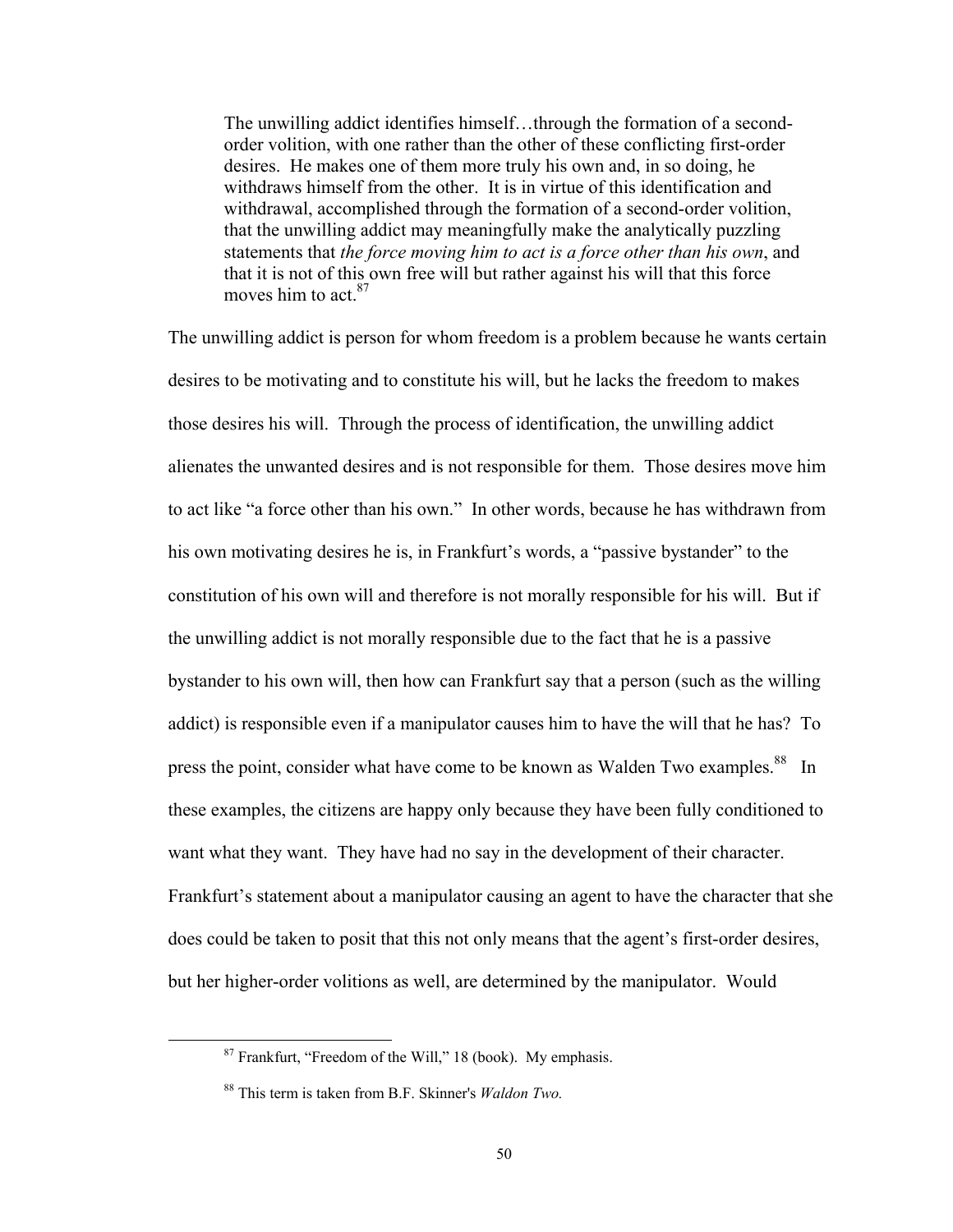> The unwilling addict identifies himself…through the formation of a second-order volition, with one rather than the other of these conflicting first-order desires. He makes one of them more truly his own and, in so doing, he withdraws himself from the other. It is in virtue of this identification and withdrawal, accomplished through the formation of a second-order volition, that the unwilling addict may meaningfully make the analytically puzzling statements that *the force moving him to act is a force other than his own*, and that it is not of this own free will but rather against his will that this force moves him to act.[87]

The unwilling addict is person for whom freedom is a problem because he wants certain desires to be motivating and to constitute his will, but he lacks the freedom to makes those desires his will. Through the process of identification, the unwilling addict alienates the unwanted desires and is not responsible for them. Those desires move him to act like "a force other than his own." In other words, because he has withdrawn from his own motivating desires he is, in Frankfurt's words, a "passive bystander" to the constitution of his own will and therefore is not morally responsible for his will. But if the unwilling addict is not morally responsible due to the fact that he is a passive bystander to his own will, then how can Frankfurt say that a person (such as the willing addict) is responsible even if a manipulator causes him to have the will that he has? To press the point, consider what have come to be known as Walden Two examples.[88] In these examples, the citizens are happy only because they have been fully conditioned to want what they want. They have had no say in the development of their character. Frankfurt's statement about a manipulator causing an agent to have the character that she does could be taken to posit that this not only means that the agent's first-order desires, but her higher-order volitions as well, are determined by the manipulator. Would

[87] Frankfurt, "Freedom of the Will," 18 (book). My emphasis.

[88] This term is taken from B.F. Skinner's *Waldon Two.*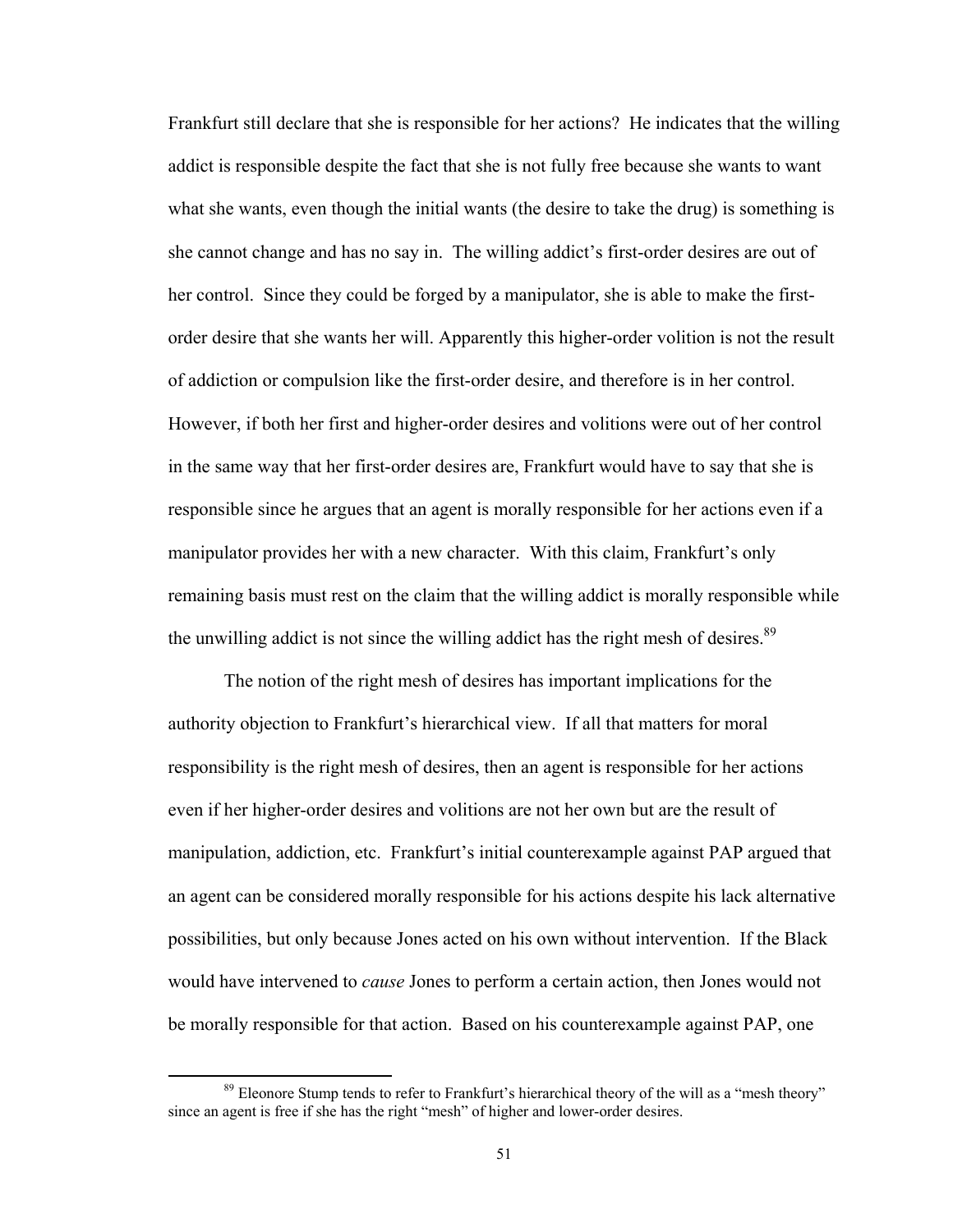Frankfurt still declare that she is responsible for her actions? He indicates that the willing addict is responsible despite the fact that she is not fully free because she wants to want what she wants, even though the initial wants (the desire to take the drug) is something is she cannot change and has no say in. The willing addict's first-order desires are out of her control. Since they could be forged by a manipulator, she is able to make the first-order desire that she wants her will. Apparently this higher-order volition is not the result of addiction or compulsion like the first-order desire, and therefore is in her control. However, if both her first and higher-order desires and volitions were out of her control in the same way that her first-order desires are, Frankfurt would have to say that she is responsible since he argues that an agent is morally responsible for her actions even if a manipulator provides her with a new character. With this claim, Frankfurt's only remaining basis must rest on the claim that the willing addict is morally responsible while the unwilling addict is not since the willing addict has the right mesh of desires.[89]

The notion of the right mesh of desires has important implications for the authority objection to Frankfurt's hierarchical view. If all that matters for moral responsibility is the right mesh of desires, then an agent is responsible for her actions even if her higher-order desires and volitions are not her own but are the result of manipulation, addiction, etc. Frankfurt's initial counterexample against PAP argued that an agent can be considered morally responsible for his actions despite his lack alternative possibilities, but only because Jones acted on his own without intervention. If the Black would have intervened to *cause* Jones to perform a certain action, then Jones would not be morally responsible for that action. Based on his counterexample against PAP, one

[89] Eleonore Stump tends to refer to Frankfurt's hierarchical theory of the will as a "mesh theory" since an agent is free if she has the right "mesh" of higher and lower-order desires.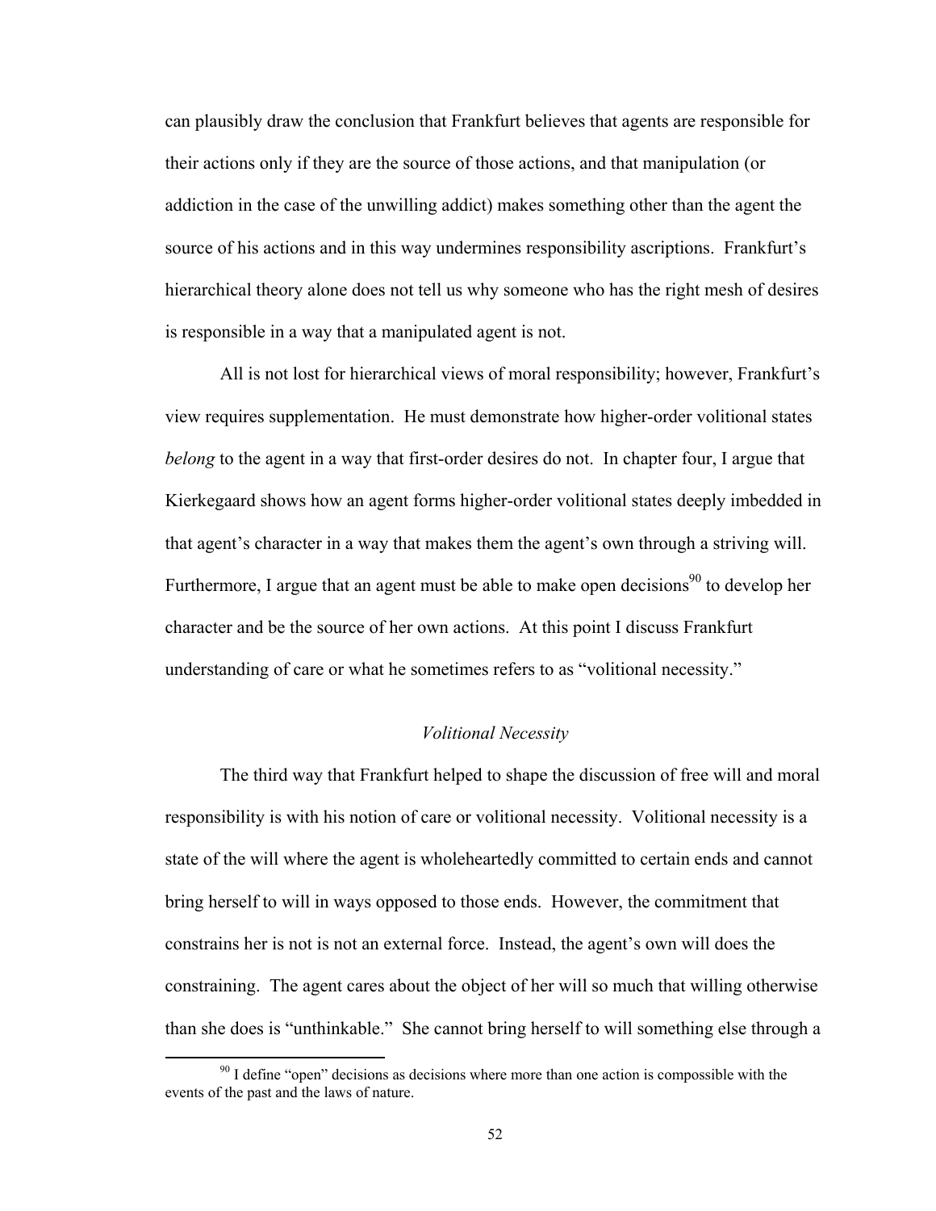can plausibly draw the conclusion that Frankfurt believes that agents are responsible for their actions only if they are the source of those actions, and that manipulation (or addiction in the case of the unwilling addict) makes something other than the agent the source of his actions and in this way undermines responsibility ascriptions. Frankfurt's hierarchical theory alone does not tell us why someone who has the right mesh of desires is responsible in a way that a manipulated agent is not.

All is not lost for hierarchical views of moral responsibility; however, Frankfurt's view requires supplementation. He must demonstrate how higher-order volitional states *belong* to the agent in a way that first-order desires do not. In chapter four, I argue that Kierkegaard shows how an agent forms higher-order volitional states deeply imbedded in that agent's character in a way that makes them the agent's own through a striving will. Furthermore, I argue that an agent must be able to make open decisions[90] to develop her character and be the source of her own actions. At this point I discuss Frankfurt understanding of care or what he sometimes refers to as "volitional necessity."

### *Volitional Necessity*

The third way that Frankfurt helped to shape the discussion of free will and moral responsibility is with his notion of care or volitional necessity. Volitional necessity is a state of the will where the agent is wholeheartedly committed to certain ends and cannot bring herself to will in ways opposed to those ends. However, the commitment that constrains her is not is not an external force. Instead, the agent's own will does the constraining. The agent cares about the object of her will so much that willing otherwise than she does is "unthinkable." She cannot bring herself to will something else through a

[90] I define "open" decisions as decisions where more than one action is compossible with the events of the past and the laws of nature.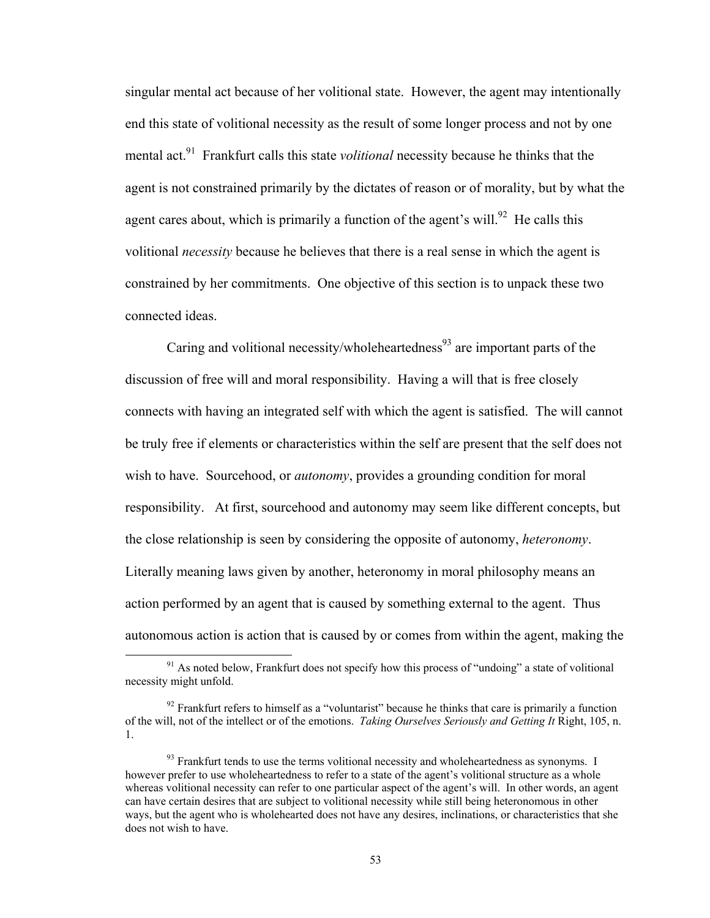singular mental act because of her volitional state. However, the agent may intentionally end this state of volitional necessity as the result of some longer process and not by one mental act.[91] Frankfurt calls this state *volitional* necessity because he thinks that the agent is not constrained primarily by the dictates of reason or of morality, but by what the agent cares about, which is primarily a function of the agent's will.[92] He calls this volitional *necessity* because he believes that there is a real sense in which the agent is constrained by her commitments. One objective of this section is to unpack these two connected ideas.

Caring and volitional necessity/wholeheartedness[93] are important parts of the discussion of free will and moral responsibility. Having a will that is free closely connects with having an integrated self with which the agent is satisfied. The will cannot be truly free if elements or characteristics within the self are present that the self does not wish to have. Sourcehood, or *autonomy*, provides a grounding condition for moral responsibility. At first, sourcehood and autonomy may seem like different concepts, but the close relationship is seen by considering the opposite of autonomy, *heteronomy*. Literally meaning laws given by another, heteronomy in moral philosophy means an action performed by an agent that is caused by something external to the agent. Thus autonomous action is action that is caused by or comes from within the agent, making the

---

[91] As noted below, Frankfurt does not specify how this process of "undoing" a state of volitional necessity might unfold.

[92] Frankfurt refers to himself as a "voluntarist" because he thinks that care is primarily a function of the will, not of the intellect or of the emotions. *Taking Ourselves Seriously and Getting It* Right, 105, n. 1.

[93] Frankfurt tends to use the terms volitional necessity and wholeheartedness as synonyms. I however prefer to use wholeheartedness to refer to a state of the agent's volitional structure as a whole whereas volitional necessity can refer to one particular aspect of the agent's will. In other words, an agent can have certain desires that are subject to volitional necessity while still being heteronomous in other ways, but the agent who is wholehearted does not have any desires, inclinations, or characteristics that she does not wish to have.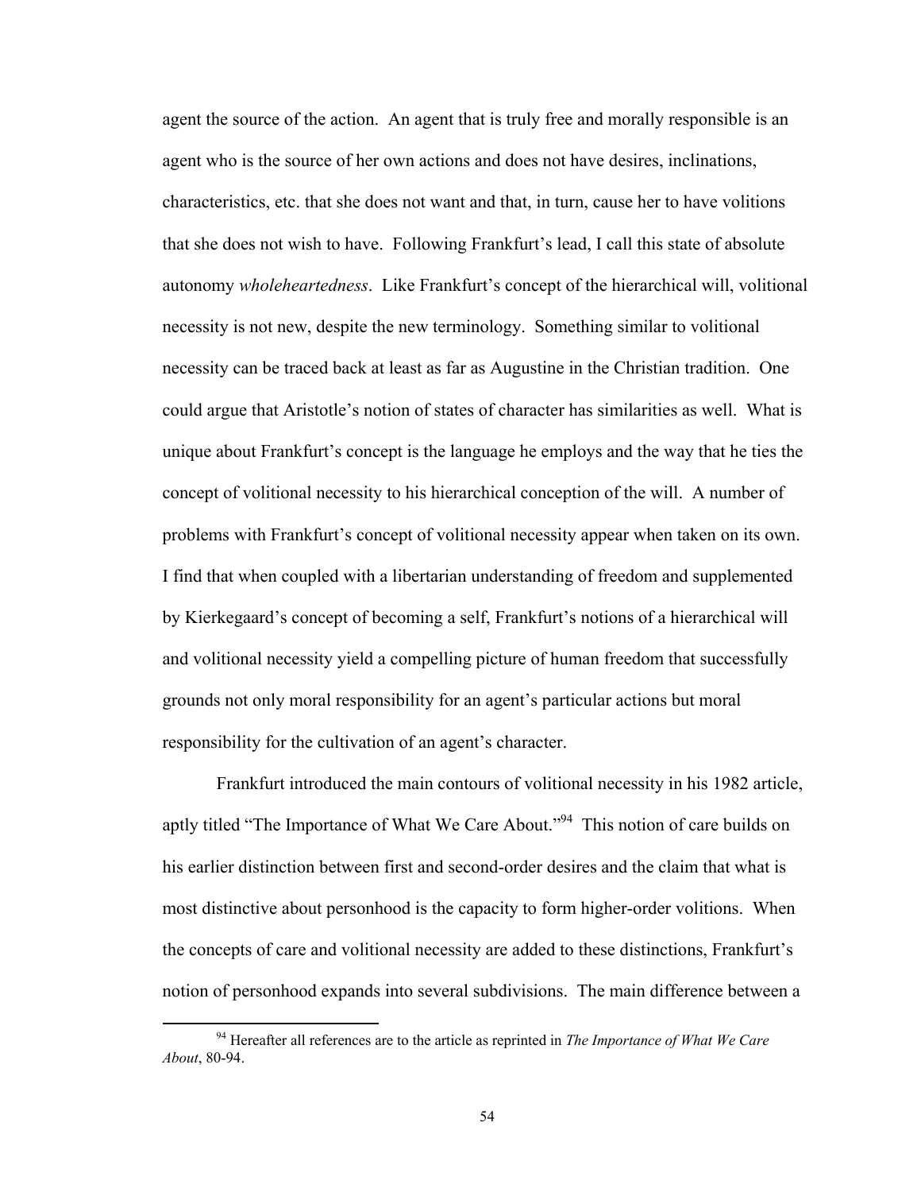agent the source of the action. An agent that is truly free and morally responsible is an agent who is the source of her own actions and does not have desires, inclinations, characteristics, etc. that she does not want and that, in turn, cause her to have volitions that she does not wish to have. Following Frankfurt's lead, I call this state of absolute autonomy *wholeheartedness*. Like Frankfurt's concept of the hierarchical will, volitional necessity is not new, despite the new terminology. Something similar to volitional necessity can be traced back at least as far as Augustine in the Christian tradition. One could argue that Aristotle's notion of states of character has similarities as well. What is unique about Frankfurt's concept is the language he employs and the way that he ties the concept of volitional necessity to his hierarchical conception of the will. A number of problems with Frankfurt's concept of volitional necessity appear when taken on its own. I find that when coupled with a libertarian understanding of freedom and supplemented by Kierkegaard's concept of becoming a self, Frankfurt's notions of a hierarchical will and volitional necessity yield a compelling picture of human freedom that successfully grounds not only moral responsibility for an agent's particular actions but moral responsibility for the cultivation of an agent's character.

Frankfurt introduced the main contours of volitional necessity in his 1982 article, aptly titled "The Importance of What We Care About."[94] This notion of care builds on his earlier distinction between first and second-order desires and the claim that what is most distinctive about personhood is the capacity to form higher-order volitions. When the concepts of care and volitional necessity are added to these distinctions, Frankfurt's notion of personhood expands into several subdivisions. The main difference between a

[94] Hereafter all references are to the article as reprinted in *The Importance of What We Care About*, 80-94.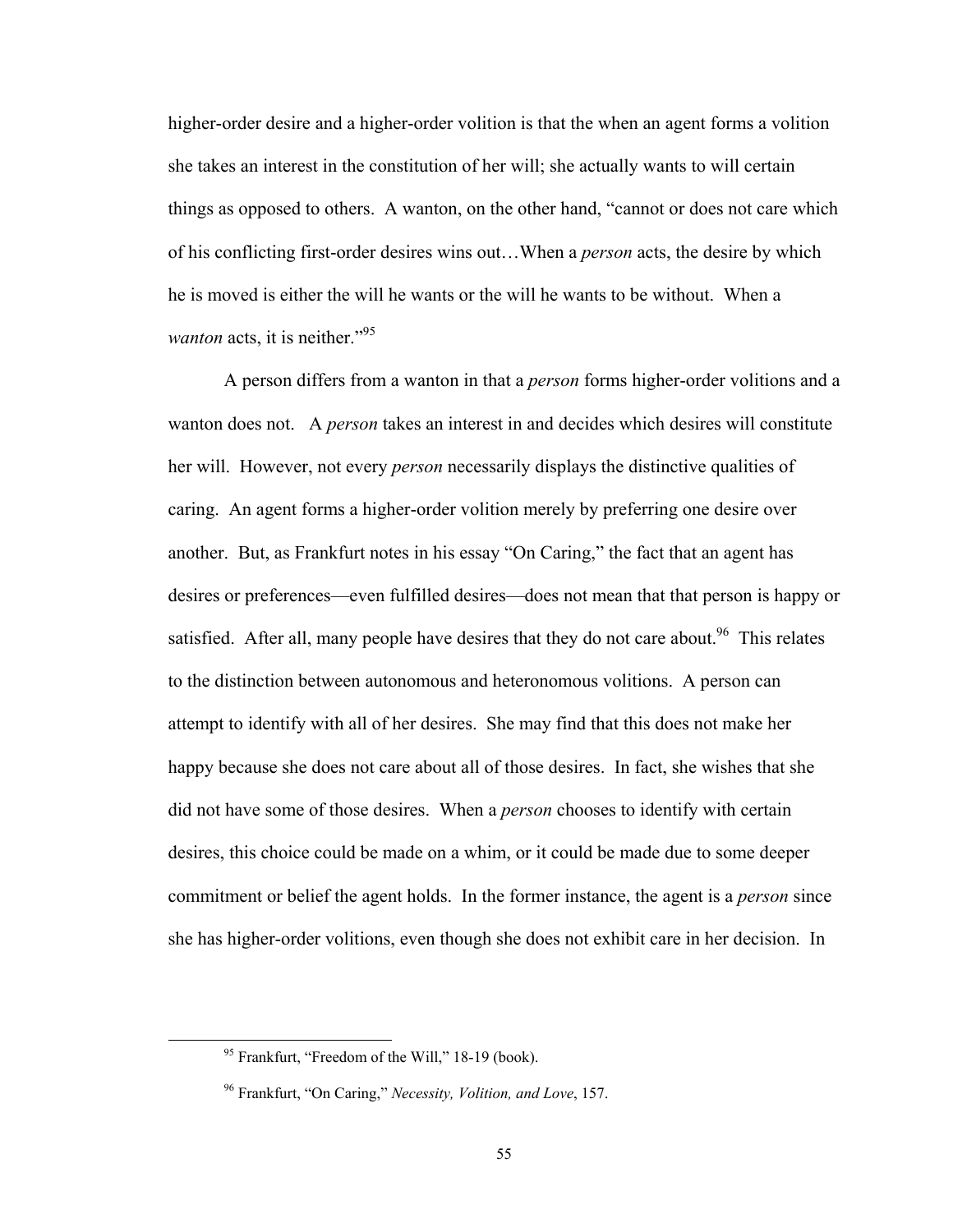higher-order desire and a higher-order volition is that the when an agent forms a volition she takes an interest in the constitution of her will; she actually wants to will certain things as opposed to others. A wanton, on the other hand, "cannot or does not care which of his conflicting first-order desires wins out…When a *person* acts, the desire by which he is moved is either the will he wants or the will he wants to be without. When a *wanton* acts, it is neither."[95]

A person differs from a wanton in that a *person* forms higher-order volitions and a wanton does not. A *person* takes an interest in and decides which desires will constitute her will. However, not every *person* necessarily displays the distinctive qualities of caring. An agent forms a higher-order volition merely by preferring one desire over another. But, as Frankfurt notes in his essay "On Caring," the fact that an agent has desires or preferences—even fulfilled desires—does not mean that that person is happy or satisfied. After all, many people have desires that they do not care about.[96] This relates to the distinction between autonomous and heteronomous volitions. A person can attempt to identify with all of her desires. She may find that this does not make her happy because she does not care about all of those desires. In fact, she wishes that she did not have some of those desires. When a *person* chooses to identify with certain desires, this choice could be made on a whim, or it could be made due to some deeper commitment or belief the agent holds. In the former instance, the agent is a *person* since she has higher-order volitions, even though she does not exhibit care in her decision. In

[95] Frankfurt, "Freedom of the Will," 18-19 (book).

[96] Frankfurt, "On Caring," *Necessity, Volition, and Love*, 157.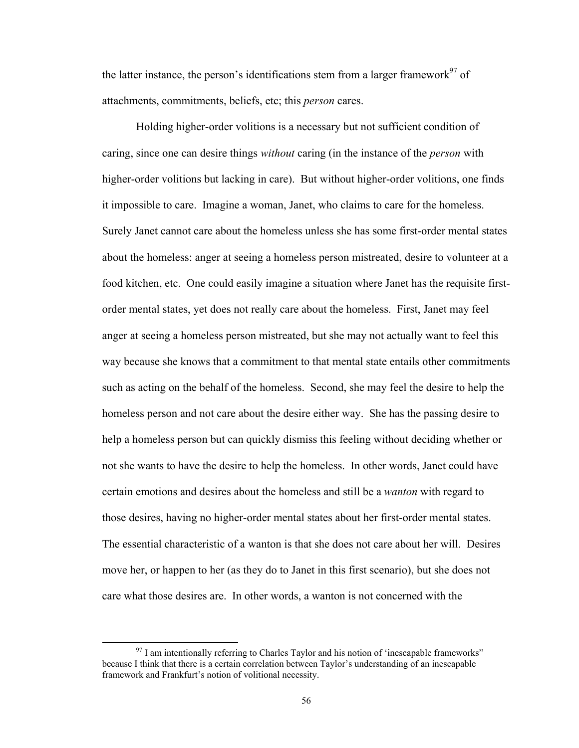the latter instance, the person's identifications stem from a larger framework[97] of attachments, commitments, beliefs, etc; this *person* cares.

Holding higher-order volitions is a necessary but not sufficient condition of caring, since one can desire things *without* caring (in the instance of the *person* with higher-order volitions but lacking in care). But without higher-order volitions, one finds it impossible to care. Imagine a woman, Janet, who claims to care for the homeless. Surely Janet cannot care about the homeless unless she has some first-order mental states about the homeless: anger at seeing a homeless person mistreated, desire to volunteer at a food kitchen, etc. One could easily imagine a situation where Janet has the requisite first-order mental states, yet does not really care about the homeless. First, Janet may feel anger at seeing a homeless person mistreated, but she may not actually want to feel this way because she knows that a commitment to that mental state entails other commitments such as acting on the behalf of the homeless. Second, she may feel the desire to help the homeless person and not care about the desire either way. She has the passing desire to help a homeless person but can quickly dismiss this feeling without deciding whether or not she wants to have the desire to help the homeless. In other words, Janet could have certain emotions and desires about the homeless and still be a *wanton* with regard to those desires, having no higher-order mental states about her first-order mental states. The essential characteristic of a wanton is that she does not care about her will. Desires move her, or happen to her (as they do to Janet in this first scenario), but she does not care what those desires are. In other words, a wanton is not concerned with the

[97] I am intentionally referring to Charles Taylor and his notion of 'inescapable frameworks" because I think that there is a certain correlation between Taylor's understanding of an inescapable framework and Frankfurt's notion of volitional necessity.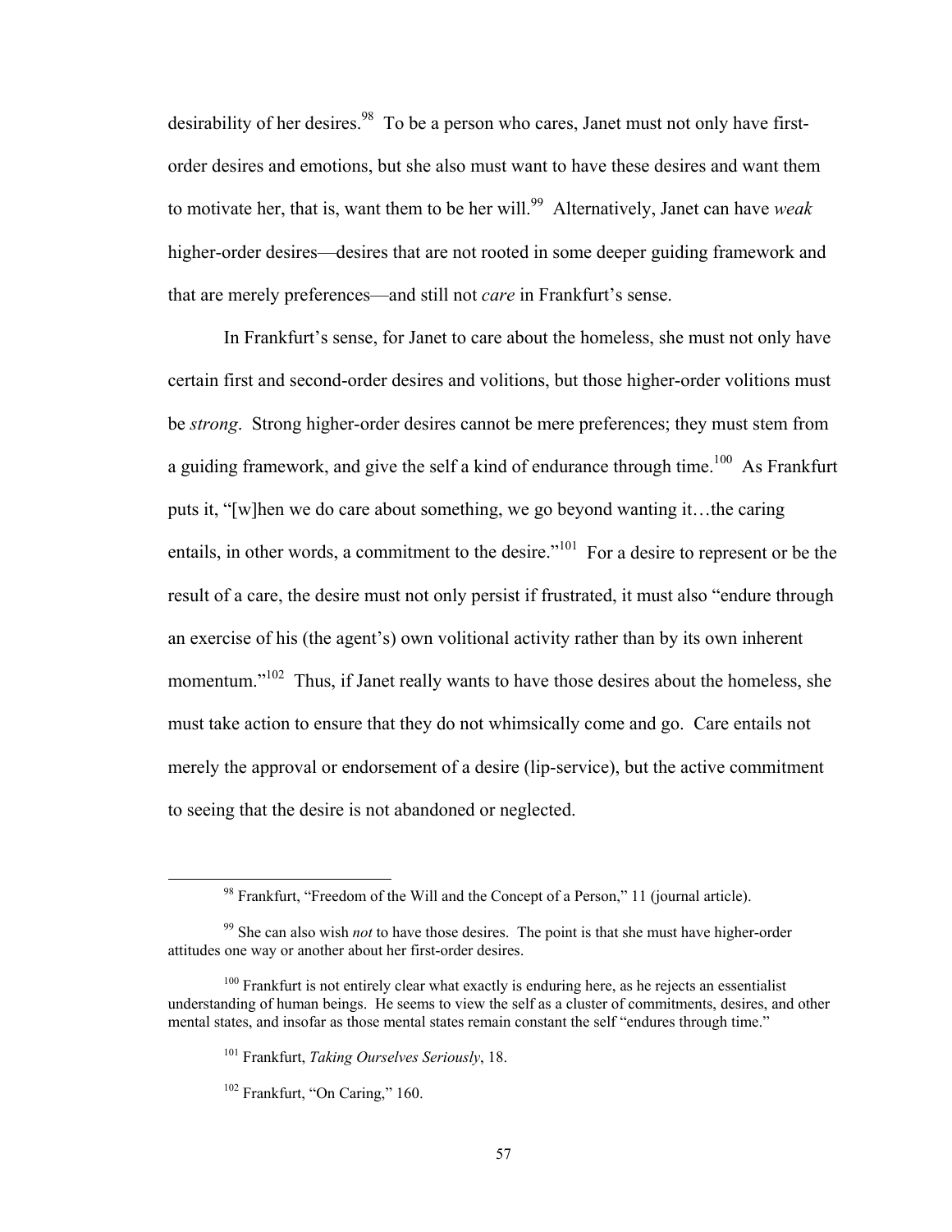desirability of her desires.[98] To be a person who cares, Janet must not only have first-order desires and emotions, but she also must want to have these desires and want them to motivate her, that is, want them to be her will.[99] Alternatively, Janet can have *weak* higher-order desires—desires that are not rooted in some deeper guiding framework and that are merely preferences—and still not *care* in Frankfurt's sense.

In Frankfurt's sense, for Janet to care about the homeless, she must not only have certain first and second-order desires and volitions, but those higher-order volitions must be *strong*. Strong higher-order desires cannot be mere preferences; they must stem from a guiding framework, and give the self a kind of endurance through time.[100] As Frankfurt puts it, "[w]hen we do care about something, we go beyond wanting it…the caring entails, in other words, a commitment to the desire."[101] For a desire to represent or be the result of a care, the desire must not only persist if frustrated, it must also "endure through an exercise of his (the agent's) own volitional activity rather than by its own inherent momentum."[102] Thus, if Janet really wants to have those desires about the homeless, she must take action to ensure that they do not whimsically come and go. Care entails not merely the approval or endorsement of a desire (lip-service), but the active commitment to seeing that the desire is not abandoned or neglected.

---

[98] Frankfurt, "Freedom of the Will and the Concept of a Person," 11 (journal article).

[99] She can also wish *not* to have those desires. The point is that she must have higher-order attitudes one way or another about her first-order desires.

[100] Frankfurt is not entirely clear what exactly is enduring here, as he rejects an essentialist understanding of human beings. He seems to view the self as a cluster of commitments, desires, and other mental states, and insofar as those mental states remain constant the self "endures through time."

[101] Frankfurt, *Taking Ourselves Seriously*, 18.

[102] Frankfurt, "On Caring," 160.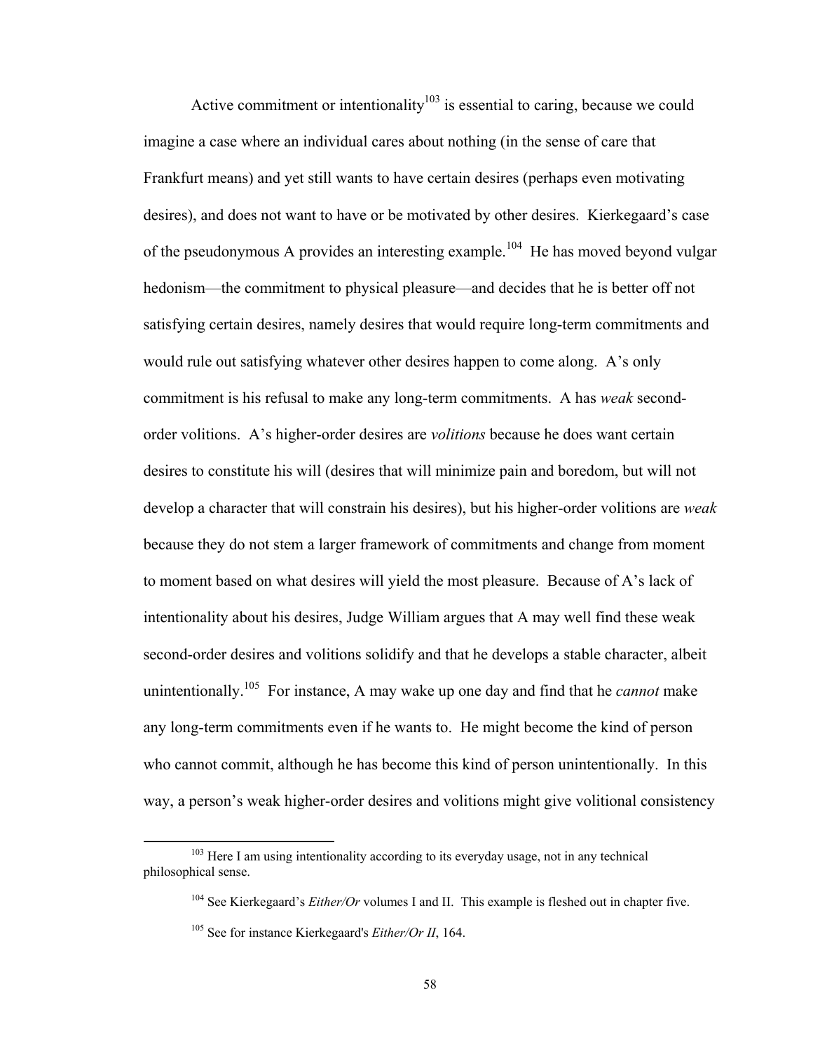Active commitment or intentionality[103] is essential to caring, because we could imagine a case where an individual cares about nothing (in the sense of care that Frankfurt means) and yet still wants to have certain desires (perhaps even motivating desires), and does not want to have or be motivated by other desires. Kierkegaard's case of the pseudonymous A provides an interesting example.[104] He has moved beyond vulgar hedonism—the commitment to physical pleasure—and decides that he is better off not satisfying certain desires, namely desires that would require long-term commitments and would rule out satisfying whatever other desires happen to come along. A's only commitment is his refusal to make any long-term commitments. A has *weak* second-order volitions. A's higher-order desires are *volitions* because he does want certain desires to constitute his will (desires that will minimize pain and boredom, but will not develop a character that will constrain his desires), but his higher-order volitions are *weak* because they do not stem a larger framework of commitments and change from moment to moment based on what desires will yield the most pleasure. Because of A's lack of intentionality about his desires, Judge William argues that A may well find these weak second-order desires and volitions solidify and that he develops a stable character, albeit unintentionally.[105] For instance, A may wake up one day and find that he *cannot* make any long-term commitments even if he wants to. He might become the kind of person who cannot commit, although he has become this kind of person unintentionally. In this way, a person's weak higher-order desires and volitions might give volitional consistency

[103] Here I am using intentionality according to its everyday usage, not in any technical philosophical sense.

[104] See Kierkegaard's *Either/Or* volumes I and II. This example is fleshed out in chapter five.

[105] See for instance Kierkegaard's *Either/Or II*, 164.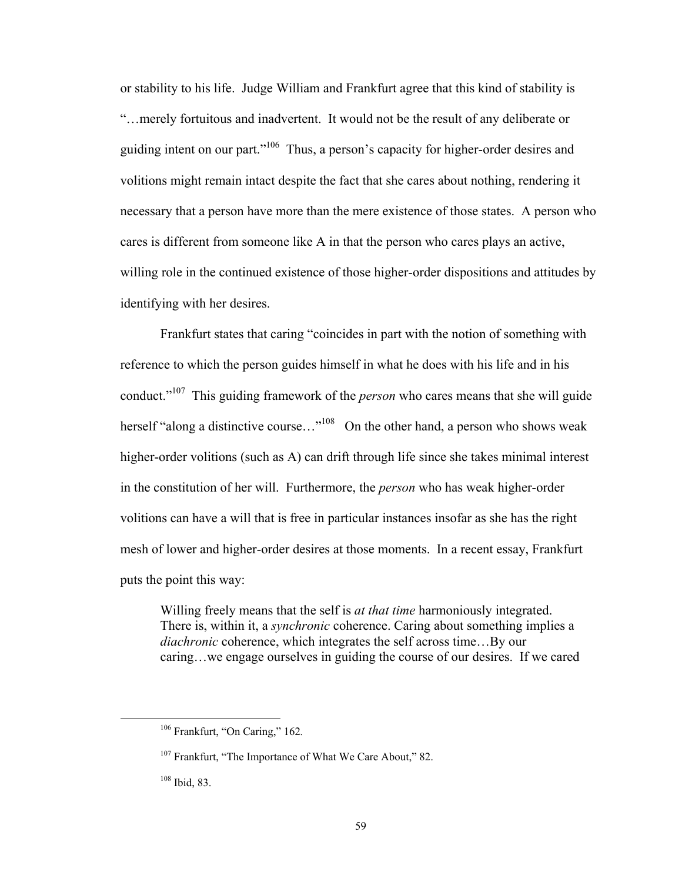or stability to his life. Judge William and Frankfurt agree that this kind of stability is "…merely fortuitous and inadvertent. It would not be the result of any deliberate or guiding intent on our part."[106] Thus, a person's capacity for higher-order desires and volitions might remain intact despite the fact that she cares about nothing, rendering it necessary that a person have more than the mere existence of those states. A person who cares is different from someone like A in that the person who cares plays an active, willing role in the continued existence of those higher-order dispositions and attitudes by identifying with her desires.

Frankfurt states that caring "coincides in part with the notion of something with reference to which the person guides himself in what he does with his life and in his conduct."[107] This guiding framework of the *person* who cares means that she will guide herself "along a distinctive course…"[108] On the other hand, a person who shows weak higher-order volitions (such as A) can drift through life since she takes minimal interest in the constitution of her will. Furthermore, the *person* who has weak higher-order volitions can have a will that is free in particular instances insofar as she has the right mesh of lower and higher-order desires at those moments. In a recent essay, Frankfurt puts the point this way:

> Willing freely means that the self is *at that time* harmoniously integrated. There is, within it, a *synchronic* coherence. Caring about something implies a *diachronic* coherence, which integrates the self across time…By our caring…we engage ourselves in guiding the course of our desires. If we cared

---

[106] Frankfurt, "On Caring," 162.

[107] Frankfurt, "The Importance of What We Care About," 82.

[108] Ibid, 83.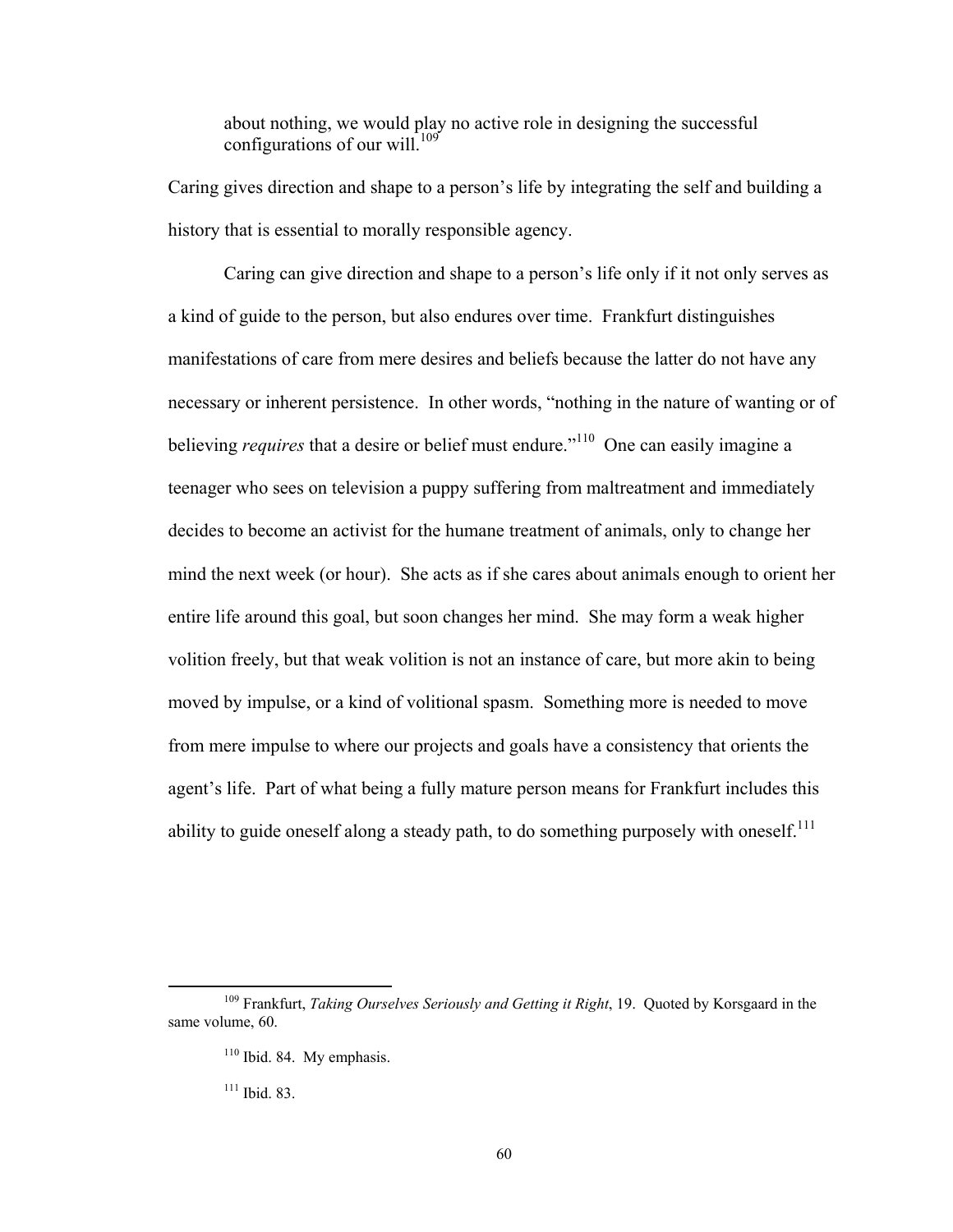> about nothing, we would play no active role in designing the successful configurations of our will.[109]

Caring gives direction and shape to a person's life by integrating the self and building a history that is essential to morally responsible agency.

Caring can give direction and shape to a person's life only if it not only serves as a kind of guide to the person, but also endures over time. Frankfurt distinguishes manifestations of care from mere desires and beliefs because the latter do not have any necessary or inherent persistence. In other words, "nothing in the nature of wanting or of believing *requires* that a desire or belief must endure."[110] One can easily imagine a teenager who sees on television a puppy suffering from maltreatment and immediately decides to become an activist for the humane treatment of animals, only to change her mind the next week (or hour). She acts as if she cares about animals enough to orient her entire life around this goal, but soon changes her mind. She may form a weak higher volition freely, but that weak volition is not an instance of care, but more akin to being moved by impulse, or a kind of volitional spasm. Something more is needed to move from mere impulse to where our projects and goals have a consistency that orients the agent's life. Part of what being a fully mature person means for Frankfurt includes this ability to guide oneself along a steady path, to do something purposely with oneself.[111]

---

[109] Frankfurt, *Taking Ourselves Seriously and Getting it Right*, 19. Quoted by Korsgaard in the same volume, 60.

[110] Ibid. 84. My emphasis.

[111] Ibid. 83.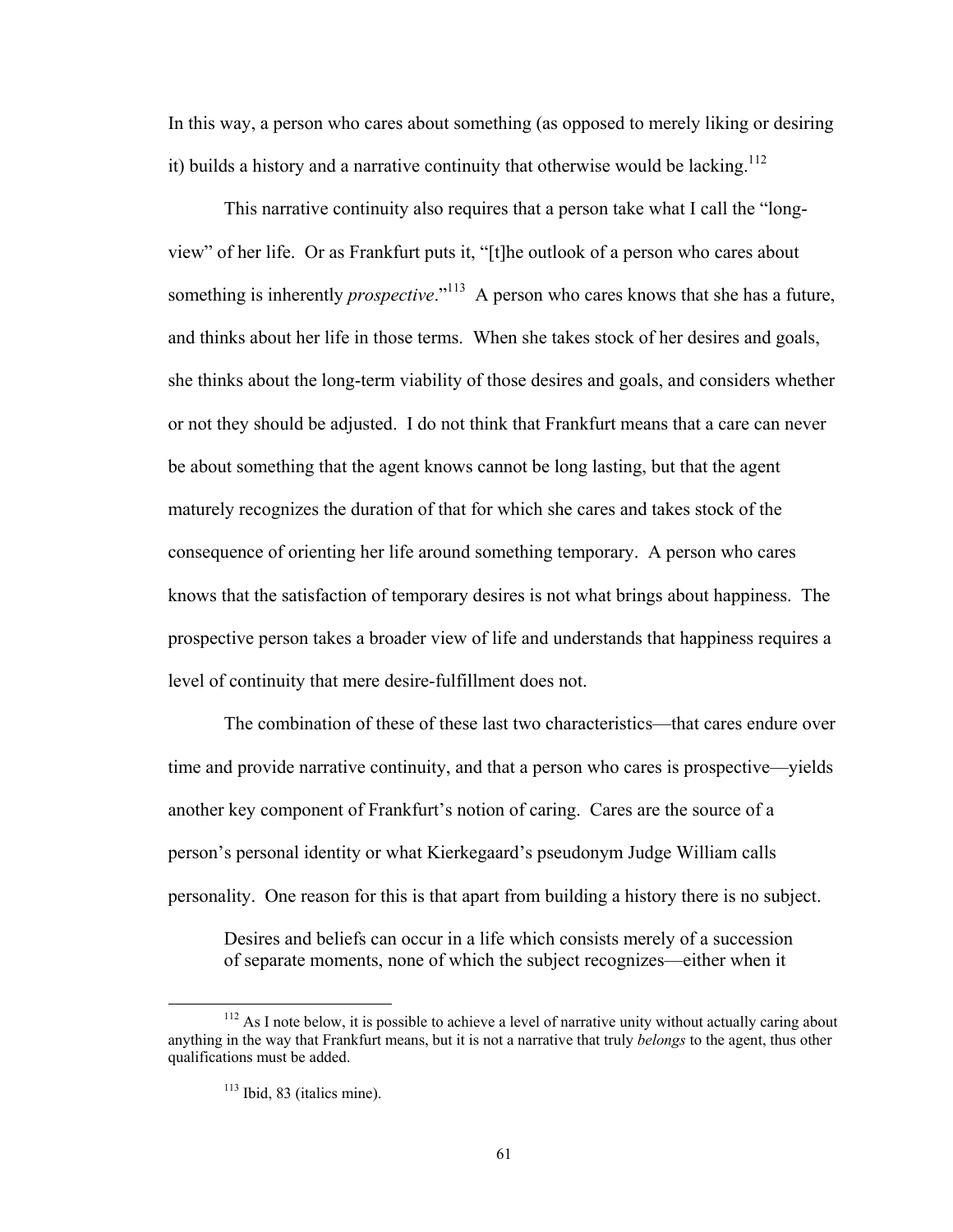In this way, a person who cares about something (as opposed to merely liking or desiring it) builds a history and a narrative continuity that otherwise would be lacking.[112]

This narrative continuity also requires that a person take what I call the "long-view" of her life. Or as Frankfurt puts it, "[t]he outlook of a person who cares about something is inherently *prospective*."[113] A person who cares knows that she has a future, and thinks about her life in those terms. When she takes stock of her desires and goals, she thinks about the long-term viability of those desires and goals, and considers whether or not they should be adjusted. I do not think that Frankfurt means that a care can never be about something that the agent knows cannot be long lasting, but that the agent maturely recognizes the duration of that for which she cares and takes stock of the consequence of orienting her life around something temporary. A person who cares knows that the satisfaction of temporary desires is not what brings about happiness. The prospective person takes a broader view of life and understands that happiness requires a level of continuity that mere desire-fulfillment does not.

The combination of these of these last two characteristics—that cares endure over time and provide narrative continuity, and that a person who cares is prospective—yields another key component of Frankfurt's notion of caring. Cares are the source of a person's personal identity or what Kierkegaard's pseudonym Judge William calls personality. One reason for this is that apart from building a history there is no subject.

> Desires and beliefs can occur in a life which consists merely of a succession of separate moments, none of which the subject recognizes—either when it

---

[112] As I note below, it is possible to achieve a level of narrative unity without actually caring about anything in the way that Frankfurt means, but it is not a narrative that truly *belongs* to the agent, thus other qualifications must be added.

[113] Ibid, 83 (italics mine).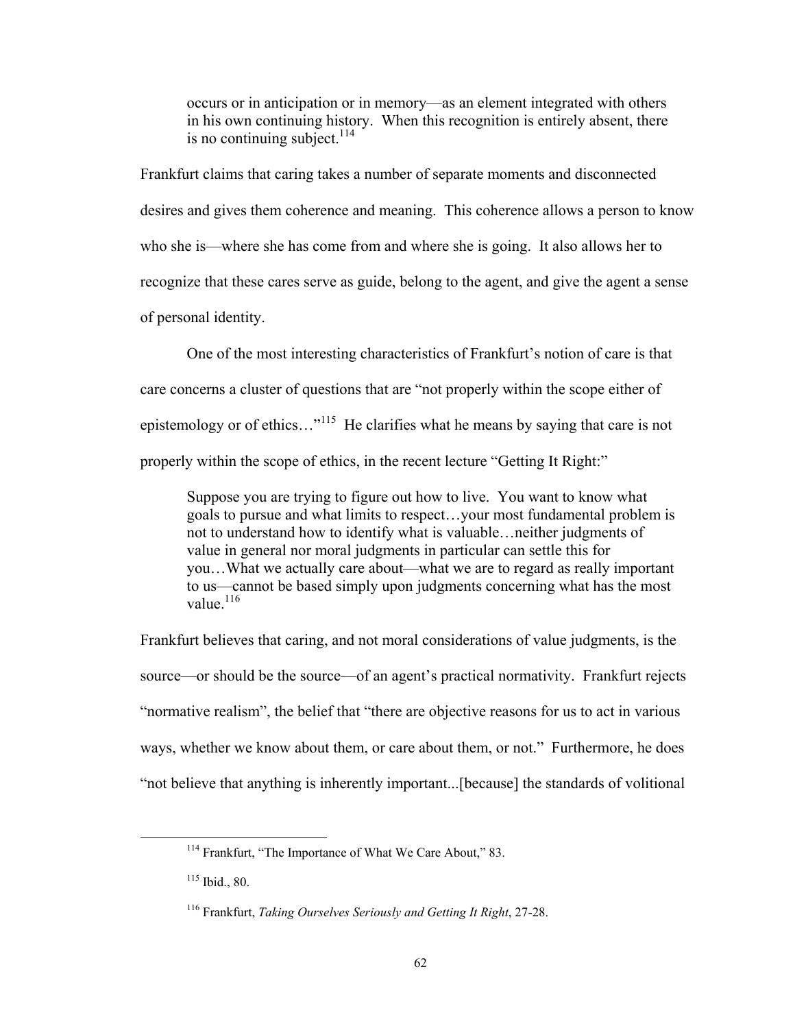> occurs or in anticipation or in memory—as an element integrated with others in his own continuing history. When this recognition is entirely absent, there is no continuing subject.[114]

Frankfurt claims that caring takes a number of separate moments and disconnected desires and gives them coherence and meaning. This coherence allows a person to know who she is—where she has come from and where she is going. It also allows her to recognize that these cares serve as guide, belong to the agent, and give the agent a sense of personal identity.

One of the most interesting characteristics of Frankfurt's notion of care is that care concerns a cluster of questions that are "not properly within the scope either of epistemology or of ethics…"[115] He clarifies what he means by saying that care is not properly within the scope of ethics, in the recent lecture "Getting It Right:"

> Suppose you are trying to figure out how to live. You want to know what goals to pursue and what limits to respect…your most fundamental problem is not to understand how to identify what is valuable…neither judgments of value in general nor moral judgments in particular can settle this for you…What we actually care about—what we are to regard as really important to us—cannot be based simply upon judgments concerning what has the most value.[116]

Frankfurt believes that caring, and not moral considerations of value judgments, is the source—or should be the source—of an agent's practical normativity. Frankfurt rejects "normative realism", the belief that "there are objective reasons for us to act in various ways, whether we know about them, or care about them, or not." Furthermore, he does "not believe that anything is inherently important...[because] the standards of volitional

---

[114] Frankfurt, "The Importance of What We Care About," 83.

[115] Ibid., 80.

[116] Frankfurt, *Taking Ourselves Seriously and Getting It Right*, 27-28.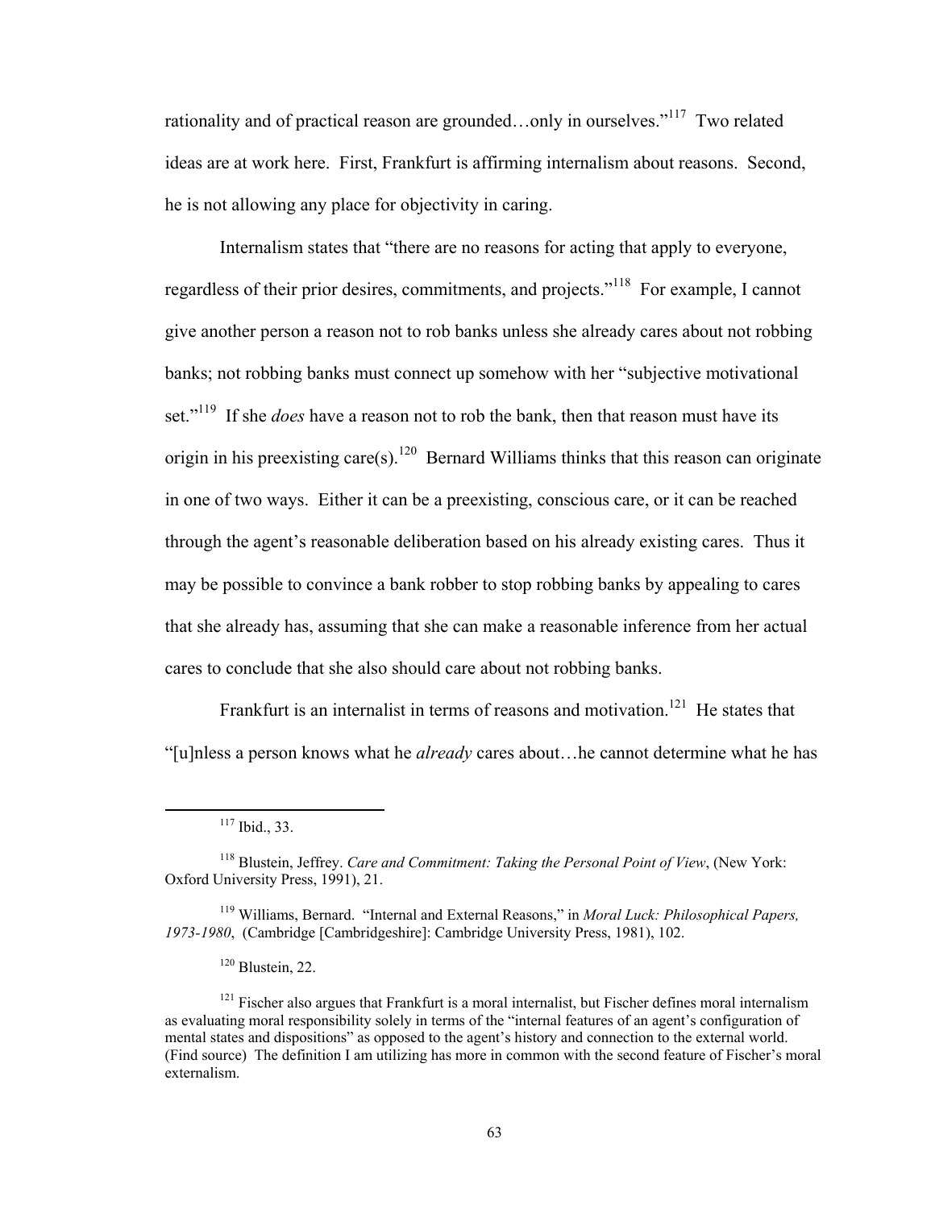rationality and of practical reason are grounded…only in ourselves."[117] Two related ideas are at work here. First, Frankfurt is affirming internalism about reasons. Second, he is not allowing any place for objectivity in caring.

Internalism states that "there are no reasons for acting that apply to everyone, regardless of their prior desires, commitments, and projects."[118] For example, I cannot give another person a reason not to rob banks unless she already cares about not robbing banks; not robbing banks must connect up somehow with her "subjective motivational set."[119] If she *does* have a reason not to rob the bank, then that reason must have its origin in his preexisting care(s).[120] Bernard Williams thinks that this reason can originate in one of two ways. Either it can be a preexisting, conscious care, or it can be reached through the agent's reasonable deliberation based on his already existing cares. Thus it may be possible to convince a bank robber to stop robbing banks by appealing to cares that she already has, assuming that she can make a reasonable inference from her actual cares to conclude that she also should care about not robbing banks.

Frankfurt is an internalist in terms of reasons and motivation.[121] He states that "[u]nless a person knows what he *already* cares about…he cannot determine what he has

---

[117] Ibid., 33.

[118] Blustein, Jeffrey. *Care and Commitment: Taking the Personal Point of View*, (New York: Oxford University Press, 1991), 21.

[119] Williams, Bernard. "Internal and External Reasons," in *Moral Luck: Philosophical Papers, 1973-1980*, (Cambridge [Cambridgeshire]: Cambridge University Press, 1981), 102.

[120] Blustein, 22.

[121] Fischer also argues that Frankfurt is a moral internalist, but Fischer defines moral internalism as evaluating moral responsibility solely in terms of the "internal features of an agent's configuration of mental states and dispositions" as opposed to the agent's history and connection to the external world. (Find source) The definition I am utilizing has more in common with the second feature of Fischer's moral externalism.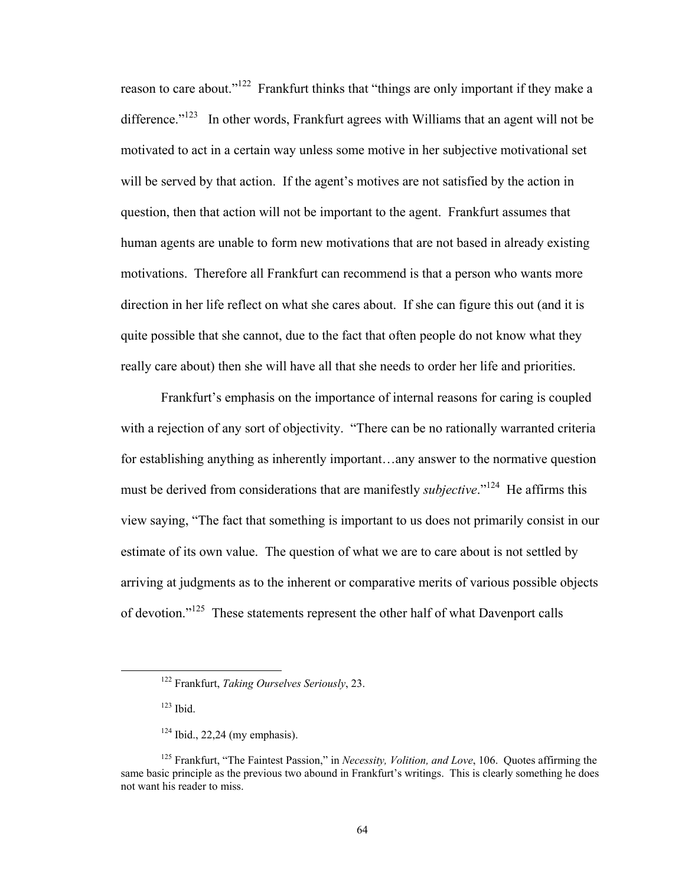reason to care about."[122] Frankfurt thinks that "things are only important if they make a difference."[123] In other words, Frankfurt agrees with Williams that an agent will not be motivated to act in a certain way unless some motive in her subjective motivational set will be served by that action. If the agent's motives are not satisfied by the action in question, then that action will not be important to the agent. Frankfurt assumes that human agents are unable to form new motivations that are not based in already existing motivations. Therefore all Frankfurt can recommend is that a person who wants more direction in her life reflect on what she cares about. If she can figure this out (and it is quite possible that she cannot, due to the fact that often people do not know what they really care about) then she will have all that she needs to order her life and priorities.

Frankfurt's emphasis on the importance of internal reasons for caring is coupled with a rejection of any sort of objectivity. "There can be no rationally warranted criteria for establishing anything as inherently important…any answer to the normative question must be derived from considerations that are manifestly *subjective*."[124] He affirms this view saying, "The fact that something is important to us does not primarily consist in our estimate of its own value. The question of what we are to care about is not settled by arriving at judgments as to the inherent or comparative merits of various possible objects of devotion."[125] These statements represent the other half of what Davenport calls

---

[122] Frankfurt, *Taking Ourselves Seriously*, 23.

[123] Ibid.

[124] Ibid., 22,24 (my emphasis).

[125] Frankfurt, "The Faintest Passion," in *Necessity, Volition, and Love*, 106. Quotes affirming the same basic principle as the previous two abound in Frankfurt's writings. This is clearly something he does not want his reader to miss.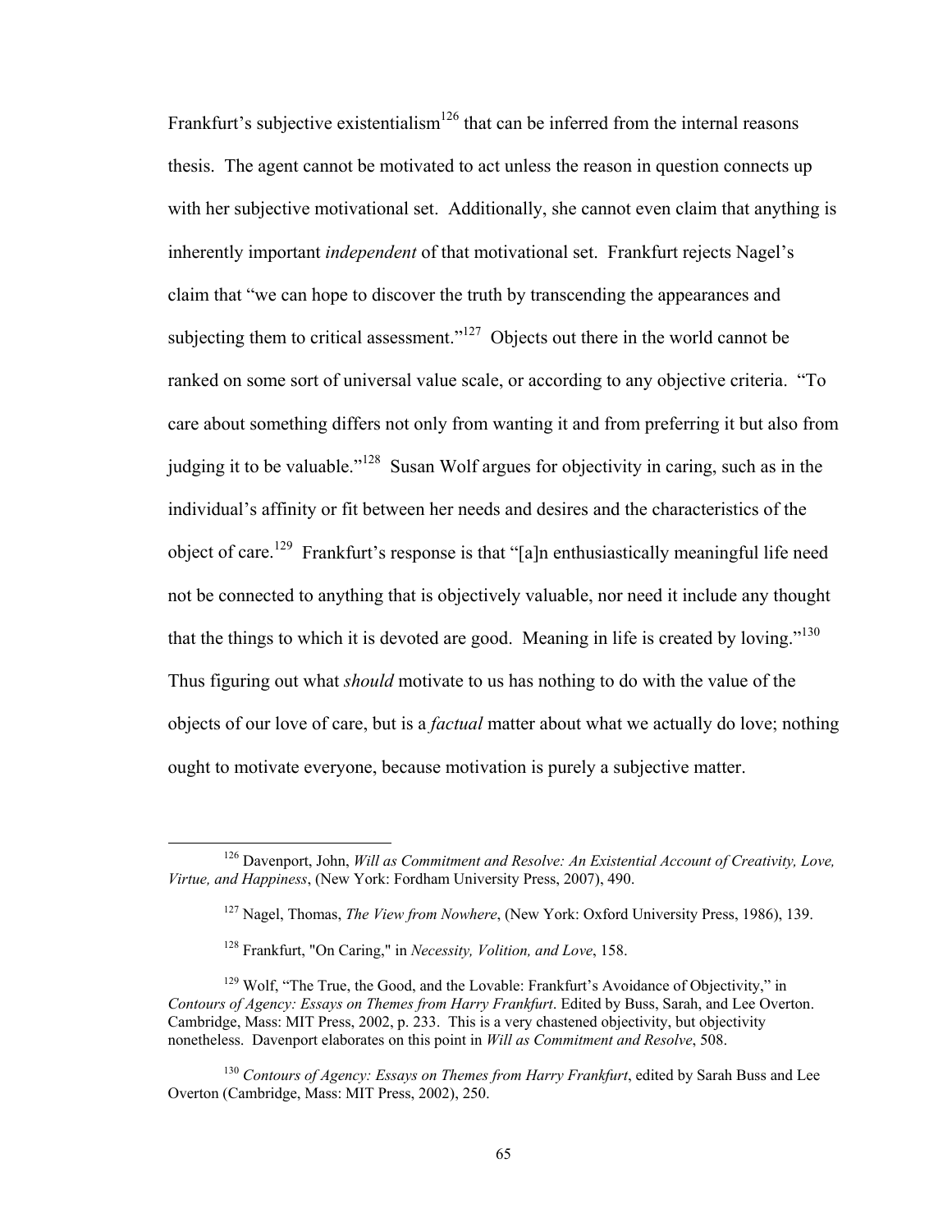Frankfurt's subjective existentialism[126] that can be inferred from the internal reasons thesis. The agent cannot be motivated to act unless the reason in question connects up with her subjective motivational set. Additionally, she cannot even claim that anything is inherently important *independent* of that motivational set. Frankfurt rejects Nagel's claim that "we can hope to discover the truth by transcending the appearances and subjecting them to critical assessment."[127] Objects out there in the world cannot be ranked on some sort of universal value scale, or according to any objective criteria. "To care about something differs not only from wanting it and from preferring it but also from judging it to be valuable."[128] Susan Wolf argues for objectivity in caring, such as in the individual's affinity or fit between her needs and desires and the characteristics of the object of care.[129] Frankfurt's response is that "[a]n enthusiastically meaningful life need not be connected to anything that is objectively valuable, nor need it include any thought that the things to which it is devoted are good. Meaning in life is created by loving."[130] Thus figuring out what *should* motivate to us has nothing to do with the value of the objects of our love of care, but is a *factual* matter about what we actually do love; nothing ought to motivate everyone, because motivation is purely a subjective matter.

---

[126] Davenport, John, *Will as Commitment and Resolve: An Existential Account of Creativity, Love, Virtue, and Happiness*, (New York: Fordham University Press, 2007), 490.

[127] Nagel, Thomas, *The View from Nowhere*, (New York: Oxford University Press, 1986), 139.

[128] Frankfurt, "On Caring," in *Necessity, Volition, and Love*, 158.

[129] Wolf, "The True, the Good, and the Lovable: Frankfurt's Avoidance of Objectivity," in *Contours of Agency: Essays on Themes from Harry Frankfurt*. Edited by Buss, Sarah, and Lee Overton. Cambridge, Mass: MIT Press, 2002, p. 233. This is a very chastened objectivity, but objectivity nonetheless. Davenport elaborates on this point in *Will as Commitment and Resolve*, 508.

[130] *Contours of Agency: Essays on Themes from Harry Frankfurt*, edited by Sarah Buss and Lee Overton (Cambridge, Mass: MIT Press, 2002), 250.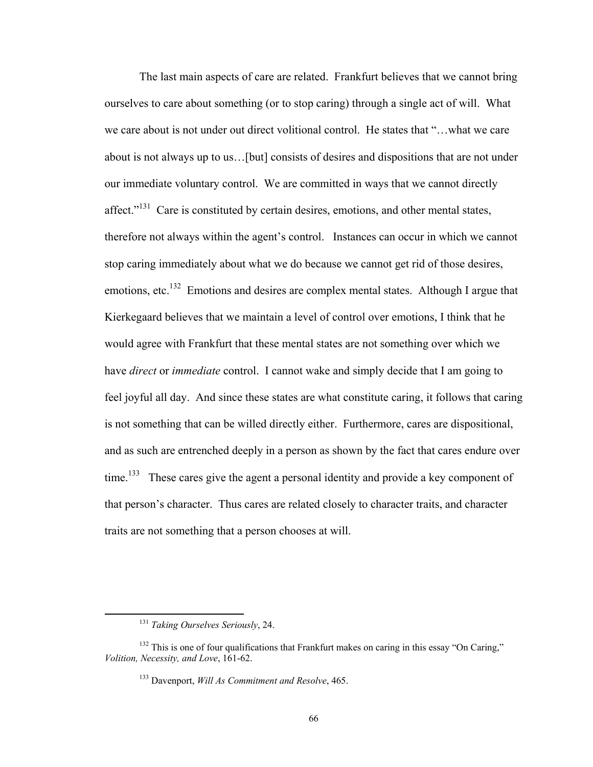The last main aspects of care are related. Frankfurt believes that we cannot bring ourselves to care about something (or to stop caring) through a single act of will. What we care about is not under out direct volitional control. He states that "…what we care about is not always up to us…[but] consists of desires and dispositions that are not under our immediate voluntary control. We are committed in ways that we cannot directly affect."[131] Care is constituted by certain desires, emotions, and other mental states, therefore not always within the agent's control. Instances can occur in which we cannot stop caring immediately about what we do because we cannot get rid of those desires, emotions, etc.[132] Emotions and desires are complex mental states. Although I argue that Kierkegaard believes that we maintain a level of control over emotions, I think that he would agree with Frankfurt that these mental states are not something over which we have *direct* or *immediate* control. I cannot wake and simply decide that I am going to feel joyful all day. And since these states are what constitute caring, it follows that caring is not something that can be willed directly either. Furthermore, cares are dispositional, and as such are entrenched deeply in a person as shown by the fact that cares endure over time.[133] These cares give the agent a personal identity and provide a key component of that person's character. Thus cares are related closely to character traits, and character traits are not something that a person chooses at will.

---

[131] *Taking Ourselves Seriously*, 24.

[132] This is one of four qualifications that Frankfurt makes on caring in this essay "On Caring," *Volition, Necessity, and Love*, 161-62.

[133] Davenport, *Will As Commitment and Resolve*, 465.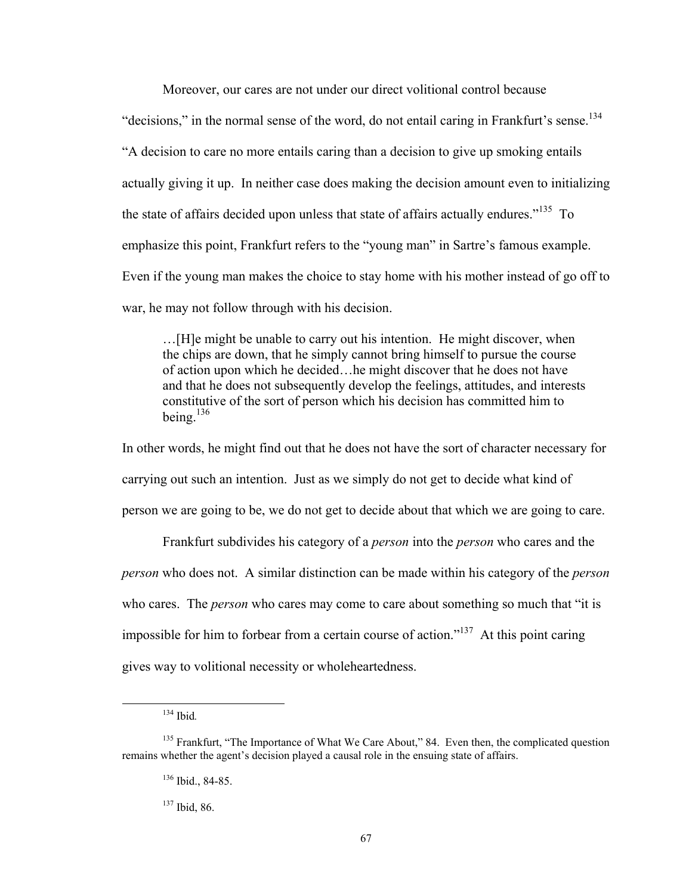Moreover, our cares are not under our direct volitional control because "decisions," in the normal sense of the word, do not entail caring in Frankfurt's sense.[134] "A decision to care no more entails caring than a decision to give up smoking entails actually giving it up. In neither case does making the decision amount even to initializing the state of affairs decided upon unless that state of affairs actually endures."[135] To emphasize this point, Frankfurt refers to the "young man" in Sartre's famous example. Even if the young man makes the choice to stay home with his mother instead of go off to war, he may not follow through with his decision.

> …[H]e might be unable to carry out his intention. He might discover, when the chips are down, that he simply cannot bring himself to pursue the course of action upon which he decided…he might discover that he does not have and that he does not subsequently develop the feelings, attitudes, and interests constitutive of the sort of person which his decision has committed him to being.[136]

In other words, he might find out that he does not have the sort of character necessary for carrying out such an intention. Just as we simply do not get to decide what kind of person we are going to be, we do not get to decide about that which we are going to care.

Frankfurt subdivides his category of a *person* into the *person* who cares and the *person* who does not. A similar distinction can be made within his category of the *person* who cares. The *person* who cares may come to care about something so much that "it is impossible for him to forbear from a certain course of action."[137] At this point caring gives way to volitional necessity or wholeheartedness.

---

[134] Ibid*.*

[135] Frankfurt, "The Importance of What We Care About," 84. Even then, the complicated question remains whether the agent's decision played a causal role in the ensuing state of affairs.

[136] Ibid., 84-85.

[137] Ibid, 86.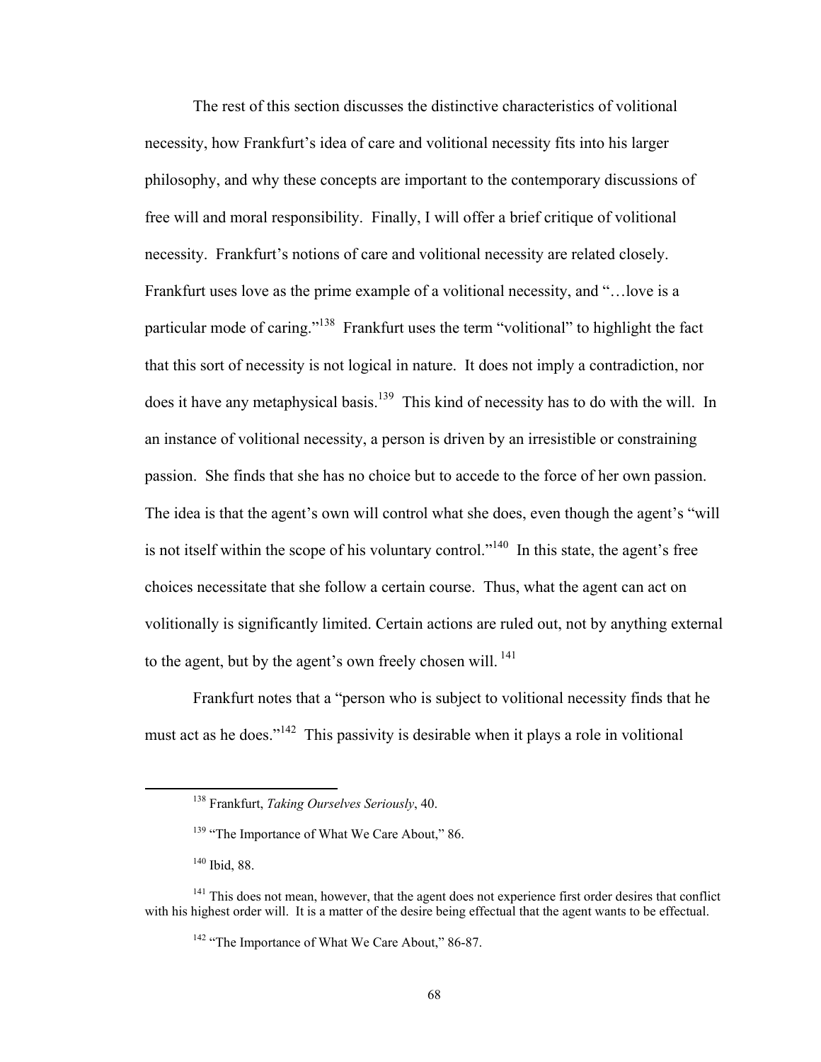The rest of this section discusses the distinctive characteristics of volitional necessity, how Frankfurt's idea of care and volitional necessity fits into his larger philosophy, and why these concepts are important to the contemporary discussions of free will and moral responsibility. Finally, I will offer a brief critique of volitional necessity. Frankfurt's notions of care and volitional necessity are related closely. Frankfurt uses love as the prime example of a volitional necessity, and "…love is a particular mode of caring."[138] Frankfurt uses the term "volitional" to highlight the fact that this sort of necessity is not logical in nature. It does not imply a contradiction, nor does it have any metaphysical basis.[139] This kind of necessity has to do with the will. In an instance of volitional necessity, a person is driven by an irresistible or constraining passion. She finds that she has no choice but to accede to the force of her own passion. The idea is that the agent's own will control what she does, even though the agent's "will is not itself within the scope of his voluntary control."[140] In this state, the agent's free choices necessitate that she follow a certain course. Thus, what the agent can act on volitionally is significantly limited. Certain actions are ruled out, not by anything external to the agent, but by the agent's own freely chosen will.[141]

Frankfurt notes that a "person who is subject to volitional necessity finds that he must act as he does."[142] This passivity is desirable when it plays a role in volitional

---

[138] Frankfurt, *Taking Ourselves Seriously*, 40.

[139] "The Importance of What We Care About," 86.

[140] Ibid, 88.

[141] This does not mean, however, that the agent does not experience first order desires that conflict with his highest order will. It is a matter of the desire being effectual that the agent wants to be effectual.

[142] "The Importance of What We Care About," 86-87.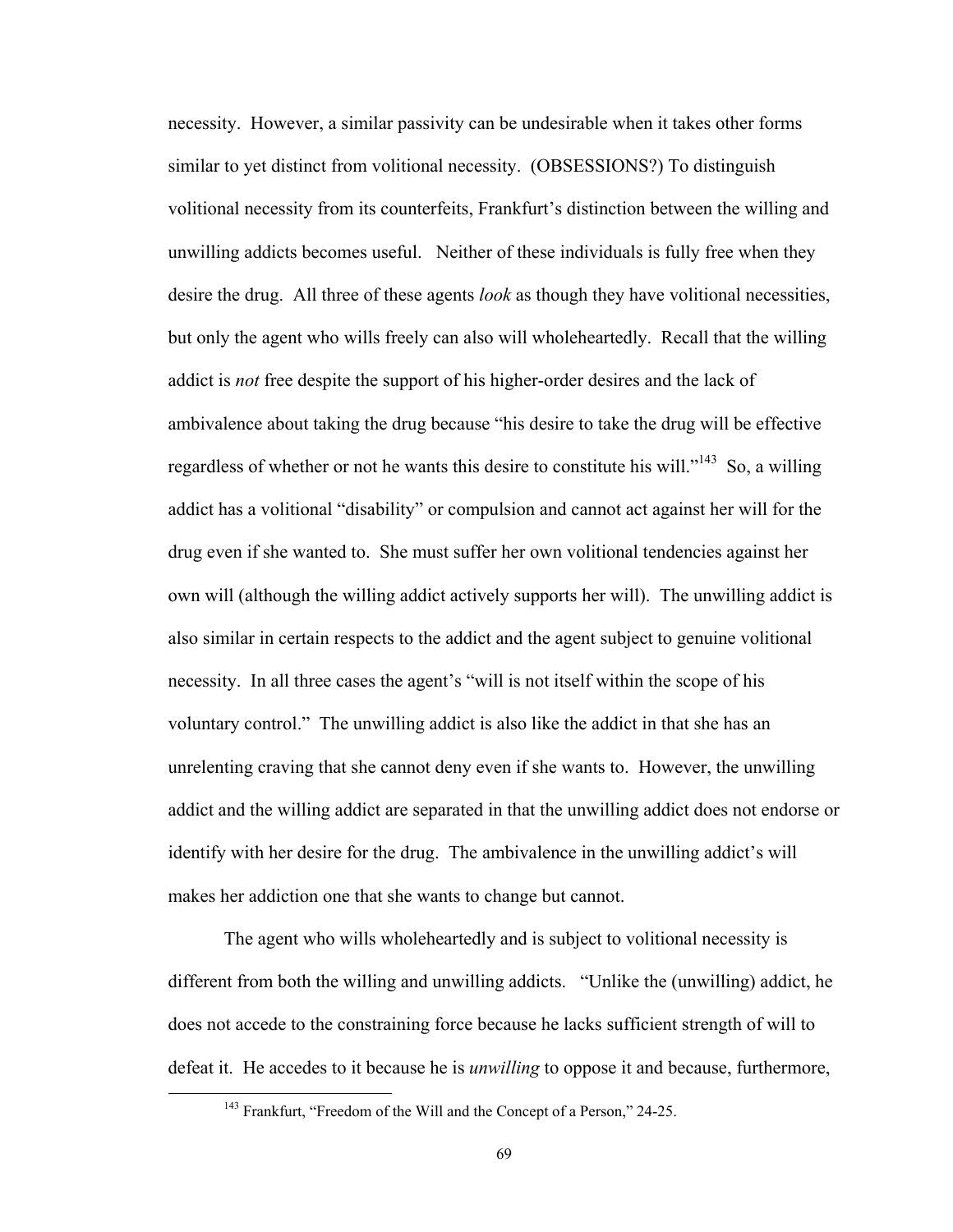necessity. However, a similar passivity can be undesirable when it takes other forms similar to yet distinct from volitional necessity. (OBSESSIONS?) To distinguish volitional necessity from its counterfeits, Frankfurt's distinction between the willing and unwilling addicts becomes useful. Neither of these individuals is fully free when they desire the drug. All three of these agents *look* as though they have volitional necessities, but only the agent who wills freely can also will wholeheartedly. Recall that the willing addict is *not* free despite the support of his higher-order desires and the lack of ambivalence about taking the drug because "his desire to take the drug will be effective regardless of whether or not he wants this desire to constitute his will."[143] So, a willing addict has a volitional "disability" or compulsion and cannot act against her will for the drug even if she wanted to. She must suffer her own volitional tendencies against her own will (although the willing addict actively supports her will). The unwilling addict is also similar in certain respects to the addict and the agent subject to genuine volitional necessity. In all three cases the agent's "will is not itself within the scope of his voluntary control." The unwilling addict is also like the addict in that she has an unrelenting craving that she cannot deny even if she wants to. However, the unwilling addict and the willing addict are separated in that the unwilling addict does not endorse or identify with her desire for the drug. The ambivalence in the unwilling addict's will makes her addiction one that she wants to change but cannot.

The agent who wills wholeheartedly and is subject to volitional necessity is different from both the willing and unwilling addicts. "Unlike the (unwilling) addict, he does not accede to the constraining force because he lacks sufficient strength of will to defeat it. He accedes to it because he is *unwilling* to oppose it and because, furthermore,

[143] Frankfurt, "Freedom of the Will and the Concept of a Person," 24-25.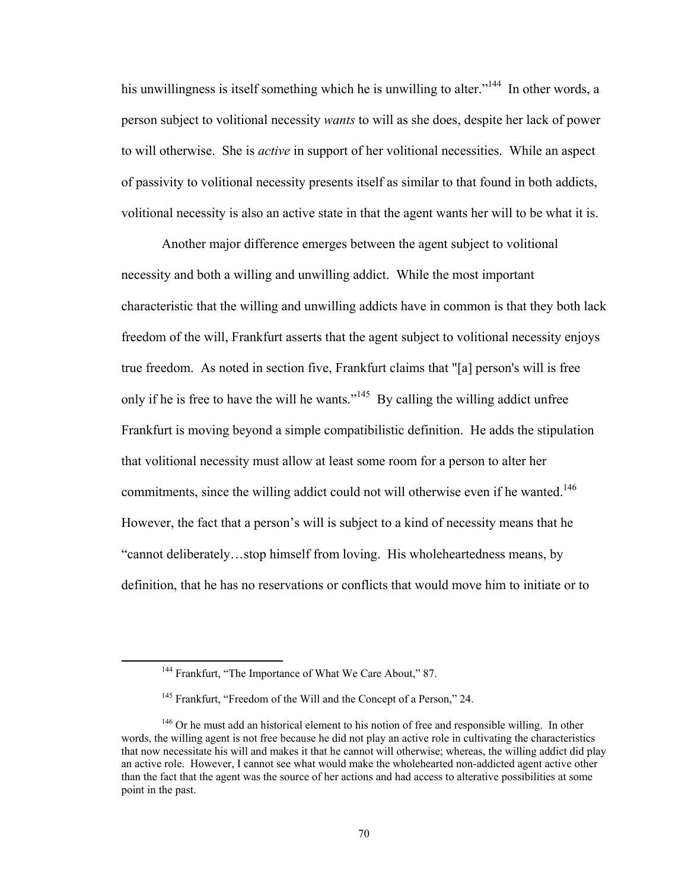his unwillingness is itself something which he is unwilling to alter."[144] In other words, a person subject to volitional necessity *wants* to will as she does, despite her lack of power to will otherwise. She is *active* in support of her volitional necessities. While an aspect of passivity to volitional necessity presents itself as similar to that found in both addicts, volitional necessity is also an active state in that the agent wants her will to be what it is.

Another major difference emerges between the agent subject to volitional necessity and both a willing and unwilling addict. While the most important characteristic that the willing and unwilling addicts have in common is that they both lack freedom of the will, Frankfurt asserts that the agent subject to volitional necessity enjoys true freedom. As noted in section five, Frankfurt claims that "[a] person's will is free only if he is free to have the will he wants."[145] By calling the willing addict unfree Frankfurt is moving beyond a simple compatibilistic definition. He adds the stipulation that volitional necessity must allow at least some room for a person to alter her commitments, since the willing addict could not will otherwise even if he wanted.[146] However, the fact that a person's will is subject to a kind of necessity means that he "cannot deliberately…stop himself from loving. His wholeheartedness means, by definition, that he has no reservations or conflicts that would move him to initiate or to

---

[144] Frankfurt, "The Importance of What We Care About," 87.

[145] Frankfurt, "Freedom of the Will and the Concept of a Person," 24.

[146] Or he must add an historical element to his notion of free and responsible willing. In other words, the willing agent is not free because he did not play an active role in cultivating the characteristics that now necessitate his will and makes it that he cannot will otherwise; whereas, the willing addict did play an active role. However, I cannot see what would make the wholehearted non-addicted agent active other than the fact that the agent was the source of her actions and had access to alterative possibilities at some point in the past.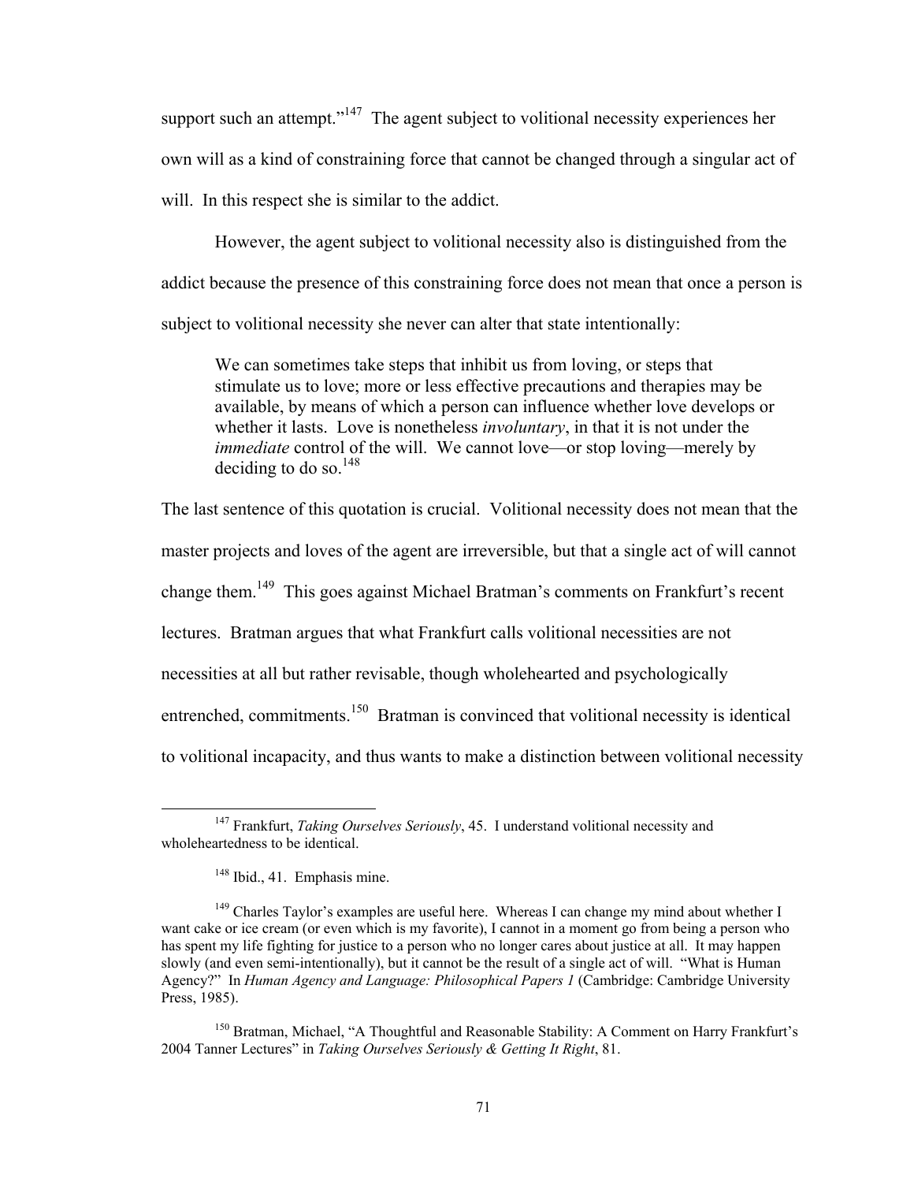support such an attempt."[147] The agent subject to volitional necessity experiences her own will as a kind of constraining force that cannot be changed through a singular act of will. In this respect she is similar to the addict.

However, the agent subject to volitional necessity also is distinguished from the addict because the presence of this constraining force does not mean that once a person is subject to volitional necessity she never can alter that state intentionally:

> We can sometimes take steps that inhibit us from loving, or steps that stimulate us to love; more or less effective precautions and therapies may be available, by means of which a person can influence whether love develops or whether it lasts. Love is nonetheless *involuntary*, in that it is not under the *immediate* control of the will. We cannot love—or stop loving—merely by deciding to do so.[148]

The last sentence of this quotation is crucial. Volitional necessity does not mean that the master projects and loves of the agent are irreversible, but that a single act of will cannot change them.[149] This goes against Michael Bratman's comments on Frankfurt's recent lectures. Bratman argues that what Frankfurt calls volitional necessities are not necessities at all but rather revisable, though wholehearted and psychologically entrenched, commitments.[150] Bratman is convinced that volitional necessity is identical to volitional incapacity, and thus wants to make a distinction between volitional necessity

---

[147] Frankfurt, *Taking Ourselves Seriously*, 45. I understand volitional necessity and wholeheartedness to be identical.

[148] Ibid., 41. Emphasis mine.

[149] Charles Taylor's examples are useful here. Whereas I can change my mind about whether I want cake or ice cream (or even which is my favorite), I cannot in a moment go from being a person who has spent my life fighting for justice to a person who no longer cares about justice at all. It may happen slowly (and even semi-intentionally), but it cannot be the result of a single act of will. "What is Human Agency?" In *Human Agency and Language: Philosophical Papers 1* (Cambridge: Cambridge University Press, 1985).

[150] Bratman, Michael, "A Thoughtful and Reasonable Stability: A Comment on Harry Frankfurt's 2004 Tanner Lectures" in *Taking Ourselves Seriously & Getting It Right*, 81.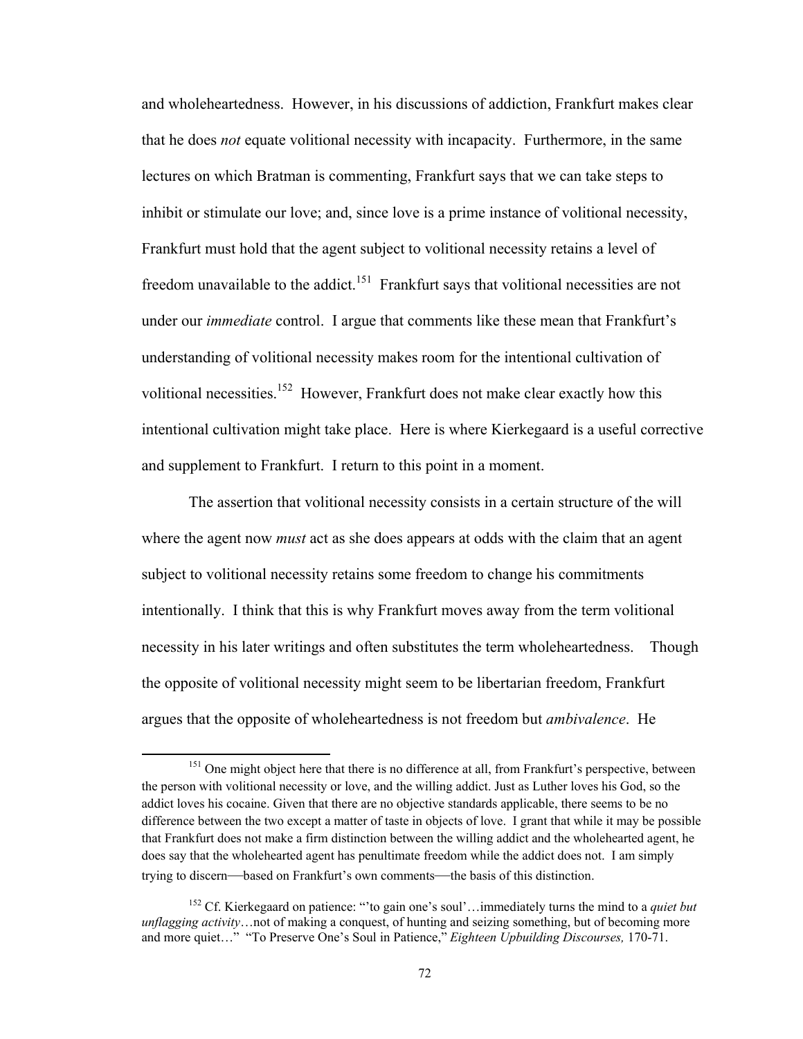and wholeheartedness. However, in his discussions of addiction, Frankfurt makes clear that he does *not* equate volitional necessity with incapacity. Furthermore, in the same lectures on which Bratman is commenting, Frankfurt says that we can take steps to inhibit or stimulate our love; and, since love is a prime instance of volitional necessity, Frankfurt must hold that the agent subject to volitional necessity retains a level of freedom unavailable to the addict.[151] Frankfurt says that volitional necessities are not under our *immediate* control. I argue that comments like these mean that Frankfurt's understanding of volitional necessity makes room for the intentional cultivation of volitional necessities.[152] However, Frankfurt does not make clear exactly how this intentional cultivation might take place. Here is where Kierkegaard is a useful corrective and supplement to Frankfurt. I return to this point in a moment.

The assertion that volitional necessity consists in a certain structure of the will where the agent now *must* act as she does appears at odds with the claim that an agent subject to volitional necessity retains some freedom to change his commitments intentionally. I think that this is why Frankfurt moves away from the term volitional necessity in his later writings and often substitutes the term wholeheartedness. Though the opposite of volitional necessity might seem to be libertarian freedom, Frankfurt argues that the opposite of wholeheartedness is not freedom but *ambivalence*. He

[151] One might object here that there is no difference at all, from Frankfurt's perspective, between the person with volitional necessity or love, and the willing addict. Just as Luther loves his God, so the addict loves his cocaine. Given that there are no objective standards applicable, there seems to be no difference between the two except a matter of taste in objects of love. I grant that while it may be possible that Frankfurt does not make a firm distinction between the willing addict and the wholehearted agent, he does say that the wholehearted agent has penultimate freedom while the addict does not. I am simply trying to discern—based on Frankfurt's own comments—the basis of this distinction.

[152] Cf. Kierkegaard on patience: "'to gain one's soul'…immediately turns the mind to a *quiet but unflagging activity*…not of making a conquest, of hunting and seizing something, but of becoming more and more quiet…" "To Preserve One's Soul in Patience," *Eighteen Upbuilding Discourses,* 170-71.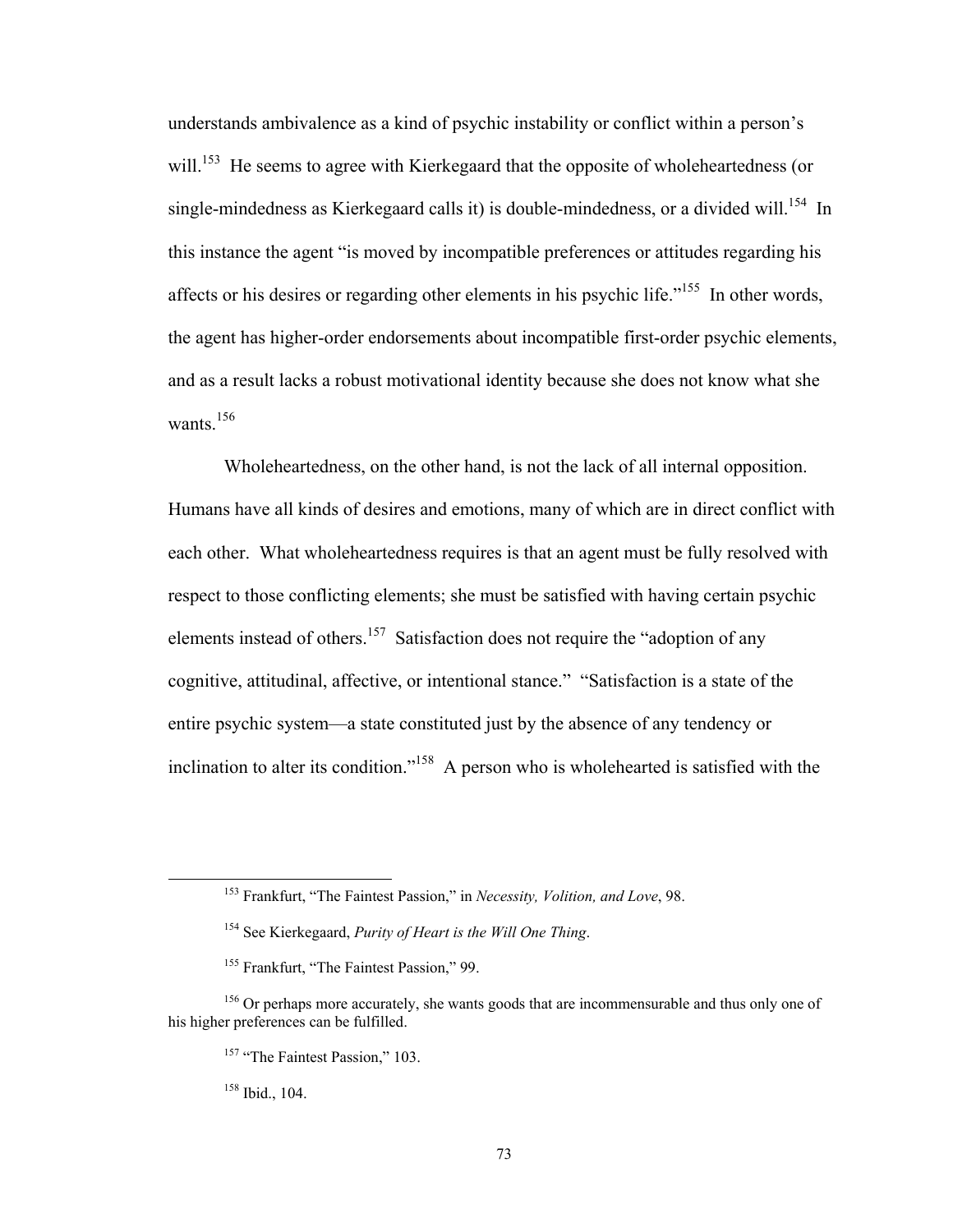understands ambivalence as a kind of psychic instability or conflict within a person's will.[153] He seems to agree with Kierkegaard that the opposite of wholeheartedness (or single-mindedness as Kierkegaard calls it) is double-mindedness, or a divided will.[154] In this instance the agent "is moved by incompatible preferences or attitudes regarding his affects or his desires or regarding other elements in his psychic life."[155] In other words, the agent has higher-order endorsements about incompatible first-order psychic elements, and as a result lacks a robust motivational identity because she does not know what she wants.[156]

Wholeheartedness, on the other hand, is not the lack of all internal opposition. Humans have all kinds of desires and emotions, many of which are in direct conflict with each other. What wholeheartedness requires is that an agent must be fully resolved with respect to those conflicting elements; she must be satisfied with having certain psychic elements instead of others.[157] Satisfaction does not require the "adoption of any cognitive, attitudinal, affective, or intentional stance." "Satisfaction is a state of the entire psychic system—a state constituted just by the absence of any tendency or inclination to alter its condition."[158] A person who is wholehearted is satisfied with the

---

[153] Frankfurt, "The Faintest Passion," in *Necessity, Volition, and Love*, 98.

[154] See Kierkegaard, *Purity of Heart is the Will One Thing*.

[155] Frankfurt, "The Faintest Passion," 99.

[156] Or perhaps more accurately, she wants goods that are incommensurable and thus only one of his higher preferences can be fulfilled.

[157] "The Faintest Passion," 103.

[158] Ibid., 104.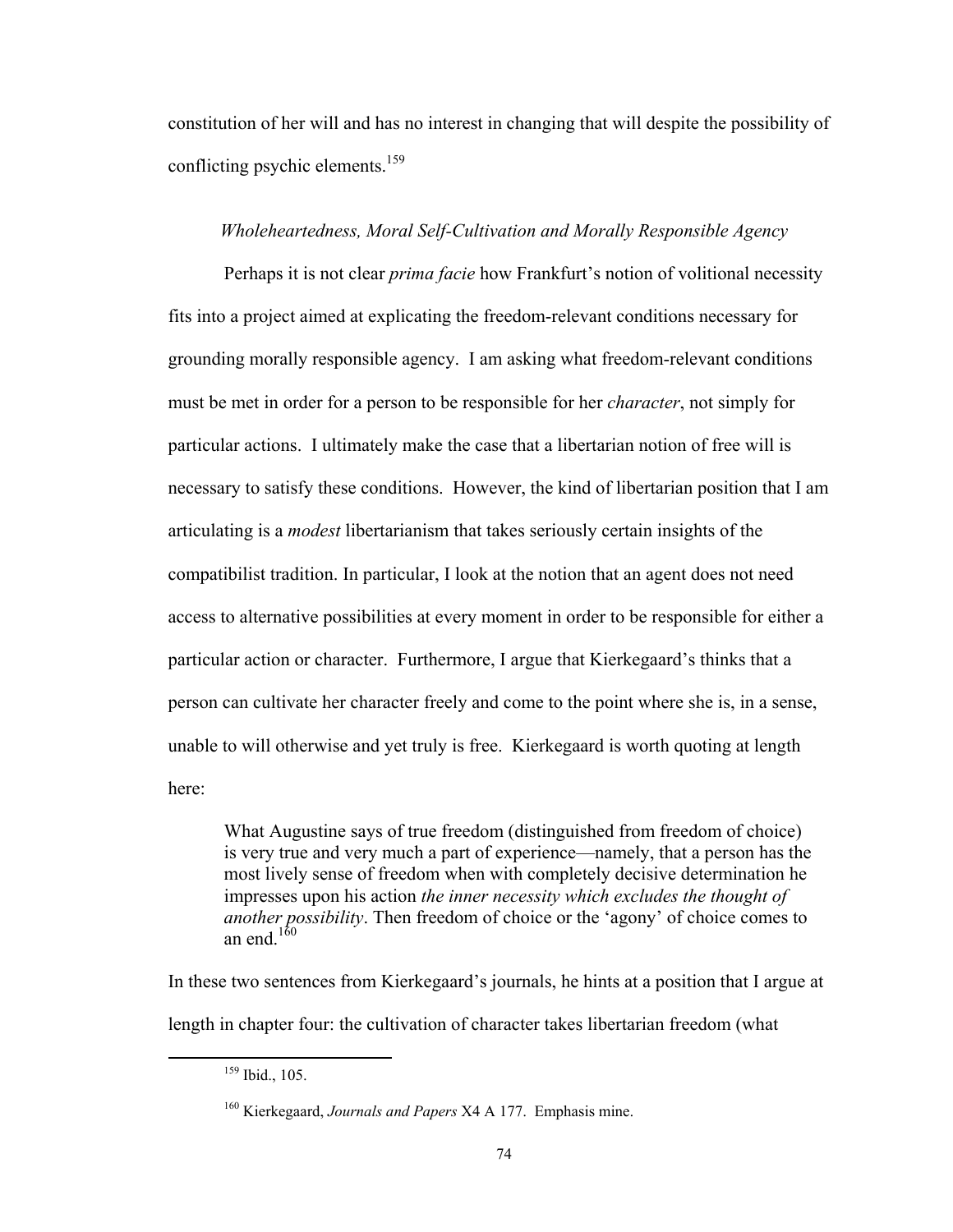constitution of her will and has no interest in changing that will despite the possibility of conflicting psychic elements.[159]

### *Wholeheartedness, Moral Self-Cultivation and Morally Responsible Agency*

Perhaps it is not clear *prima facie* how Frankfurt's notion of volitional necessity fits into a project aimed at explicating the freedom-relevant conditions necessary for grounding morally responsible agency. I am asking what freedom-relevant conditions must be met in order for a person to be responsible for her *character*, not simply for particular actions. I ultimately make the case that a libertarian notion of free will is necessary to satisfy these conditions. However, the kind of libertarian position that I am articulating is a *modest* libertarianism that takes seriously certain insights of the compatibilist tradition. In particular, I look at the notion that an agent does not need access to alternative possibilities at every moment in order to be responsible for either a particular action or character. Furthermore, I argue that Kierkegaard's thinks that a person can cultivate her character freely and come to the point where she is, in a sense, unable to will otherwise and yet truly is free. Kierkegaard is worth quoting at length here:

> What Augustine says of true freedom (distinguished from freedom of choice) is very true and very much a part of experience—namely, that a person has the most lively sense of freedom when with completely decisive determination he impresses upon his action *the inner necessity which excludes the thought of another possibility*. Then freedom of choice or the 'agony' of choice comes to an end.[160]

In these two sentences from Kierkegaard's journals, he hints at a position that I argue at length in chapter four: the cultivation of character takes libertarian freedom (what

---

[159] Ibid., 105.

[160] Kierkegaard, *Journals and Papers* X4 A 177. Emphasis mine.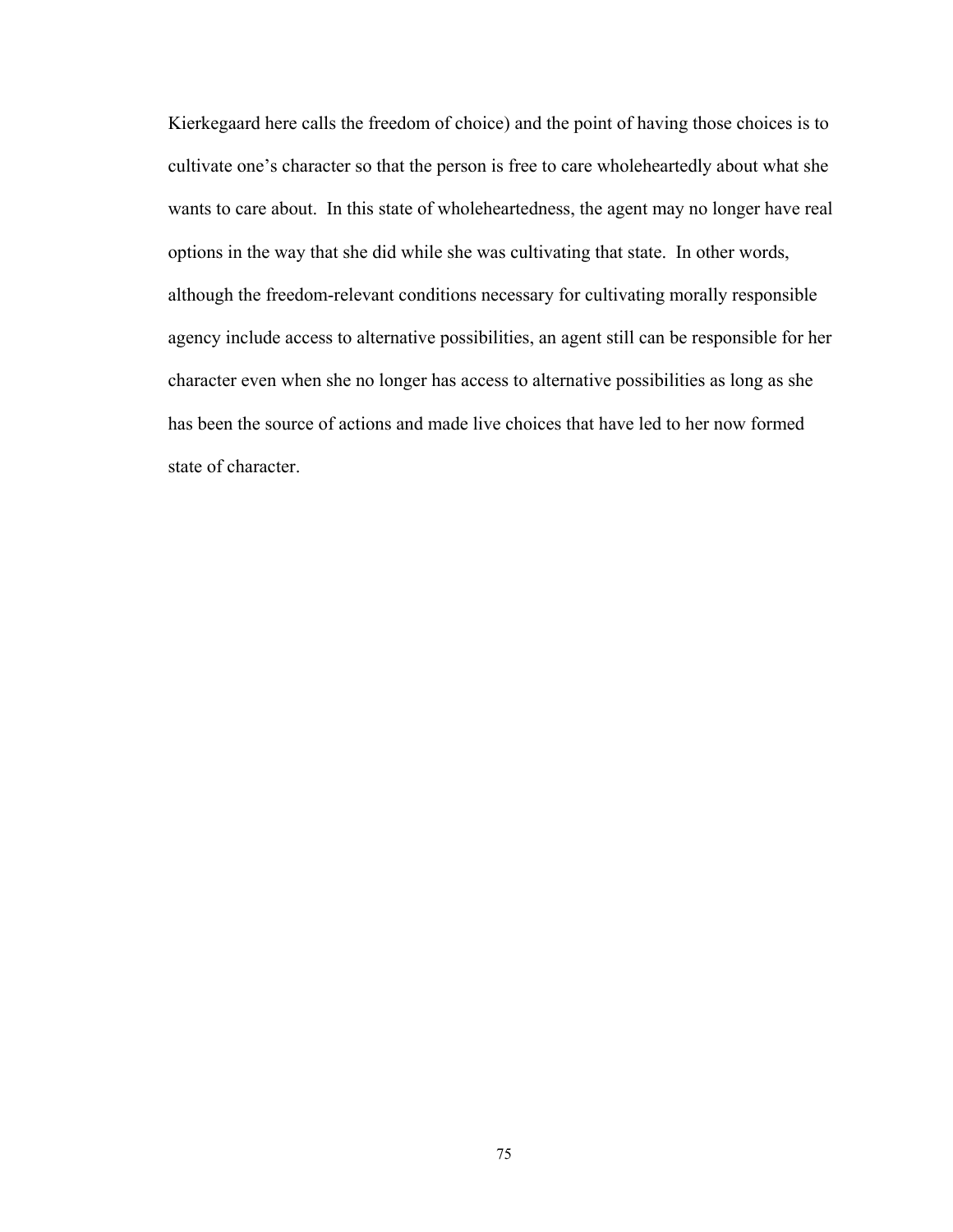Kierkegaard here calls the freedom of choice) and the point of having those choices is to cultivate one's character so that the person is free to care wholeheartedly about what she wants to care about. In this state of wholeheartedness, the agent may no longer have real options in the way that she did while she was cultivating that state. In other words, although the freedom-relevant conditions necessary for cultivating morally responsible agency include access to alternative possibilities, an agent still can be responsible for her character even when she no longer has access to alternative possibilities as long as she has been the source of actions and made live choices that have led to her now formed state of character.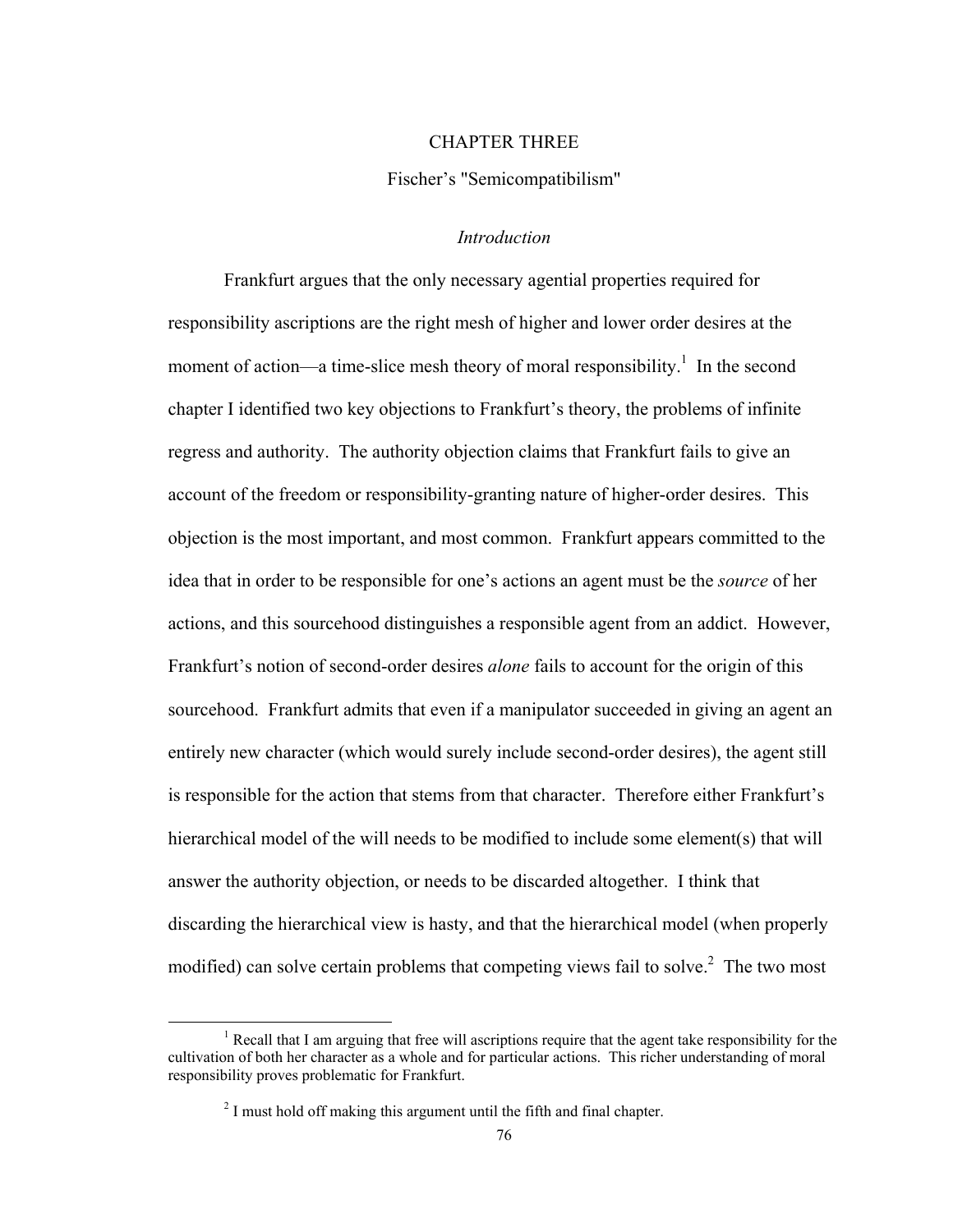# CHAPTER THREE

## Fischer's "Semicompatibilism"

### *Introduction*

Frankfurt argues that the only necessary agential properties required for responsibility ascriptions are the right mesh of higher and lower order desires at the moment of action—a time-slice mesh theory of moral responsibility.[1] In the second chapter I identified two key objections to Frankfurt's theory, the problems of infinite regress and authority. The authority objection claims that Frankfurt fails to give an account of the freedom or responsibility-granting nature of higher-order desires. This objection is the most important, and most common. Frankfurt appears committed to the idea that in order to be responsible for one's actions an agent must be the *source* of her actions, and this sourcehood distinguishes a responsible agent from an addict. However, Frankfurt's notion of second-order desires *alone* fails to account for the origin of this sourcehood. Frankfurt admits that even if a manipulator succeeded in giving an agent an entirely new character (which would surely include second-order desires), the agent still is responsible for the action that stems from that character. Therefore either Frankfurt's hierarchical model of the will needs to be modified to include some element(s) that will answer the authority objection, or needs to be discarded altogether. I think that discarding the hierarchical view is hasty, and that the hierarchical model (when properly modified) can solve certain problems that competing views fail to solve.[2] The two most

[1] Recall that I am arguing that free will ascriptions require that the agent take responsibility for the cultivation of both her character as a whole and for particular actions. This richer understanding of moral responsibility proves problematic for Frankfurt.

[2] I must hold off making this argument until the fifth and final chapter.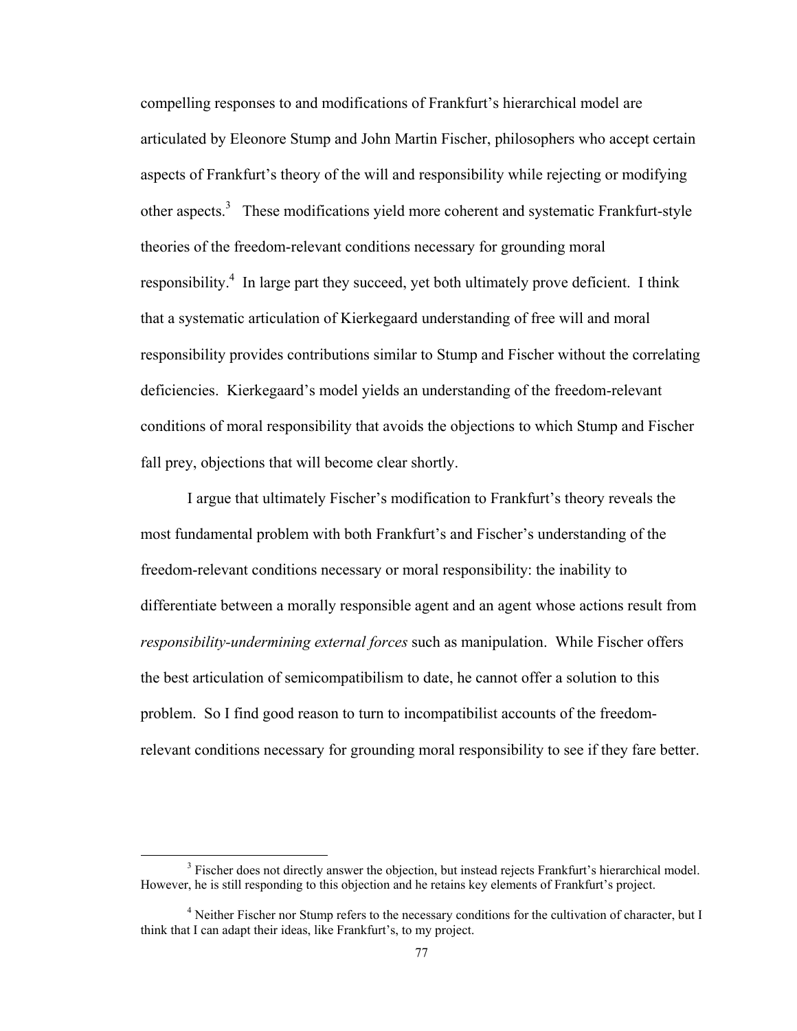compelling responses to and modifications of Frankfurt's hierarchical model are articulated by Eleonore Stump and John Martin Fischer, philosophers who accept certain aspects of Frankfurt's theory of the will and responsibility while rejecting or modifying other aspects.[3] These modifications yield more coherent and systematic Frankfurt-style theories of the freedom-relevant conditions necessary for grounding moral responsibility.[4] In large part they succeed, yet both ultimately prove deficient. I think that a systematic articulation of Kierkegaard understanding of free will and moral responsibility provides contributions similar to Stump and Fischer without the correlating deficiencies. Kierkegaard's model yields an understanding of the freedom-relevant conditions of moral responsibility that avoids the objections to which Stump and Fischer fall prey, objections that will become clear shortly.

I argue that ultimately Fischer's modification to Frankfurt's theory reveals the most fundamental problem with both Frankfurt's and Fischer's understanding of the freedom-relevant conditions necessary or moral responsibility: the inability to differentiate between a morally responsible agent and an agent whose actions result from *responsibility-undermining external forces* such as manipulation. While Fischer offers the best articulation of semicompatibilism to date, he cannot offer a solution to this problem. So I find good reason to turn to incompatibilist accounts of the freedom-relevant conditions necessary for grounding moral responsibility to see if they fare better.

---

[3] Fischer does not directly answer the objection, but instead rejects Frankfurt's hierarchical model. However, he is still responding to this objection and he retains key elements of Frankfurt's project.

[4] Neither Fischer nor Stump refers to the necessary conditions for the cultivation of character, but I think that I can adapt their ideas, like Frankfurt's, to my project.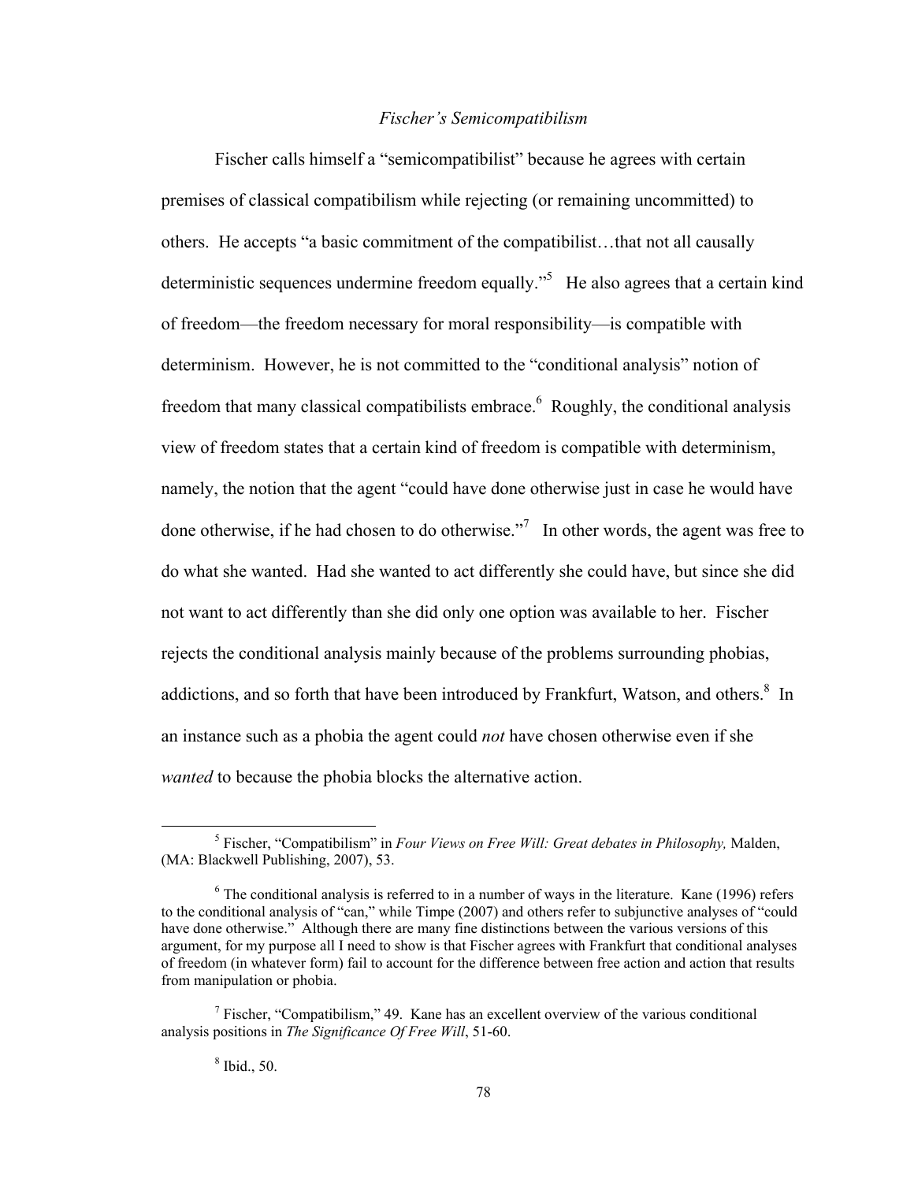### *Fischer's Semicompatibilism*

Fischer calls himself a "semicompatibilist" because he agrees with certain premises of classical compatibilism while rejecting (or remaining uncommitted) to others. He accepts "a basic commitment of the compatibilist…that not all causally deterministic sequences undermine freedom equally."[5] He also agrees that a certain kind of freedom—the freedom necessary for moral responsibility—is compatible with determinism. However, he is not committed to the "conditional analysis" notion of freedom that many classical compatibilists embrace.[6] Roughly, the conditional analysis view of freedom states that a certain kind of freedom is compatible with determinism, namely, the notion that the agent "could have done otherwise just in case he would have done otherwise, if he had chosen to do otherwise."[7] In other words, the agent was free to do what she wanted. Had she wanted to act differently she could have, but since she did not want to act differently than she did only one option was available to her. Fischer rejects the conditional analysis mainly because of the problems surrounding phobias, addictions, and so forth that have been introduced by Frankfurt, Watson, and others.[8] In an instance such as a phobia the agent could *not* have chosen otherwise even if she *wanted* to because the phobia blocks the alternative action.

---

[5] Fischer, "Compatibilism" in *Four Views on Free Will: Great debates in Philosophy,* Malden, (MA: Blackwell Publishing, 2007), 53.

[6] The conditional analysis is referred to in a number of ways in the literature. Kane (1996) refers to the conditional analysis of "can," while Timpe (2007) and others refer to subjunctive analyses of "could have done otherwise." Although there are many fine distinctions between the various versions of this argument, for my purpose all I need to show is that Fischer agrees with Frankfurt that conditional analyses of freedom (in whatever form) fail to account for the difference between free action and action that results from manipulation or phobia.

[7] Fischer, "Compatibilism," 49. Kane has an excellent overview of the various conditional analysis positions in *The Significance Of Free Will*, 51-60.

[8] Ibid., 50.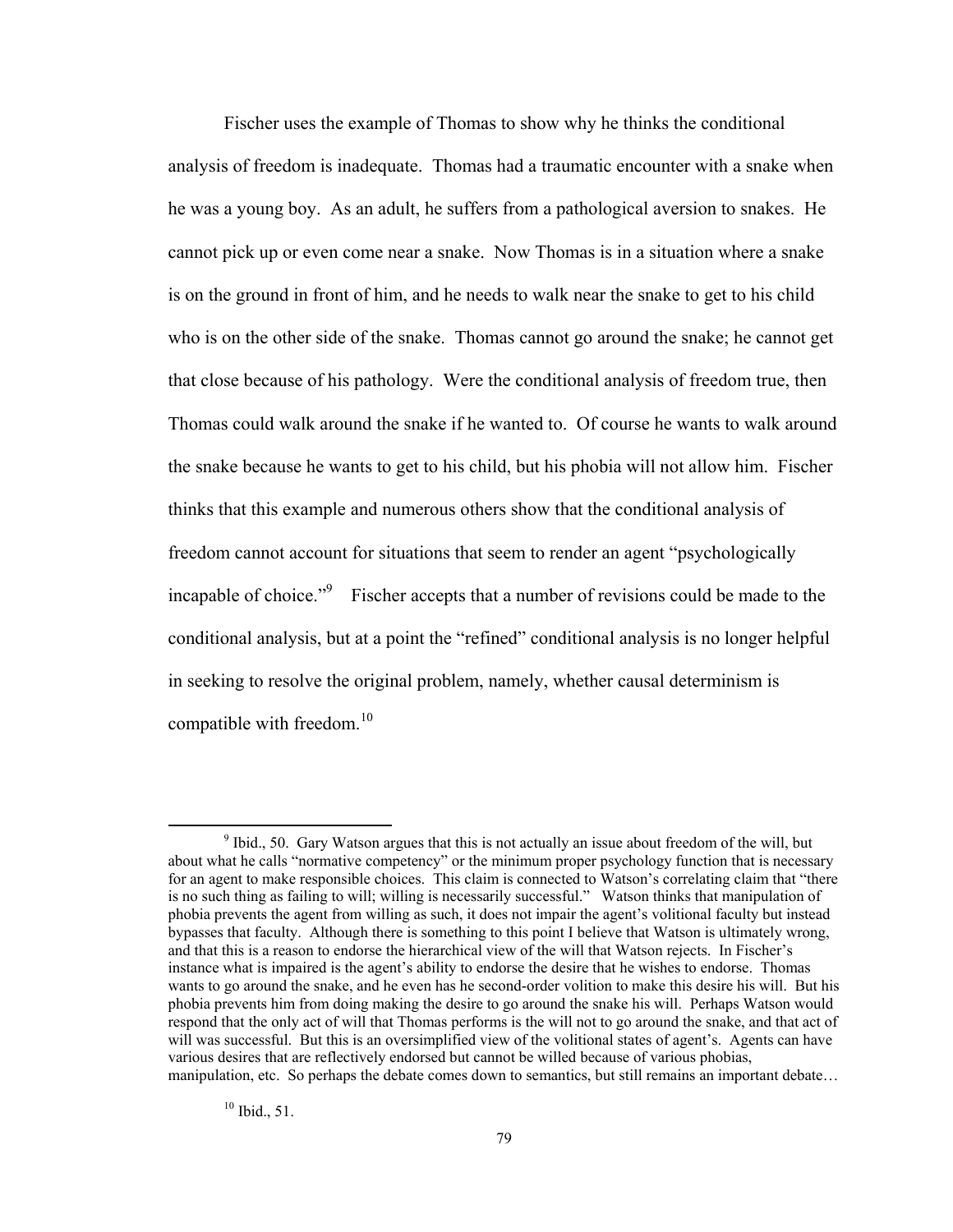Fischer uses the example of Thomas to show why he thinks the conditional analysis of freedom is inadequate. Thomas had a traumatic encounter with a snake when he was a young boy. As an adult, he suffers from a pathological aversion to snakes. He cannot pick up or even come near a snake. Now Thomas is in a situation where a snake is on the ground in front of him, and he needs to walk near the snake to get to his child who is on the other side of the snake. Thomas cannot go around the snake; he cannot get that close because of his pathology. Were the conditional analysis of freedom true, then Thomas could walk around the snake if he wanted to. Of course he wants to walk around the snake because he wants to get to his child, but his phobia will not allow him. Fischer thinks that this example and numerous others show that the conditional analysis of freedom cannot account for situations that seem to render an agent "psychologically incapable of choice."[9] Fischer accepts that a number of revisions could be made to the conditional analysis, but at a point the "refined" conditional analysis is no longer helpful in seeking to resolve the original problem, namely, whether causal determinism is compatible with freedom.[10]

---

[9] Ibid., 50. Gary Watson argues that this is not actually an issue about freedom of the will, but about what he calls "normative competency" or the minimum proper psychology function that is necessary for an agent to make responsible choices. This claim is connected to Watson's correlating claim that "there is no such thing as failing to will; willing is necessarily successful." Watson thinks that manipulation of phobia prevents the agent from willing as such, it does not impair the agent's volitional faculty but instead bypasses that faculty. Although there is something to this point I believe that Watson is ultimately wrong, and that this is a reason to endorse the hierarchical view of the will that Watson rejects. In Fischer's instance what is impaired is the agent's ability to endorse the desire that he wishes to endorse. Thomas wants to go around the snake, and he even has he second-order volition to make this desire his will. But his phobia prevents him from doing making the desire to go around the snake his will. Perhaps Watson would respond that the only act of will that Thomas performs is the will not to go around the snake, and that act of will was successful. But this is an oversimplified view of the volitional states of agent's. Agents can have various desires that are reflectively endorsed but cannot be willed because of various phobias, manipulation, etc. So perhaps the debate comes down to semantics, but still remains an important debate…

[10] Ibid., 51.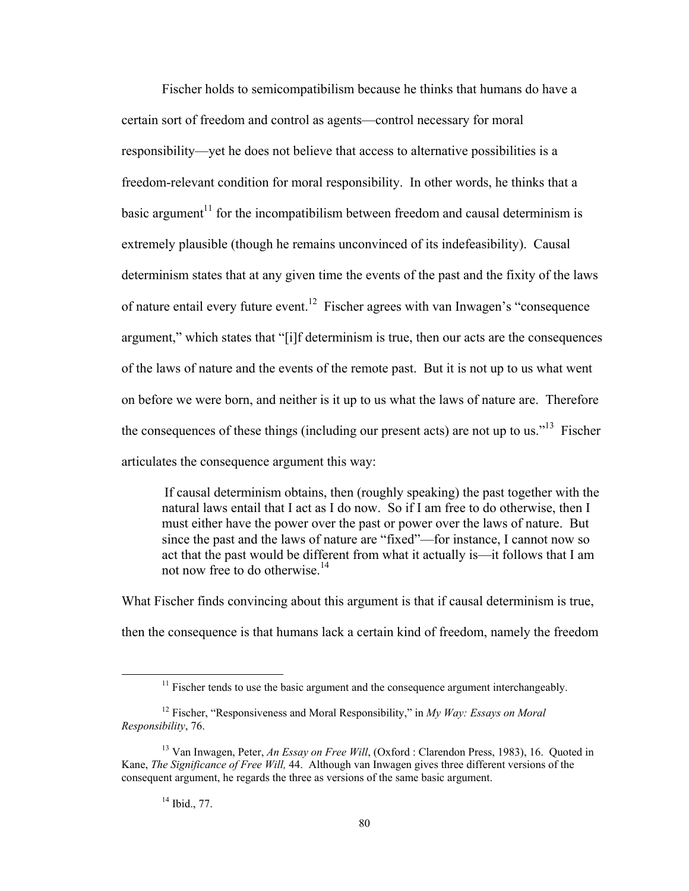Fischer holds to semicompatibilism because he thinks that humans do have a certain sort of freedom and control as agents—control necessary for moral responsibility—yet he does not believe that access to alternative possibilities is a freedom-relevant condition for moral responsibility. In other words, he thinks that a basic argument[11] for the incompatibilism between freedom and causal determinism is extremely plausible (though he remains unconvinced of its indefeasibility). Causal determinism states that at any given time the events of the past and the fixity of the laws of nature entail every future event.[12] Fischer agrees with van Inwagen's "consequence argument," which states that "[i]f determinism is true, then our acts are the consequences of the laws of nature and the events of the remote past. But it is not up to us what went on before we were born, and neither is it up to us what the laws of nature are. Therefore the consequences of these things (including our present acts) are not up to us."[13] Fischer articulates the consequence argument this way:

> If causal determinism obtains, then (roughly speaking) the past together with the natural laws entail that I act as I do now. So if I am free to do otherwise, then I must either have the power over the past or power over the laws of nature. But since the past and the laws of nature are "fixed"—for instance, I cannot now so act that the past would be different from what it actually is—it follows that I am not now free to do otherwise.[14]

What Fischer finds convincing about this argument is that if causal determinism is true, then the consequence is that humans lack a certain kind of freedom, namely the freedom

---

[11] Fischer tends to use the basic argument and the consequence argument interchangeably.

[12] Fischer, "Responsiveness and Moral Responsibility," in *My Way: Essays on Moral Responsibility*, 76.

[13] Van Inwagen, Peter, *An Essay on Free Will*, (Oxford : Clarendon Press, 1983), 16. Quoted in Kane, *The Significance of Free Will,* 44. Although van Inwagen gives three different versions of the consequent argument, he regards the three as versions of the same basic argument.

[14] Ibid., 77.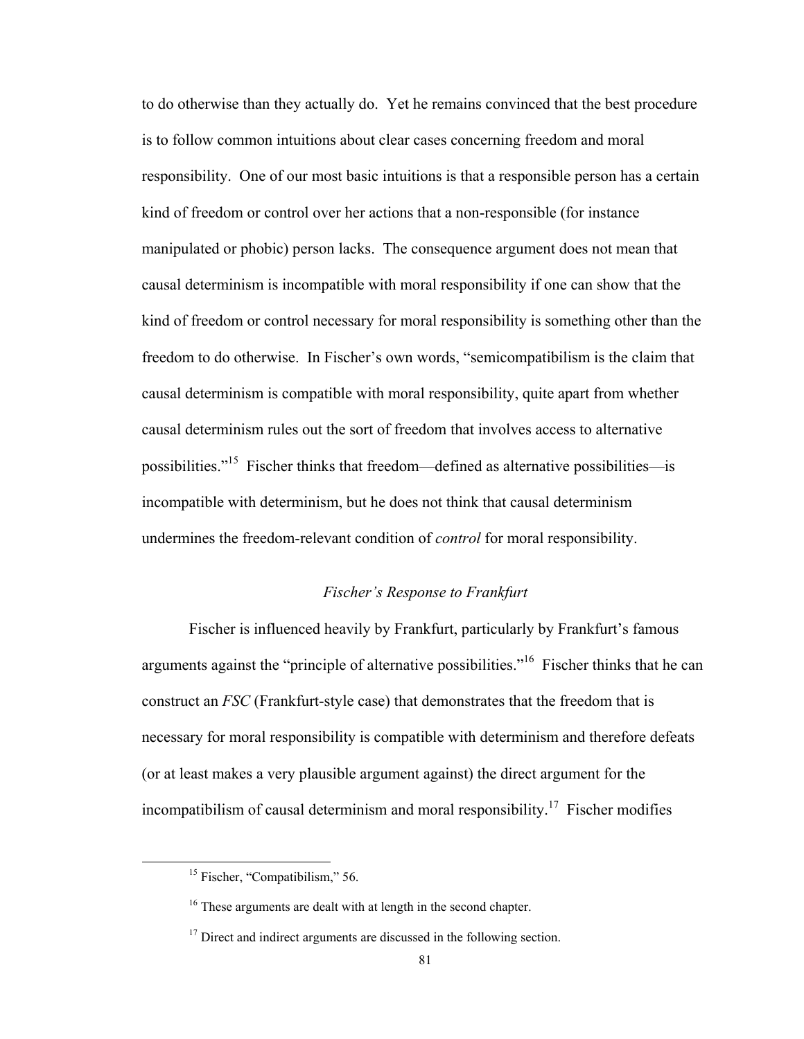to do otherwise than they actually do. Yet he remains convinced that the best procedure is to follow common intuitions about clear cases concerning freedom and moral responsibility. One of our most basic intuitions is that a responsible person has a certain kind of freedom or control over her actions that a non-responsible (for instance manipulated or phobic) person lacks. The consequence argument does not mean that causal determinism is incompatible with moral responsibility if one can show that the kind of freedom or control necessary for moral responsibility is something other than the freedom to do otherwise. In Fischer's own words, "semicompatibilism is the claim that causal determinism is compatible with moral responsibility, quite apart from whether causal determinism rules out the sort of freedom that involves access to alternative possibilities."[15] Fischer thinks that freedom—defined as alternative possibilities—is incompatible with determinism, but he does not think that causal determinism undermines the freedom-relevant condition of *control* for moral responsibility.

### *Fischer's Response to Frankfurt*

Fischer is influenced heavily by Frankfurt, particularly by Frankfurt's famous arguments against the "principle of alternative possibilities."[16] Fischer thinks that he can construct an *FSC* (Frankfurt-style case) that demonstrates that the freedom that is necessary for moral responsibility is compatible with determinism and therefore defeats (or at least makes a very plausible argument against) the direct argument for the incompatibilism of causal determinism and moral responsibility.[17] Fischer modifies

[15] Fischer, "Compatibilism," 56.

[16] These arguments are dealt with at length in the second chapter.

[17] Direct and indirect arguments are discussed in the following section.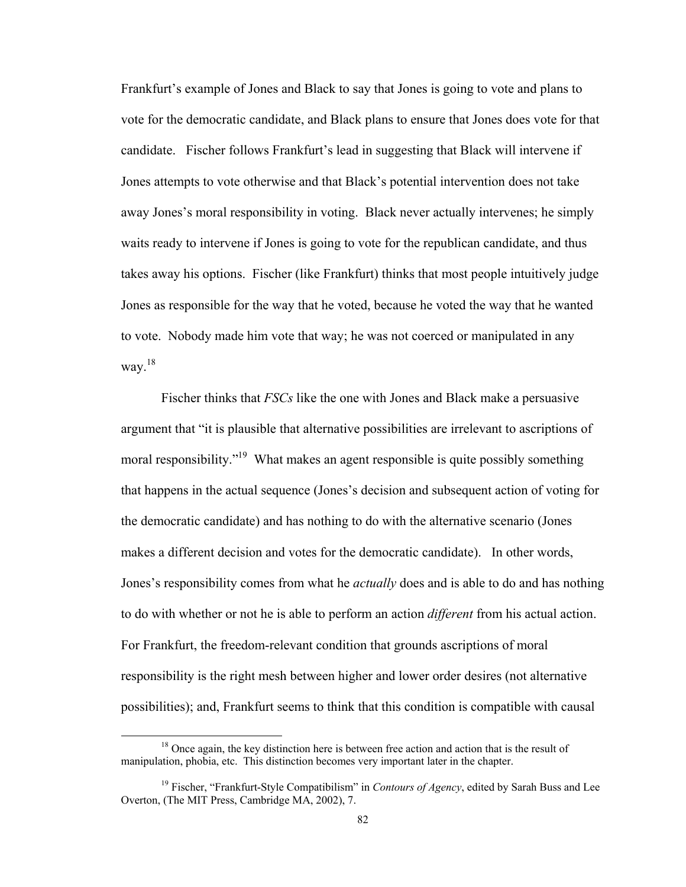Frankfurt's example of Jones and Black to say that Jones is going to vote and plans to vote for the democratic candidate, and Black plans to ensure that Jones does vote for that candidate. Fischer follows Frankfurt's lead in suggesting that Black will intervene if Jones attempts to vote otherwise and that Black's potential intervention does not take away Jones's moral responsibility in voting. Black never actually intervenes; he simply waits ready to intervene if Jones is going to vote for the republican candidate, and thus takes away his options. Fischer (like Frankfurt) thinks that most people intuitively judge Jones as responsible for the way that he voted, because he voted the way that he wanted to vote. Nobody made him vote that way; he was not coerced or manipulated in any way.[18]

Fischer thinks that *FSCs* like the one with Jones and Black make a persuasive argument that "it is plausible that alternative possibilities are irrelevant to ascriptions of moral responsibility."[19] What makes an agent responsible is quite possibly something that happens in the actual sequence (Jones's decision and subsequent action of voting for the democratic candidate) and has nothing to do with the alternative scenario (Jones makes a different decision and votes for the democratic candidate). In other words, Jones's responsibility comes from what he *actually* does and is able to do and has nothing to do with whether or not he is able to perform an action *different* from his actual action. For Frankfurt, the freedom-relevant condition that grounds ascriptions of moral responsibility is the right mesh between higher and lower order desires (not alternative possibilities); and, Frankfurt seems to think that this condition is compatible with causal

---

[18] Once again, the key distinction here is between free action and action that is the result of manipulation, phobia, etc. This distinction becomes very important later in the chapter.

[19] Fischer, "Frankfurt-Style Compatibilism" in *Contours of Agency*, edited by Sarah Buss and Lee Overton, (The MIT Press, Cambridge MA, 2002), 7.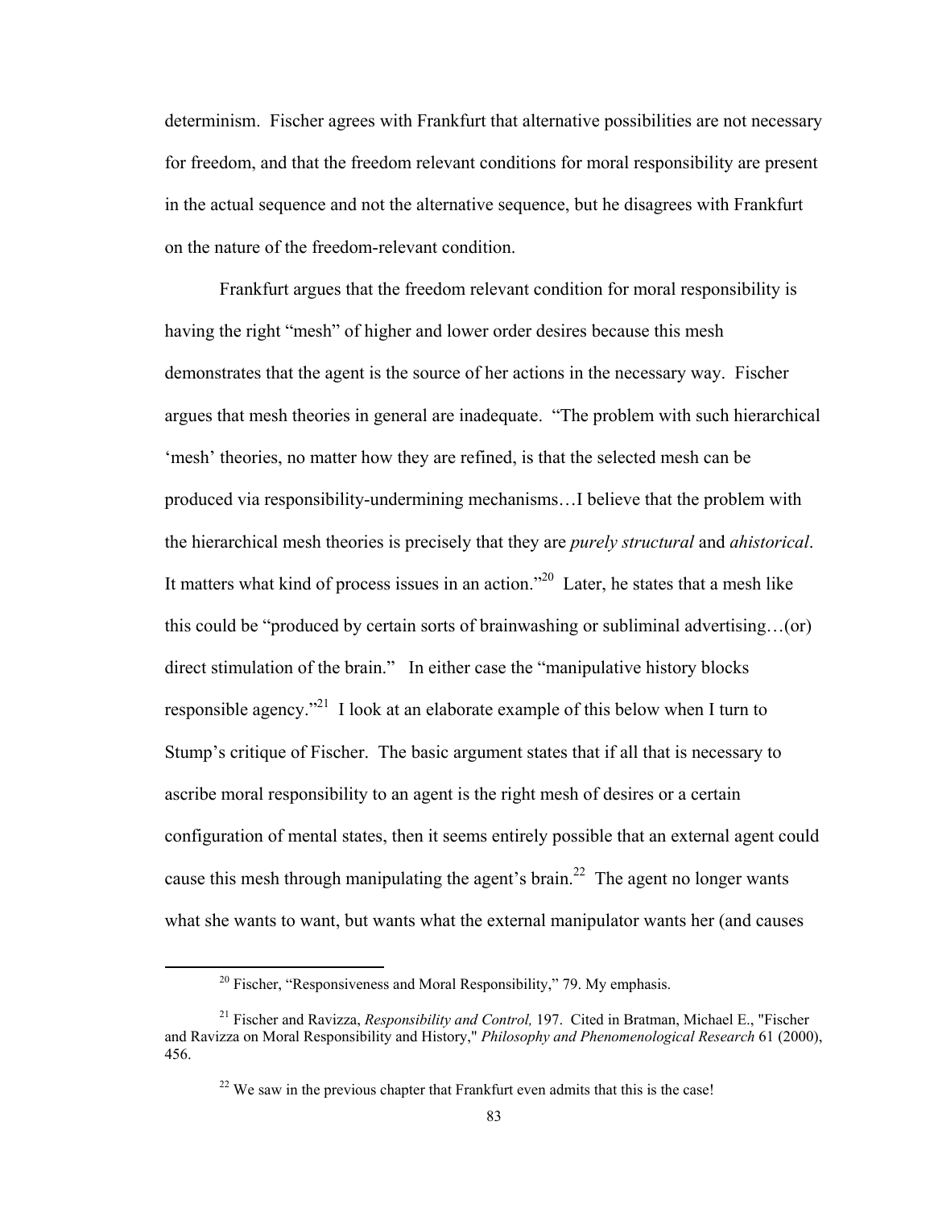determinism. Fischer agrees with Frankfurt that alternative possibilities are not necessary for freedom, and that the freedom relevant conditions for moral responsibility are present in the actual sequence and not the alternative sequence, but he disagrees with Frankfurt on the nature of the freedom-relevant condition.

Frankfurt argues that the freedom relevant condition for moral responsibility is having the right "mesh" of higher and lower order desires because this mesh demonstrates that the agent is the source of her actions in the necessary way. Fischer argues that mesh theories in general are inadequate. "The problem with such hierarchical 'mesh' theories, no matter how they are refined, is that the selected mesh can be produced via responsibility-undermining mechanisms…I believe that the problem with the hierarchical mesh theories is precisely that they are *purely structural* and *ahistorical*. It matters what kind of process issues in an action."[20] Later, he states that a mesh like this could be "produced by certain sorts of brainwashing or subliminal advertising…(or) direct stimulation of the brain." In either case the "manipulative history blocks responsible agency."[21] I look at an elaborate example of this below when I turn to Stump's critique of Fischer. The basic argument states that if all that is necessary to ascribe moral responsibility to an agent is the right mesh of desires or a certain configuration of mental states, then it seems entirely possible that an external agent could cause this mesh through manipulating the agent's brain.[22] The agent no longer wants what she wants to want, but wants what the external manipulator wants her (and causes

---

[20] Fischer, "Responsiveness and Moral Responsibility," 79. My emphasis.

[21] Fischer and Ravizza, *Responsibility and Control,* 197. Cited in Bratman, Michael E., "Fischer and Ravizza on Moral Responsibility and History," *Philosophy and Phenomenological Research* 61 (2000), 456.

[22] We saw in the previous chapter that Frankfurt even admits that this is the case!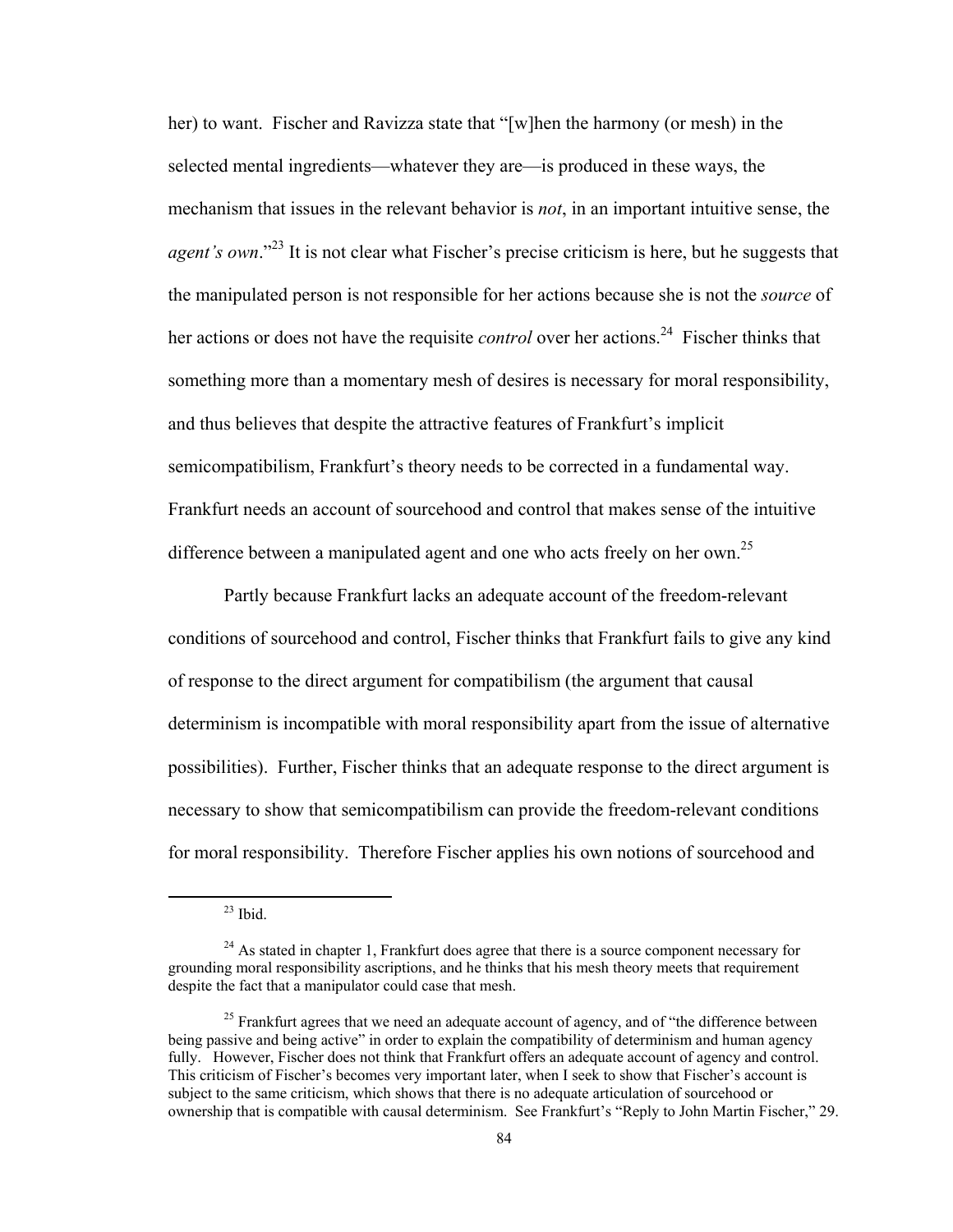her) to want. Fischer and Ravizza state that "[w]hen the harmony (or mesh) in the selected mental ingredients—whatever they are—is produced in these ways, the mechanism that issues in the relevant behavior is *not*, in an important intuitive sense, the *agent's own*."[23] It is not clear what Fischer's precise criticism is here, but he suggests that the manipulated person is not responsible for her actions because she is not the *source* of her actions or does not have the requisite *control* over her actions.[24] Fischer thinks that something more than a momentary mesh of desires is necessary for moral responsibility, and thus believes that despite the attractive features of Frankfurt's implicit semicompatibilism, Frankfurt's theory needs to be corrected in a fundamental way. Frankfurt needs an account of sourcehood and control that makes sense of the intuitive difference between a manipulated agent and one who acts freely on her own.[25]

Partly because Frankfurt lacks an adequate account of the freedom-relevant conditions of sourcehood and control, Fischer thinks that Frankfurt fails to give any kind of response to the direct argument for compatibilism (the argument that causal determinism is incompatible with moral responsibility apart from the issue of alternative possibilities). Further, Fischer thinks that an adequate response to the direct argument is necessary to show that semicompatibilism can provide the freedom-relevant conditions for moral responsibility. Therefore Fischer applies his own notions of sourcehood and

---

[23] Ibid.

[24] As stated in chapter 1, Frankfurt does agree that there is a source component necessary for grounding moral responsibility ascriptions, and he thinks that his mesh theory meets that requirement despite the fact that a manipulator could case that mesh.

[25] Frankfurt agrees that we need an adequate account of agency, and of "the difference between being passive and being active" in order to explain the compatibility of determinism and human agency fully. However, Fischer does not think that Frankfurt offers an adequate account of agency and control. This criticism of Fischer's becomes very important later, when I seek to show that Fischer's account is subject to the same criticism, which shows that there is no adequate articulation of sourcehood or ownership that is compatible with causal determinism. See Frankfurt's "Reply to John Martin Fischer," 29.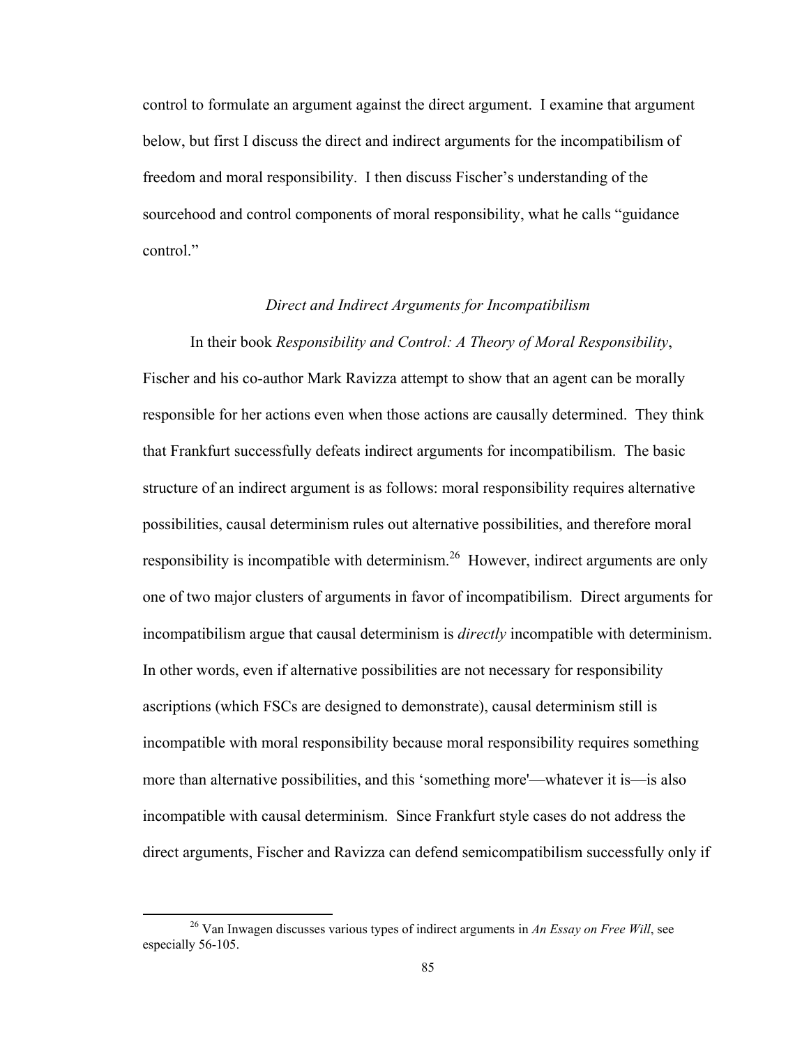control to formulate an argument against the direct argument. I examine that argument below, but first I discuss the direct and indirect arguments for the incompatibilism of freedom and moral responsibility. I then discuss Fischer's understanding of the sourcehood and control components of moral responsibility, what he calls "guidance control."

### *Direct and Indirect Arguments for Incompatibilism*

In their book *Responsibility and Control: A Theory of Moral Responsibility*, Fischer and his co-author Mark Ravizza attempt to show that an agent can be morally responsible for her actions even when those actions are causally determined. They think that Frankfurt successfully defeats indirect arguments for incompatibilism. The basic structure of an indirect argument is as follows: moral responsibility requires alternative possibilities, causal determinism rules out alternative possibilities, and therefore moral responsibility is incompatible with determinism.[26] However, indirect arguments are only one of two major clusters of arguments in favor of incompatibilism. Direct arguments for incompatibilism argue that causal determinism is *directly* incompatible with determinism. In other words, even if alternative possibilities are not necessary for responsibility ascriptions (which FSCs are designed to demonstrate), causal determinism still is incompatible with moral responsibility because moral responsibility requires something more than alternative possibilities, and this 'something more'—whatever it is—is also incompatible with causal determinism. Since Frankfurt style cases do not address the direct arguments, Fischer and Ravizza can defend semicompatibilism successfully only if

[26] Van Inwagen discusses various types of indirect arguments in *An Essay on Free Will*, see especially 56-105.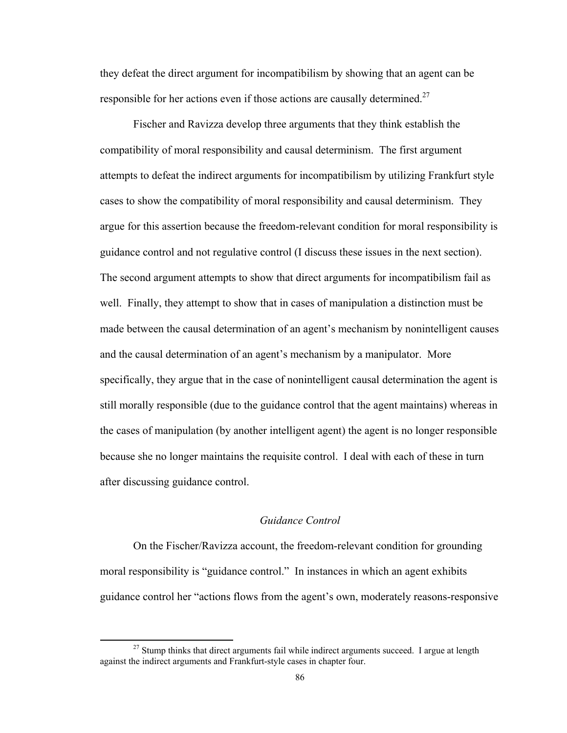they defeat the direct argument for incompatibilism by showing that an agent can be responsible for her actions even if those actions are causally determined.[27]

Fischer and Ravizza develop three arguments that they think establish the compatibility of moral responsibility and causal determinism. The first argument attempts to defeat the indirect arguments for incompatibilism by utilizing Frankfurt style cases to show the compatibility of moral responsibility and causal determinism. They argue for this assertion because the freedom-relevant condition for moral responsibility is guidance control and not regulative control (I discuss these issues in the next section). The second argument attempts to show that direct arguments for incompatibilism fail as well. Finally, they attempt to show that in cases of manipulation a distinction must be made between the causal determination of an agent's mechanism by nonintelligent causes and the causal determination of an agent's mechanism by a manipulator. More specifically, they argue that in the case of nonintelligent causal determination the agent is still morally responsible (due to the guidance control that the agent maintains) whereas in the cases of manipulation (by another intelligent agent) the agent is no longer responsible because she no longer maintains the requisite control. I deal with each of these in turn after discussing guidance control.

### *Guidance Control*

On the Fischer/Ravizza account, the freedom-relevant condition for grounding moral responsibility is "guidance control." In instances in which an agent exhibits guidance control her "actions flows from the agent's own, moderately reasons-responsive

---

[27] Stump thinks that direct arguments fail while indirect arguments succeed. I argue at length against the indirect arguments and Frankfurt-style cases in chapter four.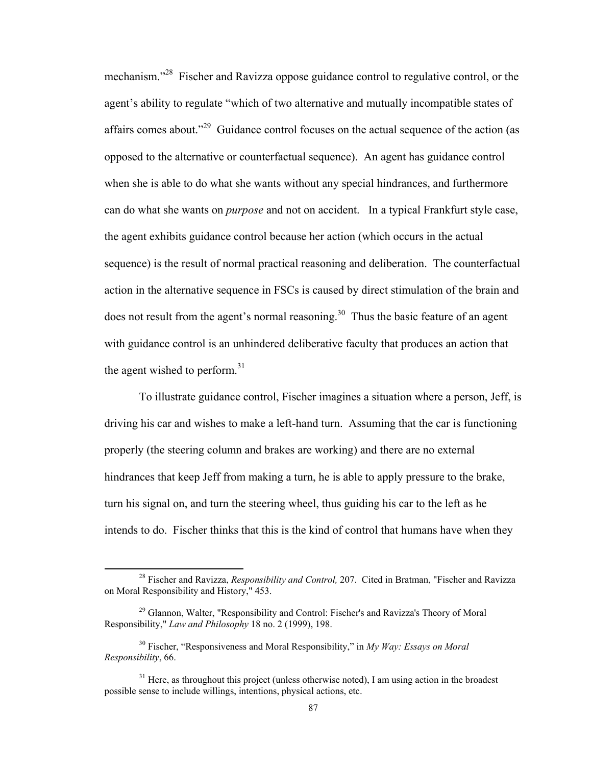mechanism."[28] Fischer and Ravizza oppose guidance control to regulative control, or the agent's ability to regulate "which of two alternative and mutually incompatible states of affairs comes about."[29] Guidance control focuses on the actual sequence of the action (as opposed to the alternative or counterfactual sequence). An agent has guidance control when she is able to do what she wants without any special hindrances, and furthermore can do what she wants on *purpose* and not on accident. In a typical Frankfurt style case, the agent exhibits guidance control because her action (which occurs in the actual sequence) is the result of normal practical reasoning and deliberation. The counterfactual action in the alternative sequence in FSCs is caused by direct stimulation of the brain and does not result from the agent's normal reasoning.[30] Thus the basic feature of an agent with guidance control is an unhindered deliberative faculty that produces an action that the agent wished to perform.[31]

To illustrate guidance control, Fischer imagines a situation where a person, Jeff, is driving his car and wishes to make a left-hand turn. Assuming that the car is functioning properly (the steering column and brakes are working) and there are no external hindrances that keep Jeff from making a turn, he is able to apply pressure to the brake, turn his signal on, and turn the steering wheel, thus guiding his car to the left as he intends to do. Fischer thinks that this is the kind of control that humans have when they

---

[28] Fischer and Ravizza, *Responsibility and Control,* 207. Cited in Bratman, "Fischer and Ravizza on Moral Responsibility and History," 453.

[29] Glannon, Walter, "Responsibility and Control: Fischer's and Ravizza's Theory of Moral Responsibility," *Law and Philosophy* 18 no. 2 (1999), 198.

[30] Fischer, "Responsiveness and Moral Responsibility," in *My Way: Essays on Moral Responsibility*, 66.

[31] Here, as throughout this project (unless otherwise noted), I am using action in the broadest possible sense to include willings, intentions, physical actions, etc.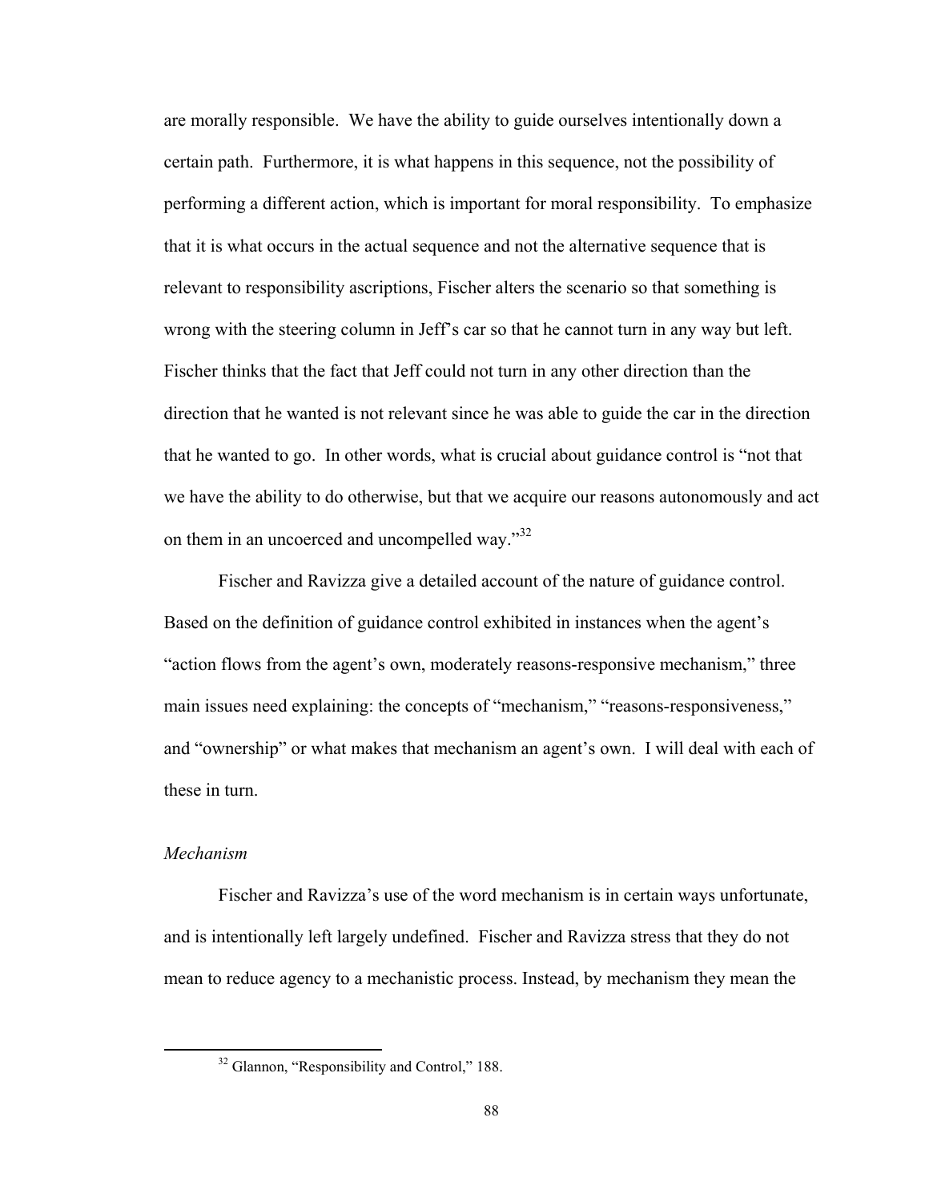are morally responsible. We have the ability to guide ourselves intentionally down a certain path. Furthermore, it is what happens in this sequence, not the possibility of performing a different action, which is important for moral responsibility. To emphasize that it is what occurs in the actual sequence and not the alternative sequence that is relevant to responsibility ascriptions, Fischer alters the scenario so that something is wrong with the steering column in Jeff's car so that he cannot turn in any way but left. Fischer thinks that the fact that Jeff could not turn in any other direction than the direction that he wanted is not relevant since he was able to guide the car in the direction that he wanted to go. In other words, what is crucial about guidance control is "not that we have the ability to do otherwise, but that we acquire our reasons autonomously and act on them in an uncoerced and uncompelled way."[32]

Fischer and Ravizza give a detailed account of the nature of guidance control. Based on the definition of guidance control exhibited in instances when the agent's "action flows from the agent's own, moderately reasons-responsive mechanism," three main issues need explaining: the concepts of "mechanism," "reasons-responsiveness," and "ownership" or what makes that mechanism an agent's own. I will deal with each of these in turn.

*Mechanism*

Fischer and Ravizza's use of the word mechanism is in certain ways unfortunate, and is intentionally left largely undefined. Fischer and Ravizza stress that they do not mean to reduce agency to a mechanistic process. Instead, by mechanism they mean the

[32] Glannon, "Responsibility and Control," 188.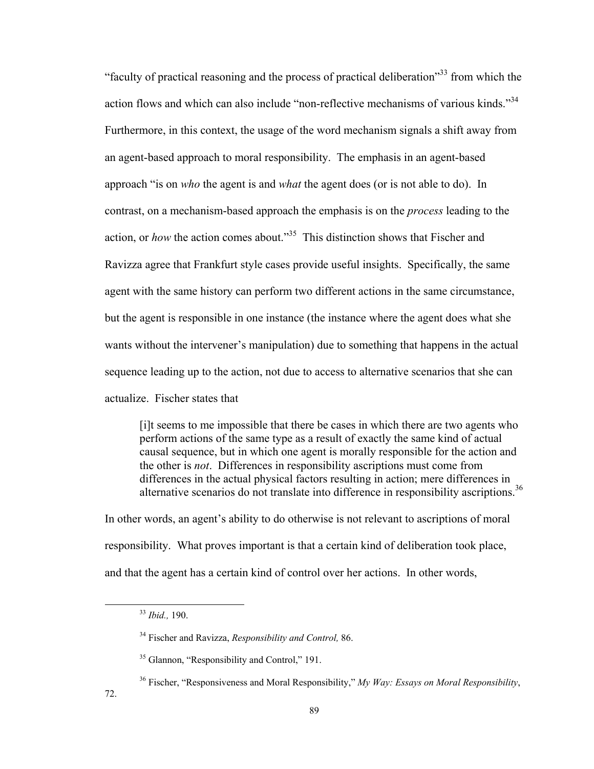"faculty of practical reasoning and the process of practical deliberation"[33] from which the action flows and which can also include "non-reflective mechanisms of various kinds."[34] Furthermore, in this context, the usage of the word mechanism signals a shift away from an agent-based approach to moral responsibility. The emphasis in an agent-based approach "is on *who* the agent is and *what* the agent does (or is not able to do). In contrast, on a mechanism-based approach the emphasis is on the *process* leading to the action, or *how* the action comes about."[35] This distinction shows that Fischer and Ravizza agree that Frankfurt style cases provide useful insights. Specifically, the same agent with the same history can perform two different actions in the same circumstance, but the agent is responsible in one instance (the instance where the agent does what she wants without the intervener's manipulation) due to something that happens in the actual sequence leading up to the action, not due to access to alternative scenarios that she can actualize. Fischer states that

> [i]t seems to me impossible that there be cases in which there are two agents who perform actions of the same type as a result of exactly the same kind of actual causal sequence, but in which one agent is morally responsible for the action and the other is *not*. Differences in responsibility ascriptions must come from differences in the actual physical factors resulting in action; mere differences in alternative scenarios do not translate into difference in responsibility ascriptions.[36]

In other words, an agent's ability to do otherwise is not relevant to ascriptions of moral responsibility. What proves important is that a certain kind of deliberation took place, and that the agent has a certain kind of control over her actions. In other words,

---

[33] *Ibid.,* 190.

[34] Fischer and Ravizza, *Responsibility and Control,* 86.

[35] Glannon, "Responsibility and Control," 191.

[36] Fischer, "Responsiveness and Moral Responsibility," *My Way: Essays on Moral Responsibility*, 72.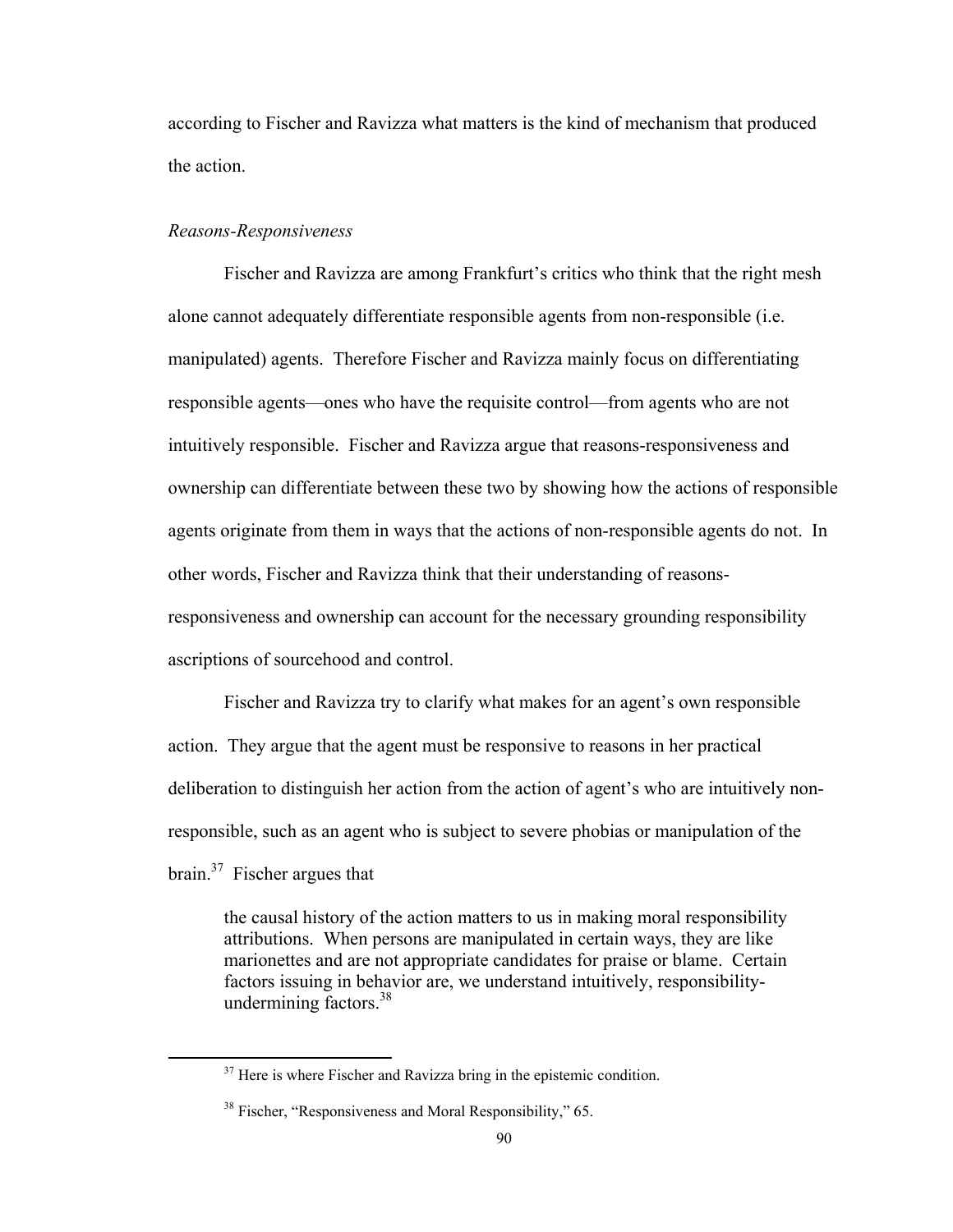according to Fischer and Ravizza what matters is the kind of mechanism that produced the action.

### *Reasons-Responsiveness*

Fischer and Ravizza are among Frankfurt's critics who think that the right mesh alone cannot adequately differentiate responsible agents from non-responsible (i.e. manipulated) agents. Therefore Fischer and Ravizza mainly focus on differentiating responsible agents—ones who have the requisite control—from agents who are not intuitively responsible. Fischer and Ravizza argue that reasons-responsiveness and ownership can differentiate between these two by showing how the actions of responsible agents originate from them in ways that the actions of non-responsible agents do not. In other words, Fischer and Ravizza think that their understanding of reasons-responsiveness and ownership can account for the necessary grounding responsibility ascriptions of sourcehood and control.

Fischer and Ravizza try to clarify what makes for an agent's own responsible action. They argue that the agent must be responsive to reasons in her practical deliberation to distinguish her action from the action of agent's who are intuitively non-responsible, such as an agent who is subject to severe phobias or manipulation of the brain.[37] Fischer argues that

> the causal history of the action matters to us in making moral responsibility attributions. When persons are manipulated in certain ways, they are like marionettes and are not appropriate candidates for praise or blame. Certain factors issuing in behavior are, we understand intuitively, responsibility-undermining factors.[38]

---

[37] Here is where Fischer and Ravizza bring in the epistemic condition.

[38] Fischer, "Responsiveness and Moral Responsibility," 65.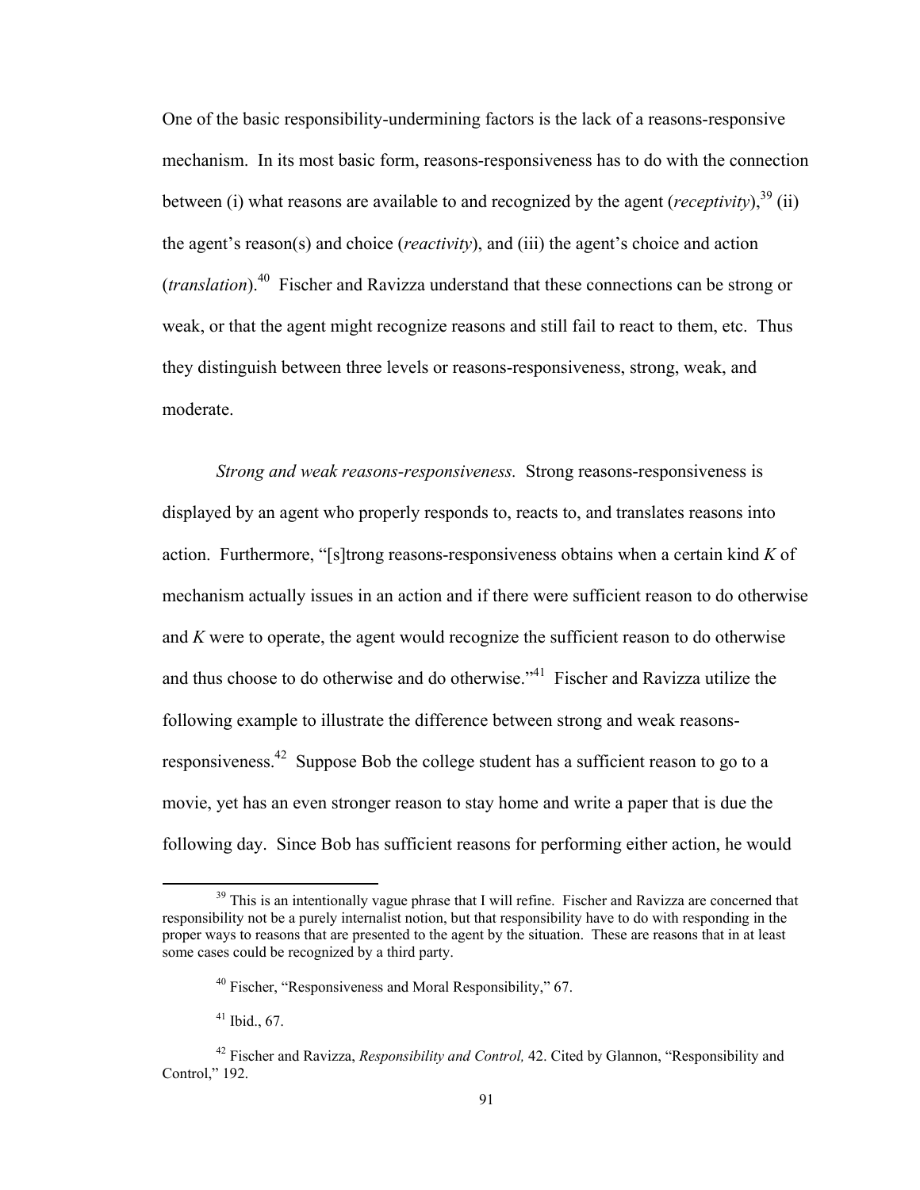One of the basic responsibility-undermining factors is the lack of a reasons-responsive mechanism. In its most basic form, reasons-responsiveness has to do with the connection between (i) what reasons are available to and recognized by the agent (*receptivity*),[39] (ii) the agent's reason(s) and choice (*reactivity*), and (iii) the agent's choice and action (*translation*).[40] Fischer and Ravizza understand that these connections can be strong or weak, or that the agent might recognize reasons and still fail to react to them, etc. Thus they distinguish between three levels or reasons-responsiveness, strong, weak, and moderate.

*Strong and weak reasons-responsiveness.* Strong reasons-responsiveness is displayed by an agent who properly responds to, reacts to, and translates reasons into action. Furthermore, "[s]trong reasons-responsiveness obtains when a certain kind *K* of mechanism actually issues in an action and if there were sufficient reason to do otherwise and *K* were to operate, the agent would recognize the sufficient reason to do otherwise and thus choose to do otherwise and do otherwise."[41] Fischer and Ravizza utilize the following example to illustrate the difference between strong and weak reasons-responsiveness.[42] Suppose Bob the college student has a sufficient reason to go to a movie, yet has an even stronger reason to stay home and write a paper that is due the following day. Since Bob has sufficient reasons for performing either action, he would

---

[39] This is an intentionally vague phrase that I will refine. Fischer and Ravizza are concerned that responsibility not be a purely internalist notion, but that responsibility have to do with responding in the proper ways to reasons that are presented to the agent by the situation. These are reasons that in at least some cases could be recognized by a third party.

[40] Fischer, "Responsiveness and Moral Responsibility," 67.

[41] Ibid., 67.

[42] Fischer and Ravizza, *Responsibility and Control,* 42. Cited by Glannon, "Responsibility and Control," 192.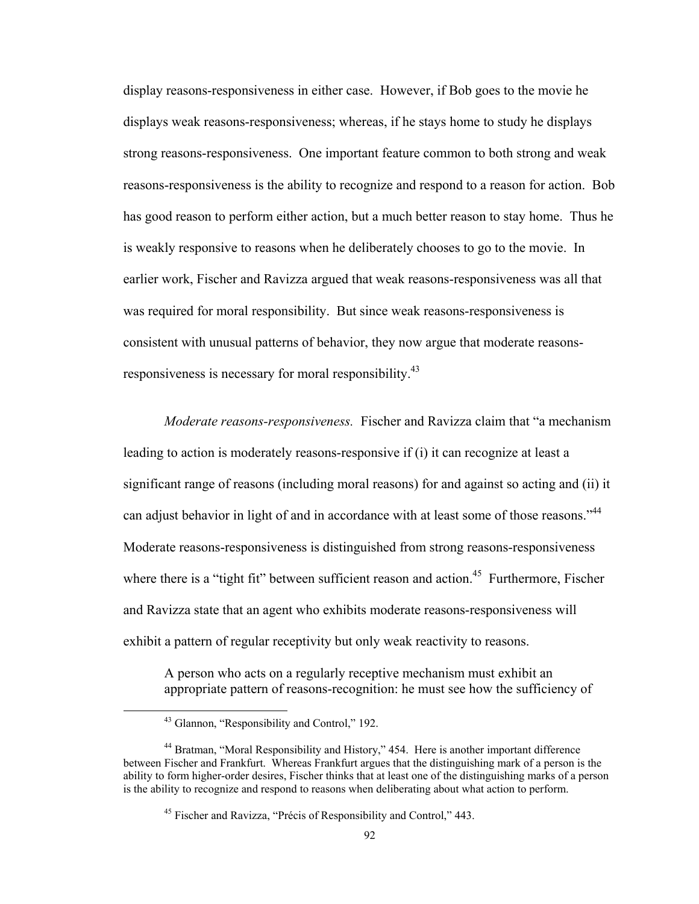display reasons-responsiveness in either case. However, if Bob goes to the movie he displays weak reasons-responsiveness; whereas, if he stays home to study he displays strong reasons-responsiveness. One important feature common to both strong and weak reasons-responsiveness is the ability to recognize and respond to a reason for action. Bob has good reason to perform either action, but a much better reason to stay home. Thus he is weakly responsive to reasons when he deliberately chooses to go to the movie. In earlier work, Fischer and Ravizza argued that weak reasons-responsiveness was all that was required for moral responsibility. But since weak reasons-responsiveness is consistent with unusual patterns of behavior, they now argue that moderate reasons-responsiveness is necessary for moral responsibility.[43]

*Moderate reasons-responsiveness.* Fischer and Ravizza claim that "a mechanism leading to action is moderately reasons-responsive if (i) it can recognize at least a significant range of reasons (including moral reasons) for and against so acting and (ii) it can adjust behavior in light of and in accordance with at least some of those reasons."[44] Moderate reasons-responsiveness is distinguished from strong reasons-responsiveness where there is a "tight fit" between sufficient reason and action.[45] Furthermore, Fischer and Ravizza state that an agent who exhibits moderate reasons-responsiveness will exhibit a pattern of regular receptivity but only weak reactivity to reasons.

> A person who acts on a regularly receptive mechanism must exhibit an appropriate pattern of reasons-recognition: he must see how the sufficiency of

[43] Glannon, "Responsibility and Control," 192.

[44] Bratman, "Moral Responsibility and History," 454. Here is another important difference between Fischer and Frankfurt. Whereas Frankfurt argues that the distinguishing mark of a person is the ability to form higher-order desires, Fischer thinks that at least one of the distinguishing marks of a person is the ability to recognize and respond to reasons when deliberating about what action to perform.

[45] Fischer and Ravizza, "Précis of Responsibility and Control," 443.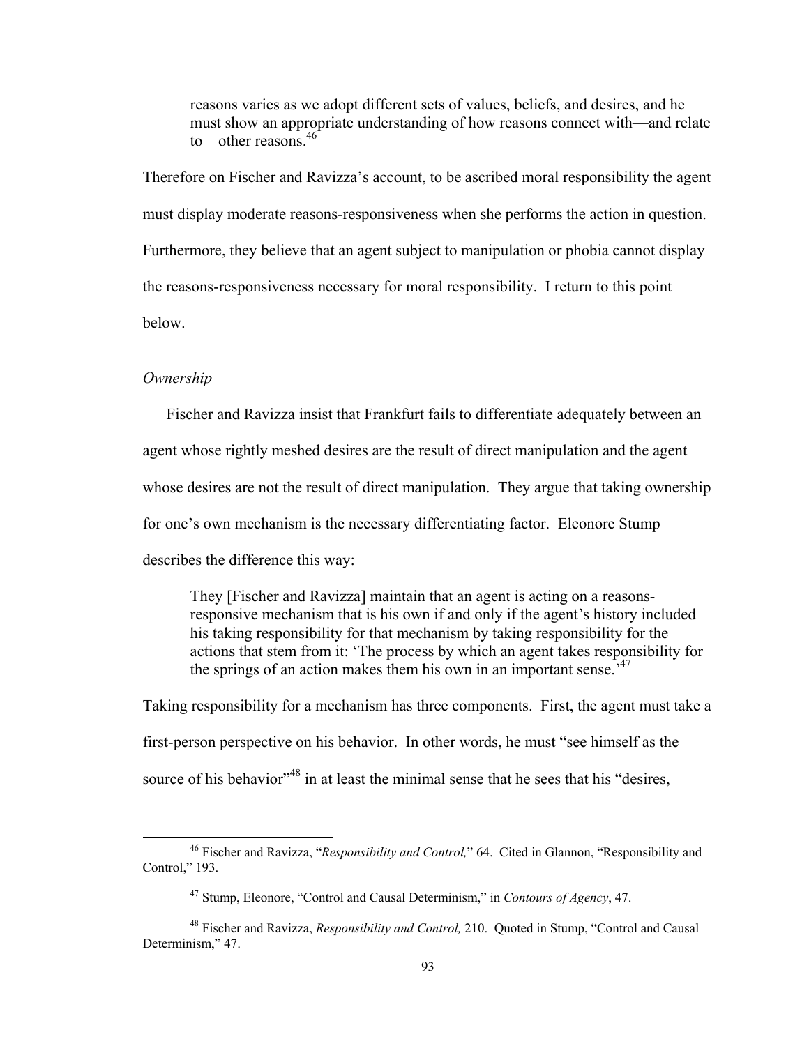> reasons varies as we adopt different sets of values, beliefs, and desires, and he must show an appropriate understanding of how reasons connect with—and relate to—other reasons.[46]

Therefore on Fischer and Ravizza's account, to be ascribed moral responsibility the agent must display moderate reasons-responsiveness when she performs the action in question. Furthermore, they believe that an agent subject to manipulation or phobia cannot display the reasons-responsiveness necessary for moral responsibility. I return to this point below.

*Ownership*

Fischer and Ravizza insist that Frankfurt fails to differentiate adequately between an agent whose rightly meshed desires are the result of direct manipulation and the agent whose desires are not the result of direct manipulation. They argue that taking ownership for one's own mechanism is the necessary differentiating factor. Eleonore Stump describes the difference this way:

> They [Fischer and Ravizza] maintain that an agent is acting on a reasons-responsive mechanism that is his own if and only if the agent's history included his taking responsibility for that mechanism by taking responsibility for the actions that stem from it: 'The process by which an agent takes responsibility for the springs of an action makes them his own in an important sense.'[47]

Taking responsibility for a mechanism has three components. First, the agent must take a first-person perspective on his behavior. In other words, he must "see himself as the source of his behavior"[48] in at least the minimal sense that he sees that his "desires,

---

[46] Fischer and Ravizza, "*Responsibility and Control,*" 64. Cited in Glannon, "Responsibility and Control," 193.

[47] Stump, Eleonore, "Control and Causal Determinism," in *Contours of Agency*, 47.

[48] Fischer and Ravizza, *Responsibility and Control,* 210. Quoted in Stump, "Control and Causal Determinism," 47.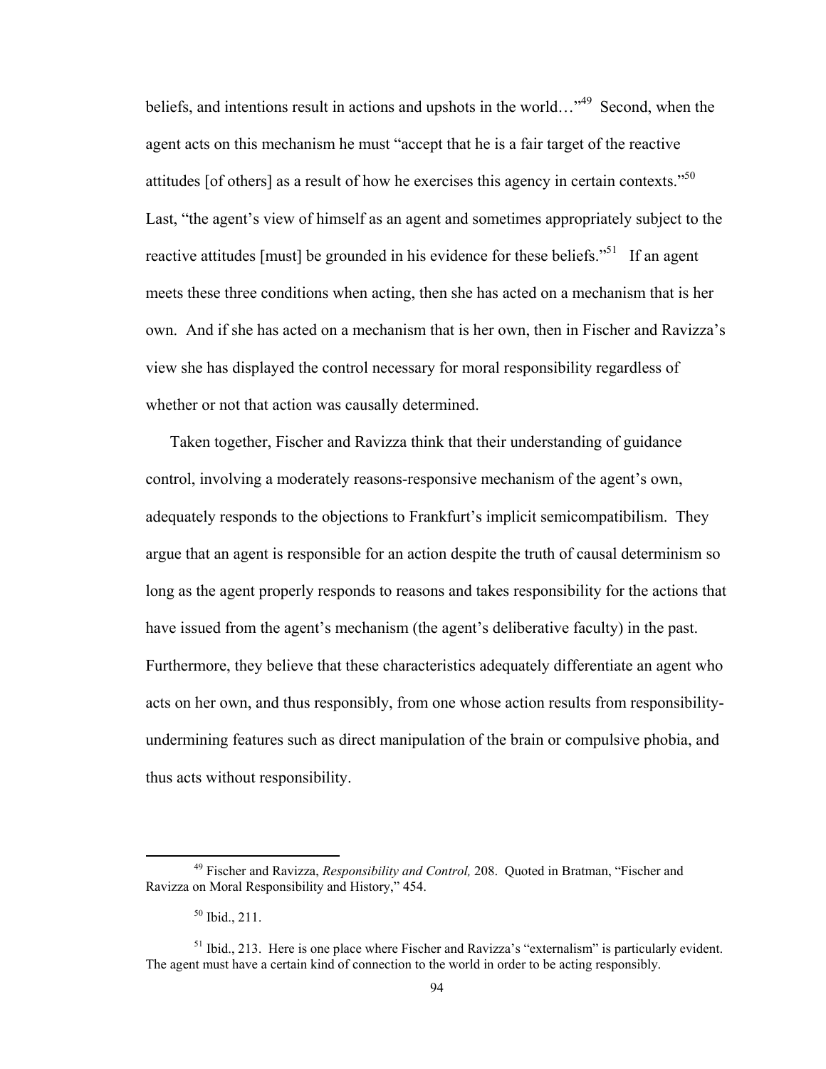beliefs, and intentions result in actions and upshots in the world…"[49] Second, when the agent acts on this mechanism he must "accept that he is a fair target of the reactive attitudes [of others] as a result of how he exercises this agency in certain contexts."[50] Last, "the agent's view of himself as an agent and sometimes appropriately subject to the reactive attitudes [must] be grounded in his evidence for these beliefs."[51] If an agent meets these three conditions when acting, then she has acted on a mechanism that is her own. And if she has acted on a mechanism that is her own, then in Fischer and Ravizza's view she has displayed the control necessary for moral responsibility regardless of whether or not that action was causally determined.

Taken together, Fischer and Ravizza think that their understanding of guidance control, involving a moderately reasons-responsive mechanism of the agent's own, adequately responds to the objections to Frankfurt's implicit semicompatibilism. They argue that an agent is responsible for an action despite the truth of causal determinism so long as the agent properly responds to reasons and takes responsibility for the actions that have issued from the agent's mechanism (the agent's deliberative faculty) in the past. Furthermore, they believe that these characteristics adequately differentiate an agent who acts on her own, and thus responsibly, from one whose action results from responsibility-undermining features such as direct manipulation of the brain or compulsive phobia, and thus acts without responsibility.

---

[49] Fischer and Ravizza, *Responsibility and Control,* 208. Quoted in Bratman, "Fischer and Ravizza on Moral Responsibility and History," 454.

[50] Ibid., 211.

[51] Ibid., 213. Here is one place where Fischer and Ravizza's "externalism" is particularly evident. The agent must have a certain kind of connection to the world in order to be acting responsibly.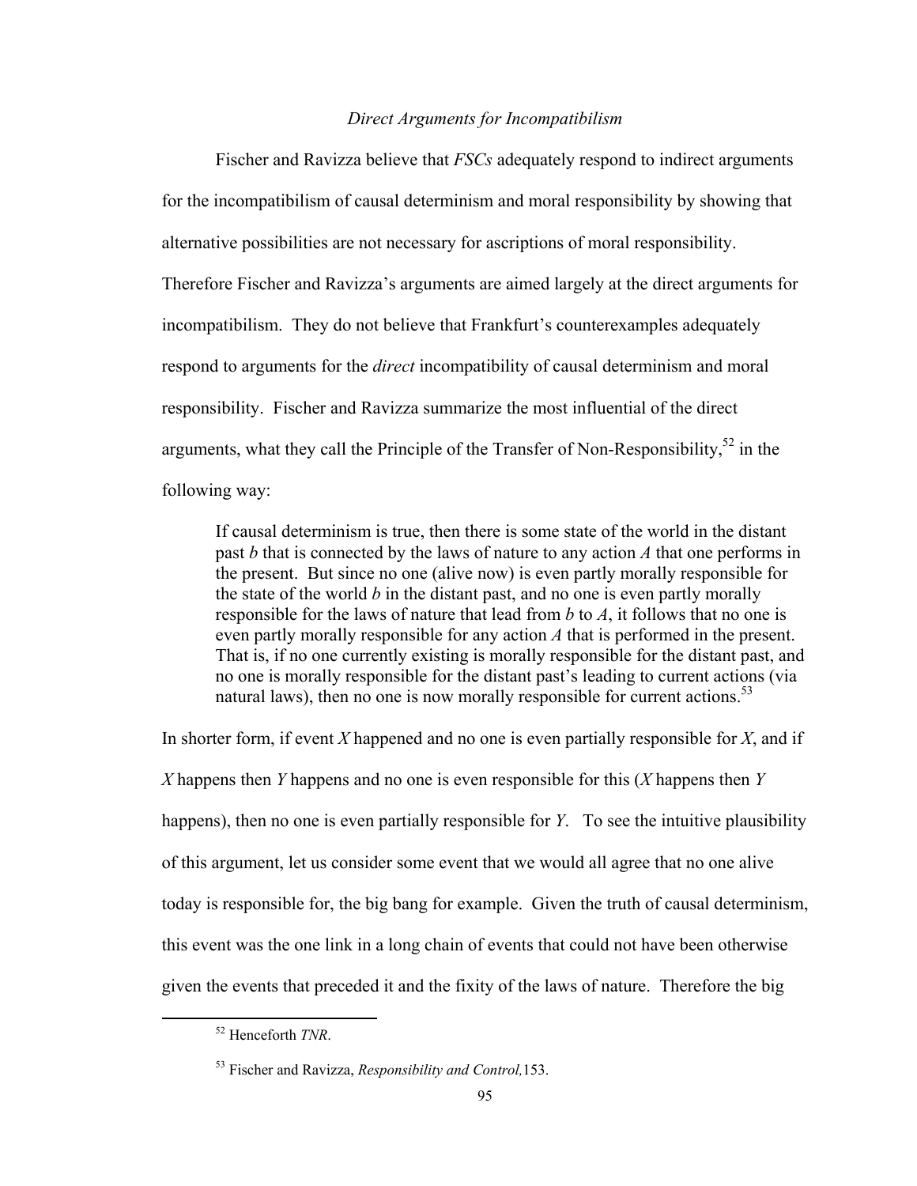*Direct Arguments for Incompatibilism*

Fischer and Ravizza believe that *FSCs* adequately respond to indirect arguments for the incompatibilism of causal determinism and moral responsibility by showing that alternative possibilities are not necessary for ascriptions of moral responsibility. Therefore Fischer and Ravizza's arguments are aimed largely at the direct arguments for incompatibilism. They do not believe that Frankfurt's counterexamples adequately respond to arguments for the *direct* incompatibility of causal determinism and moral responsibility. Fischer and Ravizza summarize the most influential of the direct arguments, what they call the Principle of the Transfer of Non-Responsibility,[52] in the following way:

> If causal determinism is true, then there is some state of the world in the distant past *b* that is connected by the laws of nature to any action *A* that one performs in the present. But since no one (alive now) is even partly morally responsible for the state of the world *b* in the distant past, and no one is even partly morally responsible for the laws of nature that lead from *b* to *A*, it follows that no one is even partly morally responsible for any action *A* that is performed in the present. That is, if no one currently existing is morally responsible for the distant past, and no one is morally responsible for the distant past's leading to current actions (via natural laws), then no one is now morally responsible for current actions.[53]

In shorter form, if event *X* happened and no one is even partially responsible for *X*, and if *X* happens then *Y* happens and no one is even responsible for this (*X* happens then *Y* happens), then no one is even partially responsible for *Y*. To see the intuitive plausibility of this argument, let us consider some event that we would all agree that no one alive today is responsible for, the big bang for example. Given the truth of causal determinism, this event was the one link in a long chain of events that could not have been otherwise given the events that preceded it and the fixity of the laws of nature. Therefore the big

[52] Henceforth *TNR*.

[53] Fischer and Ravizza, *Responsibility and Control,*153.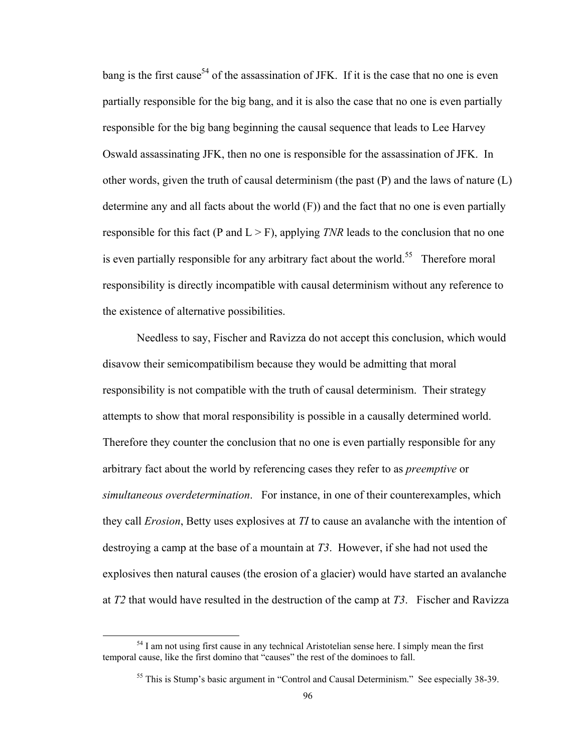bang is the first cause[54] of the assassination of JFK. If it is the case that no one is even partially responsible for the big bang, and it is also the case that no one is even partially responsible for the big bang beginning the causal sequence that leads to Lee Harvey Oswald assassinating JFK, then no one is responsible for the assassination of JFK. In other words, given the truth of causal determinism (the past (P) and the laws of nature (L) determine any and all facts about the world (F)) and the fact that no one is even partially responsible for this fact (P and L > F), applying *TNR* leads to the conclusion that no one is even partially responsible for any arbitrary fact about the world.[55] Therefore moral responsibility is directly incompatible with causal determinism without any reference to the existence of alternative possibilities.

Needless to say, Fischer and Ravizza do not accept this conclusion, which would disavow their semicompatibilism because they would be admitting that moral responsibility is not compatible with the truth of causal determinism. Their strategy attempts to show that moral responsibility is possible in a causally determined world. Therefore they counter the conclusion that no one is even partially responsible for any arbitrary fact about the world by referencing cases they refer to as *preemptive* or *simultaneous overdetermination*. For instance, in one of their counterexamples, which they call *Erosion*, Betty uses explosives at *T1* to cause an avalanche with the intention of destroying a camp at the base of a mountain at *T3*. However, if she had not used the explosives then natural causes (the erosion of a glacier) would have started an avalanche at *T2* that would have resulted in the destruction of the camp at *T3*. Fischer and Ravizza

[54] I am not using first cause in any technical Aristotelian sense here. I simply mean the first temporal cause, like the first domino that "causes" the rest of the dominoes to fall.

[55] This is Stump's basic argument in "Control and Causal Determinism." See especially 38-39.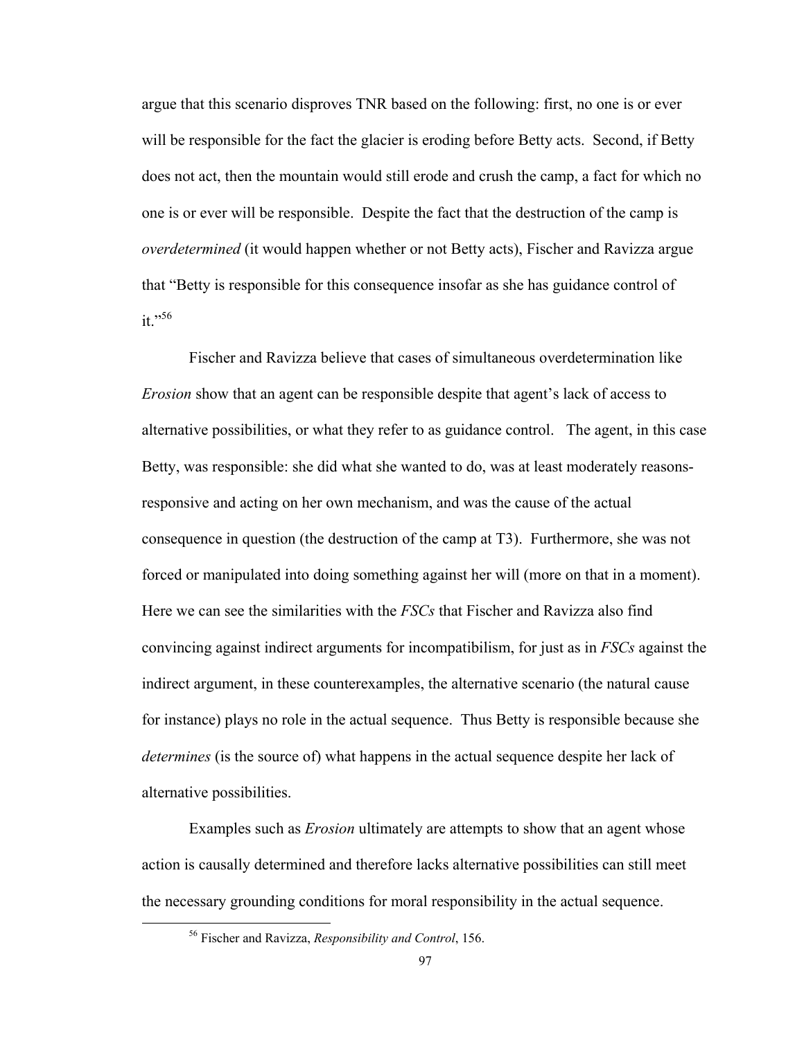argue that this scenario disproves TNR based on the following: first, no one is or ever will be responsible for the fact the glacier is eroding before Betty acts. Second, if Betty does not act, then the mountain would still erode and crush the camp, a fact for which no one is or ever will be responsible. Despite the fact that the destruction of the camp is *overdetermined* (it would happen whether or not Betty acts), Fischer and Ravizza argue that "Betty is responsible for this consequence insofar as she has guidance control of it."[56]

Fischer and Ravizza believe that cases of simultaneous overdetermination like *Erosion* show that an agent can be responsible despite that agent's lack of access to alternative possibilities, or what they refer to as guidance control. The agent, in this case Betty, was responsible: she did what she wanted to do, was at least moderately reasons-responsive and acting on her own mechanism, and was the cause of the actual consequence in question (the destruction of the camp at T3). Furthermore, she was not forced or manipulated into doing something against her will (more on that in a moment). Here we can see the similarities with the *FSCs* that Fischer and Ravizza also find convincing against indirect arguments for incompatibilism, for just as in *FSCs* against the indirect argument, in these counterexamples, the alternative scenario (the natural cause for instance) plays no role in the actual sequence. Thus Betty is responsible because she *determines* (is the source of) what happens in the actual sequence despite her lack of alternative possibilities.

Examples such as *Erosion* ultimately are attempts to show that an agent whose action is causally determined and therefore lacks alternative possibilities can still meet the necessary grounding conditions for moral responsibility in the actual sequence.

[56] Fischer and Ravizza, *Responsibility and Control*, 156.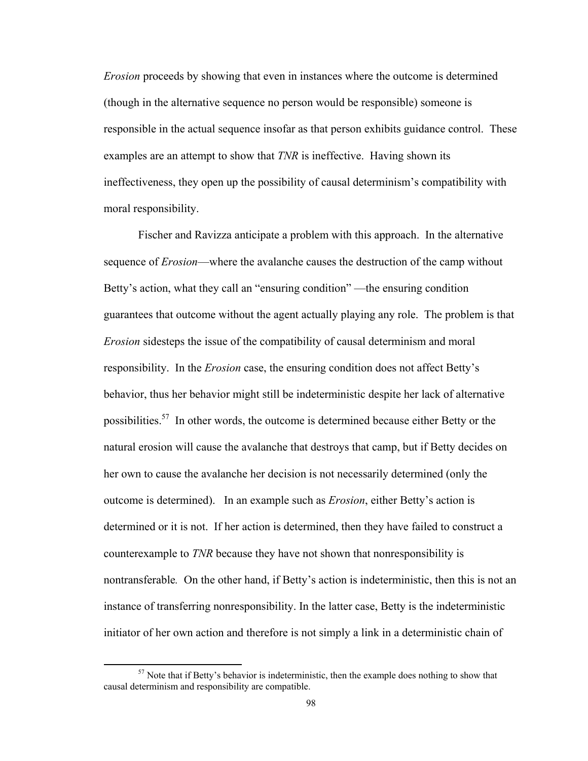*Erosion* proceeds by showing that even in instances where the outcome is determined (though in the alternative sequence no person would be responsible) someone is responsible in the actual sequence insofar as that person exhibits guidance control. These examples are an attempt to show that *TNR* is ineffective. Having shown its ineffectiveness, they open up the possibility of causal determinism's compatibility with moral responsibility.

Fischer and Ravizza anticipate a problem with this approach. In the alternative sequence of *Erosion*—where the avalanche causes the destruction of the camp without Betty's action, what they call an "ensuring condition" —the ensuring condition guarantees that outcome without the agent actually playing any role. The problem is that *Erosion* sidesteps the issue of the compatibility of causal determinism and moral responsibility. In the *Erosion* case, the ensuring condition does not affect Betty's behavior, thus her behavior might still be indeterministic despite her lack of alternative possibilities.[57] In other words, the outcome is determined because either Betty or the natural erosion will cause the avalanche that destroys that camp, but if Betty decides on her own to cause the avalanche her decision is not necessarily determined (only the outcome is determined). In an example such as *Erosion*, either Betty's action is determined or it is not. If her action is determined, then they have failed to construct a counterexample to *TNR* because they have not shown that nonresponsibility is nontransferable. On the other hand, if Betty's action is indeterministic, then this is not an instance of transferring nonresponsibility. In the latter case, Betty is the indeterministic initiator of her own action and therefore is not simply a link in a deterministic chain of

[57] Note that if Betty's behavior is indeterministic, then the example does nothing to show that causal determinism and responsibility are compatible.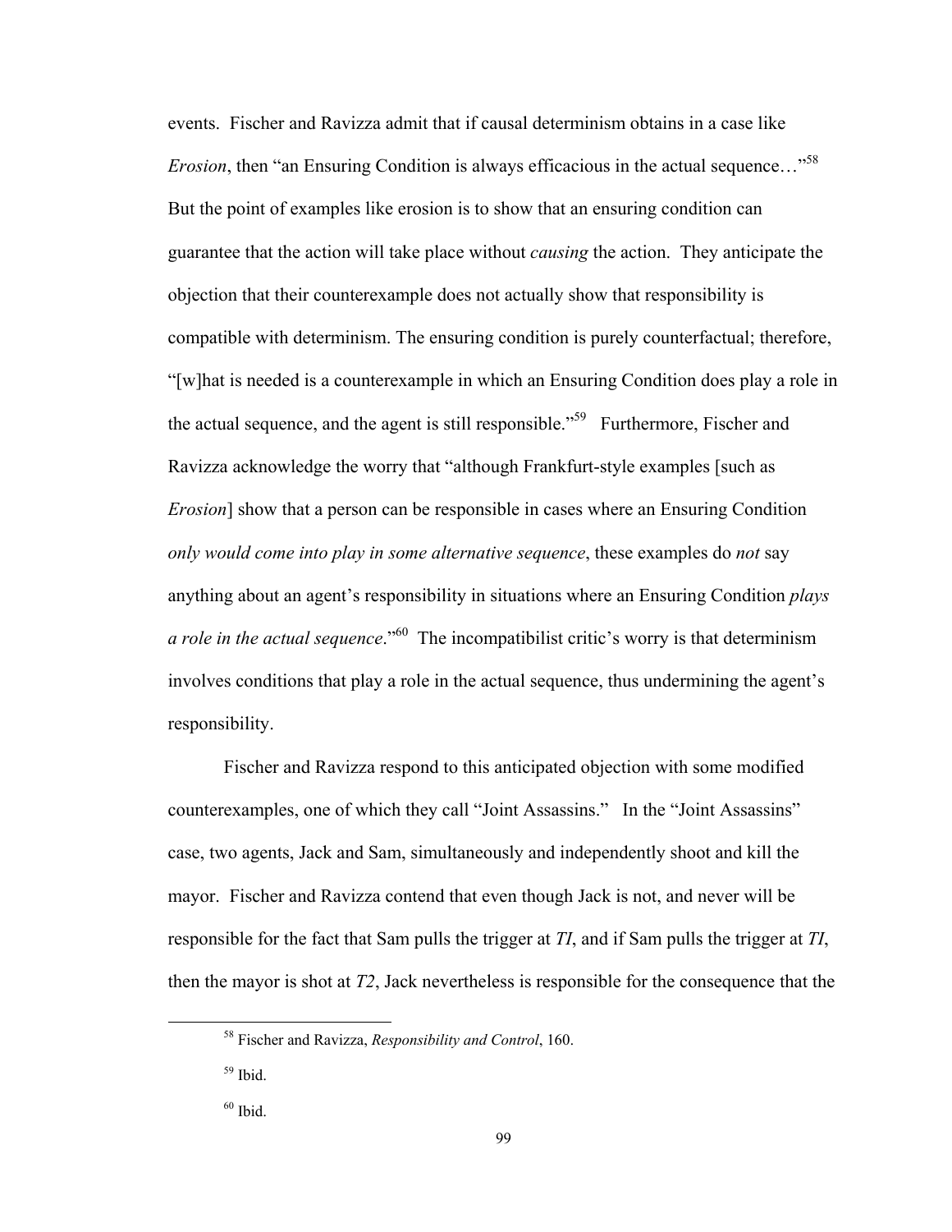events. Fischer and Ravizza admit that if causal determinism obtains in a case like *Erosion*, then "an Ensuring Condition is always efficacious in the actual sequence…"[58] But the point of examples like erosion is to show that an ensuring condition can guarantee that the action will take place without *causing* the action. They anticipate the objection that their counterexample does not actually show that responsibility is compatible with determinism. The ensuring condition is purely counterfactual; therefore, "[w]hat is needed is a counterexample in which an Ensuring Condition does play a role in the actual sequence, and the agent is still responsible."[59] Furthermore, Fischer and Ravizza acknowledge the worry that "although Frankfurt-style examples [such as *Erosion*] show that a person can be responsible in cases where an Ensuring Condition *only would come into play in some alternative sequence*, these examples do *not* say anything about an agent's responsibility in situations where an Ensuring Condition *plays a role in the actual sequence*."[60] The incompatibilist critic's worry is that determinism involves conditions that play a role in the actual sequence, thus undermining the agent's responsibility.

Fischer and Ravizza respond to this anticipated objection with some modified counterexamples, one of which they call "Joint Assassins." In the "Joint Assassins" case, two agents, Jack and Sam, simultaneously and independently shoot and kill the mayor. Fischer and Ravizza contend that even though Jack is not, and never will be responsible for the fact that Sam pulls the trigger at *TI*, and if Sam pulls the trigger at *TI*, then the mayor is shot at *T2*, Jack nevertheless is responsible for the consequence that the

[58] Fischer and Ravizza, *Responsibility and Control*, 160.

[59] Ibid.

[60] Ibid.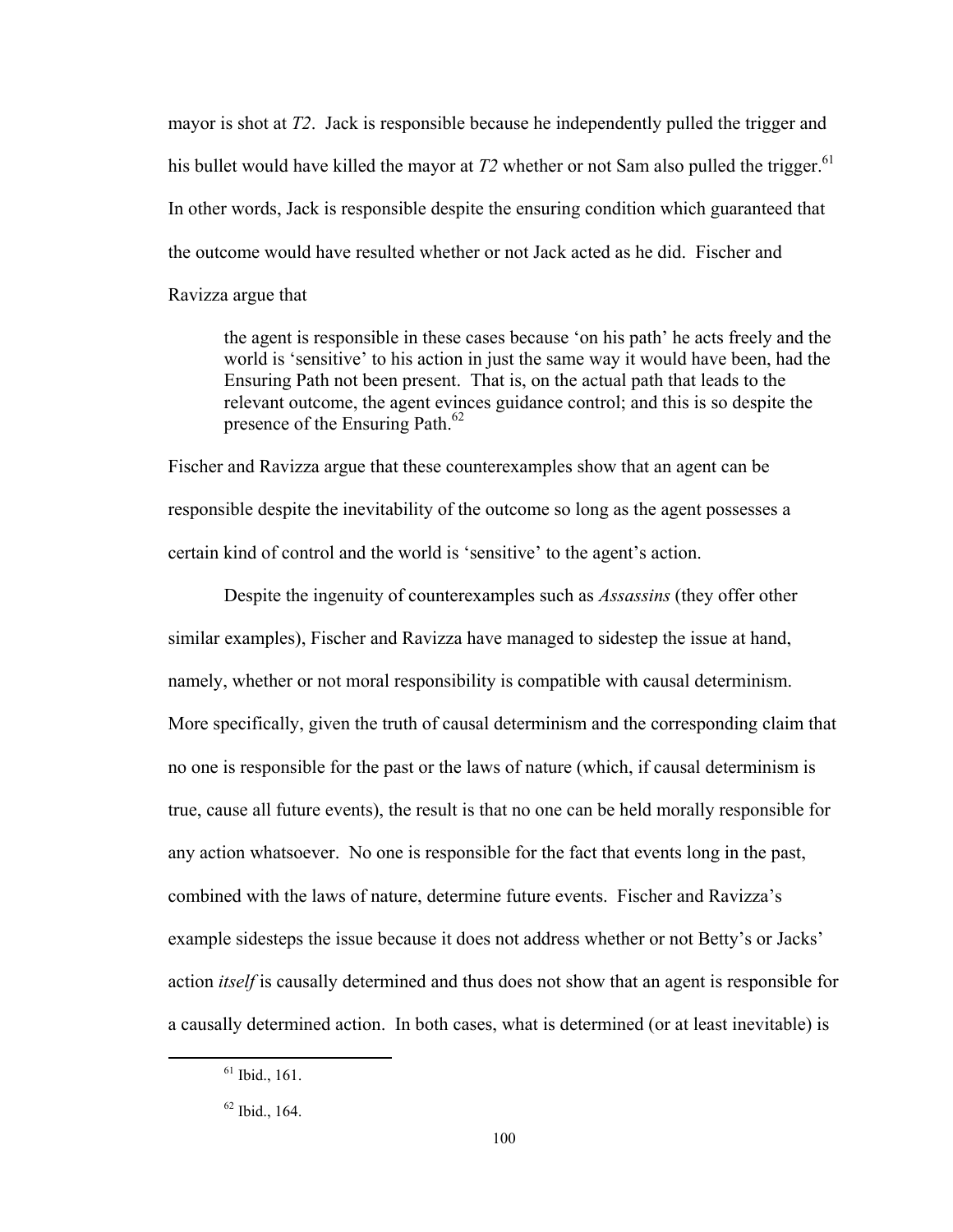mayor is shot at *T2*. Jack is responsible because he independently pulled the trigger and his bullet would have killed the mayor at *T2* whether or not Sam also pulled the trigger.[61] In other words, Jack is responsible despite the ensuring condition which guaranteed that the outcome would have resulted whether or not Jack acted as he did. Fischer and Ravizza argue that

> the agent is responsible in these cases because 'on his path' he acts freely and the world is 'sensitive' to his action in just the same way it would have been, had the Ensuring Path not been present. That is, on the actual path that leads to the relevant outcome, the agent evinces guidance control; and this is so despite the presence of the Ensuring Path.[62]

Fischer and Ravizza argue that these counterexamples show that an agent can be responsible despite the inevitability of the outcome so long as the agent possesses a certain kind of control and the world is 'sensitive' to the agent's action.

Despite the ingenuity of counterexamples such as *Assassins* (they offer other similar examples), Fischer and Ravizza have managed to sidestep the issue at hand, namely, whether or not moral responsibility is compatible with causal determinism. More specifically, given the truth of causal determinism and the corresponding claim that no one is responsible for the past or the laws of nature (which, if causal determinism is true, cause all future events), the result is that no one can be held morally responsible for any action whatsoever. No one is responsible for the fact that events long in the past, combined with the laws of nature, determine future events. Fischer and Ravizza's example sidesteps the issue because it does not address whether or not Betty's or Jacks' action *itself* is causally determined and thus does not show that an agent is responsible for a causally determined action. In both cases, what is determined (or at least inevitable) is

---

[61] Ibid., 161.

[62] Ibid., 164.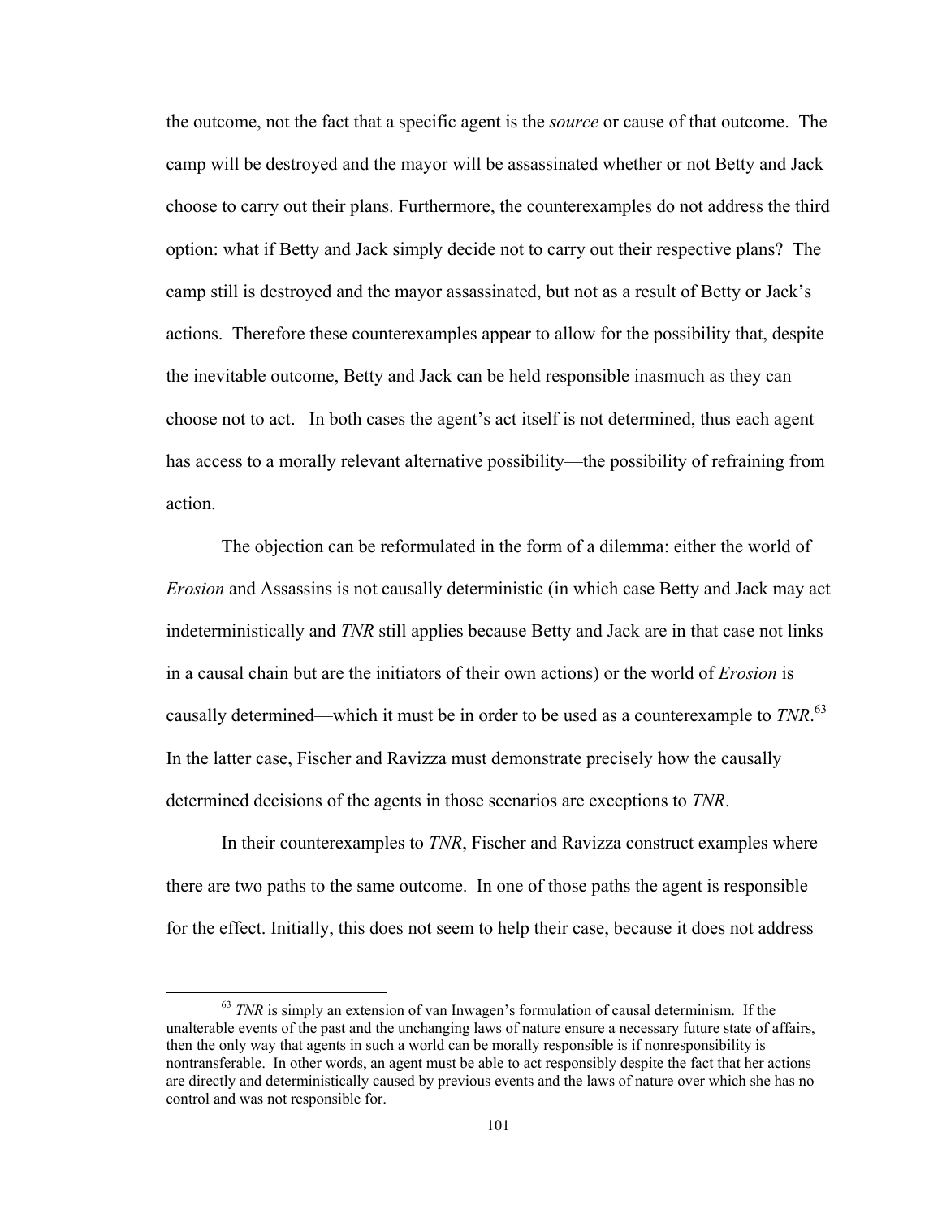the outcome, not the fact that a specific agent is the *source* or cause of that outcome. The camp will be destroyed and the mayor will be assassinated whether or not Betty and Jack choose to carry out their plans. Furthermore, the counterexamples do not address the third option: what if Betty and Jack simply decide not to carry out their respective plans? The camp still is destroyed and the mayor assassinated, but not as a result of Betty or Jack's actions. Therefore these counterexamples appear to allow for the possibility that, despite the inevitable outcome, Betty and Jack can be held responsible inasmuch as they can choose not to act. In both cases the agent's act itself is not determined, thus each agent has access to a morally relevant alternative possibility—the possibility of refraining from action.

The objection can be reformulated in the form of a dilemma: either the world of *Erosion* and Assassins is not causally deterministic (in which case Betty and Jack may act indeterministically and *TNR* still applies because Betty and Jack are in that case not links in a causal chain but are the initiators of their own actions) or the world of *Erosion* is causally determined—which it must be in order to be used as a counterexample to *TNR*.[63] In the latter case, Fischer and Ravizza must demonstrate precisely how the causally determined decisions of the agents in those scenarios are exceptions to *TNR*.

In their counterexamples to *TNR*, Fischer and Ravizza construct examples where there are two paths to the same outcome. In one of those paths the agent is responsible for the effect. Initially, this does not seem to help their case, because it does not address

[63] *TNR* is simply an extension of van Inwagen's formulation of causal determinism. If the unalterable events of the past and the unchanging laws of nature ensure a necessary future state of affairs, then the only way that agents in such a world can be morally responsible is if nonresponsibility is nontransferable. In other words, an agent must be able to act responsibly despite the fact that her actions are directly and deterministically caused by previous events and the laws of nature over which she has no control and was not responsible for.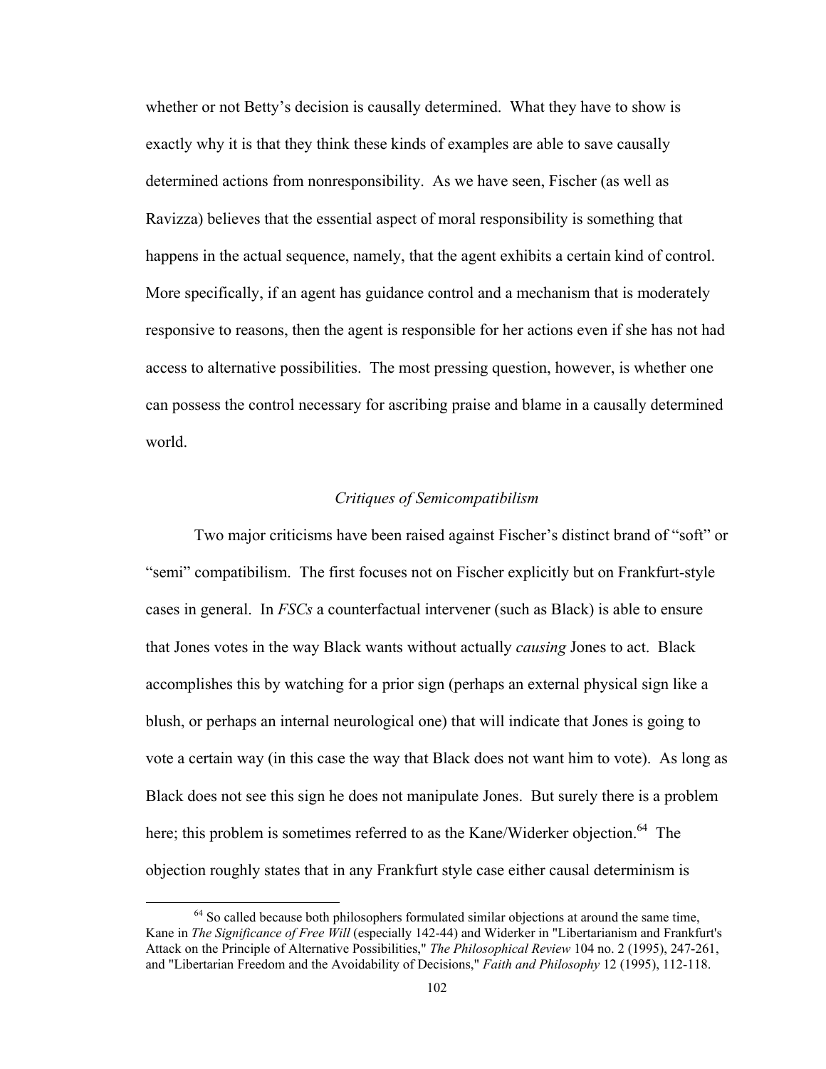whether or not Betty's decision is causally determined. What they have to show is exactly why it is that they think these kinds of examples are able to save causally determined actions from nonresponsibility. As we have seen, Fischer (as well as Ravizza) believes that the essential aspect of moral responsibility is something that happens in the actual sequence, namely, that the agent exhibits a certain kind of control. More specifically, if an agent has guidance control and a mechanism that is moderately responsive to reasons, then the agent is responsible for her actions even if she has not had access to alternative possibilities. The most pressing question, however, is whether one can possess the control necessary for ascribing praise and blame in a causally determined world.

### *Critiques of Semicompatibilism*

Two major criticisms have been raised against Fischer's distinct brand of "soft" or "semi" compatibilism. The first focuses not on Fischer explicitly but on Frankfurt-style cases in general. In *FSCs* a counterfactual intervener (such as Black) is able to ensure that Jones votes in the way Black wants without actually *causing* Jones to act. Black accomplishes this by watching for a prior sign (perhaps an external physical sign like a blush, or perhaps an internal neurological one) that will indicate that Jones is going to vote a certain way (in this case the way that Black does not want him to vote). As long as Black does not see this sign he does not manipulate Jones. But surely there is a problem here; this problem is sometimes referred to as the Kane/Widerker objection.[64] The objection roughly states that in any Frankfurt style case either causal determinism is

[64] So called because both philosophers formulated similar objections at around the same time, Kane in *The Significance of Free Will* (especially 142-44) and Widerker in "Libertarianism and Frankfurt's Attack on the Principle of Alternative Possibilities," *The Philosophical Review* 104 no. 2 (1995), 247-261, and "Libertarian Freedom and the Avoidability of Decisions," *Faith and Philosophy* 12 (1995), 112-118.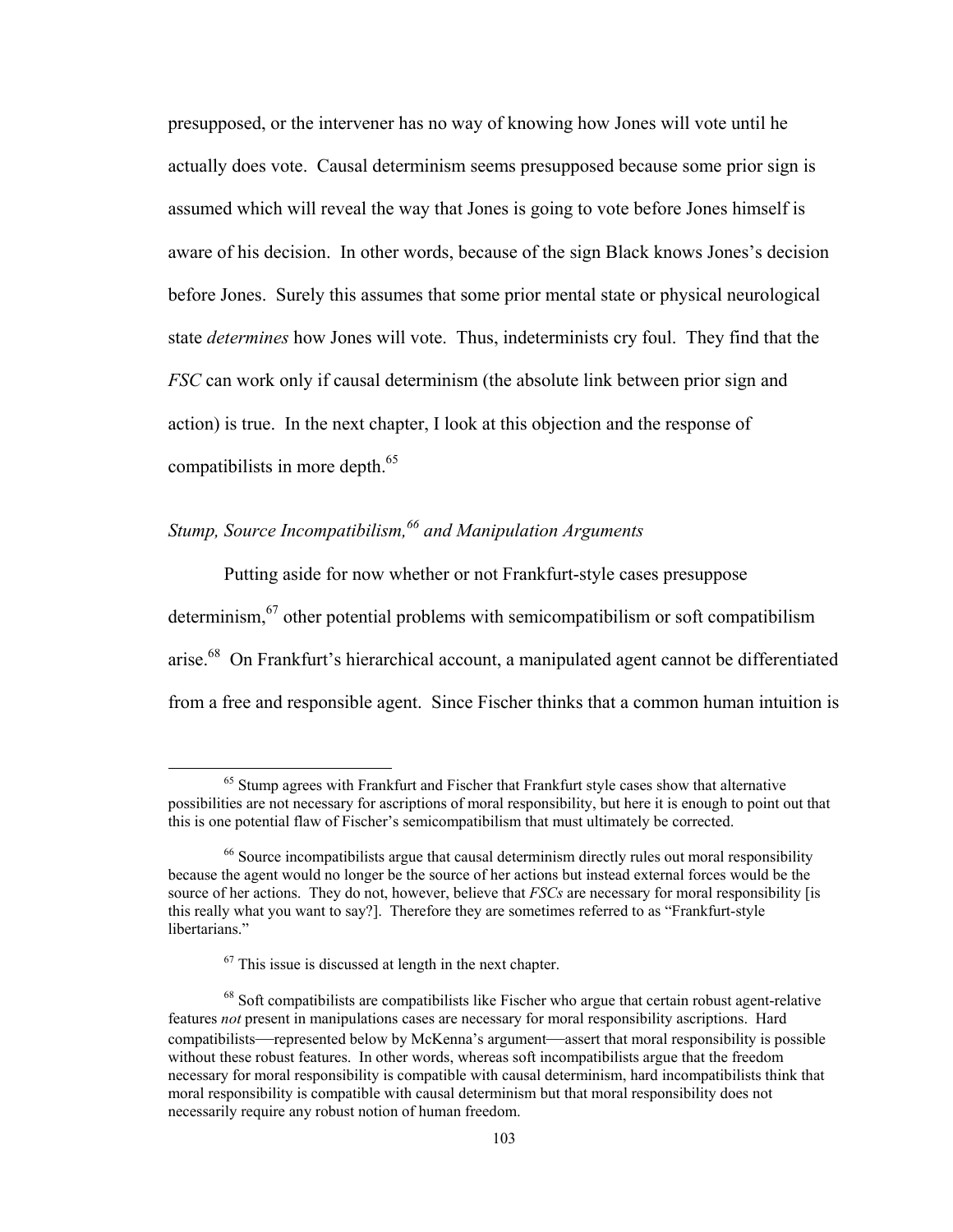presupposed, or the intervener has no way of knowing how Jones will vote until he actually does vote. Causal determinism seems presupposed because some prior sign is assumed which will reveal the way that Jones is going to vote before Jones himself is aware of his decision. In other words, because of the sign Black knows Jones's decision before Jones. Surely this assumes that some prior mental state or physical neurological state *determines* how Jones will vote. Thus, indeterminists cry foul. They find that the *FSC* can work only if causal determinism (the absolute link between prior sign and action) is true. In the next chapter, I look at this objection and the response of compatibilists in more depth.[65]

### *Stump, Source Incompatibilism,[66] and Manipulation Arguments*

Putting aside for now whether or not Frankfurt-style cases presuppose determinism,[67] other potential problems with semicompatibilism or soft compatibilism arise.[68] On Frankfurt's hierarchical account, a manipulated agent cannot be differentiated from a free and responsible agent. Since Fischer thinks that a common human intuition is

---

[65] Stump agrees with Frankfurt and Fischer that Frankfurt style cases show that alternative possibilities are not necessary for ascriptions of moral responsibility, but here it is enough to point out that this is one potential flaw of Fischer's semicompatibilism that must ultimately be corrected.

[66] Source incompatibilists argue that causal determinism directly rules out moral responsibility because the agent would no longer be the source of her actions but instead external forces would be the source of her actions. They do not, however, believe that *FSCs* are necessary for moral responsibility [is this really what you want to say?]. Therefore they are sometimes referred to as "Frankfurt-style libertarians."

[67] This issue is discussed at length in the next chapter.

[68] Soft compatibilists are compatibilists like Fischer who argue that certain robust agent-relative features *not* present in manipulations cases are necessary for moral responsibility ascriptions. Hard compatibilists—represented below by McKenna's argument—assert that moral responsibility is possible without these robust features. In other words, whereas soft incompatibilists argue that the freedom necessary for moral responsibility is compatible with causal determinism, hard incompatibilists think that moral responsibility is compatible with causal determinism but that moral responsibility does not necessarily require any robust notion of human freedom.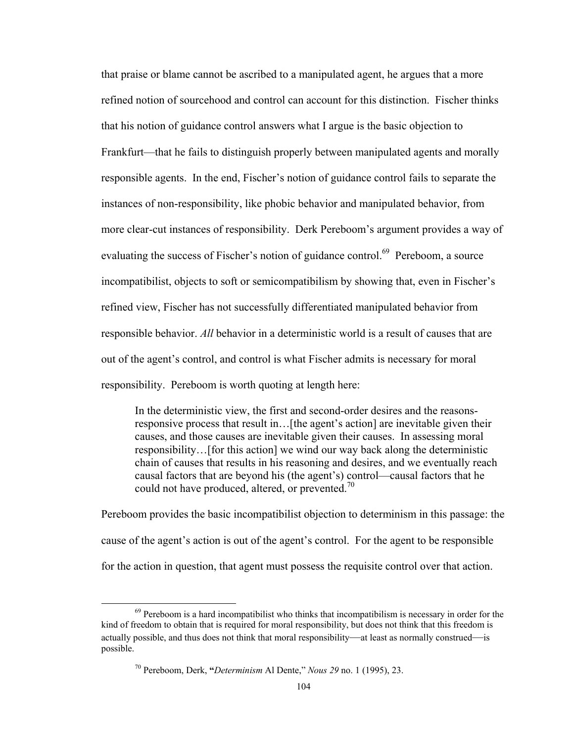that praise or blame cannot be ascribed to a manipulated agent, he argues that a more refined notion of sourcehood and control can account for this distinction. Fischer thinks that his notion of guidance control answers what I argue is the basic objection to Frankfurt—that he fails to distinguish properly between manipulated agents and morally responsible agents. In the end, Fischer's notion of guidance control fails to separate the instances of non-responsibility, like phobic behavior and manipulated behavior, from more clear-cut instances of responsibility. Derk Pereboom's argument provides a way of evaluating the success of Fischer's notion of guidance control.[69] Pereboom, a source incompatibilist, objects to soft or semicompatibilism by showing that, even in Fischer's refined view, Fischer has not successfully differentiated manipulated behavior from responsible behavior. *All* behavior in a deterministic world is a result of causes that are out of the agent's control, and control is what Fischer admits is necessary for moral responsibility. Pereboom is worth quoting at length here:

> In the deterministic view, the first and second-order desires and the reasons-responsive process that result in…[the agent's action] are inevitable given their causes, and those causes are inevitable given their causes. In assessing moral responsibility…[for this action] we wind our way back along the deterministic chain of causes that results in his reasoning and desires, and we eventually reach causal factors that are beyond his (the agent's) control—causal factors that he could not have produced, altered, or prevented.[70]

Pereboom provides the basic incompatibilist objection to determinism in this passage: the cause of the agent's action is out of the agent's control. For the agent to be responsible for the action in question, that agent must possess the requisite control over that action.

[69] Pereboom is a hard incompatibilist who thinks that incompatibilism is necessary in order for the kind of freedom to obtain that is required for moral responsibility, but does not think that this freedom is actually possible, and thus does not think that moral responsibility—at least as normally construed—is possible.

[70] Pereboom, Derk, **"***Determinism* Al Dente," *Nous 29* no. 1 (1995), 23.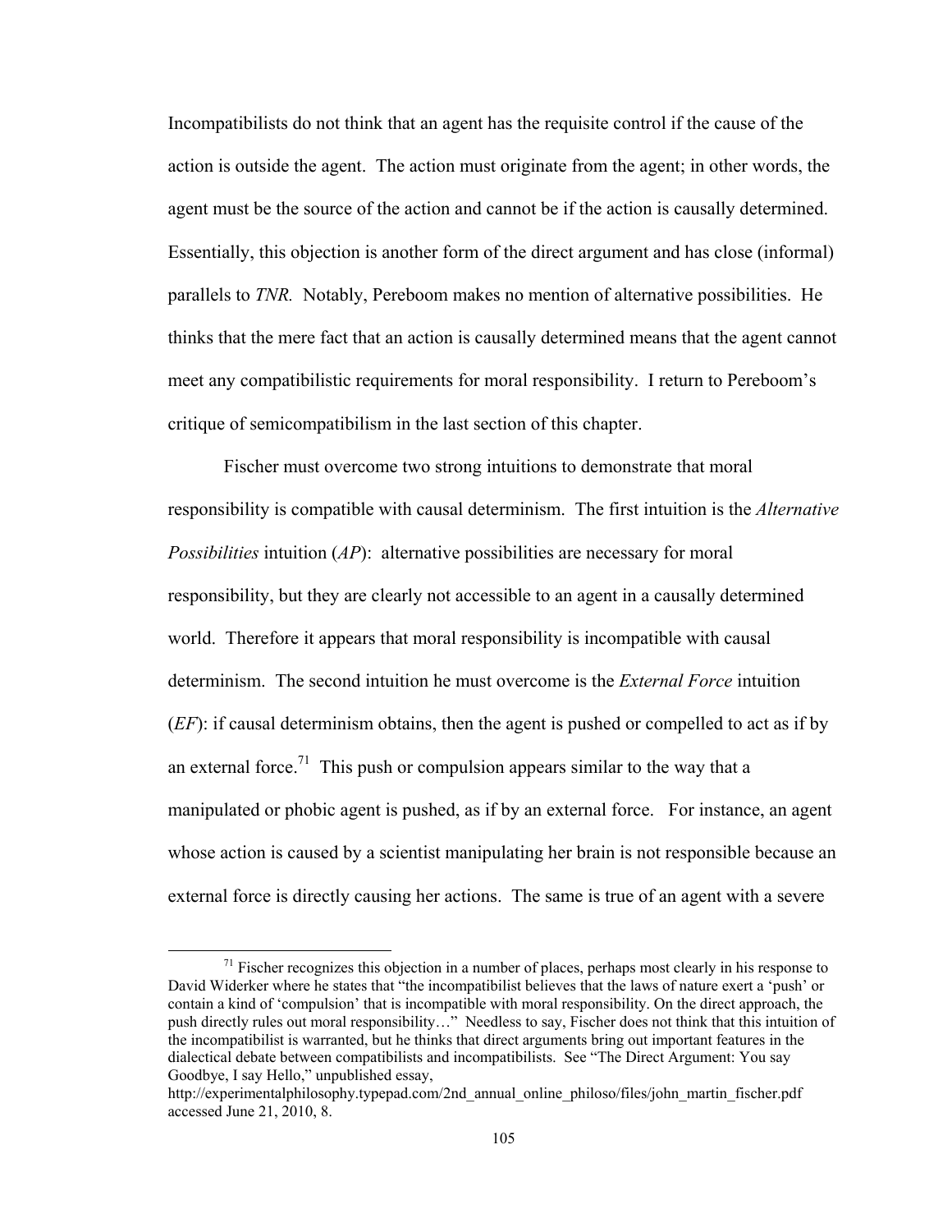Incompatibilists do not think that an agent has the requisite control if the cause of the action is outside the agent. The action must originate from the agent; in other words, the agent must be the source of the action and cannot be if the action is causally determined. Essentially, this objection is another form of the direct argument and has close (informal) parallels to *TNR.* Notably, Pereboom makes no mention of alternative possibilities. He thinks that the mere fact that an action is causally determined means that the agent cannot meet any compatibilistic requirements for moral responsibility. I return to Pereboom's critique of semicompatibilism in the last section of this chapter.

Fischer must overcome two strong intuitions to demonstrate that moral responsibility is compatible with causal determinism. The first intuition is the *Alternative Possibilities* intuition (*AP*): alternative possibilities are necessary for moral responsibility, but they are clearly not accessible to an agent in a causally determined world. Therefore it appears that moral responsibility is incompatible with causal determinism. The second intuition he must overcome is the *External Force* intuition (*EF*): if causal determinism obtains, then the agent is pushed or compelled to act as if by an external force.[71] This push or compulsion appears similar to the way that a manipulated or phobic agent is pushed, as if by an external force. For instance, an agent whose action is caused by a scientist manipulating her brain is not responsible because an external force is directly causing her actions. The same is true of an agent with a severe

---

[71] Fischer recognizes this objection in a number of places, perhaps most clearly in his response to David Widerker where he states that "the incompatibilist believes that the laws of nature exert a 'push' or contain a kind of 'compulsion' that is incompatible with moral responsibility. On the direct approach, the push directly rules out moral responsibility…" Needless to say, Fischer does not think that this intuition of the incompatibilist is warranted, but he thinks that direct arguments bring out important features in the dialectical debate between compatibilists and incompatibilists. See "The Direct Argument: You say Goodbye, I say Hello," unpublished essay, http://experimentalphilosophy.typepad.com/2nd_annual_online_philoso/files/john_martin_fischer.pdf accessed June 21, 2010, 8.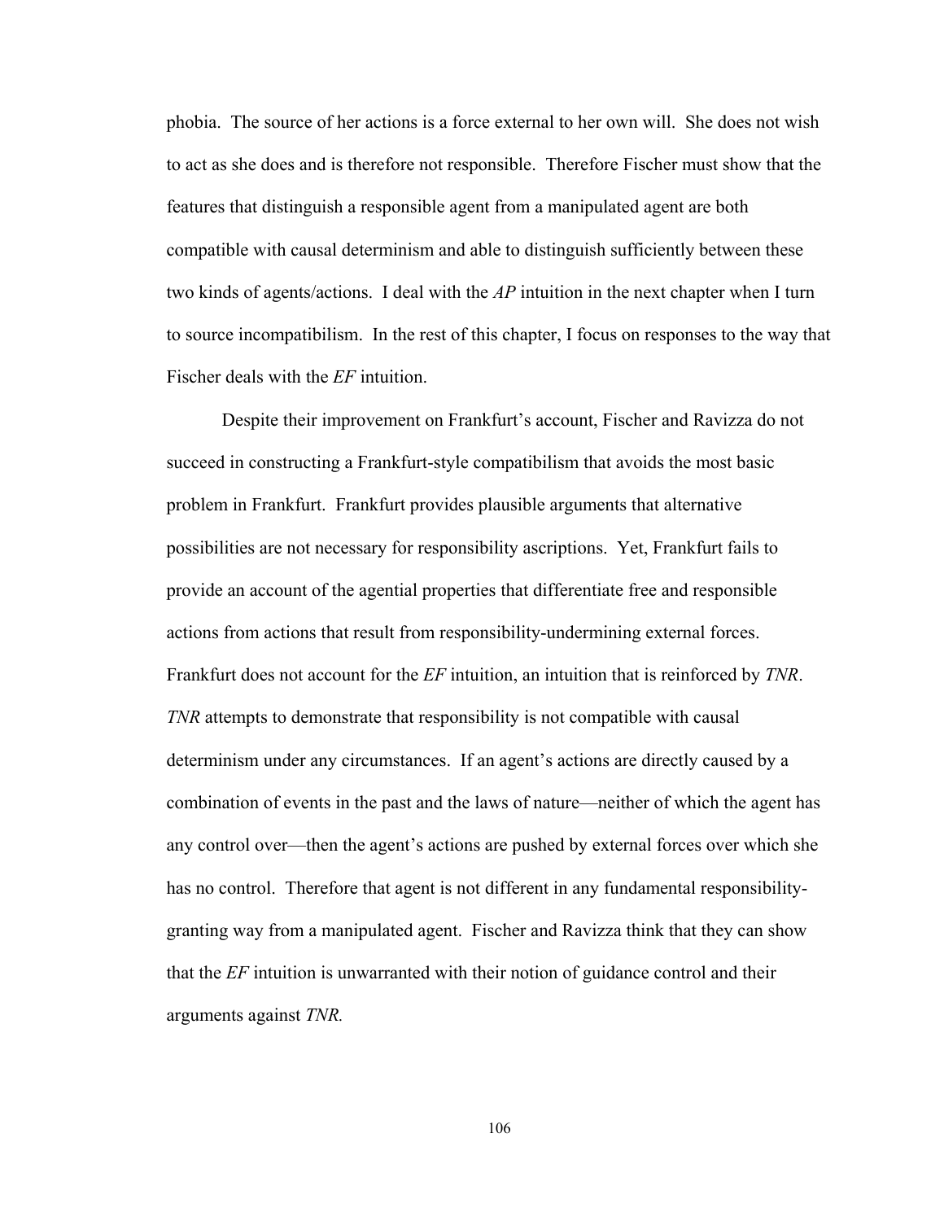phobia. The source of her actions is a force external to her own will. She does not wish to act as she does and is therefore not responsible. Therefore Fischer must show that the features that distinguish a responsible agent from a manipulated agent are both compatible with causal determinism and able to distinguish sufficiently between these two kinds of agents/actions. I deal with the *AP* intuition in the next chapter when I turn to source incompatibilism. In the rest of this chapter, I focus on responses to the way that Fischer deals with the *EF* intuition.

Despite their improvement on Frankfurt's account, Fischer and Ravizza do not succeed in constructing a Frankfurt-style compatibilism that avoids the most basic problem in Frankfurt. Frankfurt provides plausible arguments that alternative possibilities are not necessary for responsibility ascriptions. Yet, Frankfurt fails to provide an account of the agential properties that differentiate free and responsible actions from actions that result from responsibility-undermining external forces. Frankfurt does not account for the *EF* intuition, an intuition that is reinforced by *TNR*. *TNR* attempts to demonstrate that responsibility is not compatible with causal determinism under any circumstances. If an agent's actions are directly caused by a combination of events in the past and the laws of nature—neither of which the agent has any control over—then the agent's actions are pushed by external forces over which she has no control. Therefore that agent is not different in any fundamental responsibility-granting way from a manipulated agent. Fischer and Ravizza think that they can show that the *EF* intuition is unwarranted with their notion of guidance control and their arguments against *TNR.*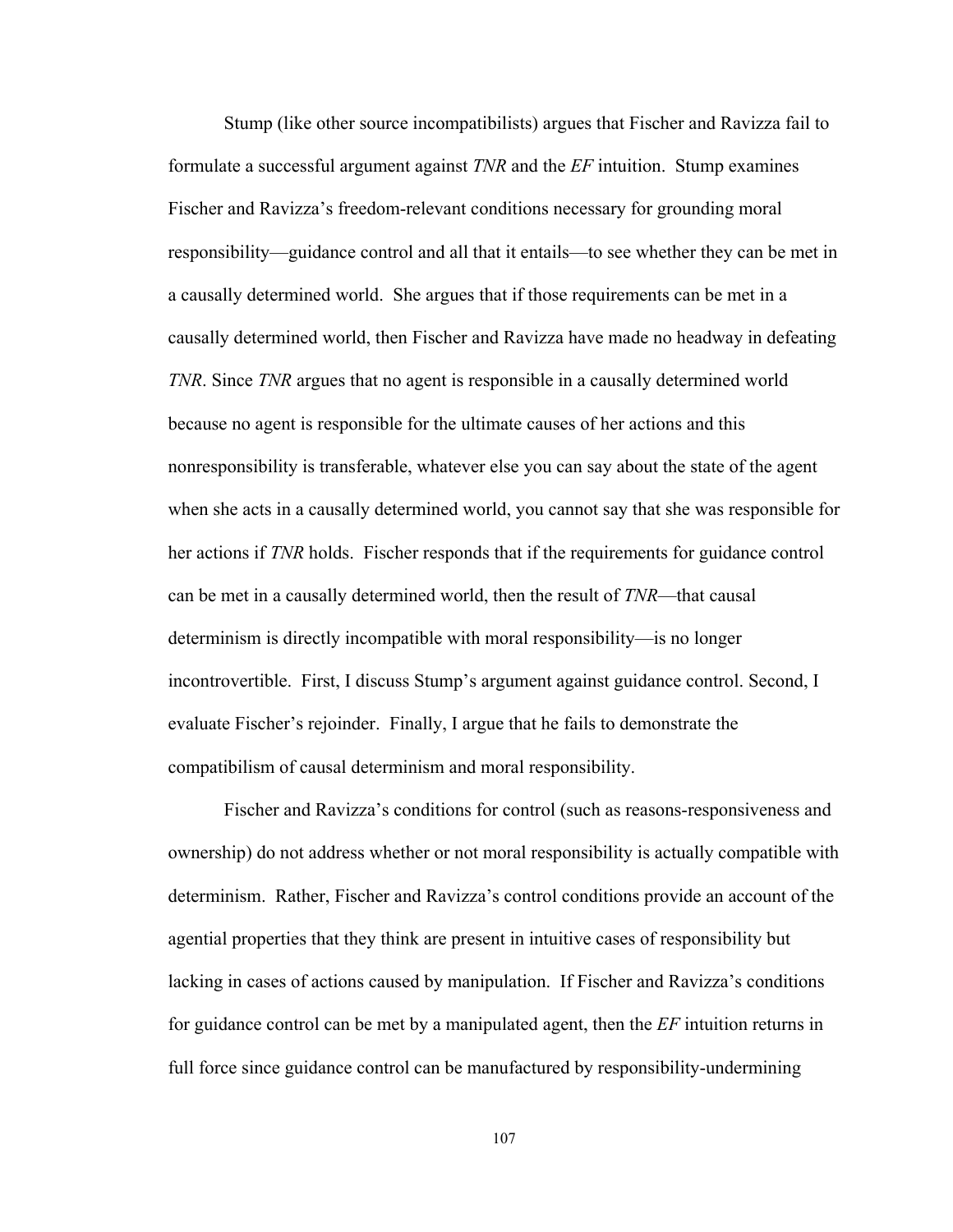Stump (like other source incompatibilists) argues that Fischer and Ravizza fail to formulate a successful argument against *TNR* and the *EF* intuition. Stump examines Fischer and Ravizza's freedom-relevant conditions necessary for grounding moral responsibility—guidance control and all that it entails—to see whether they can be met in a causally determined world. She argues that if those requirements can be met in a causally determined world, then Fischer and Ravizza have made no headway in defeating *TNR*. Since *TNR* argues that no agent is responsible in a causally determined world because no agent is responsible for the ultimate causes of her actions and this nonresponsibility is transferable, whatever else you can say about the state of the agent when she acts in a causally determined world, you cannot say that she was responsible for her actions if *TNR* holds. Fischer responds that if the requirements for guidance control can be met in a causally determined world, then the result of *TNR*—that causal determinism is directly incompatible with moral responsibility—is no longer incontrovertible. First, I discuss Stump's argument against guidance control. Second, I evaluate Fischer's rejoinder. Finally, I argue that he fails to demonstrate the compatibilism of causal determinism and moral responsibility.

Fischer and Ravizza's conditions for control (such as reasons-responsiveness and ownership) do not address whether or not moral responsibility is actually compatible with determinism. Rather, Fischer and Ravizza's control conditions provide an account of the agential properties that they think are present in intuitive cases of responsibility but lacking in cases of actions caused by manipulation. If Fischer and Ravizza's conditions for guidance control can be met by a manipulated agent, then the *EF* intuition returns in full force since guidance control can be manufactured by responsibility-undermining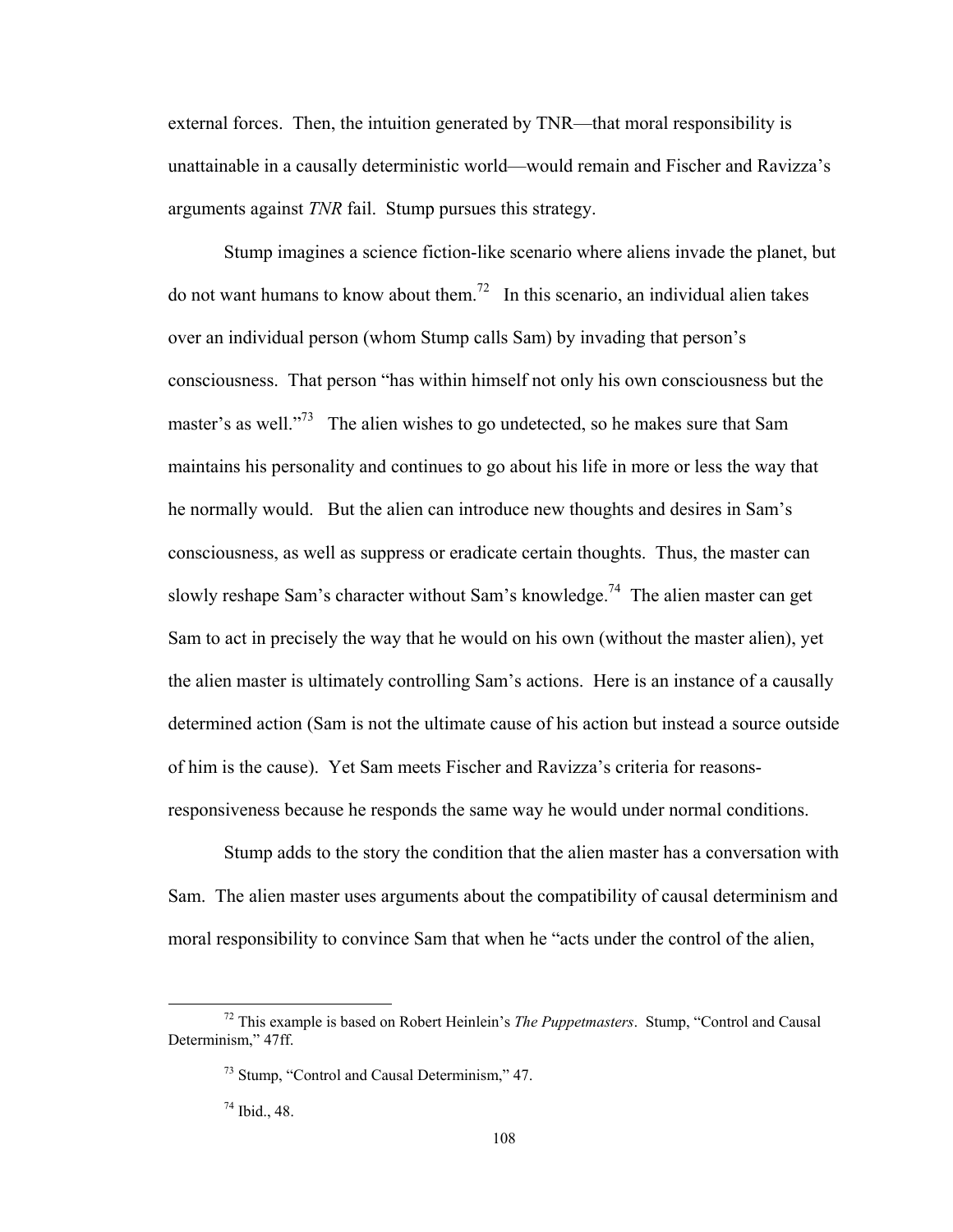external forces. Then, the intuition generated by TNR—that moral responsibility is unattainable in a causally deterministic world—would remain and Fischer and Ravizza's arguments against *TNR* fail. Stump pursues this strategy.

Stump imagines a science fiction-like scenario where aliens invade the planet, but do not want humans to know about them.[72] In this scenario, an individual alien takes over an individual person (whom Stump calls Sam) by invading that person's consciousness. That person "has within himself not only his own consciousness but the master's as well."[73] The alien wishes to go undetected, so he makes sure that Sam maintains his personality and continues to go about his life in more or less the way that he normally would. But the alien can introduce new thoughts and desires in Sam's consciousness, as well as suppress or eradicate certain thoughts. Thus, the master can slowly reshape Sam's character without Sam's knowledge.[74] The alien master can get Sam to act in precisely the way that he would on his own (without the master alien), yet the alien master is ultimately controlling Sam's actions. Here is an instance of a causally determined action (Sam is not the ultimate cause of his action but instead a source outside of him is the cause). Yet Sam meets Fischer and Ravizza's criteria for reasons-responsiveness because he responds the same way he would under normal conditions.

Stump adds to the story the condition that the alien master has a conversation with Sam. The alien master uses arguments about the compatibility of causal determinism and moral responsibility to convince Sam that when he "acts under the control of the alien,

---

[72] This example is based on Robert Heinlein's *The Puppetmasters*. Stump, "Control and Causal Determinism," 47ff.

[73] Stump, "Control and Causal Determinism," 47.

[74] Ibid., 48.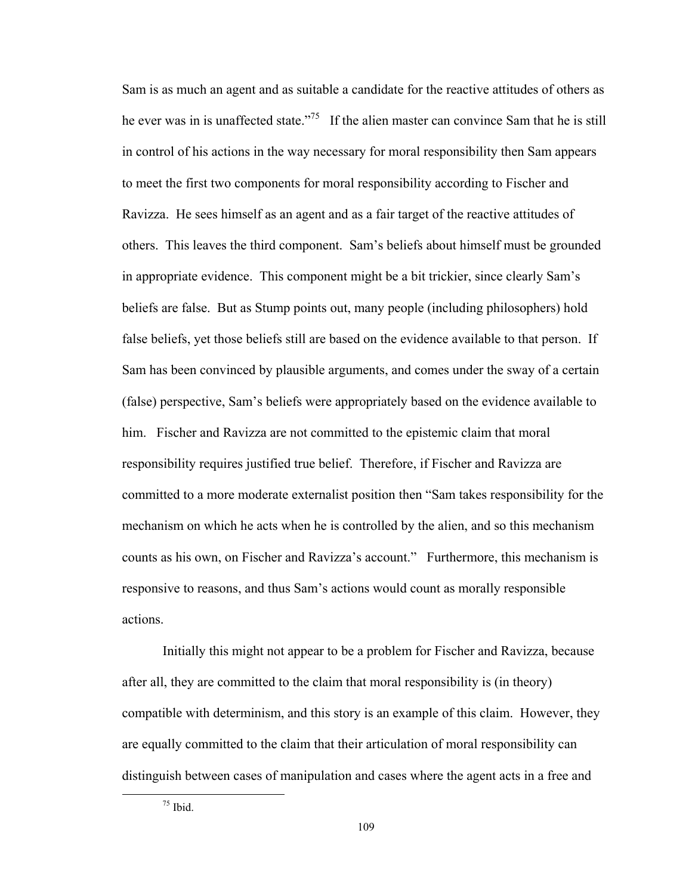Sam is as much an agent and as suitable a candidate for the reactive attitudes of others as he ever was in is unaffected state."[75] If the alien master can convince Sam that he is still in control of his actions in the way necessary for moral responsibility then Sam appears to meet the first two components for moral responsibility according to Fischer and Ravizza. He sees himself as an agent and as a fair target of the reactive attitudes of others. This leaves the third component. Sam's beliefs about himself must be grounded in appropriate evidence. This component might be a bit trickier, since clearly Sam's beliefs are false. But as Stump points out, many people (including philosophers) hold false beliefs, yet those beliefs still are based on the evidence available to that person. If Sam has been convinced by plausible arguments, and comes under the sway of a certain (false) perspective, Sam's beliefs were appropriately based on the evidence available to him. Fischer and Ravizza are not committed to the epistemic claim that moral responsibility requires justified true belief. Therefore, if Fischer and Ravizza are committed to a more moderate externalist position then "Sam takes responsibility for the mechanism on which he acts when he is controlled by the alien, and so this mechanism counts as his own, on Fischer and Ravizza's account." Furthermore, this mechanism is responsive to reasons, and thus Sam's actions would count as morally responsible actions.

Initially this might not appear to be a problem for Fischer and Ravizza, because after all, they are committed to the claim that moral responsibility is (in theory) compatible with determinism, and this story is an example of this claim. However, they are equally committed to the claim that their articulation of moral responsibility can distinguish between cases of manipulation and cases where the agent acts in a free and

[75] Ibid.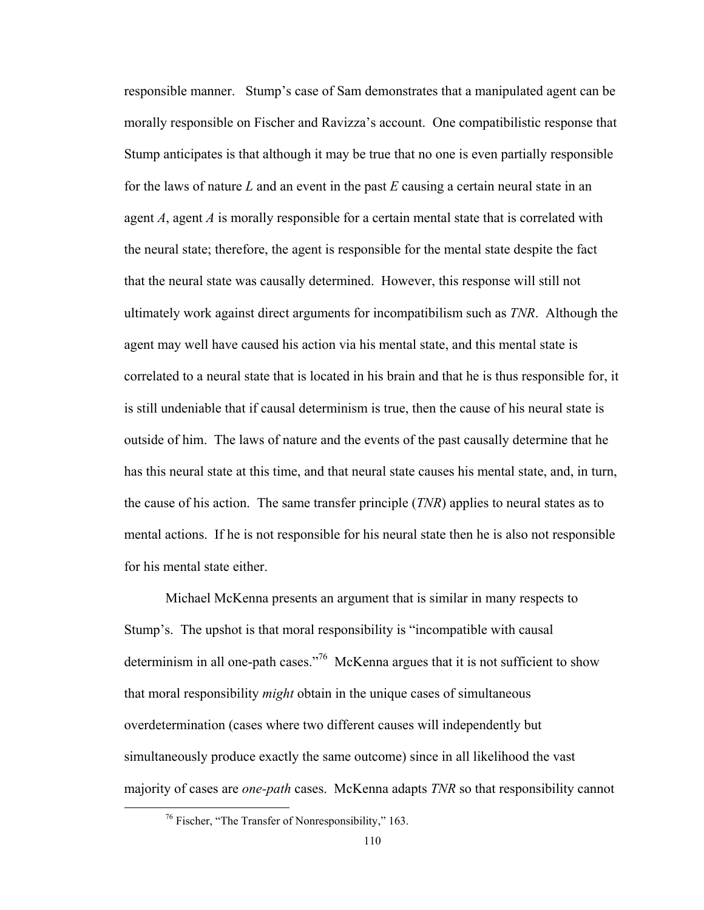responsible manner.  Stump's case of Sam demonstrates that a manipulated agent can be morally responsible on Fischer and Ravizza's account.  One compatibilistic response that Stump anticipates is that although it may be true that no one is even partially responsible for the laws of nature *L* and an event in the past *E* causing a certain neural state in an agent *A*, agent *A* is morally responsible for a certain mental state that is correlated with the neural state; therefore, the agent is responsible for the mental state despite the fact that the neural state was causally determined.  However, this response will still not ultimately work against direct arguments for incompatibilism such as *TNR*.  Although the agent may well have caused his action via his mental state, and this mental state is correlated to a neural state that is located in his brain and that he is thus responsible for, it is still undeniable that if causal determinism is true, then the cause of his neural state is outside of him.  The laws of nature and the events of the past causally determine that he has this neural state at this time, and that neural state causes his mental state, and, in turn, the cause of his action.  The same transfer principle (*TNR*) applies to neural states as to mental actions.  If he is not responsible for his neural state then he is also not responsible for his mental state either.

Michael McKenna presents an argument that is similar in many respects to Stump's.  The upshot is that moral responsibility is "incompatible with causal determinism in all one-path cases."[76]  McKenna argues that it is not sufficient to show that moral responsibility *might* obtain in the unique cases of simultaneous overdetermination (cases where two different causes will independently but simultaneously produce exactly the same outcome) since in all likelihood the vast majority of cases are *one-path* cases.  McKenna adapts *TNR* so that responsibility cannot

[76] Fischer, "The Transfer of Nonresponsibility," 163.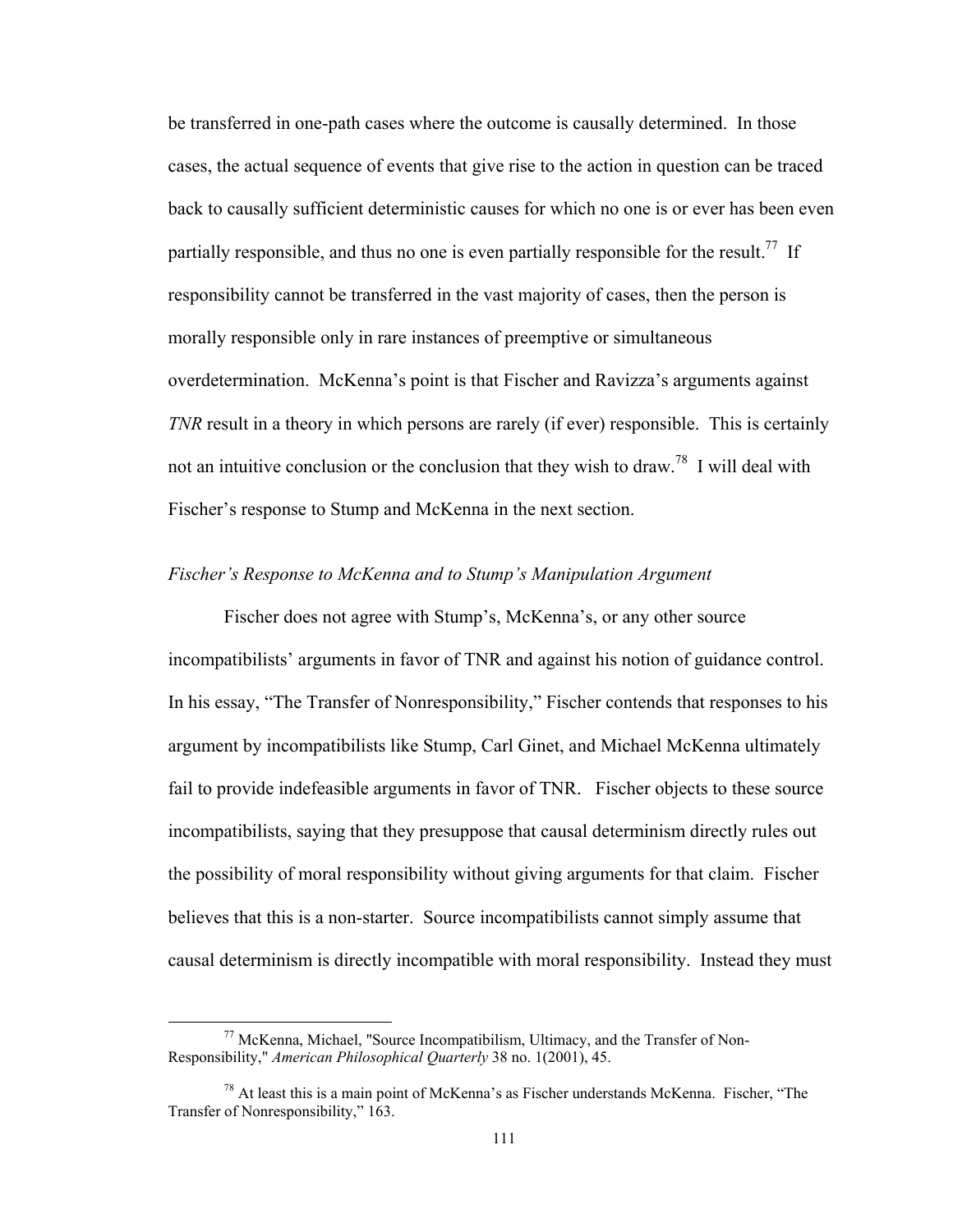be transferred in one-path cases where the outcome is causally determined. In those cases, the actual sequence of events that give rise to the action in question can be traced back to causally sufficient deterministic causes for which no one is or ever has been even partially responsible, and thus no one is even partially responsible for the result.[77] If responsibility cannot be transferred in the vast majority of cases, then the person is morally responsible only in rare instances of preemptive or simultaneous overdetermination. McKenna's point is that Fischer and Ravizza's arguments against *TNR* result in a theory in which persons are rarely (if ever) responsible. This is certainly not an intuitive conclusion or the conclusion that they wish to draw.[78] I will deal with Fischer's response to Stump and McKenna in the next section.

### *Fischer's Response to McKenna and to Stump's Manipulation Argument*

Fischer does not agree with Stump's, McKenna's, or any other source incompatibilists' arguments in favor of TNR and against his notion of guidance control. In his essay, "The Transfer of Nonresponsibility," Fischer contends that responses to his argument by incompatibilists like Stump, Carl Ginet, and Michael McKenna ultimately fail to provide indefeasible arguments in favor of TNR. Fischer objects to these source incompatibilists, saying that they presuppose that causal determinism directly rules out the possibility of moral responsibility without giving arguments for that claim. Fischer believes that this is a non-starter. Source incompatibilists cannot simply assume that causal determinism is directly incompatible with moral responsibility. Instead they must

---

[77] McKenna, Michael, "Source Incompatibilism, Ultimacy, and the Transfer of Non-Responsibility," *American Philosophical Quarterly* 38 no. 1(2001), 45.

[78] At least this is a main point of McKenna's as Fischer understands McKenna. Fischer, "The Transfer of Nonresponsibility," 163.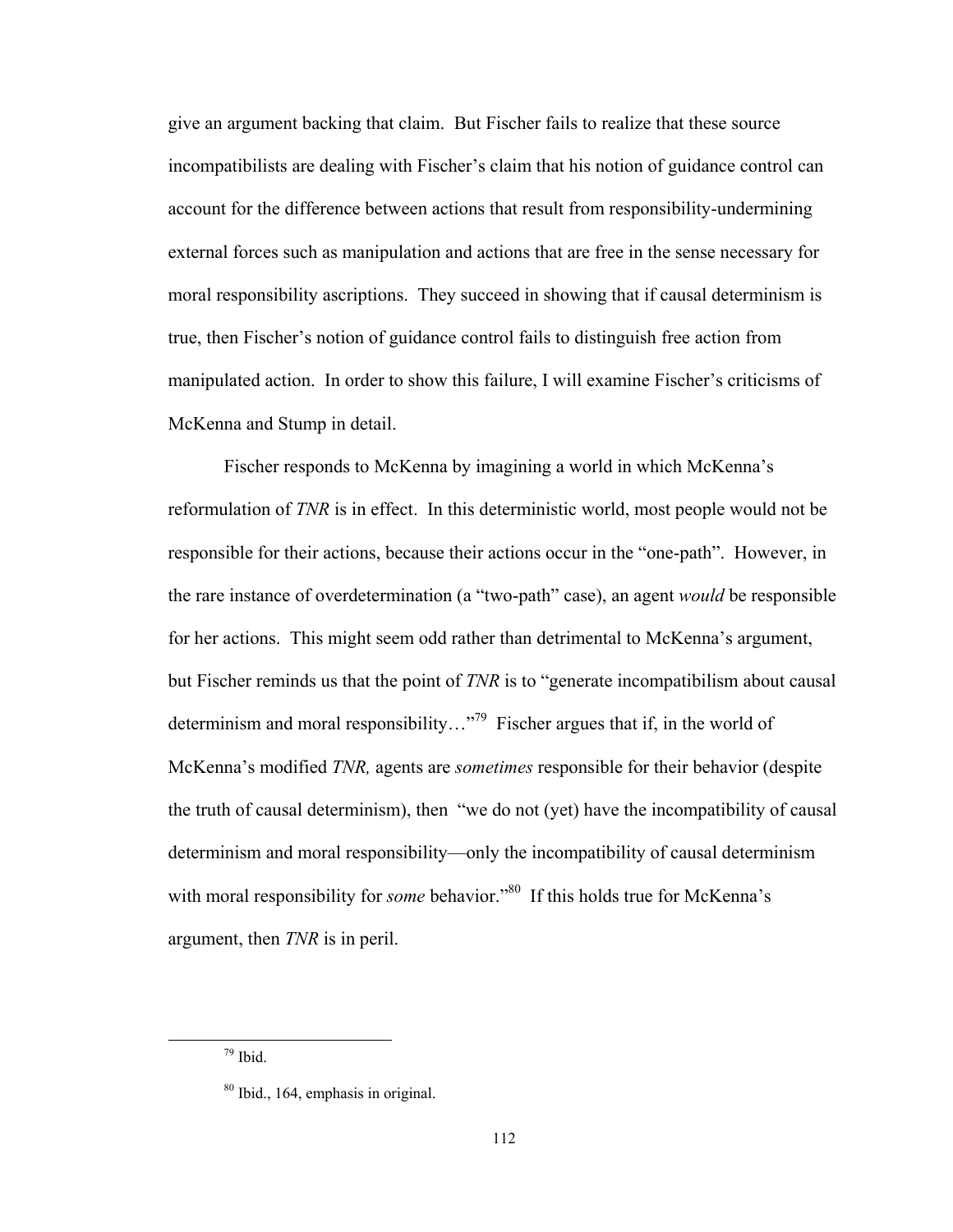give an argument backing that claim. But Fischer fails to realize that these source incompatibilists are dealing with Fischer's claim that his notion of guidance control can account for the difference between actions that result from responsibility-undermining external forces such as manipulation and actions that are free in the sense necessary for moral responsibility ascriptions. They succeed in showing that if causal determinism is true, then Fischer's notion of guidance control fails to distinguish free action from manipulated action. In order to show this failure, I will examine Fischer's criticisms of McKenna and Stump in detail.

Fischer responds to McKenna by imagining a world in which McKenna's reformulation of *TNR* is in effect. In this deterministic world, most people would not be responsible for their actions, because their actions occur in the "one-path". However, in the rare instance of overdetermination (a "two-path" case), an agent *would* be responsible for her actions. This might seem odd rather than detrimental to McKenna's argument, but Fischer reminds us that the point of *TNR* is to "generate incompatibilism about causal determinism and moral responsibility…"[79] Fischer argues that if, in the world of McKenna's modified *TNR,* agents are *sometimes* responsible for their behavior (despite the truth of causal determinism), then "we do not (yet) have the incompatibility of causal determinism and moral responsibility—only the incompatibility of causal determinism with moral responsibility for *some* behavior."[80] If this holds true for McKenna's argument, then *TNR* is in peril.

[79] Ibid.

[80] Ibid., 164, emphasis in original.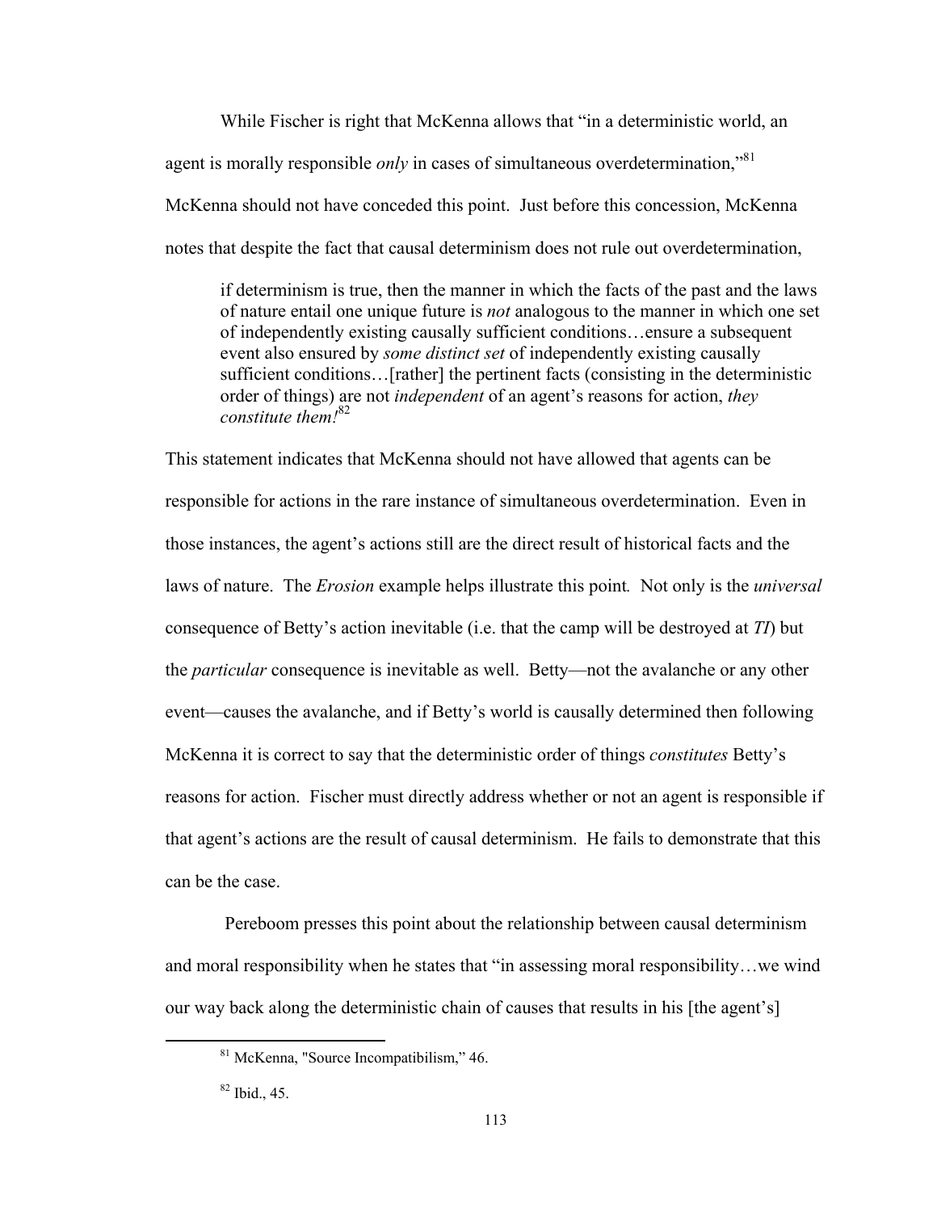While Fischer is right that McKenna allows that "in a deterministic world, an agent is morally responsible *only* in cases of simultaneous overdetermination,"[81] McKenna should not have conceded this point. Just before this concession, McKenna notes that despite the fact that causal determinism does not rule out overdetermination,

> if determinism is true, then the manner in which the facts of the past and the laws of nature entail one unique future is *not* analogous to the manner in which one set of independently existing causally sufficient conditions…ensure a subsequent event also ensured by *some distinct set* of independently existing causally sufficient conditions…[rather] the pertinent facts (consisting in the deterministic order of things) are not *independent* of an agent's reasons for action, *they constitute them!*[82]

This statement indicates that McKenna should not have allowed that agents can be responsible for actions in the rare instance of simultaneous overdetermination. Even in those instances, the agent's actions still are the direct result of historical facts and the laws of nature. The *Erosion* example helps illustrate this point. Not only is the *universal* consequence of Betty's action inevitable (i.e. that the camp will be destroyed at *T1*) but the *particular* consequence is inevitable as well. Betty—not the avalanche or any other event—causes the avalanche, and if Betty's world is causally determined then following McKenna it is correct to say that the deterministic order of things *constitutes* Betty's reasons for action. Fischer must directly address whether or not an agent is responsible if that agent's actions are the result of causal determinism. He fails to demonstrate that this can be the case.

Pereboom presses this point about the relationship between causal determinism and moral responsibility when he states that "in assessing moral responsibility…we wind our way back along the deterministic chain of causes that results in his [the agent's]

---

[81] McKenna, "Source Incompatibilism," 46.

[82] Ibid., 45.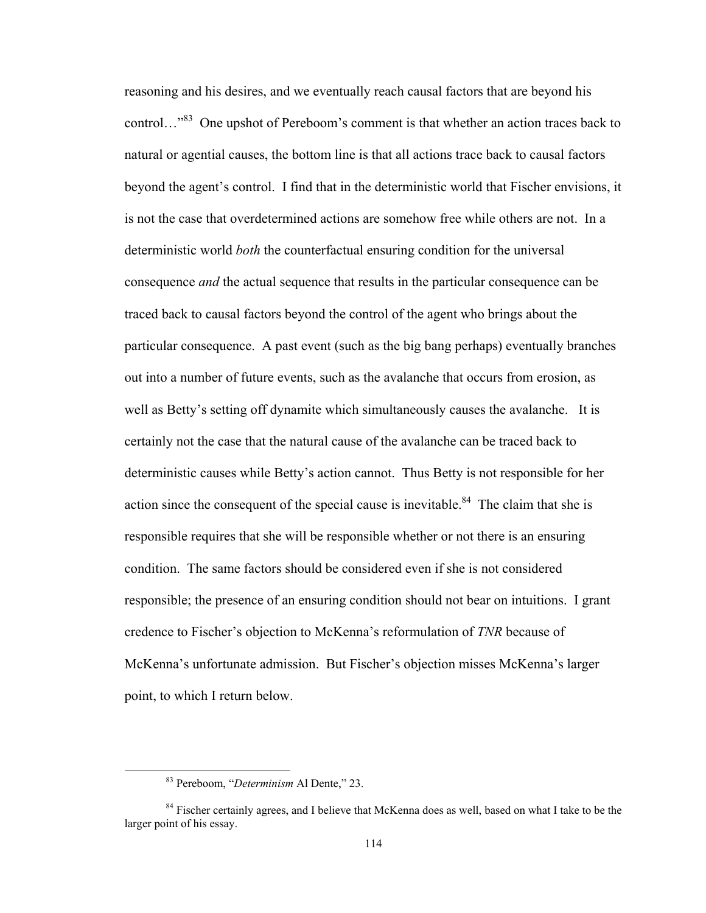reasoning and his desires, and we eventually reach causal factors that are beyond his control…"[83] One upshot of Pereboom's comment is that whether an action traces back to natural or agential causes, the bottom line is that all actions trace back to causal factors beyond the agent's control. I find that in the deterministic world that Fischer envisions, it is not the case that overdetermined actions are somehow free while others are not. In a deterministic world *both* the counterfactual ensuring condition for the universal consequence *and* the actual sequence that results in the particular consequence can be traced back to causal factors beyond the control of the agent who brings about the particular consequence. A past event (such as the big bang perhaps) eventually branches out into a number of future events, such as the avalanche that occurs from erosion, as well as Betty's setting off dynamite which simultaneously causes the avalanche. It is certainly not the case that the natural cause of the avalanche can be traced back to deterministic causes while Betty's action cannot. Thus Betty is not responsible for her action since the consequent of the special cause is inevitable.[84] The claim that she is responsible requires that she will be responsible whether or not there is an ensuring condition. The same factors should be considered even if she is not considered responsible; the presence of an ensuring condition should not bear on intuitions. I grant credence to Fischer's objection to McKenna's reformulation of *TNR* because of McKenna's unfortunate admission. But Fischer's objection misses McKenna's larger point, to which I return below.

[83] Pereboom, "*Determinism* Al Dente," 23.

[84] Fischer certainly agrees, and I believe that McKenna does as well, based on what I take to be the larger point of his essay.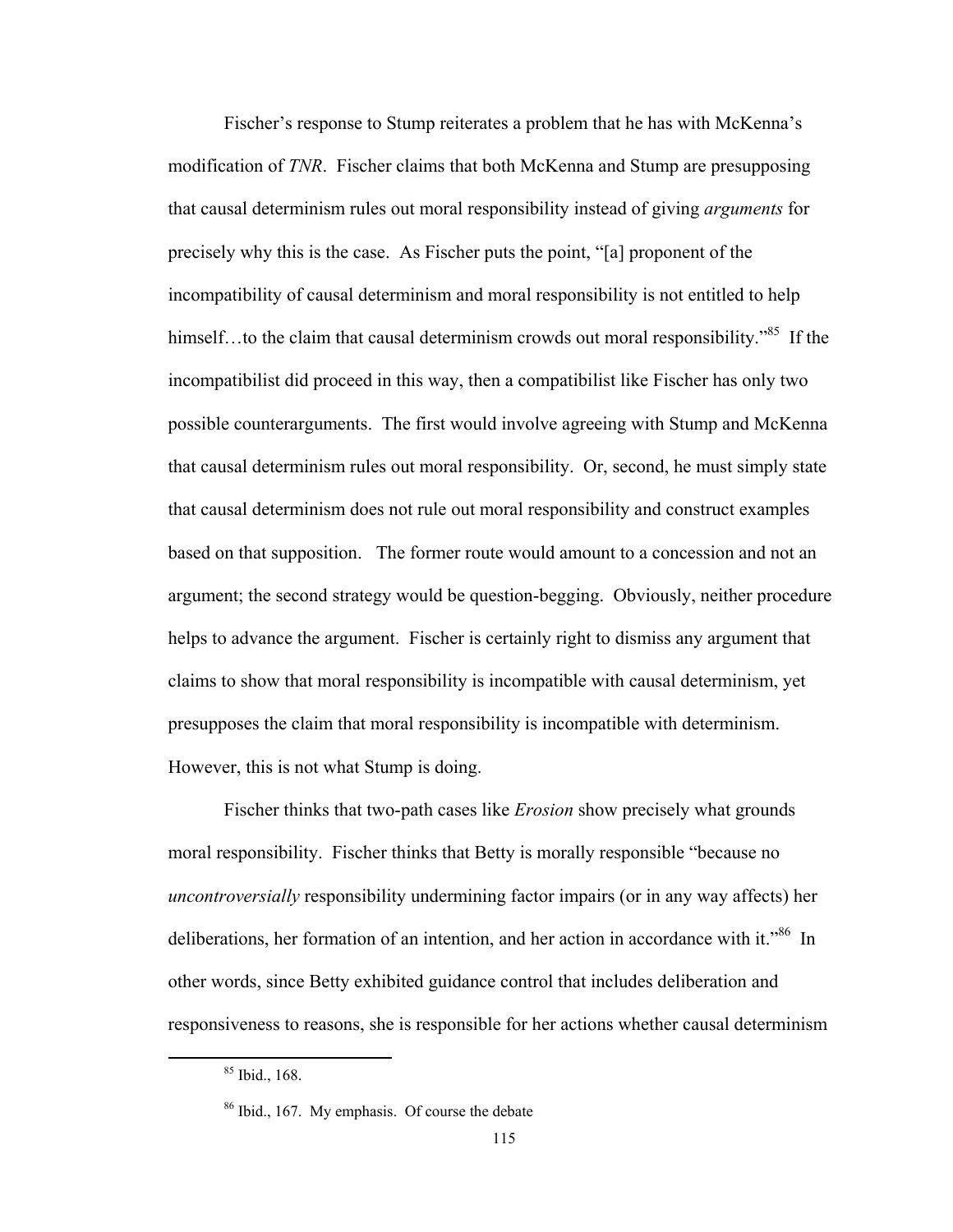Fischer's response to Stump reiterates a problem that he has with McKenna's modification of *TNR*. Fischer claims that both McKenna and Stump are presupposing that causal determinism rules out moral responsibility instead of giving *arguments* for precisely why this is the case. As Fischer puts the point, "[a] proponent of the incompatibility of causal determinism and moral responsibility is not entitled to help himself…to the claim that causal determinism crowds out moral responsibility."[85] If the incompatibilist did proceed in this way, then a compatibilist like Fischer has only two possible counterarguments. The first would involve agreeing with Stump and McKenna that causal determinism rules out moral responsibility. Or, second, he must simply state that causal determinism does not rule out moral responsibility and construct examples based on that supposition. The former route would amount to a concession and not an argument; the second strategy would be question-begging. Obviously, neither procedure helps to advance the argument. Fischer is certainly right to dismiss any argument that claims to show that moral responsibility is incompatible with causal determinism, yet presupposes the claim that moral responsibility is incompatible with determinism. However, this is not what Stump is doing.

Fischer thinks that two-path cases like *Erosion* show precisely what grounds moral responsibility. Fischer thinks that Betty is morally responsible "because no *uncontroversially* responsibility undermining factor impairs (or in any way affects) her deliberations, her formation of an intention, and her action in accordance with it."[86] In other words, since Betty exhibited guidance control that includes deliberation and responsiveness to reasons, she is responsible for her actions whether causal determinism

[85] Ibid., 168.

[86] Ibid., 167. My emphasis. Of course the debate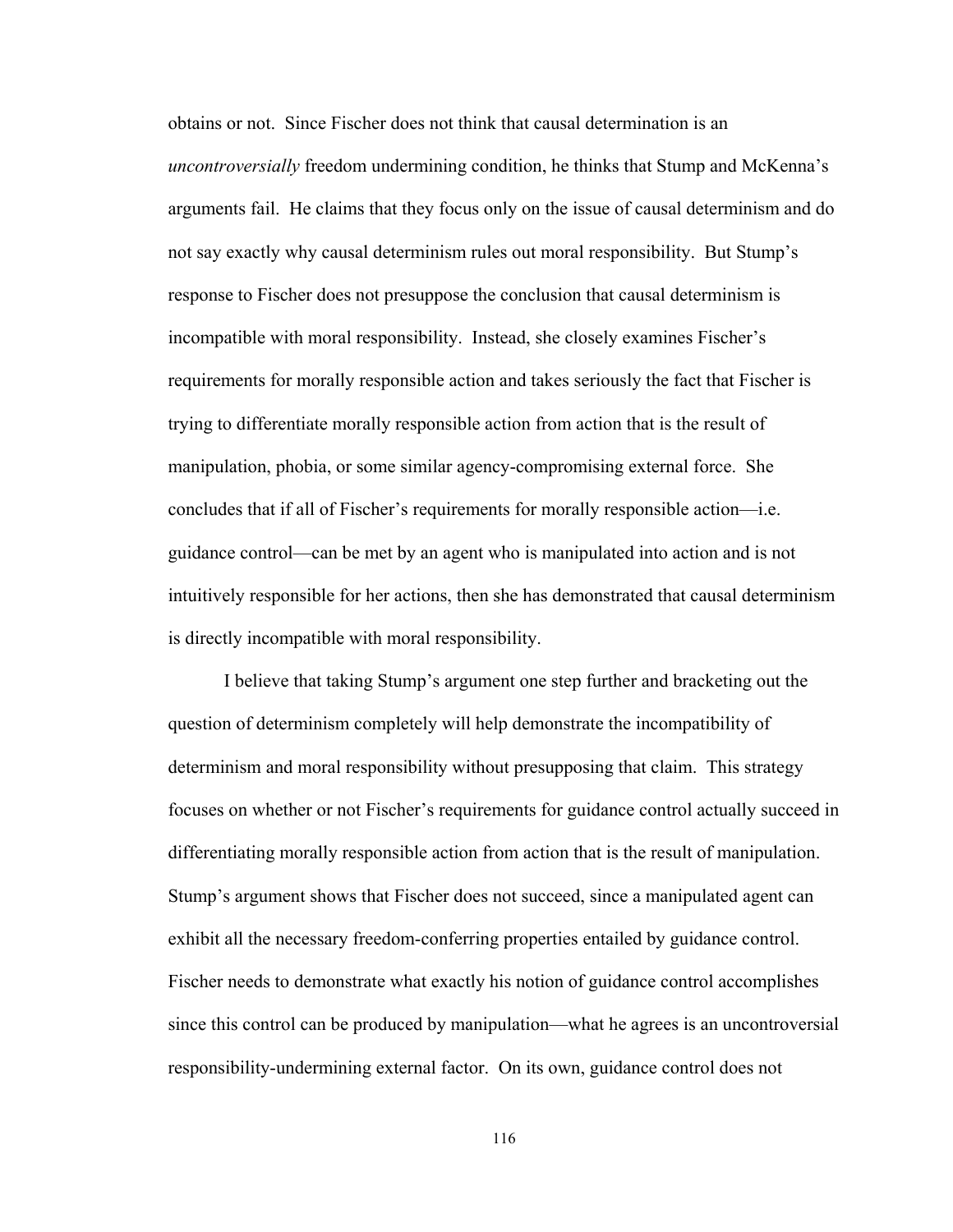obtains or not. Since Fischer does not think that causal determination is an *uncontroversially* freedom undermining condition, he thinks that Stump and McKenna's arguments fail. He claims that they focus only on the issue of causal determinism and do not say exactly why causal determinism rules out moral responsibility. But Stump's response to Fischer does not presuppose the conclusion that causal determinism is incompatible with moral responsibility. Instead, she closely examines Fischer's requirements for morally responsible action and takes seriously the fact that Fischer is trying to differentiate morally responsible action from action that is the result of manipulation, phobia, or some similar agency-compromising external force. She concludes that if all of Fischer's requirements for morally responsible action—i.e. guidance control—can be met by an agent who is manipulated into action and is not intuitively responsible for her actions, then she has demonstrated that causal determinism is directly incompatible with moral responsibility.

I believe that taking Stump's argument one step further and bracketing out the question of determinism completely will help demonstrate the incompatibility of determinism and moral responsibility without presupposing that claim. This strategy focuses on whether or not Fischer's requirements for guidance control actually succeed in differentiating morally responsible action from action that is the result of manipulation. Stump's argument shows that Fischer does not succeed, since a manipulated agent can exhibit all the necessary freedom-conferring properties entailed by guidance control. Fischer needs to demonstrate what exactly his notion of guidance control accomplishes since this control can be produced by manipulation—what he agrees is an uncontroversial responsibility-undermining external factor. On its own, guidance control does not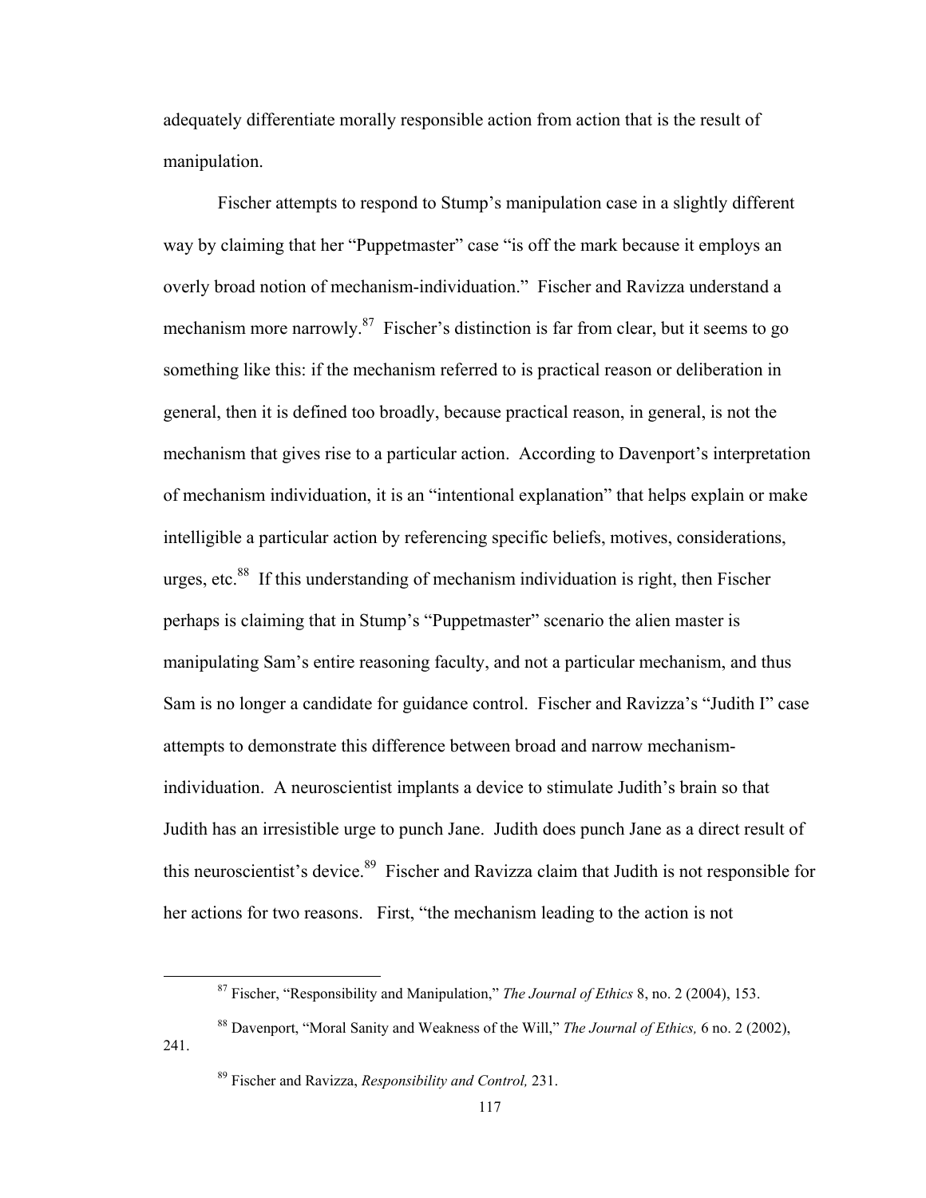adequately differentiate morally responsible action from action that is the result of manipulation.

Fischer attempts to respond to Stump's manipulation case in a slightly different way by claiming that her "Puppetmaster" case "is off the mark because it employs an overly broad notion of mechanism-individuation." Fischer and Ravizza understand a mechanism more narrowly.[87] Fischer's distinction is far from clear, but it seems to go something like this: if the mechanism referred to is practical reason or deliberation in general, then it is defined too broadly, because practical reason, in general, is not the mechanism that gives rise to a particular action. According to Davenport's interpretation of mechanism individuation, it is an "intentional explanation" that helps explain or make intelligible a particular action by referencing specific beliefs, motives, considerations, urges, etc.[88] If this understanding of mechanism individuation is right, then Fischer perhaps is claiming that in Stump's "Puppetmaster" scenario the alien master is manipulating Sam's entire reasoning faculty, and not a particular mechanism, and thus Sam is no longer a candidate for guidance control. Fischer and Ravizza's "Judith I" case attempts to demonstrate this difference between broad and narrow mechanism-individuation. A neuroscientist implants a device to stimulate Judith's brain so that Judith has an irresistible urge to punch Jane. Judith does punch Jane as a direct result of this neuroscientist's device.[89] Fischer and Ravizza claim that Judith is not responsible for her actions for two reasons. First, "the mechanism leading to the action is not

---

[87] Fischer, "Responsibility and Manipulation," *The Journal of Ethics* 8, no. 2 (2004), 153.

[88] Davenport, "Moral Sanity and Weakness of the Will," *The Journal of Ethics,* 6 no. 2 (2002), 241.

[89] Fischer and Ravizza, *Responsibility and Control,* 231.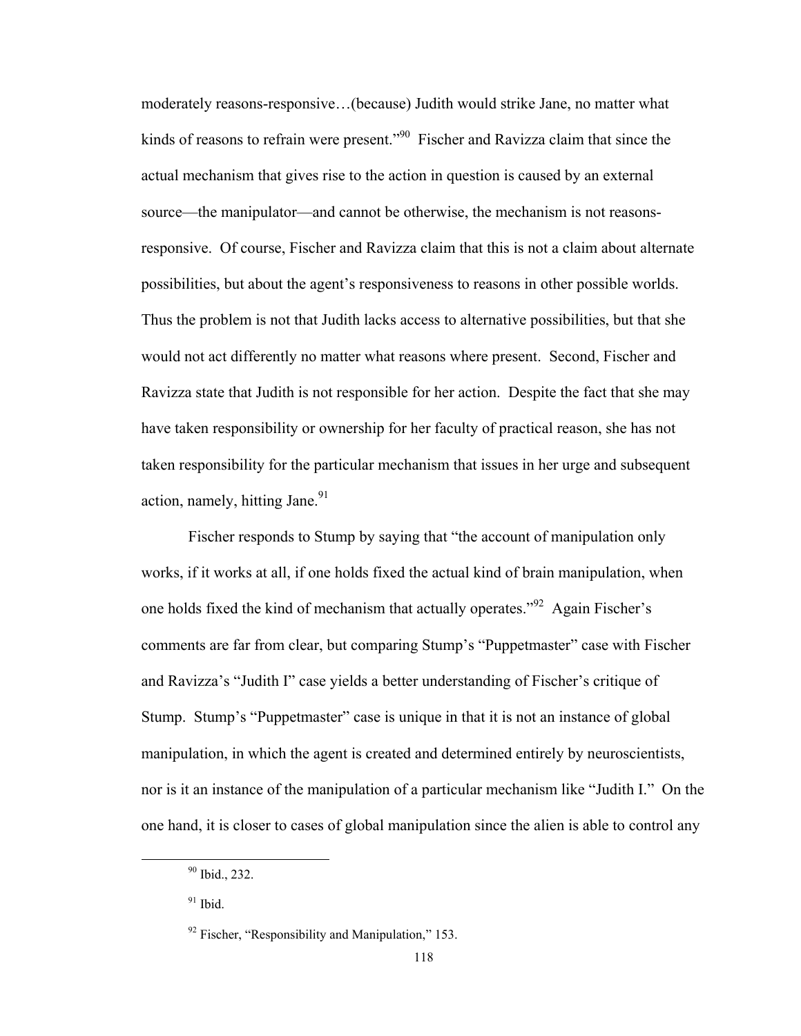moderately reasons-responsive…(because) Judith would strike Jane, no matter what kinds of reasons to refrain were present."[90] Fischer and Ravizza claim that since the actual mechanism that gives rise to the action in question is caused by an external source—the manipulator—and cannot be otherwise, the mechanism is not reasons-responsive. Of course, Fischer and Ravizza claim that this is not a claim about alternate possibilities, but about the agent's responsiveness to reasons in other possible worlds. Thus the problem is not that Judith lacks access to alternative possibilities, but that she would not act differently no matter what reasons where present. Second, Fischer and Ravizza state that Judith is not responsible for her action. Despite the fact that she may have taken responsibility or ownership for her faculty of practical reason, she has not taken responsibility for the particular mechanism that issues in her urge and subsequent action, namely, hitting Jane.[91]

Fischer responds to Stump by saying that "the account of manipulation only works, if it works at all, if one holds fixed the actual kind of brain manipulation, when one holds fixed the kind of mechanism that actually operates."[92] Again Fischer's comments are far from clear, but comparing Stump's "Puppetmaster" case with Fischer and Ravizza's "Judith I" case yields a better understanding of Fischer's critique of Stump. Stump's "Puppetmaster" case is unique in that it is not an instance of global manipulation, in which the agent is created and determined entirely by neuroscientists, nor is it an instance of the manipulation of a particular mechanism like "Judith I." On the one hand, it is closer to cases of global manipulation since the alien is able to control any

[90] Ibid., 232.

[91] Ibid.

[92] Fischer, "Responsibility and Manipulation," 153.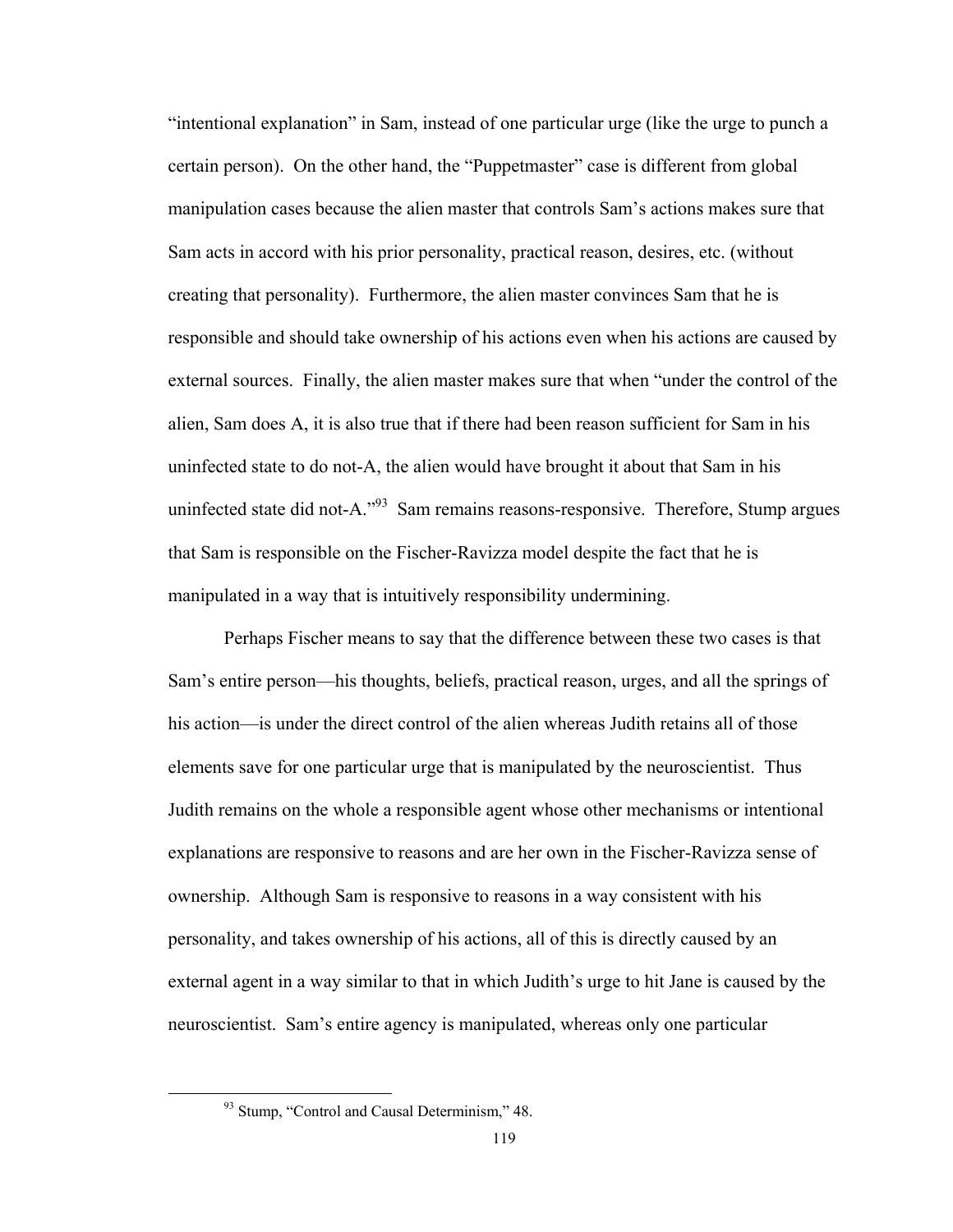"intentional explanation" in Sam, instead of one particular urge (like the urge to punch a certain person). On the other hand, the "Puppetmaster" case is different from global manipulation cases because the alien master that controls Sam's actions makes sure that Sam acts in accord with his prior personality, practical reason, desires, etc. (without creating that personality). Furthermore, the alien master convinces Sam that he is responsible and should take ownership of his actions even when his actions are caused by external sources. Finally, the alien master makes sure that when "under the control of the alien, Sam does A, it is also true that if there had been reason sufficient for Sam in his uninfected state to do not-A, the alien would have brought it about that Sam in his uninfected state did not-A."[93] Sam remains reasons-responsive. Therefore, Stump argues that Sam is responsible on the Fischer-Ravizza model despite the fact that he is manipulated in a way that is intuitively responsibility undermining.

Perhaps Fischer means to say that the difference between these two cases is that Sam's entire person—his thoughts, beliefs, practical reason, urges, and all the springs of his action—is under the direct control of the alien whereas Judith retains all of those elements save for one particular urge that is manipulated by the neuroscientist. Thus Judith remains on the whole a responsible agent whose other mechanisms or intentional explanations are responsive to reasons and are her own in the Fischer-Ravizza sense of ownership. Although Sam is responsive to reasons in a way consistent with his personality, and takes ownership of his actions, all of this is directly caused by an external agent in a way similar to that in which Judith's urge to hit Jane is caused by the neuroscientist. Sam's entire agency is manipulated, whereas only one particular

[93] Stump, "Control and Causal Determinism," 48.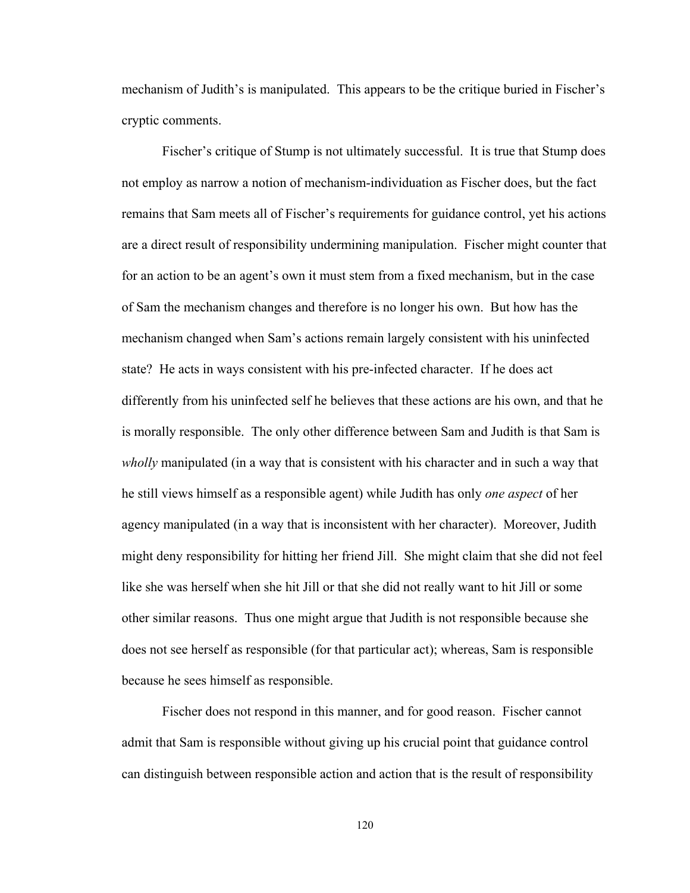mechanism of Judith's is manipulated. This appears to be the critique buried in Fischer's cryptic comments.

Fischer's critique of Stump is not ultimately successful. It is true that Stump does not employ as narrow a notion of mechanism-individuation as Fischer does, but the fact remains that Sam meets all of Fischer's requirements for guidance control, yet his actions are a direct result of responsibility undermining manipulation. Fischer might counter that for an action to be an agent's own it must stem from a fixed mechanism, but in the case of Sam the mechanism changes and therefore is no longer his own. But how has the mechanism changed when Sam's actions remain largely consistent with his uninfected state? He acts in ways consistent with his pre-infected character. If he does act differently from his uninfected self he believes that these actions are his own, and that he is morally responsible. The only other difference between Sam and Judith is that Sam is *wholly* manipulated (in a way that is consistent with his character and in such a way that he still views himself as a responsible agent) while Judith has only *one aspect* of her agency manipulated (in a way that is inconsistent with her character). Moreover, Judith might deny responsibility for hitting her friend Jill. She might claim that she did not feel like she was herself when she hit Jill or that she did not really want to hit Jill or some other similar reasons. Thus one might argue that Judith is not responsible because she does not see herself as responsible (for that particular act); whereas, Sam is responsible because he sees himself as responsible.

Fischer does not respond in this manner, and for good reason. Fischer cannot admit that Sam is responsible without giving up his crucial point that guidance control can distinguish between responsible action and action that is the result of responsibility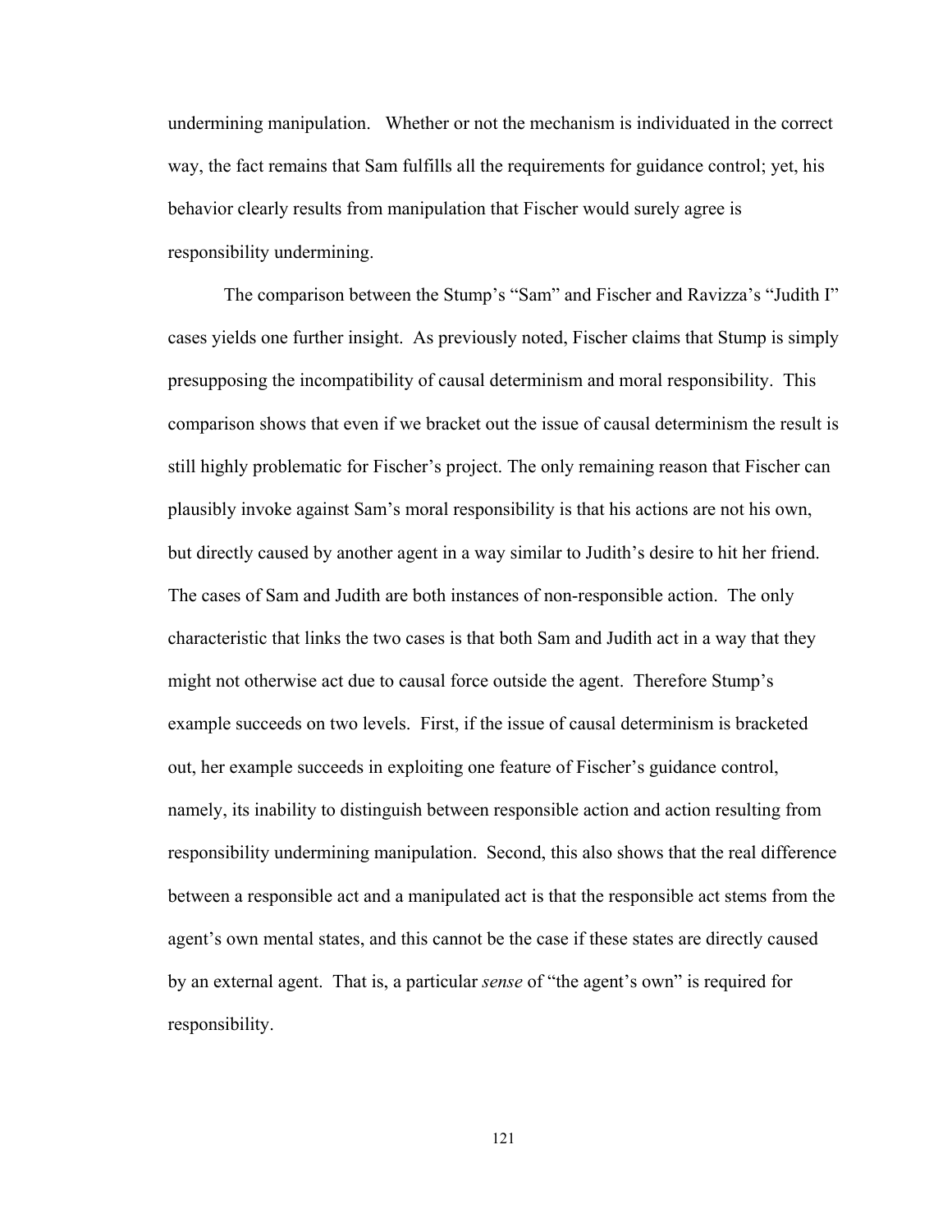undermining manipulation. Whether or not the mechanism is individuated in the correct way, the fact remains that Sam fulfills all the requirements for guidance control; yet, his behavior clearly results from manipulation that Fischer would surely agree is responsibility undermining.

The comparison between the Stump's "Sam" and Fischer and Ravizza's "Judith I" cases yields one further insight. As previously noted, Fischer claims that Stump is simply presupposing the incompatibility of causal determinism and moral responsibility. This comparison shows that even if we bracket out the issue of causal determinism the result is still highly problematic for Fischer's project. The only remaining reason that Fischer can plausibly invoke against Sam's moral responsibility is that his actions are not his own, but directly caused by another agent in a way similar to Judith's desire to hit her friend. The cases of Sam and Judith are both instances of non-responsible action. The only characteristic that links the two cases is that both Sam and Judith act in a way that they might not otherwise act due to causal force outside the agent. Therefore Stump's example succeeds on two levels. First, if the issue of causal determinism is bracketed out, her example succeeds in exploiting one feature of Fischer's guidance control, namely, its inability to distinguish between responsible action and action resulting from responsibility undermining manipulation. Second, this also shows that the real difference between a responsible act and a manipulated act is that the responsible act stems from the agent's own mental states, and this cannot be the case if these states are directly caused by an external agent. That is, a particular *sense* of "the agent's own" is required for responsibility.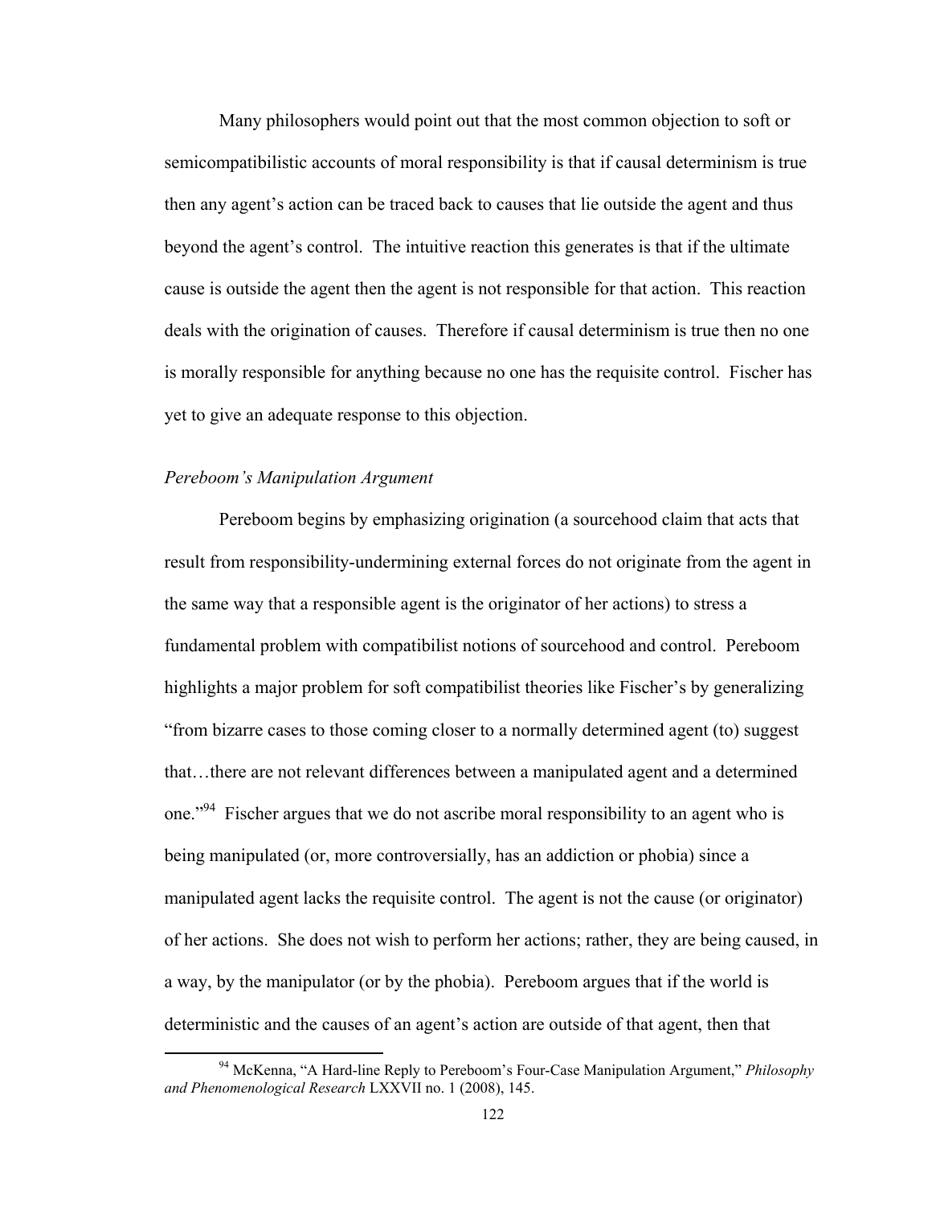Many philosophers would point out that the most common objection to soft or semicompatibilistic accounts of moral responsibility is that if causal determinism is true then any agent's action can be traced back to causes that lie outside the agent and thus beyond the agent's control. The intuitive reaction this generates is that if the ultimate cause is outside the agent then the agent is not responsible for that action. This reaction deals with the origination of causes. Therefore if causal determinism is true then no one is morally responsible for anything because no one has the requisite control. Fischer has yet to give an adequate response to this objection.

*Pereboom's Manipulation Argument*

Pereboom begins by emphasizing origination (a sourcehood claim that acts that result from responsibility-undermining external forces do not originate from the agent in the same way that a responsible agent is the originator of her actions) to stress a fundamental problem with compatibilist notions of sourcehood and control. Pereboom highlights a major problem for soft compatibilist theories like Fischer's by generalizing "from bizarre cases to those coming closer to a normally determined agent (to) suggest that…there are not relevant differences between a manipulated agent and a determined one."[94] Fischer argues that we do not ascribe moral responsibility to an agent who is being manipulated (or, more controversially, has an addiction or phobia) since a manipulated agent lacks the requisite control. The agent is not the cause (or originator) of her actions. She does not wish to perform her actions; rather, they are being caused, in a way, by the manipulator (or by the phobia). Pereboom argues that if the world is deterministic and the causes of an agent's action are outside of that agent, then that

[94] McKenna, "A Hard-line Reply to Pereboom's Four-Case Manipulation Argument," *Philosophy and Phenomenological Research* LXXVII no. 1 (2008), 145.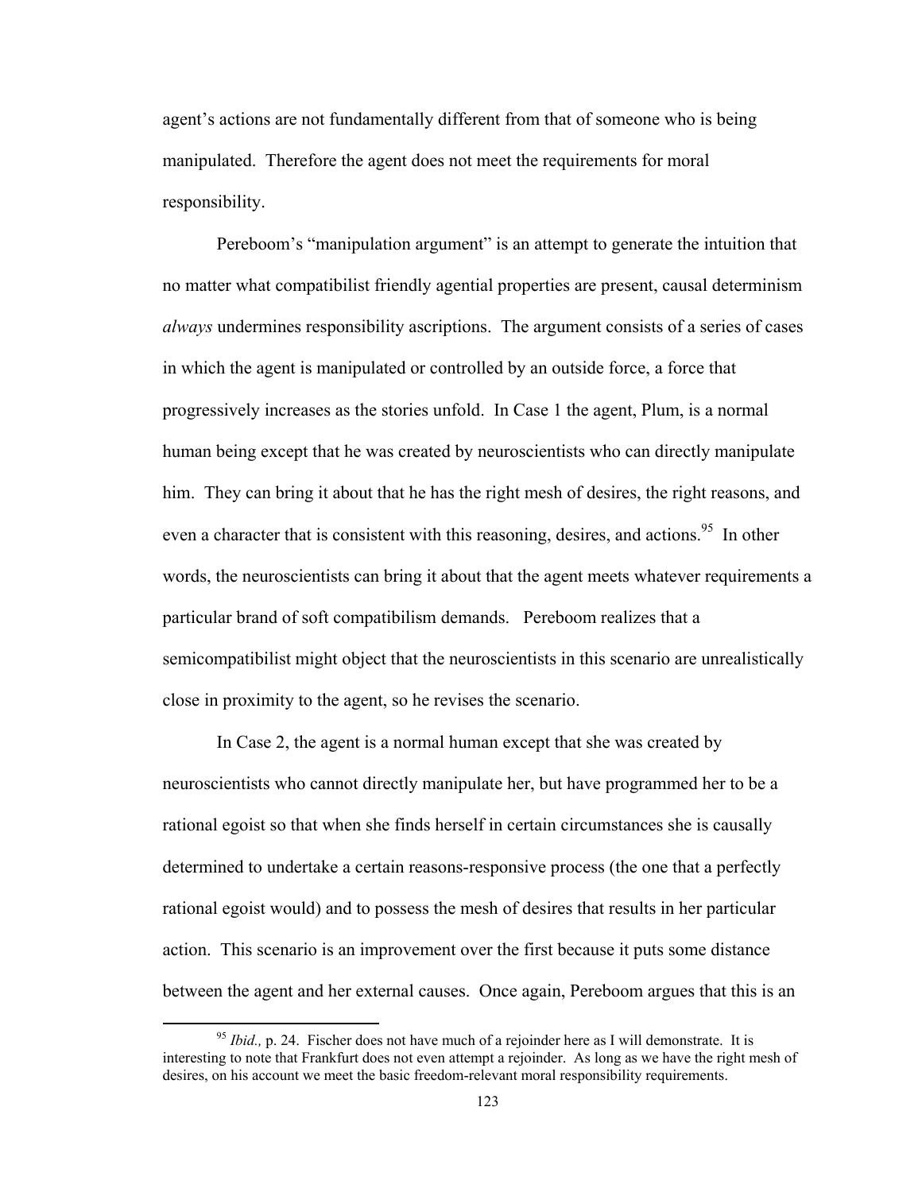agent's actions are not fundamentally different from that of someone who is being manipulated. Therefore the agent does not meet the requirements for moral responsibility.

Pereboom's "manipulation argument" is an attempt to generate the intuition that no matter what compatibilist friendly agential properties are present, causal determinism *always* undermines responsibility ascriptions. The argument consists of a series of cases in which the agent is manipulated or controlled by an outside force, a force that progressively increases as the stories unfold. In Case 1 the agent, Plum, is a normal human being except that he was created by neuroscientists who can directly manipulate him. They can bring it about that he has the right mesh of desires, the right reasons, and even a character that is consistent with this reasoning, desires, and actions.[95] In other words, the neuroscientists can bring it about that the agent meets whatever requirements a particular brand of soft compatibilism demands. Pereboom realizes that a semicompatibilist might object that the neuroscientists in this scenario are unrealistically close in proximity to the agent, so he revises the scenario.

In Case 2, the agent is a normal human except that she was created by neuroscientists who cannot directly manipulate her, but have programmed her to be a rational egoist so that when she finds herself in certain circumstances she is causally determined to undertake a certain reasons-responsive process (the one that a perfectly rational egoist would) and to possess the mesh of desires that results in her particular action. This scenario is an improvement over the first because it puts some distance between the agent and her external causes. Once again, Pereboom argues that this is an

[95] *Ibid.,* p. 24. Fischer does not have much of a rejoinder here as I will demonstrate. It is interesting to note that Frankfurt does not even attempt a rejoinder. As long as we have the right mesh of desires, on his account we meet the basic freedom-relevant moral responsibility requirements.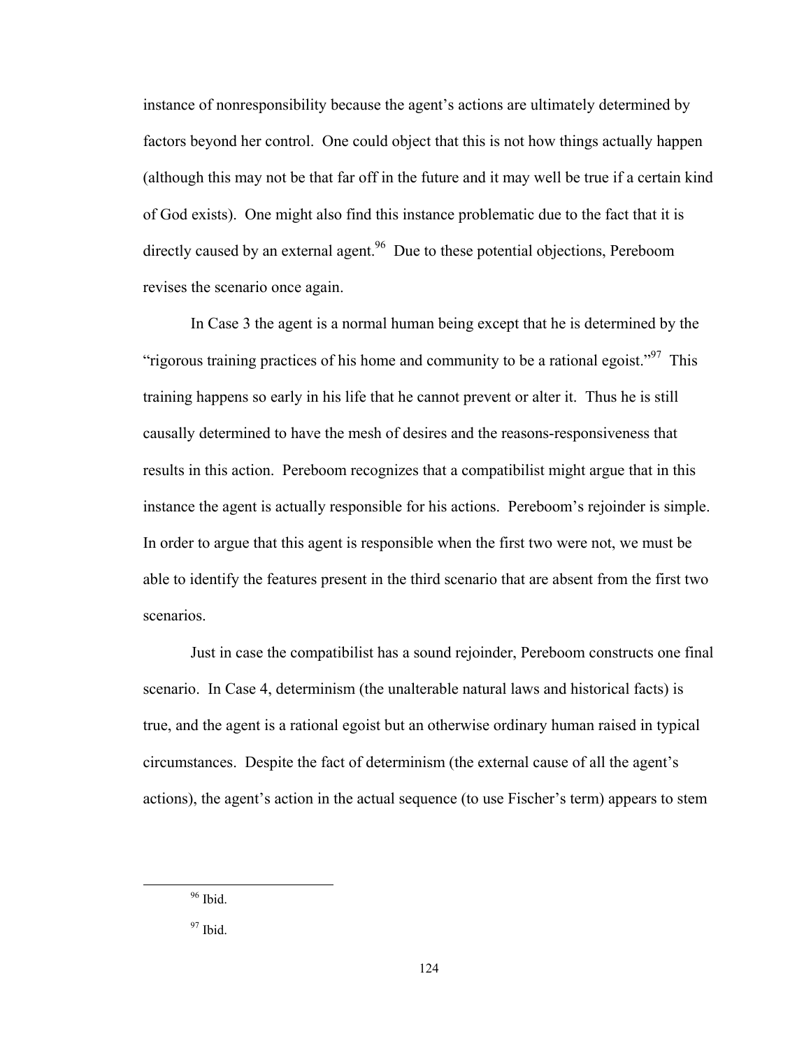instance of nonresponsibility because the agent's actions are ultimately determined by factors beyond her control. One could object that this is not how things actually happen (although this may not be that far off in the future and it may well be true if a certain kind of God exists). One might also find this instance problematic due to the fact that it is directly caused by an external agent.[96] Due to these potential objections, Pereboom revises the scenario once again.

In Case 3 the agent is a normal human being except that he is determined by the "rigorous training practices of his home and community to be a rational egoist."[97] This training happens so early in his life that he cannot prevent or alter it. Thus he is still causally determined to have the mesh of desires and the reasons-responsiveness that results in this action. Pereboom recognizes that a compatibilist might argue that in this instance the agent is actually responsible for his actions. Pereboom's rejoinder is simple. In order to argue that this agent is responsible when the first two were not, we must be able to identify the features present in the third scenario that are absent from the first two scenarios.

Just in case the compatibilist has a sound rejoinder, Pereboom constructs one final scenario. In Case 4, determinism (the unalterable natural laws and historical facts) is true, and the agent is a rational egoist but an otherwise ordinary human raised in typical circumstances. Despite the fact of determinism (the external cause of all the agent's actions), the agent's action in the actual sequence (to use Fischer's term) appears to stem

---

[96] Ibid.

[97] Ibid.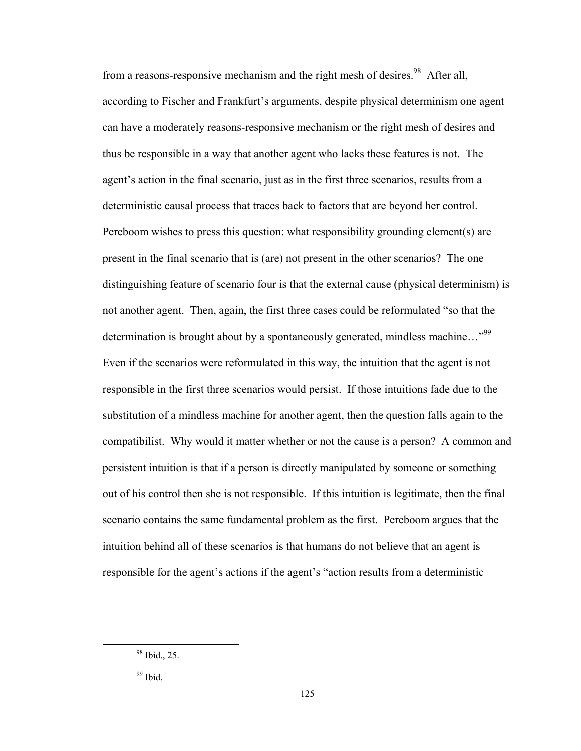from a reasons-responsive mechanism and the right mesh of desires.[98] After all, according to Fischer and Frankfurt's arguments, despite physical determinism one agent can have a moderately reasons-responsive mechanism or the right mesh of desires and thus be responsible in a way that another agent who lacks these features is not. The agent's action in the final scenario, just as in the first three scenarios, results from a deterministic causal process that traces back to factors that are beyond her control. Pereboom wishes to press this question: what responsibility grounding element(s) are present in the final scenario that is (are) not present in the other scenarios? The one distinguishing feature of scenario four is that the external cause (physical determinism) is not another agent. Then, again, the first three cases could be reformulated "so that the determination is brought about by a spontaneously generated, mindless machine…"[99] Even if the scenarios were reformulated in this way, the intuition that the agent is not responsible in the first three scenarios would persist. If those intuitions fade due to the substitution of a mindless machine for another agent, then the question falls again to the compatibilist. Why would it matter whether or not the cause is a person? A common and persistent intuition is that if a person is directly manipulated by someone or something out of his control then she is not responsible. If this intuition is legitimate, then the final scenario contains the same fundamental problem as the first. Pereboom argues that the intuition behind all of these scenarios is that humans do not believe that an agent is responsible for the agent's actions if the agent's "action results from a deterministic

---

[98] Ibid., 25.

[99] Ibid.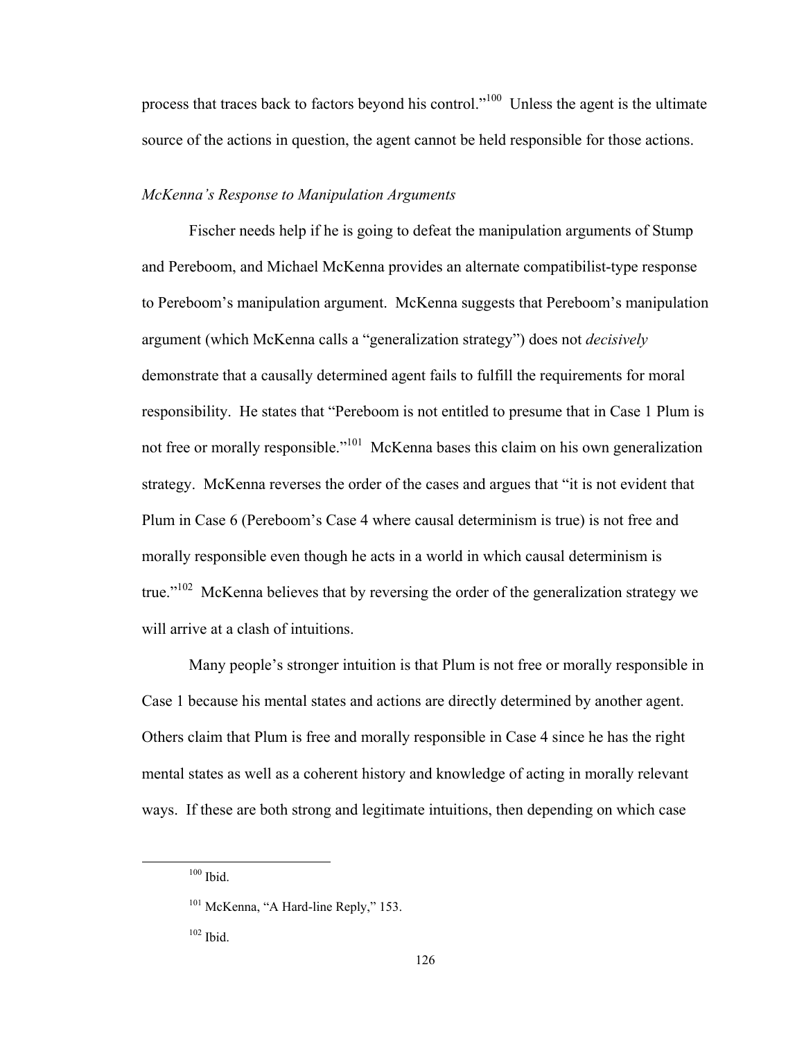process that traces back to factors beyond his control."[100] Unless the agent is the ultimate source of the actions in question, the agent cannot be held responsible for those actions.

*McKenna's Response to Manipulation Arguments*

Fischer needs help if he is going to defeat the manipulation arguments of Stump and Pereboom, and Michael McKenna provides an alternate compatibilist-type response to Pereboom's manipulation argument. McKenna suggests that Pereboom's manipulation argument (which McKenna calls a "generalization strategy") does not *decisively* demonstrate that a causally determined agent fails to fulfill the requirements for moral responsibility. He states that "Pereboom is not entitled to presume that in Case 1 Plum is not free or morally responsible."[101] McKenna bases this claim on his own generalization strategy. McKenna reverses the order of the cases and argues that "it is not evident that Plum in Case 6 (Pereboom's Case 4 where causal determinism is true) is not free and morally responsible even though he acts in a world in which causal determinism is true."[102] McKenna believes that by reversing the order of the generalization strategy we will arrive at a clash of intuitions.

Many people's stronger intuition is that Plum is not free or morally responsible in Case 1 because his mental states and actions are directly determined by another agent. Others claim that Plum is free and morally responsible in Case 4 since he has the right mental states as well as a coherent history and knowledge of acting in morally relevant ways. If these are both strong and legitimate intuitions, then depending on which case

[100] Ibid.

[101] McKenna, "A Hard-line Reply," 153.

[102] Ibid.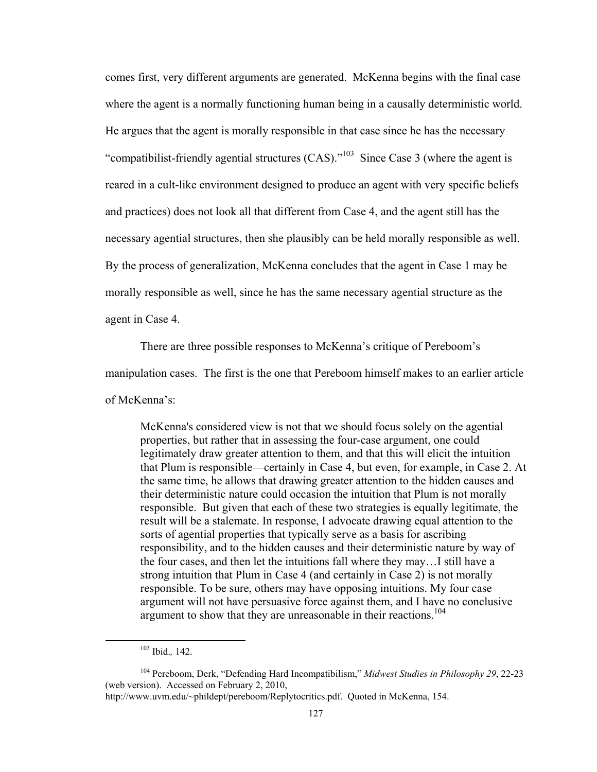comes first, very different arguments are generated. McKenna begins with the final case where the agent is a normally functioning human being in a causally deterministic world. He argues that the agent is morally responsible in that case since he has the necessary "compatibilist-friendly agential structures (CAS)."[103] Since Case 3 (where the agent is reared in a cult-like environment designed to produce an agent with very specific beliefs and practices) does not look all that different from Case 4, and the agent still has the necessary agential structures, then she plausibly can be held morally responsible as well. By the process of generalization, McKenna concludes that the agent in Case 1 may be morally responsible as well, since he has the same necessary agential structure as the agent in Case 4.

There are three possible responses to McKenna's critique of Pereboom's manipulation cases. The first is the one that Pereboom himself makes to an earlier article of McKenna's:

> McKenna's considered view is not that we should focus solely on the agential properties, but rather that in assessing the four-case argument, one could legitimately draw greater attention to them, and that this will elicit the intuition that Plum is responsible—certainly in Case 4, but even, for example, in Case 2. At the same time, he allows that drawing greater attention to the hidden causes and their deterministic nature could occasion the intuition that Plum is not morally responsible. But given that each of these two strategies is equally legitimate, the result will be a stalemate. In response, I advocate drawing equal attention to the sorts of agential properties that typically serve as a basis for ascribing responsibility, and to the hidden causes and their deterministic nature by way of the four cases, and then let the intuitions fall where they may…I still have a strong intuition that Plum in Case 4 (and certainly in Case 2) is not morally responsible. To be sure, others may have opposing intuitions. My four case argument will not have persuasive force against them, and I have no conclusive argument to show that they are unreasonable in their reactions.[104]

---

[103] Ibid.*,* 142.

[104] Pereboom, Derk, "Defending Hard Incompatibilism," *Midwest Studies in Philosophy 29*, 22-23 (web version). Accessed on February 2, 2010, http://www.uvm.edu/~phildept/pereboom/Replytocritics.pdf. Quoted in McKenna, 154.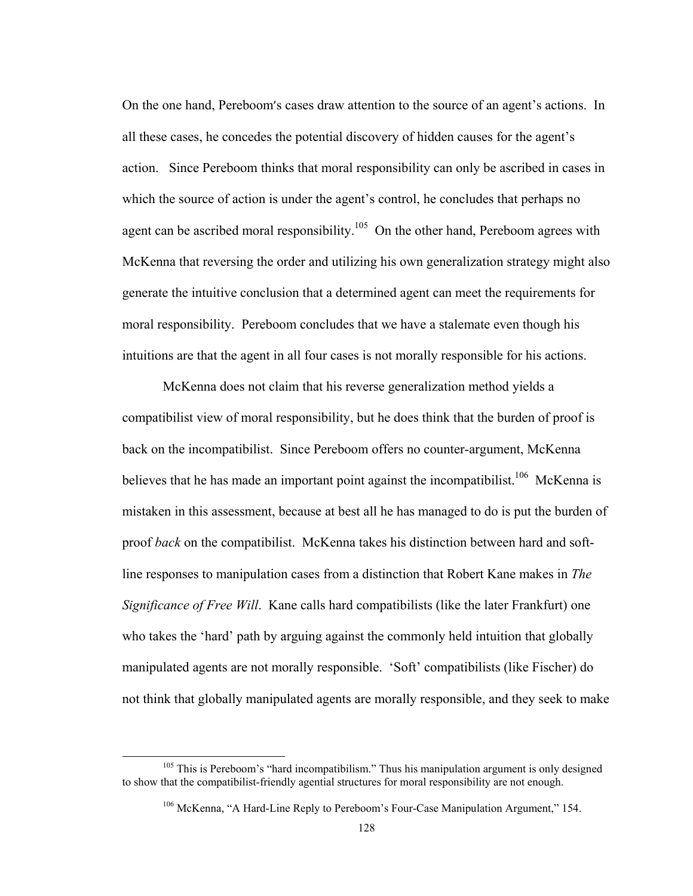On the one hand, Pereboom's cases draw attention to the source of an agent's actions. In all these cases, he concedes the potential discovery of hidden causes for the agent's action. Since Pereboom thinks that moral responsibility can only be ascribed in cases in which the source of action is under the agent's control, he concludes that perhaps no agent can be ascribed moral responsibility.[105] On the other hand, Pereboom agrees with McKenna that reversing the order and utilizing his own generalization strategy might also generate the intuitive conclusion that a determined agent can meet the requirements for moral responsibility. Pereboom concludes that we have a stalemate even though his intuitions are that the agent in all four cases is not morally responsible for his actions.

McKenna does not claim that his reverse generalization method yields a compatibilist view of moral responsibility, but he does think that the burden of proof is back on the incompatibilist. Since Pereboom offers no counter-argument, McKenna believes that he has made an important point against the incompatibilist.[106] McKenna is mistaken in this assessment, because at best all he has managed to do is put the burden of proof *back* on the compatibilist. McKenna takes his distinction between hard and soft-line responses to manipulation cases from a distinction that Robert Kane makes in *The Significance of Free Will*. Kane calls hard compatibilists (like the later Frankfurt) one who takes the 'hard' path by arguing against the commonly held intuition that globally manipulated agents are not morally responsible. 'Soft' compatibilists (like Fischer) do not think that globally manipulated agents are morally responsible, and they seek to make

---

[105] This is Pereboom's "hard incompatibilism." Thus his manipulation argument is only designed to show that the compatibilist-friendly agential structures for moral responsibility are not enough.

[106] McKenna, "A Hard-Line Reply to Pereboom's Four-Case Manipulation Argument," 154.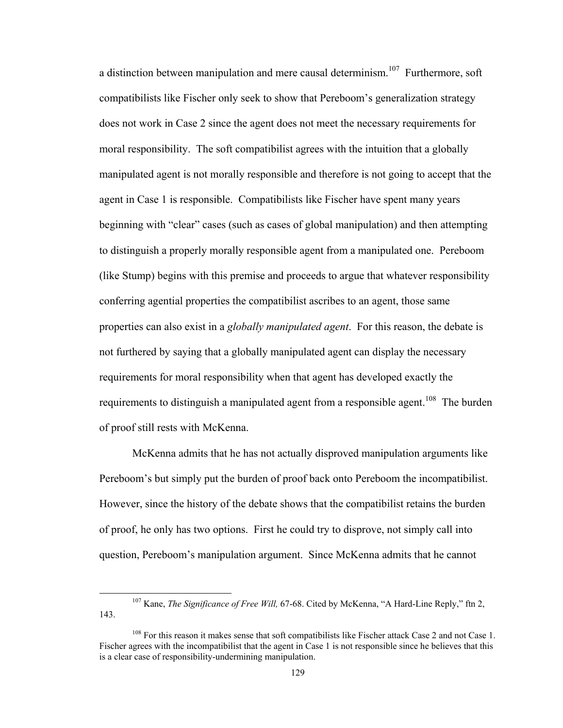a distinction between manipulation and mere causal determinism.[107] Furthermore, soft compatibilists like Fischer only seek to show that Pereboom's generalization strategy does not work in Case 2 since the agent does not meet the necessary requirements for moral responsibility. The soft compatibilist agrees with the intuition that a globally manipulated agent is not morally responsible and therefore is not going to accept that the agent in Case 1 is responsible. Compatibilists like Fischer have spent many years beginning with "clear" cases (such as cases of global manipulation) and then attempting to distinguish a properly morally responsible agent from a manipulated one. Pereboom (like Stump) begins with this premise and proceeds to argue that whatever responsibility conferring agential properties the compatibilist ascribes to an agent, those same properties can also exist in a *globally manipulated agent*. For this reason, the debate is not furthered by saying that a globally manipulated agent can display the necessary requirements for moral responsibility when that agent has developed exactly the requirements to distinguish a manipulated agent from a responsible agent.[108] The burden of proof still rests with McKenna.

McKenna admits that he has not actually disproved manipulation arguments like Pereboom's but simply put the burden of proof back onto Pereboom the incompatibilist. However, since the history of the debate shows that the compatibilist retains the burden of proof, he only has two options. First he could try to disprove, not simply call into question, Pereboom's manipulation argument. Since McKenna admits that he cannot

---

[107] Kane, *The Significance of Free Will,* 67-68. Cited by McKenna, "A Hard-Line Reply," ftn 2, 143.

[108] For this reason it makes sense that soft compatibilists like Fischer attack Case 2 and not Case 1. Fischer agrees with the incompatibilist that the agent in Case 1 is not responsible since he believes that this is a clear case of responsibility-undermining manipulation.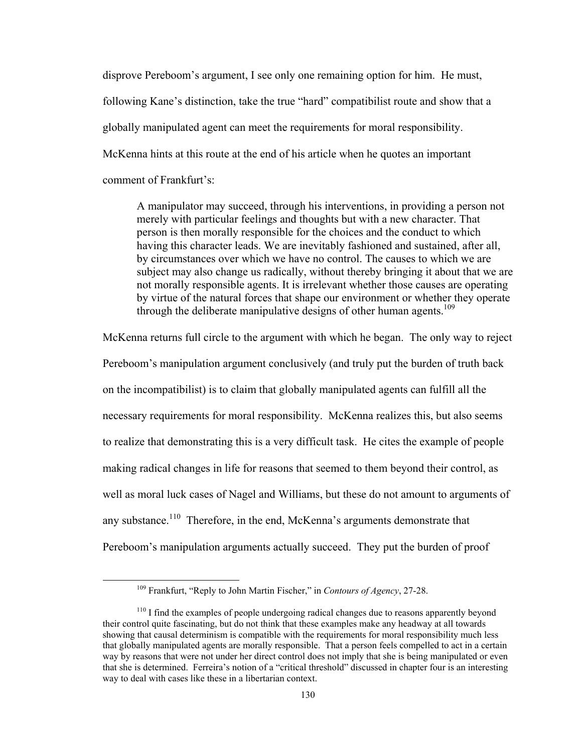disprove Pereboom's argument, I see only one remaining option for him. He must, following Kane's distinction, take the true "hard" compatibilist route and show that a globally manipulated agent can meet the requirements for moral responsibility. McKenna hints at this route at the end of his article when he quotes an important comment of Frankfurt's:

> A manipulator may succeed, through his interventions, in providing a person not merely with particular feelings and thoughts but with a new character. That person is then morally responsible for the choices and the conduct to which having this character leads. We are inevitably fashioned and sustained, after all, by circumstances over which we have no control. The causes to which we are subject may also change us radically, without thereby bringing it about that we are not morally responsible agents. It is irrelevant whether those causes are operating by virtue of the natural forces that shape our environment or whether they operate through the deliberate manipulative designs of other human agents.[109]

McKenna returns full circle to the argument with which he began. The only way to reject Pereboom's manipulation argument conclusively (and truly put the burden of truth back on the incompatibilist) is to claim that globally manipulated agents can fulfill all the necessary requirements for moral responsibility. McKenna realizes this, but also seems to realize that demonstrating this is a very difficult task. He cites the example of people making radical changes in life for reasons that seemed to them beyond their control, as well as moral luck cases of Nagel and Williams, but these do not amount to arguments of any substance.[110] Therefore, in the end, McKenna's arguments demonstrate that Pereboom's manipulation arguments actually succeed. They put the burden of proof

[109] Frankfurt, "Reply to John Martin Fischer," in *Contours of Agency*, 27-28.

[110] I find the examples of people undergoing radical changes due to reasons apparently beyond their control quite fascinating, but do not think that these examples make any headway at all towards showing that causal determinism is compatible with the requirements for moral responsibility much less that globally manipulated agents are morally responsible. That a person feels compelled to act in a certain way by reasons that were not under her direct control does not imply that she is being manipulated or even that she is determined. Ferreira's notion of a "critical threshold" discussed in chapter four is an interesting way to deal with cases like these in a libertarian context.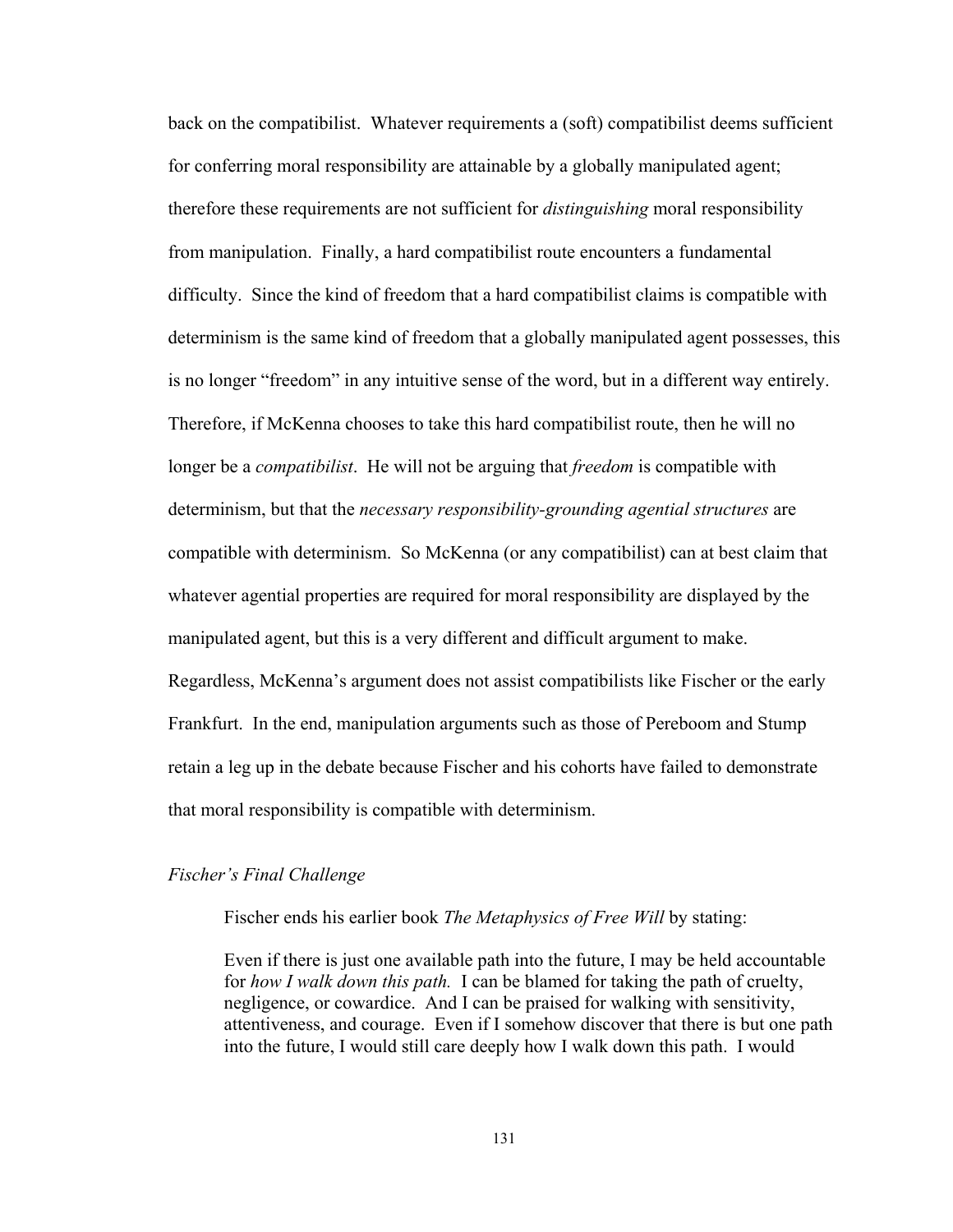back on the compatibilist. Whatever requirements a (soft) compatibilist deems sufficient for conferring moral responsibility are attainable by a globally manipulated agent; therefore these requirements are not sufficient for *distinguishing* moral responsibility from manipulation. Finally, a hard compatibilist route encounters a fundamental difficulty. Since the kind of freedom that a hard compatibilist claims is compatible with determinism is the same kind of freedom that a globally manipulated agent possesses, this is no longer "freedom" in any intuitive sense of the word, but in a different way entirely. Therefore, if McKenna chooses to take this hard compatibilist route, then he will no longer be a *compatibilist*. He will not be arguing that *freedom* is compatible with determinism, but that the *necessary responsibility-grounding agential structures* are compatible with determinism. So McKenna (or any compatibilist) can at best claim that whatever agential properties are required for moral responsibility are displayed by the manipulated agent, but this is a very different and difficult argument to make. Regardless, McKenna's argument does not assist compatibilists like Fischer or the early Frankfurt. In the end, manipulation arguments such as those of Pereboom and Stump retain a leg up in the debate because Fischer and his cohorts have failed to demonstrate that moral responsibility is compatible with determinism.

### *Fischer's Final Challenge*

Fischer ends his earlier book *The Metaphysics of Free Will* by stating:

> Even if there is just one available path into the future, I may be held accountable for *how I walk down this path.* I can be blamed for taking the path of cruelty, negligence, or cowardice. And I can be praised for walking with sensitivity, attentiveness, and courage. Even if I somehow discover that there is but one path into the future, I would still care deeply how I walk down this path. I would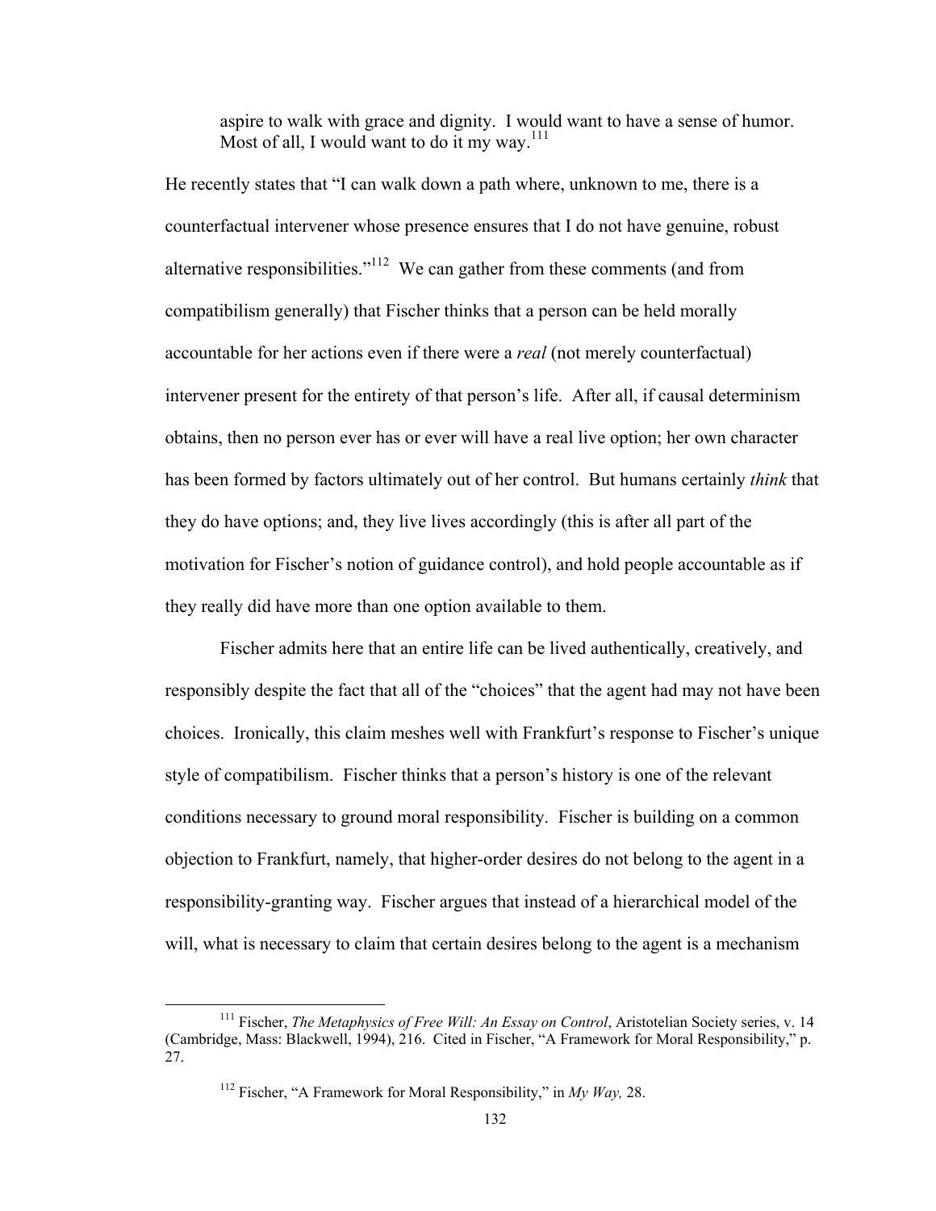> aspire to walk with grace and dignity. I would want to have a sense of humor. Most of all, I would want to do it my way.[111]

He recently states that "I can walk down a path where, unknown to me, there is a counterfactual intervener whose presence ensures that I do not have genuine, robust alternative responsibilities."[112] We can gather from these comments (and from compatibilism generally) that Fischer thinks that a person can be held morally accountable for her actions even if there were a *real* (not merely counterfactual) intervener present for the entirety of that person's life. After all, if causal determinism obtains, then no person ever has or ever will have a real live option; her own character has been formed by factors ultimately out of her control. But humans certainly *think* that they do have options; and, they live lives accordingly (this is after all part of the motivation for Fischer's notion of guidance control), and hold people accountable as if they really did have more than one option available to them.

Fischer admits here that an entire life can be lived authentically, creatively, and responsibly despite the fact that all of the "choices" that the agent had may not have been choices. Ironically, this claim meshes well with Frankfurt's response to Fischer's unique style of compatibilism. Fischer thinks that a person's history is one of the relevant conditions necessary to ground moral responsibility. Fischer is building on a common objection to Frankfurt, namely, that higher-order desires do not belong to the agent in a responsibility-granting way. Fischer argues that instead of a hierarchical model of the will, what is necessary to claim that certain desires belong to the agent is a mechanism

---

[111] Fischer, *The Metaphysics of Free Will: An Essay on Control*, Aristotelian Society series, v. 14 (Cambridge, Mass: Blackwell, 1994), 216. Cited in Fischer, "A Framework for Moral Responsibility," p. 27.

[112] Fischer, "A Framework for Moral Responsibility," in *My Way,* 28.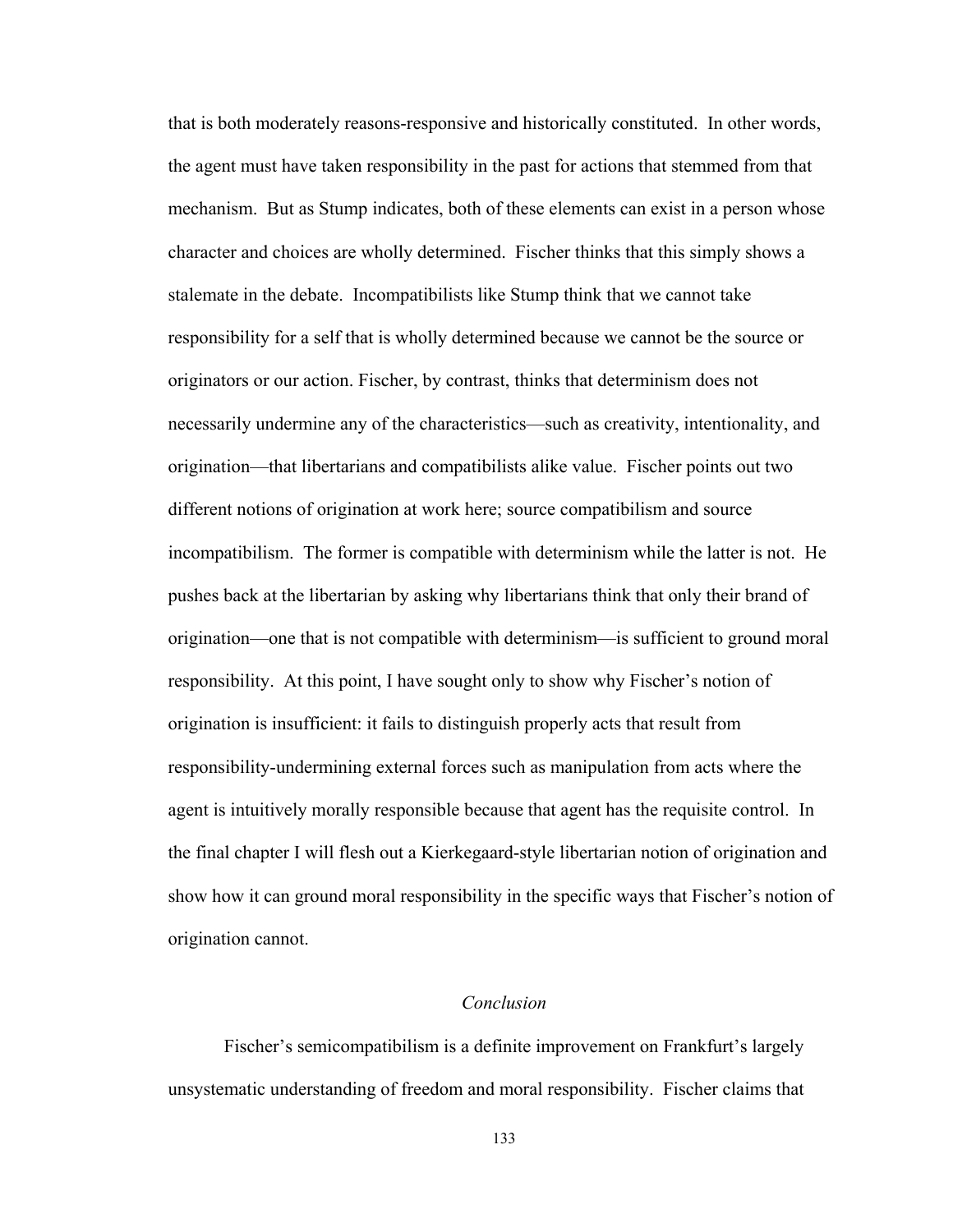that is both moderately reasons-responsive and historically constituted. In other words, the agent must have taken responsibility in the past for actions that stemmed from that mechanism. But as Stump indicates, both of these elements can exist in a person whose character and choices are wholly determined. Fischer thinks that this simply shows a stalemate in the debate. Incompatibilists like Stump think that we cannot take responsibility for a self that is wholly determined because we cannot be the source or originators or our action. Fischer, by contrast, thinks that determinism does not necessarily undermine any of the characteristics—such as creativity, intentionality, and origination—that libertarians and compatibilists alike value. Fischer points out two different notions of origination at work here; source compatibilism and source incompatibilism. The former is compatible with determinism while the latter is not. He pushes back at the libertarian by asking why libertarians think that only their brand of origination—one that is not compatible with determinism—is sufficient to ground moral responsibility. At this point, I have sought only to show why Fischer's notion of origination is insufficient: it fails to distinguish properly acts that result from responsibility-undermining external forces such as manipulation from acts where the agent is intuitively morally responsible because that agent has the requisite control. In the final chapter I will flesh out a Kierkegaard-style libertarian notion of origination and show how it can ground moral responsibility in the specific ways that Fischer's notion of origination cannot.

### *Conclusion*

Fischer's semicompatibilism is a definite improvement on Frankfurt's largely unsystematic understanding of freedom and moral responsibility. Fischer claims that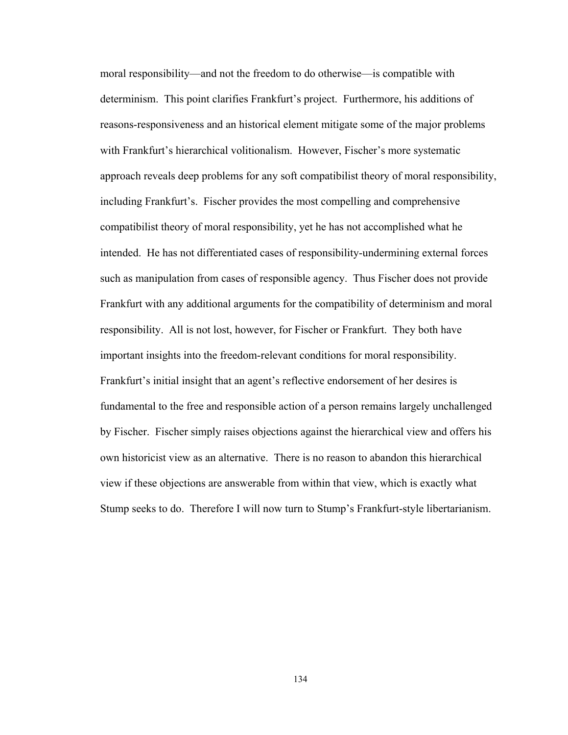moral responsibility—and not the freedom to do otherwise—is compatible with determinism. This point clarifies Frankfurt's project. Furthermore, his additions of reasons-responsiveness and an historical element mitigate some of the major problems with Frankfurt's hierarchical volitionalism. However, Fischer's more systematic approach reveals deep problems for any soft compatibilist theory of moral responsibility, including Frankfurt's. Fischer provides the most compelling and comprehensive compatibilist theory of moral responsibility, yet he has not accomplished what he intended. He has not differentiated cases of responsibility-undermining external forces such as manipulation from cases of responsible agency. Thus Fischer does not provide Frankfurt with any additional arguments for the compatibility of determinism and moral responsibility. All is not lost, however, for Fischer or Frankfurt. They both have important insights into the freedom-relevant conditions for moral responsibility. Frankfurt's initial insight that an agent's reflective endorsement of her desires is fundamental to the free and responsible action of a person remains largely unchallenged by Fischer. Fischer simply raises objections against the hierarchical view and offers his own historicist view as an alternative. There is no reason to abandon this hierarchical view if these objections are answerable from within that view, which is exactly what Stump seeks to do. Therefore I will now turn to Stump's Frankfurt-style libertarianism.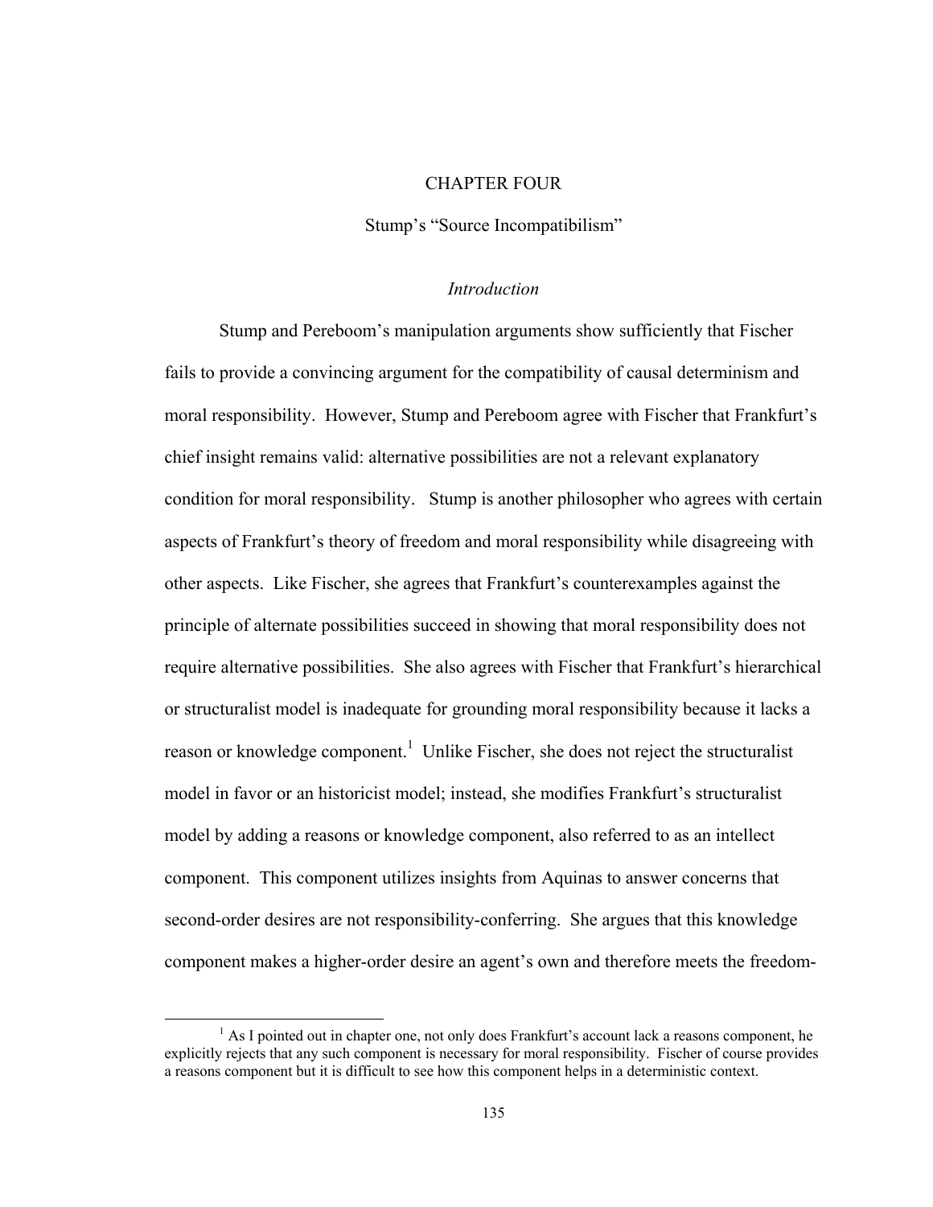# CHAPTER FOUR

## Stump's "Source Incompatibilism"

### *Introduction*

Stump and Pereboom's manipulation arguments show sufficiently that Fischer fails to provide a convincing argument for the compatibility of causal determinism and moral responsibility. However, Stump and Pereboom agree with Fischer that Frankfurt's chief insight remains valid: alternative possibilities are not a relevant explanatory condition for moral responsibility. Stump is another philosopher who agrees with certain aspects of Frankfurt's theory of freedom and moral responsibility while disagreeing with other aspects. Like Fischer, she agrees that Frankfurt's counterexamples against the principle of alternate possibilities succeed in showing that moral responsibility does not require alternative possibilities. She also agrees with Fischer that Frankfurt's hierarchical or structuralist model is inadequate for grounding moral responsibility because it lacks a reason or knowledge component.[1] Unlike Fischer, she does not reject the structuralist model in favor or an historicist model; instead, she modifies Frankfurt's structuralist model by adding a reasons or knowledge component, also referred to as an intellect component. This component utilizes insights from Aquinas to answer concerns that second-order desires are not responsibility-conferring. She argues that this knowledge component makes a higher-order desire an agent's own and therefore meets the freedom-

[1] As I pointed out in chapter one, not only does Frankfurt's account lack a reasons component, he explicitly rejects that any such component is necessary for moral responsibility. Fischer of course provides a reasons component but it is difficult to see how this component helps in a deterministic context.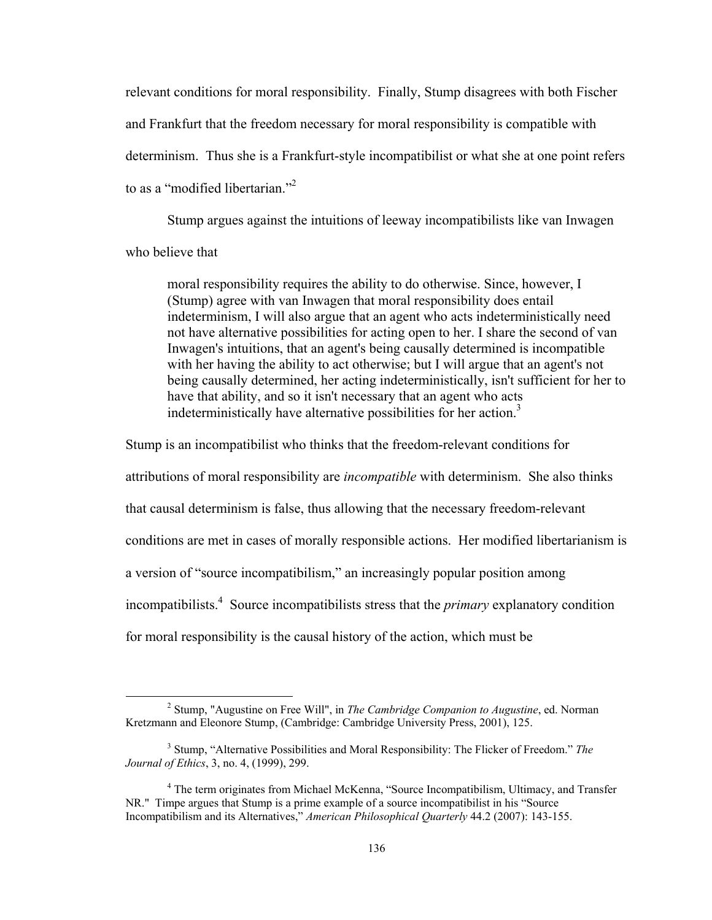relevant conditions for moral responsibility. Finally, Stump disagrees with both Fischer and Frankfurt that the freedom necessary for moral responsibility is compatible with determinism. Thus she is a Frankfurt-style incompatibilist or what she at one point refers to as a "modified libertarian."[2]

Stump argues against the intuitions of leeway incompatibilists like van Inwagen who believe that

> moral responsibility requires the ability to do otherwise. Since, however, I (Stump) agree with van Inwagen that moral responsibility does entail indeterminism, I will also argue that an agent who acts indeterministically need not have alternative possibilities for acting open to her. I share the second of van Inwagen's intuitions, that an agent's being causally determined is incompatible with her having the ability to act otherwise; but I will argue that an agent's not being causally determined, her acting indeterministically, isn't sufficient for her to have that ability, and so it isn't necessary that an agent who acts indeterministically have alternative possibilities for her action.[3]

Stump is an incompatibilist who thinks that the freedom-relevant conditions for attributions of moral responsibility are *incompatible* with determinism. She also thinks that causal determinism is false, thus allowing that the necessary freedom-relevant conditions are met in cases of morally responsible actions. Her modified libertarianism is a version of "source incompatibilism," an increasingly popular position among incompatibilists.[4] Source incompatibilists stress that the *primary* explanatory condition for moral responsibility is the causal history of the action, which must be

---

[2] Stump, "Augustine on Free Will", in *The Cambridge Companion to Augustine*, ed. Norman Kretzmann and Eleonore Stump, (Cambridge: Cambridge University Press, 2001), 125.

[3] Stump, "Alternative Possibilities and Moral Responsibility: The Flicker of Freedom." *The Journal of Ethics*, 3, no. 4, (1999), 299.

[4] The term originates from Michael McKenna, "Source Incompatibilism, Ultimacy, and Transfer NR." Timpe argues that Stump is a prime example of a source incompatibilist in his "Source Incompatibilism and its Alternatives," *American Philosophical Quarterly* 44.2 (2007): 143-155.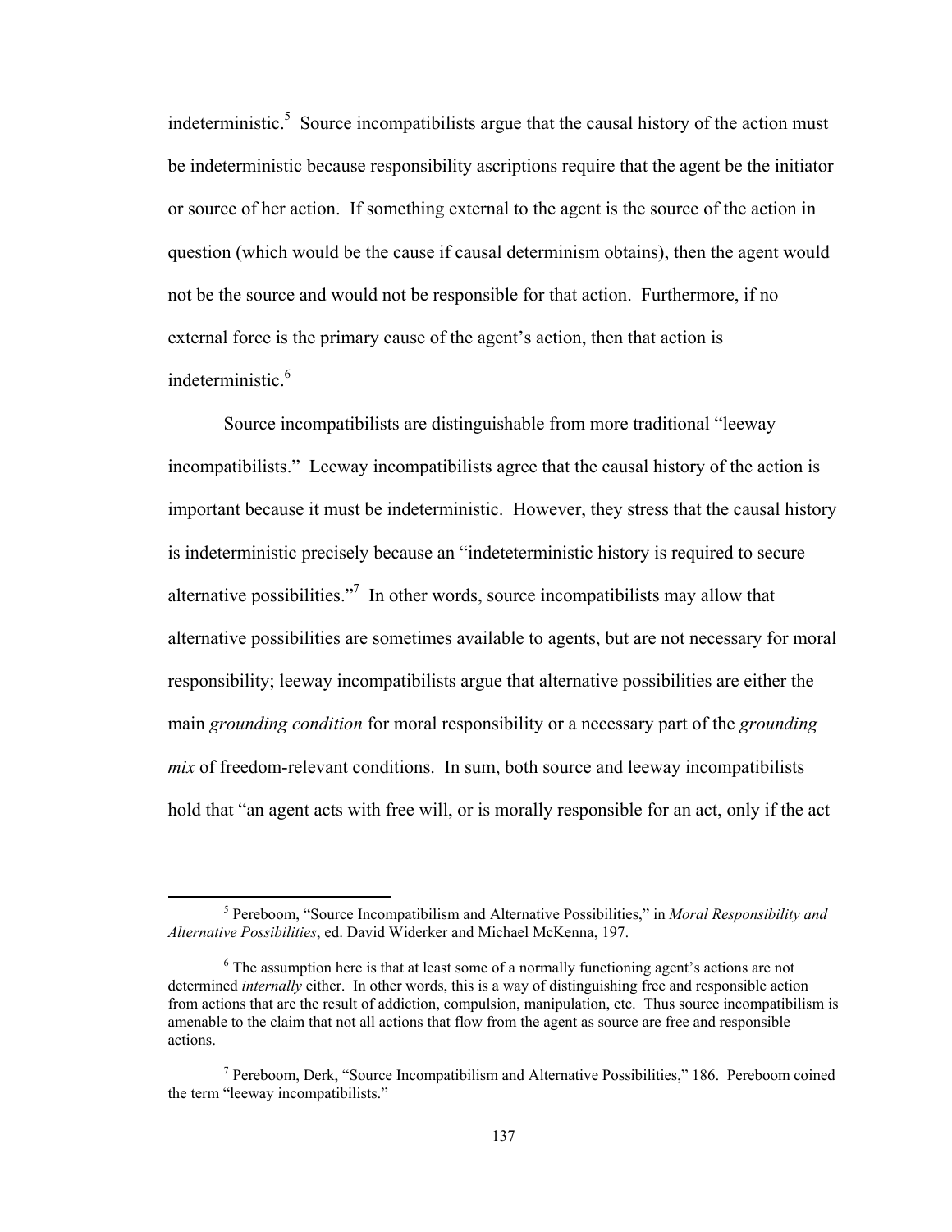indeterministic.[5] Source incompatibilists argue that the causal history of the action must be indeterministic because responsibility ascriptions require that the agent be the initiator or source of her action. If something external to the agent is the source of the action in question (which would be the cause if causal determinism obtains), then the agent would not be the source and would not be responsible for that action. Furthermore, if no external force is the primary cause of the agent's action, then that action is indeterministic.[6]

Source incompatibilists are distinguishable from more traditional "leeway incompatibilists." Leeway incompatibilists agree that the causal history of the action is important because it must be indeterministic. However, they stress that the causal history is indeterministic precisely because an "indeteterministic history is required to secure alternative possibilities."[7] In other words, source incompatibilists may allow that alternative possibilities are sometimes available to agents, but are not necessary for moral responsibility; leeway incompatibilists argue that alternative possibilities are either the main *grounding condition* for moral responsibility or a necessary part of the *grounding mix* of freedom-relevant conditions. In sum, both source and leeway incompatibilists hold that "an agent acts with free will, or is morally responsible for an act, only if the act

---

[5] Pereboom, "Source Incompatibilism and Alternative Possibilities," in *Moral Responsibility and Alternative Possibilities*, ed. David Widerker and Michael McKenna, 197.

[6] The assumption here is that at least some of a normally functioning agent's actions are not determined *internally* either. In other words, this is a way of distinguishing free and responsible action from actions that are the result of addiction, compulsion, manipulation, etc. Thus source incompatibilism is amenable to the claim that not all actions that flow from the agent as source are free and responsible actions.

[7] Pereboom, Derk, "Source Incompatibilism and Alternative Possibilities," 186. Pereboom coined the term "leeway incompatibilists."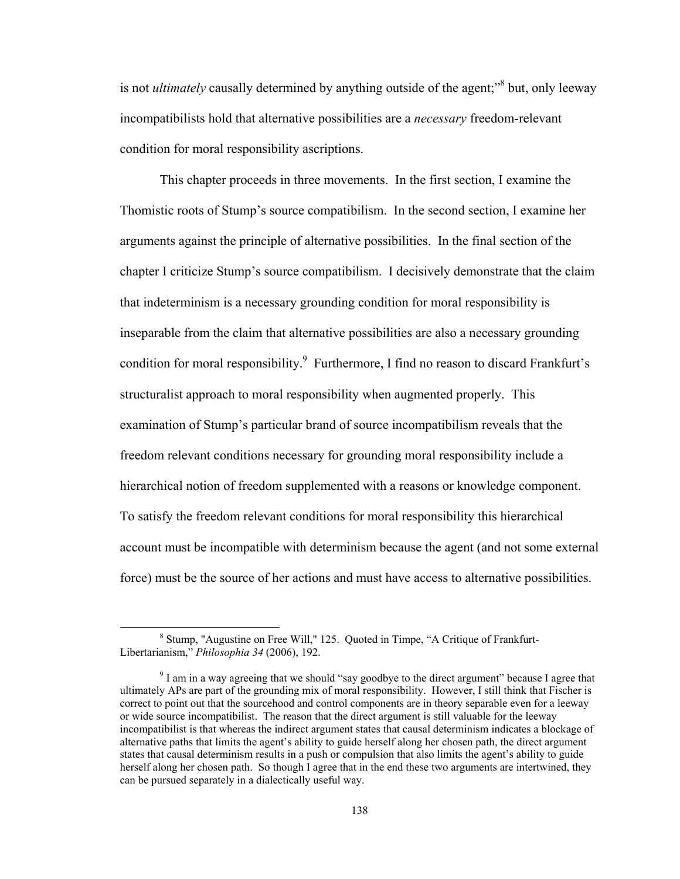is not *ultimately* causally determined by anything outside of the agent;"[8] but, only leeway incompatibilists hold that alternative possibilities are a *necessary* freedom-relevant condition for moral responsibility ascriptions.

This chapter proceeds in three movements. In the first section, I examine the Thomistic roots of Stump's source compatibilism. In the second section, I examine her arguments against the principle of alternative possibilities. In the final section of the chapter I criticize Stump's source compatibilism. I decisively demonstrate that the claim that indeterminism is a necessary grounding condition for moral responsibility is inseparable from the claim that alternative possibilities are also a necessary grounding condition for moral responsibility.[9] Furthermore, I find no reason to discard Frankfurt's structuralist approach to moral responsibility when augmented properly. This examination of Stump's particular brand of source incompatibilism reveals that the freedom relevant conditions necessary for grounding moral responsibility include a hierarchical notion of freedom supplemented with a reasons or knowledge component. To satisfy the freedom relevant conditions for moral responsibility this hierarchical account must be incompatible with determinism because the agent (and not some external force) must be the source of her actions and must have access to alternative possibilities.

---

[8] Stump, "Augustine on Free Will," 125. Quoted in Timpe, "A Critique of Frankfurt-Libertarianism," *Philosophia 34* (2006), 192.

[9] I am in a way agreeing that we should "say goodbye to the direct argument" because I agree that ultimately APs are part of the grounding mix of moral responsibility. However, I still think that Fischer is correct to point out that the sourcehood and control components are in theory separable even for a leeway or wide source incompatibilist. The reason that the direct argument is still valuable for the leeway incompatibilist is that whereas the indirect argument states that causal determinism indicates a blockage of alternative paths that limits the agent's ability to guide herself along her chosen path, the direct argument states that causal determinism results in a push or compulsion that also limits the agent's ability to guide herself along her chosen path. So though I agree that in the end these two arguments are intertwined, they can be pursued separately in a dialectically useful way.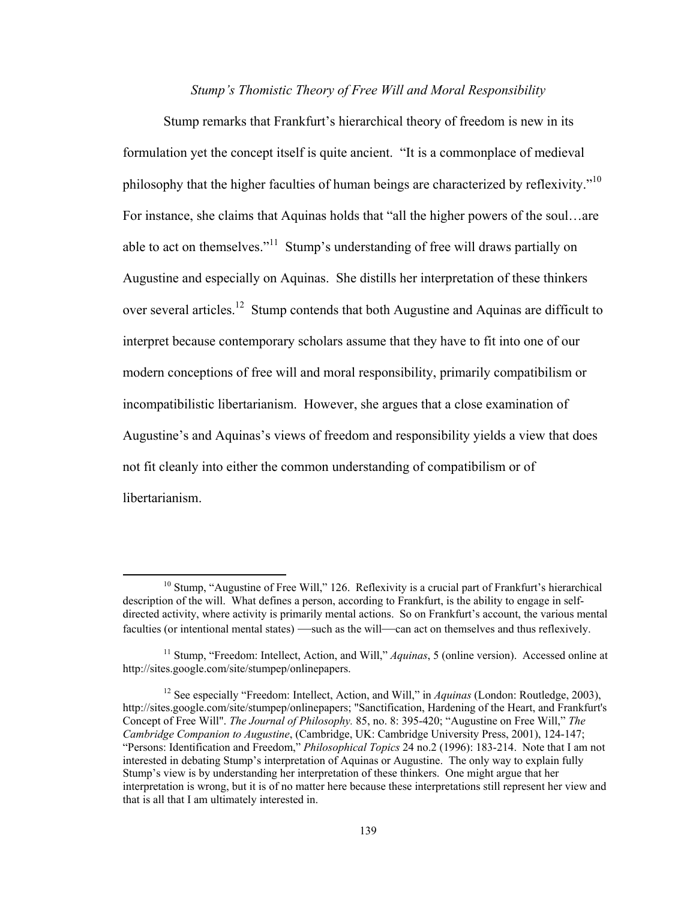*Stump's Thomistic Theory of Free Will and Moral Responsibility*

Stump remarks that Frankfurt's hierarchical theory of freedom is new in its formulation yet the concept itself is quite ancient. "It is a commonplace of medieval philosophy that the higher faculties of human beings are characterized by reflexivity."[10] For instance, she claims that Aquinas holds that "all the higher powers of the soul…are able to act on themselves."[11] Stump's understanding of free will draws partially on Augustine and especially on Aquinas. She distills her interpretation of these thinkers over several articles.[12] Stump contends that both Augustine and Aquinas are difficult to interpret because contemporary scholars assume that they have to fit into one of our modern conceptions of free will and moral responsibility, primarily compatibilism or incompatibilistic libertarianism. However, she argues that a close examination of Augustine's and Aquinas's views of freedom and responsibility yields a view that does not fit cleanly into either the common understanding of compatibilism or of libertarianism.

---

[10] Stump, "Augustine of Free Will," 126. Reflexivity is a crucial part of Frankfurt's hierarchical description of the will. What defines a person, according to Frankfurt, is the ability to engage in self-directed activity, where activity is primarily mental actions. So on Frankfurt's account, the various mental faculties (or intentional mental states) —such as the will—can act on themselves and thus reflexively.

[11] Stump, "Freedom: Intellect, Action, and Will," *Aquinas*, 5 (online version). Accessed online at http://sites.google.com/site/stumpep/onlinepapers.

[12] See especially "Freedom: Intellect, Action, and Will," in *Aquinas* (London: Routledge, 2003), http://sites.google.com/site/stumpep/onlinepapers; "Sanctification, Hardening of the Heart, and Frankfurt's Concept of Free Will". *The Journal of Philosophy.* 85, no. 8: 395-420; "Augustine on Free Will," *The Cambridge Companion to Augustine*, (Cambridge, UK: Cambridge University Press, 2001), 124-147; "Persons: Identification and Freedom," *Philosophical Topics* 24 no.2 (1996): 183-214. Note that I am not interested in debating Stump's interpretation of Aquinas or Augustine. The only way to explain fully Stump's view is by understanding her interpretation of these thinkers. One might argue that her interpretation is wrong, but it is of no matter here because these interpretations still represent her view and that is all that I am ultimately interested in.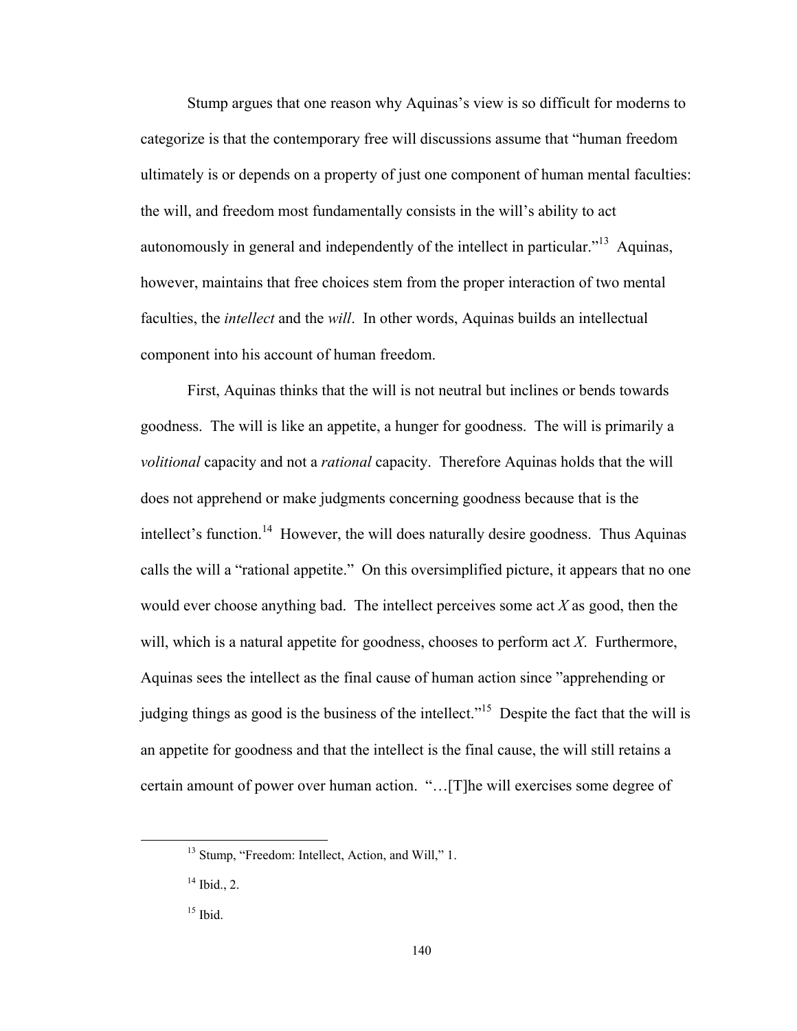Stump argues that one reason why Aquinas's view is so difficult for moderns to categorize is that the contemporary free will discussions assume that "human freedom ultimately is or depends on a property of just one component of human mental faculties: the will, and freedom most fundamentally consists in the will's ability to act autonomously in general and independently of the intellect in particular."[13] Aquinas, however, maintains that free choices stem from the proper interaction of two mental faculties, the *intellect* and the *will*. In other words, Aquinas builds an intellectual component into his account of human freedom.

First, Aquinas thinks that the will is not neutral but inclines or bends towards goodness. The will is like an appetite, a hunger for goodness. The will is primarily a *volitional* capacity and not a *rational* capacity. Therefore Aquinas holds that the will does not apprehend or make judgments concerning goodness because that is the intellect's function.[14] However, the will does naturally desire goodness. Thus Aquinas calls the will a "rational appetite." On this oversimplified picture, it appears that no one would ever choose anything bad. The intellect perceives some act *X* as good, then the will, which is a natural appetite for goodness, chooses to perform act *X*. Furthermore, Aquinas sees the intellect as the final cause of human action since "apprehending or judging things as good is the business of the intellect."[15] Despite the fact that the will is an appetite for goodness and that the intellect is the final cause, the will still retains a certain amount of power over human action. "…[T]he will exercises some degree of

---

[13] Stump, "Freedom: Intellect, Action, and Will," 1.

[14] Ibid., 2.

[15] Ibid.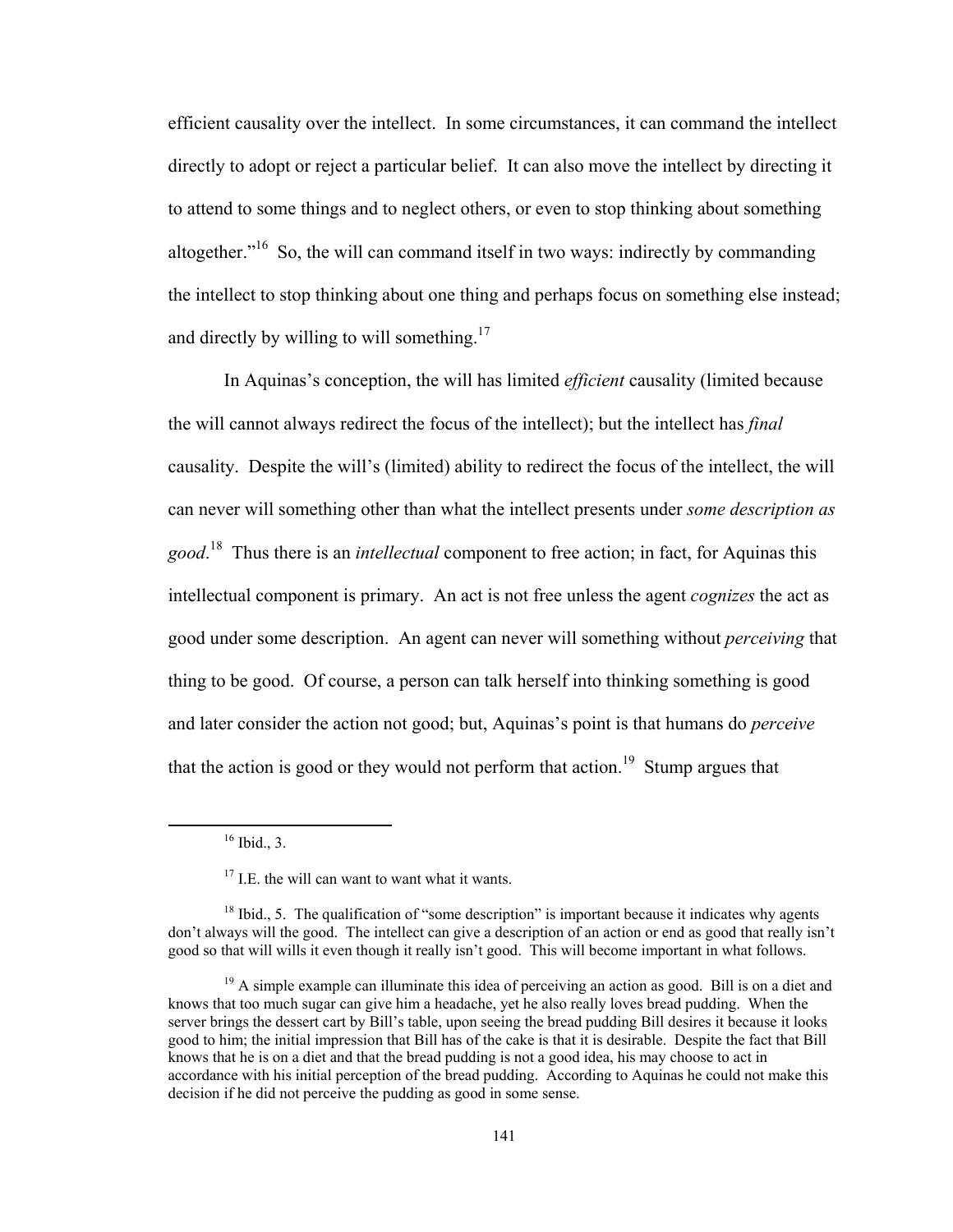efficient causality over the intellect. In some circumstances, it can command the intellect directly to adopt or reject a particular belief. It can also move the intellect by directing it to attend to some things and to neglect others, or even to stop thinking about something altogether."[16] So, the will can command itself in two ways: indirectly by commanding the intellect to stop thinking about one thing and perhaps focus on something else instead; and directly by willing to will something.[17]

In Aquinas's conception, the will has limited *efficient* causality (limited because the will cannot always redirect the focus of the intellect); but the intellect has *final* causality. Despite the will's (limited) ability to redirect the focus of the intellect, the will can never will something other than what the intellect presents under *some description as good*.[18] Thus there is an *intellectual* component to free action; in fact, for Aquinas this intellectual component is primary. An act is not free unless the agent *cognizes* the act as good under some description. An agent can never will something without *perceiving* that thing to be good. Of course, a person can talk herself into thinking something is good and later consider the action not good; but, Aquinas's point is that humans do *perceive* that the action is good or they would not perform that action.[19] Stump argues that

---

[16] Ibid., 3.

[17] I.E. the will can want to want what it wants.

[18] Ibid., 5. The qualification of "some description" is important because it indicates why agents don't always will the good. The intellect can give a description of an action or end as good that really isn't good so that will wills it even though it really isn't good. This will become important in what follows.

[19] A simple example can illuminate this idea of perceiving an action as good. Bill is on a diet and knows that too much sugar can give him a headache, yet he also really loves bread pudding. When the server brings the dessert cart by Bill's table, upon seeing the bread pudding Bill desires it because it looks good to him; the initial impression that Bill has of the cake is that it is desirable. Despite the fact that Bill knows that he is on a diet and that the bread pudding is not a good idea, his may choose to act in accordance with his initial perception of the bread pudding. According to Aquinas he could not make this decision if he did not perceive the pudding as good in some sense.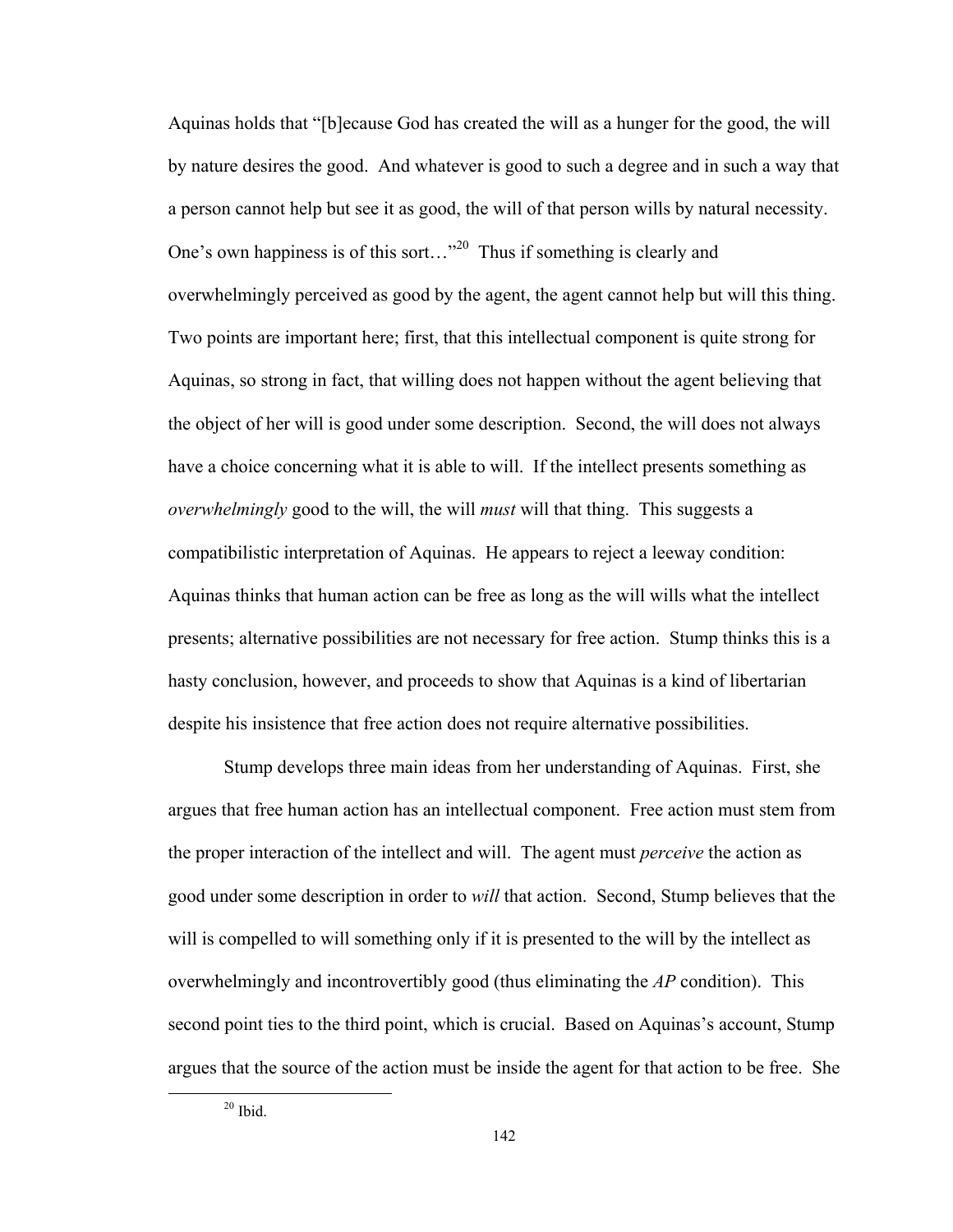Aquinas holds that "[b]ecause God has created the will as a hunger for the good, the will by nature desires the good. And whatever is good to such a degree and in such a way that a person cannot help but see it as good, the will of that person wills by natural necessity. One's own happiness is of this sort…"[20] Thus if something is clearly and overwhelmingly perceived as good by the agent, the agent cannot help but will this thing. Two points are important here; first, that this intellectual component is quite strong for Aquinas, so strong in fact, that willing does not happen without the agent believing that the object of her will is good under some description. Second, the will does not always have a choice concerning what it is able to will. If the intellect presents something as *overwhelmingly* good to the will, the will *must* will that thing. This suggests a compatibilistic interpretation of Aquinas. He appears to reject a leeway condition: Aquinas thinks that human action can be free as long as the will wills what the intellect presents; alternative possibilities are not necessary for free action. Stump thinks this is a hasty conclusion, however, and proceeds to show that Aquinas is a kind of libertarian despite his insistence that free action does not require alternative possibilities.

Stump develops three main ideas from her understanding of Aquinas. First, she argues that free human action has an intellectual component. Free action must stem from the proper interaction of the intellect and will. The agent must *perceive* the action as good under some description in order to *will* that action. Second, Stump believes that the will is compelled to will something only if it is presented to the will by the intellect as overwhelmingly and incontrovertibly good (thus eliminating the *AP* condition). This second point ties to the third point, which is crucial. Based on Aquinas's account, Stump argues that the source of the action must be inside the agent for that action to be free. She

[20] Ibid.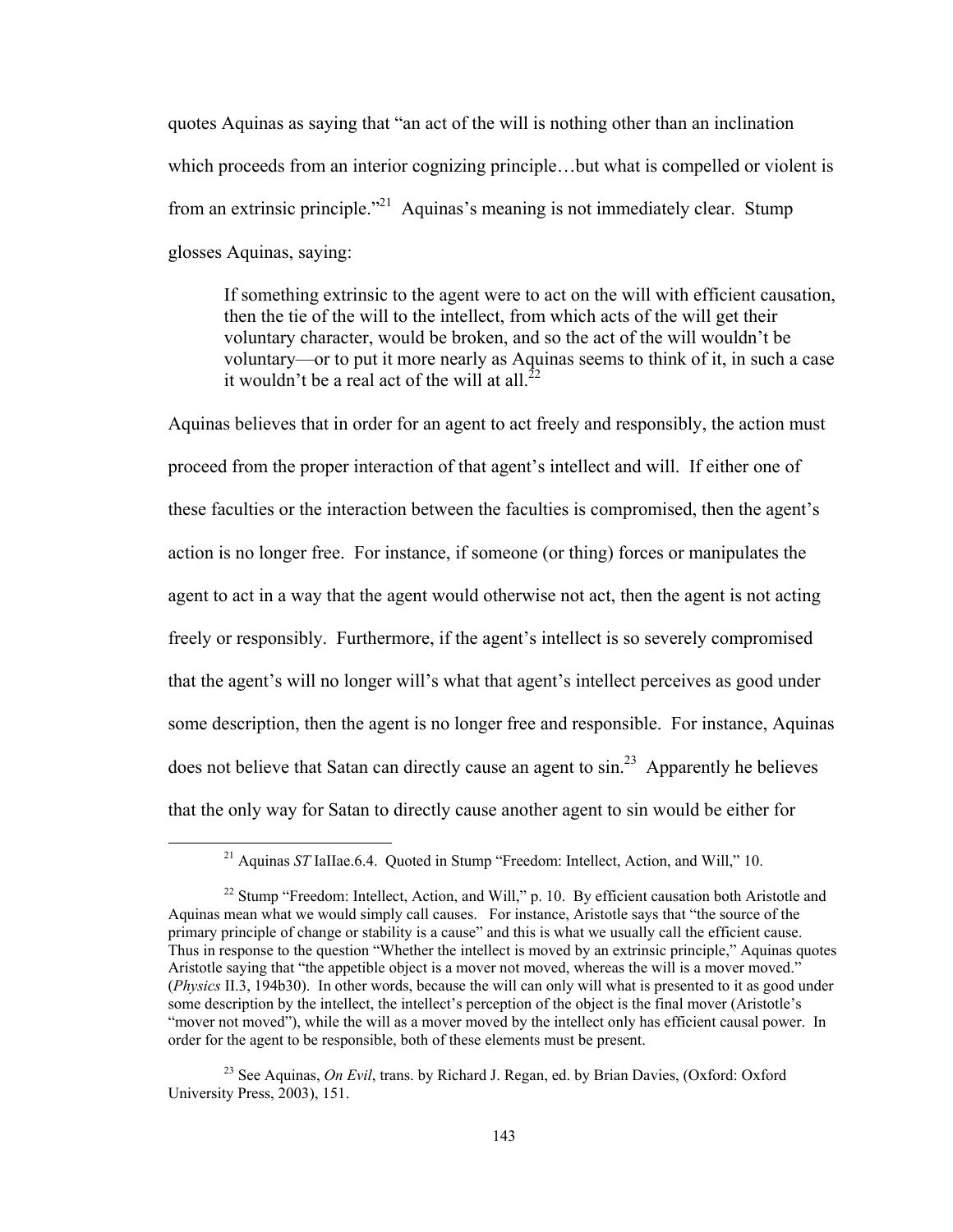quotes Aquinas as saying that "an act of the will is nothing other than an inclination which proceeds from an interior cognizing principle…but what is compelled or violent is from an extrinsic principle."[21] Aquinas's meaning is not immediately clear. Stump glosses Aquinas, saying:

> If something extrinsic to the agent were to act on the will with efficient causation, then the tie of the will to the intellect, from which acts of the will get their voluntary character, would be broken, and so the act of the will wouldn't be voluntary—or to put it more nearly as Aquinas seems to think of it, in such a case it wouldn't be a real act of the will at all.[22]

Aquinas believes that in order for an agent to act freely and responsibly, the action must proceed from the proper interaction of that agent's intellect and will. If either one of these faculties or the interaction between the faculties is compromised, then the agent's action is no longer free. For instance, if someone (or thing) forces or manipulates the agent to act in a way that the agent would otherwise not act, then the agent is not acting freely or responsibly. Furthermore, if the agent's intellect is so severely compromised that the agent's will no longer will's what that agent's intellect perceives as good under some description, then the agent is no longer free and responsible. For instance, Aquinas does not believe that Satan can directly cause an agent to sin.[23] Apparently he believes that the only way for Satan to directly cause another agent to sin would be either for

---

[21] Aquinas *ST* IaIIae.6.4. Quoted in Stump "Freedom: Intellect, Action, and Will," 10.

[22] Stump "Freedom: Intellect, Action, and Will," p. 10. By efficient causation both Aristotle and Aquinas mean what we would simply call causes. For instance, Aristotle says that "the source of the primary principle of change or stability is a cause" and this is what we usually call the efficient cause. Thus in response to the question "Whether the intellect is moved by an extrinsic principle," Aquinas quotes Aristotle saying that "the appetible object is a mover not moved, whereas the will is a mover moved." (*Physics* II.3, 194b30). In other words, because the will can only will what is presented to it as good under some description by the intellect, the intellect's perception of the object is the final mover (Aristotle's "mover not moved"), while the will as a mover moved by the intellect only has efficient causal power. In order for the agent to be responsible, both of these elements must be present.

[23] See Aquinas, *On Evil*, trans. by Richard J. Regan, ed. by Brian Davies, (Oxford: Oxford University Press, 2003), 151.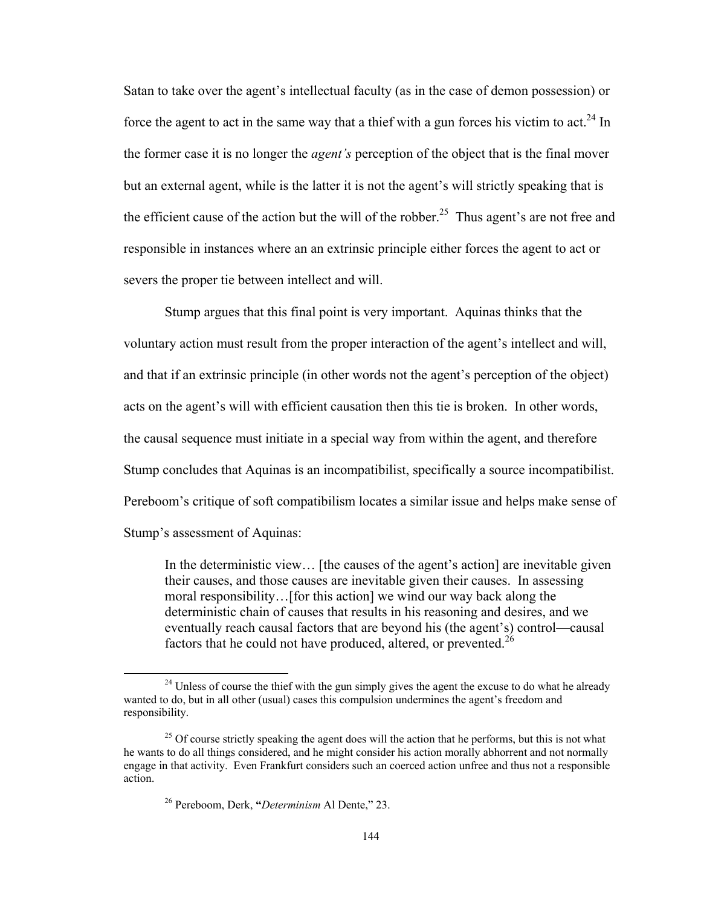Satan to take over the agent's intellectual faculty (as in the case of demon possession) or force the agent to act in the same way that a thief with a gun forces his victim to act.[24] In the former case it is no longer the *agent's* perception of the object that is the final mover but an external agent, while is the latter it is not the agent's will strictly speaking that is the efficient cause of the action but the will of the robber.[25] Thus agent's are not free and responsible in instances where an an extrinsic principle either forces the agent to act or severs the proper tie between intellect and will.

Stump argues that this final point is very important. Aquinas thinks that the voluntary action must result from the proper interaction of the agent's intellect and will, and that if an extrinsic principle (in other words not the agent's perception of the object) acts on the agent's will with efficient causation then this tie is broken. In other words, the causal sequence must initiate in a special way from within the agent, and therefore Stump concludes that Aquinas is an incompatibilist, specifically a source incompatibilist. Pereboom's critique of soft compatibilism locates a similar issue and helps make sense of Stump's assessment of Aquinas:

> In the deterministic view… [the causes of the agent's action] are inevitable given their causes, and those causes are inevitable given their causes. In assessing moral responsibility…[for this action] we wind our way back along the deterministic chain of causes that results in his reasoning and desires, and we eventually reach causal factors that are beyond his (the agent's) control—causal factors that he could not have produced, altered, or prevented.[26]

---

[24] Unless of course the thief with the gun simply gives the agent the excuse to do what he already wanted to do, but in all other (usual) cases this compulsion undermines the agent's freedom and responsibility.

[25] Of course strictly speaking the agent does will the action that he performs, but this is not what he wants to do all things considered, and he might consider his action morally abhorrent and not normally engage in that activity. Even Frankfurt considers such an coerced action unfree and thus not a responsible action.

[26] Pereboom, Derk, **"***Determinism* Al Dente," 23.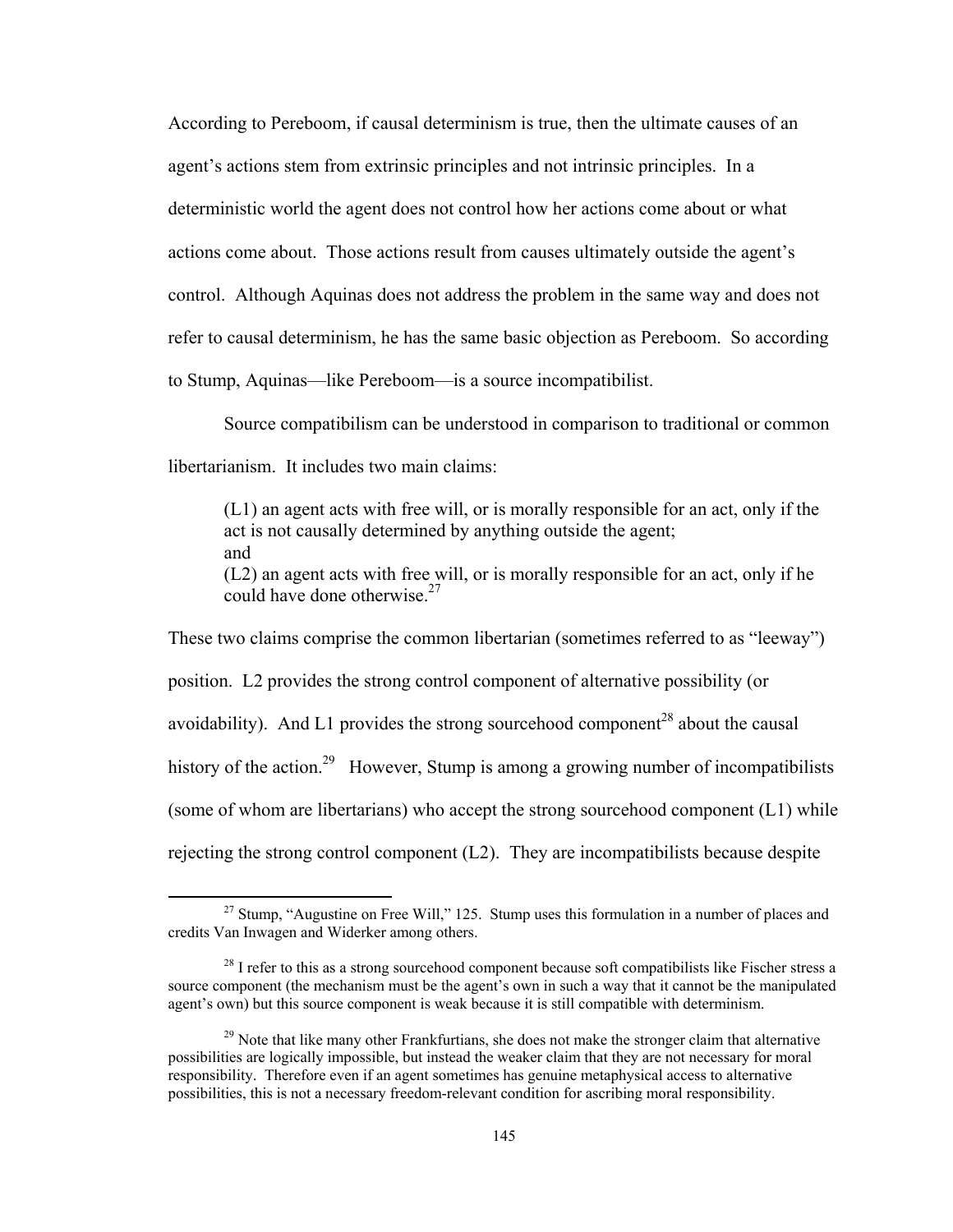According to Pereboom, if causal determinism is true, then the ultimate causes of an agent's actions stem from extrinsic principles and not intrinsic principles. In a deterministic world the agent does not control how her actions come about or what actions come about. Those actions result from causes ultimately outside the agent's control. Although Aquinas does not address the problem in the same way and does not refer to causal determinism, he has the same basic objection as Pereboom. So according to Stump, Aquinas—like Pereboom—is a source incompatibilist.

Source compatibilism can be understood in comparison to traditional or common libertarianism. It includes two main claims:

> (L1) an agent acts with free will, or is morally responsible for an act, only if the act is not causally determined by anything outside the agent;
> and
> (L2) an agent acts with free will, or is morally responsible for an act, only if he could have done otherwise.[27]

These two claims comprise the common libertarian (sometimes referred to as "leeway") position. L2 provides the strong control component of alternative possibility (or avoidability). And L1 provides the strong sourcehood component[28] about the causal history of the action.[29] However, Stump is among a growing number of incompatibilists (some of whom are libertarians) who accept the strong sourcehood component (L1) while rejecting the strong control component (L2). They are incompatibilists because despite

---

[27] Stump, "Augustine on Free Will," 125. Stump uses this formulation in a number of places and credits Van Inwagen and Widerker among others.

[28] I refer to this as a strong sourcehood component because soft compatibilists like Fischer stress a source component (the mechanism must be the agent's own in such a way that it cannot be the manipulated agent's own) but this source component is weak because it is still compatible with determinism.

[29] Note that like many other Frankfurtians, she does not make the stronger claim that alternative possibilities are logically impossible, but instead the weaker claim that they are not necessary for moral responsibility. Therefore even if an agent sometimes has genuine metaphysical access to alternative possibilities, this is not a necessary freedom-relevant condition for ascribing moral responsibility.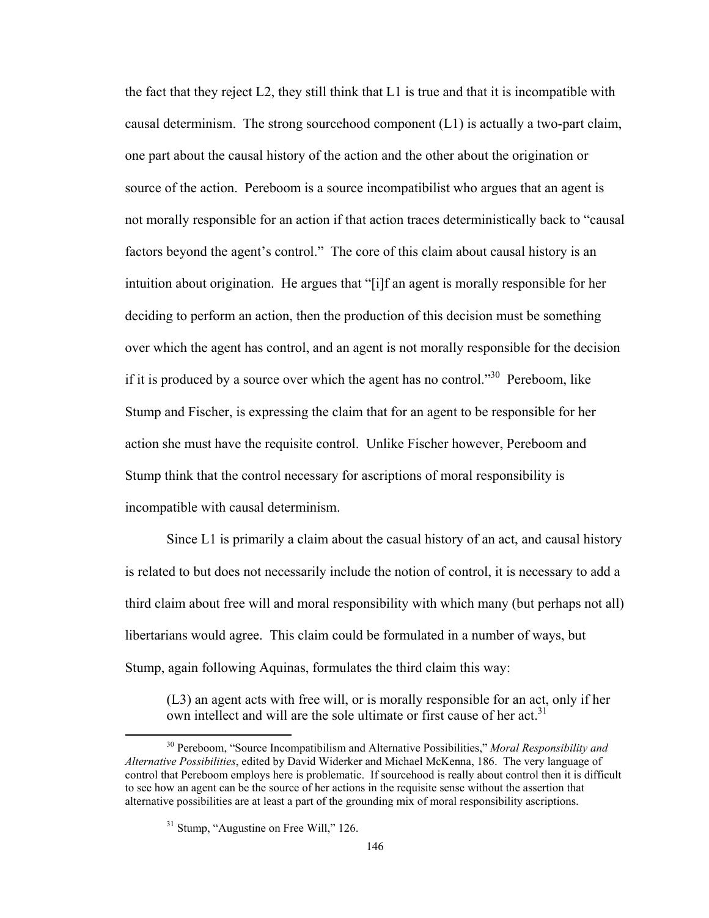the fact that they reject L2, they still think that L1 is true and that it is incompatible with causal determinism. The strong sourcehood component (L1) is actually a two-part claim, one part about the causal history of the action and the other about the origination or source of the action. Pereboom is a source incompatibilist who argues that an agent is not morally responsible for an action if that action traces deterministically back to "causal factors beyond the agent's control." The core of this claim about causal history is an intuition about origination. He argues that "[i]f an agent is morally responsible for her deciding to perform an action, then the production of this decision must be something over which the agent has control, and an agent is not morally responsible for the decision if it is produced by a source over which the agent has no control."[30] Pereboom, like Stump and Fischer, is expressing the claim that for an agent to be responsible for her action she must have the requisite control. Unlike Fischer however, Pereboom and Stump think that the control necessary for ascriptions of moral responsibility is incompatible with causal determinism.

Since L1 is primarily a claim about the casual history of an act, and causal history is related to but does not necessarily include the notion of control, it is necessary to add a third claim about free will and moral responsibility with which many (but perhaps not all) libertarians would agree. This claim could be formulated in a number of ways, but Stump, again following Aquinas, formulates the third claim this way:

> (L3) an agent acts with free will, or is morally responsible for an act, only if her own intellect and will are the sole ultimate or first cause of her act.[31]

---

[30] Pereboom, "Source Incompatibilism and Alternative Possibilities," *Moral Responsibility and Alternative Possibilities*, edited by David Widerker and Michael McKenna, 186. The very language of control that Pereboom employs here is problematic. If sourcehood is really about control then it is difficult to see how an agent can be the source of her actions in the requisite sense without the assertion that alternative possibilities are at least a part of the grounding mix of moral responsibility ascriptions.

[31] Stump, "Augustine on Free Will," 126.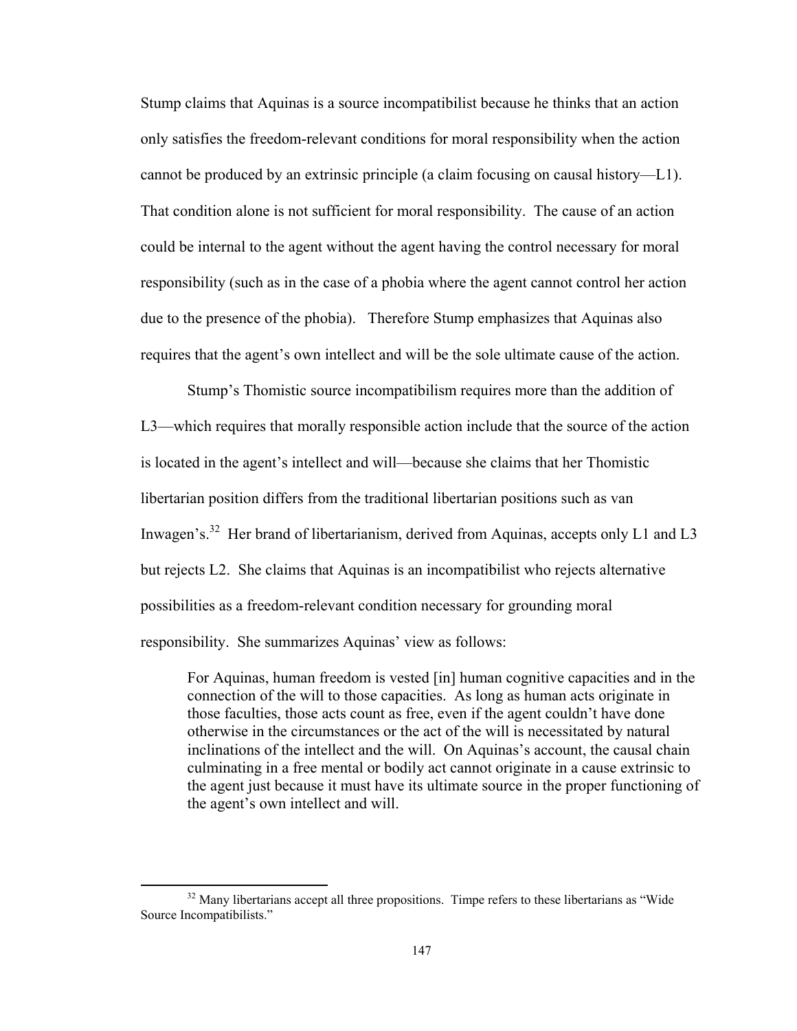Stump claims that Aquinas is a source incompatibilist because he thinks that an action only satisfies the freedom-relevant conditions for moral responsibility when the action cannot be produced by an extrinsic principle (a claim focusing on causal history—L1). That condition alone is not sufficient for moral responsibility. The cause of an action could be internal to the agent without the agent having the control necessary for moral responsibility (such as in the case of a phobia where the agent cannot control her action due to the presence of the phobia). Therefore Stump emphasizes that Aquinas also requires that the agent's own intellect and will be the sole ultimate cause of the action.

Stump's Thomistic source incompatibilism requires more than the addition of L3—which requires that morally responsible action include that the source of the action is located in the agent's intellect and will—because she claims that her Thomistic libertarian position differs from the traditional libertarian positions such as van Inwagen's.[32] Her brand of libertarianism, derived from Aquinas, accepts only L1 and L3 but rejects L2. She claims that Aquinas is an incompatibilist who rejects alternative possibilities as a freedom-relevant condition necessary for grounding moral responsibility. She summarizes Aquinas' view as follows:

> For Aquinas, human freedom is vested [in] human cognitive capacities and in the connection of the will to those capacities. As long as human acts originate in those faculties, those acts count as free, even if the agent couldn't have done otherwise in the circumstances or the act of the will is necessitated by natural inclinations of the intellect and the will. On Aquinas's account, the causal chain culminating in a free mental or bodily act cannot originate in a cause extrinsic to the agent just because it must have its ultimate source in the proper functioning of the agent's own intellect and will.

[32] Many libertarians accept all three propositions. Timpe refers to these libertarians as "Wide Source Incompatibilists."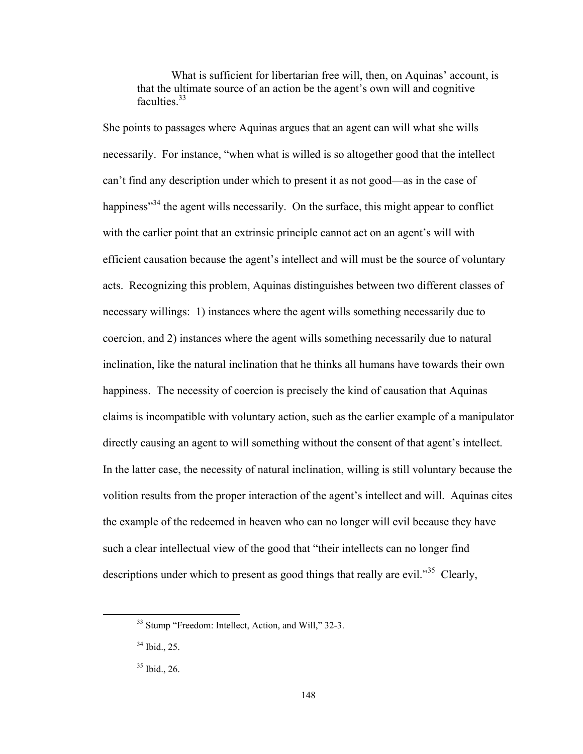> What is sufficient for libertarian free will, then, on Aquinas' account, is that the ultimate source of an action be the agent's own will and cognitive faculties.[33]

She points to passages where Aquinas argues that an agent can will what she wills necessarily. For instance, "when what is willed is so altogether good that the intellect can't find any description under which to present it as not good—as in the case of happiness"[34] the agent wills necessarily. On the surface, this might appear to conflict with the earlier point that an extrinsic principle cannot act on an agent's will with efficient causation because the agent's intellect and will must be the source of voluntary acts. Recognizing this problem, Aquinas distinguishes between two different classes of necessary willings: 1) instances where the agent wills something necessarily due to coercion, and 2) instances where the agent wills something necessarily due to natural inclination, like the natural inclination that he thinks all humans have towards their own happiness. The necessity of coercion is precisely the kind of causation that Aquinas claims is incompatible with voluntary action, such as the earlier example of a manipulator directly causing an agent to will something without the consent of that agent's intellect. In the latter case, the necessity of natural inclination, willing is still voluntary because the volition results from the proper interaction of the agent's intellect and will. Aquinas cites the example of the redeemed in heaven who can no longer will evil because they have such a clear intellectual view of the good that "their intellects can no longer find descriptions under which to present as good things that really are evil."[35] Clearly,

---

[33] Stump "Freedom: Intellect, Action, and Will," 32-3.

[34] Ibid., 25.

[35] Ibid., 26.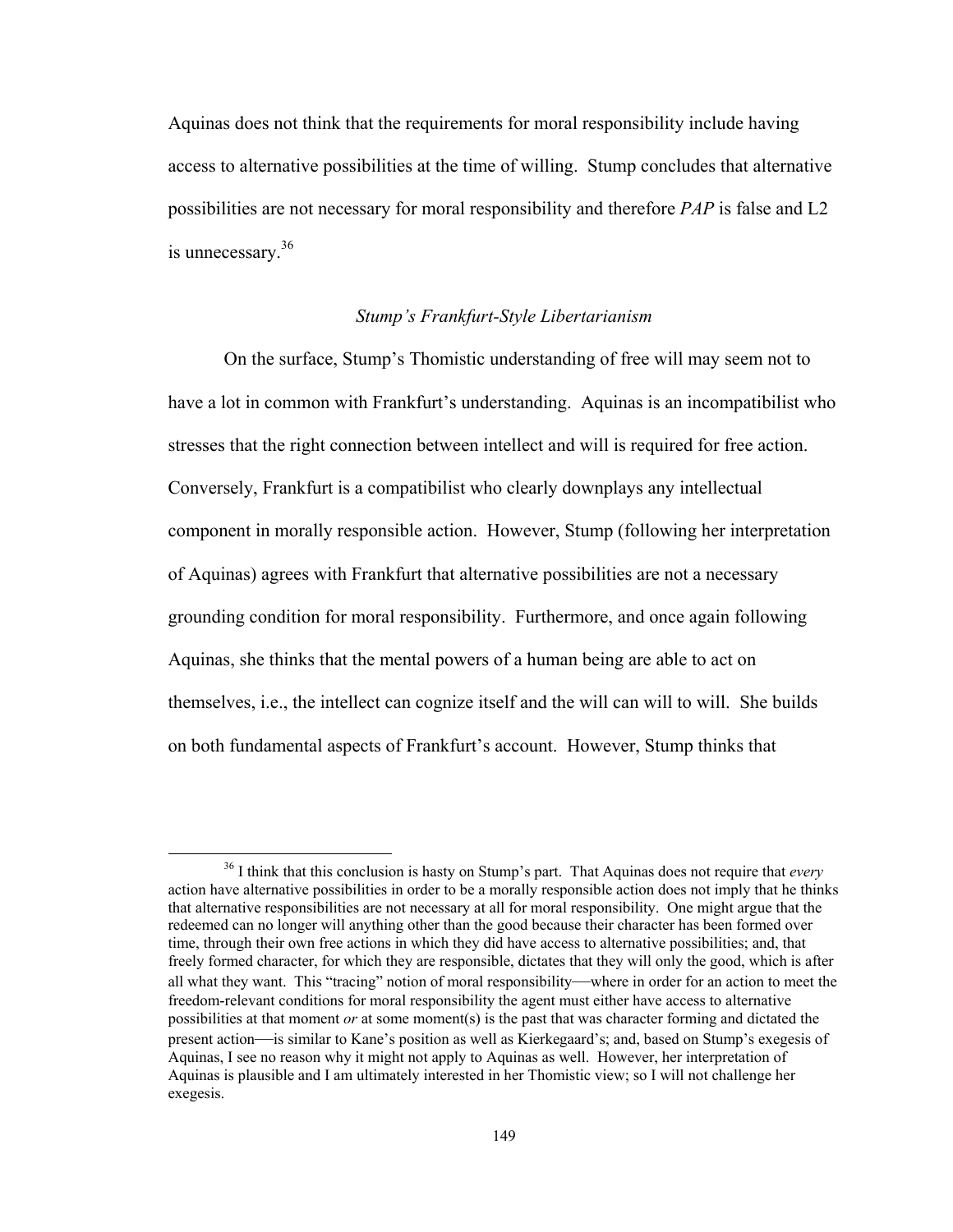Aquinas does not think that the requirements for moral responsibility include having access to alternative possibilities at the time of willing. Stump concludes that alternative possibilities are not necessary for moral responsibility and therefore *PAP* is false and L2 is unnecessary.[36]

### *Stump's Frankfurt-Style Libertarianism*

On the surface, Stump's Thomistic understanding of free will may seem not to have a lot in common with Frankfurt's understanding. Aquinas is an incompatibilist who stresses that the right connection between intellect and will is required for free action. Conversely, Frankfurt is a compatibilist who clearly downplays any intellectual component in morally responsible action. However, Stump (following her interpretation of Aquinas) agrees with Frankfurt that alternative possibilities are not a necessary grounding condition for moral responsibility. Furthermore, and once again following Aquinas, she thinks that the mental powers of a human being are able to act on themselves, i.e., the intellect can cognize itself and the will can will to will. She builds on both fundamental aspects of Frankfurt's account. However, Stump thinks that

---

[36] I think that this conclusion is hasty on Stump's part. That Aquinas does not require that *every* action have alternative possibilities in order to be a morally responsible action does not imply that he thinks that alternative responsibilities are not necessary at all for moral responsibility. One might argue that the redeemed can no longer will anything other than the good because their character has been formed over time, through their own free actions in which they did have access to alternative possibilities; and, that freely formed character, for which they are responsible, dictates that they will only the good, which is after all what they want. This "tracing" notion of moral responsibility—where in order for an action to meet the freedom-relevant conditions for moral responsibility the agent must either have access to alternative possibilities at that moment *or* at some moment(s) is the past that was character forming and dictated the present action—is similar to Kane's position as well as Kierkegaard's; and, based on Stump's exegesis of Aquinas, I see no reason why it might not apply to Aquinas as well. However, her interpretation of Aquinas is plausible and I am ultimately interested in her Thomistic view; so I will not challenge her exegesis.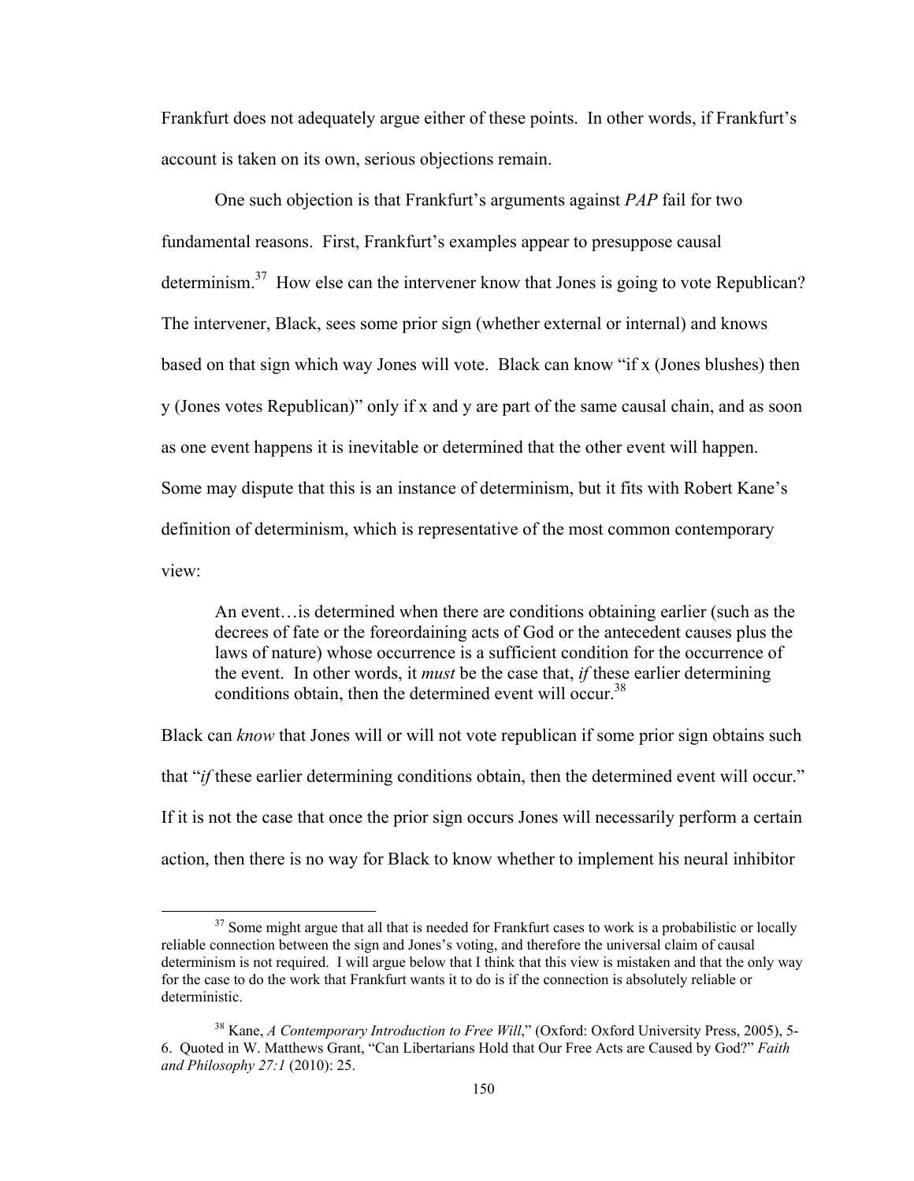Frankfurt does not adequately argue either of these points. In other words, if Frankfurt's account is taken on its own, serious objections remain.

One such objection is that Frankfurt's arguments against *PAP* fail for two fundamental reasons. First, Frankfurt's examples appear to presuppose causal determinism.[37] How else can the intervener know that Jones is going to vote Republican? The intervener, Black, sees some prior sign (whether external or internal) and knows based on that sign which way Jones will vote. Black can know "if x (Jones blushes) then y (Jones votes Republican)" only if x and y are part of the same causal chain, and as soon as one event happens it is inevitable or determined that the other event will happen. Some may dispute that this is an instance of determinism, but it fits with Robert Kane's definition of determinism, which is representative of the most common contemporary view:

> An event…is determined when there are conditions obtaining earlier (such as the decrees of fate or the foreordaining acts of God or the antecedent causes plus the laws of nature) whose occurrence is a sufficient condition for the occurrence of the event. In other words, it *must* be the case that, *if* these earlier determining conditions obtain, then the determined event will occur.[38]

Black can *know* that Jones will or will not vote republican if some prior sign obtains such that "*if* these earlier determining conditions obtain, then the determined event will occur." If it is not the case that once the prior sign occurs Jones will necessarily perform a certain action, then there is no way for Black to know whether to implement his neural inhibitor

[37] Some might argue that all that is needed for Frankfurt cases to work is a probabilistic or locally reliable connection between the sign and Jones's voting, and therefore the universal claim of causal determinism is not required. I will argue below that I think that this view is mistaken and that the only way for the case to do the work that Frankfurt wants it to do is if the connection is absolutely reliable or deterministic.

[38] Kane, *A Contemporary Introduction to Free Will*," (Oxford: Oxford University Press, 2005), 5-6. Quoted in W. Matthews Grant, "Can Libertarians Hold that Our Free Acts are Caused by God?" *Faith and Philosophy 27:1* (2010): 25.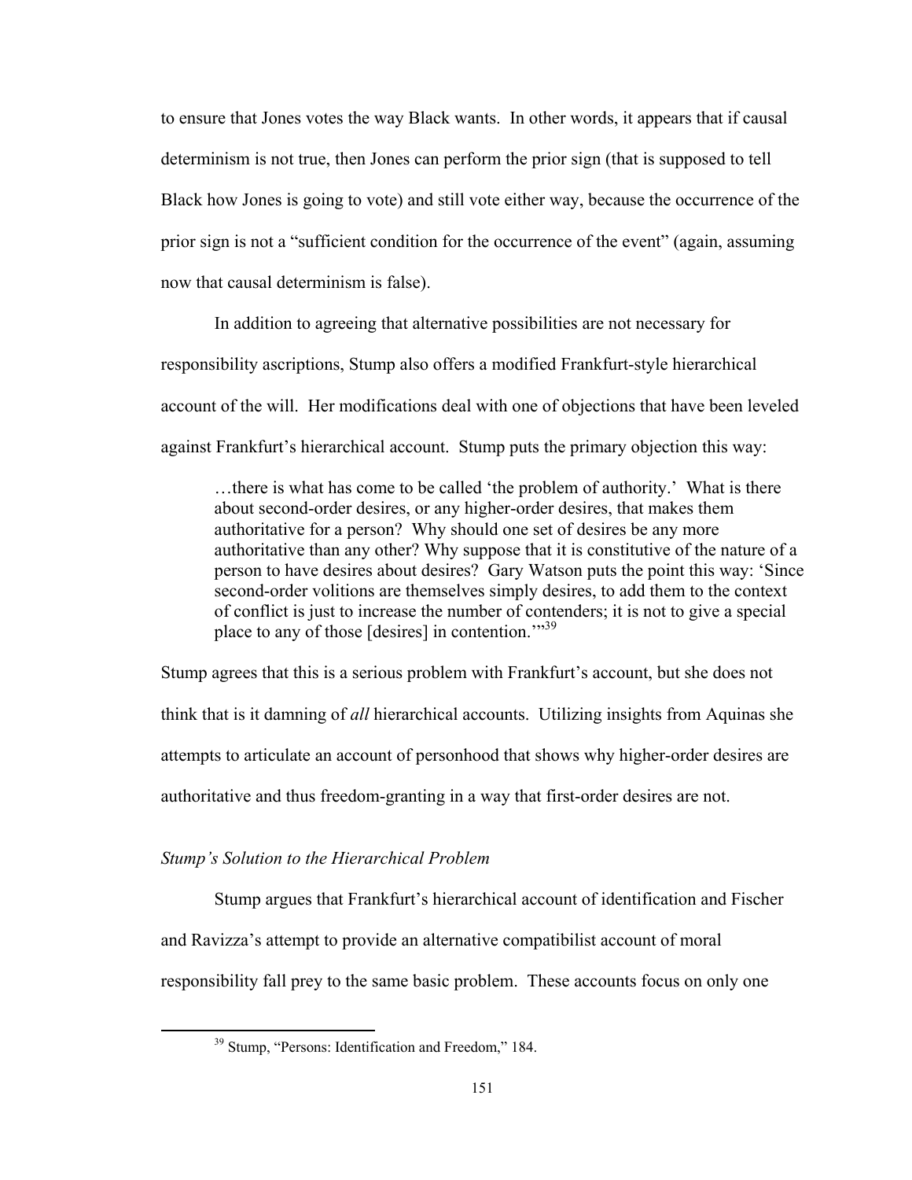to ensure that Jones votes the way Black wants. In other words, it appears that if causal determinism is not true, then Jones can perform the prior sign (that is supposed to tell Black how Jones is going to vote) and still vote either way, because the occurrence of the prior sign is not a "sufficient condition for the occurrence of the event" (again, assuming now that causal determinism is false).

In addition to agreeing that alternative possibilities are not necessary for responsibility ascriptions, Stump also offers a modified Frankfurt-style hierarchical account of the will. Her modifications deal with one of objections that have been leveled against Frankfurt's hierarchical account. Stump puts the primary objection this way:

> …there is what has come to be called 'the problem of authority.' What is there about second-order desires, or any higher-order desires, that makes them authoritative for a person? Why should one set of desires be any more authoritative than any other? Why suppose that it is constitutive of the nature of a person to have desires about desires? Gary Watson puts the point this way: 'Since second-order volitions are themselves simply desires, to add them to the context of conflict is just to increase the number of contenders; it is not to give a special place to any of those [desires] in contention.'"[39]

Stump agrees that this is a serious problem with Frankfurt's account, but she does not think that is it damning of *all* hierarchical accounts. Utilizing insights from Aquinas she attempts to articulate an account of personhood that shows why higher-order desires are authoritative and thus freedom-granting in a way that first-order desires are not.

*Stump's Solution to the Hierarchical Problem*

Stump argues that Frankfurt's hierarchical account of identification and Fischer and Ravizza's attempt to provide an alternative compatibilist account of moral responsibility fall prey to the same basic problem. These accounts focus on only one

[39] Stump, "Persons: Identification and Freedom," 184.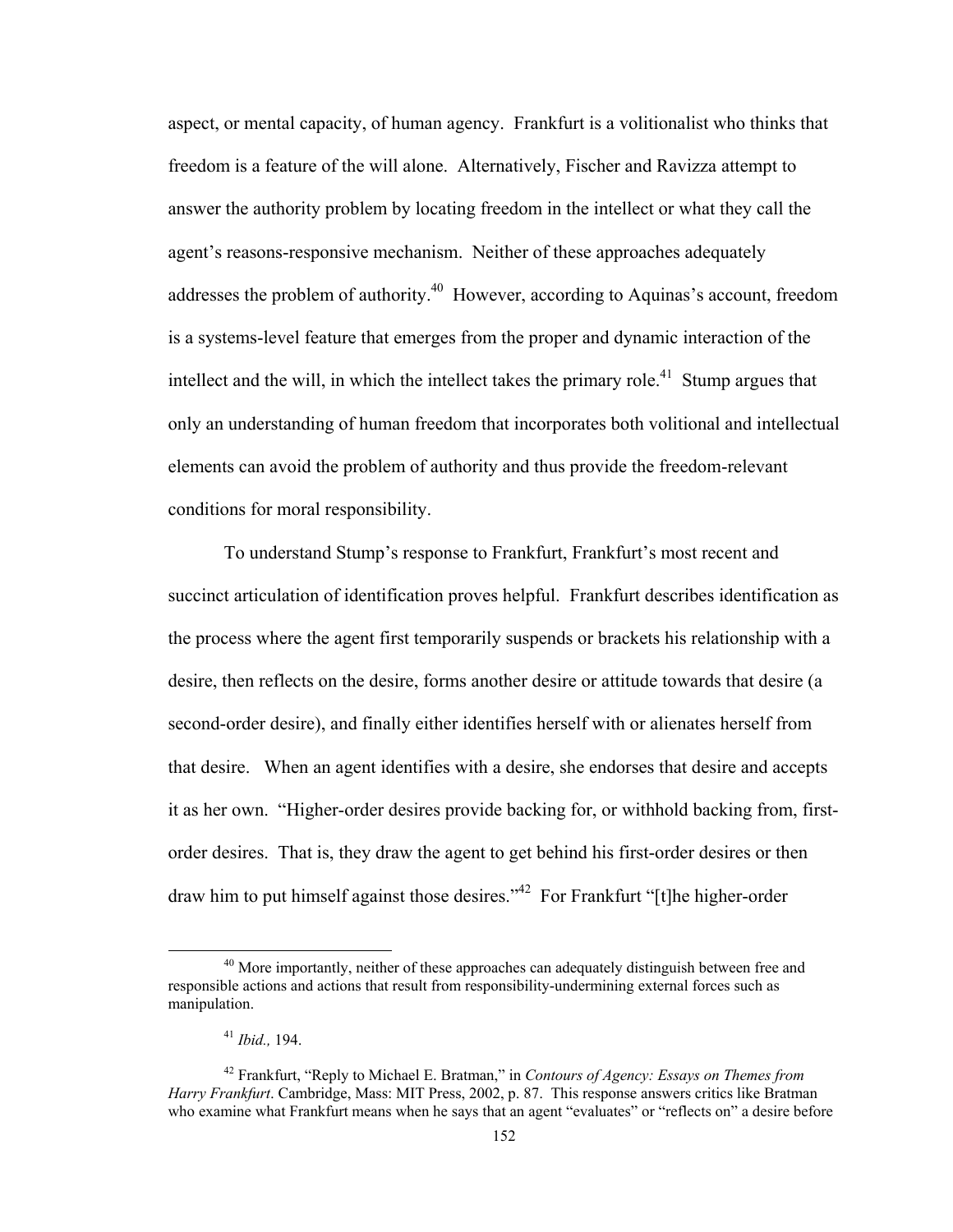aspect, or mental capacity, of human agency. Frankfurt is a volitionalist who thinks that freedom is a feature of the will alone. Alternatively, Fischer and Ravizza attempt to answer the authority problem by locating freedom in the intellect or what they call the agent's reasons-responsive mechanism. Neither of these approaches adequately addresses the problem of authority.[40] However, according to Aquinas's account, freedom is a systems-level feature that emerges from the proper and dynamic interaction of the intellect and the will, in which the intellect takes the primary role.[41] Stump argues that only an understanding of human freedom that incorporates both volitional and intellectual elements can avoid the problem of authority and thus provide the freedom-relevant conditions for moral responsibility.

To understand Stump's response to Frankfurt, Frankfurt's most recent and succinct articulation of identification proves helpful. Frankfurt describes identification as the process where the agent first temporarily suspends or brackets his relationship with a desire, then reflects on the desire, forms another desire or attitude towards that desire (a second-order desire), and finally either identifies herself with or alienates herself from that desire. When an agent identifies with a desire, she endorses that desire and accepts it as her own. "Higher-order desires provide backing for, or withhold backing from, first-order desires. That is, they draw the agent to get behind his first-order desires or then draw him to put himself against those desires."[42] For Frankfurt "[t]he higher-order

---

[40] More importantly, neither of these approaches can adequately distinguish between free and responsible actions and actions that result from responsibility-undermining external forces such as manipulation.

[41] *Ibid.,* 194.

[42] Frankfurt, "Reply to Michael E. Bratman," in *Contours of Agency: Essays on Themes from Harry Frankfurt*. Cambridge, Mass: MIT Press, 2002, p. 87. This response answers critics like Bratman who examine what Frankfurt means when he says that an agent "evaluates" or "reflects on" a desire before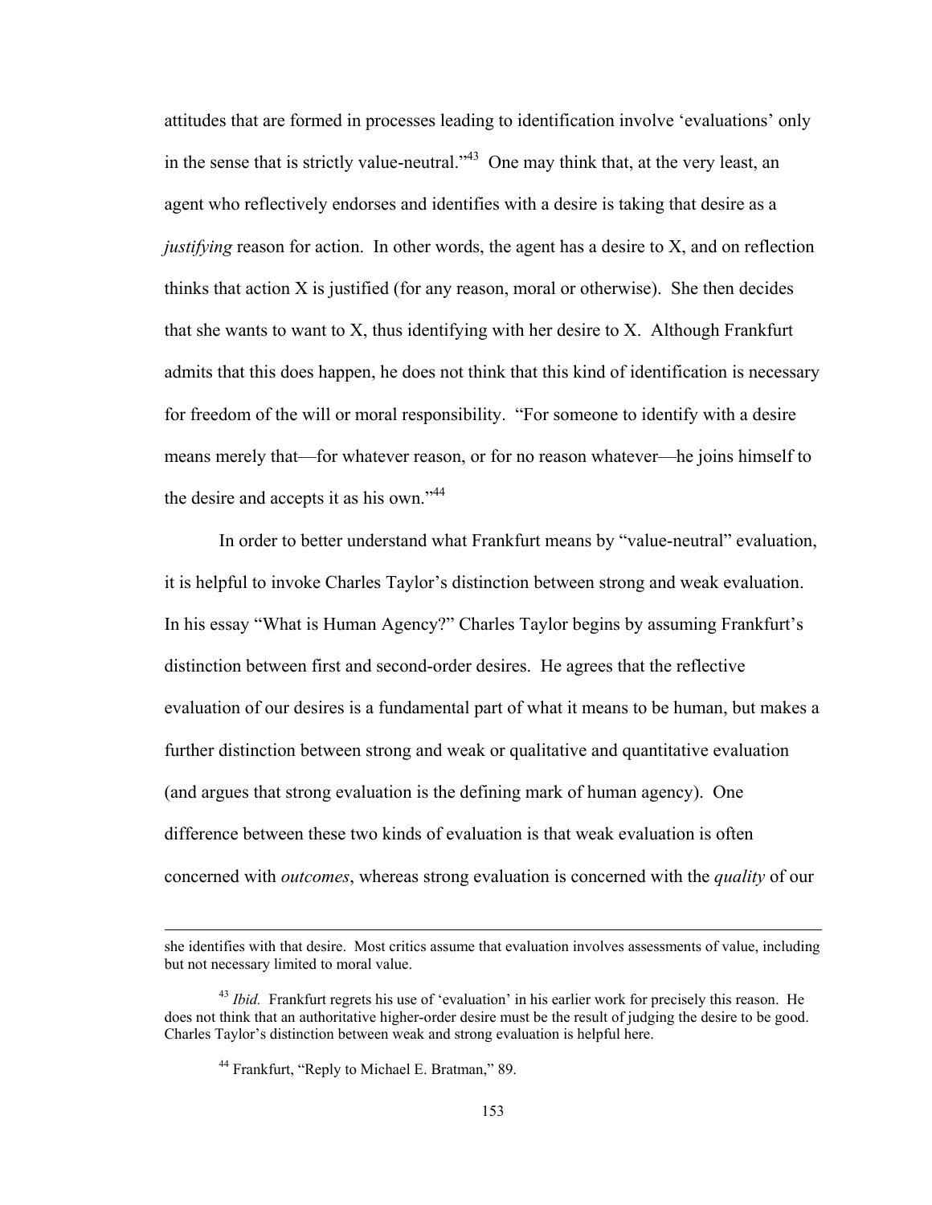attitudes that are formed in processes leading to identification involve 'evaluations' only in the sense that is strictly value-neutral."[43] One may think that, at the very least, an agent who reflectively endorses and identifies with a desire is taking that desire as a *justifying* reason for action. In other words, the agent has a desire to X, and on reflection thinks that action X is justified (for any reason, moral or otherwise). She then decides that she wants to want to X, thus identifying with her desire to X. Although Frankfurt admits that this does happen, he does not think that this kind of identification is necessary for freedom of the will or moral responsibility. "For someone to identify with a desire means merely that—for whatever reason, or for no reason whatever—he joins himself to the desire and accepts it as his own."[44]

In order to better understand what Frankfurt means by "value-neutral" evaluation, it is helpful to invoke Charles Taylor's distinction between strong and weak evaluation. In his essay "What is Human Agency?" Charles Taylor begins by assuming Frankfurt's distinction between first and second-order desires. He agrees that the reflective evaluation of our desires is a fundamental part of what it means to be human, but makes a further distinction between strong and weak or qualitative and quantitative evaluation (and argues that strong evaluation is the defining mark of human agency). One difference between these two kinds of evaluation is that weak evaluation is often concerned with *outcomes*, whereas strong evaluation is concerned with the *quality* of our

---

she identifies with that desire. Most critics assume that evaluation involves assessments of value, including but not necessary limited to moral value.

[43] *Ibid.* Frankfurt regrets his use of 'evaluation' in his earlier work for precisely this reason. He does not think that an authoritative higher-order desire must be the result of judging the desire to be good. Charles Taylor's distinction between weak and strong evaluation is helpful here.

[44] Frankfurt, "Reply to Michael E. Bratman," 89.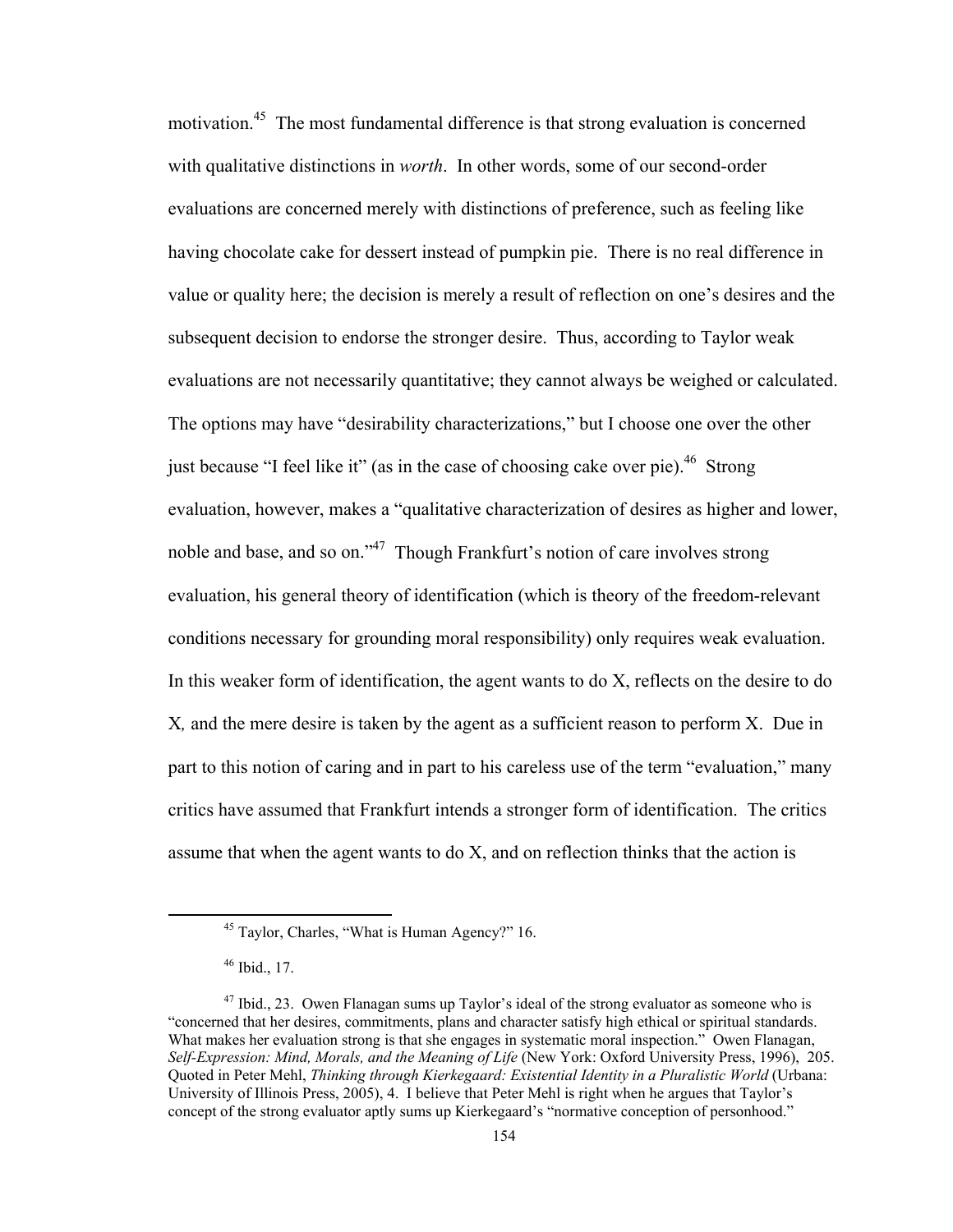motivation.[45] The most fundamental difference is that strong evaluation is concerned with qualitative distinctions in *worth*. In other words, some of our second-order evaluations are concerned merely with distinctions of preference, such as feeling like having chocolate cake for dessert instead of pumpkin pie. There is no real difference in value or quality here; the decision is merely a result of reflection on one's desires and the subsequent decision to endorse the stronger desire. Thus, according to Taylor weak evaluations are not necessarily quantitative; they cannot always be weighed or calculated. The options may have "desirability characterizations," but I choose one over the other just because "I feel like it" (as in the case of choosing cake over pie).[46] Strong evaluation, however, makes a "qualitative characterization of desires as higher and lower, noble and base, and so on."[47] Though Frankfurt's notion of care involves strong evaluation, his general theory of identification (which is theory of the freedom-relevant conditions necessary for grounding moral responsibility) only requires weak evaluation. In this weaker form of identification, the agent wants to do X, reflects on the desire to do X*,* and the mere desire is taken by the agent as a sufficient reason to perform X. Due in part to this notion of caring and in part to his careless use of the term "evaluation," many critics have assumed that Frankfurt intends a stronger form of identification. The critics assume that when the agent wants to do X, and on reflection thinks that the action is

---

[45] Taylor, Charles, "What is Human Agency?" 16.

[46] Ibid., 17.

[47] Ibid., 23. Owen Flanagan sums up Taylor's ideal of the strong evaluator as someone who is "concerned that her desires, commitments, plans and character satisfy high ethical or spiritual standards. What makes her evaluation strong is that she engages in systematic moral inspection." Owen Flanagan, *Self-Expression: Mind, Morals, and the Meaning of Life* (New York: Oxford University Press, 1996), 205. Quoted in Peter Mehl, *Thinking through Kierkegaard: Existential Identity in a Pluralistic World* (Urbana: University of Illinois Press, 2005), 4. I believe that Peter Mehl is right when he argues that Taylor's concept of the strong evaluator aptly sums up Kierkegaard's "normative conception of personhood."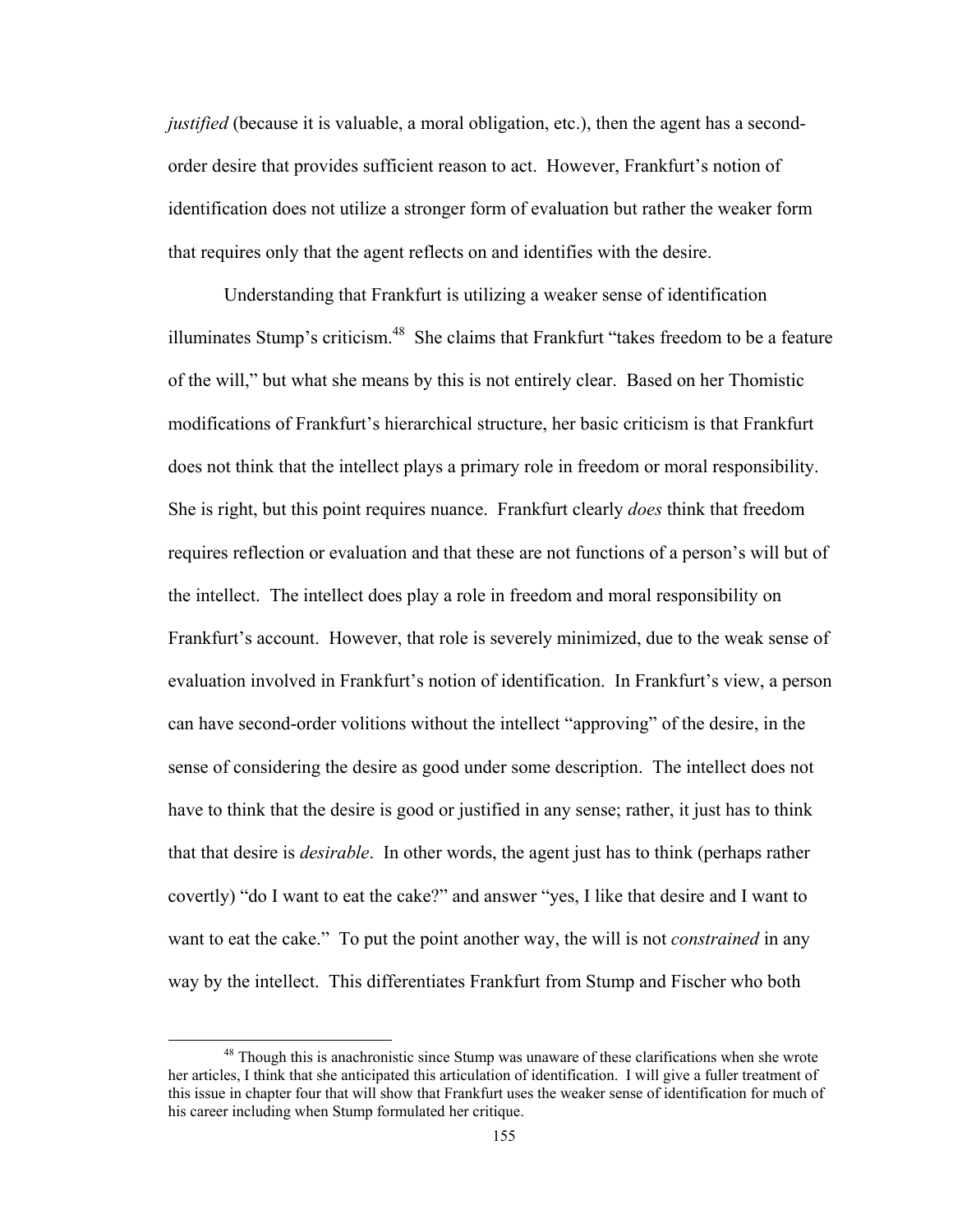*justified* (because it is valuable, a moral obligation, etc.), then the agent has a second-order desire that provides sufficient reason to act. However, Frankfurt's notion of identification does not utilize a stronger form of evaluation but rather the weaker form that requires only that the agent reflects on and identifies with the desire.

Understanding that Frankfurt is utilizing a weaker sense of identification illuminates Stump's criticism.[48] She claims that Frankfurt "takes freedom to be a feature of the will," but what she means by this is not entirely clear. Based on her Thomistic modifications of Frankfurt's hierarchical structure, her basic criticism is that Frankfurt does not think that the intellect plays a primary role in freedom or moral responsibility. She is right, but this point requires nuance. Frankfurt clearly *does* think that freedom requires reflection or evaluation and that these are not functions of a person's will but of the intellect. The intellect does play a role in freedom and moral responsibility on Frankfurt's account. However, that role is severely minimized, due to the weak sense of evaluation involved in Frankfurt's notion of identification. In Frankfurt's view, a person can have second-order volitions without the intellect "approving" of the desire, in the sense of considering the desire as good under some description. The intellect does not have to think that the desire is good or justified in any sense; rather, it just has to think that that desire is *desirable*. In other words, the agent just has to think (perhaps rather covertly) "do I want to eat the cake?" and answer "yes, I like that desire and I want to want to eat the cake." To put the point another way, the will is not *constrained* in any way by the intellect. This differentiates Frankfurt from Stump and Fischer who both

[48] Though this is anachronistic since Stump was unaware of these clarifications when she wrote her articles, I think that she anticipated this articulation of identification. I will give a fuller treatment of this issue in chapter four that will show that Frankfurt uses the weaker sense of identification for much of his career including when Stump formulated her critique.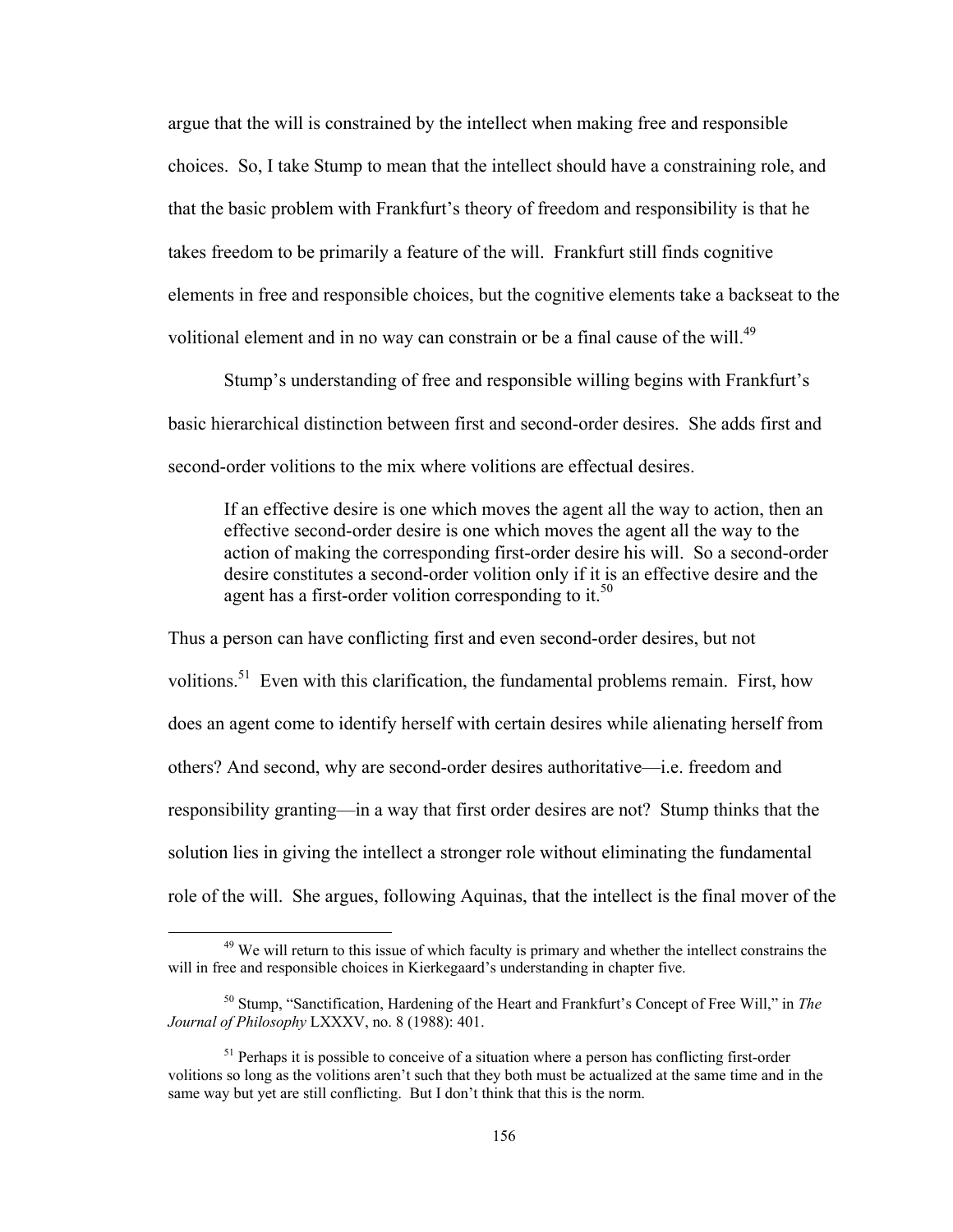argue that the will is constrained by the intellect when making free and responsible choices. So, I take Stump to mean that the intellect should have a constraining role, and that the basic problem with Frankfurt's theory of freedom and responsibility is that he takes freedom to be primarily a feature of the will. Frankfurt still finds cognitive elements in free and responsible choices, but the cognitive elements take a backseat to the volitional element and in no way can constrain or be a final cause of the will.[49]

Stump's understanding of free and responsible willing begins with Frankfurt's basic hierarchical distinction between first and second-order desires. She adds first and second-order volitions to the mix where volitions are effectual desires.

> If an effective desire is one which moves the agent all the way to action, then an effective second-order desire is one which moves the agent all the way to the action of making the corresponding first-order desire his will. So a second-order desire constitutes a second-order volition only if it is an effective desire and the agent has a first-order volition corresponding to it.[50]

Thus a person can have conflicting first and even second-order desires, but not volitions.[51] Even with this clarification, the fundamental problems remain. First, how does an agent come to identify herself with certain desires while alienating herself from others? And second, why are second-order desires authoritative—i.e. freedom and responsibility granting—in a way that first order desires are not? Stump thinks that the solution lies in giving the intellect a stronger role without eliminating the fundamental role of the will. She argues, following Aquinas, that the intellect is the final mover of the

---

[49] We will return to this issue of which faculty is primary and whether the intellect constrains the will in free and responsible choices in Kierkegaard's understanding in chapter five.

[50] Stump, "Sanctification, Hardening of the Heart and Frankfurt's Concept of Free Will," in *The Journal of Philosophy* LXXXV, no. 8 (1988): 401.

[51] Perhaps it is possible to conceive of a situation where a person has conflicting first-order volitions so long as the volitions aren't such that they both must be actualized at the same time and in the same way but yet are still conflicting. But I don't think that this is the norm.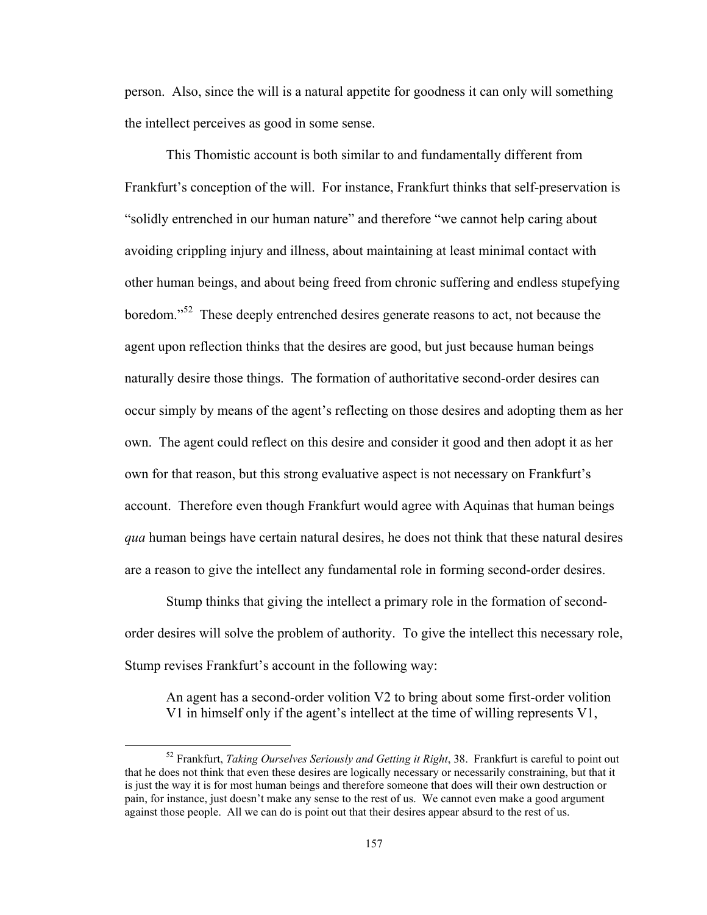person. Also, since the will is a natural appetite for goodness it can only will something the intellect perceives as good in some sense.

This Thomistic account is both similar to and fundamentally different from Frankfurt's conception of the will. For instance, Frankfurt thinks that self-preservation is "solidly entrenched in our human nature" and therefore "we cannot help caring about avoiding crippling injury and illness, about maintaining at least minimal contact with other human beings, and about being freed from chronic suffering and endless stupefying boredom."[52] These deeply entrenched desires generate reasons to act, not because the agent upon reflection thinks that the desires are good, but just because human beings naturally desire those things. The formation of authoritative second-order desires can occur simply by means of the agent's reflecting on those desires and adopting them as her own. The agent could reflect on this desire and consider it good and then adopt it as her own for that reason, but this strong evaluative aspect is not necessary on Frankfurt's account. Therefore even though Frankfurt would agree with Aquinas that human beings *qua* human beings have certain natural desires, he does not think that these natural desires are a reason to give the intellect any fundamental role in forming second-order desires.

Stump thinks that giving the intellect a primary role in the formation of second-order desires will solve the problem of authority. To give the intellect this necessary role, Stump revises Frankfurt's account in the following way:

> An agent has a second-order volition V2 to bring about some first-order volition V1 in himself only if the agent's intellect at the time of willing represents V1,

[52] Frankfurt, *Taking Ourselves Seriously and Getting it Right*, 38. Frankfurt is careful to point out that he does not think that even these desires are logically necessary or necessarily constraining, but that it is just the way it is for most human beings and therefore someone that does will their own destruction or pain, for instance, just doesn't make any sense to the rest of us. We cannot even make a good argument against those people. All we can do is point out that their desires appear absurd to the rest of us.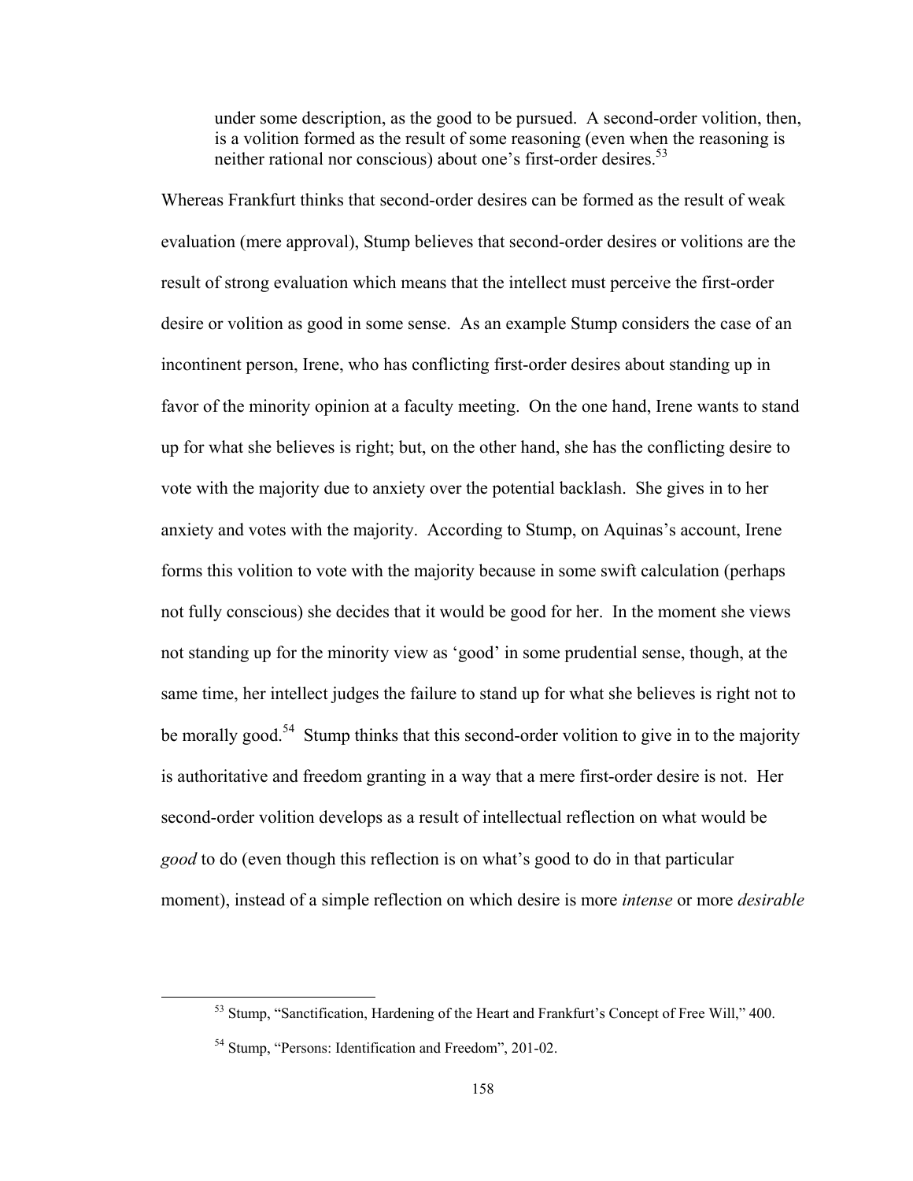> under some description, as the good to be pursued. A second-order volition, then, is a volition formed as the result of some reasoning (even when the reasoning is neither rational nor conscious) about one's first-order desires.[53]

Whereas Frankfurt thinks that second-order desires can be formed as the result of weak evaluation (mere approval), Stump believes that second-order desires or volitions are the result of strong evaluation which means that the intellect must perceive the first-order desire or volition as good in some sense. As an example Stump considers the case of an incontinent person, Irene, who has conflicting first-order desires about standing up in favor of the minority opinion at a faculty meeting. On the one hand, Irene wants to stand up for what she believes is right; but, on the other hand, she has the conflicting desire to vote with the majority due to anxiety over the potential backlash. She gives in to her anxiety and votes with the majority. According to Stump, on Aquinas's account, Irene forms this volition to vote with the majority because in some swift calculation (perhaps not fully conscious) she decides that it would be good for her. In the moment she views not standing up for the minority view as 'good' in some prudential sense, though, at the same time, her intellect judges the failure to stand up for what she believes is right not to be morally good.[54] Stump thinks that this second-order volition to give in to the majority is authoritative and freedom granting in a way that a mere first-order desire is not. Her second-order volition develops as a result of intellectual reflection on what would be *good* to do (even though this reflection is on what's good to do in that particular moment), instead of a simple reflection on which desire is more *intense* or more *desirable*

---

[53] Stump, "Sanctification, Hardening of the Heart and Frankfurt's Concept of Free Will," 400.

[54] Stump, "Persons: Identification and Freedom", 201-02.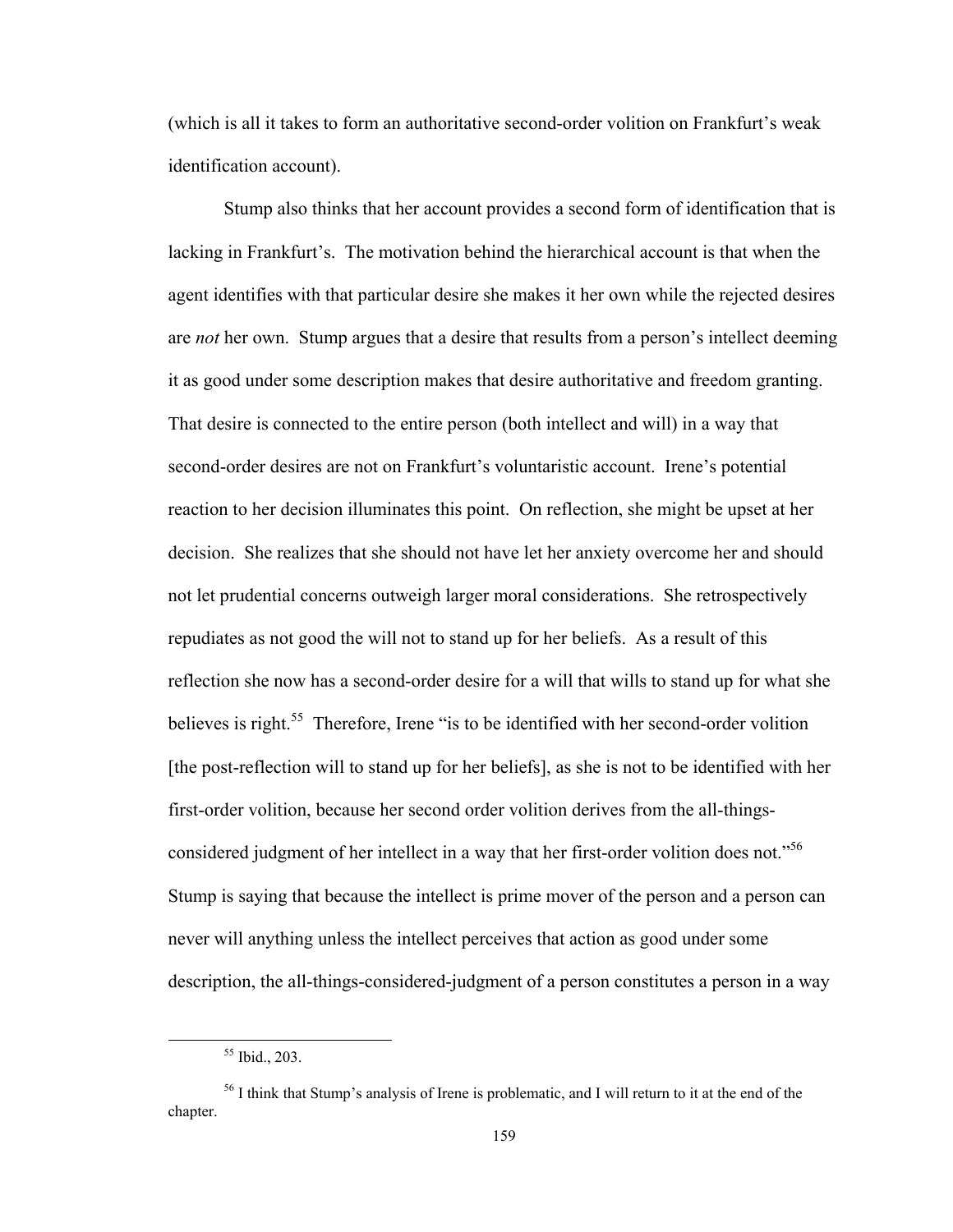(which is all it takes to form an authoritative second-order volition on Frankfurt's weak identification account).

Stump also thinks that her account provides a second form of identification that is lacking in Frankfurt's. The motivation behind the hierarchical account is that when the agent identifies with that particular desire she makes it her own while the rejected desires are *not* her own. Stump argues that a desire that results from a person's intellect deeming it as good under some description makes that desire authoritative and freedom granting. That desire is connected to the entire person (both intellect and will) in a way that second-order desires are not on Frankfurt's voluntaristic account. Irene's potential reaction to her decision illuminates this point. On reflection, she might be upset at her decision. She realizes that she should not have let her anxiety overcome her and should not let prudential concerns outweigh larger moral considerations. She retrospectively repudiates as not good the will not to stand up for her beliefs. As a result of this reflection she now has a second-order desire for a will that wills to stand up for what she believes is right.[55] Therefore, Irene "is to be identified with her second-order volition [the post-reflection will to stand up for her beliefs], as she is not to be identified with her first-order volition, because her second order volition derives from the all-things-considered judgment of her intellect in a way that her first-order volition does not."[56] Stump is saying that because the intellect is prime mover of the person and a person can never will anything unless the intellect perceives that action as good under some description, the all-things-considered-judgment of a person constitutes a person in a way

[55] Ibid., 203.

[56] I think that Stump's analysis of Irene is problematic, and I will return to it at the end of the chapter.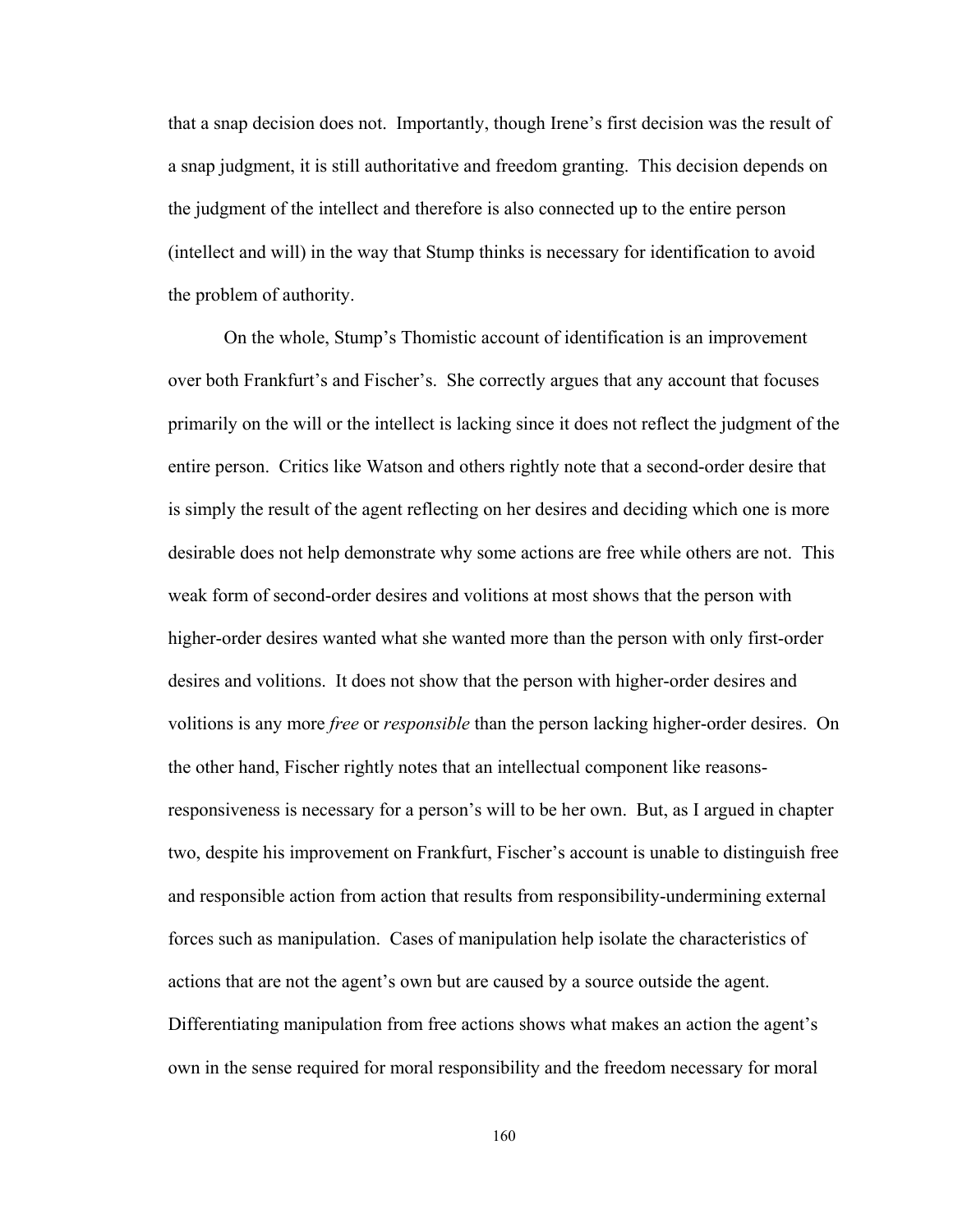that a snap decision does not. Importantly, though Irene's first decision was the result of a snap judgment, it is still authoritative and freedom granting. This decision depends on the judgment of the intellect and therefore is also connected up to the entire person (intellect and will) in the way that Stump thinks is necessary for identification to avoid the problem of authority.

On the whole, Stump's Thomistic account of identification is an improvement over both Frankfurt's and Fischer's. She correctly argues that any account that focuses primarily on the will or the intellect is lacking since it does not reflect the judgment of the entire person. Critics like Watson and others rightly note that a second-order desire that is simply the result of the agent reflecting on her desires and deciding which one is more desirable does not help demonstrate why some actions are free while others are not. This weak form of second-order desires and volitions at most shows that the person with higher-order desires wanted what she wanted more than the person with only first-order desires and volitions. It does not show that the person with higher-order desires and volitions is any more *free* or *responsible* than the person lacking higher-order desires. On the other hand, Fischer rightly notes that an intellectual component like reasons-responsiveness is necessary for a person's will to be her own. But, as I argued in chapter two, despite his improvement on Frankfurt, Fischer's account is unable to distinguish free and responsible action from action that results from responsibility-undermining external forces such as manipulation. Cases of manipulation help isolate the characteristics of actions that are not the agent's own but are caused by a source outside the agent. Differentiating manipulation from free actions shows what makes an action the agent's own in the sense required for moral responsibility and the freedom necessary for moral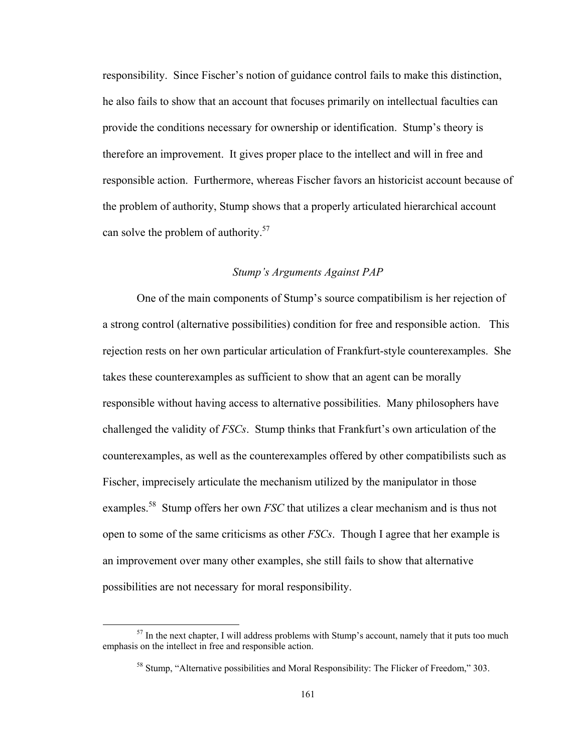responsibility. Since Fischer's notion of guidance control fails to make this distinction, he also fails to show that an account that focuses primarily on intellectual faculties can provide the conditions necessary for ownership or identification. Stump's theory is therefore an improvement. It gives proper place to the intellect and will in free and responsible action. Furthermore, whereas Fischer favors an historicist account because of the problem of authority, Stump shows that a properly articulated hierarchical account can solve the problem of authority.[57]

### *Stump's Arguments Against PAP*

One of the main components of Stump's source compatibilism is her rejection of a strong control (alternative possibilities) condition for free and responsible action. This rejection rests on her own particular articulation of Frankfurt-style counterexamples. She takes these counterexamples as sufficient to show that an agent can be morally responsible without having access to alternative possibilities. Many philosophers have challenged the validity of *FSCs*. Stump thinks that Frankfurt's own articulation of the counterexamples, as well as the counterexamples offered by other compatibilists such as Fischer, imprecisely articulate the mechanism utilized by the manipulator in those examples.[58] Stump offers her own *FSC* that utilizes a clear mechanism and is thus not open to some of the same criticisms as other *FSCs*. Though I agree that her example is an improvement over many other examples, she still fails to show that alternative possibilities are not necessary for moral responsibility.

[57] In the next chapter, I will address problems with Stump's account, namely that it puts too much emphasis on the intellect in free and responsible action.

[58] Stump, "Alternative possibilities and Moral Responsibility: The Flicker of Freedom," 303.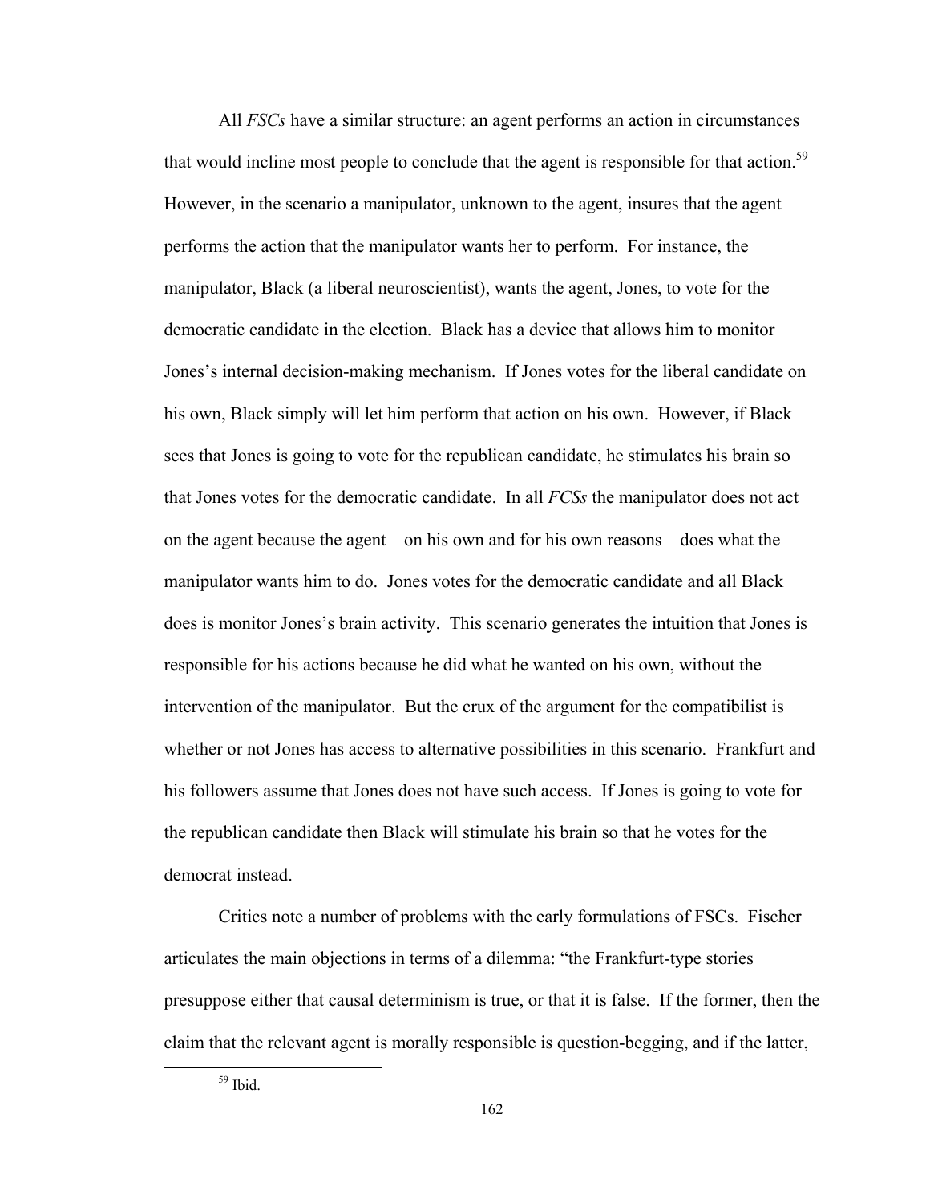All *FSCs* have a similar structure: an agent performs an action in circumstances that would incline most people to conclude that the agent is responsible for that action.[59] However, in the scenario a manipulator, unknown to the agent, insures that the agent performs the action that the manipulator wants her to perform. For instance, the manipulator, Black (a liberal neuroscientist), wants the agent, Jones, to vote for the democratic candidate in the election. Black has a device that allows him to monitor Jones's internal decision-making mechanism. If Jones votes for the liberal candidate on his own, Black simply will let him perform that action on his own. However, if Black sees that Jones is going to vote for the republican candidate, he stimulates his brain so that Jones votes for the democratic candidate. In all *FCSs* the manipulator does not act on the agent because the agent—on his own and for his own reasons—does what the manipulator wants him to do. Jones votes for the democratic candidate and all Black does is monitor Jones's brain activity. This scenario generates the intuition that Jones is responsible for his actions because he did what he wanted on his own, without the intervention of the manipulator. But the crux of the argument for the compatibilist is whether or not Jones has access to alternative possibilities in this scenario. Frankfurt and his followers assume that Jones does not have such access. If Jones is going to vote for the republican candidate then Black will stimulate his brain so that he votes for the democrat instead.

Critics note a number of problems with the early formulations of FSCs. Fischer articulates the main objections in terms of a dilemma: "the Frankfurt-type stories presuppose either that causal determinism is true, or that it is false. If the former, then the claim that the relevant agent is morally responsible is question-begging, and if the latter,

[59] Ibid.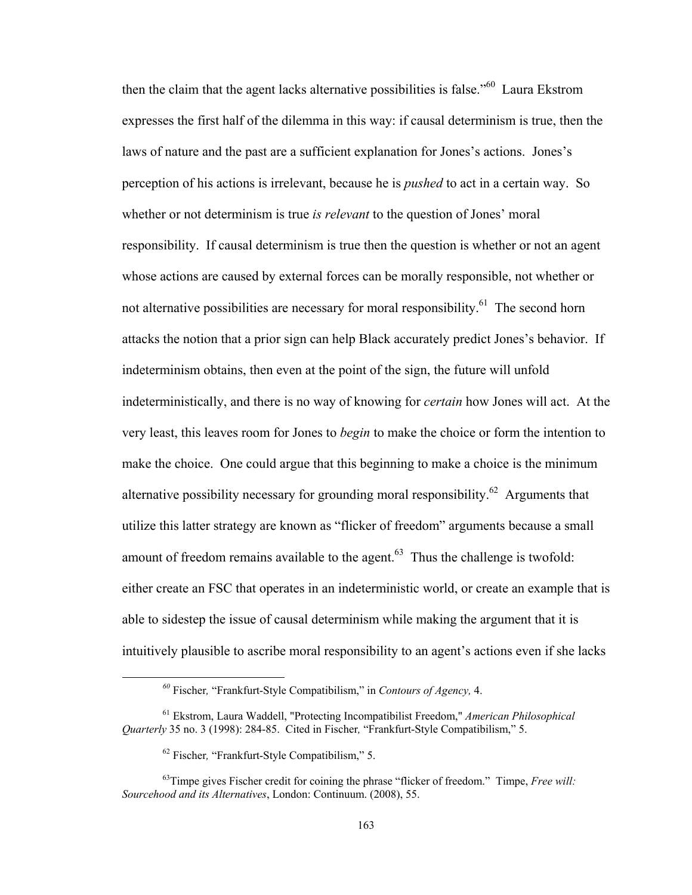then the claim that the agent lacks alternative possibilities is false."[60] Laura Ekstrom expresses the first half of the dilemma in this way: if causal determinism is true, then the laws of nature and the past are a sufficient explanation for Jones's actions. Jones's perception of his actions is irrelevant, because he is *pushed* to act in a certain way. So whether or not determinism is true *is relevant* to the question of Jones' moral responsibility. If causal determinism is true then the question is whether or not an agent whose actions are caused by external forces can be morally responsible, not whether or not alternative possibilities are necessary for moral responsibility.[61] The second horn attacks the notion that a prior sign can help Black accurately predict Jones's behavior. If indeterminism obtains, then even at the point of the sign, the future will unfold indeterministically, and there is no way of knowing for *certain* how Jones will act. At the very least, this leaves room for Jones to *begin* to make the choice or form the intention to make the choice. One could argue that this beginning to make a choice is the minimum alternative possibility necessary for grounding moral responsibility.[62] Arguments that utilize this latter strategy are known as "flicker of freedom" arguments because a small amount of freedom remains available to the agent.[63] Thus the challenge is twofold: either create an FSC that operates in an indeterministic world, or create an example that is able to sidestep the issue of causal determinism while making the argument that it is intuitively plausible to ascribe moral responsibility to an agent's actions even if she lacks

---

[60] Fischer*,* "Frankfurt-Style Compatibilism," in *Contours of Agency,* 4.

[61] Ekstrom, Laura Waddell, "Protecting Incompatibilist Freedom," *American Philosophical Quarterly* 35 no. 3 (1998): 284-85. Cited in Fischer*,* "Frankfurt-Style Compatibilism," 5.

[62] Fischer*,* "Frankfurt-Style Compatibilism," 5.

[63] Timpe gives Fischer credit for coining the phrase "flicker of freedom." Timpe, *Free will: Sourcehood and its Alternatives*, London: Continuum. (2008), 55.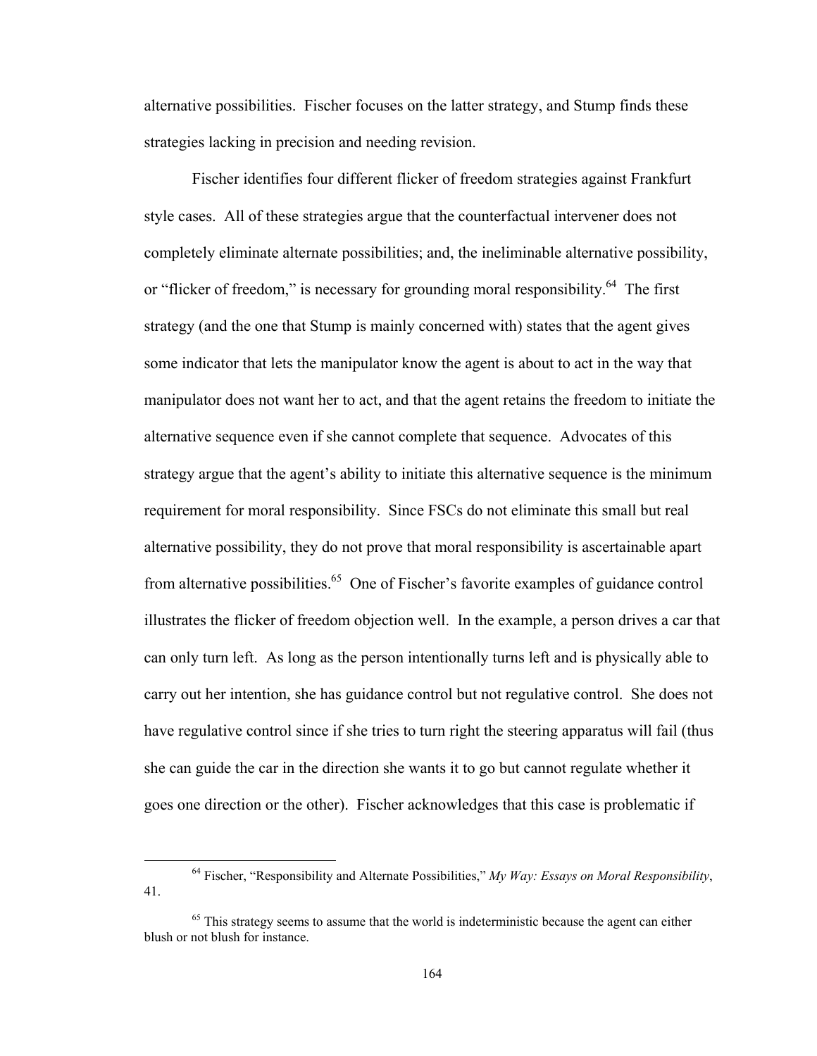alternative possibilities. Fischer focuses on the latter strategy, and Stump finds these strategies lacking in precision and needing revision.

Fischer identifies four different flicker of freedom strategies against Frankfurt style cases. All of these strategies argue that the counterfactual intervener does not completely eliminate alternate possibilities; and, the ineliminable alternative possibility, or "flicker of freedom," is necessary for grounding moral responsibility.[64] The first strategy (and the one that Stump is mainly concerned with) states that the agent gives some indicator that lets the manipulator know the agent is about to act in the way that manipulator does not want her to act, and that the agent retains the freedom to initiate the alternative sequence even if she cannot complete that sequence. Advocates of this strategy argue that the agent's ability to initiate this alternative sequence is the minimum requirement for moral responsibility. Since FSCs do not eliminate this small but real alternative possibility, they do not prove that moral responsibility is ascertainable apart from alternative possibilities.[65] One of Fischer's favorite examples of guidance control illustrates the flicker of freedom objection well. In the example, a person drives a car that can only turn left. As long as the person intentionally turns left and is physically able to carry out her intention, she has guidance control but not regulative control. She does not have regulative control since if she tries to turn right the steering apparatus will fail (thus she can guide the car in the direction she wants it to go but cannot regulate whether it goes one direction or the other). Fischer acknowledges that this case is problematic if

---

[64] Fischer, "Responsibility and Alternate Possibilities," *My Way: Essays on Moral Responsibility*, 41.

[65] This strategy seems to assume that the world is indeterministic because the agent can either blush or not blush for instance.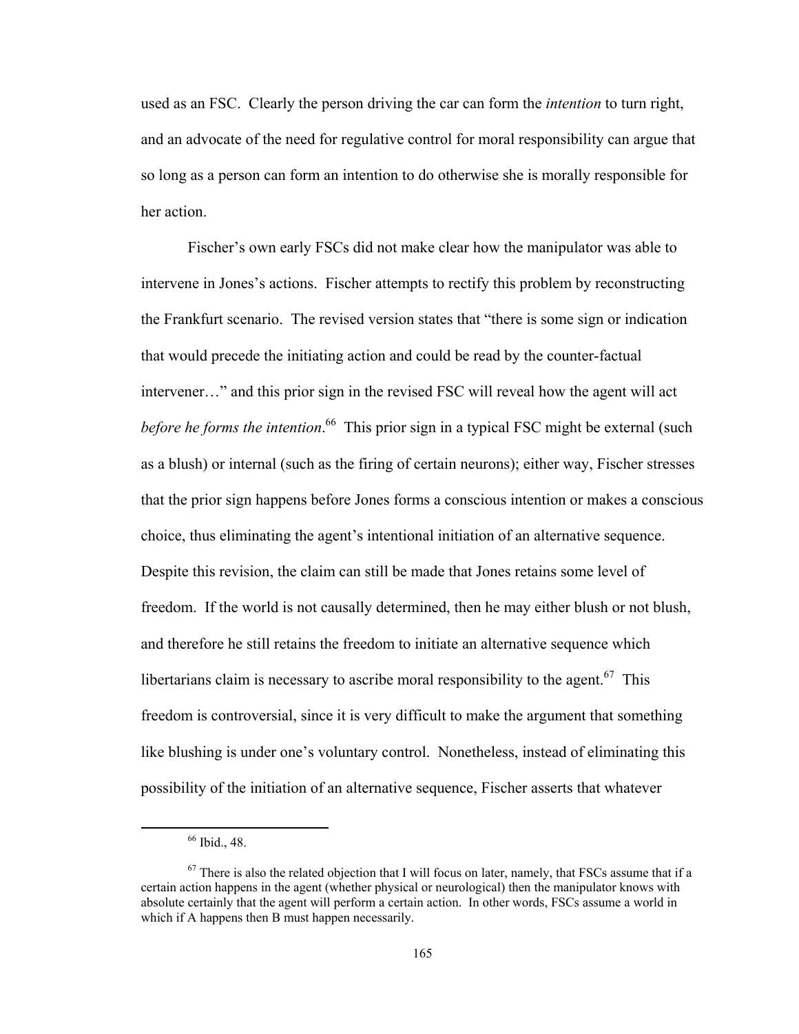used as an FSC. Clearly the person driving the car can form the *intention* to turn right, and an advocate of the need for regulative control for moral responsibility can argue that so long as a person can form an intention to do otherwise she is morally responsible for her action.

Fischer's own early FSCs did not make clear how the manipulator was able to intervene in Jones's actions. Fischer attempts to rectify this problem by reconstructing the Frankfurt scenario. The revised version states that "there is some sign or indication that would precede the initiating action and could be read by the counter-factual intervener…" and this prior sign in the revised FSC will reveal how the agent will act *before he forms the intention*.[66] This prior sign in a typical FSC might be external (such as a blush) or internal (such as the firing of certain neurons); either way, Fischer stresses that the prior sign happens before Jones forms a conscious intention or makes a conscious choice, thus eliminating the agent's intentional initiation of an alternative sequence. Despite this revision, the claim can still be made that Jones retains some level of freedom. If the world is not causally determined, then he may either blush or not blush, and therefore he still retains the freedom to initiate an alternative sequence which libertarians claim is necessary to ascribe moral responsibility to the agent.[67] This freedom is controversial, since it is very difficult to make the argument that something like blushing is under one's voluntary control. Nonetheless, instead of eliminating this possibility of the initiation of an alternative sequence, Fischer asserts that whatever

[66] Ibid., 48.

[67] There is also the related objection that I will focus on later, namely, that FSCs assume that if a certain action happens in the agent (whether physical or neurological) then the manipulator knows with absolute certainly that the agent will perform a certain action. In other words, FSCs assume a world in which if A happens then B must happen necessarily.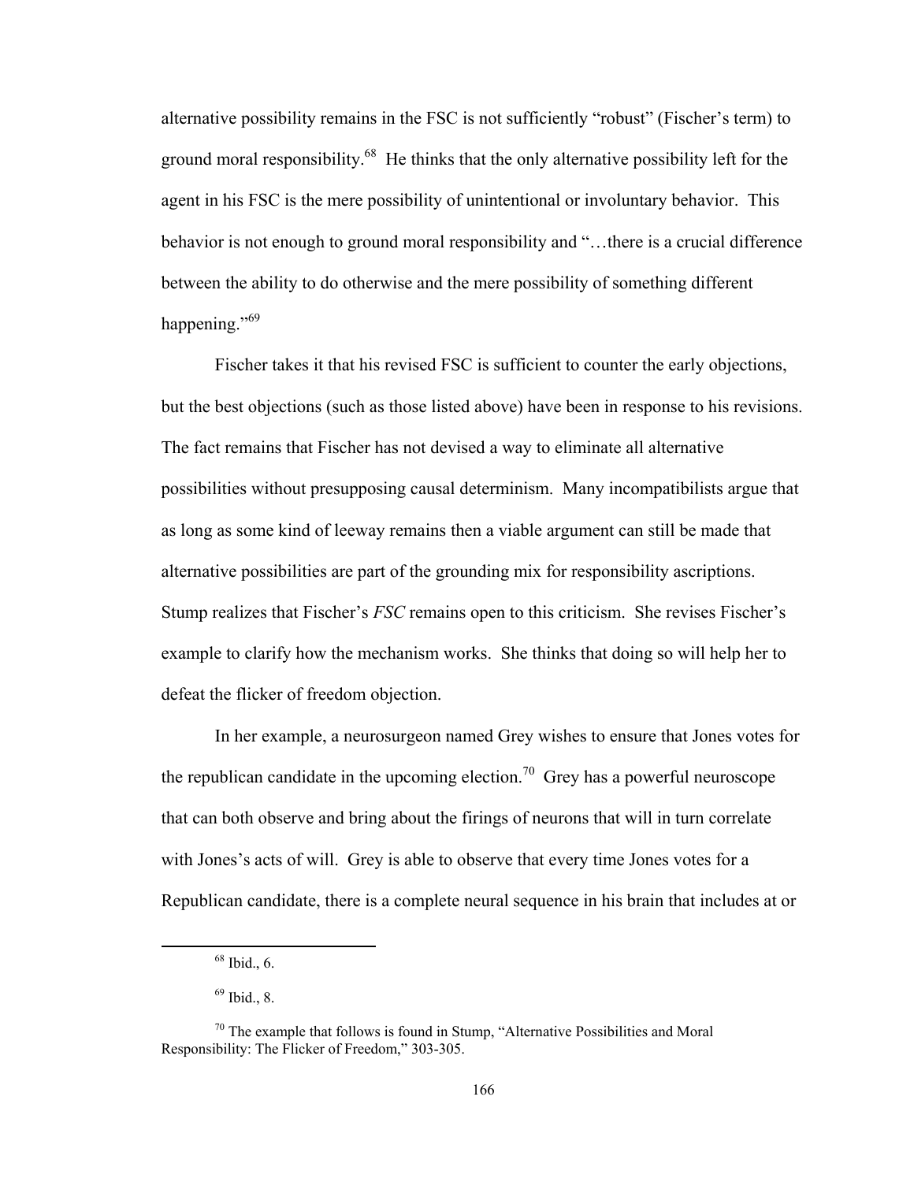alternative possibility remains in the FSC is not sufficiently "robust" (Fischer's term) to ground moral responsibility.[68] He thinks that the only alternative possibility left for the agent in his FSC is the mere possibility of unintentional or involuntary behavior. This behavior is not enough to ground moral responsibility and "…there is a crucial difference between the ability to do otherwise and the mere possibility of something different happening."[69]

Fischer takes it that his revised FSC is sufficient to counter the early objections, but the best objections (such as those listed above) have been in response to his revisions. The fact remains that Fischer has not devised a way to eliminate all alternative possibilities without presupposing causal determinism. Many incompatibilists argue that as long as some kind of leeway remains then a viable argument can still be made that alternative possibilities are part of the grounding mix for responsibility ascriptions. Stump realizes that Fischer's *FSC* remains open to this criticism. She revises Fischer's example to clarify how the mechanism works. She thinks that doing so will help her to defeat the flicker of freedom objection.

In her example, a neurosurgeon named Grey wishes to ensure that Jones votes for the republican candidate in the upcoming election.[70] Grey has a powerful neuroscope that can both observe and bring about the firings of neurons that will in turn correlate with Jones's acts of will. Grey is able to observe that every time Jones votes for a Republican candidate, there is a complete neural sequence in his brain that includes at or

---

[68] Ibid., 6.

[69] Ibid., 8.

[70] The example that follows is found in Stump, "Alternative Possibilities and Moral Responsibility: The Flicker of Freedom," 303-305.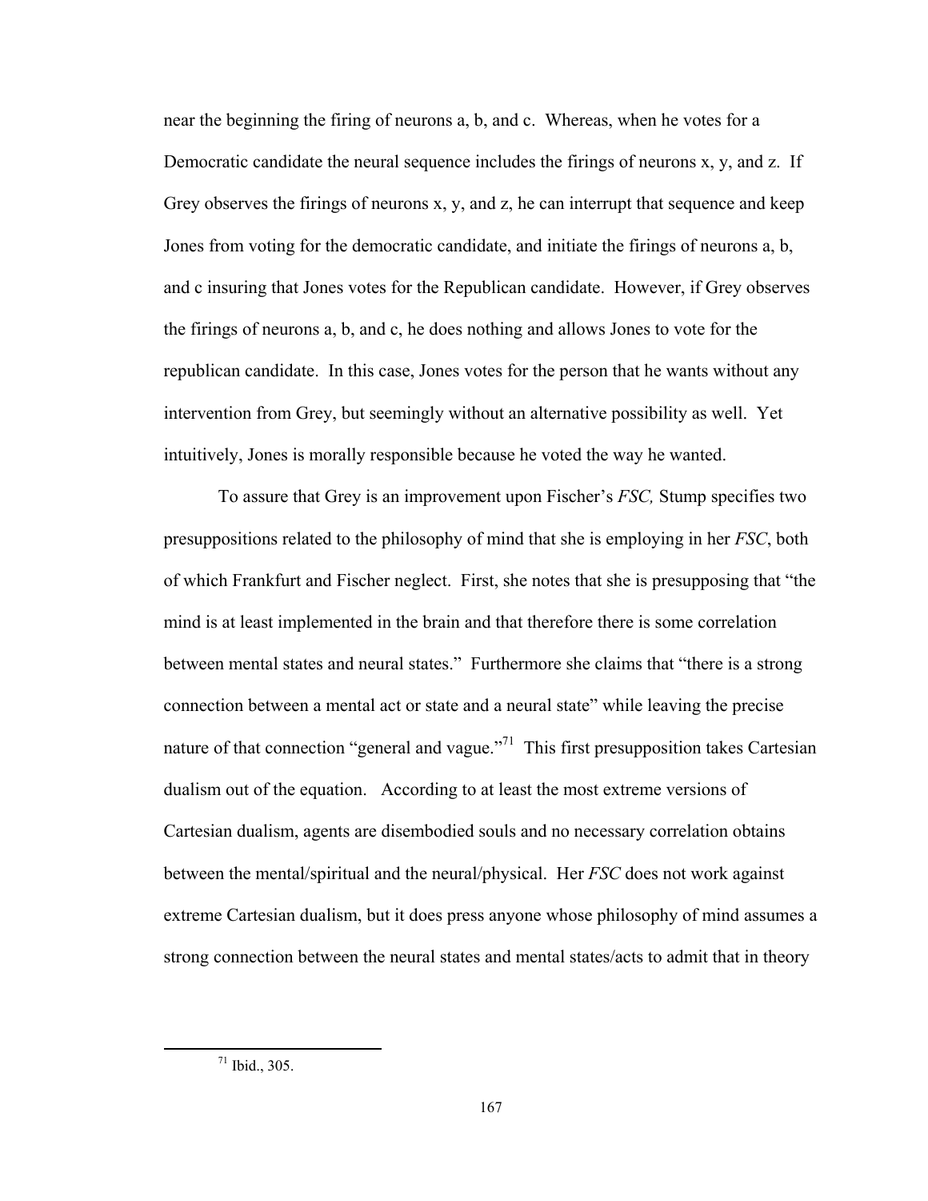near the beginning the firing of neurons a, b, and c. Whereas, when he votes for a Democratic candidate the neural sequence includes the firings of neurons x, y, and z. If Grey observes the firings of neurons x, y, and z, he can interrupt that sequence and keep Jones from voting for the democratic candidate, and initiate the firings of neurons a, b, and c insuring that Jones votes for the Republican candidate. However, if Grey observes the firings of neurons a, b, and c, he does nothing and allows Jones to vote for the republican candidate. In this case, Jones votes for the person that he wants without any intervention from Grey, but seemingly without an alternative possibility as well. Yet intuitively, Jones is morally responsible because he voted the way he wanted.

To assure that Grey is an improvement upon Fischer's *FSC,* Stump specifies two presuppositions related to the philosophy of mind that she is employing in her *FSC*, both of which Frankfurt and Fischer neglect. First, she notes that she is presupposing that "the mind is at least implemented in the brain and that therefore there is some correlation between mental states and neural states." Furthermore she claims that "there is a strong connection between a mental act or state and a neural state" while leaving the precise nature of that connection "general and vague."[71] This first presupposition takes Cartesian dualism out of the equation. According to at least the most extreme versions of Cartesian dualism, agents are disembodied souls and no necessary correlation obtains between the mental/spiritual and the neural/physical. Her *FSC* does not work against extreme Cartesian dualism, but it does press anyone whose philosophy of mind assumes a strong connection between the neural states and mental states/acts to admit that in theory

[71] Ibid., 305.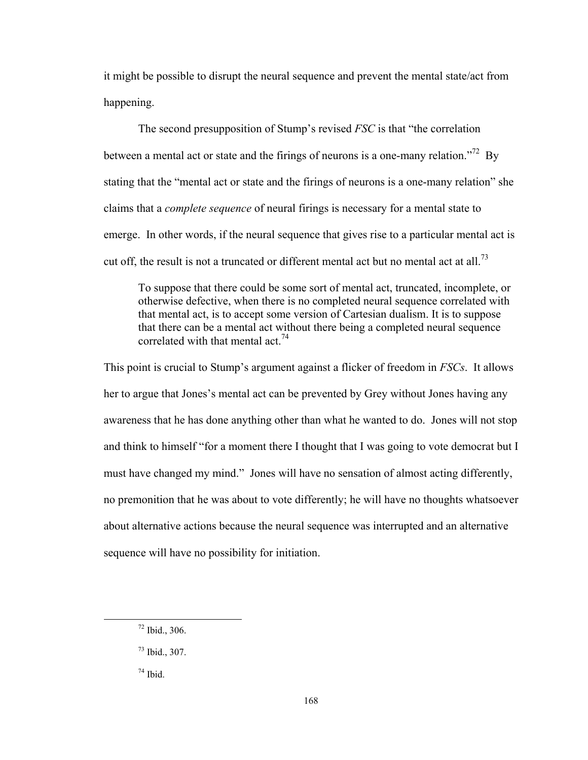it might be possible to disrupt the neural sequence and prevent the mental state/act from happening.

The second presupposition of Stump's revised *FSC* is that "the correlation between a mental act or state and the firings of neurons is a one-many relation."[72] By stating that the "mental act or state and the firings of neurons is a one-many relation" she claims that a *complete sequence* of neural firings is necessary for a mental state to emerge. In other words, if the neural sequence that gives rise to a particular mental act is cut off, the result is not a truncated or different mental act but no mental act at all.[73]

> To suppose that there could be some sort of mental act, truncated, incomplete, or otherwise defective, when there is no completed neural sequence correlated with that mental act, is to accept some version of Cartesian dualism. It is to suppose that there can be a mental act without there being a completed neural sequence correlated with that mental act.[74]

This point is crucial to Stump's argument against a flicker of freedom in *FSCs*. It allows her to argue that Jones's mental act can be prevented by Grey without Jones having any awareness that he has done anything other than what he wanted to do. Jones will not stop and think to himself "for a moment there I thought that I was going to vote democrat but I must have changed my mind." Jones will have no sensation of almost acting differently, no premonition that he was about to vote differently; he will have no thoughts whatsoever about alternative actions because the neural sequence was interrupted and an alternative sequence will have no possibility for initiation.

---

[72] Ibid., 306.

[73] Ibid., 307.

[74] Ibid.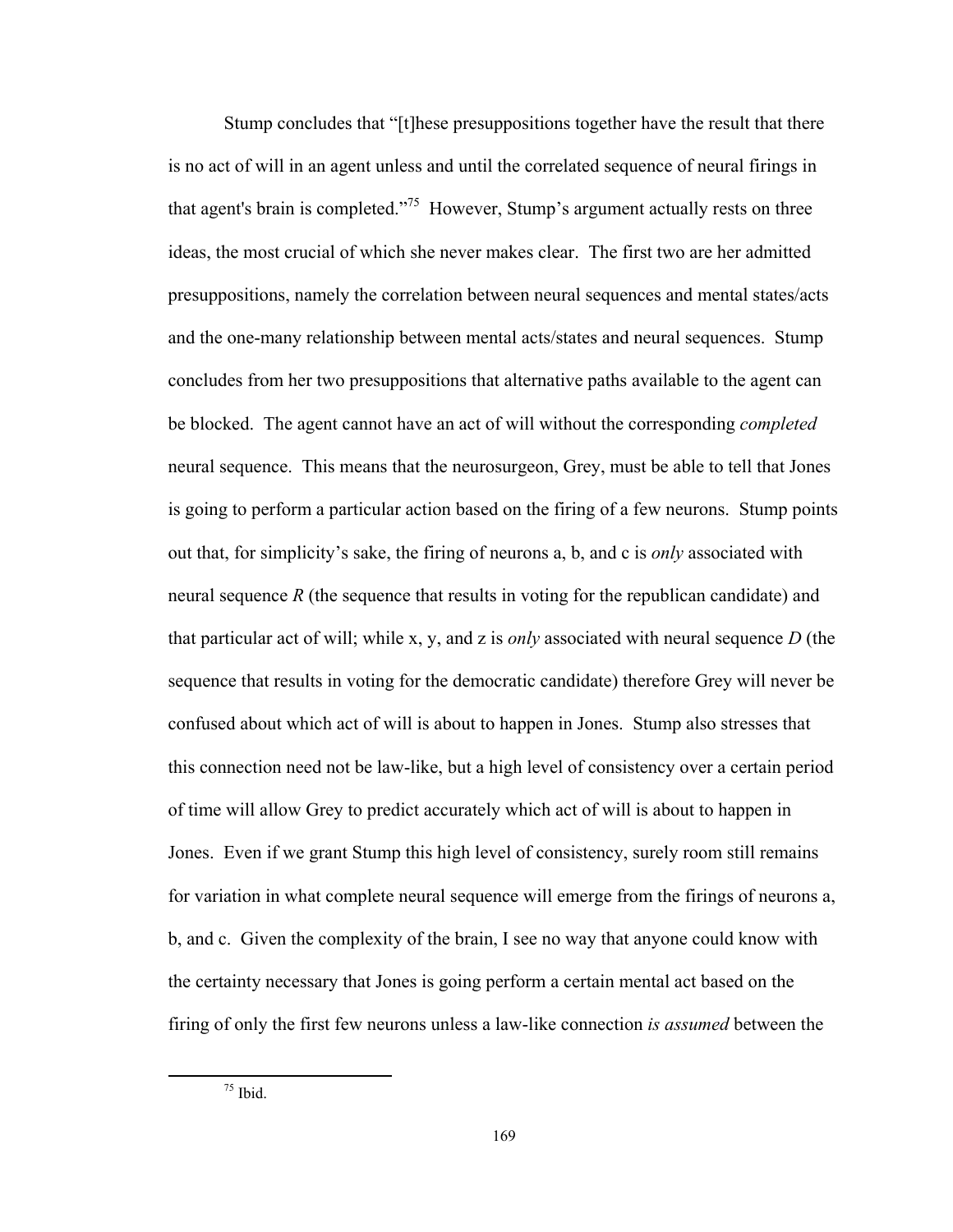Stump concludes that "[t]hese presuppositions together have the result that there is no act of will in an agent unless and until the correlated sequence of neural firings in that agent's brain is completed."[75] However, Stump's argument actually rests on three ideas, the most crucial of which she never makes clear. The first two are her admitted presuppositions, namely the correlation between neural sequences and mental states/acts and the one-many relationship between mental acts/states and neural sequences. Stump concludes from her two presuppositions that alternative paths available to the agent can be blocked. The agent cannot have an act of will without the corresponding *completed* neural sequence. This means that the neurosurgeon, Grey, must be able to tell that Jones is going to perform a particular action based on the firing of a few neurons. Stump points out that, for simplicity's sake, the firing of neurons a, b, and c is *only* associated with neural sequence *R* (the sequence that results in voting for the republican candidate) and that particular act of will; while x, y, and z is *only* associated with neural sequence *D* (the sequence that results in voting for the democratic candidate) therefore Grey will never be confused about which act of will is about to happen in Jones. Stump also stresses that this connection need not be law-like, but a high level of consistency over a certain period of time will allow Grey to predict accurately which act of will is about to happen in Jones. Even if we grant Stump this high level of consistency, surely room still remains for variation in what complete neural sequence will emerge from the firings of neurons a, b, and c. Given the complexity of the brain, I see no way that anyone could know with the certainty necessary that Jones is going perform a certain mental act based on the firing of only the first few neurons unless a law-like connection *is assumed* between the

[75] Ibid.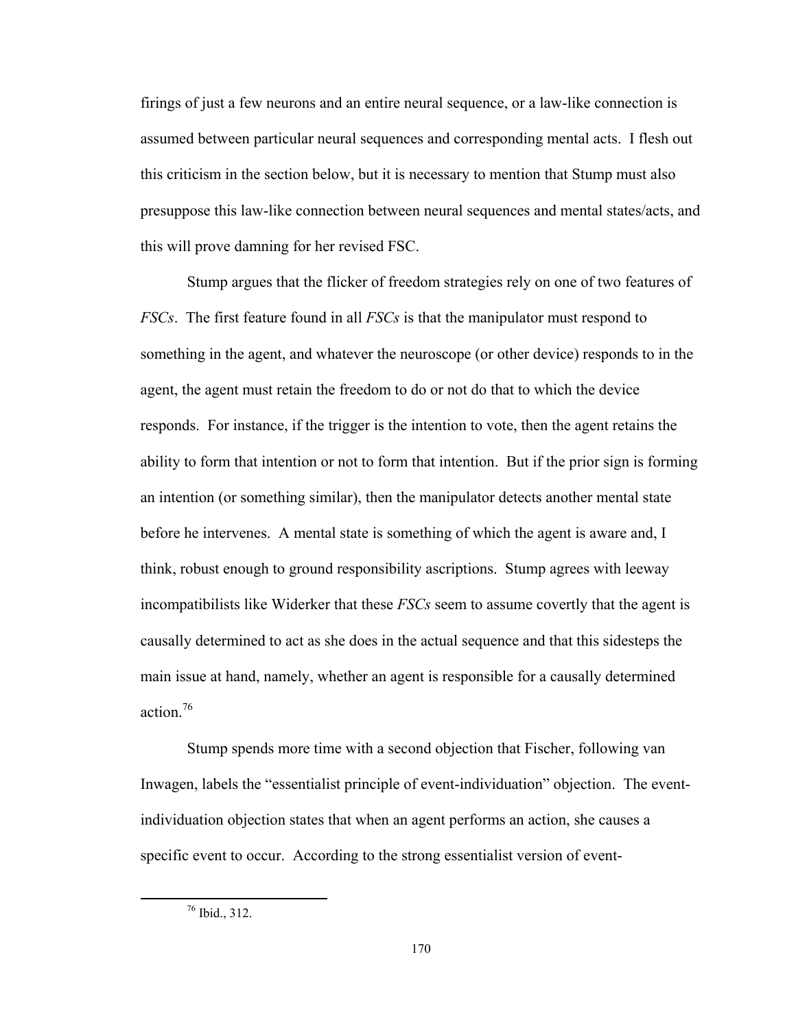firings of just a few neurons and an entire neural sequence, or a law-like connection is assumed between particular neural sequences and corresponding mental acts. I flesh out this criticism in the section below, but it is necessary to mention that Stump must also presuppose this law-like connection between neural sequences and mental states/acts, and this will prove damning for her revised FSC.

Stump argues that the flicker of freedom strategies rely on one of two features of *FSCs*. The first feature found in all *FSCs* is that the manipulator must respond to something in the agent, and whatever the neuroscope (or other device) responds to in the agent, the agent must retain the freedom to do or not do that to which the device responds. For instance, if the trigger is the intention to vote, then the agent retains the ability to form that intention or not to form that intention. But if the prior sign is forming an intention (or something similar), then the manipulator detects another mental state before he intervenes. A mental state is something of which the agent is aware and, I think, robust enough to ground responsibility ascriptions. Stump agrees with leeway incompatibilists like Widerker that these *FSCs* seem to assume covertly that the agent is causally determined to act as she does in the actual sequence and that this sidesteps the main issue at hand, namely, whether an agent is responsible for a causally determined action.[76]

Stump spends more time with a second objection that Fischer, following van Inwagen, labels the "essentialist principle of event-individuation" objection. The event-individuation objection states that when an agent performs an action, she causes a specific event to occur. According to the strong essentialist version of event-

[76] Ibid., 312.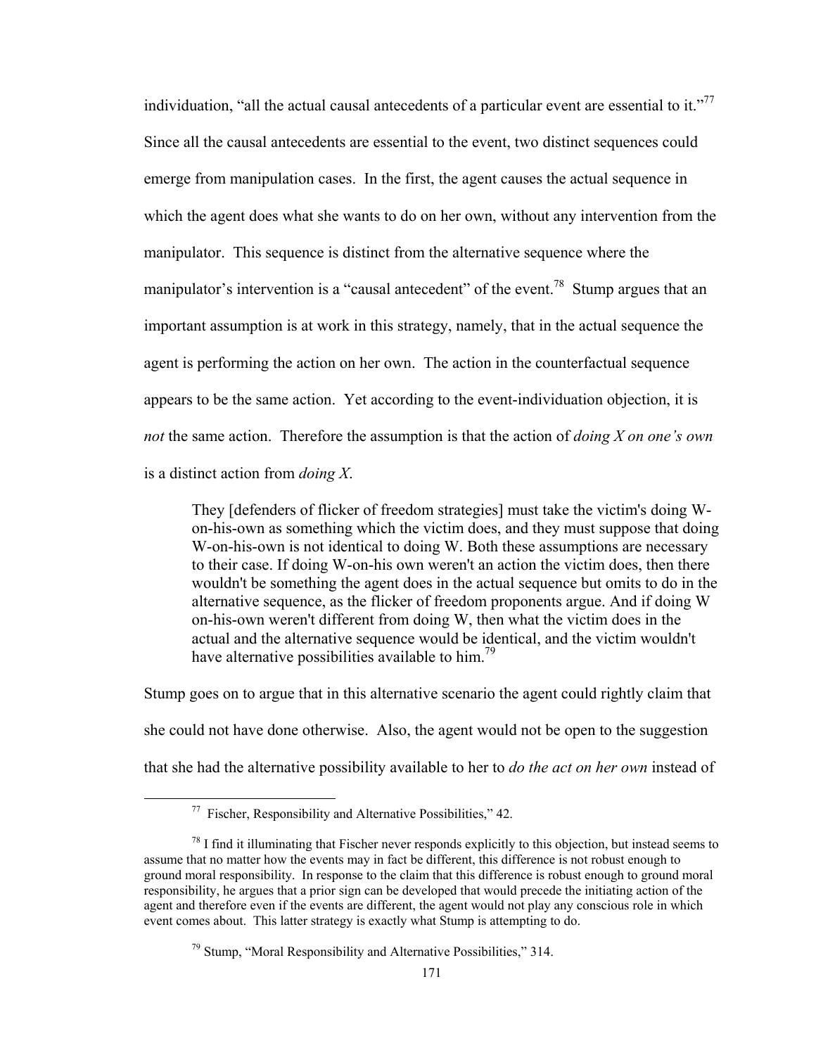individuation, "all the actual causal antecedents of a particular event are essential to it."[77] Since all the causal antecedents are essential to the event, two distinct sequences could emerge from manipulation cases. In the first, the agent causes the actual sequence in which the agent does what she wants to do on her own, without any intervention from the manipulator. This sequence is distinct from the alternative sequence where the manipulator's intervention is a "causal antecedent" of the event.[78] Stump argues that an important assumption is at work in this strategy, namely, that in the actual sequence the agent is performing the action on her own. The action in the counterfactual sequence appears to be the same action. Yet according to the event-individuation objection, it is *not* the same action. Therefore the assumption is that the action of *doing X on one's own* is a distinct action from *doing X*.

> They [defenders of flicker of freedom strategies] must take the victim's doing W-on-his-own as something which the victim does, and they must suppose that doing W-on-his-own is not identical to doing W. Both these assumptions are necessary to their case. If doing W-on-his own weren't an action the victim does, then there wouldn't be something the agent does in the actual sequence but omits to do in the alternative sequence, as the flicker of freedom proponents argue. And if doing W on-his-own weren't different from doing W, then what the victim does in the actual and the alternative sequence would be identical, and the victim wouldn't have alternative possibilities available to him.[79]

Stump goes on to argue that in this alternative scenario the agent could rightly claim that she could not have done otherwise. Also, the agent would not be open to the suggestion that she had the alternative possibility available to her to *do the act on her own* instead of

---

[77] Fischer, Responsibility and Alternative Possibilities," 42.

[78] I find it illuminating that Fischer never responds explicitly to this objection, but instead seems to assume that no matter how the events may in fact be different, this difference is not robust enough to ground moral responsibility. In response to the claim that this difference is robust enough to ground moral responsibility, he argues that a prior sign can be developed that would precede the initiating action of the agent and therefore even if the events are different, the agent would not play any conscious role in which event comes about. This latter strategy is exactly what Stump is attempting to do.

[79] Stump, "Moral Responsibility and Alternative Possibilities," 314.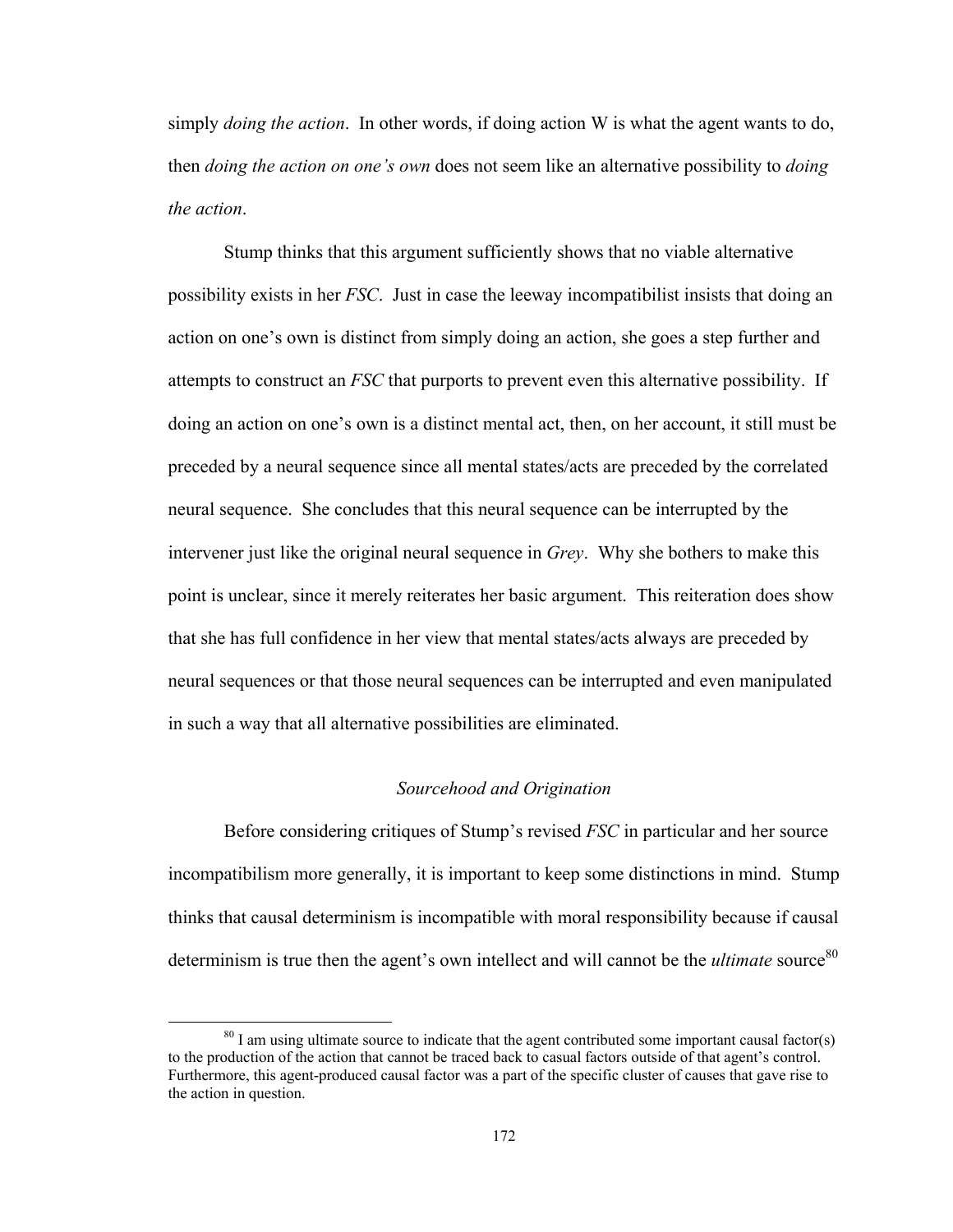simply *doing the action*. In other words, if doing action W is what the agent wants to do, then *doing the action on one's own* does not seem like an alternative possibility to *doing the action*.

Stump thinks that this argument sufficiently shows that no viable alternative possibility exists in her *FSC*. Just in case the leeway incompatibilist insists that doing an action on one's own is distinct from simply doing an action, she goes a step further and attempts to construct an *FSC* that purports to prevent even this alternative possibility. If doing an action on one's own is a distinct mental act, then, on her account, it still must be preceded by a neural sequence since all mental states/acts are preceded by the correlated neural sequence. She concludes that this neural sequence can be interrupted by the intervener just like the original neural sequence in *Grey*. Why she bothers to make this point is unclear, since it merely reiterates her basic argument. This reiteration does show that she has full confidence in her view that mental states/acts always are preceded by neural sequences or that those neural sequences can be interrupted and even manipulated in such a way that all alternative possibilities are eliminated.

### *Sourcehood and Origination*

Before considering critiques of Stump's revised *FSC* in particular and her source incompatibilism more generally, it is important to keep some distinctions in mind. Stump thinks that causal determinism is incompatible with moral responsibility because if causal determinism is true then the agent's own intellect and will cannot be the *ultimate* source[80]

[80] I am using ultimate source to indicate that the agent contributed some important causal factor(s) to the production of the action that cannot be traced back to casual factors outside of that agent's control. Furthermore, this agent-produced causal factor was a part of the specific cluster of causes that gave rise to the action in question.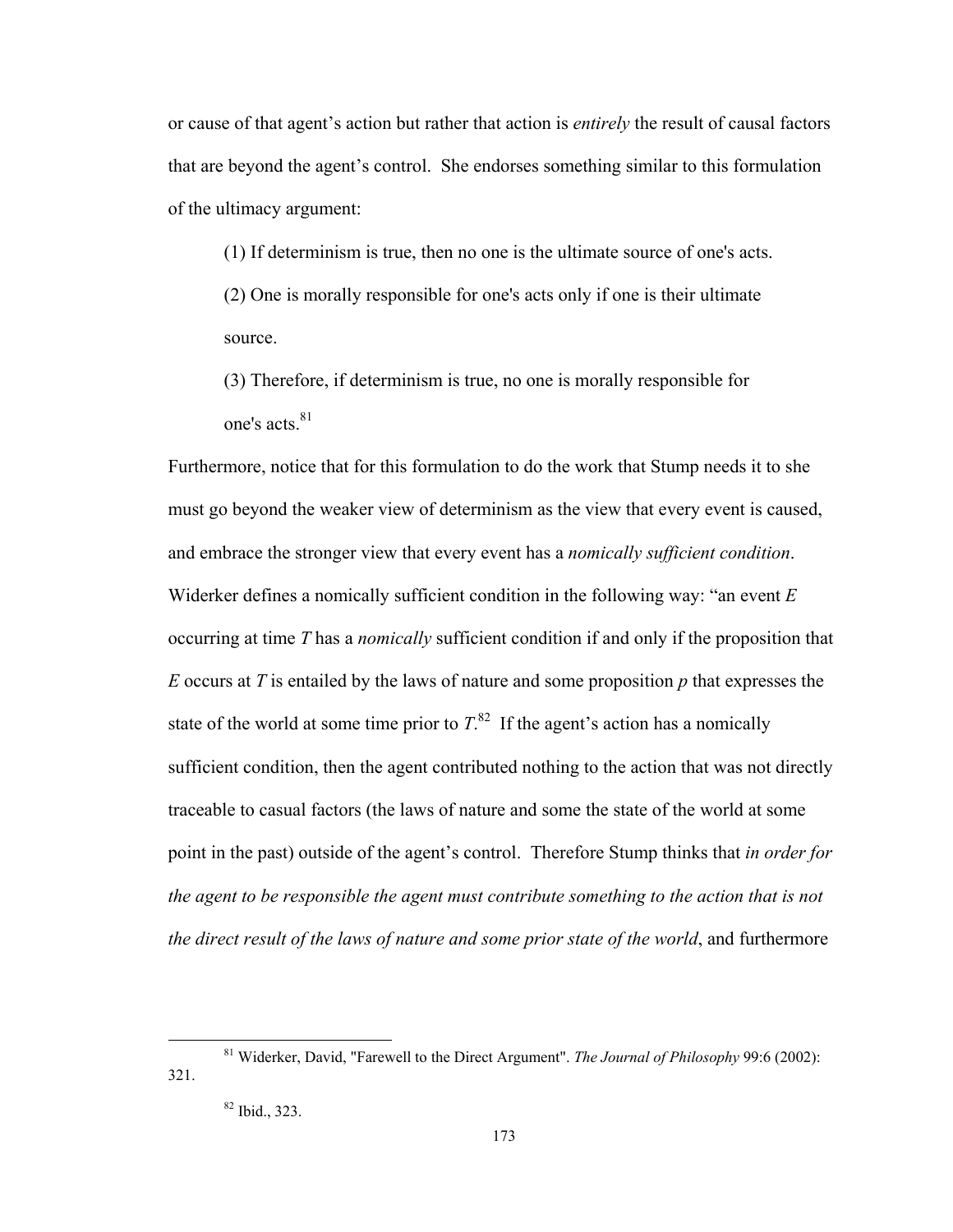or cause of that agent's action but rather that action is *entirely* the result of causal factors that are beyond the agent's control. She endorses something similar to this formulation of the ultimacy argument:

> (1) If determinism is true, then no one is the ultimate source of one's acts.
>
> (2) One is morally responsible for one's acts only if one is their ultimate source.
>
> (3) Therefore, if determinism is true, no one is morally responsible for one's acts.[81]

Furthermore, notice that for this formulation to do the work that Stump needs it to she must go beyond the weaker view of determinism as the view that every event is caused, and embrace the stronger view that every event has a *nomically sufficient condition*. Widerker defines a nomically sufficient condition in the following way: "an event *E* occurring at time *T* has a *nomically* sufficient condition if and only if the proposition that *E* occurs at *T* is entailed by the laws of nature and some proposition *p* that expresses the state of the world at some time prior to *T*.[82] If the agent's action has a nomically sufficient condition, then the agent contributed nothing to the action that was not directly traceable to casual factors (the laws of nature and some the state of the world at some point in the past) outside of the agent's control. Therefore Stump thinks that *in order for the agent to be responsible the agent must contribute something to the action that is not the direct result of the laws of nature and some prior state of the world*, and furthermore

---

[81] Widerker, David, "Farewell to the Direct Argument". *The Journal of Philosophy* 99:6 (2002): 321.

[82] Ibid., 323.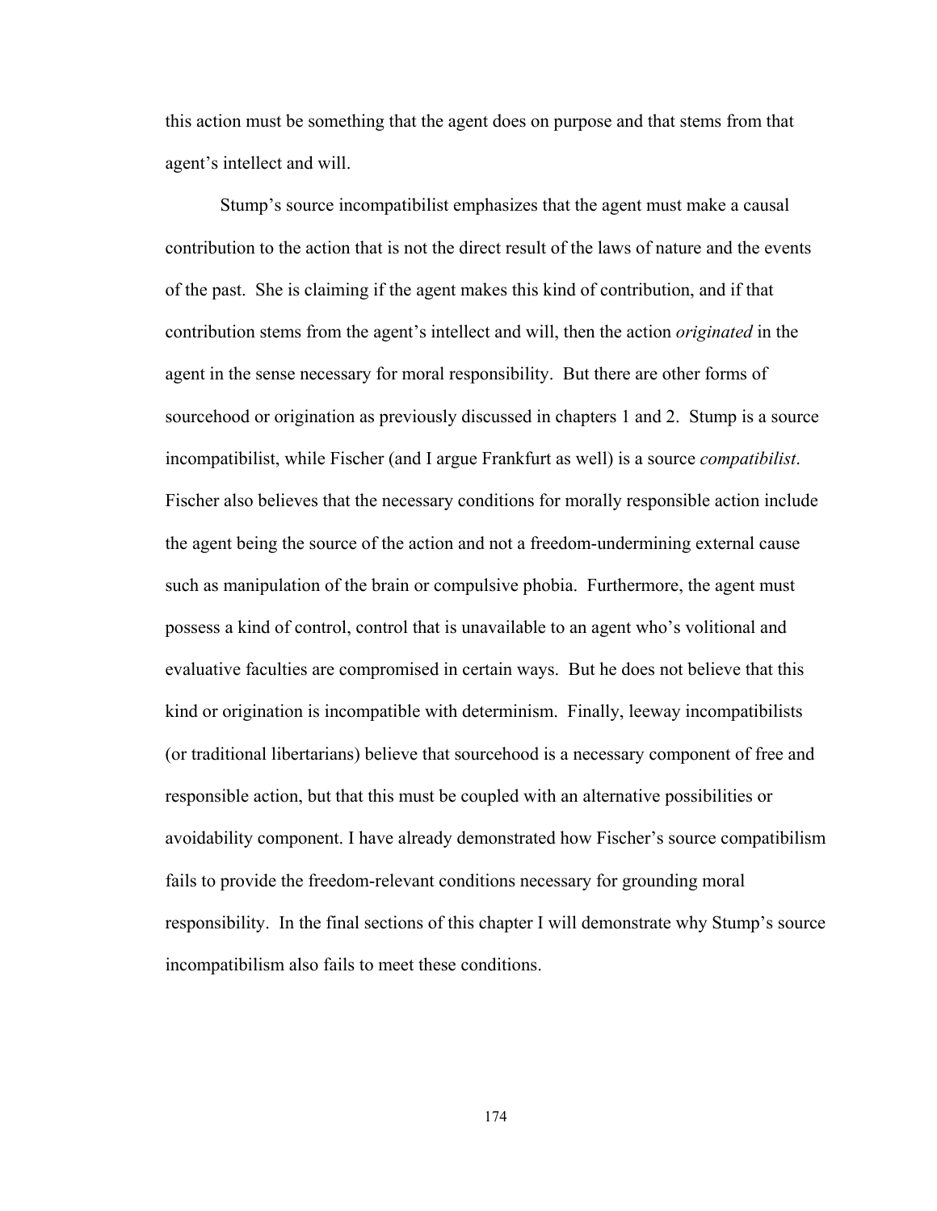this action must be something that the agent does on purpose and that stems from that agent's intellect and will.

Stump's source incompatibilist emphasizes that the agent must make a causal contribution to the action that is not the direct result of the laws of nature and the events of the past. She is claiming if the agent makes this kind of contribution, and if that contribution stems from the agent's intellect and will, then the action *originated* in the agent in the sense necessary for moral responsibility. But there are other forms of sourcehood or origination as previously discussed in chapters 1 and 2. Stump is a source incompatibilist, while Fischer (and I argue Frankfurt as well) is a source *compatibilist*. Fischer also believes that the necessary conditions for morally responsible action include the agent being the source of the action and not a freedom-undermining external cause such as manipulation of the brain or compulsive phobia. Furthermore, the agent must possess a kind of control, control that is unavailable to an agent who's volitional and evaluative faculties are compromised in certain ways. But he does not believe that this kind or origination is incompatible with determinism. Finally, leeway incompatibilists (or traditional libertarians) believe that sourcehood is a necessary component of free and responsible action, but that this must be coupled with an alternative possibilities or avoidability component. I have already demonstrated how Fischer's source compatibilism fails to provide the freedom-relevant conditions necessary for grounding moral responsibility. In the final sections of this chapter I will demonstrate why Stump's source incompatibilism also fails to meet these conditions.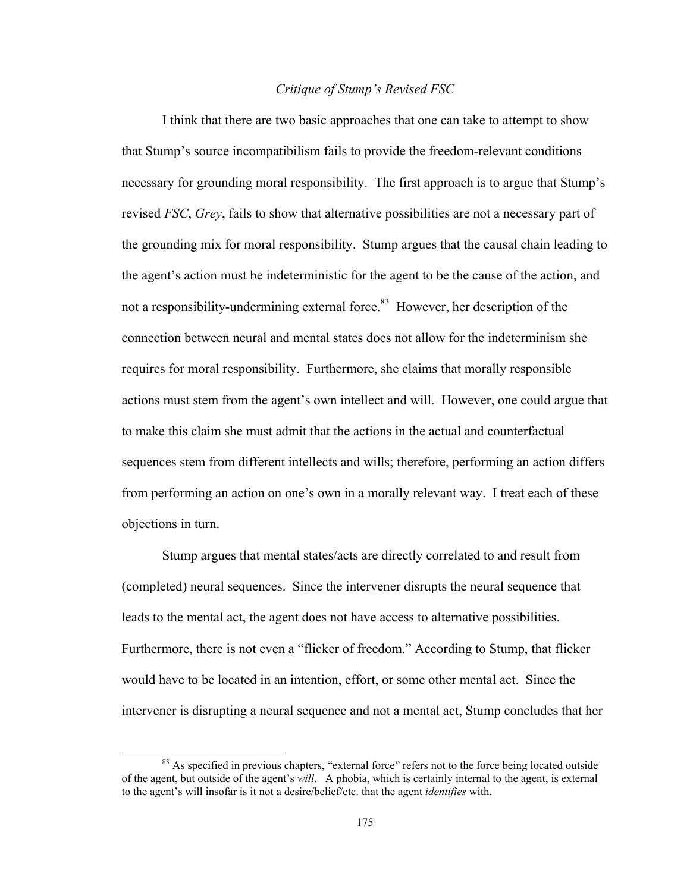### *Critique of Stump's Revised FSC*

I think that there are two basic approaches that one can take to attempt to show that Stump's source incompatibilism fails to provide the freedom-relevant conditions necessary for grounding moral responsibility. The first approach is to argue that Stump's revised *FSC*, *Grey*, fails to show that alternative possibilities are not a necessary part of the grounding mix for moral responsibility. Stump argues that the causal chain leading to the agent's action must be indeterministic for the agent to be the cause of the action, and not a responsibility-undermining external force.[83] However, her description of the connection between neural and mental states does not allow for the indeterminism she requires for moral responsibility. Furthermore, she claims that morally responsible actions must stem from the agent's own intellect and will. However, one could argue that to make this claim she must admit that the actions in the actual and counterfactual sequences stem from different intellects and wills; therefore, performing an action differs from performing an action on one's own in a morally relevant way. I treat each of these objections in turn.

Stump argues that mental states/acts are directly correlated to and result from (completed) neural sequences. Since the intervener disrupts the neural sequence that leads to the mental act, the agent does not have access to alternative possibilities. Furthermore, there is not even a "flicker of freedom." According to Stump, that flicker would have to be located in an intention, effort, or some other mental act. Since the intervener is disrupting a neural sequence and not a mental act, Stump concludes that her

[83] As specified in previous chapters, "external force" refers not to the force being located outside of the agent, but outside of the agent's *will*. A phobia, which is certainly internal to the agent, is external to the agent's will insofar is it not a desire/belief/etc. that the agent *identifies* with.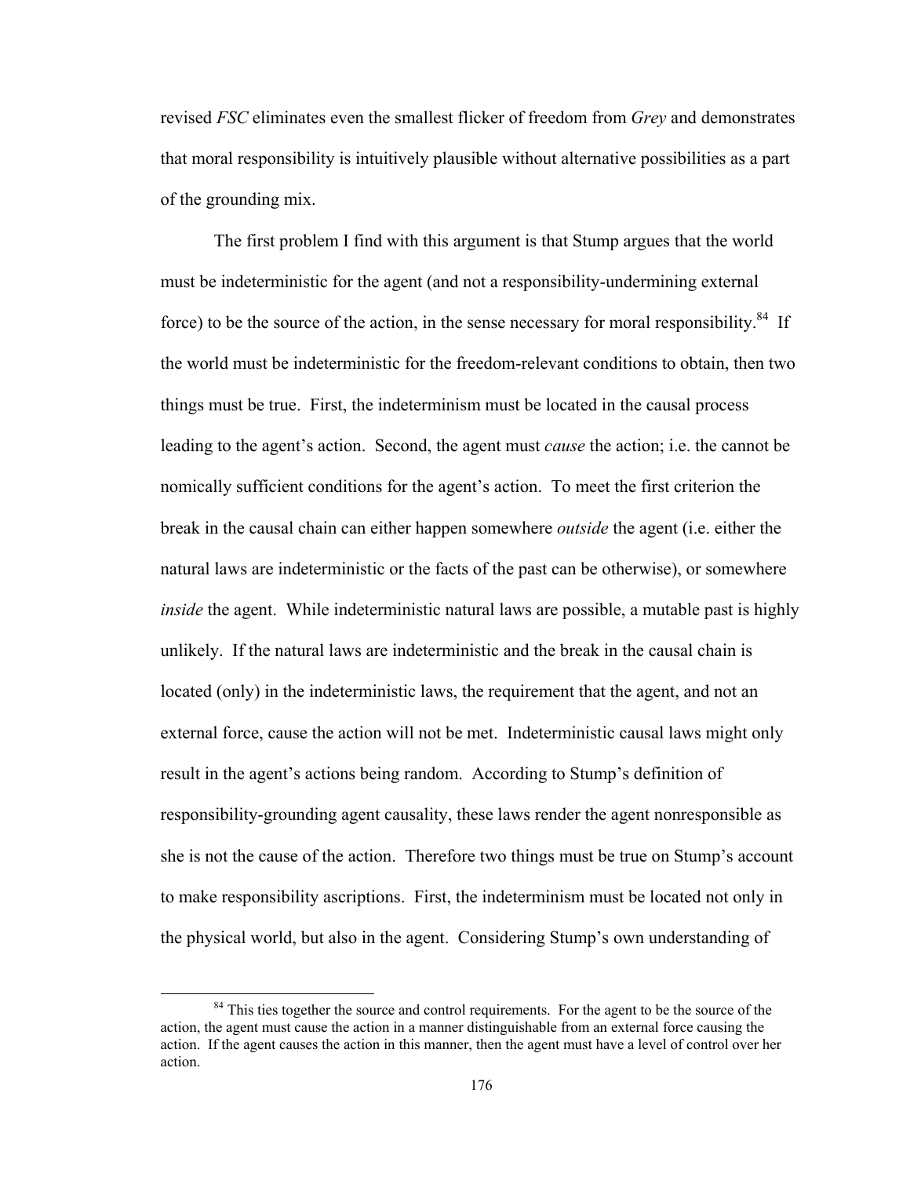revised *FSC* eliminates even the smallest flicker of freedom from *Grey* and demonstrates that moral responsibility is intuitively plausible without alternative possibilities as a part of the grounding mix.

The first problem I find with this argument is that Stump argues that the world must be indeterministic for the agent (and not a responsibility-undermining external force) to be the source of the action, in the sense necessary for moral responsibility.[84] If the world must be indeterministic for the freedom-relevant conditions to obtain, then two things must be true. First, the indeterminism must be located in the causal process leading to the agent's action. Second, the agent must *cause* the action; i.e. the cannot be nomically sufficient conditions for the agent's action. To meet the first criterion the break in the causal chain can either happen somewhere *outside* the agent (i.e. either the natural laws are indeterministic or the facts of the past can be otherwise), or somewhere *inside* the agent. While indeterministic natural laws are possible, a mutable past is highly unlikely. If the natural laws are indeterministic and the break in the causal chain is located (only) in the indeterministic laws, the requirement that the agent, and not an external force, cause the action will not be met. Indeterministic causal laws might only result in the agent's actions being random. According to Stump's definition of responsibility-grounding agent causality, these laws render the agent nonresponsible as she is not the cause of the action. Therefore two things must be true on Stump's account to make responsibility ascriptions. First, the indeterminism must be located not only in the physical world, but also in the agent. Considering Stump's own understanding of

---

[84] This ties together the source and control requirements. For the agent to be the source of the action, the agent must cause the action in a manner distinguishable from an external force causing the action. If the agent causes the action in this manner, then the agent must have a level of control over her action.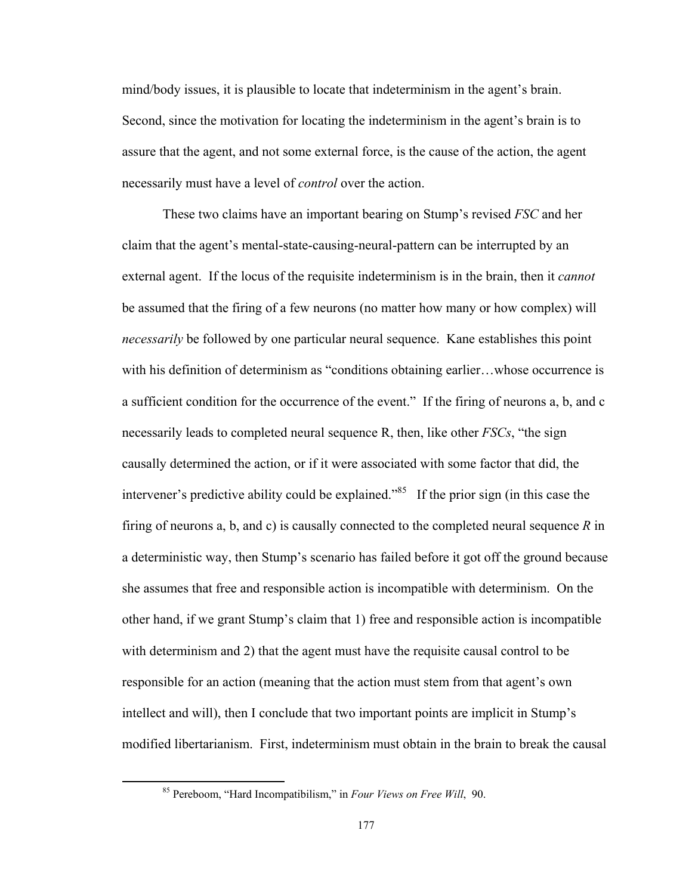mind/body issues, it is plausible to locate that indeterminism in the agent's brain. Second, since the motivation for locating the indeterminism in the agent's brain is to assure that the agent, and not some external force, is the cause of the action, the agent necessarily must have a level of *control* over the action.

These two claims have an important bearing on Stump's revised *FSC* and her claim that the agent's mental-state-causing-neural-pattern can be interrupted by an external agent. If the locus of the requisite indeterminism is in the brain, then it *cannot* be assumed that the firing of a few neurons (no matter how many or how complex) will *necessarily* be followed by one particular neural sequence. Kane establishes this point with his definition of determinism as "conditions obtaining earlier…whose occurrence is a sufficient condition for the occurrence of the event." If the firing of neurons a, b, and c necessarily leads to completed neural sequence R, then, like other *FSCs*, "the sign causally determined the action, or if it were associated with some factor that did, the intervener's predictive ability could be explained."[85] If the prior sign (in this case the firing of neurons a, b, and c) is causally connected to the completed neural sequence *R* in a deterministic way, then Stump's scenario has failed before it got off the ground because she assumes that free and responsible action is incompatible with determinism. On the other hand, if we grant Stump's claim that 1) free and responsible action is incompatible with determinism and 2) that the agent must have the requisite causal control to be responsible for an action (meaning that the action must stem from that agent's own intellect and will), then I conclude that two important points are implicit in Stump's modified libertarianism. First, indeterminism must obtain in the brain to break the causal

[85] Pereboom, "Hard Incompatibilism," in *Four Views on Free Will*, 90.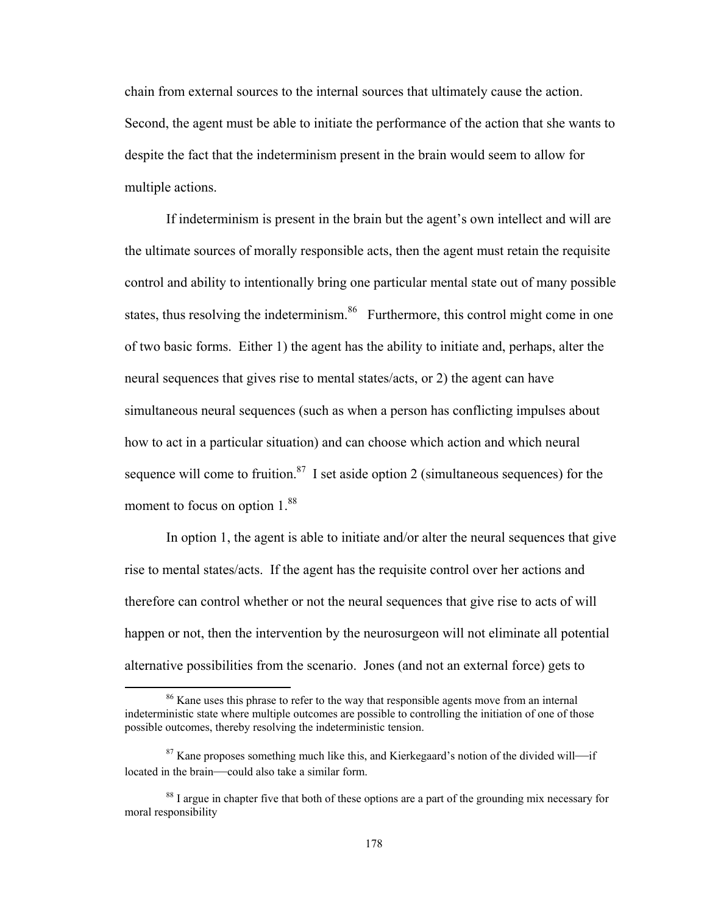chain from external sources to the internal sources that ultimately cause the action. Second, the agent must be able to initiate the performance of the action that she wants to despite the fact that the indeterminism present in the brain would seem to allow for multiple actions.

If indeterminism is present in the brain but the agent's own intellect and will are the ultimate sources of morally responsible acts, then the agent must retain the requisite control and ability to intentionally bring one particular mental state out of many possible states, thus resolving the indeterminism.[86] Furthermore, this control might come in one of two basic forms. Either 1) the agent has the ability to initiate and, perhaps, alter the neural sequences that gives rise to mental states/acts, or 2) the agent can have simultaneous neural sequences (such as when a person has conflicting impulses about how to act in a particular situation) and can choose which action and which neural sequence will come to fruition.[87] I set aside option 2 (simultaneous sequences) for the moment to focus on option 1.[88]

In option 1, the agent is able to initiate and/or alter the neural sequences that give rise to mental states/acts. If the agent has the requisite control over her actions and therefore can control whether or not the neural sequences that give rise to acts of will happen or not, then the intervention by the neurosurgeon will not eliminate all potential alternative possibilities from the scenario. Jones (and not an external force) gets to

---

[86] Kane uses this phrase to refer to the way that responsible agents move from an internal indeterministic state where multiple outcomes are possible to controlling the initiation of one of those possible outcomes, thereby resolving the indeterministic tension.

[87] Kane proposes something much like this, and Kierkegaard's notion of the divided will—if located in the brain—could also take a similar form.

[88] I argue in chapter five that both of these options are a part of the grounding mix necessary for moral responsibility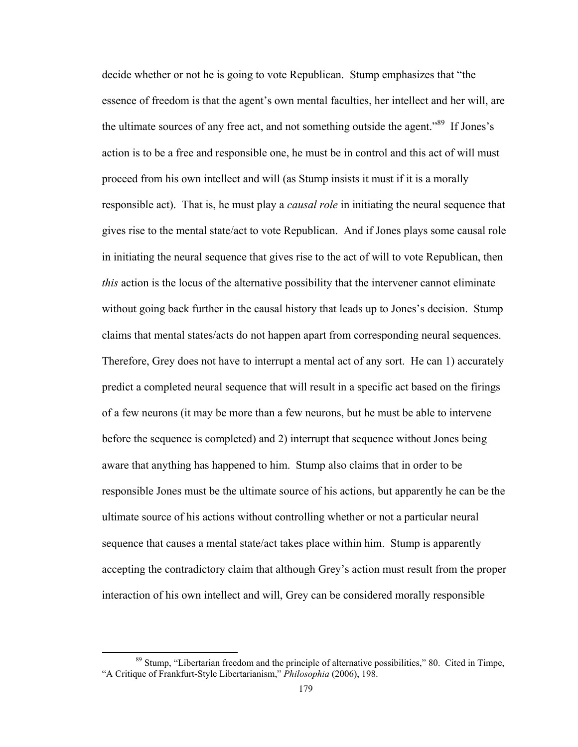decide whether or not he is going to vote Republican. Stump emphasizes that "the essence of freedom is that the agent's own mental faculties, her intellect and her will, are the ultimate sources of any free act, and not something outside the agent."[89] If Jones's action is to be a free and responsible one, he must be in control and this act of will must proceed from his own intellect and will (as Stump insists it must if it is a morally responsible act). That is, he must play a *causal role* in initiating the neural sequence that gives rise to the mental state/act to vote Republican. And if Jones plays some causal role in initiating the neural sequence that gives rise to the act of will to vote Republican, then *this* action is the locus of the alternative possibility that the intervener cannot eliminate without going back further in the causal history that leads up to Jones's decision. Stump claims that mental states/acts do not happen apart from corresponding neural sequences. Therefore, Grey does not have to interrupt a mental act of any sort. He can 1) accurately predict a completed neural sequence that will result in a specific act based on the firings of a few neurons (it may be more than a few neurons, but he must be able to intervene before the sequence is completed) and 2) interrupt that sequence without Jones being aware that anything has happened to him. Stump also claims that in order to be responsible Jones must be the ultimate source of his actions, but apparently he can be the ultimate source of his actions without controlling whether or not a particular neural sequence that causes a mental state/act takes place within him. Stump is apparently accepting the contradictory claim that although Grey's action must result from the proper interaction of his own intellect and will, Grey can be considered morally responsible

[89] Stump, "Libertarian freedom and the principle of alternative possibilities," 80. Cited in Timpe, "A Critique of Frankfurt-Style Libertarianism," *Philosophia* (2006), 198.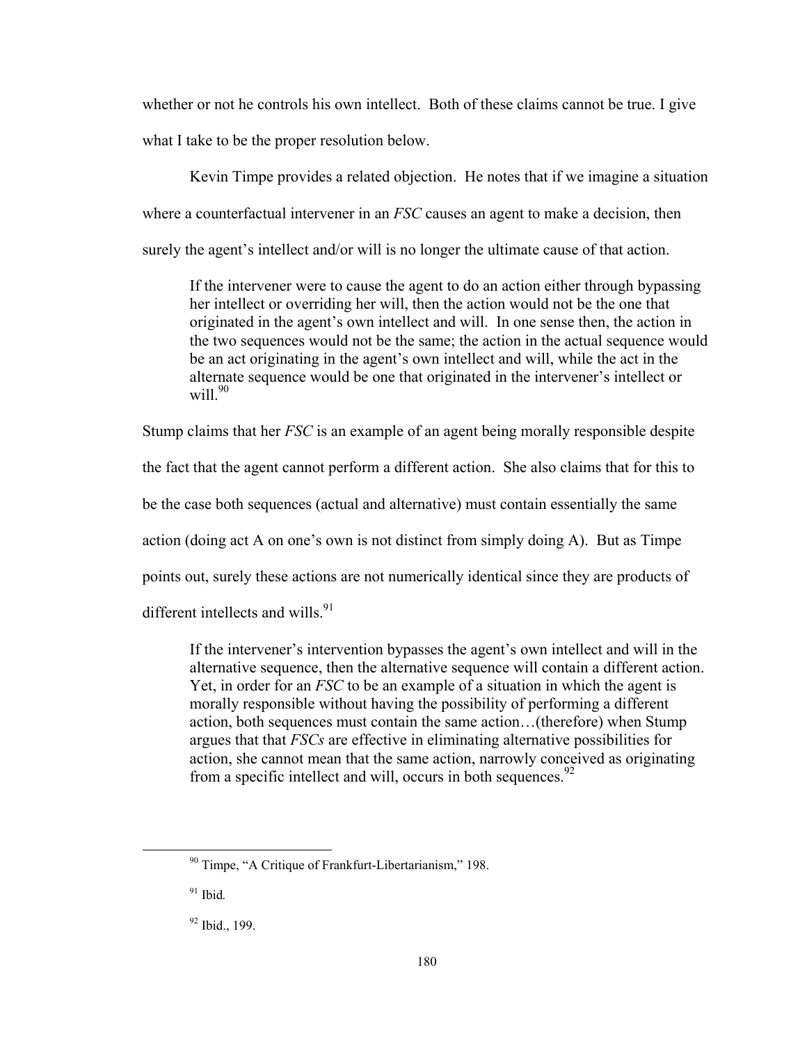whether or not he controls his own intellect. Both of these claims cannot be true. I give what I take to be the proper resolution below.

Kevin Timpe provides a related objection. He notes that if we imagine a situation where a counterfactual intervener in an *FSC* causes an agent to make a decision, then surely the agent's intellect and/or will is no longer the ultimate cause of that action.

> If the intervener were to cause the agent to do an action either through bypassing her intellect or overriding her will, then the action would not be the one that originated in the agent's own intellect and will. In one sense then, the action in the two sequences would not be the same; the action in the actual sequence would be an act originating in the agent's own intellect and will, while the act in the alternate sequence would be one that originated in the intervener's intellect or will.[90]

Stump claims that her *FSC* is an example of an agent being morally responsible despite the fact that the agent cannot perform a different action. She also claims that for this to be the case both sequences (actual and alternative) must contain essentially the same action (doing act A on one's own is not distinct from simply doing A). But as Timpe points out, surely these actions are not numerically identical since they are products of different intellects and wills.[91]

> If the intervener's intervention bypasses the agent's own intellect and will in the alternative sequence, then the alternative sequence will contain a different action. Yet, in order for an *FSC* to be an example of a situation in which the agent is morally responsible without having the possibility of performing a different action, both sequences must contain the same action…(therefore) when Stump argues that that *FSCs* are effective in eliminating alternative possibilities for action, she cannot mean that the same action, narrowly conceived as originating from a specific intellect and will, occurs in both sequences.[92]

---

[90] Timpe, "A Critique of Frankfurt-Libertarianism," 198.

[91] Ibid.

[92] Ibid., 199.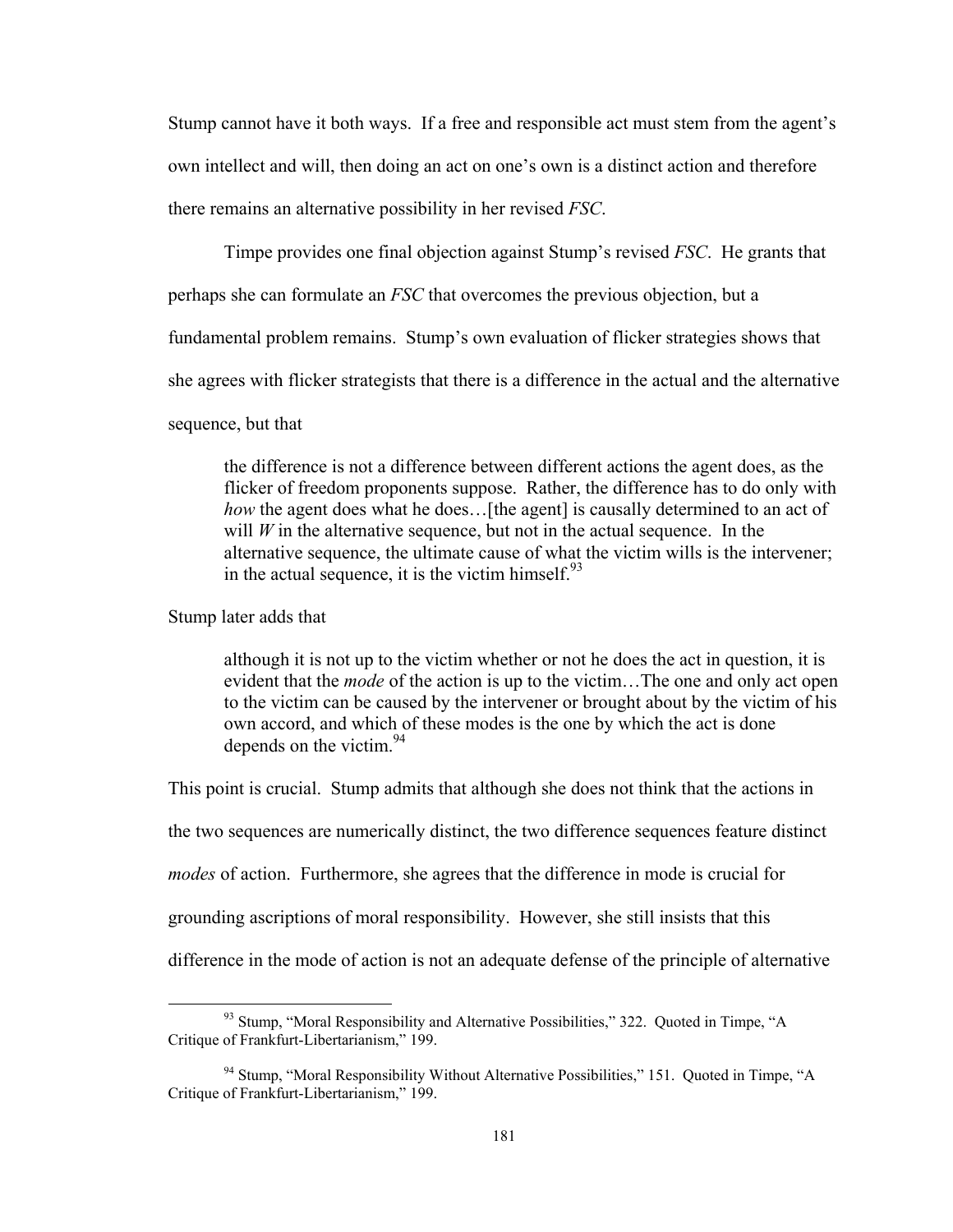Stump cannot have it both ways. If a free and responsible act must stem from the agent's own intellect and will, then doing an act on one's own is a distinct action and therefore there remains an alternative possibility in her revised *FSC*.

Timpe provides one final objection against Stump's revised *FSC*. He grants that perhaps she can formulate an *FSC* that overcomes the previous objection, but a fundamental problem remains. Stump's own evaluation of flicker strategies shows that she agrees with flicker strategists that there is a difference in the actual and the alternative sequence, but that

> the difference is not a difference between different actions the agent does, as the flicker of freedom proponents suppose. Rather, the difference has to do only with *how* the agent does what he does…[the agent] is causally determined to an act of will *W* in the alternative sequence, but not in the actual sequence. In the alternative sequence, the ultimate cause of what the victim wills is the intervener; in the actual sequence, it is the victim himself.[93]

Stump later adds that

> although it is not up to the victim whether or not he does the act in question, it is evident that the *mode* of the action is up to the victim…The one and only act open to the victim can be caused by the intervener or brought about by the victim of his own accord, and which of these modes is the one by which the act is done depends on the victim.[94]

This point is crucial. Stump admits that although she does not think that the actions in the two sequences are numerically distinct, the two difference sequences feature distinct *modes* of action. Furthermore, she agrees that the difference in mode is crucial for grounding ascriptions of moral responsibility. However, she still insists that this difference in the mode of action is not an adequate defense of the principle of alternative

---

[93] Stump, "Moral Responsibility and Alternative Possibilities," 322. Quoted in Timpe, "A Critique of Frankfurt-Libertarianism," 199.

[94] Stump, "Moral Responsibility Without Alternative Possibilities," 151. Quoted in Timpe, "A Critique of Frankfurt-Libertarianism," 199.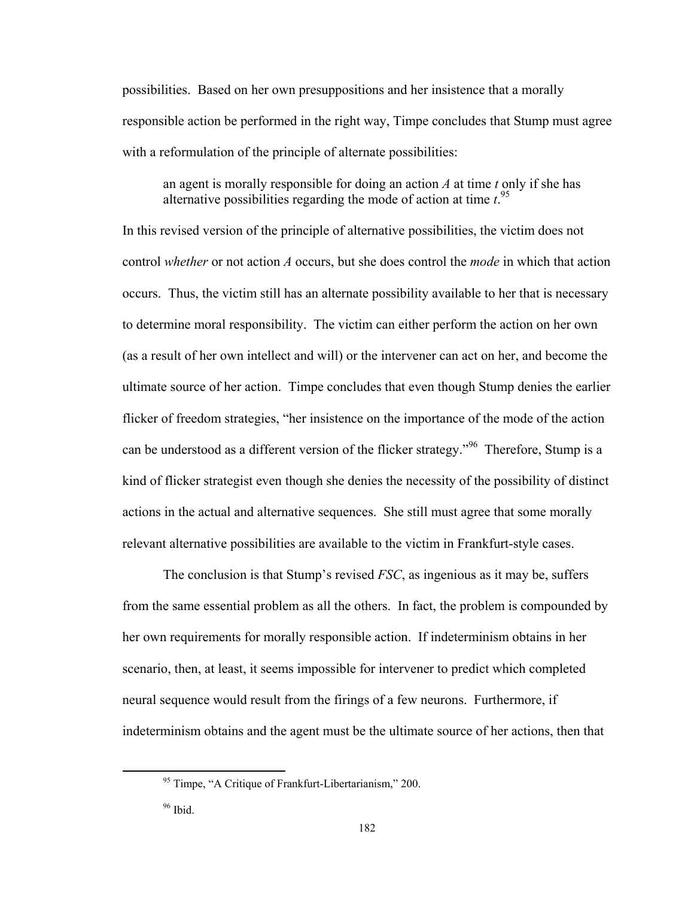possibilities. Based on her own presuppositions and her insistence that a morally responsible action be performed in the right way, Timpe concludes that Stump must agree with a reformulation of the principle of alternate possibilities:

> an agent is morally responsible for doing an action *A* at time *t* only if she has alternative possibilities regarding the mode of action at time *t*.[95]

In this revised version of the principle of alternative possibilities, the victim does not control *whether* or not action *A* occurs, but she does control the *mode* in which that action occurs. Thus, the victim still has an alternate possibility available to her that is necessary to determine moral responsibility. The victim can either perform the action on her own (as a result of her own intellect and will) or the intervener can act on her, and become the ultimate source of her action. Timpe concludes that even though Stump denies the earlier flicker of freedom strategies, "her insistence on the importance of the mode of the action can be understood as a different version of the flicker strategy."[96] Therefore, Stump is a kind of flicker strategist even though she denies the necessity of the possibility of distinct actions in the actual and alternative sequences. She still must agree that some morally relevant alternative possibilities are available to the victim in Frankfurt-style cases.

The conclusion is that Stump's revised *FSC*, as ingenious as it may be, suffers from the same essential problem as all the others. In fact, the problem is compounded by her own requirements for morally responsible action. If indeterminism obtains in her scenario, then, at least, it seems impossible for intervener to predict which completed neural sequence would result from the firings of a few neurons. Furthermore, if indeterminism obtains and the agent must be the ultimate source of her actions, then that

---

[95] Timpe, "A Critique of Frankfurt-Libertarianism," 200.

[96] Ibid.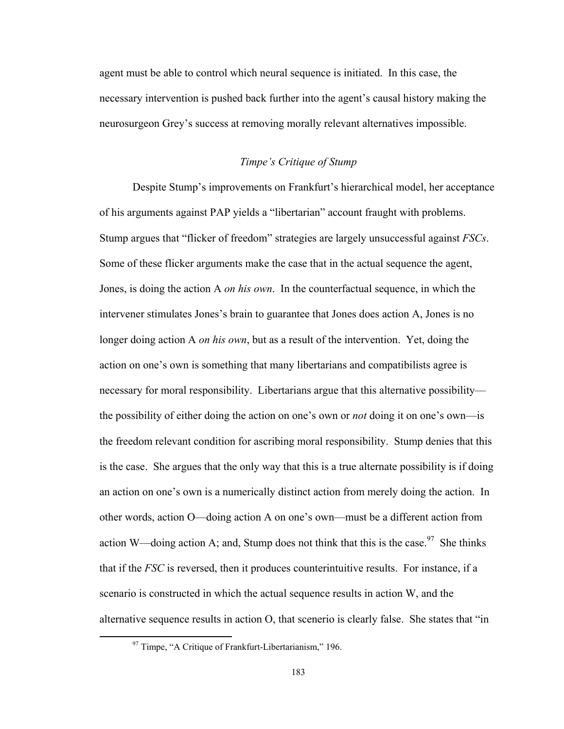agent must be able to control which neural sequence is initiated. In this case, the necessary intervention is pushed back further into the agent's causal history making the neurosurgeon Grey's success at removing morally relevant alternatives impossible.

### *Timpe's Critique of Stump*

Despite Stump's improvements on Frankfurt's hierarchical model, her acceptance of his arguments against PAP yields a "libertarian" account fraught with problems. Stump argues that "flicker of freedom" strategies are largely unsuccessful against *FSCs*. Some of these flicker arguments make the case that in the actual sequence the agent, Jones, is doing the action A *on his own*. In the counterfactual sequence, in which the intervener stimulates Jones's brain to guarantee that Jones does action A, Jones is no longer doing action A *on his own*, but as a result of the intervention. Yet, doing the action on one's own is something that many libertarians and compatibilists agree is necessary for moral responsibility. Libertarians argue that this alternative possibility—the possibility of either doing the action on one's own or *not* doing it on one's own—is the freedom relevant condition for ascribing moral responsibility. Stump denies that this is the case. She argues that the only way that this is a true alternate possibility is if doing an action on one's own is a numerically distinct action from merely doing the action. In other words, action O—doing action A on one's own—must be a different action from action W—doing action A; and, Stump does not think that this is the case.[97] She thinks that if the *FSC* is reversed, then it produces counterintuitive results. For instance, if a scenario is constructed in which the actual sequence results in action W, and the alternative sequence results in action O, that scenerio is clearly false. She states that "in

[97] Timpe, "A Critique of Frankfurt-Libertarianism," 196.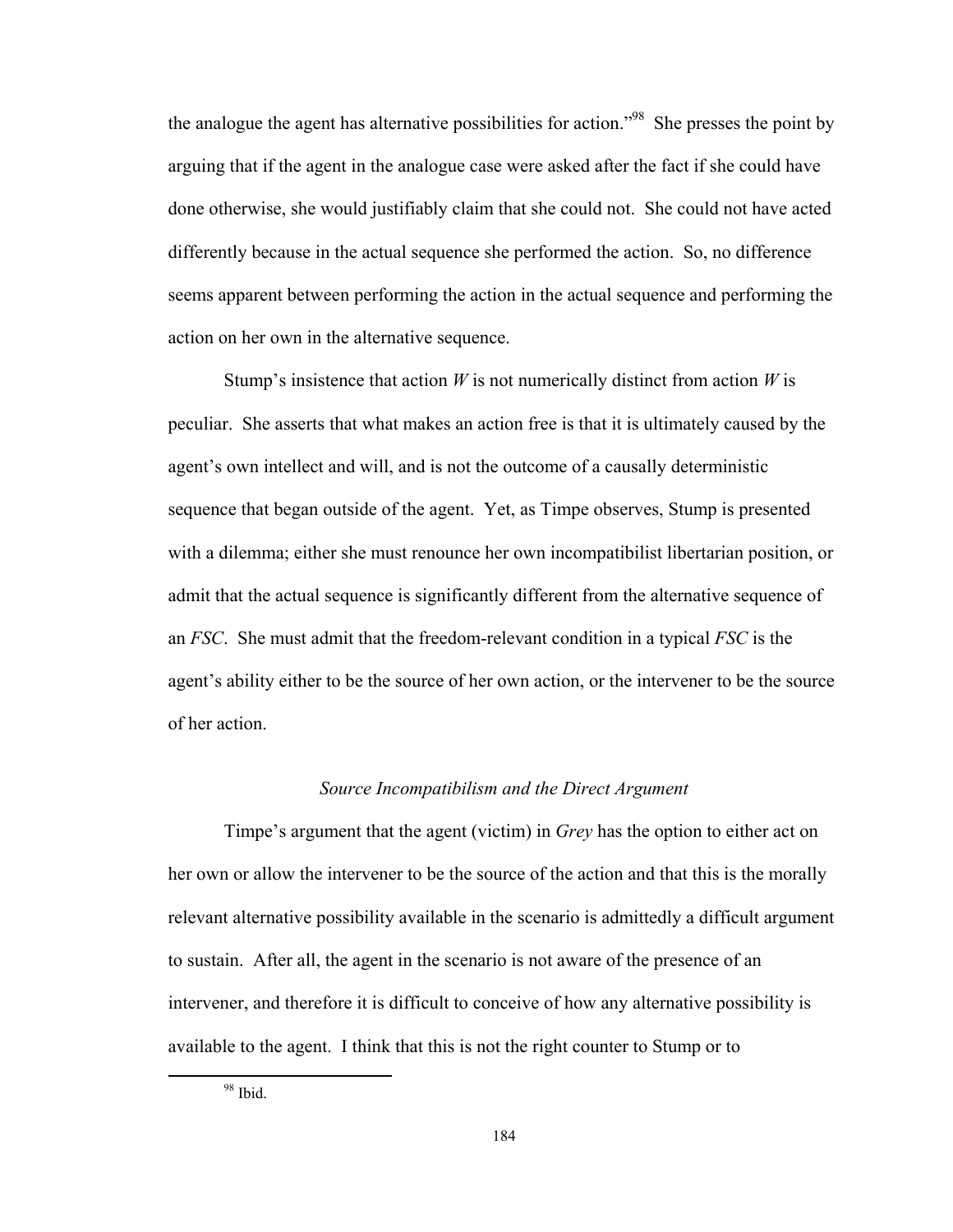the analogue the agent has alternative possibilities for action."[98] She presses the point by arguing that if the agent in the analogue case were asked after the fact if she could have done otherwise, she would justifiably claim that she could not. She could not have acted differently because in the actual sequence she performed the action. So, no difference seems apparent between performing the action in the actual sequence and performing the action on her own in the alternative sequence.

Stump's insistence that action *W* is not numerically distinct from action *W* is peculiar. She asserts that what makes an action free is that it is ultimately caused by the agent's own intellect and will, and is not the outcome of a causally deterministic sequence that began outside of the agent. Yet, as Timpe observes, Stump is presented with a dilemma; either she must renounce her own incompatibilist libertarian position, or admit that the actual sequence is significantly different from the alternative sequence of an *FSC*. She must admit that the freedom-relevant condition in a typical *FSC* is the agent's ability either to be the source of her own action, or the intervener to be the source of her action.

### *Source Incompatibilism and the Direct Argument*

Timpe's argument that the agent (victim) in *Grey* has the option to either act on her own or allow the intervener to be the source of the action and that this is the morally relevant alternative possibility available in the scenario is admittedly a difficult argument to sustain. After all, the agent in the scenario is not aware of the presence of an intervener, and therefore it is difficult to conceive of how any alternative possibility is available to the agent. I think that this is not the right counter to Stump or to

[98] Ibid.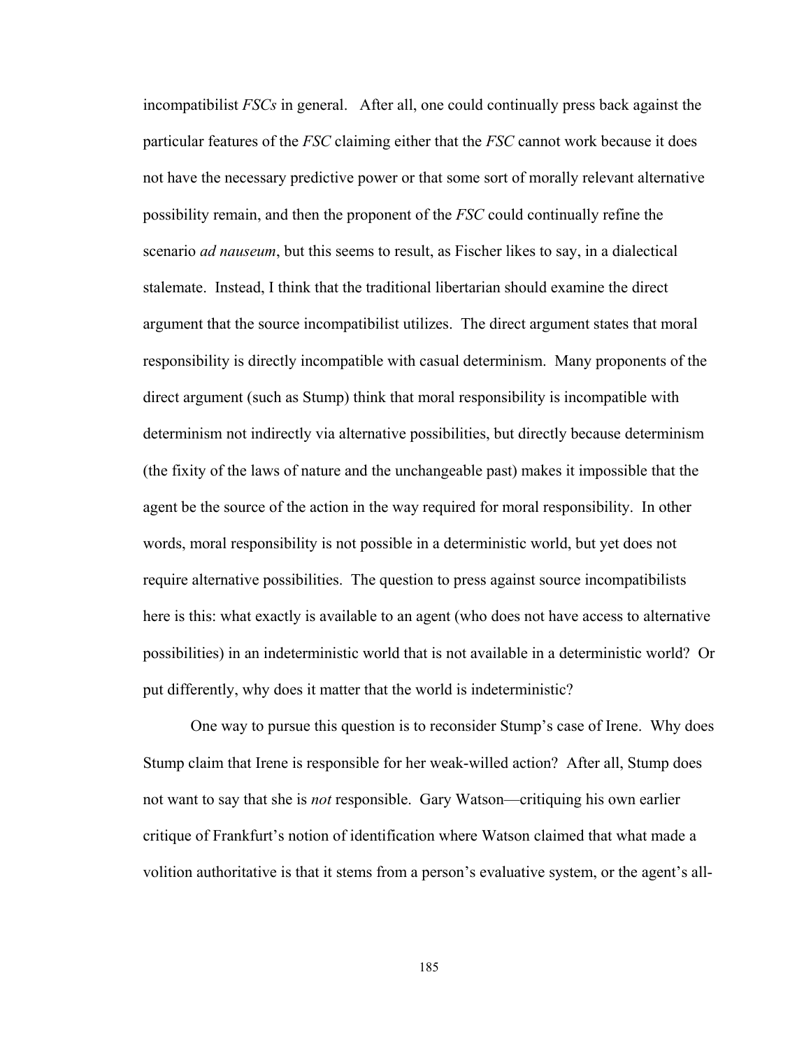incompatibilist *FSCs* in general. After all, one could continually press back against the particular features of the *FSC* claiming either that the *FSC* cannot work because it does not have the necessary predictive power or that some sort of morally relevant alternative possibility remain, and then the proponent of the *FSC* could continually refine the scenario *ad nauseum*, but this seems to result, as Fischer likes to say, in a dialectical stalemate. Instead, I think that the traditional libertarian should examine the direct argument that the source incompatibilist utilizes. The direct argument states that moral responsibility is directly incompatible with casual determinism. Many proponents of the direct argument (such as Stump) think that moral responsibility is incompatible with determinism not indirectly via alternative possibilities, but directly because determinism (the fixity of the laws of nature and the unchangeable past) makes it impossible that the agent be the source of the action in the way required for moral responsibility. In other words, moral responsibility is not possible in a deterministic world, but yet does not require alternative possibilities. The question to press against source incompatibilists here is this: what exactly is available to an agent (who does not have access to alternative possibilities) in an indeterministic world that is not available in a deterministic world? Or put differently, why does it matter that the world is indeterministic?

One way to pursue this question is to reconsider Stump's case of Irene. Why does Stump claim that Irene is responsible for her weak-willed action? After all, Stump does not want to say that she is *not* responsible. Gary Watson—critiquing his own earlier critique of Frankfurt's notion of identification where Watson claimed that what made a volition authoritative is that it stems from a person's evaluative system, or the agent's all-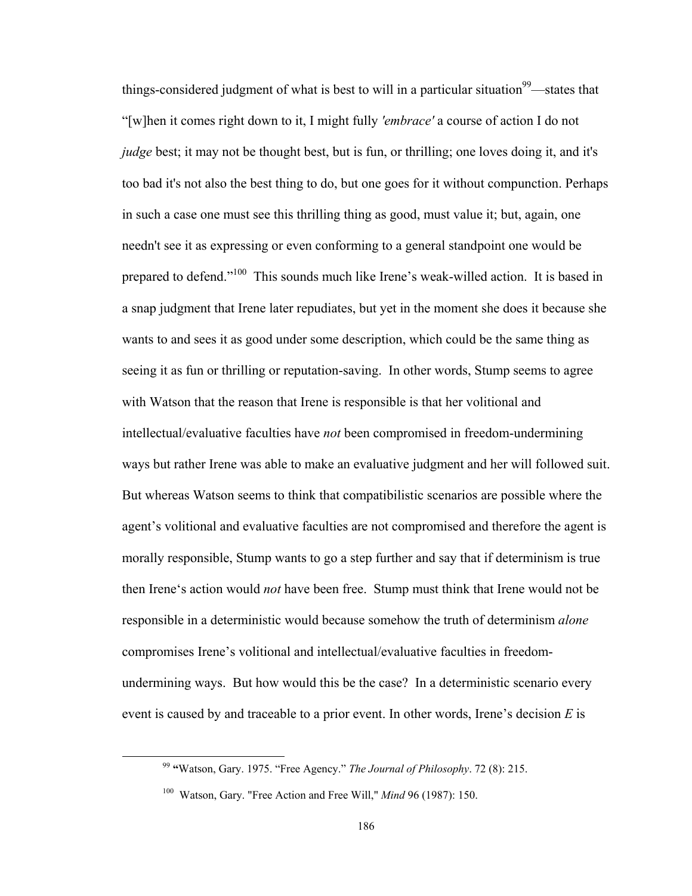things-considered judgment of what is best to will in a particular situation[99]—states that "[w]hen it comes right down to it, I might fully *'embrace'* a course of action I do not *judge* best; it may not be thought best, but is fun, or thrilling; one loves doing it, and it's too bad it's not also the best thing to do, but one goes for it without compunction. Perhaps in such a case one must see this thrilling thing as good, must value it; but, again, one needn't see it as expressing or even conforming to a general standpoint one would be prepared to defend."[100] This sounds much like Irene's weak-willed action. It is based in a snap judgment that Irene later repudiates, but yet in the moment she does it because she wants to and sees it as good under some description, which could be the same thing as seeing it as fun or thrilling or reputation-saving. In other words, Stump seems to agree with Watson that the reason that Irene is responsible is that her volitional and intellectual/evaluative faculties have *not* been compromised in freedom-undermining ways but rather Irene was able to make an evaluative judgment and her will followed suit. But whereas Watson seems to think that compatibilistic scenarios are possible where the agent's volitional and evaluative faculties are not compromised and therefore the agent is morally responsible, Stump wants to go a step further and say that if determinism is true then Irene's action would *not* have been free. Stump must think that Irene would not be responsible in a deterministic would because somehow the truth of determinism *alone* compromises Irene's volitional and intellectual/evaluative faculties in freedom-undermining ways. But how would this be the case? In a deterministic scenario every event is caused by and traceable to a prior event. In other words, Irene's decision *E* is

[99] "Watson, Gary. 1975. "Free Agency." *The Journal of Philosophy*. 72 (8): 215.

[100] Watson, Gary. "Free Action and Free Will," *Mind* 96 (1987): 150.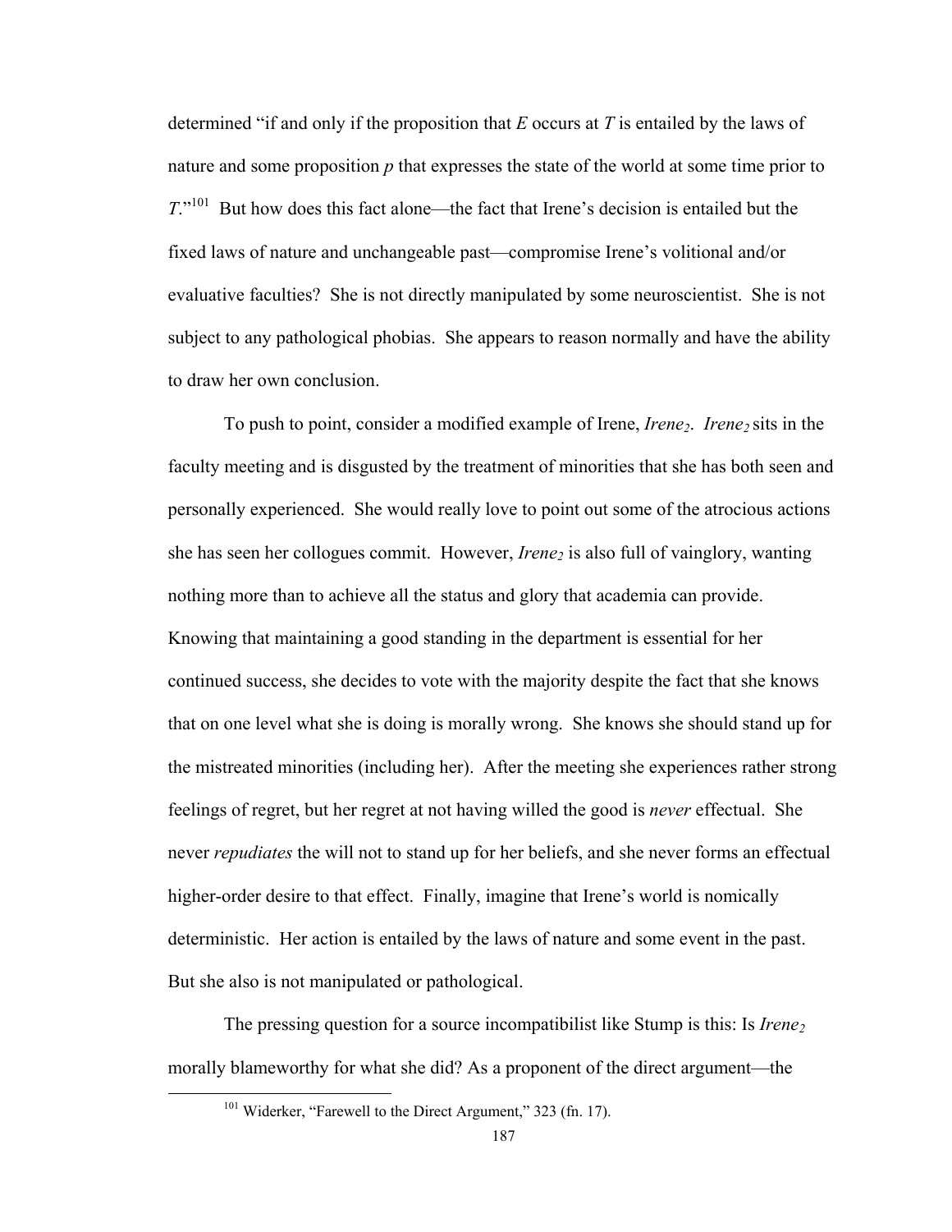determined "if and only if the proposition that *E* occurs at *T* is entailed by the laws of nature and some proposition *p* that expresses the state of the world at some time prior to *T*."[101] But how does this fact alone—the fact that Irene's decision is entailed but the fixed laws of nature and unchangeable past—compromise Irene's volitional and/or evaluative faculties? She is not directly manipulated by some neuroscientist. She is not subject to any pathological phobias. She appears to reason normally and have the ability to draw her own conclusion.

To push to point, consider a modified example of Irene, *Irene*$_2$. *Irene*$_2$ sits in the faculty meeting and is disgusted by the treatment of minorities that she has both seen and personally experienced. She would really love to point out some of the atrocious actions she has seen her collogues commit. However, *Irene*$_2$ is also full of vainglory, wanting nothing more than to achieve all the status and glory that academia can provide. Knowing that maintaining a good standing in the department is essential for her continued success, she decides to vote with the majority despite the fact that she knows that on one level what she is doing is morally wrong. She knows she should stand up for the mistreated minorities (including her). After the meeting she experiences rather strong feelings of regret, but her regret at not having willed the good is *never* effectual. She never *repudiates* the will not to stand up for her beliefs, and she never forms an effectual higher-order desire to that effect. Finally, imagine that Irene's world is nomically deterministic. Her action is entailed by the laws of nature and some event in the past. But she also is not manipulated or pathological.

The pressing question for a source incompatibilist like Stump is this: Is *Irene*$_2$ morally blameworthy for what she did? As a proponent of the direct argument—the

[101] Widerker, "Farewell to the Direct Argument," 323 (fn. 17).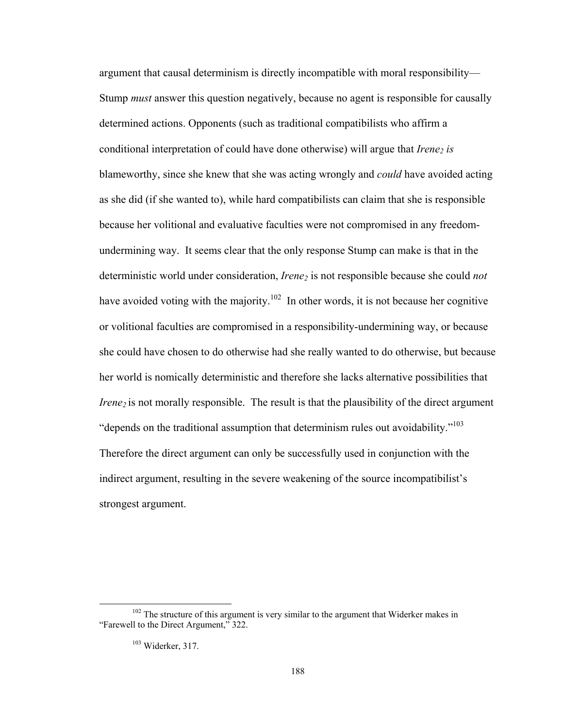argument that causal determinism is directly incompatible with moral responsibility—Stump *must* answer this question negatively, because no agent is responsible for causally determined actions. Opponents (such as traditional compatibilists who affirm a conditional interpretation of could have done otherwise) will argue that *Irene*$_2$ *is* blameworthy, since she knew that she was acting wrongly and *could* have avoided acting as she did (if she wanted to), while hard compatibilists can claim that she is responsible because her volitional and evaluative faculties were not compromised in any freedom-undermining way. It seems clear that the only response Stump can make is that in the deterministic world under consideration, *Irene*$_2$ is not responsible because she could *not* have avoided voting with the majority.[102] In other words, it is not because her cognitive or volitional faculties are compromised in a responsibility-undermining way, or because she could have chosen to do otherwise had she really wanted to do otherwise, but because her world is nomically deterministic and therefore she lacks alternative possibilities that *Irene*$_2$ is not morally responsible. The result is that the plausibility of the direct argument "depends on the traditional assumption that determinism rules out avoidability."[103] Therefore the direct argument can only be successfully used in conjunction with the indirect argument, resulting in the severe weakening of the source incompatibilist's strongest argument.

---

[102] The structure of this argument is very similar to the argument that Widerker makes in "Farewell to the Direct Argument," 322.

[103] Widerker, 317.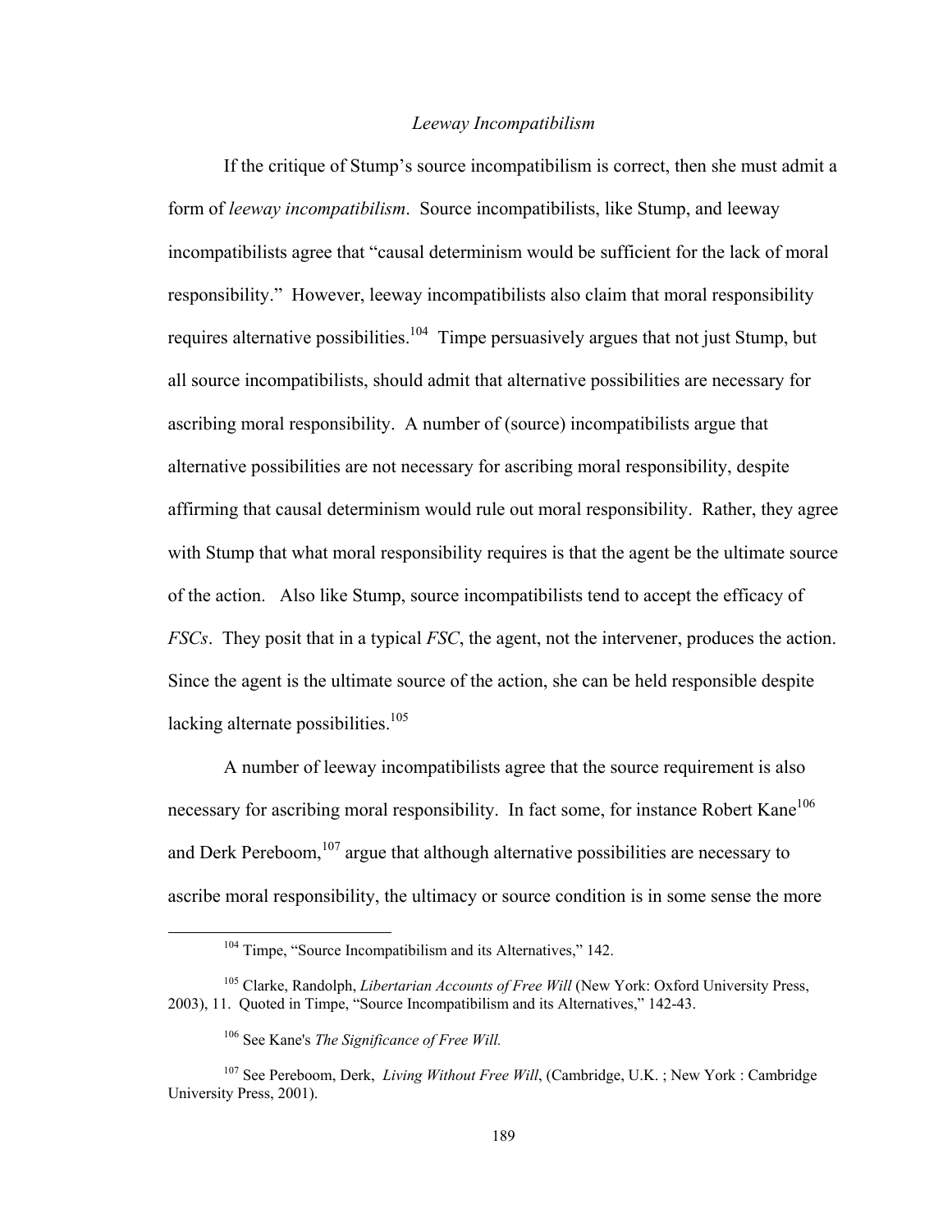### *Leeway Incompatibilism*

If the critique of Stump's source incompatibilism is correct, then she must admit a form of *leeway incompatibilism*. Source incompatibilists, like Stump, and leeway incompatibilists agree that "causal determinism would be sufficient for the lack of moral responsibility." However, leeway incompatibilists also claim that moral responsibility requires alternative possibilities.[104] Timpe persuasively argues that not just Stump, but all source incompatibilists, should admit that alternative possibilities are necessary for ascribing moral responsibility. A number of (source) incompatibilists argue that alternative possibilities are not necessary for ascribing moral responsibility, despite affirming that causal determinism would rule out moral responsibility. Rather, they agree with Stump that what moral responsibility requires is that the agent be the ultimate source of the action. Also like Stump, source incompatibilists tend to accept the efficacy of *FSCs*. They posit that in a typical *FSC*, the agent, not the intervener, produces the action. Since the agent is the ultimate source of the action, she can be held responsible despite lacking alternate possibilities.[105]

A number of leeway incompatibilists agree that the source requirement is also necessary for ascribing moral responsibility. In fact some, for instance Robert Kane[106] and Derk Pereboom,[107] argue that although alternative possibilities are necessary to ascribe moral responsibility, the ultimacy or source condition is in some sense the more

---

[104] Timpe, "Source Incompatibilism and its Alternatives," 142.

[105] Clarke, Randolph, *Libertarian Accounts of Free Will* (New York: Oxford University Press, 2003), 11. Quoted in Timpe, "Source Incompatibilism and its Alternatives," 142-43.

[106] See Kane's *The Significance of Free Will.*

[107] See Pereboom, Derk, *Living Without Free Will*, (Cambridge, U.K. ; New York : Cambridge University Press, 2001).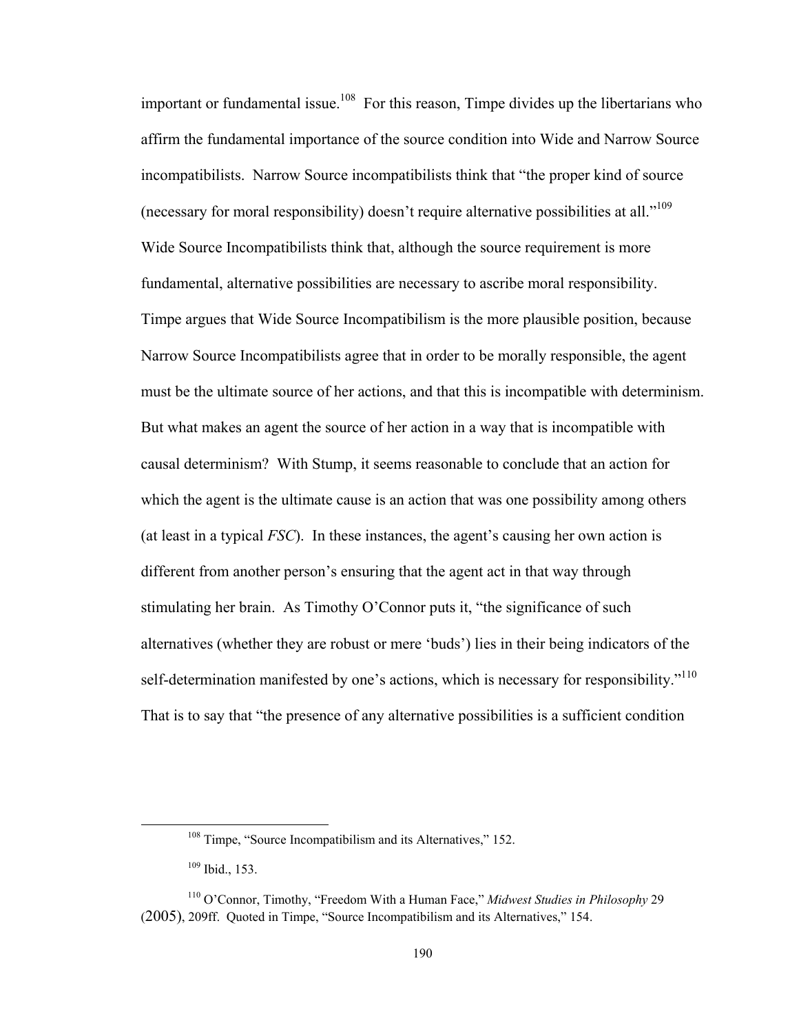important or fundamental issue.[108] For this reason, Timpe divides up the libertarians who affirm the fundamental importance of the source condition into Wide and Narrow Source incompatibilists. Narrow Source incompatibilists think that "the proper kind of source (necessary for moral responsibility) doesn't require alternative possibilities at all."[109] Wide Source Incompatibilists think that, although the source requirement is more fundamental, alternative possibilities are necessary to ascribe moral responsibility. Timpe argues that Wide Source Incompatibilism is the more plausible position, because Narrow Source Incompatibilists agree that in order to be morally responsible, the agent must be the ultimate source of her actions, and that this is incompatible with determinism. But what makes an agent the source of her action in a way that is incompatible with causal determinism? With Stump, it seems reasonable to conclude that an action for which the agent is the ultimate cause is an action that was one possibility among others (at least in a typical *FSC*). In these instances, the agent's causing her own action is different from another person's ensuring that the agent act in that way through stimulating her brain. As Timothy O'Connor puts it, "the significance of such alternatives (whether they are robust or mere 'buds') lies in their being indicators of the self-determination manifested by one's actions, which is necessary for responsibility."[110] That is to say that "the presence of any alternative possibilities is a sufficient condition

[108] Timpe, "Source Incompatibilism and its Alternatives," 152.

[109] Ibid., 153.

[110] O'Connor, Timothy, "Freedom With a Human Face," *Midwest Studies in Philosophy* 29 (2005), 209ff. Quoted in Timpe, "Source Incompatibilism and its Alternatives," 154.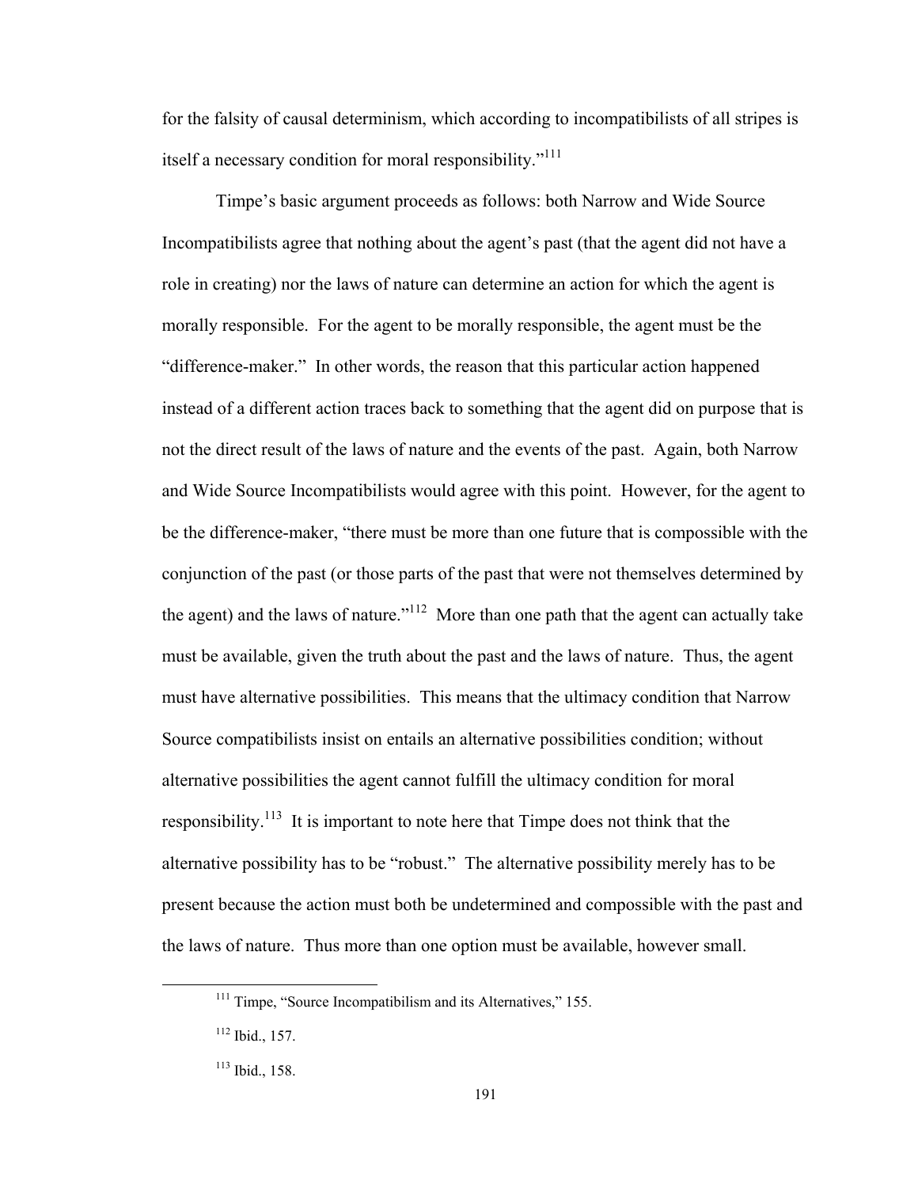for the falsity of causal determinism, which according to incompatibilists of all stripes is itself a necessary condition for moral responsibility."[111]

Timpe's basic argument proceeds as follows: both Narrow and Wide Source Incompatibilists agree that nothing about the agent's past (that the agent did not have a role in creating) nor the laws of nature can determine an action for which the agent is morally responsible. For the agent to be morally responsible, the agent must be the "difference-maker." In other words, the reason that this particular action happened instead of a different action traces back to something that the agent did on purpose that is not the direct result of the laws of nature and the events of the past. Again, both Narrow and Wide Source Incompatibilists would agree with this point. However, for the agent to be the difference-maker, "there must be more than one future that is compossible with the conjunction of the past (or those parts of the past that were not themselves determined by the agent) and the laws of nature."[112] More than one path that the agent can actually take must be available, given the truth about the past and the laws of nature. Thus, the agent must have alternative possibilities. This means that the ultimacy condition that Narrow Source compatibilists insist on entails an alternative possibilities condition; without alternative possibilities the agent cannot fulfill the ultimacy condition for moral responsibility.[113] It is important to note here that Timpe does not think that the alternative possibility has to be "robust." The alternative possibility merely has to be present because the action must both be undetermined and compossible with the past and the laws of nature. Thus more than one option must be available, however small.

[111] Timpe, "Source Incompatibilism and its Alternatives," 155.

[112] Ibid., 157.

[113] Ibid., 158.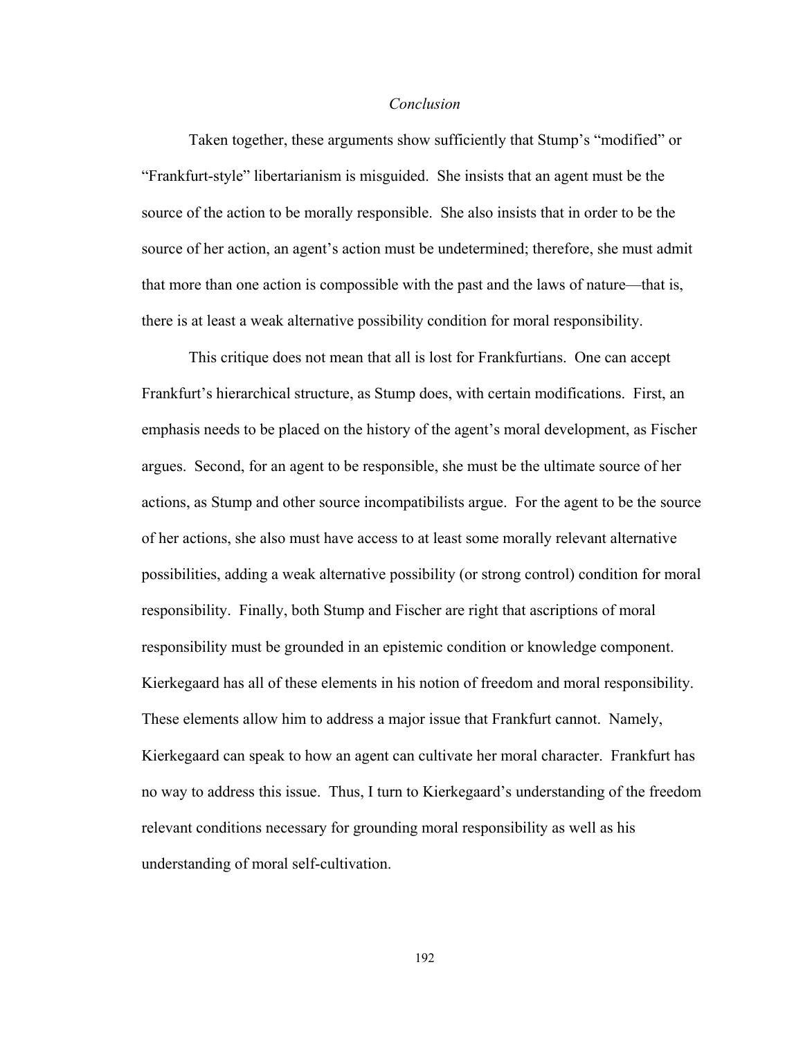## *Conclusion*

Taken together, these arguments show sufficiently that Stump's "modified" or "Frankfurt-style" libertarianism is misguided. She insists that an agent must be the source of the action to be morally responsible. She also insists that in order to be the source of her action, an agent's action must be undetermined; therefore, she must admit that more than one action is compossible with the past and the laws of nature—that is, there is at least a weak alternative possibility condition for moral responsibility.

This critique does not mean that all is lost for Frankfurtians. One can accept Frankfurt's hierarchical structure, as Stump does, with certain modifications. First, an emphasis needs to be placed on the history of the agent's moral development, as Fischer argues. Second, for an agent to be responsible, she must be the ultimate source of her actions, as Stump and other source incompatibilists argue. For the agent to be the source of her actions, she also must have access to at least some morally relevant alternative possibilities, adding a weak alternative possibility (or strong control) condition for moral responsibility. Finally, both Stump and Fischer are right that ascriptions of moral responsibility must be grounded in an epistemic condition or knowledge component. Kierkegaard has all of these elements in his notion of freedom and moral responsibility. These elements allow him to address a major issue that Frankfurt cannot. Namely, Kierkegaard can speak to how an agent can cultivate her moral character. Frankfurt has no way to address this issue. Thus, I turn to Kierkegaard's understanding of the freedom relevant conditions necessary for grounding moral responsibility as well as his understanding of moral self-cultivation.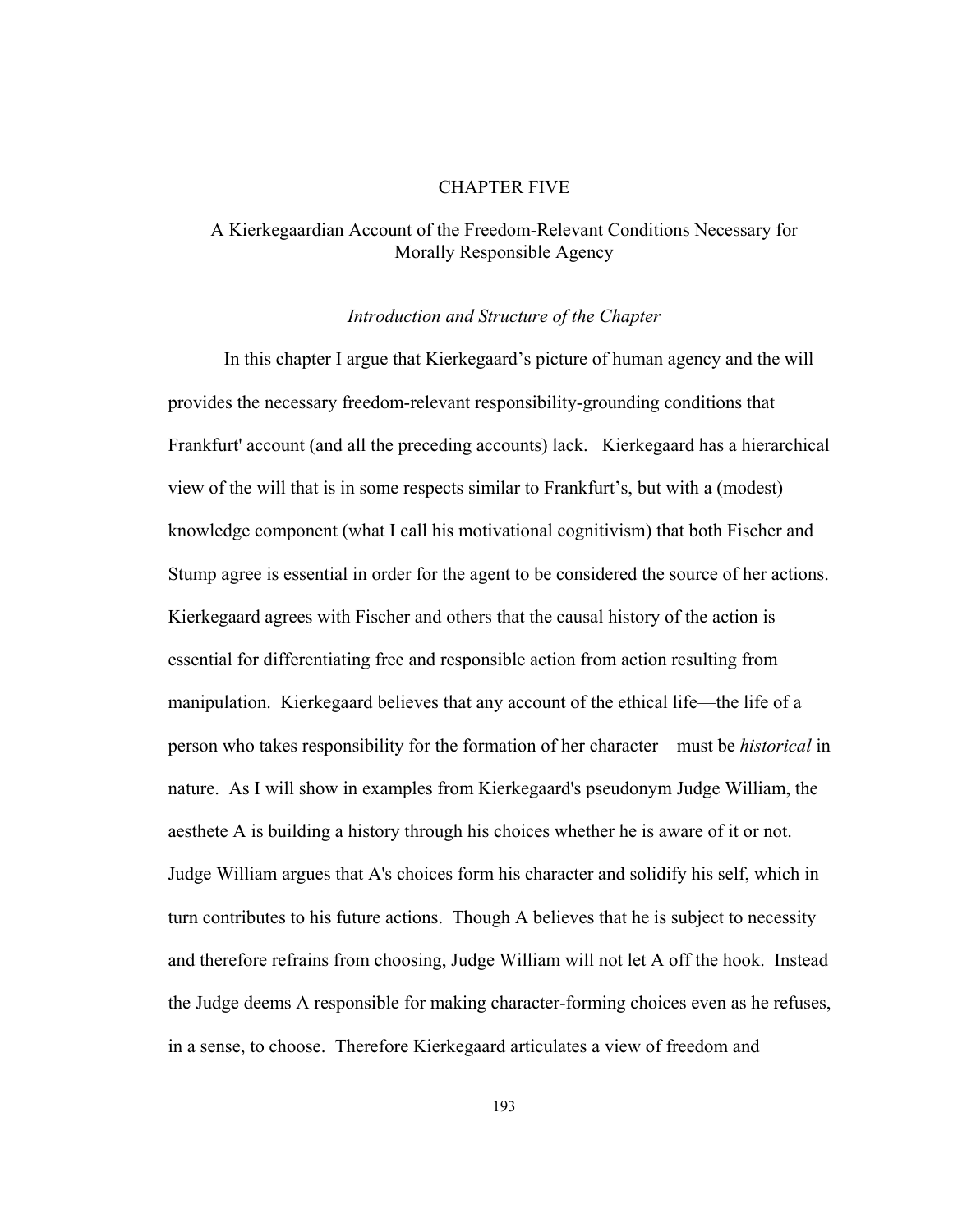# CHAPTER FIVE

## A Kierkegaardian Account of the Freedom-Relevant Conditions Necessary for Morally Responsible Agency

### *Introduction and Structure of the Chapter*

In this chapter I argue that Kierkegaard's picture of human agency and the will provides the necessary freedom-relevant responsibility-grounding conditions that Frankfurt' account (and all the preceding accounts) lack. Kierkegaard has a hierarchical view of the will that is in some respects similar to Frankfurt's, but with a (modest) knowledge component (what I call his motivational cognitivism) that both Fischer and Stump agree is essential in order for the agent to be considered the source of her actions. Kierkegaard agrees with Fischer and others that the causal history of the action is essential for differentiating free and responsible action from action resulting from manipulation. Kierkegaard believes that any account of the ethical life—the life of a person who takes responsibility for the formation of her character—must be *historical* in nature. As I will show in examples from Kierkegaard's pseudonym Judge William, the aesthete A is building a history through his choices whether he is aware of it or not. Judge William argues that A's choices form his character and solidify his self, which in turn contributes to his future actions. Though A believes that he is subject to necessity and therefore refrains from choosing, Judge William will not let A off the hook. Instead the Judge deems A responsible for making character-forming choices even as he refuses, in a sense, to choose. Therefore Kierkegaard articulates a view of freedom and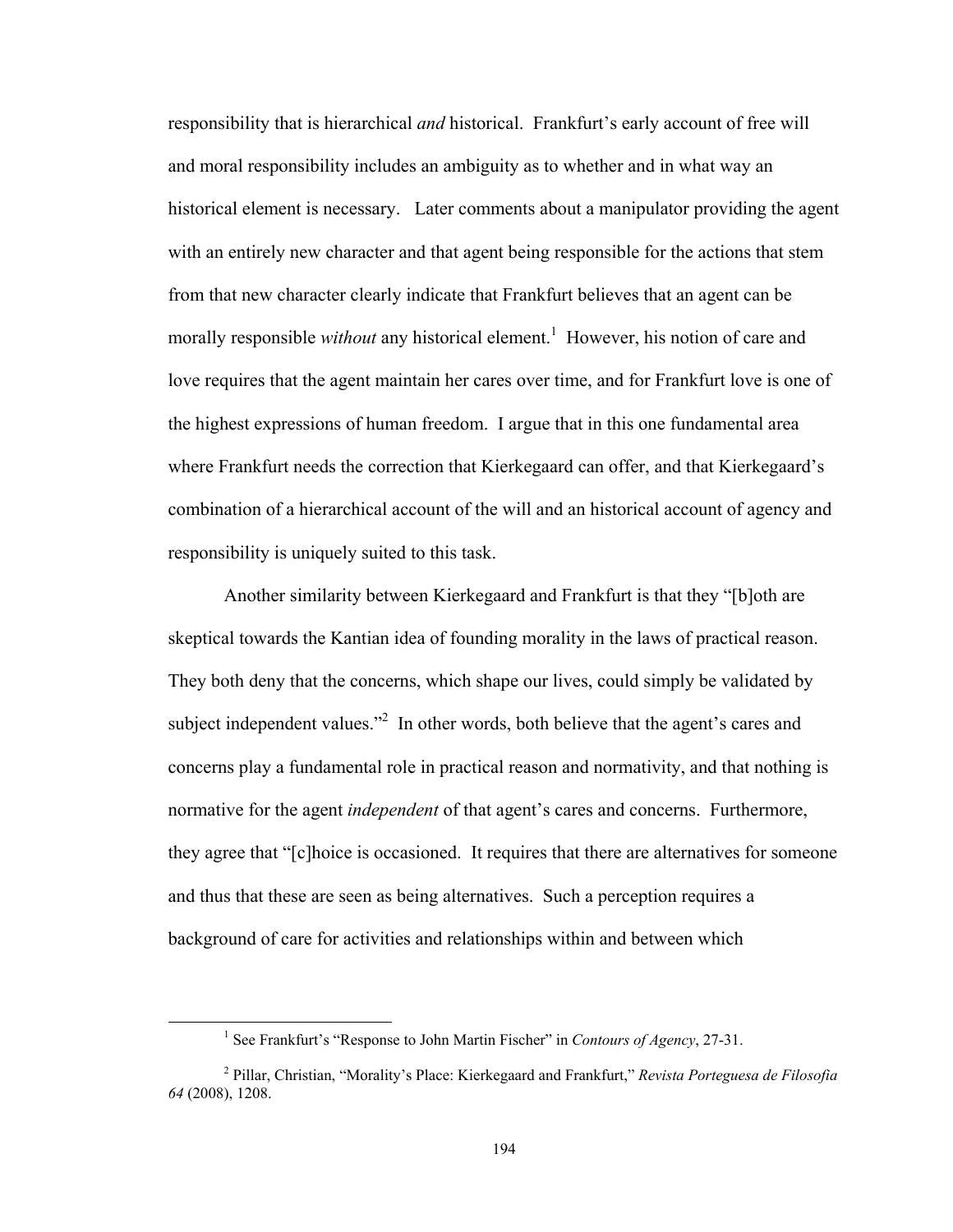responsibility that is hierarchical *and* historical. Frankfurt's early account of free will and moral responsibility includes an ambiguity as to whether and in what way an historical element is necessary. Later comments about a manipulator providing the agent with an entirely new character and that agent being responsible for the actions that stem from that new character clearly indicate that Frankfurt believes that an agent can be morally responsible *without* any historical element.[1] However, his notion of care and love requires that the agent maintain her cares over time, and for Frankfurt love is one of the highest expressions of human freedom. I argue that in this one fundamental area where Frankfurt needs the correction that Kierkegaard can offer, and that Kierkegaard's combination of a hierarchical account of the will and an historical account of agency and responsibility is uniquely suited to this task.

Another similarity between Kierkegaard and Frankfurt is that they "[b]oth are skeptical towards the Kantian idea of founding morality in the laws of practical reason. They both deny that the concerns, which shape our lives, could simply be validated by subject independent values."[2] In other words, both believe that the agent's cares and concerns play a fundamental role in practical reason and normativity, and that nothing is normative for the agent *independent* of that agent's cares and concerns. Furthermore, they agree that "[c]hoice is occasioned. It requires that there are alternatives for someone and thus that these are seen as being alternatives. Such a perception requires a background of care for activities and relationships within and between which

[1] See Frankfurt's "Response to John Martin Fischer" in *Contours of Agency*, 27-31.

[2] Pillar, Christian, "Morality's Place: Kierkegaard and Frankfurt," *Revista Porteguesa de Filosofia 64* (2008), 1208.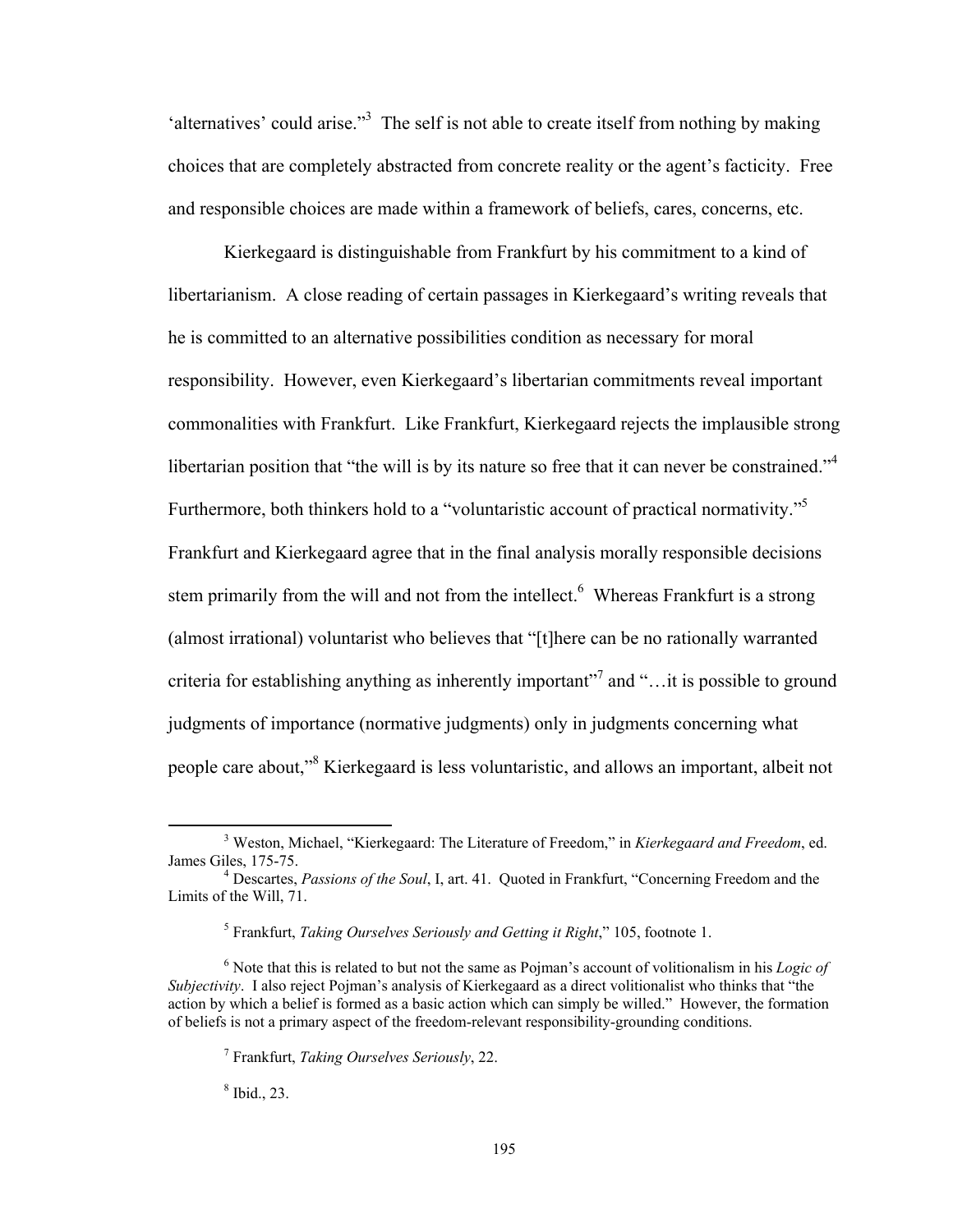'alternatives' could arise."[3] The self is not able to create itself from nothing by making choices that are completely abstracted from concrete reality or the agent's facticity. Free and responsible choices are made within a framework of beliefs, cares, concerns, etc.

Kierkegaard is distinguishable from Frankfurt by his commitment to a kind of libertarianism. A close reading of certain passages in Kierkegaard's writing reveals that he is committed to an alternative possibilities condition as necessary for moral responsibility. However, even Kierkegaard's libertarian commitments reveal important commonalities with Frankfurt. Like Frankfurt, Kierkegaard rejects the implausible strong libertarian position that "the will is by its nature so free that it can never be constrained."[4] Furthermore, both thinkers hold to a "voluntaristic account of practical normativity."[5] Frankfurt and Kierkegaard agree that in the final analysis morally responsible decisions stem primarily from the will and not from the intellect.[6] Whereas Frankfurt is a strong (almost irrational) voluntarist who believes that "[t]here can be no rationally warranted criteria for establishing anything as inherently important"[7] and "…it is possible to ground judgments of importance (normative judgments) only in judgments concerning what people care about,"[8] Kierkegaard is less voluntaristic, and allows an important, albeit not

---

[3] Weston, Michael, "Kierkegaard: The Literature of Freedom," in *Kierkegaard and Freedom*, ed. James Giles, 175-75.

[4] Descartes, *Passions of the Soul*, I, art. 41. Quoted in Frankfurt, "Concerning Freedom and the Limits of the Will, 71.

[5] Frankfurt, *Taking Ourselves Seriously and Getting it Right*," 105, footnote 1.

[6] Note that this is related to but not the same as Pojman's account of volitionalism in his *Logic of Subjectivity*. I also reject Pojman's analysis of Kierkegaard as a direct volitionalist who thinks that "the action by which a belief is formed as a basic action which can simply be willed." However, the formation of beliefs is not a primary aspect of the freedom-relevant responsibility-grounding conditions.

[7] Frankfurt, *Taking Ourselves Seriously*, 22.

[8] Ibid., 23.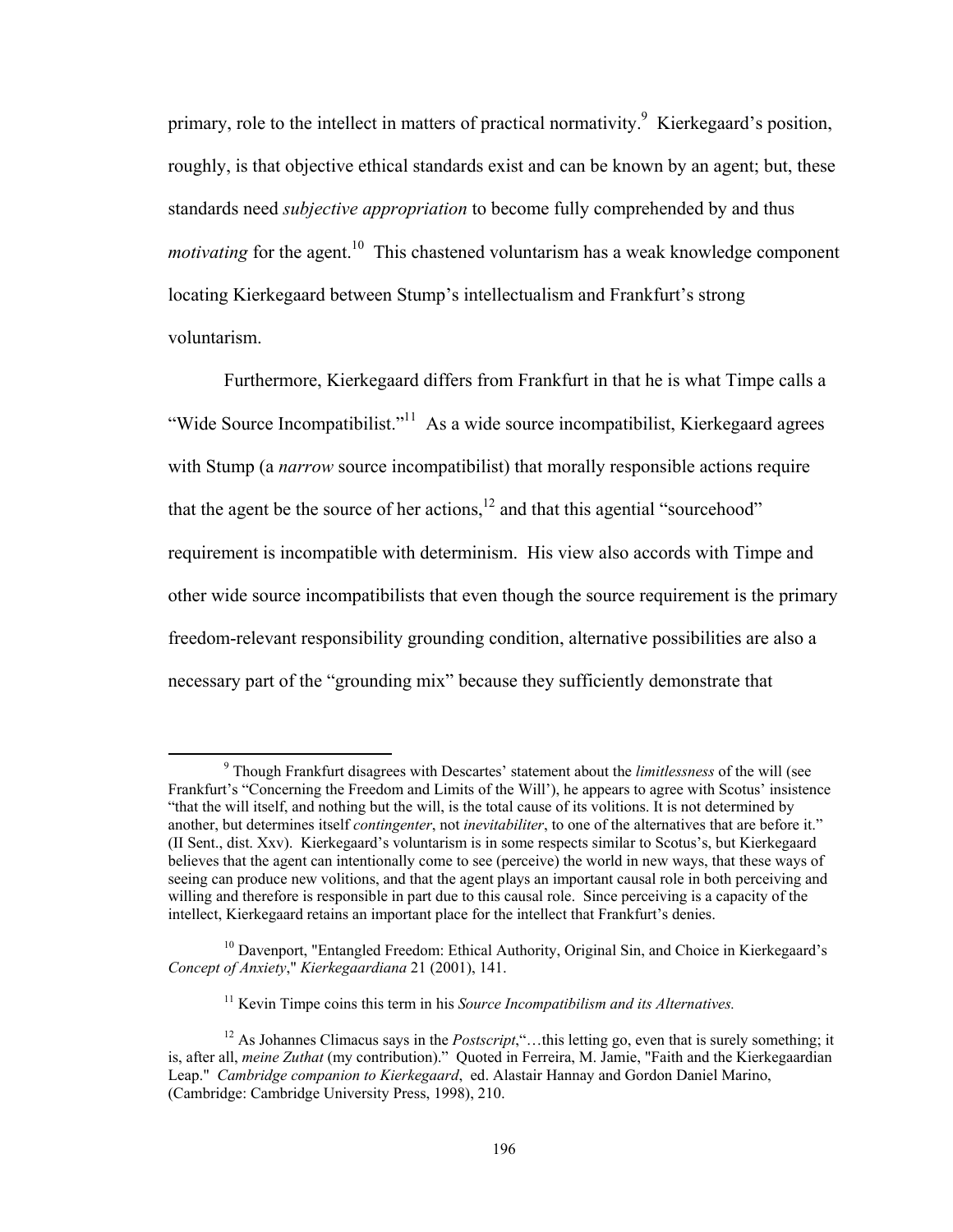primary, role to the intellect in matters of practical normativity.[9] Kierkegaard's position, roughly, is that objective ethical standards exist and can be known by an agent; but, these standards need *subjective appropriation* to become fully comprehended by and thus *motivating* for the agent.[10] This chastened voluntarism has a weak knowledge component locating Kierkegaard between Stump's intellectualism and Frankfurt's strong voluntarism.

Furthermore, Kierkegaard differs from Frankfurt in that he is what Timpe calls a "Wide Source Incompatibilist."[11] As a wide source incompatibilist, Kierkegaard agrees with Stump (a *narrow* source incompatibilist) that morally responsible actions require that the agent be the source of her actions,[12] and that this agential "sourcehood" requirement is incompatible with determinism. His view also accords with Timpe and other wide source incompatibilists that even though the source requirement is the primary freedom-relevant responsibility grounding condition, alternative possibilities are also a necessary part of the "grounding mix" because they sufficiently demonstrate that

---

[9] Though Frankfurt disagrees with Descartes' statement about the *limitlessness* of the will (see Frankfurt's "Concerning the Freedom and Limits of the Will'), he appears to agree with Scotus' insistence "that the will itself, and nothing but the will, is the total cause of its volitions. It is not determined by another, but determines itself *contingenter*, not *inevitabiliter*, to one of the alternatives that are before it." (II Sent., dist. Xxv). Kierkegaard's voluntarism is in some respects similar to Scotus's, but Kierkegaard believes that the agent can intentionally come to see (perceive) the world in new ways, that these ways of seeing can produce new volitions, and that the agent plays an important causal role in both perceiving and willing and therefore is responsible in part due to this causal role. Since perceiving is a capacity of the intellect, Kierkegaard retains an important place for the intellect that Frankfurt's denies.

[10] Davenport, "Entangled Freedom: Ethical Authority, Original Sin, and Choice in Kierkegaard's *Concept of Anxiety*," *Kierkegaardiana* 21 (2001), 141.

[11] Kevin Timpe coins this term in his *Source Incompatibilism and its Alternatives.*

[12] As Johannes Climacus says in the *Postscript*,"…this letting go, even that is surely something; it is, after all, *meine Zuthat* (my contribution)." Quoted in Ferreira, M. Jamie, "Faith and the Kierkegaardian Leap." *Cambridge companion to Kierkegaard*, ed. Alastair Hannay and Gordon Daniel Marino, (Cambridge: Cambridge University Press, 1998), 210.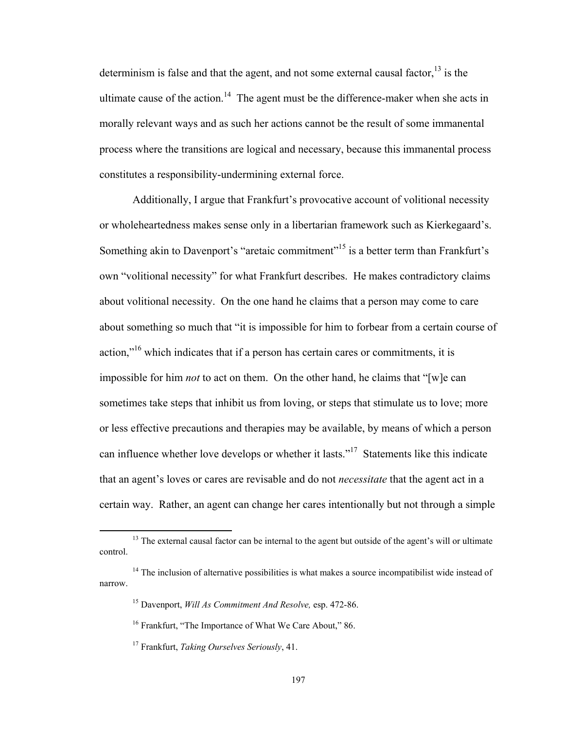determinism is false and that the agent, and not some external causal factor,[13] is the ultimate cause of the action.[14] The agent must be the difference-maker when she acts in morally relevant ways and as such her actions cannot be the result of some immanental process where the transitions are logical and necessary, because this immanental process constitutes a responsibility-undermining external force.

Additionally, I argue that Frankfurt's provocative account of volitional necessity or wholeheartedness makes sense only in a libertarian framework such as Kierkegaard's. Something akin to Davenport's "aretaic commitment"[15] is a better term than Frankfurt's own "volitional necessity" for what Frankfurt describes. He makes contradictory claims about volitional necessity. On the one hand he claims that a person may come to care about something so much that "it is impossible for him to forbear from a certain course of action,"[16] which indicates that if a person has certain cares or commitments, it is impossible for him *not* to act on them. On the other hand, he claims that "[w]e can sometimes take steps that inhibit us from loving, or steps that stimulate us to love; more or less effective precautions and therapies may be available, by means of which a person can influence whether love develops or whether it lasts."[17] Statements like this indicate that an agent's loves or cares are revisable and do not *necessitate* that the agent act in a certain way. Rather, an agent can change her cares intentionally but not through a simple

---

[13] The external causal factor can be internal to the agent but outside of the agent's will or ultimate control.

[14] The inclusion of alternative possibilities is what makes a source incompatibilist wide instead of narrow.

[15] Davenport, *Will As Commitment And Resolve,* esp. 472-86.

[16] Frankfurt, "The Importance of What We Care About," 86.

[17] Frankfurt, *Taking Ourselves Seriously*, 41.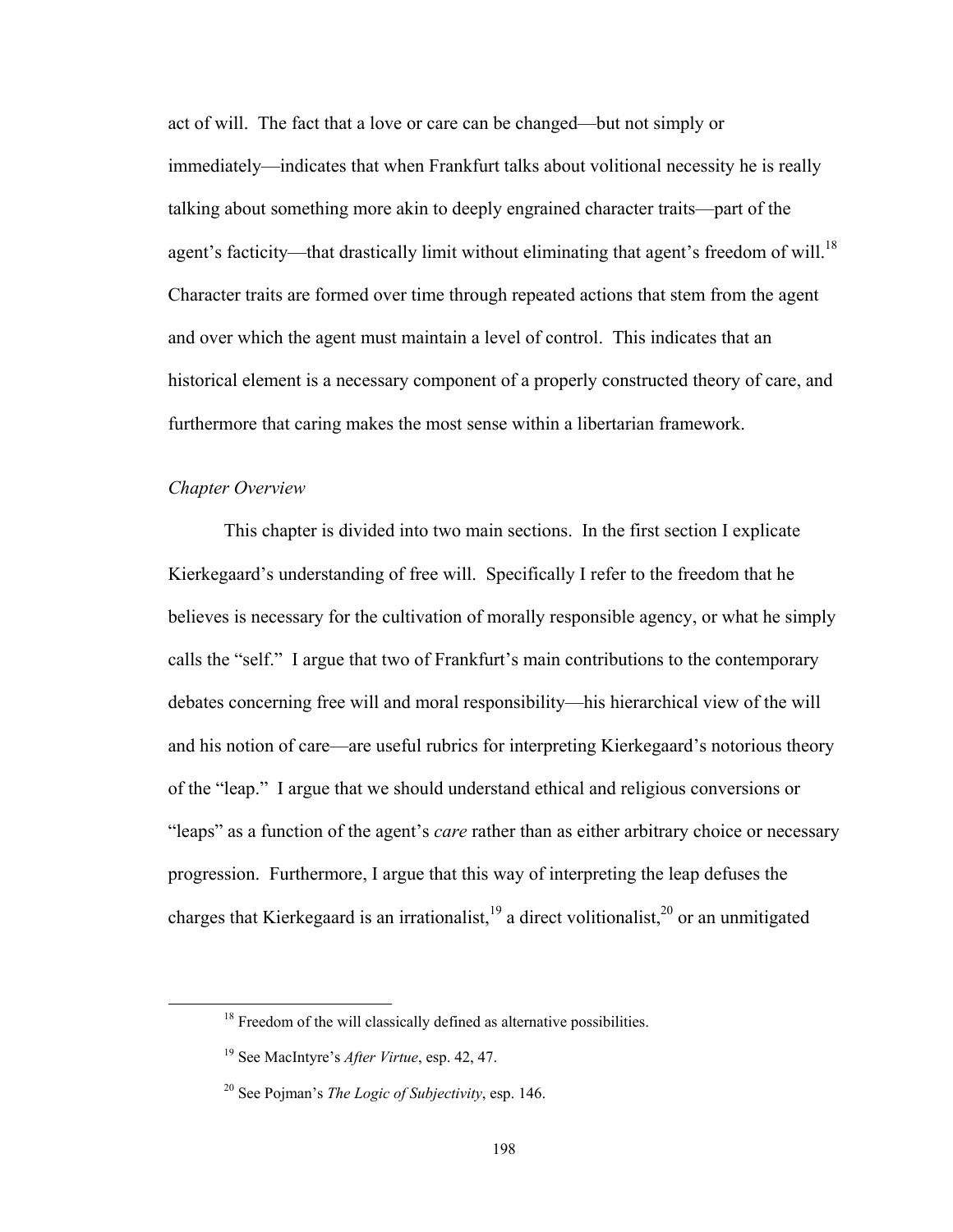act of will. The fact that a love or care can be changed—but not simply or immediately—indicates that when Frankfurt talks about volitional necessity he is really talking about something more akin to deeply engrained character traits—part of the agent's facticity—that drastically limit without eliminating that agent's freedom of will.[18] Character traits are formed over time through repeated actions that stem from the agent and over which the agent must maintain a level of control. This indicates that an historical element is a necessary component of a properly constructed theory of care, and furthermore that caring makes the most sense within a libertarian framework.

*Chapter Overview*

This chapter is divided into two main sections. In the first section I explicate Kierkegaard's understanding of free will. Specifically I refer to the freedom that he believes is necessary for the cultivation of morally responsible agency, or what he simply calls the "self." I argue that two of Frankfurt's main contributions to the contemporary debates concerning free will and moral responsibility—his hierarchical view of the will and his notion of care—are useful rubrics for interpreting Kierkegaard's notorious theory of the "leap." I argue that we should understand ethical and religious conversions or "leaps" as a function of the agent's *care* rather than as either arbitrary choice or necessary progression. Furthermore, I argue that this way of interpreting the leap defuses the charges that Kierkegaard is an irrationalist,[19] a direct volitionalist,[20] or an unmitigated

[18] Freedom of the will classically defined as alternative possibilities.

[19] See MacIntyre's *After Virtue*, esp. 42, 47.

[20] See Pojman's *The Logic of Subjectivity*, esp. 146.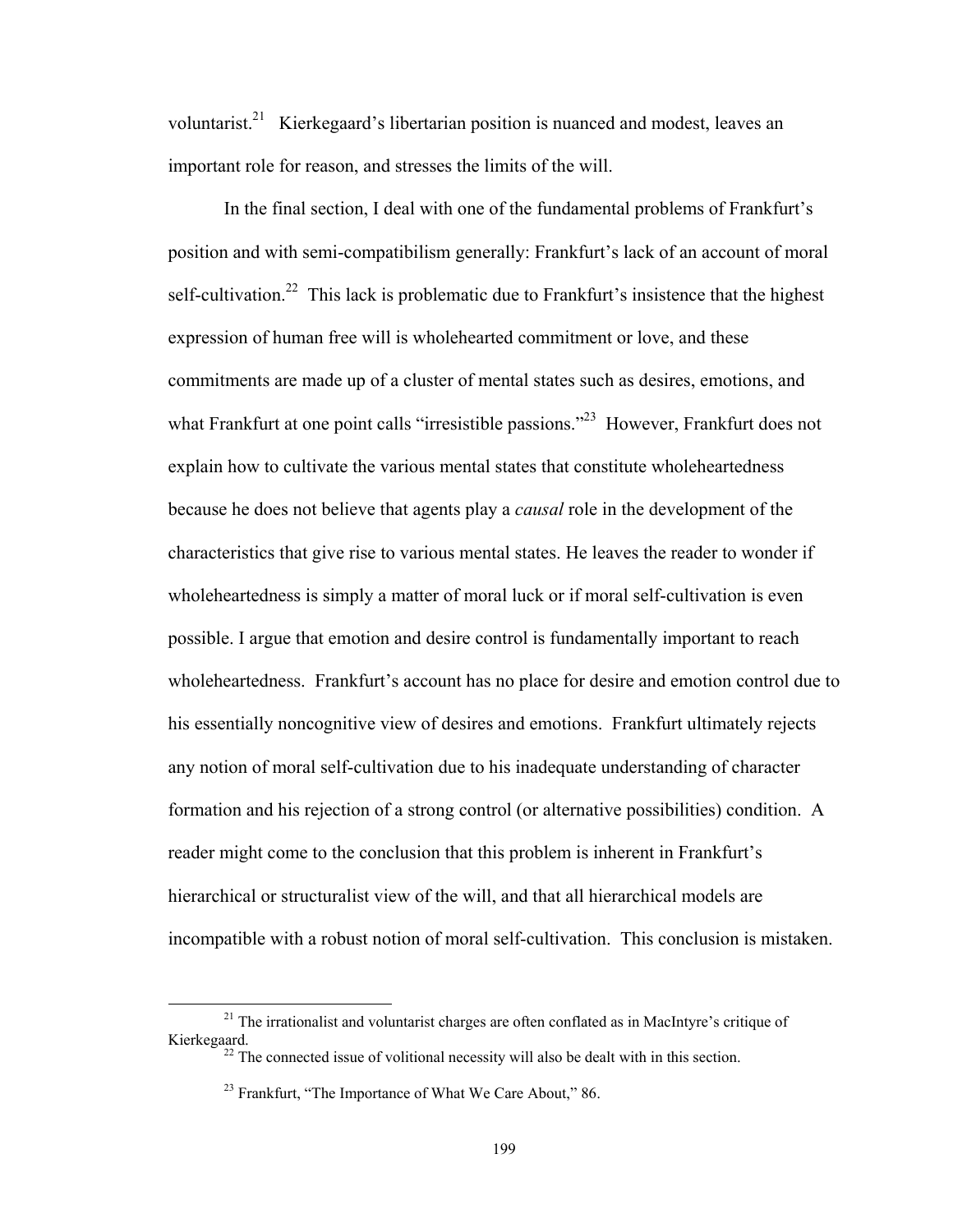voluntarist.[21] Kierkegaard's libertarian position is nuanced and modest, leaves an important role for reason, and stresses the limits of the will.

In the final section, I deal with one of the fundamental problems of Frankfurt's position and with semi-compatibilism generally: Frankfurt's lack of an account of moral self-cultivation.[22] This lack is problematic due to Frankfurt's insistence that the highest expression of human free will is wholehearted commitment or love, and these commitments are made up of a cluster of mental states such as desires, emotions, and what Frankfurt at one point calls "irresistible passions."[23] However, Frankfurt does not explain how to cultivate the various mental states that constitute wholeheartedness because he does not believe that agents play a *causal* role in the development of the characteristics that give rise to various mental states. He leaves the reader to wonder if wholeheartedness is simply a matter of moral luck or if moral self-cultivation is even possible. I argue that emotion and desire control is fundamentally important to reach wholeheartedness. Frankfurt's account has no place for desire and emotion control due to his essentially noncognitive view of desires and emotions. Frankfurt ultimately rejects any notion of moral self-cultivation due to his inadequate understanding of character formation and his rejection of a strong control (or alternative possibilities) condition. A reader might come to the conclusion that this problem is inherent in Frankfurt's hierarchical or structuralist view of the will, and that all hierarchical models are incompatible with a robust notion of moral self-cultivation. This conclusion is mistaken.

---

[21] The irrationalist and voluntarist charges are often conflated as in MacIntyre's critique of Kierkegaard.

[22] The connected issue of volitional necessity will also be dealt with in this section.

[23] Frankfurt, "The Importance of What We Care About," 86.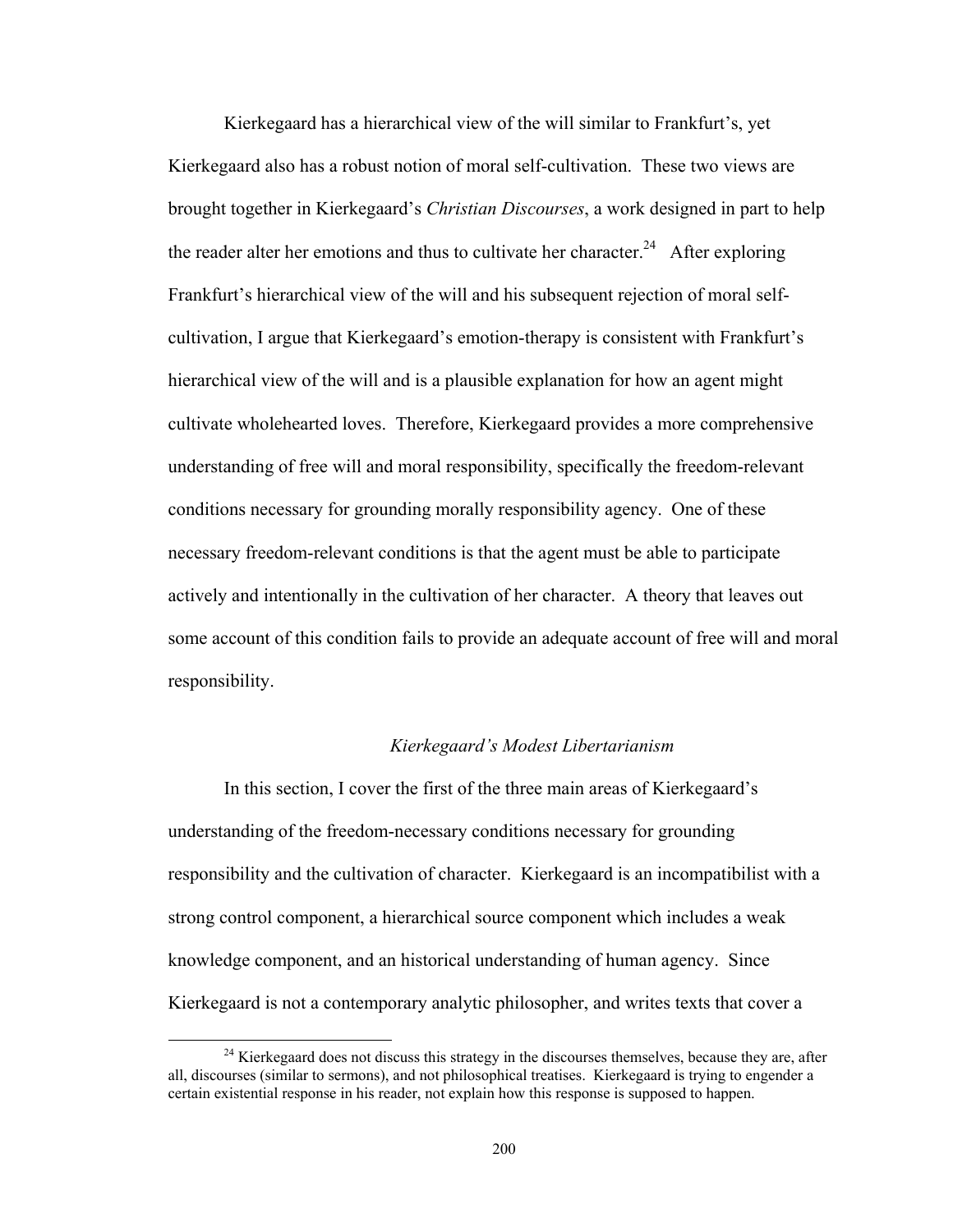Kierkegaard has a hierarchical view of the will similar to Frankfurt's, yet Kierkegaard also has a robust notion of moral self-cultivation. These two views are brought together in Kierkegaard's *Christian Discourses*, a work designed in part to help the reader alter her emotions and thus to cultivate her character.[24] After exploring Frankfurt's hierarchical view of the will and his subsequent rejection of moral self-cultivation, I argue that Kierkegaard's emotion-therapy is consistent with Frankfurt's hierarchical view of the will and is a plausible explanation for how an agent might cultivate wholehearted loves. Therefore, Kierkegaard provides a more comprehensive understanding of free will and moral responsibility, specifically the freedom-relevant conditions necessary for grounding morally responsibility agency. One of these necessary freedom-relevant conditions is that the agent must be able to participate actively and intentionally in the cultivation of her character. A theory that leaves out some account of this condition fails to provide an adequate account of free will and moral responsibility.

### *Kierkegaard's Modest Libertarianism*

In this section, I cover the first of the three main areas of Kierkegaard's understanding of the freedom-necessary conditions necessary for grounding responsibility and the cultivation of character. Kierkegaard is an incompatibilist with a strong control component, a hierarchical source component which includes a weak knowledge component, and an historical understanding of human agency. Since Kierkegaard is not a contemporary analytic philosopher, and writes texts that cover a

---

[24] Kierkegaard does not discuss this strategy in the discourses themselves, because they are, after all, discourses (similar to sermons), and not philosophical treatises. Kierkegaard is trying to engender a certain existential response in his reader, not explain how this response is supposed to happen.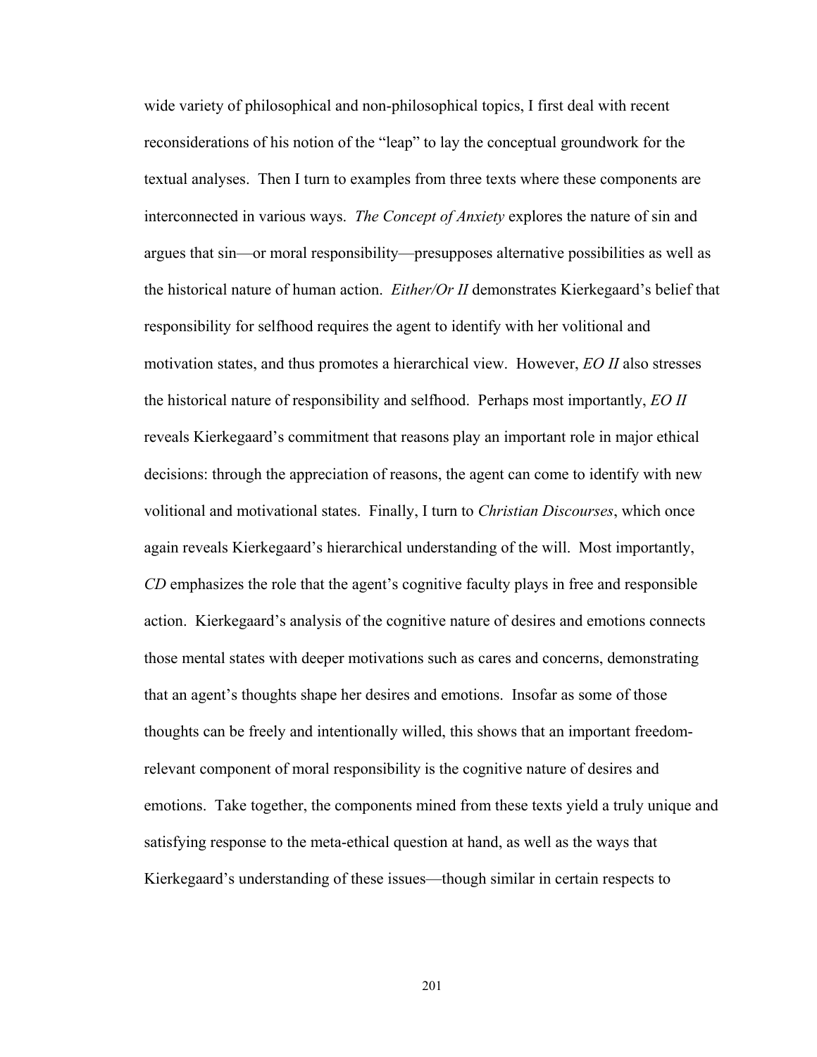wide variety of philosophical and non-philosophical topics, I first deal with recent reconsiderations of his notion of the "leap" to lay the conceptual groundwork for the textual analyses. Then I turn to examples from three texts where these components are interconnected in various ways. *The Concept of Anxiety* explores the nature of sin and argues that sin—or moral responsibility—presupposes alternative possibilities as well as the historical nature of human action. *Either/Or II* demonstrates Kierkegaard's belief that responsibility for selfhood requires the agent to identify with her volitional and motivation states, and thus promotes a hierarchical view. However, *EO II* also stresses the historical nature of responsibility and selfhood. Perhaps most importantly, *EO II* reveals Kierkegaard's commitment that reasons play an important role in major ethical decisions: through the appreciation of reasons, the agent can come to identify with new volitional and motivational states. Finally, I turn to *Christian Discourses*, which once again reveals Kierkegaard's hierarchical understanding of the will. Most importantly, *CD* emphasizes the role that the agent's cognitive faculty plays in free and responsible action. Kierkegaard's analysis of the cognitive nature of desires and emotions connects those mental states with deeper motivations such as cares and concerns, demonstrating that an agent's thoughts shape her desires and emotions. Insofar as some of those thoughts can be freely and intentionally willed, this shows that an important freedom-relevant component of moral responsibility is the cognitive nature of desires and emotions. Take together, the components mined from these texts yield a truly unique and satisfying response to the meta-ethical question at hand, as well as the ways that Kierkegaard's understanding of these issues—though similar in certain respects to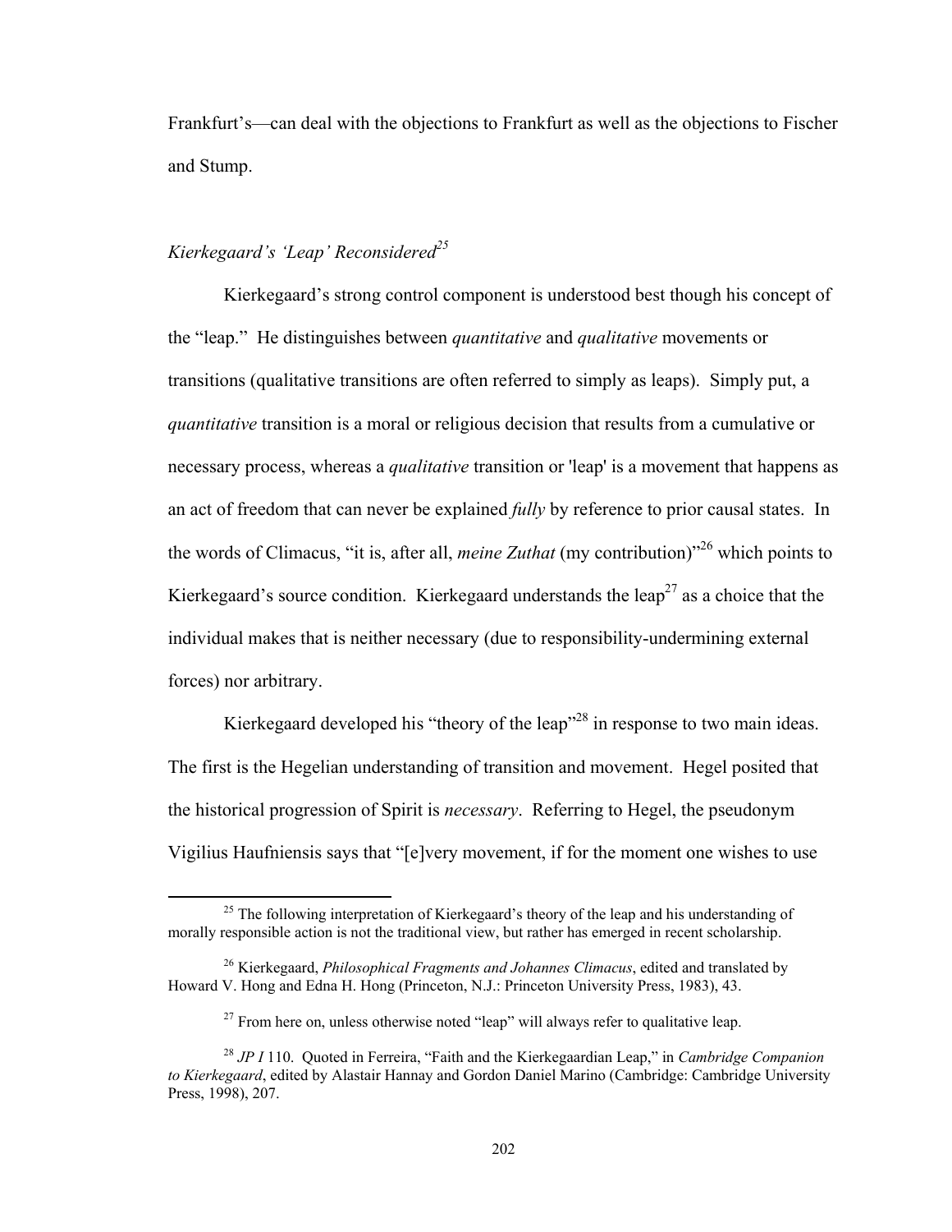Frankfurt's—can deal with the objections to Frankfurt as well as the objections to Fischer and Stump.

### *Kierkegaard's 'Leap' Reconsidered*[25]

Kierkegaard's strong control component is understood best though his concept of the "leap." He distinguishes between *quantitative* and *qualitative* movements or transitions (qualitative transitions are often referred to simply as leaps). Simply put, a *quantitative* transition is a moral or religious decision that results from a cumulative or necessary process, whereas a *qualitative* transition or 'leap' is a movement that happens as an act of freedom that can never be explained *fully* by reference to prior causal states. In the words of Climacus, "it is, after all, *meine Zuthat* (my contribution)"[26] which points to Kierkegaard's source condition. Kierkegaard understands the leap[27] as a choice that the individual makes that is neither necessary (due to responsibility-undermining external forces) nor arbitrary.

Kierkegaard developed his "theory of the leap"[28] in response to two main ideas. The first is the Hegelian understanding of transition and movement. Hegel posited that the historical progression of Spirit is *necessary*. Referring to Hegel, the pseudonym Vigilius Haufniensis says that "[e]very movement, if for the moment one wishes to use

---

[25] The following interpretation of Kierkegaard's theory of the leap and his understanding of morally responsible action is not the traditional view, but rather has emerged in recent scholarship.

[26] Kierkegaard, *Philosophical Fragments and Johannes Climacus*, edited and translated by Howard V. Hong and Edna H. Hong (Princeton, N.J.: Princeton University Press, 1983), 43.

[27] From here on, unless otherwise noted "leap" will always refer to qualitative leap.

[28] *JP I* 110. Quoted in Ferreira, "Faith and the Kierkegaardian Leap," in *Cambridge Companion to Kierkegaard*, edited by Alastair Hannay and Gordon Daniel Marino (Cambridge: Cambridge University Press, 1998), 207.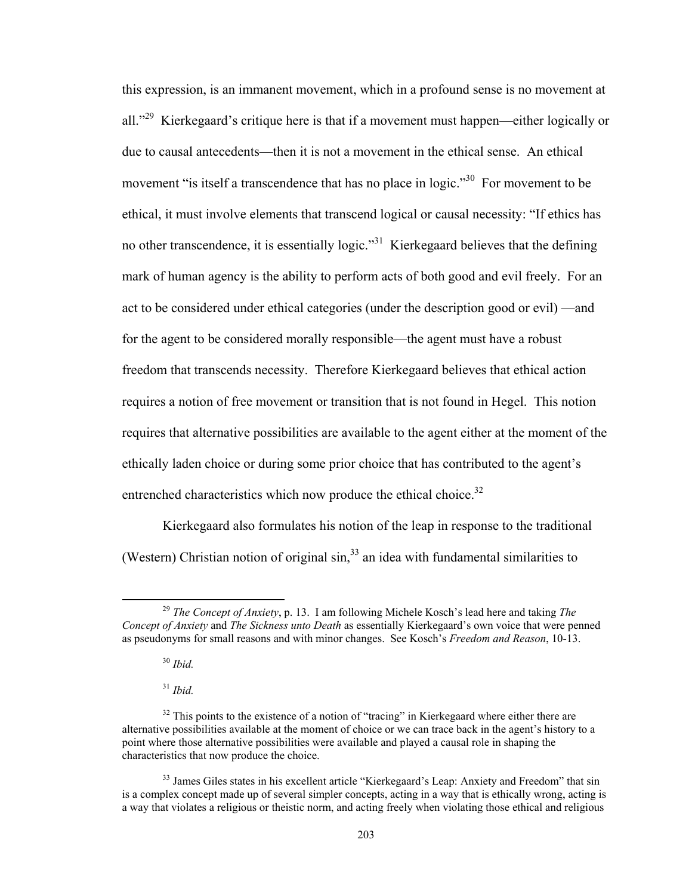this expression, is an immanent movement, which in a profound sense is no movement at all."[29] Kierkegaard's critique here is that if a movement must happen—either logically or due to causal antecedents—then it is not a movement in the ethical sense. An ethical movement "is itself a transcendence that has no place in logic."[30] For movement to be ethical, it must involve elements that transcend logical or causal necessity: "If ethics has no other transcendence, it is essentially logic."[31] Kierkegaard believes that the defining mark of human agency is the ability to perform acts of both good and evil freely. For an act to be considered under ethical categories (under the description good or evil) —and for the agent to be considered morally responsible—the agent must have a robust freedom that transcends necessity. Therefore Kierkegaard believes that ethical action requires a notion of free movement or transition that is not found in Hegel. This notion requires that alternative possibilities are available to the agent either at the moment of the ethically laden choice or during some prior choice that has contributed to the agent's entrenched characteristics which now produce the ethical choice.[32]

Kierkegaard also formulates his notion of the leap in response to the traditional (Western) Christian notion of original sin,[33] an idea with fundamental similarities to

---

[29] *The Concept of Anxiety*, p. 13. I am following Michele Kosch's lead here and taking *The Concept of Anxiety* and *The Sickness unto Death* as essentially Kierkegaard's own voice that were penned as pseudonyms for small reasons and with minor changes. See Kosch's *Freedom and Reason*, 10-13.

[30] *Ibid.*

[31] *Ibid.*

[32] This points to the existence of a notion of "tracing" in Kierkegaard where either there are alternative possibilities available at the moment of choice or we can trace back in the agent's history to a point where those alternative possibilities were available and played a causal role in shaping the characteristics that now produce the choice.

[33] James Giles states in his excellent article "Kierkegaard's Leap: Anxiety and Freedom" that sin is a complex concept made up of several simpler concepts, acting in a way that is ethically wrong, acting is a way that violates a religious or theistic norm, and acting freely when violating those ethical and religious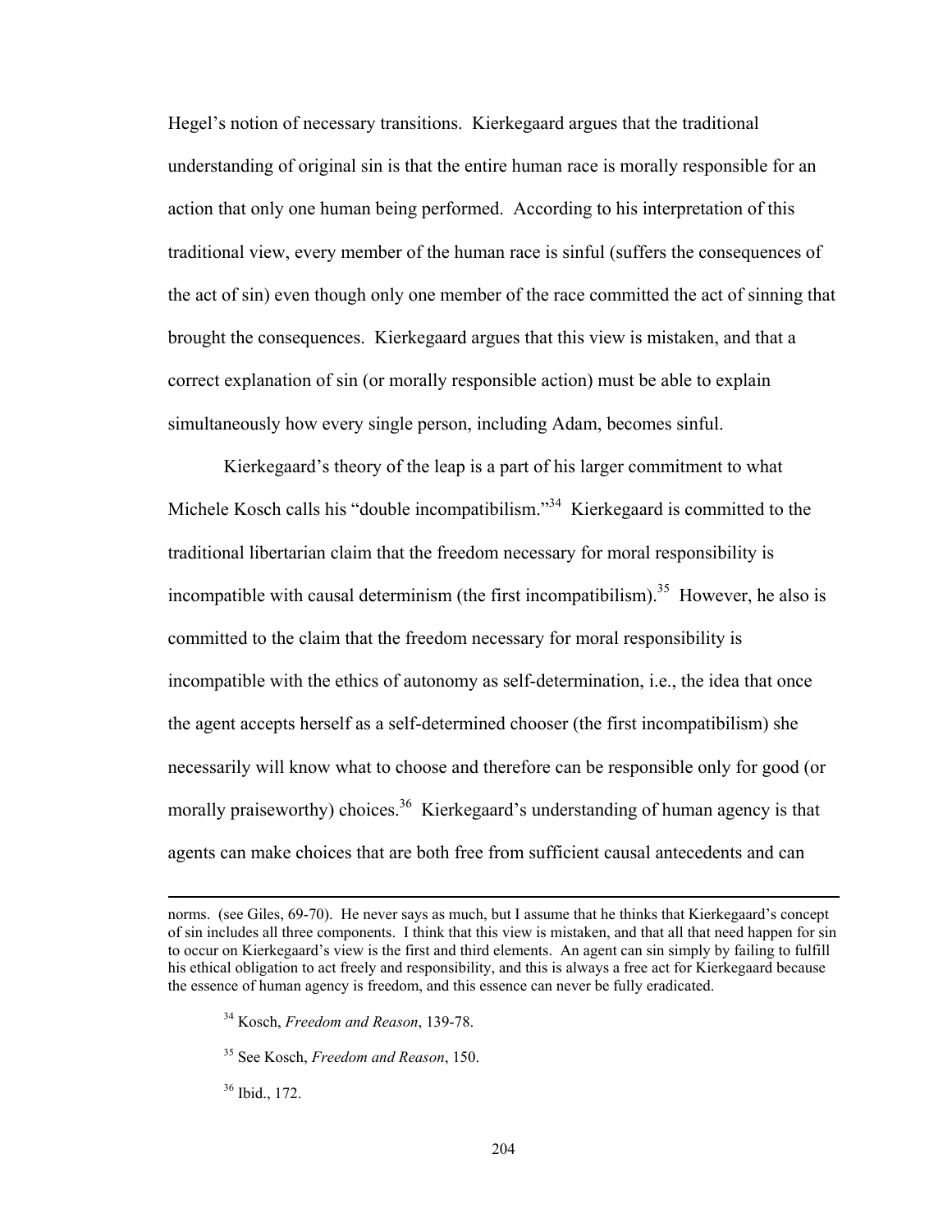Hegel's notion of necessary transitions. Kierkegaard argues that the traditional understanding of original sin is that the entire human race is morally responsible for an action that only one human being performed. According to his interpretation of this traditional view, every member of the human race is sinful (suffers the consequences of the act of sin) even though only one member of the race committed the act of sinning that brought the consequences. Kierkegaard argues that this view is mistaken, and that a correct explanation of sin (or morally responsible action) must be able to explain simultaneously how every single person, including Adam, becomes sinful.

Kierkegaard's theory of the leap is a part of his larger commitment to what Michele Kosch calls his "double incompatibilism."[34] Kierkegaard is committed to the traditional libertarian claim that the freedom necessary for moral responsibility is incompatible with causal determinism (the first incompatibilism).[35] However, he also is committed to the claim that the freedom necessary for moral responsibility is incompatible with the ethics of autonomy as self-determination, i.e., the idea that once the agent accepts herself as a self-determined chooser (the first incompatibilism) she necessarily will know what to choose and therefore can be responsible only for good (or morally praiseworthy) choices.[36] Kierkegaard's understanding of human agency is that agents can make choices that are both free from sufficient causal antecedents and can

---

norms. (see Giles, 69-70). He never says as much, but I assume that he thinks that Kierkegaard's concept of sin includes all three components. I think that this view is mistaken, and that all that need happen for sin to occur on Kierkegaard's view is the first and third elements. An agent can sin simply by failing to fulfill his ethical obligation to act freely and responsibility, and this is always a free act for Kierkegaard because the essence of human agency is freedom, and this essence can never be fully eradicated.

[34] Kosch, *Freedom and Reason*, 139-78.

[35] See Kosch, *Freedom and Reason*, 150.

[36] Ibid., 172.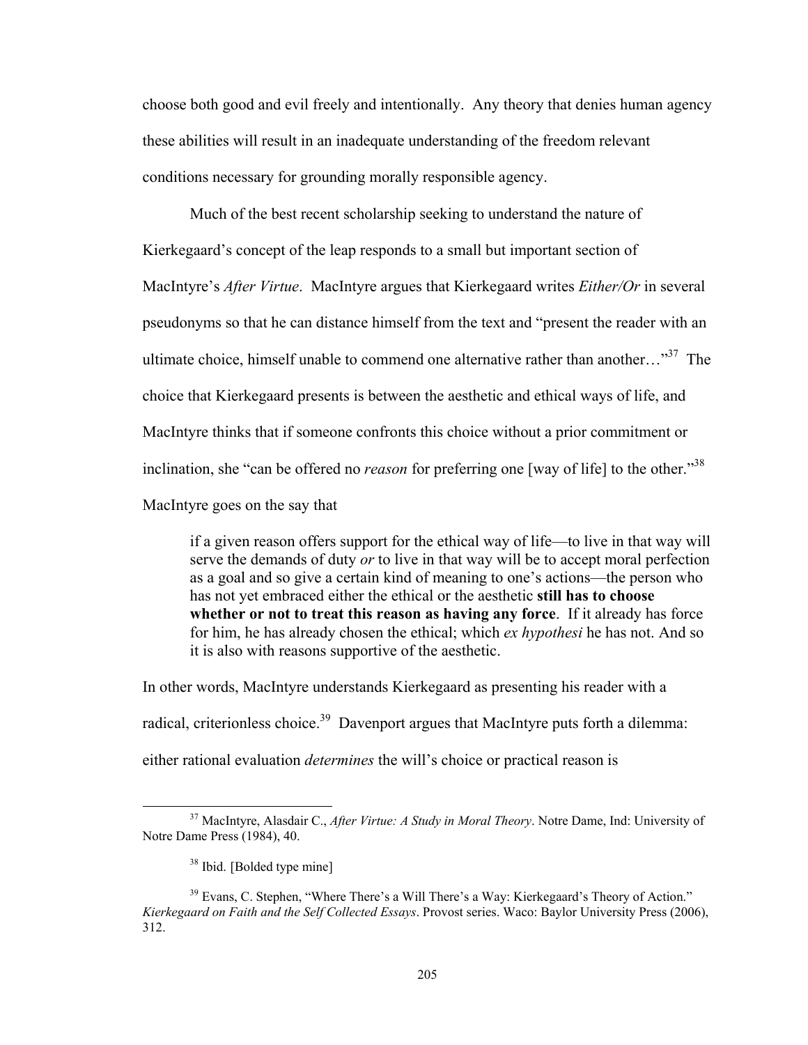choose both good and evil freely and intentionally. Any theory that denies human agency these abilities will result in an inadequate understanding of the freedom relevant conditions necessary for grounding morally responsible agency.

Much of the best recent scholarship seeking to understand the nature of Kierkegaard's concept of the leap responds to a small but important section of MacIntyre's *After Virtue*. MacIntyre argues that Kierkegaard writes *Either/Or* in several pseudonyms so that he can distance himself from the text and "present the reader with an ultimate choice, himself unable to commend one alternative rather than another…"[37] The choice that Kierkegaard presents is between the aesthetic and ethical ways of life, and MacIntyre thinks that if someone confronts this choice without a prior commitment or inclination, she "can be offered no *reason* for preferring one [way of life] to the other."[38] MacIntyre goes on the say that

> if a given reason offers support for the ethical way of life—to live in that way will serve the demands of duty *or* to live in that way will be to accept moral perfection as a goal and so give a certain kind of meaning to one's actions—the person who has not yet embraced either the ethical or the aesthetic **still has to choose whether or not to treat this reason as having any force**. If it already has force for him, he has already chosen the ethical; which *ex hypothesi* he has not. And so it is also with reasons supportive of the aesthetic.

In other words, MacIntyre understands Kierkegaard as presenting his reader with a radical, criterionless choice.[39] Davenport argues that MacIntyre puts forth a dilemma: either rational evaluation *determines* the will's choice or practical reason is

---

[37] MacIntyre, Alasdair C., *After Virtue: A Study in Moral Theory*. Notre Dame, Ind: University of Notre Dame Press (1984), 40.

[38] Ibid. [Bolded type mine]

[39] Evans, C. Stephen, "Where There's a Will There's a Way: Kierkegaard's Theory of Action." *Kierkegaard on Faith and the Self Collected Essays*. Provost series. Waco: Baylor University Press (2006), 312.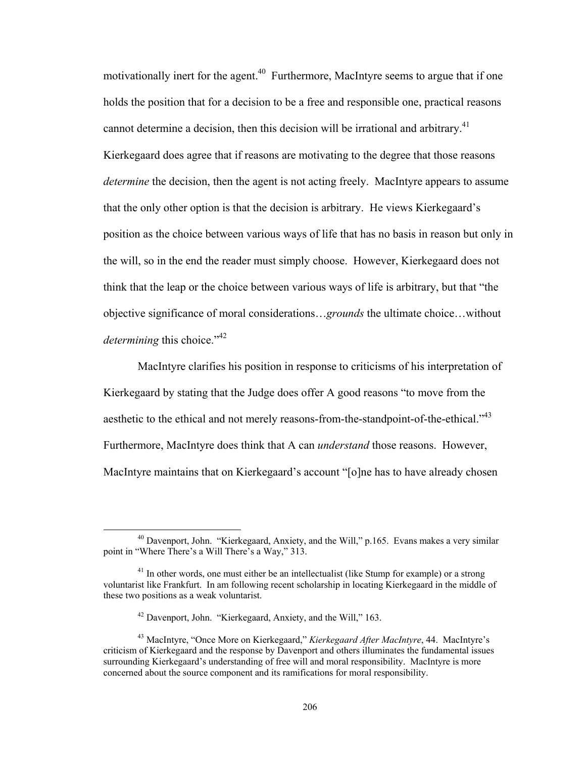motivationally inert for the agent.[40] Furthermore, MacIntyre seems to argue that if one holds the position that for a decision to be a free and responsible one, practical reasons cannot determine a decision, then this decision will be irrational and arbitrary.[41] Kierkegaard does agree that if reasons are motivating to the degree that those reasons *determine* the decision, then the agent is not acting freely. MacIntyre appears to assume that the only other option is that the decision is arbitrary. He views Kierkegaard's position as the choice between various ways of life that has no basis in reason but only in the will, so in the end the reader must simply choose. However, Kierkegaard does not think that the leap or the choice between various ways of life is arbitrary, but that "the objective significance of moral considerations…*grounds* the ultimate choice…without *determining* this choice."[42]

MacIntyre clarifies his position in response to criticisms of his interpretation of Kierkegaard by stating that the Judge does offer A good reasons "to move from the aesthetic to the ethical and not merely reasons-from-the-standpoint-of-the-ethical."[43] Furthermore, MacIntyre does think that A can *understand* those reasons. However, MacIntyre maintains that on Kierkegaard's account "[o]ne has to have already chosen

---

[40] Davenport, John. "Kierkegaard, Anxiety, and the Will," p.165. Evans makes a very similar point in "Where There's a Will There's a Way," 313.

[41] In other words, one must either be an intellectualist (like Stump for example) or a strong voluntarist like Frankfurt. In am following recent scholarship in locating Kierkegaard in the middle of these two positions as a weak voluntarist.

[42] Davenport, John. "Kierkegaard, Anxiety, and the Will," 163.

[43] MacIntyre, "Once More on Kierkegaard," *Kierkegaard After MacIntyre*, 44. MacIntyre's criticism of Kierkegaard and the response by Davenport and others illuminates the fundamental issues surrounding Kierkegaard's understanding of free will and moral responsibility. MacIntyre is more concerned about the source component and its ramifications for moral responsibility.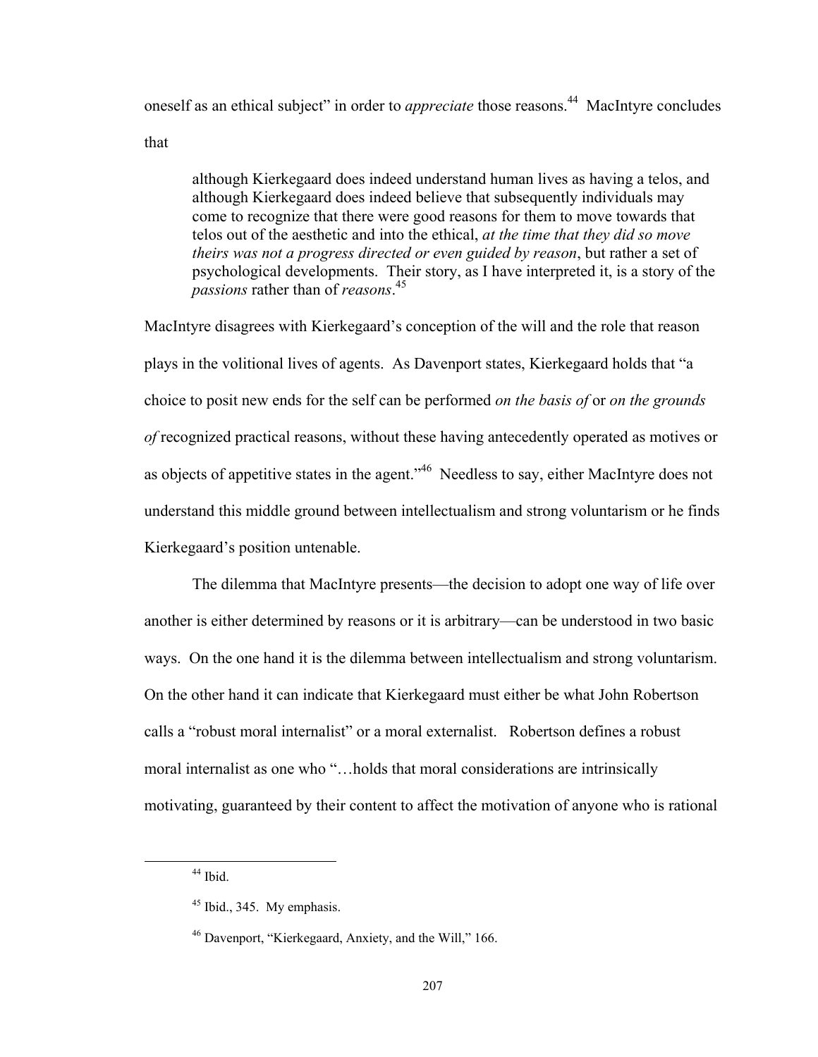oneself as an ethical subject" in order to *appreciate* those reasons.[44] MacIntyre concludes that

> although Kierkegaard does indeed understand human lives as having a telos, and although Kierkegaard does indeed believe that subsequently individuals may come to recognize that there were good reasons for them to move towards that telos out of the aesthetic and into the ethical, *at the time that they did so move theirs was not a progress directed or even guided by reason*, but rather a set of psychological developments. Their story, as I have interpreted it, is a story of the *passions* rather than of *reasons*.[45]

MacIntyre disagrees with Kierkegaard's conception of the will and the role that reason plays in the volitional lives of agents. As Davenport states, Kierkegaard holds that "a choice to posit new ends for the self can be performed *on the basis of* or *on the grounds of* recognized practical reasons, without these having antecedently operated as motives or as objects of appetitive states in the agent."[46] Needless to say, either MacIntyre does not understand this middle ground between intellectualism and strong voluntarism or he finds Kierkegaard's position untenable.

The dilemma that MacIntyre presents—the decision to adopt one way of life over another is either determined by reasons or it is arbitrary—can be understood in two basic ways. On the one hand it is the dilemma between intellectualism and strong voluntarism. On the other hand it can indicate that Kierkegaard must either be what John Robertson calls a "robust moral internalist" or a moral externalist. Robertson defines a robust moral internalist as one who "…holds that moral considerations are intrinsically motivating, guaranteed by their content to affect the motivation of anyone who is rational

---

[44] Ibid.

[45] Ibid., 345. My emphasis.

[46] Davenport, "Kierkegaard, Anxiety, and the Will," 166.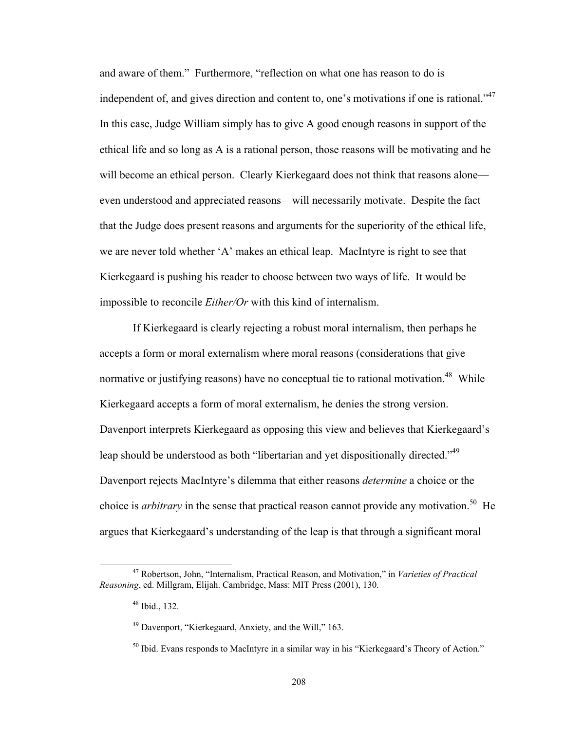and aware of them." Furthermore, "reflection on what one has reason to do is independent of, and gives direction and content to, one's motivations if one is rational."[47] In this case, Judge William simply has to give A good enough reasons in support of the ethical life and so long as A is a rational person, those reasons will be motivating and he will become an ethical person. Clearly Kierkegaard does not think that reasons alone—even understood and appreciated reasons—will necessarily motivate. Despite the fact that the Judge does present reasons and arguments for the superiority of the ethical life, we are never told whether 'A' makes an ethical leap. MacIntyre is right to see that Kierkegaard is pushing his reader to choose between two ways of life. It would be impossible to reconcile *Either/Or* with this kind of internalism.

If Kierkegaard is clearly rejecting a robust moral internalism, then perhaps he accepts a form or moral externalism where moral reasons (considerations that give normative or justifying reasons) have no conceptual tie to rational motivation.[48] While Kierkegaard accepts a form of moral externalism, he denies the strong version. Davenport interprets Kierkegaard as opposing this view and believes that Kierkegaard's leap should be understood as both "libertarian and yet dispositionally directed."[49] Davenport rejects MacIntyre's dilemma that either reasons *determine* a choice or the choice is *arbitrary* in the sense that practical reason cannot provide any motivation.[50] He argues that Kierkegaard's understanding of the leap is that through a significant moral

---

[47] Robertson, John, "Internalism, Practical Reason, and Motivation," in *Varieties of Practical Reasoning*, ed. Millgram, Elijah. Cambridge, Mass: MIT Press (2001), 130.

[48] Ibid., 132.

[49] Davenport, "Kierkegaard, Anxiety, and the Will," 163.

[50] Ibid. Evans responds to MacIntyre in a similar way in his "Kierkegaard's Theory of Action."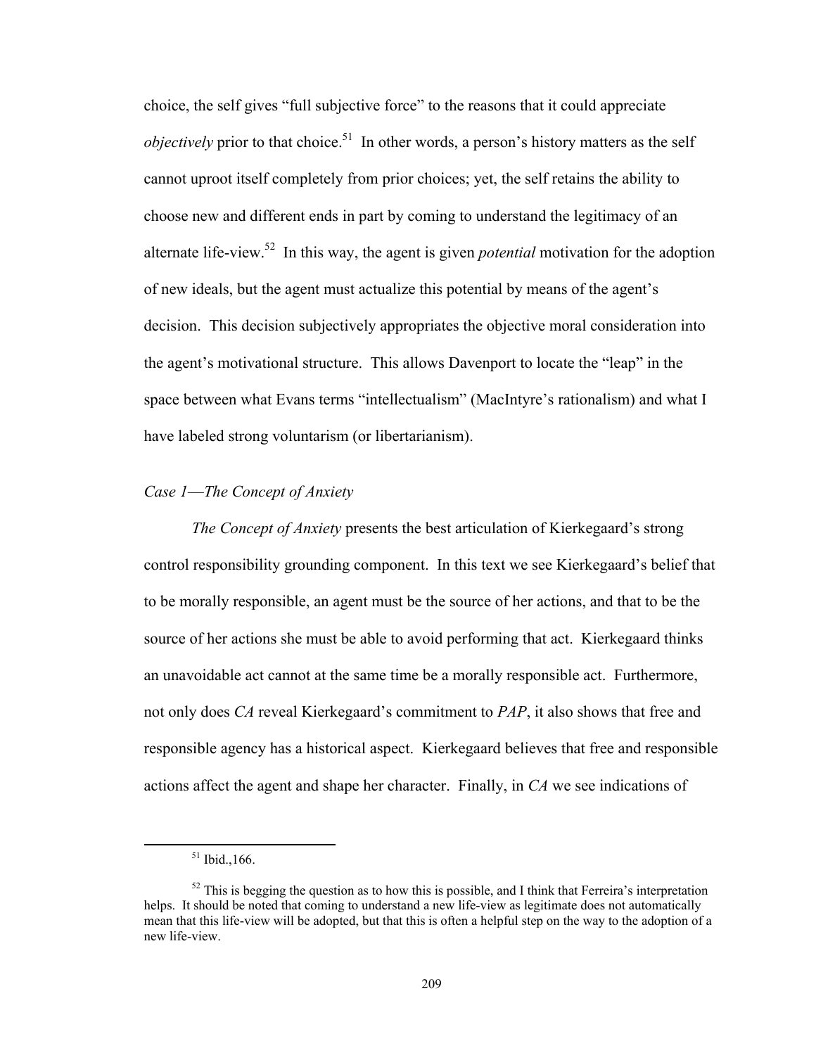choice, the self gives "full subjective force" to the reasons that it could appreciate *objectively* prior to that choice.[51] In other words, a person's history matters as the self cannot uproot itself completely from prior choices; yet, the self retains the ability to choose new and different ends in part by coming to understand the legitimacy of an alternate life-view.[52] In this way, the agent is given *potential* motivation for the adoption of new ideals, but the agent must actualize this potential by means of the agent's decision. This decision subjectively appropriates the objective moral consideration into the agent's motivational structure. This allows Davenport to locate the "leap" in the space between what Evans terms "intellectualism" (MacIntyre's rationalism) and what I have labeled strong voluntarism (or libertarianism).

*Case 1—The Concept of Anxiety*

*The Concept of Anxiety* presents the best articulation of Kierkegaard's strong control responsibility grounding component. In this text we see Kierkegaard's belief that to be morally responsible, an agent must be the source of her actions, and that to be the source of her actions she must be able to avoid performing that act. Kierkegaard thinks an unavoidable act cannot at the same time be a morally responsible act. Furthermore, not only does *CA* reveal Kierkegaard's commitment to *PAP*, it also shows that free and responsible agency has a historical aspect. Kierkegaard believes that free and responsible actions affect the agent and shape her character. Finally, in *CA* we see indications of

[51] Ibid.,166.

[52] This is begging the question as to how this is possible, and I think that Ferreira's interpretation helps. It should be noted that coming to understand a new life-view as legitimate does not automatically mean that this life-view will be adopted, but that this is often a helpful step on the way to the adoption of a new life-view.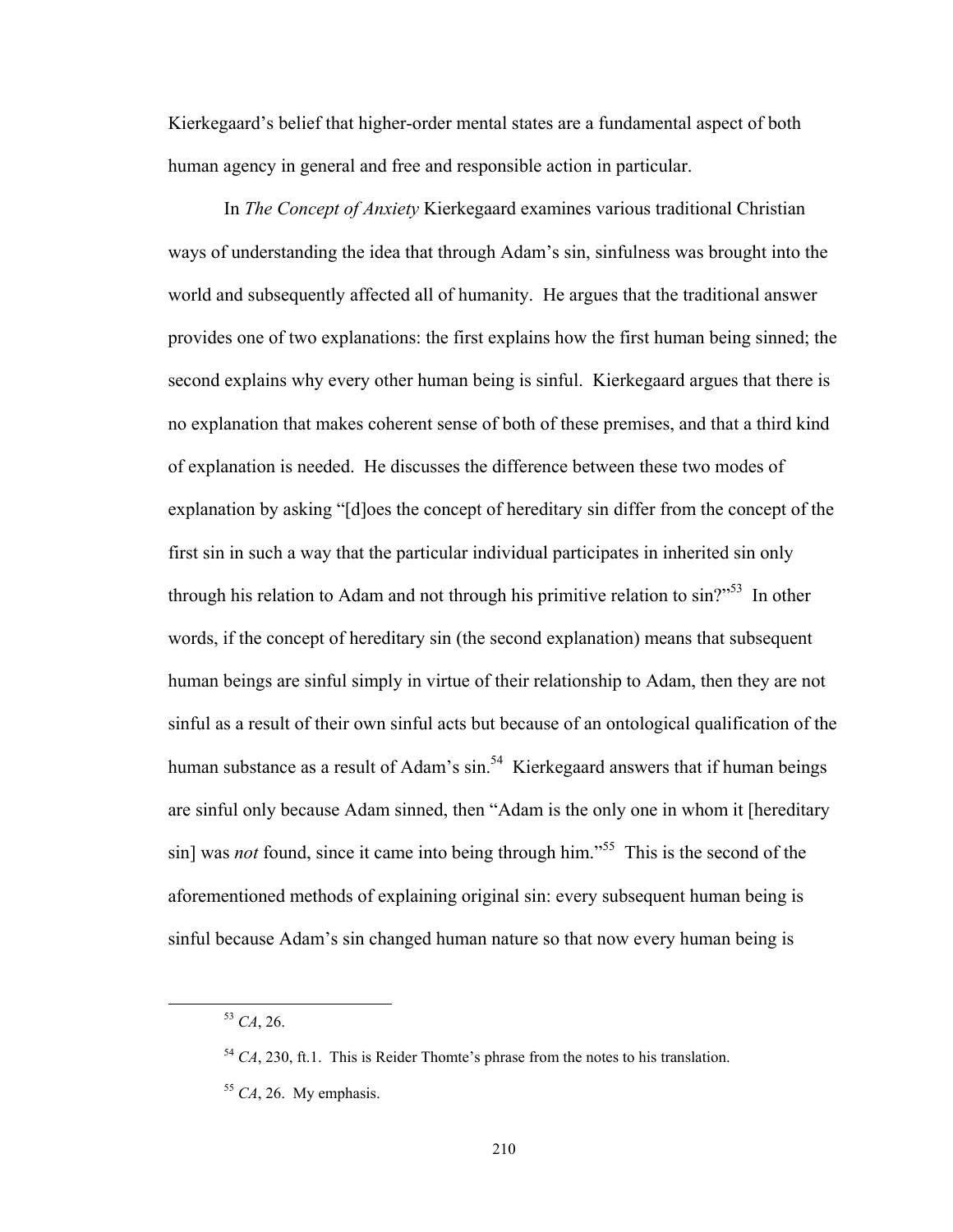Kierkegaard's belief that higher-order mental states are a fundamental aspect of both human agency in general and free and responsible action in particular.

In *The Concept of Anxiety* Kierkegaard examines various traditional Christian ways of understanding the idea that through Adam's sin, sinfulness was brought into the world and subsequently affected all of humanity. He argues that the traditional answer provides one of two explanations: the first explains how the first human being sinned; the second explains why every other human being is sinful. Kierkegaard argues that there is no explanation that makes coherent sense of both of these premises, and that a third kind of explanation is needed. He discusses the difference between these two modes of explanation by asking "[d]oes the concept of hereditary sin differ from the concept of the first sin in such a way that the particular individual participates in inherited sin only through his relation to Adam and not through his primitive relation to sin?"[53] In other words, if the concept of hereditary sin (the second explanation) means that subsequent human beings are sinful simply in virtue of their relationship to Adam, then they are not sinful as a result of their own sinful acts but because of an ontological qualification of the human substance as a result of Adam's sin.[54] Kierkegaard answers that if human beings are sinful only because Adam sinned, then "Adam is the only one in whom it [hereditary sin] was *not* found, since it came into being through him."[55] This is the second of the aforementioned methods of explaining original sin: every subsequent human being is sinful because Adam's sin changed human nature so that now every human being is

---

[53] *CA*, 26.

[54] *CA*, 230, ft.1. This is Reider Thomte's phrase from the notes to his translation.

[55] *CA*, 26. My emphasis.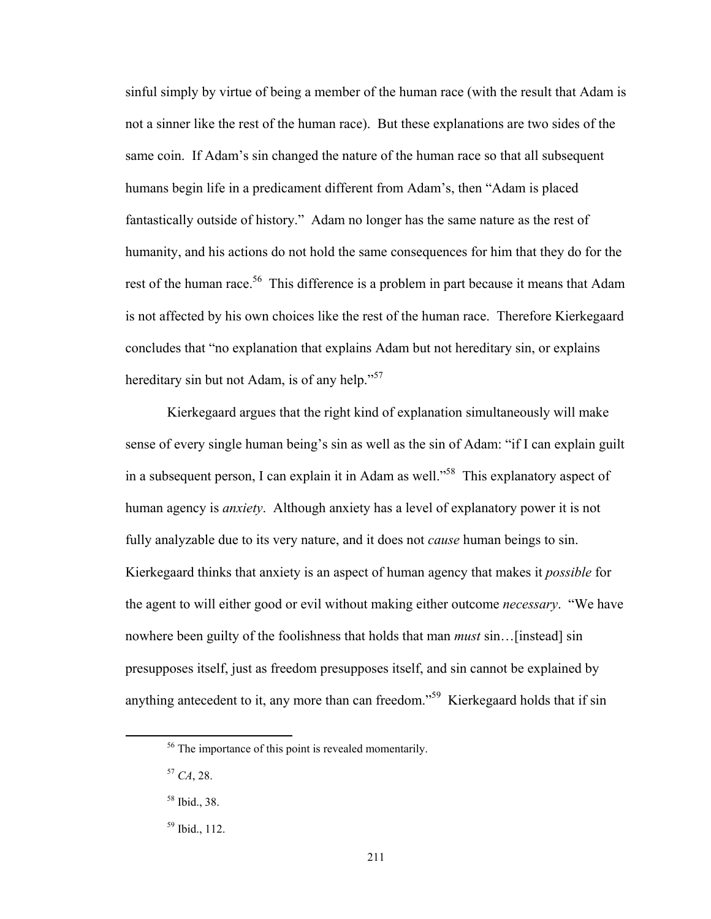sinful simply by virtue of being a member of the human race (with the result that Adam is not a sinner like the rest of the human race). But these explanations are two sides of the same coin. If Adam's sin changed the nature of the human race so that all subsequent humans begin life in a predicament different from Adam's, then "Adam is placed fantastically outside of history." Adam no longer has the same nature as the rest of humanity, and his actions do not hold the same consequences for him that they do for the rest of the human race.[56] This difference is a problem in part because it means that Adam is not affected by his own choices like the rest of the human race. Therefore Kierkegaard concludes that "no explanation that explains Adam but not hereditary sin, or explains hereditary sin but not Adam, is of any help."[57]

Kierkegaard argues that the right kind of explanation simultaneously will make sense of every single human being's sin as well as the sin of Adam: "if I can explain guilt in a subsequent person, I can explain it in Adam as well."[58] This explanatory aspect of human agency is *anxiety*. Although anxiety has a level of explanatory power it is not fully analyzable due to its very nature, and it does not *cause* human beings to sin. Kierkegaard thinks that anxiety is an aspect of human agency that makes it *possible* for the agent to will either good or evil without making either outcome *necessary*. "We have nowhere been guilty of the foolishness that holds that man *must* sin…[instead] sin presupposes itself, just as freedom presupposes itself, and sin cannot be explained by anything antecedent to it, any more than can freedom."[59] Kierkegaard holds that if sin

---

[56] The importance of this point is revealed momentarily.

[57] *CA*, 28.

[58] Ibid., 38.

[59] Ibid., 112.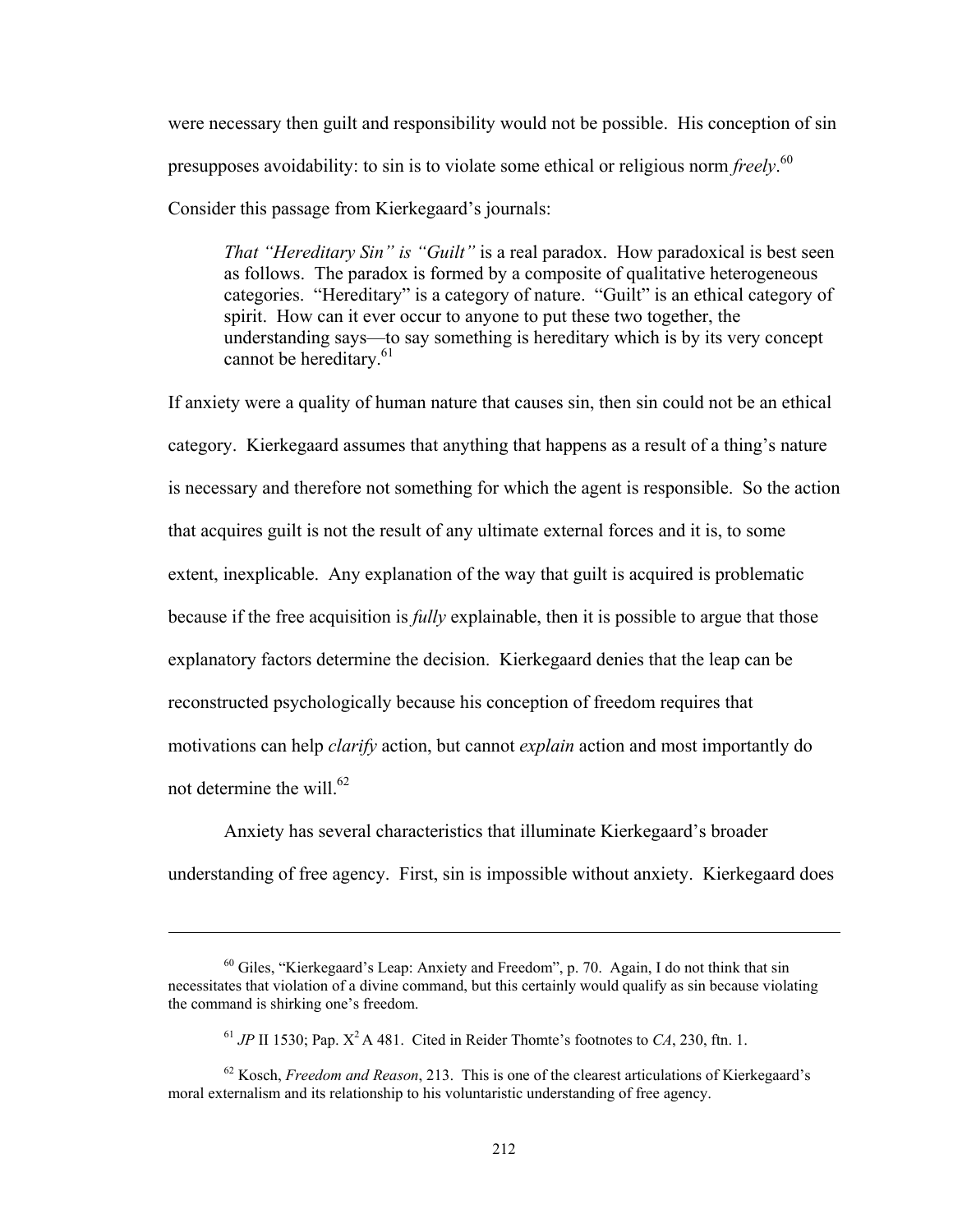were necessary then guilt and responsibility would not be possible. His conception of sin presupposes avoidability: to sin is to violate some ethical or religious norm *freely*.[60] Consider this passage from Kierkegaard's journals:

> *That "Hereditary Sin" is "Guilt"* is a real paradox. How paradoxical is best seen as follows. The paradox is formed by a composite of qualitative heterogeneous categories. "Hereditary" is a category of nature. "Guilt" is an ethical category of spirit. How can it ever occur to anyone to put these two together, the understanding says—to say something is hereditary which is by its very concept cannot be hereditary.[61]

If anxiety were a quality of human nature that causes sin, then sin could not be an ethical category. Kierkegaard assumes that anything that happens as a result of a thing's nature is necessary and therefore not something for which the agent is responsible. So the action that acquires guilt is not the result of any ultimate external forces and it is, to some extent, inexplicable. Any explanation of the way that guilt is acquired is problematic because if the free acquisition is *fully* explainable, then it is possible to argue that those explanatory factors determine the decision. Kierkegaard denies that the leap can be reconstructed psychologically because his conception of freedom requires that motivations can help *clarify* action, but cannot *explain* action and most importantly do not determine the will.[62]

Anxiety has several characteristics that illuminate Kierkegaard's broader understanding of free agency. First, sin is impossible without anxiety. Kierkegaard does

---

[60] Giles, "Kierkegaard's Leap: Anxiety and Freedom", p. 70. Again, I do not think that sin necessitates that violation of a divine command, but this certainly would qualify as sin because violating the command is shirking one's freedom.

[61] *JP* II 1530; Pap. $X^2$ A 481. Cited in Reider Thomte's footnotes to *CA*, 230, ftn. 1.

[62] Kosch, *Freedom and Reason*, 213. This is one of the clearest articulations of Kierkegaard's moral externalism and its relationship to his voluntaristic understanding of free agency.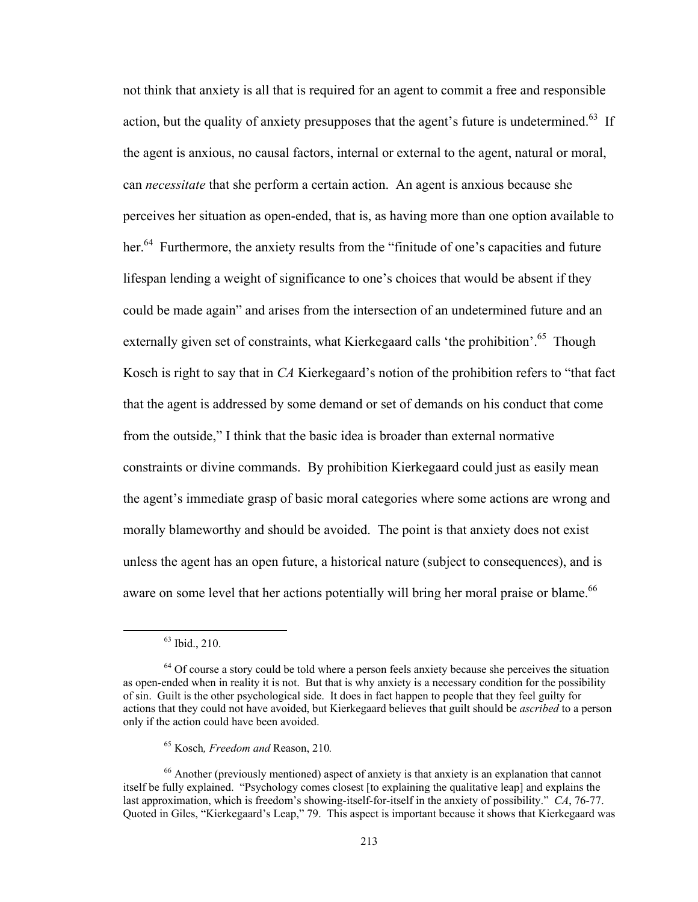not think that anxiety is all that is required for an agent to commit a free and responsible action, but the quality of anxiety presupposes that the agent's future is undetermined.[63] If the agent is anxious, no causal factors, internal or external to the agent, natural or moral, can *necessitate* that she perform a certain action. An agent is anxious because she perceives her situation as open-ended, that is, as having more than one option available to her.[64] Furthermore, the anxiety results from the "finitude of one's capacities and future lifespan lending a weight of significance to one's choices that would be absent if they could be made again" and arises from the intersection of an undetermined future and an externally given set of constraints, what Kierkegaard calls 'the prohibition'.[65] Though Kosch is right to say that in *CA* Kierkegaard's notion of the prohibition refers to "that fact that the agent is addressed by some demand or set of demands on his conduct that come from the outside," I think that the basic idea is broader than external normative constraints or divine commands. By prohibition Kierkegaard could just as easily mean the agent's immediate grasp of basic moral categories where some actions are wrong and morally blameworthy and should be avoided. The point is that anxiety does not exist unless the agent has an open future, a historical nature (subject to consequences), and is aware on some level that her actions potentially will bring her moral praise or blame.[66]

---

[63] Ibid., 210.

[64] Of course a story could be told where a person feels anxiety because she perceives the situation as open-ended when in reality it is not. But that is why anxiety is a necessary condition for the possibility of sin. Guilt is the other psychological side. It does in fact happen to people that they feel guilty for actions that they could not have avoided, but Kierkegaard believes that guilt should be *ascribed* to a person only if the action could have been avoided.

[65] Kosch*, Freedom and* Reason, 210*.*

[66] Another (previously mentioned) aspect of anxiety is that anxiety is an explanation that cannot itself be fully explained. "Psychology comes closest [to explaining the qualitative leap] and explains the last approximation, which is freedom's showing-itself-for-itself in the anxiety of possibility." *CA*, 76-77. Quoted in Giles, "Kierkegaard's Leap," 79. This aspect is important because it shows that Kierkegaard was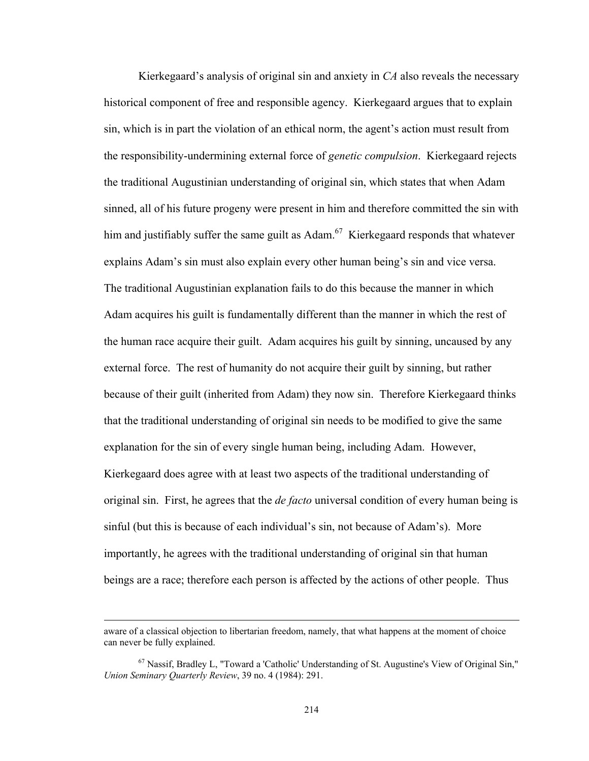Kierkegaard's analysis of original sin and anxiety in *CA* also reveals the necessary historical component of free and responsible agency. Kierkegaard argues that to explain sin, which is in part the violation of an ethical norm, the agent's action must result from the responsibility-undermining external force of *genetic compulsion*. Kierkegaard rejects the traditional Augustinian understanding of original sin, which states that when Adam sinned, all of his future progeny were present in him and therefore committed the sin with him and justifiably suffer the same guilt as Adam.[67] Kierkegaard responds that whatever explains Adam's sin must also explain every other human being's sin and vice versa. The traditional Augustinian explanation fails to do this because the manner in which Adam acquires his guilt is fundamentally different than the manner in which the rest of the human race acquire their guilt. Adam acquires his guilt by sinning, uncaused by any external force. The rest of humanity do not acquire their guilt by sinning, but rather because of their guilt (inherited from Adam) they now sin. Therefore Kierkegaard thinks that the traditional understanding of original sin needs to be modified to give the same explanation for the sin of every single human being, including Adam. However, Kierkegaard does agree with at least two aspects of the traditional understanding of original sin. First, he agrees that the *de facto* universal condition of every human being is sinful (but this is because of each individual's sin, not because of Adam's). More importantly, he agrees with the traditional understanding of original sin that human beings are a race; therefore each person is affected by the actions of other people. Thus

---

aware of a classical objection to libertarian freedom, namely, that what happens at the moment of choice can never be fully explained.

[67] Nassif, Bradley L, "Toward a 'Catholic' Understanding of St. Augustine's View of Original Sin," *Union Seminary Quarterly Review*, 39 no. 4 (1984): 291.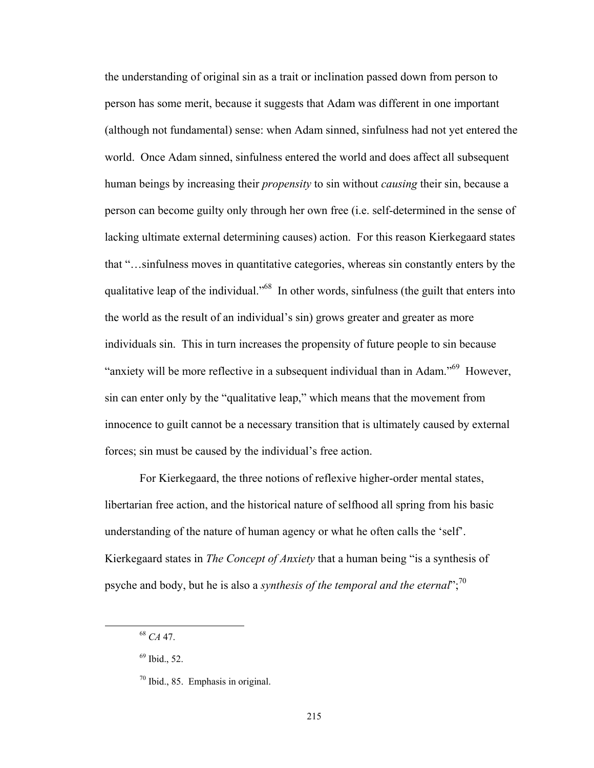the understanding of original sin as a trait or inclination passed down from person to person has some merit, because it suggests that Adam was different in one important (although not fundamental) sense: when Adam sinned, sinfulness had not yet entered the world. Once Adam sinned, sinfulness entered the world and does affect all subsequent human beings by increasing their *propensity* to sin without *causing* their sin, because a person can become guilty only through her own free (i.e. self-determined in the sense of lacking ultimate external determining causes) action. For this reason Kierkegaard states that "…sinfulness moves in quantitative categories, whereas sin constantly enters by the qualitative leap of the individual."[68] In other words, sinfulness (the guilt that enters into the world as the result of an individual's sin) grows greater and greater as more individuals sin. This in turn increases the propensity of future people to sin because "anxiety will be more reflective in a subsequent individual than in Adam."[69] However, sin can enter only by the "qualitative leap," which means that the movement from innocence to guilt cannot be a necessary transition that is ultimately caused by external forces; sin must be caused by the individual's free action.

For Kierkegaard, the three notions of reflexive higher-order mental states, libertarian free action, and the historical nature of selfhood all spring from his basic understanding of the nature of human agency or what he often calls the 'self'. Kierkegaard states in *The Concept of Anxiety* that a human being "is a synthesis of psyche and body, but he is also a *synthesis of the temporal and the eternal*";[70]

---

[68] *CA* 47.

[69] Ibid., 52.

[70] Ibid., 85. Emphasis in original.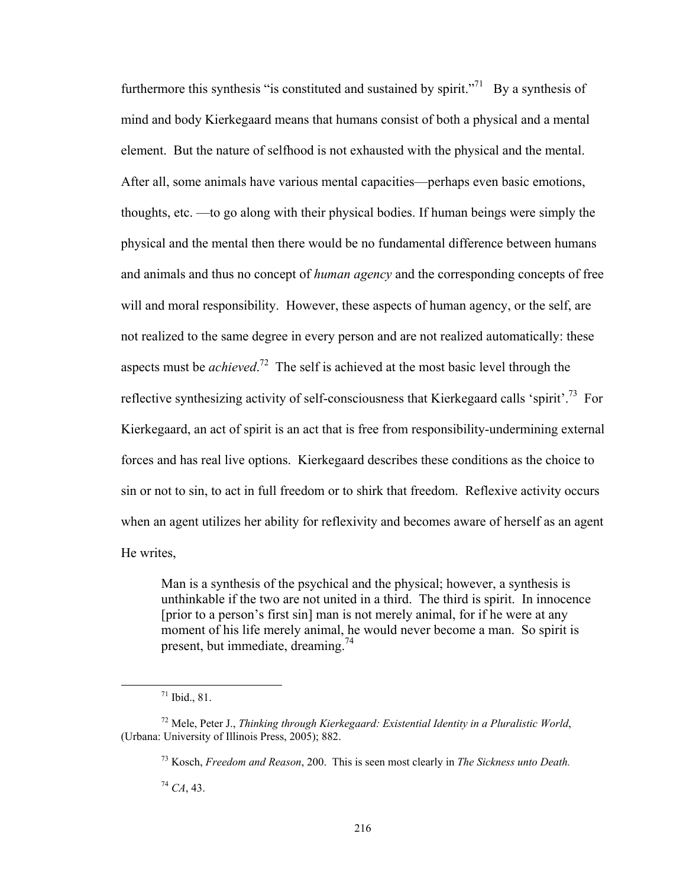furthermore this synthesis "is constituted and sustained by spirit."[71] By a synthesis of mind and body Kierkegaard means that humans consist of both a physical and a mental element. But the nature of selfhood is not exhausted with the physical and the mental. After all, some animals have various mental capacities—perhaps even basic emotions, thoughts, etc. —to go along with their physical bodies. If human beings were simply the physical and the mental then there would be no fundamental difference between humans and animals and thus no concept of *human agency* and the corresponding concepts of free will and moral responsibility. However, these aspects of human agency, or the self, are not realized to the same degree in every person and are not realized automatically: these aspects must be *achieved*.[72] The self is achieved at the most basic level through the reflective synthesizing activity of self-consciousness that Kierkegaard calls 'spirit'.[73] For Kierkegaard, an act of spirit is an act that is free from responsibility-undermining external forces and has real live options. Kierkegaard describes these conditions as the choice to sin or not to sin, to act in full freedom or to shirk that freedom. Reflexive activity occurs when an agent utilizes her ability for reflexivity and becomes aware of herself as an agent He writes,

> Man is a synthesis of the psychical and the physical; however, a synthesis is unthinkable if the two are not united in a third. The third is spirit. In innocence [prior to a person's first sin] man is not merely animal, for if he were at any moment of his life merely animal, he would never become a man. So spirit is present, but immediate, dreaming.[74]

---

[71] Ibid., 81.

[72] Mele, Peter J., *Thinking through Kierkegaard: Existential Identity in a Pluralistic World*, (Urbana: University of Illinois Press, 2005); 882.

[73] Kosch, *Freedom and Reason*, 200. This is seen most clearly in *The Sickness unto Death.*

[74] *CA*, 43.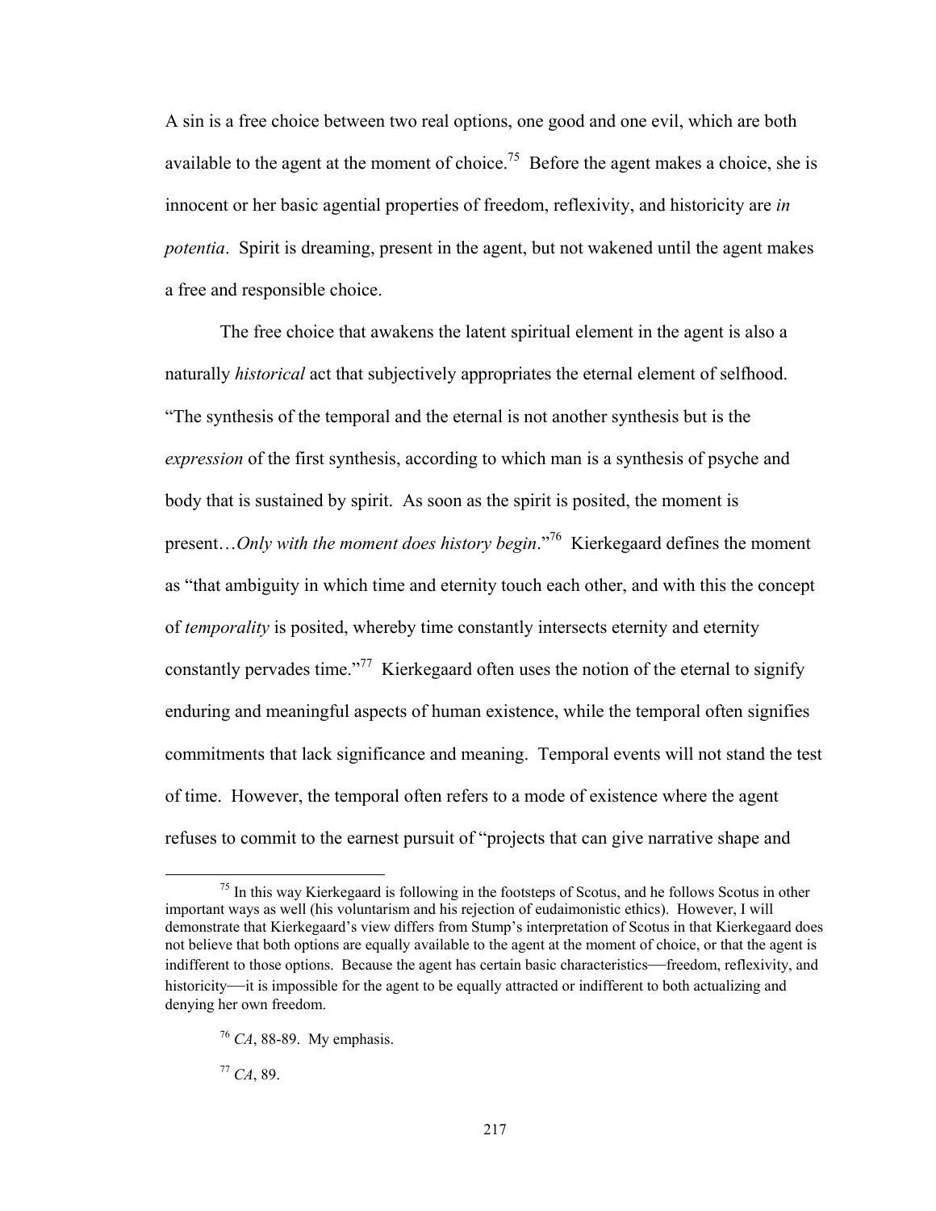A sin is a free choice between two real options, one good and one evil, which are both available to the agent at the moment of choice.[75] Before the agent makes a choice, she is innocent or her basic agential properties of freedom, reflexivity, and historicity are *in potentia*. Spirit is dreaming, present in the agent, but not wakened until the agent makes a free and responsible choice.

The free choice that awakens the latent spiritual element in the agent is also a naturally *historical* act that subjectively appropriates the eternal element of selfhood. "The synthesis of the temporal and the eternal is not another synthesis but is the *expression* of the first synthesis, according to which man is a synthesis of psyche and body that is sustained by spirit. As soon as the spirit is posited, the moment is present…*Only with the moment does history begin*."[76] Kierkegaard defines the moment as "that ambiguity in which time and eternity touch each other, and with this the concept of *temporality* is posited, whereby time constantly intersects eternity and eternity constantly pervades time."[77] Kierkegaard often uses the notion of the eternal to signify enduring and meaningful aspects of human existence, while the temporal often signifies commitments that lack significance and meaning. Temporal events will not stand the test of time. However, the temporal often refers to a mode of existence where the agent refuses to commit to the earnest pursuit of "projects that can give narrative shape and

---

[75] In this way Kierkegaard is following in the footsteps of Scotus, and he follows Scotus in other important ways as well (his voluntarism and his rejection of eudaimonistic ethics). However, I will demonstrate that Kierkegaard's view differs from Stump's interpretation of Scotus in that Kierkegaard does not believe that both options are equally available to the agent at the moment of choice, or that the agent is indifferent to those options. Because the agent has certain basic characteristics—freedom, reflexivity, and historicity—it is impossible for the agent to be equally attracted or indifferent to both actualizing and denying her own freedom.

[76] *CA*, 88-89. My emphasis.

[77] *CA*, 89.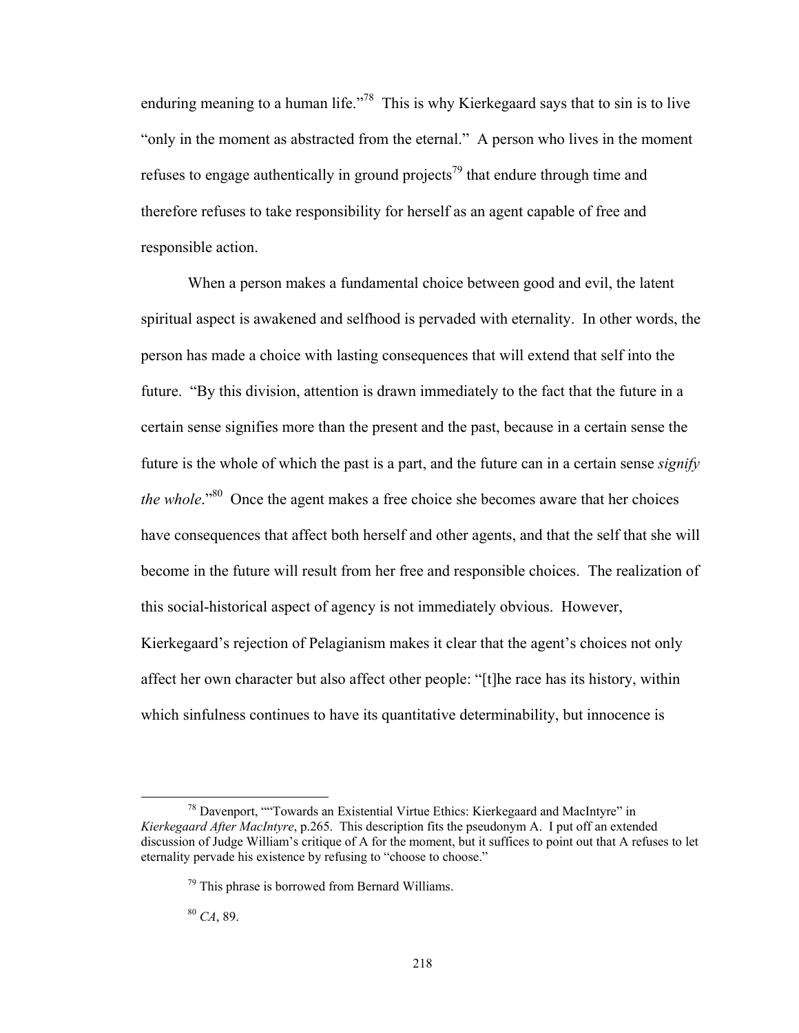enduring meaning to a human life."[78] This is why Kierkegaard says that to sin is to live "only in the moment as abstracted from the eternal." A person who lives in the moment refuses to engage authentically in ground projects[79] that endure through time and therefore refuses to take responsibility for herself as an agent capable of free and responsible action.

When a person makes a fundamental choice between good and evil, the latent spiritual aspect is awakened and selfhood is pervaded with eternality. In other words, the person has made a choice with lasting consequences that will extend that self into the future. "By this division, attention is drawn immediately to the fact that the future in a certain sense signifies more than the present and the past, because in a certain sense the future is the whole of which the past is a part, and the future can in a certain sense *signify the whole*."[80] Once the agent makes a free choice she becomes aware that her choices have consequences that affect both herself and other agents, and that the self that she will become in the future will result from her free and responsible choices. The realization of this social-historical aspect of agency is not immediately obvious. However, Kierkegaard's rejection of Pelagianism makes it clear that the agent's choices not only affect her own character but also affect other people: "[t]he race has its history, within which sinfulness continues to have its quantitative determinability, but innocence is

---

[78] Davenport, ""Towards an Existential Virtue Ethics: Kierkegaard and MacIntyre" in *Kierkegaard After MacIntyre*, p.265. This description fits the pseudonym A. I put off an extended discussion of Judge William's critique of A for the moment, but it suffices to point out that A refuses to let eternality pervade his existence by refusing to "choose to choose."

[79] This phrase is borrowed from Bernard Williams.

[80] *CA*, 89.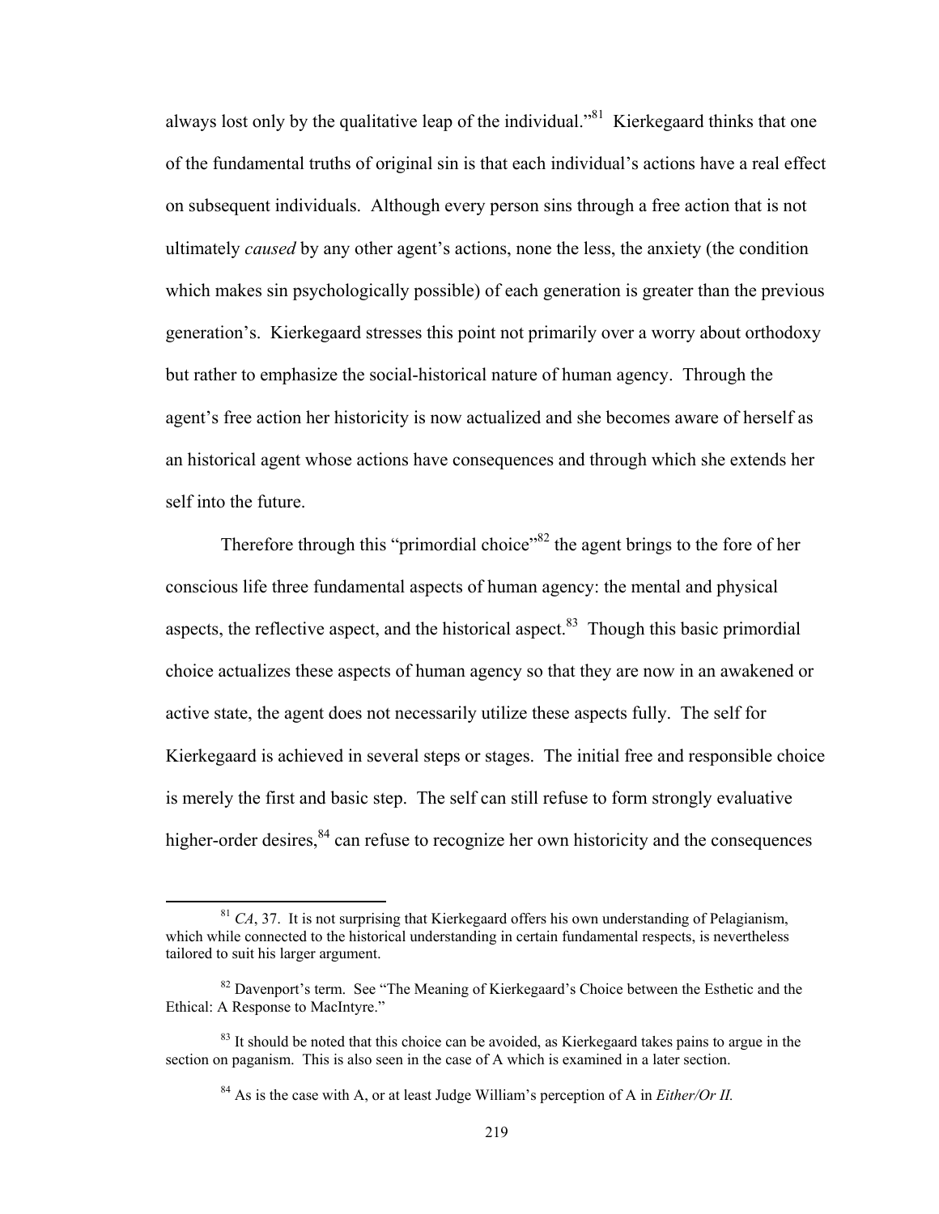always lost only by the qualitative leap of the individual."[81] Kierkegaard thinks that one of the fundamental truths of original sin is that each individual's actions have a real effect on subsequent individuals. Although every person sins through a free action that is not ultimately *caused* by any other agent's actions, none the less, the anxiety (the condition which makes sin psychologically possible) of each generation is greater than the previous generation's. Kierkegaard stresses this point not primarily over a worry about orthodoxy but rather to emphasize the social-historical nature of human agency. Through the agent's free action her historicity is now actualized and she becomes aware of herself as an historical agent whose actions have consequences and through which she extends her self into the future.

Therefore through this "primordial choice"[82] the agent brings to the fore of her conscious life three fundamental aspects of human agency: the mental and physical aspects, the reflective aspect, and the historical aspect.[83] Though this basic primordial choice actualizes these aspects of human agency so that they are now in an awakened or active state, the agent does not necessarily utilize these aspects fully. The self for Kierkegaard is achieved in several steps or stages. The initial free and responsible choice is merely the first and basic step. The self can still refuse to form strongly evaluative higher-order desires,[84] can refuse to recognize her own historicity and the consequences

[81] *CA*, 37. It is not surprising that Kierkegaard offers his own understanding of Pelagianism, which while connected to the historical understanding in certain fundamental respects, is nevertheless tailored to suit his larger argument.

[82] Davenport's term. See "The Meaning of Kierkegaard's Choice between the Esthetic and the Ethical: A Response to MacIntyre."

[83] It should be noted that this choice can be avoided, as Kierkegaard takes pains to argue in the section on paganism. This is also seen in the case of A which is examined in a later section.

[84] As is the case with A, or at least Judge William's perception of A in *Either/Or II.*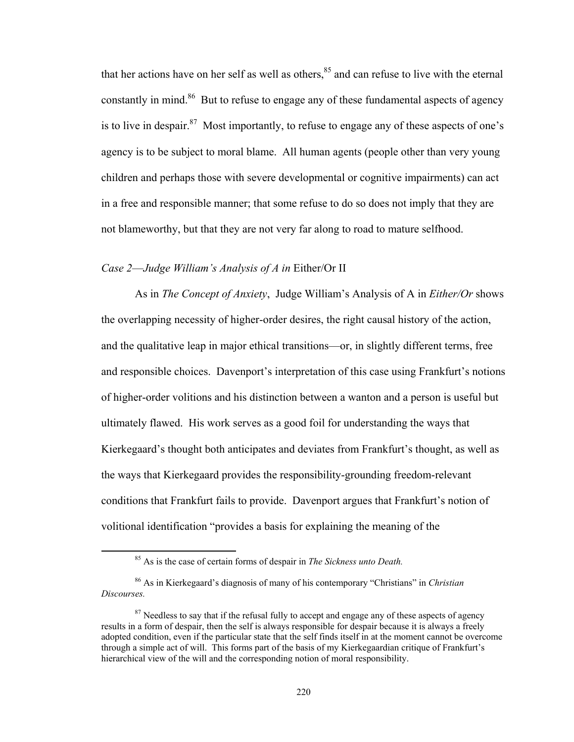that her actions have on her self as well as others,[85] and can refuse to live with the eternal constantly in mind.[86] But to refuse to engage any of these fundamental aspects of agency is to live in despair.[87] Most importantly, to refuse to engage any of these aspects of one's agency is to be subject to moral blame. All human agents (people other than very young children and perhaps those with severe developmental or cognitive impairments) can act in a free and responsible manner; that some refuse to do so does not imply that they are not blameworthy, but that they are not very far along to road to mature selfhood.

*Case 2—Judge William's Analysis of A in* Either/Or II

As in *The Concept of Anxiety*, Judge William's Analysis of A in *Either/Or* shows the overlapping necessity of higher-order desires, the right causal history of the action, and the qualitative leap in major ethical transitions—or, in slightly different terms, free and responsible choices. Davenport's interpretation of this case using Frankfurt's notions of higher-order volitions and his distinction between a wanton and a person is useful but ultimately flawed. His work serves as a good foil for understanding the ways that Kierkegaard's thought both anticipates and deviates from Frankfurt's thought, as well as the ways that Kierkegaard provides the responsibility-grounding freedom-relevant conditions that Frankfurt fails to provide. Davenport argues that Frankfurt's notion of volitional identification "provides a basis for explaining the meaning of the

---

[85] As is the case of certain forms of despair in *The Sickness unto Death.*

[86] As in Kierkegaard's diagnosis of many of his contemporary "Christians" in *Christian Discourses.*

[87] Needless to say that if the refusal fully to accept and engage any of these aspects of agency results in a form of despair, then the self is always responsible for despair because it is always a freely adopted condition, even if the particular state that the self finds itself in at the moment cannot be overcome through a simple act of will. This forms part of the basis of my Kierkegaardian critique of Frankfurt's hierarchical view of the will and the corresponding notion of moral responsibility.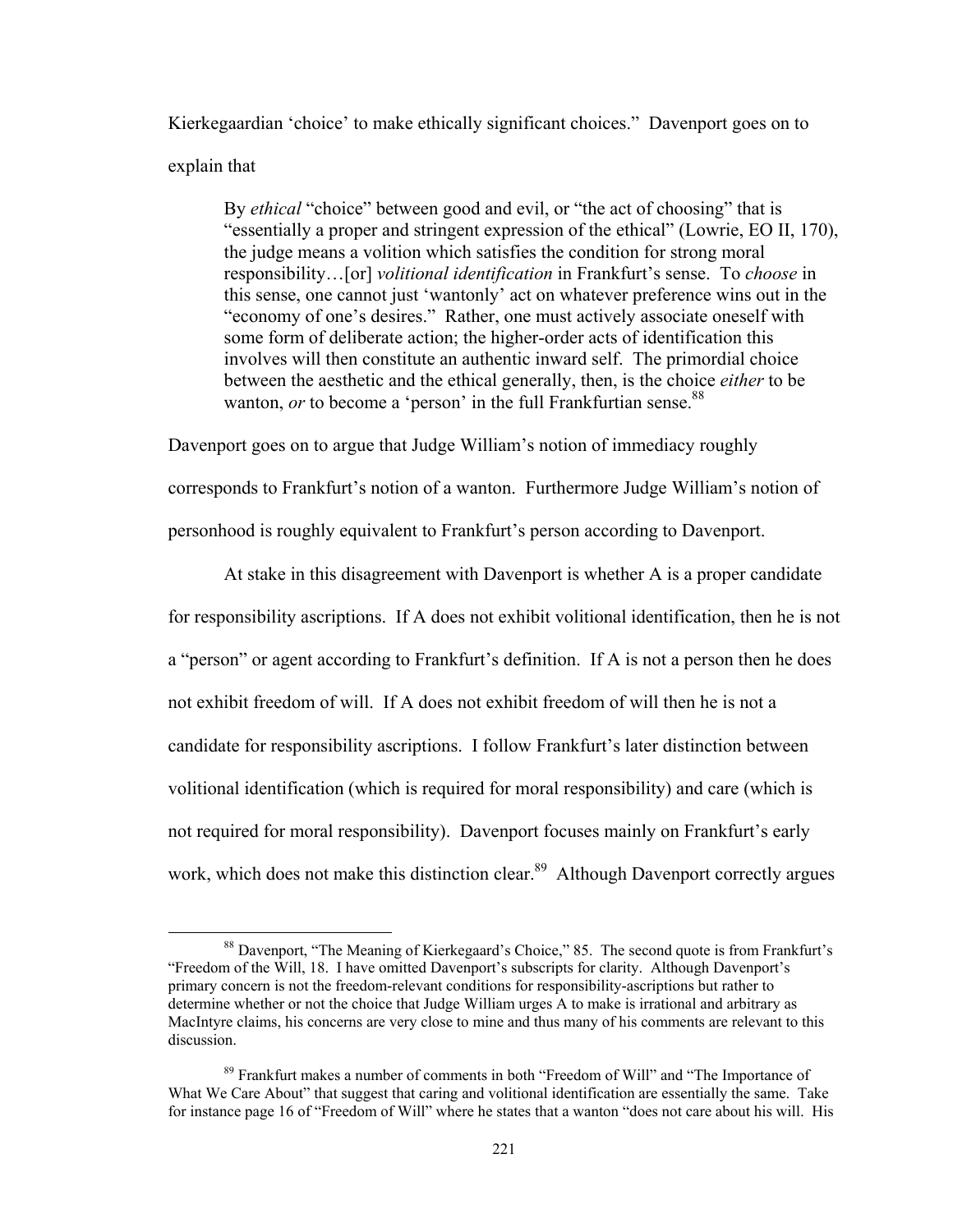Kierkegaardian 'choice' to make ethically significant choices." Davenport goes on to explain that

> By *ethical* "choice" between good and evil, or "the act of choosing" that is "essentially a proper and stringent expression of the ethical" (Lowrie, EO II, 170), the judge means a volition which satisfies the condition for strong moral responsibility…[or] *volitional identification* in Frankfurt's sense. To *choose* in this sense, one cannot just 'wantonly' act on whatever preference wins out in the "economy of one's desires." Rather, one must actively associate oneself with some form of deliberate action; the higher-order acts of identification this involves will then constitute an authentic inward self. The primordial choice between the aesthetic and the ethical generally, then, is the choice *either* to be wanton, *or* to become a 'person' in the full Frankfurtian sense.[88]

Davenport goes on to argue that Judge William's notion of immediacy roughly corresponds to Frankfurt's notion of a wanton. Furthermore Judge William's notion of personhood is roughly equivalent to Frankfurt's person according to Davenport.

At stake in this disagreement with Davenport is whether A is a proper candidate for responsibility ascriptions. If A does not exhibit volitional identification, then he is not a "person" or agent according to Frankfurt's definition. If A is not a person then he does not exhibit freedom of will. If A does not exhibit freedom of will then he is not a candidate for responsibility ascriptions. I follow Frankfurt's later distinction between volitional identification (which is required for moral responsibility) and care (which is not required for moral responsibility). Davenport focuses mainly on Frankfurt's early work, which does not make this distinction clear.[89] Although Davenport correctly argues

---

[88] Davenport, "The Meaning of Kierkegaard's Choice," 85. The second quote is from Frankfurt's "Freedom of the Will, 18. I have omitted Davenport's subscripts for clarity. Although Davenport's primary concern is not the freedom-relevant conditions for responsibility-ascriptions but rather to determine whether or not the choice that Judge William urges A to make is irrational and arbitrary as MacIntyre claims, his concerns are very close to mine and thus many of his comments are relevant to this discussion.

[89] Frankfurt makes a number of comments in both "Freedom of Will" and "The Importance of What We Care About" that suggest that caring and volitional identification are essentially the same. Take for instance page 16 of "Freedom of Will" where he states that a wanton "does not care about his will. His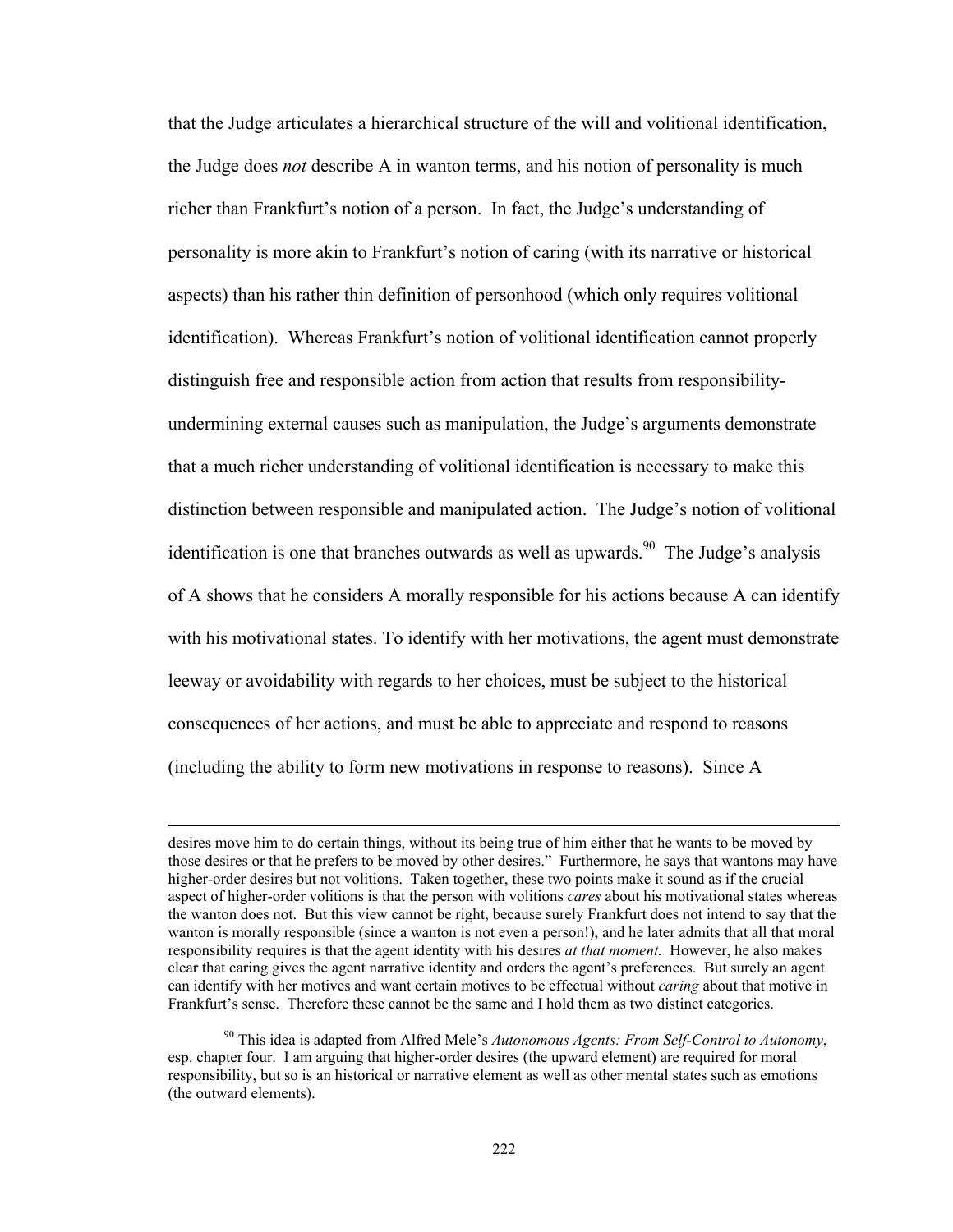that the Judge articulates a hierarchical structure of the will and volitional identification, the Judge does *not* describe A in wanton terms, and his notion of personality is much richer than Frankfurt's notion of a person. In fact, the Judge's understanding of personality is more akin to Frankfurt's notion of caring (with its narrative or historical aspects) than his rather thin definition of personhood (which only requires volitional identification). Whereas Frankfurt's notion of volitional identification cannot properly distinguish free and responsible action from action that results from responsibility-undermining external causes such as manipulation, the Judge's arguments demonstrate that a much richer understanding of volitional identification is necessary to make this distinction between responsible and manipulated action. The Judge's notion of volitional identification is one that branches outwards as well as upwards.[90] The Judge's analysis of A shows that he considers A morally responsible for his actions because A can identify with his motivational states. To identify with her motivations, the agent must demonstrate leeway or avoidability with regards to her choices, must be subject to the historical consequences of her actions, and must be able to appreciate and respond to reasons (including the ability to form new motivations in response to reasons). Since A

---

desires move him to do certain things, without its being true of him either that he wants to be moved by those desires or that he prefers to be moved by other desires." Furthermore, he says that wantons may have higher-order desires but not volitions. Taken together, these two points make it sound as if the crucial aspect of higher-order volitions is that the person with volitions *cares* about his motivational states whereas the wanton does not. But this view cannot be right, because surely Frankfurt does not intend to say that the wanton is morally responsible (since a wanton is not even a person!), and he later admits that all that moral responsibility requires is that the agent identity with his desires *at that moment.* However, he also makes clear that caring gives the agent narrative identity and orders the agent's preferences. But surely an agent can identify with her motives and want certain motives to be effectual without *caring* about that motive in Frankfurt's sense. Therefore these cannot be the same and I hold them as two distinct categories.

[90] This idea is adapted from Alfred Mele's *Autonomous Agents: From Self-Control to Autonomy*, esp. chapter four. I am arguing that higher-order desires (the upward element) are required for moral responsibility, but so is an historical or narrative element as well as other mental states such as emotions (the outward elements).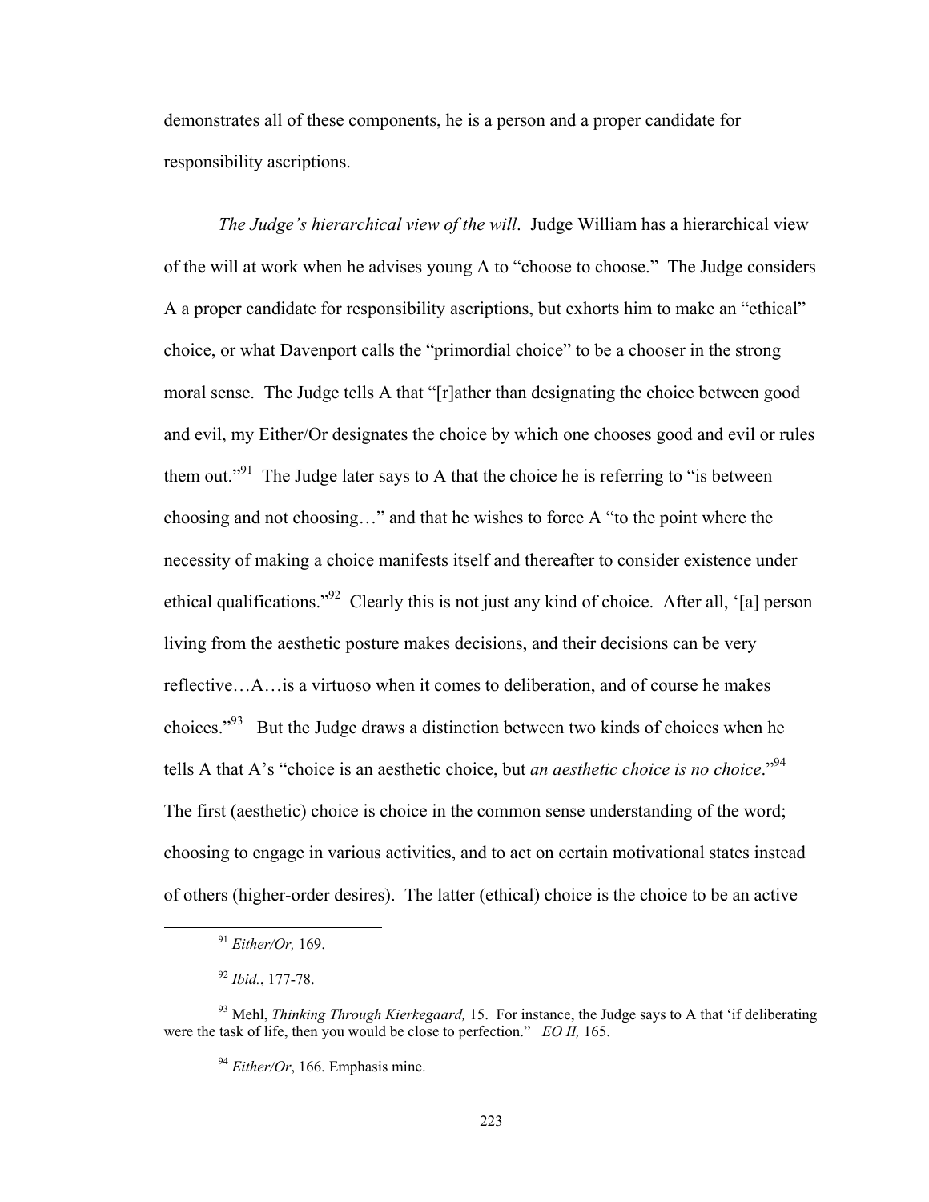demonstrates all of these components, he is a person and a proper candidate for responsibility ascriptions.

*The Judge's hierarchical view of the will*. Judge William has a hierarchical view of the will at work when he advises young A to "choose to choose." The Judge considers A a proper candidate for responsibility ascriptions, but exhorts him to make an "ethical" choice, or what Davenport calls the "primordial choice" to be a chooser in the strong moral sense. The Judge tells A that "[r]ather than designating the choice between good and evil, my Either/Or designates the choice by which one chooses good and evil or rules them out."[91] The Judge later says to A that the choice he is referring to "is between choosing and not choosing…" and that he wishes to force A "to the point where the necessity of making a choice manifests itself and thereafter to consider existence under ethical qualifications."[92] Clearly this is not just any kind of choice. After all, '[a] person living from the aesthetic posture makes decisions, and their decisions can be very reflective…A…is a virtuoso when it comes to deliberation, and of course he makes choices."[93] But the Judge draws a distinction between two kinds of choices when he tells A that A's "choice is an aesthetic choice, but *an aesthetic choice is no choice*."[94] The first (aesthetic) choice is choice in the common sense understanding of the word; choosing to engage in various activities, and to act on certain motivational states instead of others (higher-order desires). The latter (ethical) choice is the choice to be an active

[91] *Either/Or,* 169.

[92] *Ibid.*, 177-78.

[93] Mehl, *Thinking Through Kierkegaard,* 15. For instance, the Judge says to A that 'if deliberating were the task of life, then you would be close to perfection." *EO II,* 165.

[94] *Either/Or*, 166. Emphasis mine.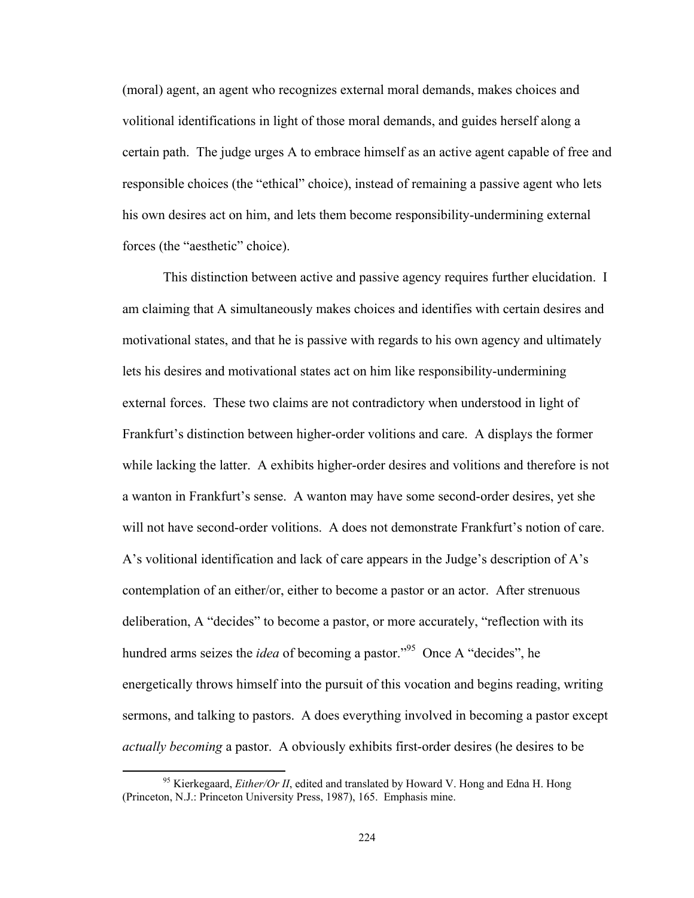(moral) agent, an agent who recognizes external moral demands, makes choices and volitional identifications in light of those moral demands, and guides herself along a certain path. The judge urges A to embrace himself as an active agent capable of free and responsible choices (the "ethical" choice), instead of remaining a passive agent who lets his own desires act on him, and lets them become responsibility-undermining external forces (the "aesthetic" choice).

This distinction between active and passive agency requires further elucidation. I am claiming that A simultaneously makes choices and identifies with certain desires and motivational states, and that he is passive with regards to his own agency and ultimately lets his desires and motivational states act on him like responsibility-undermining external forces. These two claims are not contradictory when understood in light of Frankfurt's distinction between higher-order volitions and care. A displays the former while lacking the latter. A exhibits higher-order desires and volitions and therefore is not a wanton in Frankfurt's sense. A wanton may have some second-order desires, yet she will not have second-order volitions. A does not demonstrate Frankfurt's notion of care. A's volitional identification and lack of care appears in the Judge's description of A's contemplation of an either/or, either to become a pastor or an actor. After strenuous deliberation, A "decides" to become a pastor, or more accurately, "reflection with its hundred arms seizes the *idea* of becoming a pastor."[95] Once A "decides", he energetically throws himself into the pursuit of this vocation and begins reading, writing sermons, and talking to pastors. A does everything involved in becoming a pastor except *actually becoming* a pastor. A obviously exhibits first-order desires (he desires to be

[95] Kierkegaard, *Either/Or II*, edited and translated by Howard V. Hong and Edna H. Hong (Princeton, N.J.: Princeton University Press, 1987), 165. Emphasis mine.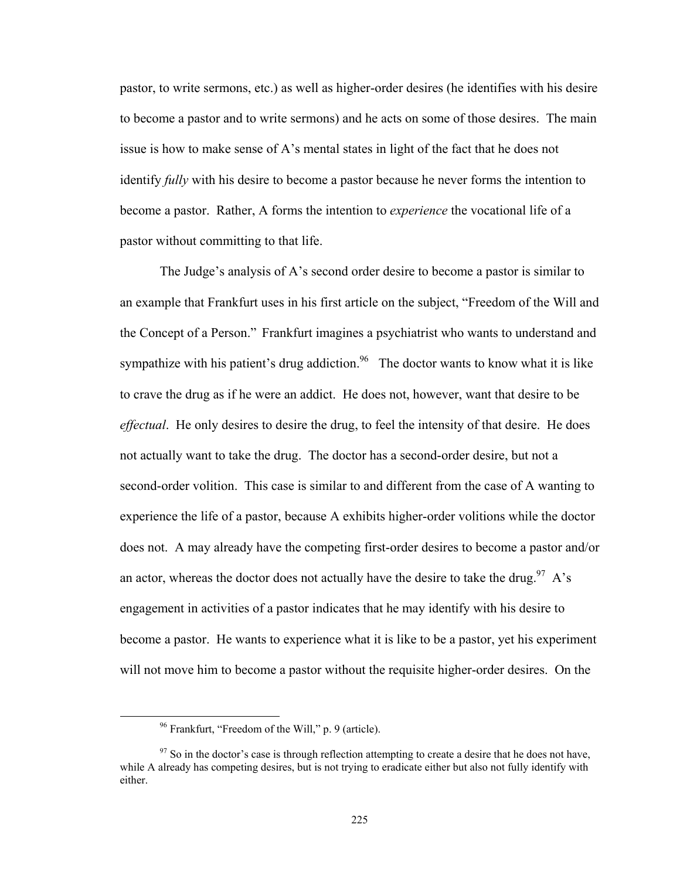pastor, to write sermons, etc.) as well as higher-order desires (he identifies with his desire to become a pastor and to write sermons) and he acts on some of those desires. The main issue is how to make sense of A's mental states in light of the fact that he does not identify *fully* with his desire to become a pastor because he never forms the intention to become a pastor. Rather, A forms the intention to *experience* the vocational life of a pastor without committing to that life.

The Judge's analysis of A's second order desire to become a pastor is similar to an example that Frankfurt uses in his first article on the subject, "Freedom of the Will and the Concept of a Person." Frankfurt imagines a psychiatrist who wants to understand and sympathize with his patient's drug addiction.[96] The doctor wants to know what it is like to crave the drug as if he were an addict. He does not, however, want that desire to be *effectual*. He only desires to desire the drug, to feel the intensity of that desire. He does not actually want to take the drug. The doctor has a second-order desire, but not a second-order volition. This case is similar to and different from the case of A wanting to experience the life of a pastor, because A exhibits higher-order volitions while the doctor does not. A may already have the competing first-order desires to become a pastor and/or an actor, whereas the doctor does not actually have the desire to take the drug.[97] A's engagement in activities of a pastor indicates that he may identify with his desire to become a pastor. He wants to experience what it is like to be a pastor, yet his experiment will not move him to become a pastor without the requisite higher-order desires. On the

---

[96] Frankfurt, "Freedom of the Will," p. 9 (article).

[97] So in the doctor's case is through reflection attempting to create a desire that he does not have, while A already has competing desires, but is not trying to eradicate either but also not fully identify with either.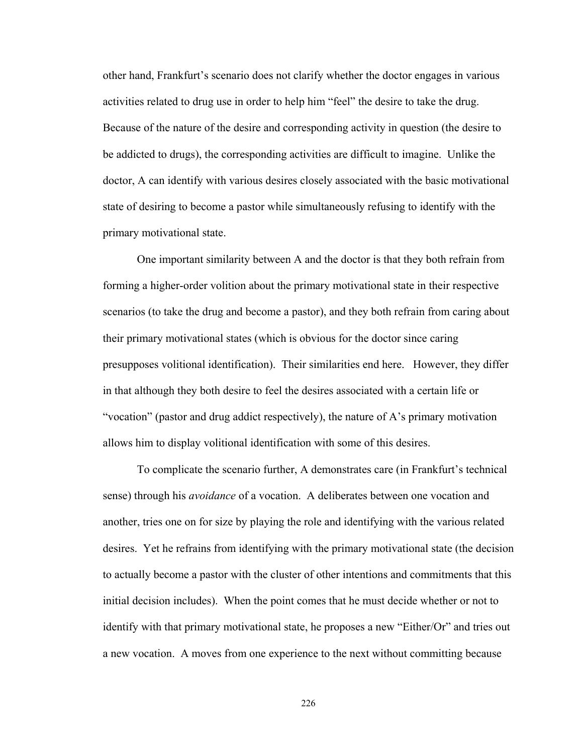other hand, Frankfurt's scenario does not clarify whether the doctor engages in various activities related to drug use in order to help him "feel" the desire to take the drug. Because of the nature of the desire and corresponding activity in question (the desire to be addicted to drugs), the corresponding activities are difficult to imagine. Unlike the doctor, A can identify with various desires closely associated with the basic motivational state of desiring to become a pastor while simultaneously refusing to identify with the primary motivational state.

One important similarity between A and the doctor is that they both refrain from forming a higher-order volition about the primary motivational state in their respective scenarios (to take the drug and become a pastor), and they both refrain from caring about their primary motivational states (which is obvious for the doctor since caring presupposes volitional identification). Their similarities end here. However, they differ in that although they both desire to feel the desires associated with a certain life or "vocation" (pastor and drug addict respectively), the nature of A's primary motivation allows him to display volitional identification with some of this desires.

To complicate the scenario further, A demonstrates care (in Frankfurt's technical sense) through his *avoidance* of a vocation. A deliberates between one vocation and another, tries one on for size by playing the role and identifying with the various related desires. Yet he refrains from identifying with the primary motivational state (the decision to actually become a pastor with the cluster of other intentions and commitments that this initial decision includes). When the point comes that he must decide whether or not to identify with that primary motivational state, he proposes a new "Either/Or" and tries out a new vocation. A moves from one experience to the next without committing because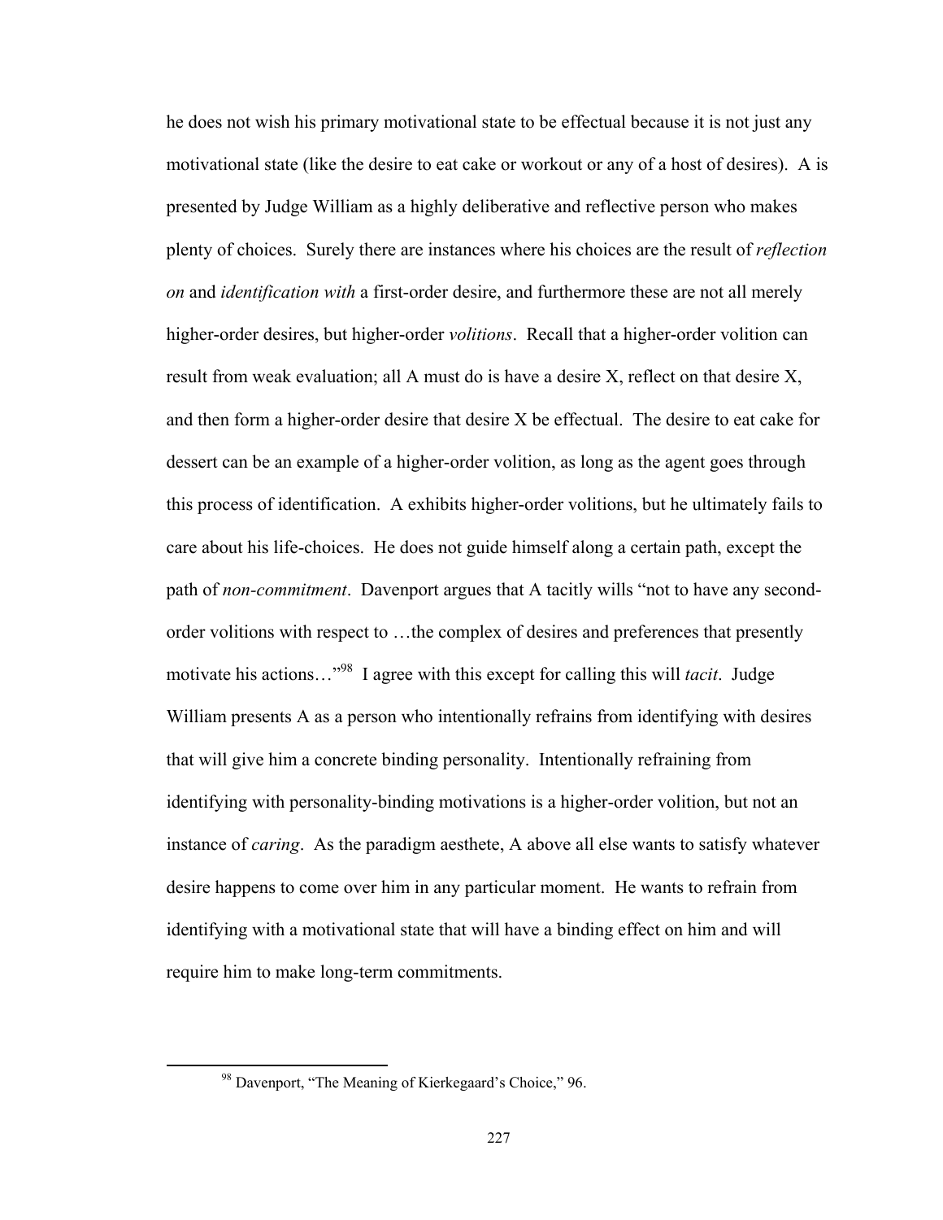he does not wish his primary motivational state to be effectual because it is not just any motivational state (like the desire to eat cake or workout or any of a host of desires). A is presented by Judge William as a highly deliberative and reflective person who makes plenty of choices. Surely there are instances where his choices are the result of *reflection on* and *identification with* a first-order desire, and furthermore these are not all merely higher-order desires, but higher-order *volitions*. Recall that a higher-order volition can result from weak evaluation; all A must do is have a desire X, reflect on that desire X, and then form a higher-order desire that desire X be effectual. The desire to eat cake for dessert can be an example of a higher-order volition, as long as the agent goes through this process of identification. A exhibits higher-order volitions, but he ultimately fails to care about his life-choices. He does not guide himself along a certain path, except the path of *non-commitment*. Davenport argues that A tacitly wills "not to have any second-order volitions with respect to …the complex of desires and preferences that presently motivate his actions…"[98] I agree with this except for calling this will *tacit*. Judge William presents A as a person who intentionally refrains from identifying with desires that will give him a concrete binding personality. Intentionally refraining from identifying with personality-binding motivations is a higher-order volition, but not an instance of *caring*. As the paradigm aesthete, A above all else wants to satisfy whatever desire happens to come over him in any particular moment. He wants to refrain from identifying with a motivational state that will have a binding effect on him and will require him to make long-term commitments.

[98] Davenport, "The Meaning of Kierkegaard's Choice," 96.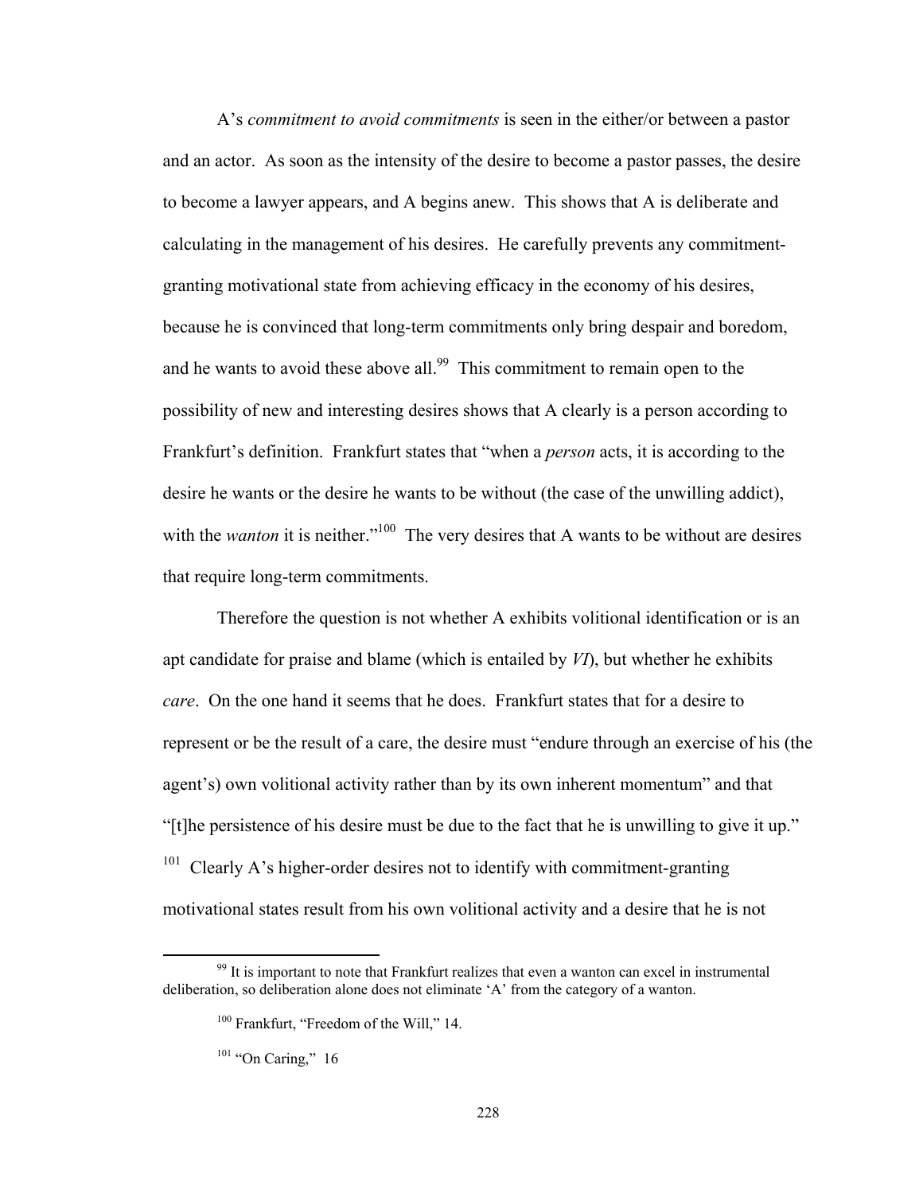A's *commitment to avoid commitments* is seen in the either/or between a pastor and an actor. As soon as the intensity of the desire to become a pastor passes, the desire to become a lawyer appears, and A begins anew. This shows that A is deliberate and calculating in the management of his desires. He carefully prevents any commitment-granting motivational state from achieving efficacy in the economy of his desires, because he is convinced that long-term commitments only bring despair and boredom, and he wants to avoid these above all.[99] This commitment to remain open to the possibility of new and interesting desires shows that A clearly is a person according to Frankfurt's definition. Frankfurt states that "when a *person* acts, it is according to the desire he wants or the desire he wants to be without (the case of the unwilling addict), with the *wanton* it is neither."[100] The very desires that A wants to be without are desires that require long-term commitments.

Therefore the question is not whether A exhibits volitional identification or is an apt candidate for praise and blame (which is entailed by *VI*), but whether he exhibits *care*. On the one hand it seems that he does. Frankfurt states that for a desire to represent or be the result of a care, the desire must "endure through an exercise of his (the agent's) own volitional activity rather than by its own inherent momentum" and that "[t]he persistence of his desire must be due to the fact that he is unwilling to give it up." [101] Clearly A's higher-order desires not to identify with commitment-granting motivational states result from his own volitional activity and a desire that he is not

---

[99] It is important to note that Frankfurt realizes that even a wanton can excel in instrumental deliberation, so deliberation alone does not eliminate 'A' from the category of a wanton.

[100] Frankfurt, "Freedom of the Will," 14.

[101] "On Caring," 16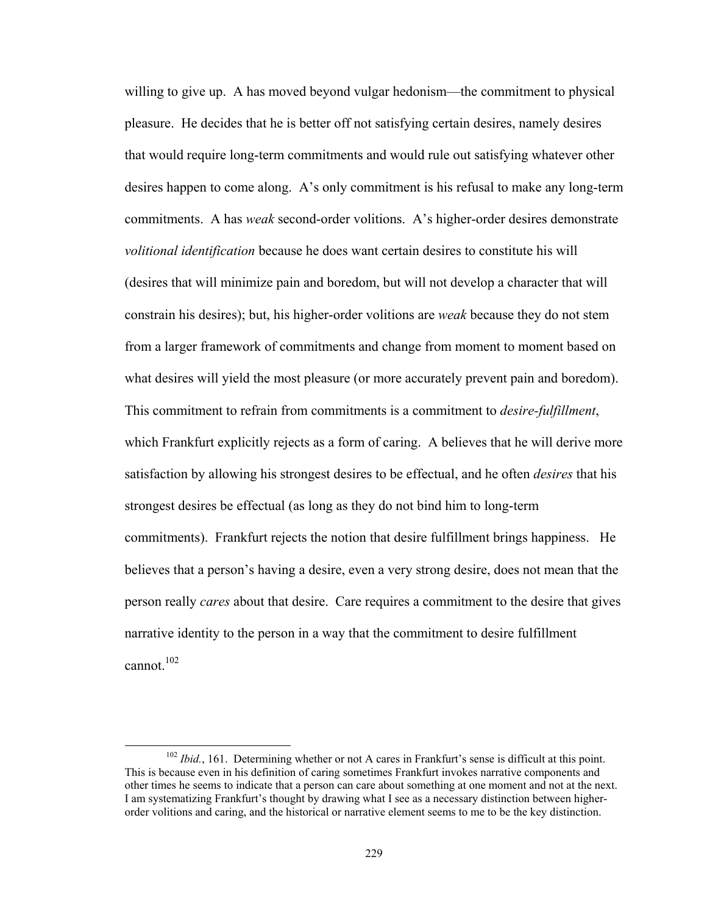willing to give up. A has moved beyond vulgar hedonism—the commitment to physical pleasure. He decides that he is better off not satisfying certain desires, namely desires that would require long-term commitments and would rule out satisfying whatever other desires happen to come along. A's only commitment is his refusal to make any long-term commitments. A has *weak* second-order volitions. A's higher-order desires demonstrate *volitional identification* because he does want certain desires to constitute his will (desires that will minimize pain and boredom, but will not develop a character that will constrain his desires); but, his higher-order volitions are *weak* because they do not stem from a larger framework of commitments and change from moment to moment based on what desires will yield the most pleasure (or more accurately prevent pain and boredom). This commitment to refrain from commitments is a commitment to *desire-fulfillment*, which Frankfurt explicitly rejects as a form of caring. A believes that he will derive more satisfaction by allowing his strongest desires to be effectual, and he often *desires* that his strongest desires be effectual (as long as they do not bind him to long-term commitments). Frankfurt rejects the notion that desire fulfillment brings happiness. He believes that a person's having a desire, even a very strong desire, does not mean that the person really *cares* about that desire. Care requires a commitment to the desire that gives narrative identity to the person in a way that the commitment to desire fulfillment cannot.[102]

[102] *Ibid.*, 161. Determining whether or not A cares in Frankfurt's sense is difficult at this point. This is because even in his definition of caring sometimes Frankfurt invokes narrative components and other times he seems to indicate that a person can care about something at one moment and not at the next. I am systematizing Frankfurt's thought by drawing what I see as a necessary distinction between higher-order volitions and caring, and the historical or narrative element seems to me to be the key distinction.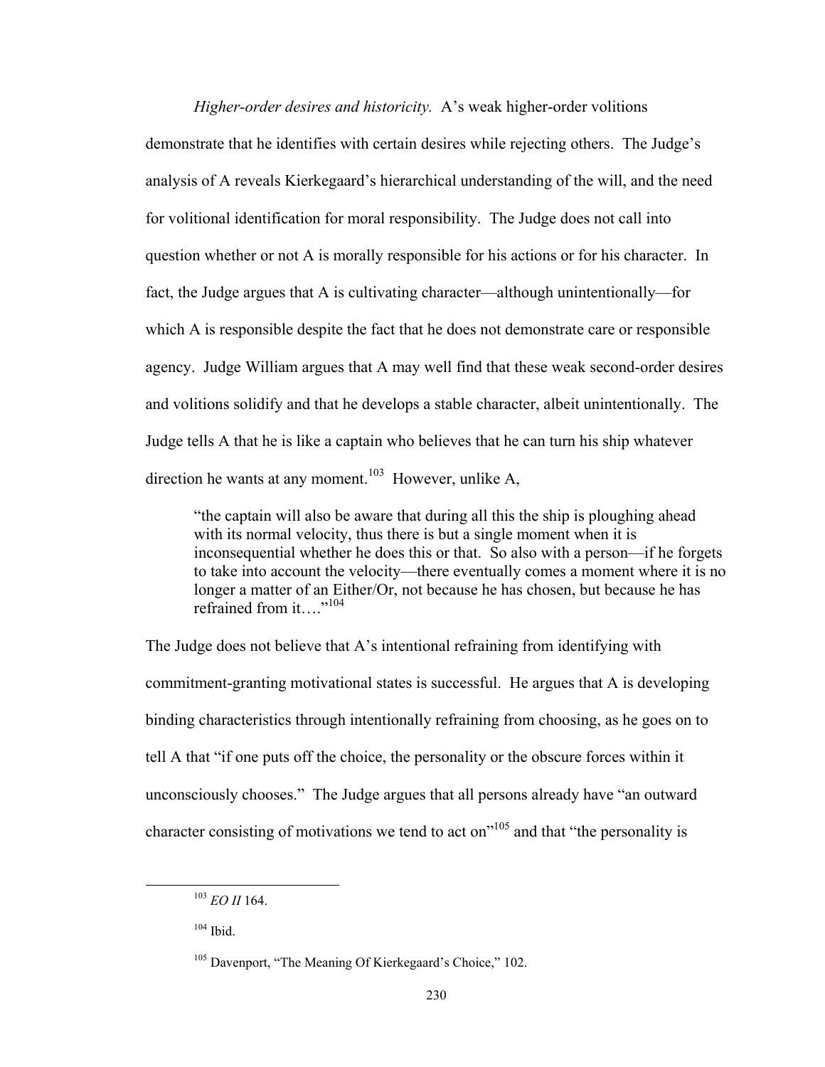*Higher-order desires and historicity.* A's weak higher-order volitions demonstrate that he identifies with certain desires while rejecting others. The Judge's analysis of A reveals Kierkegaard's hierarchical understanding of the will, and the need for volitional identification for moral responsibility. The Judge does not call into question whether or not A is morally responsible for his actions or for his character. In fact, the Judge argues that A is cultivating character—although unintentionally—for which A is responsible despite the fact that he does not demonstrate care or responsible agency. Judge William argues that A may well find that these weak second-order desires and volitions solidify and that he develops a stable character, albeit unintentionally. The Judge tells A that he is like a captain who believes that he can turn his ship whatever direction he wants at any moment.[103] However, unlike A,

> "the captain will also be aware that during all this the ship is ploughing ahead with its normal velocity, thus there is but a single moment when it is inconsequential whether he does this or that. So also with a person—if he forgets to take into account the velocity—there eventually comes a moment where it is no longer a matter of an Either/Or, not because he has chosen, but because he has refrained from it…."[104]

The Judge does not believe that A's intentional refraining from identifying with commitment-granting motivational states is successful. He argues that A is developing binding characteristics through intentionally refraining from choosing, as he goes on to tell A that "if one puts off the choice, the personality or the obscure forces within it unconsciously chooses." The Judge argues that all persons already have "an outward character consisting of motivations we tend to act on"[105] and that "the personality is

---

[103] *EO II* 164.

[104] Ibid.

[105] Davenport, "The Meaning Of Kierkegaard's Choice," 102.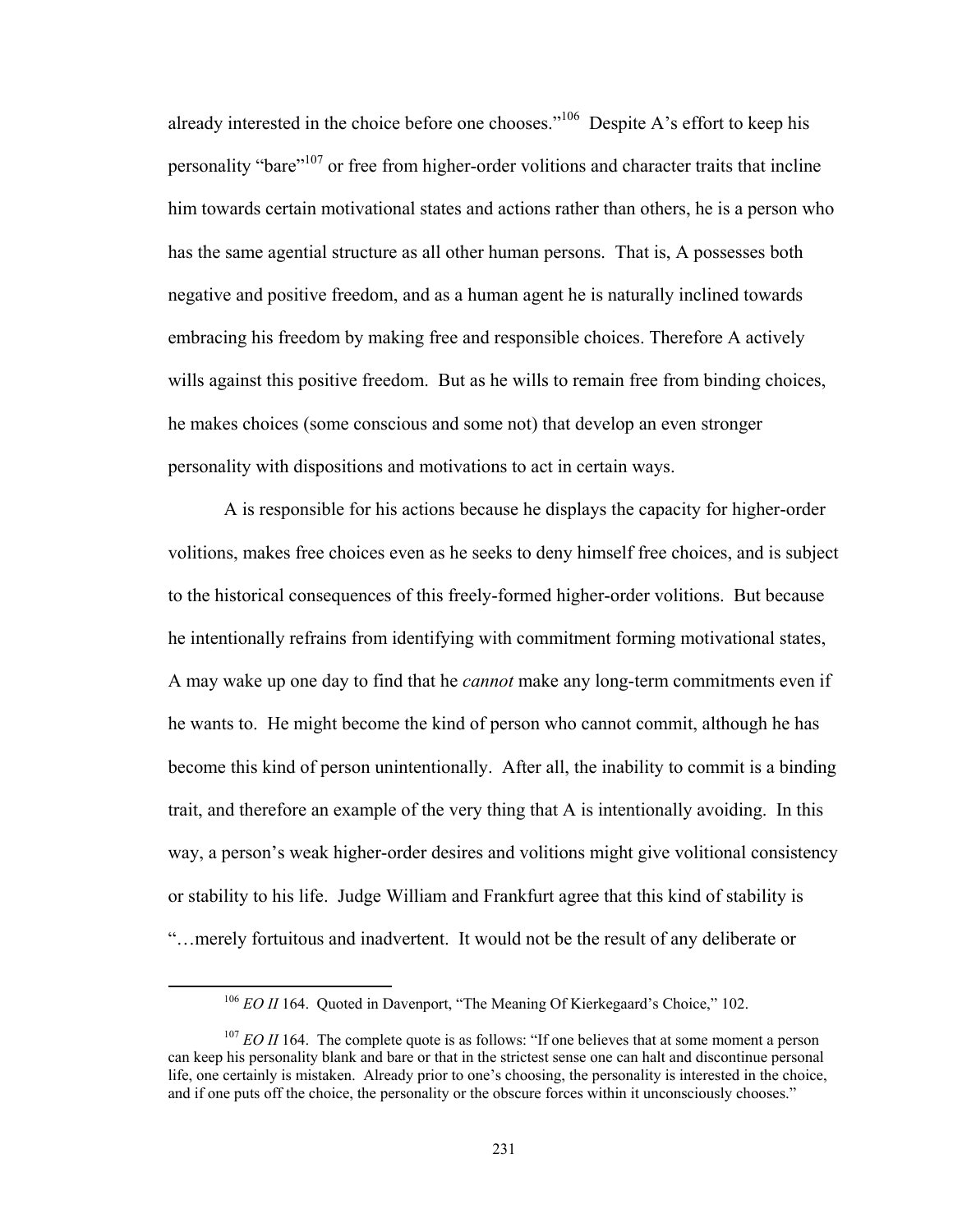already interested in the choice before one chooses."[106] Despite A's effort to keep his personality "bare"[107] or free from higher-order volitions and character traits that incline him towards certain motivational states and actions rather than others, he is a person who has the same agential structure as all other human persons. That is, A possesses both negative and positive freedom, and as a human agent he is naturally inclined towards embracing his freedom by making free and responsible choices. Therefore A actively wills against this positive freedom. But as he wills to remain free from binding choices, he makes choices (some conscious and some not) that develop an even stronger personality with dispositions and motivations to act in certain ways.

A is responsible for his actions because he displays the capacity for higher-order volitions, makes free choices even as he seeks to deny himself free choices, and is subject to the historical consequences of this freely-formed higher-order volitions. But because he intentionally refrains from identifying with commitment forming motivational states, A may wake up one day to find that he *cannot* make any long-term commitments even if he wants to. He might become the kind of person who cannot commit, although he has become this kind of person unintentionally. After all, the inability to commit is a binding trait, and therefore an example of the very thing that A is intentionally avoiding. In this way, a person's weak higher-order desires and volitions might give volitional consistency or stability to his life. Judge William and Frankfurt agree that this kind of stability is "…merely fortuitous and inadvertent. It would not be the result of any deliberate or

---

[106] *EO II* 164. Quoted in Davenport, "The Meaning Of Kierkegaard's Choice," 102.

[107] *EO II* 164. The complete quote is as follows: "If one believes that at some moment a person can keep his personality blank and bare or that in the strictest sense one can halt and discontinue personal life, one certainly is mistaken. Already prior to one's choosing, the personality is interested in the choice, and if one puts off the choice, the personality or the obscure forces within it unconsciously chooses."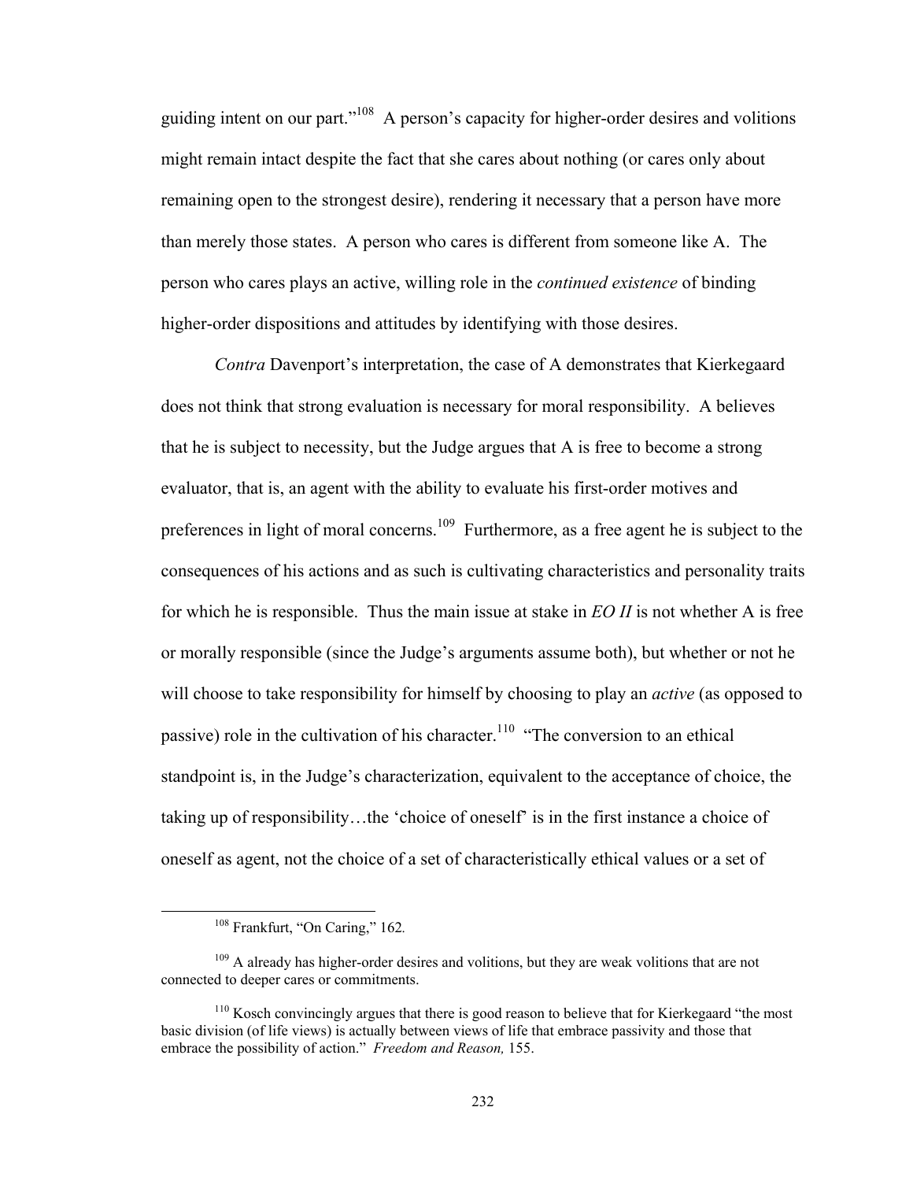guiding intent on our part."[108] A person's capacity for higher-order desires and volitions might remain intact despite the fact that she cares about nothing (or cares only about remaining open to the strongest desire), rendering it necessary that a person have more than merely those states. A person who cares is different from someone like A. The person who cares plays an active, willing role in the *continued existence* of binding higher-order dispositions and attitudes by identifying with those desires.

*Contra* Davenport's interpretation, the case of A demonstrates that Kierkegaard does not think that strong evaluation is necessary for moral responsibility. A believes that he is subject to necessity, but the Judge argues that A is free to become a strong evaluator, that is, an agent with the ability to evaluate his first-order motives and preferences in light of moral concerns.[109] Furthermore, as a free agent he is subject to the consequences of his actions and as such is cultivating characteristics and personality traits for which he is responsible. Thus the main issue at stake in *EO II* is not whether A is free or morally responsible (since the Judge's arguments assume both), but whether or not he will choose to take responsibility for himself by choosing to play an *active* (as opposed to passive) role in the cultivation of his character.[110] "The conversion to an ethical standpoint is, in the Judge's characterization, equivalent to the acceptance of choice, the taking up of responsibility…the 'choice of oneself' is in the first instance a choice of oneself as agent, not the choice of a set of characteristically ethical values or a set of

---

[108] Frankfurt, "On Caring," 162.

[109] A already has higher-order desires and volitions, but they are weak volitions that are not connected to deeper cares or commitments.

[110] Kosch convincingly argues that there is good reason to believe that for Kierkegaard "the most basic division (of life views) is actually between views of life that embrace passivity and those that embrace the possibility of action." *Freedom and Reason,* 155.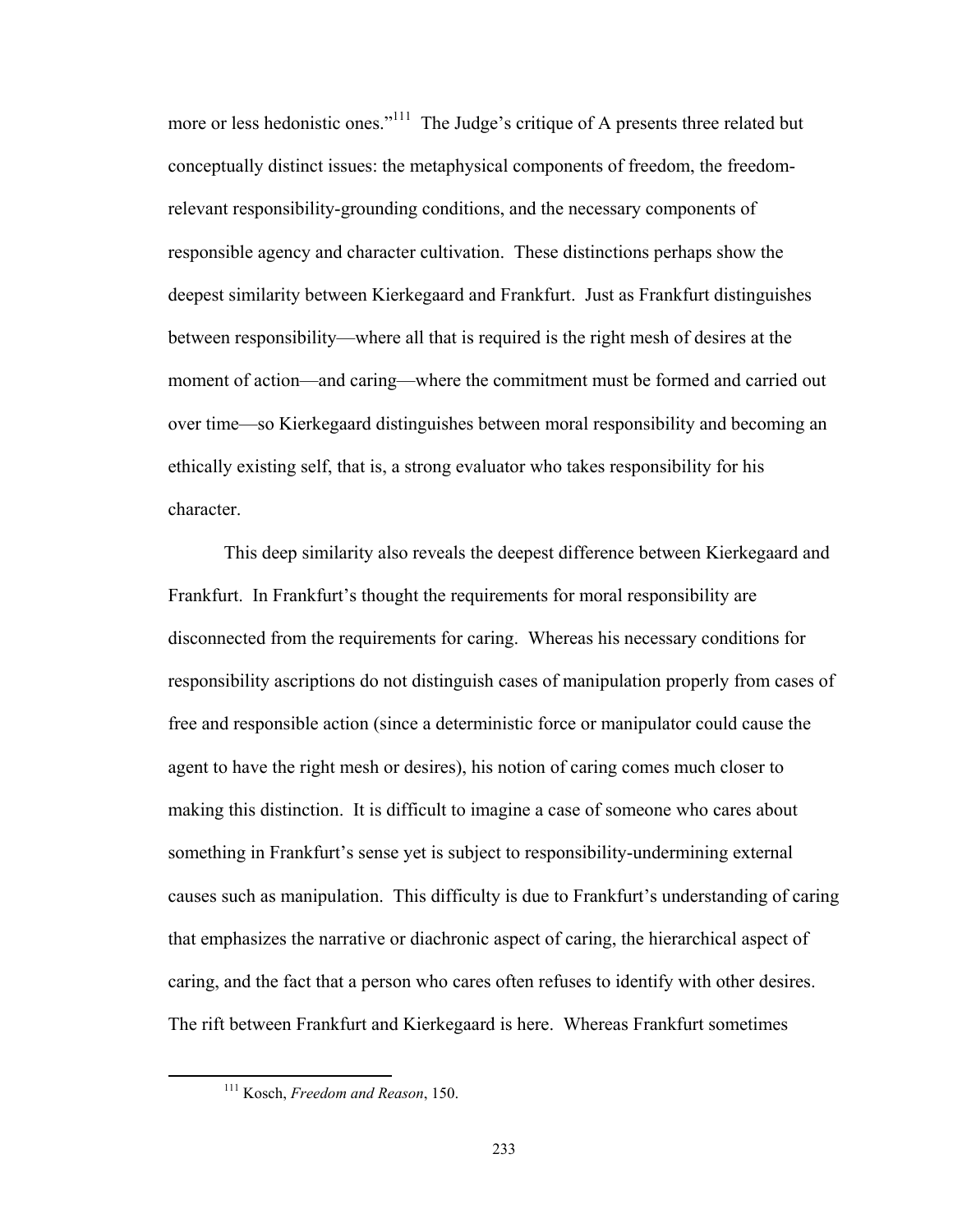more or less hedonistic ones."[111] The Judge's critique of A presents three related but conceptually distinct issues: the metaphysical components of freedom, the freedom-relevant responsibility-grounding conditions, and the necessary components of responsible agency and character cultivation. These distinctions perhaps show the deepest similarity between Kierkegaard and Frankfurt. Just as Frankfurt distinguishes between responsibility—where all that is required is the right mesh of desires at the moment of action—and caring—where the commitment must be formed and carried out over time—so Kierkegaard distinguishes between moral responsibility and becoming an ethically existing self, that is, a strong evaluator who takes responsibility for his character.

This deep similarity also reveals the deepest difference between Kierkegaard and Frankfurt. In Frankfurt's thought the requirements for moral responsibility are disconnected from the requirements for caring. Whereas his necessary conditions for responsibility ascriptions do not distinguish cases of manipulation properly from cases of free and responsible action (since a deterministic force or manipulator could cause the agent to have the right mesh or desires), his notion of caring comes much closer to making this distinction. It is difficult to imagine a case of someone who cares about something in Frankfurt's sense yet is subject to responsibility-undermining external causes such as manipulation. This difficulty is due to Frankfurt's understanding of caring that emphasizes the narrative or diachronic aspect of caring, the hierarchical aspect of caring, and the fact that a person who cares often refuses to identify with other desires. The rift between Frankfurt and Kierkegaard is here. Whereas Frankfurt sometimes

[111] Kosch, *Freedom and Reason*, 150.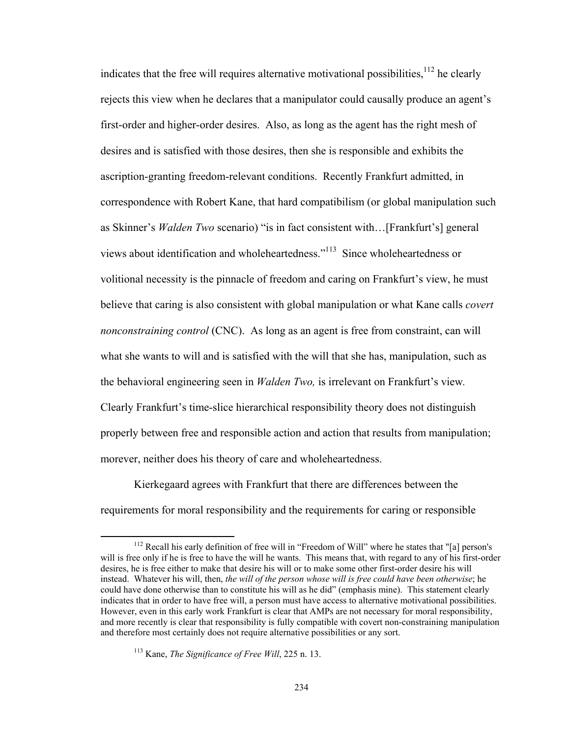indicates that the free will requires alternative motivational possibilities,[112] he clearly rejects this view when he declares that a manipulator could causally produce an agent's first-order and higher-order desires. Also, as long as the agent has the right mesh of desires and is satisfied with those desires, then she is responsible and exhibits the ascription-granting freedom-relevant conditions. Recently Frankfurt admitted, in correspondence with Robert Kane, that hard compatibilism (or global manipulation such as Skinner's *Walden Two* scenario) "is in fact consistent with…[Frankfurt's] general views about identification and wholeheartedness."[113] Since wholeheartedness or volitional necessity is the pinnacle of freedom and caring on Frankfurt's view, he must believe that caring is also consistent with global manipulation or what Kane calls *covert nonconstraining control* (CNC). As long as an agent is free from constraint, can will what she wants to will and is satisfied with the will that she has, manipulation, such as the behavioral engineering seen in *Walden Two,* is irrelevant on Frankfurt's view. Clearly Frankfurt's time-slice hierarchical responsibility theory does not distinguish properly between free and responsible action and action that results from manipulation; morever, neither does his theory of care and wholeheartedness.

Kierkegaard agrees with Frankfurt that there are differences between the requirements for moral responsibility and the requirements for caring or responsible

---

[112] Recall his early definition of free will in "Freedom of Will" where he states that "[a] person's will is free only if he is free to have the will he wants. This means that, with regard to any of his first-order desires, he is free either to make that desire his will or to make some other first-order desire his will instead. Whatever his will, then, *the will of the person whose will is free could have been otherwise*; he could have done otherwise than to constitute his will as he did" (emphasis mine). This statement clearly indicates that in order to have free will, a person must have access to alternative motivational possibilities. However, even in this early work Frankfurt is clear that AMPs are not necessary for moral responsibility, and more recently is clear that responsibility is fully compatible with covert non-constraining manipulation and therefore most certainly does not require alternative possibilities or any sort.

[113] Kane, *The Significance of Free Will*, 225 n. 13.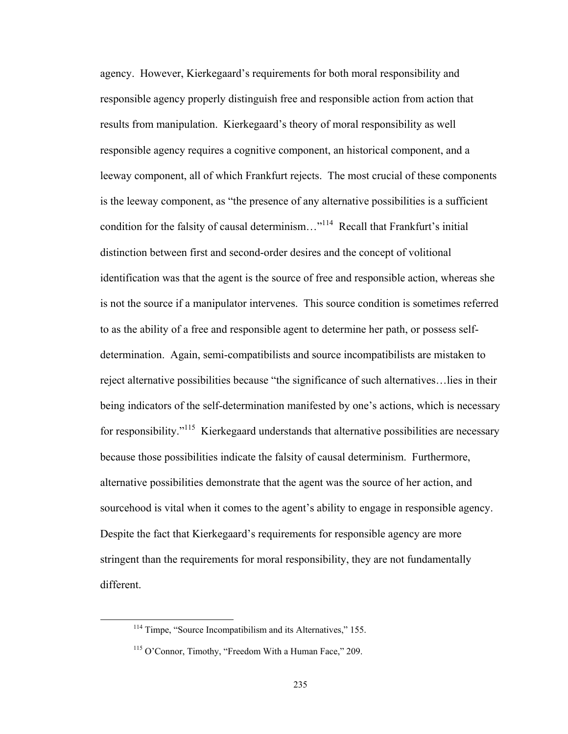agency. However, Kierkegaard's requirements for both moral responsibility and responsible agency properly distinguish free and responsible action from action that results from manipulation. Kierkegaard's theory of moral responsibility as well responsible agency requires a cognitive component, an historical component, and a leeway component, all of which Frankfurt rejects. The most crucial of these components is the leeway component, as "the presence of any alternative possibilities is a sufficient condition for the falsity of causal determinism…"[114] Recall that Frankfurt's initial distinction between first and second-order desires and the concept of volitional identification was that the agent is the source of free and responsible action, whereas she is not the source if a manipulator intervenes. This source condition is sometimes referred to as the ability of a free and responsible agent to determine her path, or possess self-determination. Again, semi-compatibilists and source incompatibilists are mistaken to reject alternative possibilities because "the significance of such alternatives…lies in their being indicators of the self-determination manifested by one's actions, which is necessary for responsibility."[115] Kierkegaard understands that alternative possibilities are necessary because those possibilities indicate the falsity of causal determinism. Furthermore, alternative possibilities demonstrate that the agent was the source of her action, and sourcehood is vital when it comes to the agent's ability to engage in responsible agency. Despite the fact that Kierkegaard's requirements for responsible agency are more stringent than the requirements for moral responsibility, they are not fundamentally different.

[114] Timpe, "Source Incompatibilism and its Alternatives," 155.

[115] O'Connor, Timothy, "Freedom With a Human Face," 209.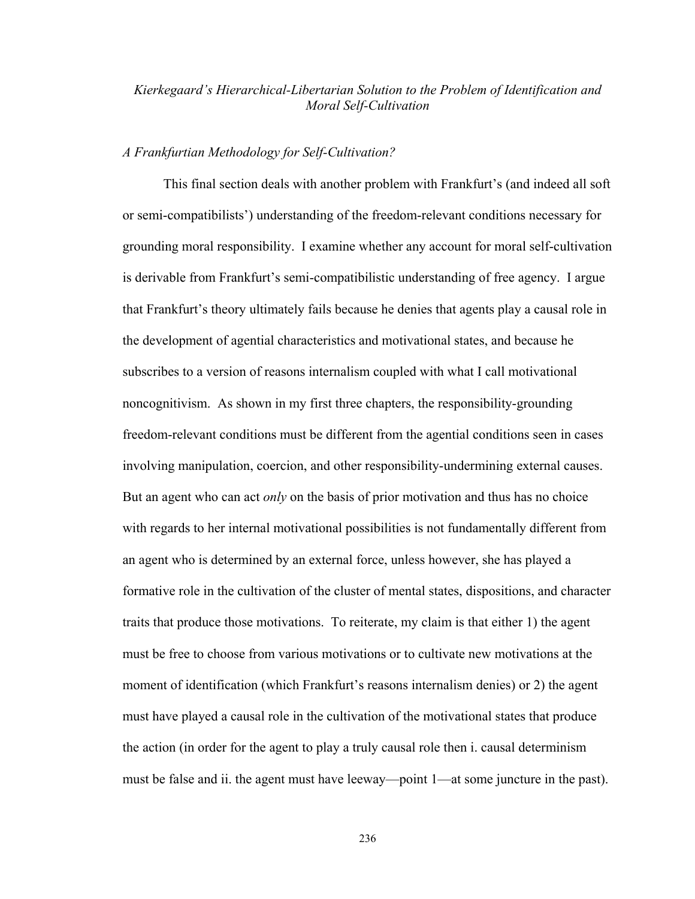## *Kierkegaard's Hierarchical-Libertarian Solution to the Problem of Identification and Moral Self-Cultivation*

### *A Frankfurtian Methodology for Self-Cultivation?*

This final section deals with another problem with Frankfurt's (and indeed all soft or semi-compatibilists') understanding of the freedom-relevant conditions necessary for grounding moral responsibility. I examine whether any account for moral self-cultivation is derivable from Frankfurt's semi-compatibilistic understanding of free agency. I argue that Frankfurt's theory ultimately fails because he denies that agents play a causal role in the development of agential characteristics and motivational states, and because he subscribes to a version of reasons internalism coupled with what I call motivational noncognitivism. As shown in my first three chapters, the responsibility-grounding freedom-relevant conditions must be different from the agential conditions seen in cases involving manipulation, coercion, and other responsibility-undermining external causes. But an agent who can act *only* on the basis of prior motivation and thus has no choice with regards to her internal motivational possibilities is not fundamentally different from an agent who is determined by an external force, unless however, she has played a formative role in the cultivation of the cluster of mental states, dispositions, and character traits that produce those motivations. To reiterate, my claim is that either 1) the agent must be free to choose from various motivations or to cultivate new motivations at the moment of identification (which Frankfurt's reasons internalism denies) or 2) the agent must have played a causal role in the cultivation of the motivational states that produce the action (in order for the agent to play a truly causal role then i. causal determinism must be false and ii. the agent must have leeway—point 1—at some juncture in the past).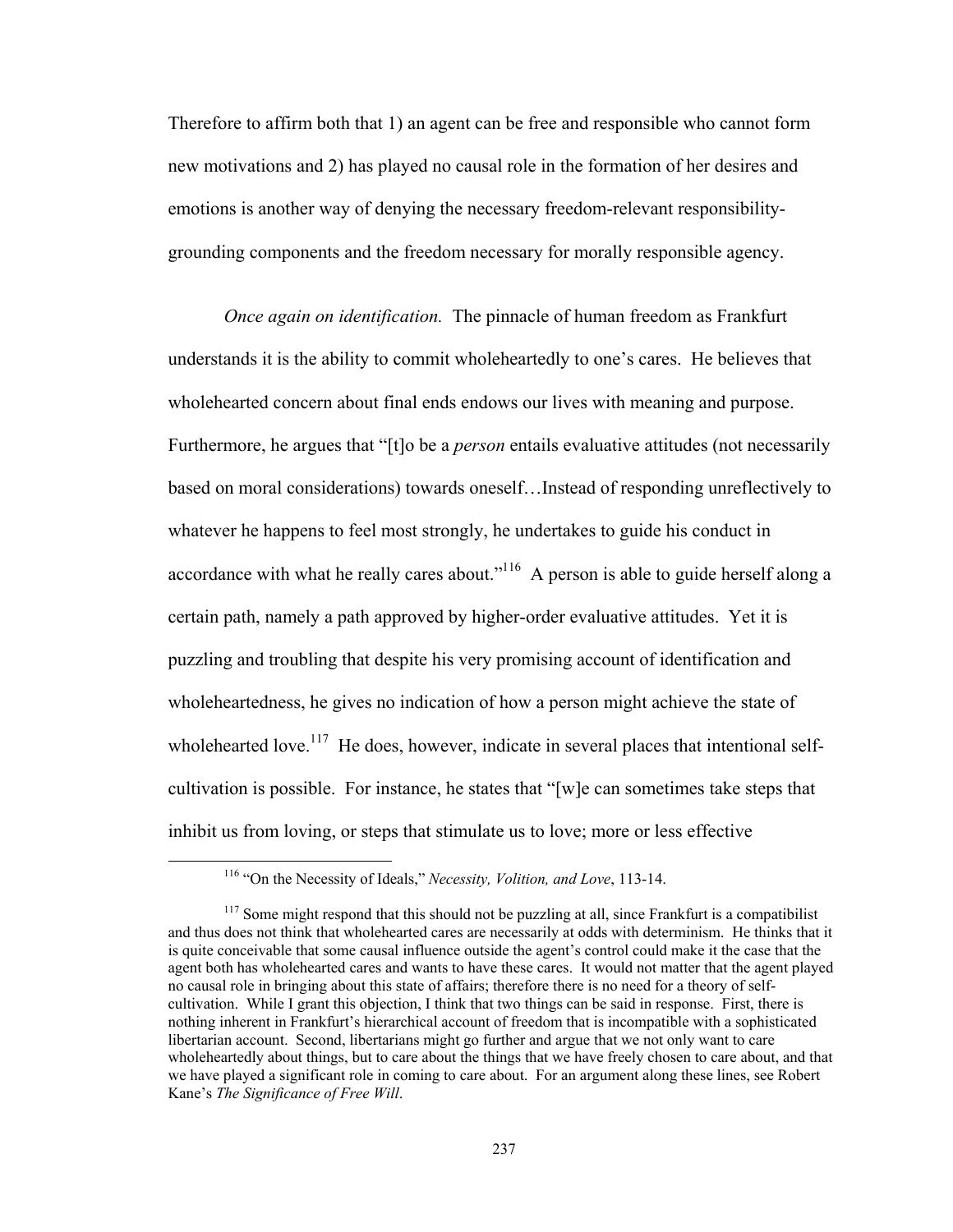Therefore to affirm both that 1) an agent can be free and responsible who cannot form new motivations and 2) has played no causal role in the formation of her desires and emotions is another way of denying the necessary freedom-relevant responsibility-grounding components and the freedom necessary for morally responsible agency.

*Once again on identification.* The pinnacle of human freedom as Frankfurt understands it is the ability to commit wholeheartedly to one's cares. He believes that wholehearted concern about final ends endows our lives with meaning and purpose. Furthermore, he argues that "[t]o be a *person* entails evaluative attitudes (not necessarily based on moral considerations) towards oneself…Instead of responding unreflectively to whatever he happens to feel most strongly, he undertakes to guide his conduct in accordance with what he really cares about."[116] A person is able to guide herself along a certain path, namely a path approved by higher-order evaluative attitudes. Yet it is puzzling and troubling that despite his very promising account of identification and wholeheartedness, he gives no indication of how a person might achieve the state of wholehearted love.[117] He does, however, indicate in several places that intentional self-cultivation is possible. For instance, he states that "[w]e can sometimes take steps that inhibit us from loving, or steps that stimulate us to love; more or less effective

---

[116] "On the Necessity of Ideals," *Necessity, Volition, and Love*, 113-14.

[117] Some might respond that this should not be puzzling at all, since Frankfurt is a compatibilist and thus does not think that wholehearted cares are necessarily at odds with determinism. He thinks that it is quite conceivable that some causal influence outside the agent's control could make it the case that the agent both has wholehearted cares and wants to have these cares. It would not matter that the agent played no causal role in bringing about this state of affairs; therefore there is no need for a theory of self-cultivation. While I grant this objection, I think that two things can be said in response. First, there is nothing inherent in Frankfurt's hierarchical account of freedom that is incompatible with a sophisticated libertarian account. Second, libertarians might go further and argue that we not only want to care wholeheartedly about things, but to care about the things that we have freely chosen to care about, and that we have played a significant role in coming to care about. For an argument along these lines, see Robert Kane's *The Significance of Free Will*.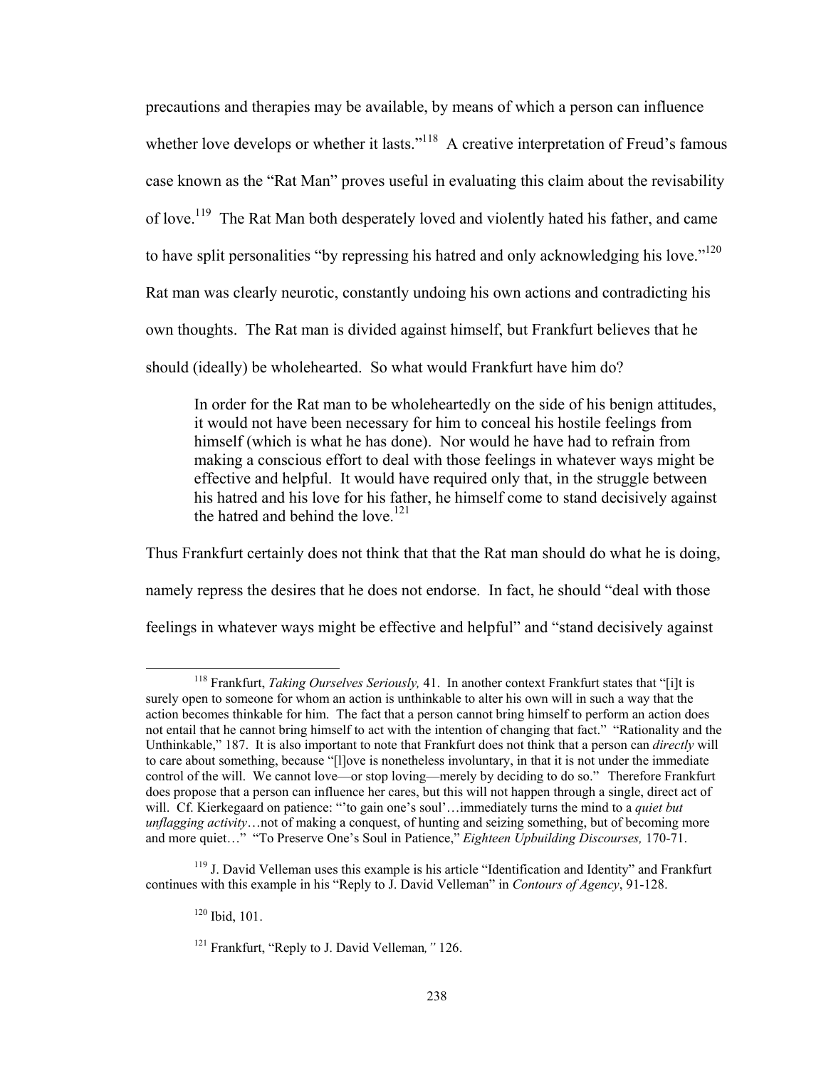precautions and therapies may be available, by means of which a person can influence whether love develops or whether it lasts."[118] A creative interpretation of Freud's famous case known as the "Rat Man" proves useful in evaluating this claim about the revisability of love.[119] The Rat Man both desperately loved and violently hated his father, and came to have split personalities "by repressing his hatred and only acknowledging his love."[120] Rat man was clearly neurotic, constantly undoing his own actions and contradicting his own thoughts. The Rat man is divided against himself, but Frankfurt believes that he should (ideally) be wholehearted. So what would Frankfurt have him do?

> In order for the Rat man to be wholeheartedly on the side of his benign attitudes, it would not have been necessary for him to conceal his hostile feelings from himself (which is what he has done). Nor would he have had to refrain from making a conscious effort to deal with those feelings in whatever ways might be effective and helpful. It would have required only that, in the struggle between his hatred and his love for his father, he himself come to stand decisively against the hatred and behind the love.[121]

Thus Frankfurt certainly does not think that that the Rat man should do what he is doing, namely repress the desires that he does not endorse. In fact, he should "deal with those feelings in whatever ways might be effective and helpful" and "stand decisively against

---

[118] Frankfurt, *Taking Ourselves Seriously,* 41. In another context Frankfurt states that "[i]t is surely open to someone for whom an action is unthinkable to alter his own will in such a way that the action becomes thinkable for him. The fact that a person cannot bring himself to perform an action does not entail that he cannot bring himself to act with the intention of changing that fact." "Rationality and the Unthinkable," 187. It is also important to note that Frankfurt does not think that a person can *directly* will to care about something, because "[l]ove is nonetheless involuntary, in that it is not under the immediate control of the will. We cannot love—or stop loving—merely by deciding to do so." Therefore Frankfurt does propose that a person can influence her cares, but this will not happen through a single, direct act of will. Cf. Kierkegaard on patience: "'to gain one's soul'…immediately turns the mind to a *quiet but unflagging activity*…not of making a conquest, of hunting and seizing something, but of becoming more and more quiet…" "To Preserve One's Soul in Patience," *Eighteen Upbuilding Discourses,* 170-71.

[119] J. David Velleman uses this example is his article "Identification and Identity" and Frankfurt continues with this example in his "Reply to J. David Velleman" in *Contours of Agency*, 91-128.

[120] Ibid, 101.

[121] Frankfurt, "Reply to J. David Velleman*,"* 126.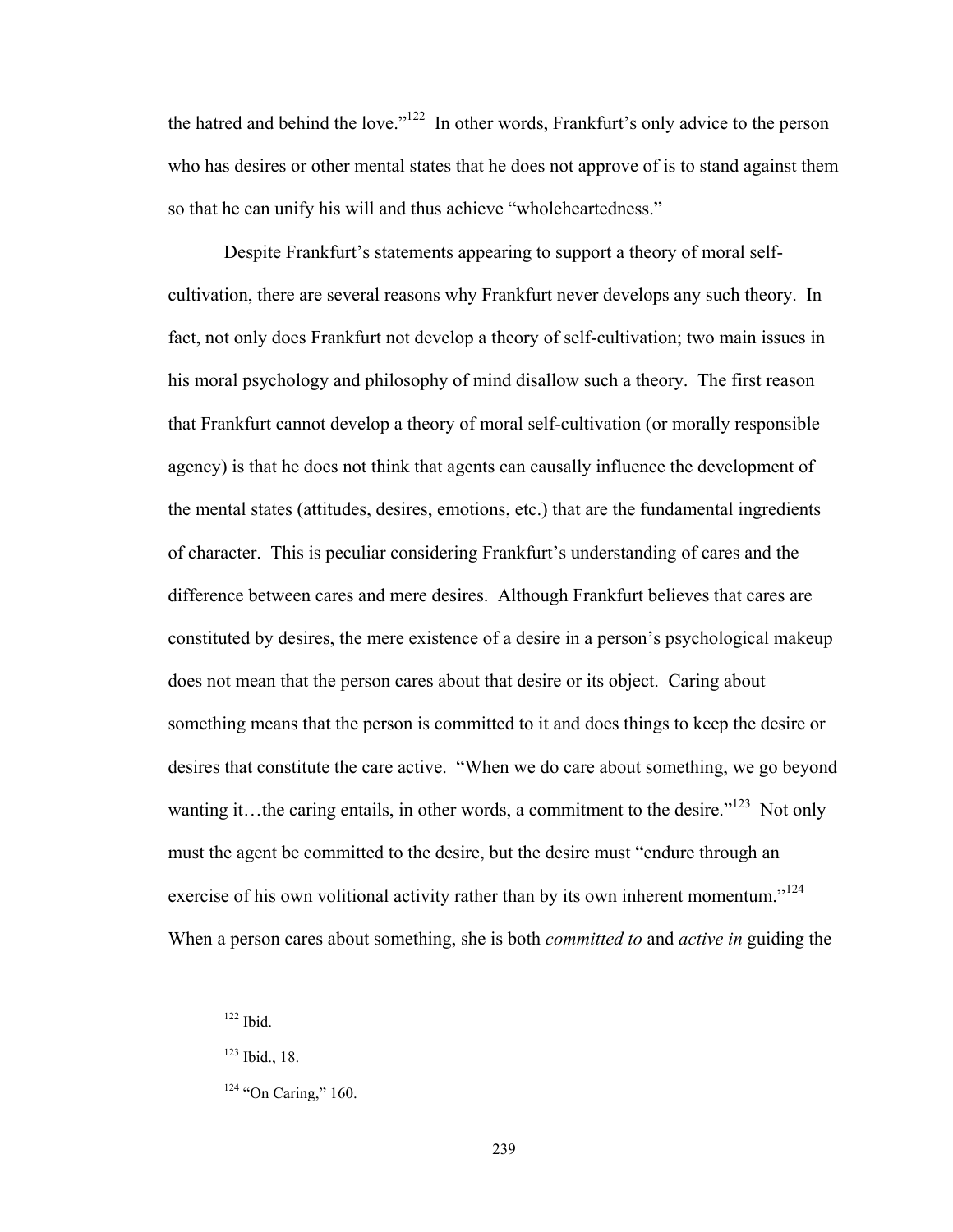the hatred and behind the love."[122] In other words, Frankfurt's only advice to the person who has desires or other mental states that he does not approve of is to stand against them so that he can unify his will and thus achieve "wholeheartedness."

Despite Frankfurt's statements appearing to support a theory of moral self-cultivation, there are several reasons why Frankfurt never develops any such theory. In fact, not only does Frankfurt not develop a theory of self-cultivation; two main issues in his moral psychology and philosophy of mind disallow such a theory. The first reason that Frankfurt cannot develop a theory of moral self-cultivation (or morally responsible agency) is that he does not think that agents can causally influence the development of the mental states (attitudes, desires, emotions, etc.) that are the fundamental ingredients of character. This is peculiar considering Frankfurt's understanding of cares and the difference between cares and mere desires. Although Frankfurt believes that cares are constituted by desires, the mere existence of a desire in a person's psychological makeup does not mean that the person cares about that desire or its object. Caring about something means that the person is committed to it and does things to keep the desire or desires that constitute the care active. "When we do care about something, we go beyond wanting it…the caring entails, in other words, a commitment to the desire."[123] Not only must the agent be committed to the desire, but the desire must "endure through an exercise of his own volitional activity rather than by its own inherent momentum."[124] When a person cares about something, she is both *committed to* and *active in* guiding the

---

[122] Ibid.

[123] Ibid., 18.

[124] "On Caring," 160.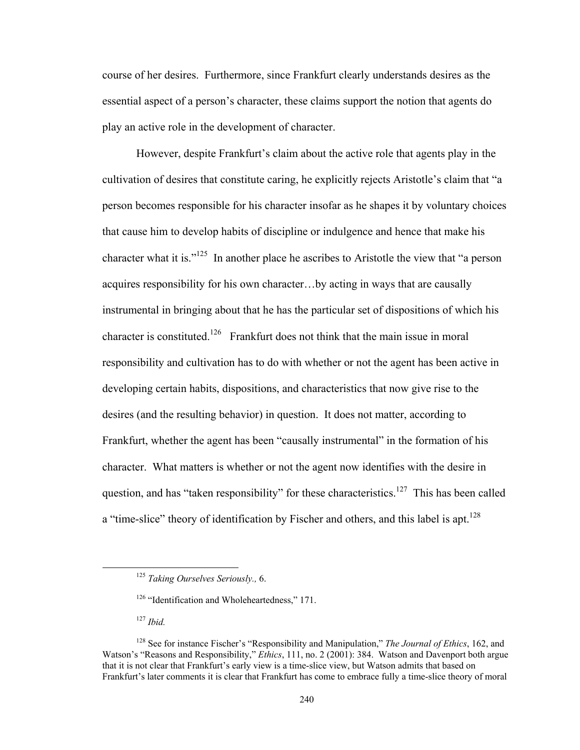course of her desires. Furthermore, since Frankfurt clearly understands desires as the essential aspect of a person's character, these claims support the notion that agents do play an active role in the development of character.

However, despite Frankfurt's claim about the active role that agents play in the cultivation of desires that constitute caring, he explicitly rejects Aristotle's claim that "a person becomes responsible for his character insofar as he shapes it by voluntary choices that cause him to develop habits of discipline or indulgence and hence that make his character what it is."[125] In another place he ascribes to Aristotle the view that "a person acquires responsibility for his own character…by acting in ways that are causally instrumental in bringing about that he has the particular set of dispositions of which his character is constituted.[126] Frankfurt does not think that the main issue in moral responsibility and cultivation has to do with whether or not the agent has been active in developing certain habits, dispositions, and characteristics that now give rise to the desires (and the resulting behavior) in question. It does not matter, according to Frankfurt, whether the agent has been "causally instrumental" in the formation of his character. What matters is whether or not the agent now identifies with the desire in question, and has "taken responsibility" for these characteristics.[127] This has been called a "time-slice" theory of identification by Fischer and others, and this label is apt.[128]

---

[125] *Taking Ourselves Seriously.,* 6.

[126] "Identification and Wholeheartedness," 171.

[127] *Ibid.*

[128] See for instance Fischer's "Responsibility and Manipulation," *The Journal of Ethics*, 162, and Watson's "Reasons and Responsibility," *Ethics*, 111, no. 2 (2001): 384. Watson and Davenport both argue that it is not clear that Frankfurt's early view is a time-slice view, but Watson admits that based on Frankfurt's later comments it is clear that Frankfurt has come to embrace fully a time-slice theory of moral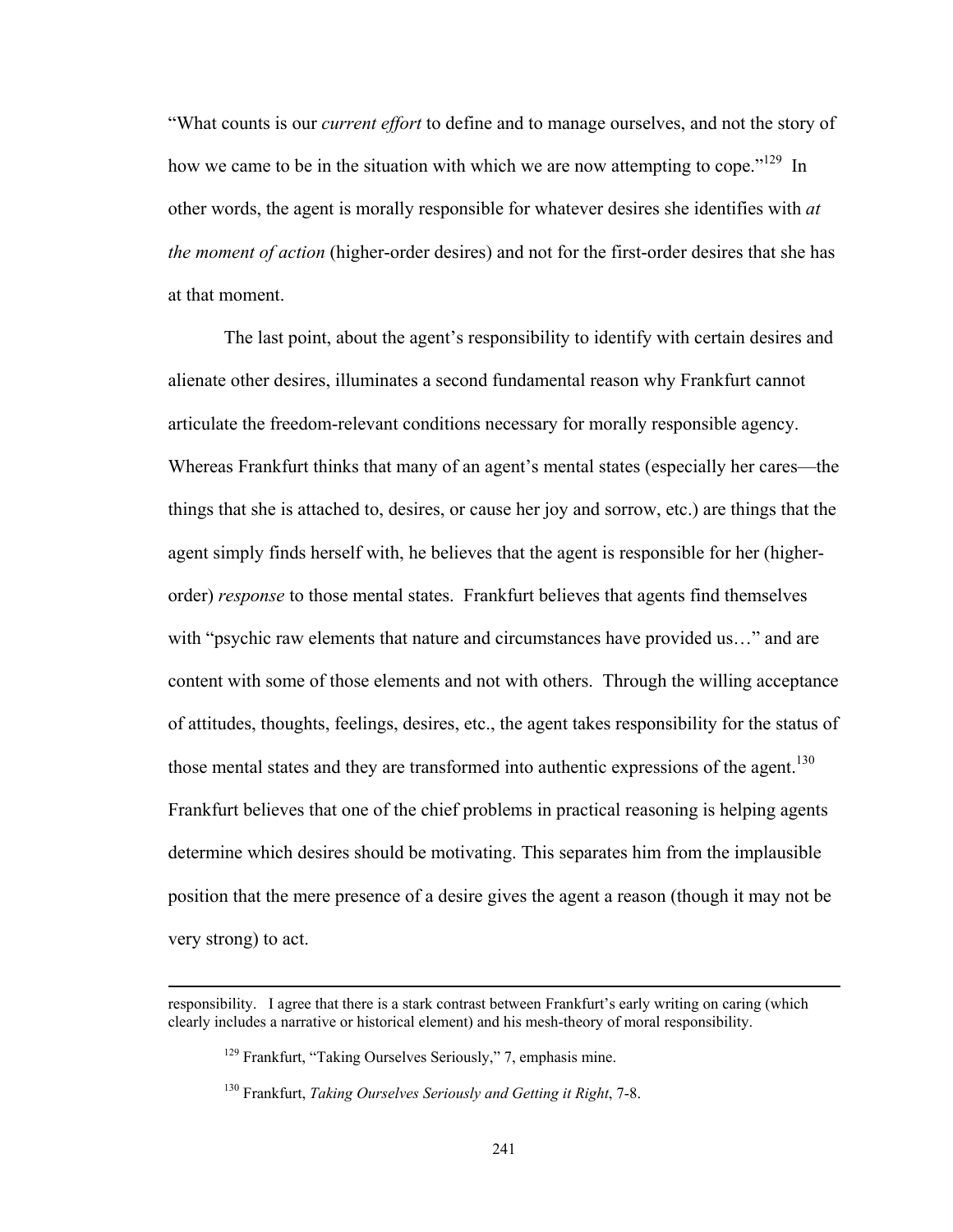"What counts is our *current effort* to define and to manage ourselves, and not the story of how we came to be in the situation with which we are now attempting to cope."[129] In other words, the agent is morally responsible for whatever desires she identifies with *at the moment of action* (higher-order desires) and not for the first-order desires that she has at that moment.

The last point, about the agent's responsibility to identify with certain desires and alienate other desires, illuminates a second fundamental reason why Frankfurt cannot articulate the freedom-relevant conditions necessary for morally responsible agency. Whereas Frankfurt thinks that many of an agent's mental states (especially her cares—the things that she is attached to, desires, or cause her joy and sorrow, etc.) are things that the agent simply finds herself with, he believes that the agent is responsible for her (higher-order) *response* to those mental states. Frankfurt believes that agents find themselves with "psychic raw elements that nature and circumstances have provided us…" and are content with some of those elements and not with others. Through the willing acceptance of attitudes, thoughts, feelings, desires, etc., the agent takes responsibility for the status of those mental states and they are transformed into authentic expressions of the agent.[130] Frankfurt believes that one of the chief problems in practical reasoning is helping agents determine which desires should be motivating. This separates him from the implausible position that the mere presence of a desire gives the agent a reason (though it may not be very strong) to act.

---

responsibility. I agree that there is a stark contrast between Frankfurt's early writing on caring (which clearly includes a narrative or historical element) and his mesh-theory of moral responsibility.

[129] Frankfurt, "Taking Ourselves Seriously," 7, emphasis mine.

[130] Frankfurt, *Taking Ourselves Seriously and Getting it Right*, 7-8.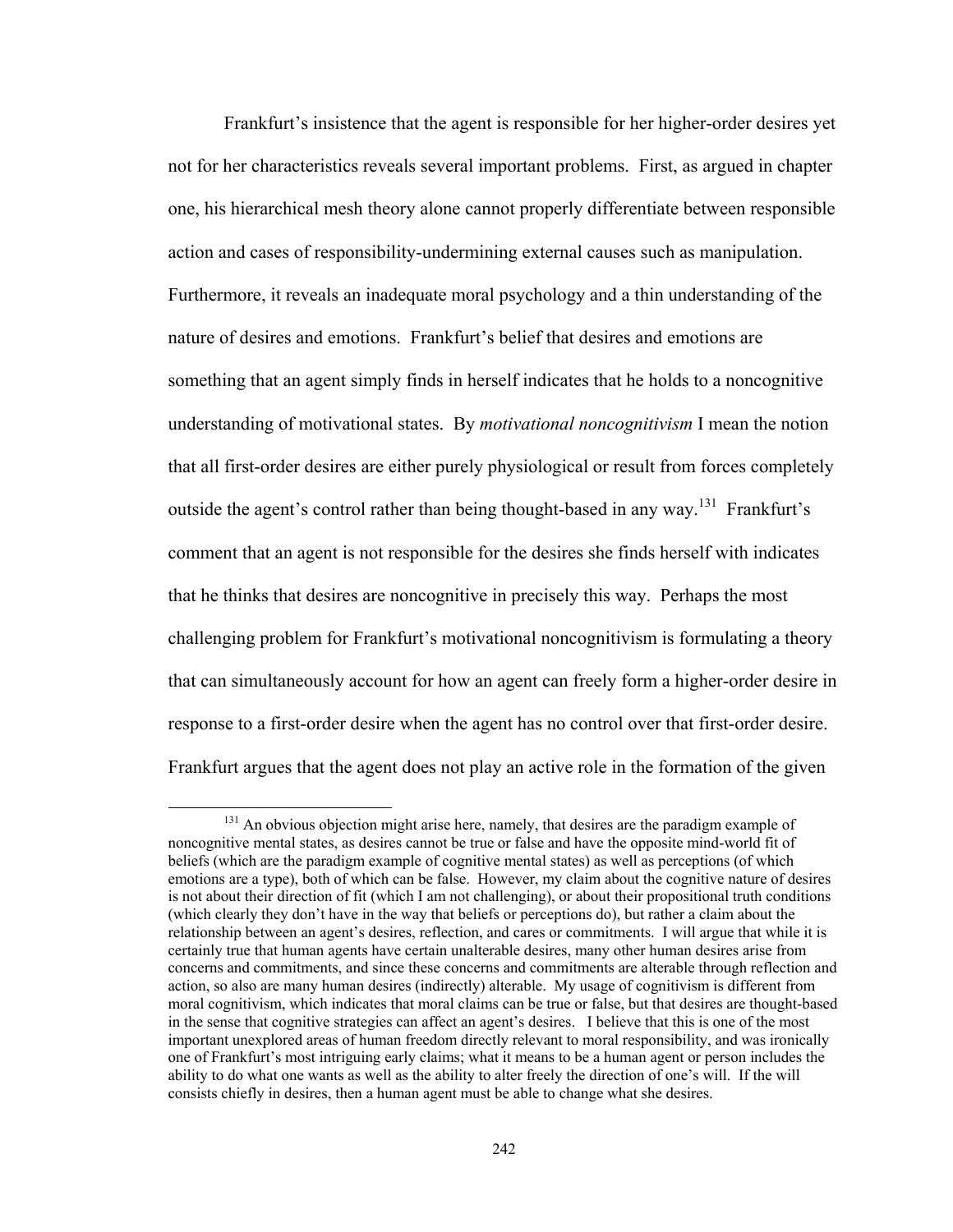Frankfurt's insistence that the agent is responsible for her higher-order desires yet not for her characteristics reveals several important problems. First, as argued in chapter one, his hierarchical mesh theory alone cannot properly differentiate between responsible action and cases of responsibility-undermining external causes such as manipulation. Furthermore, it reveals an inadequate moral psychology and a thin understanding of the nature of desires and emotions. Frankfurt's belief that desires and emotions are something that an agent simply finds in herself indicates that he holds to a noncognitive understanding of motivational states. By *motivational noncognitivism* I mean the notion that all first-order desires are either purely physiological or result from forces completely outside the agent's control rather than being thought-based in any way.[131] Frankfurt's comment that an agent is not responsible for the desires she finds herself with indicates that he thinks that desires are noncognitive in precisely this way. Perhaps the most challenging problem for Frankfurt's motivational noncognitivism is formulating a theory that can simultaneously account for how an agent can freely form a higher-order desire in response to a first-order desire when the agent has no control over that first-order desire. Frankfurt argues that the agent does not play an active role in the formation of the given

[131] An obvious objection might arise here, namely, that desires are the paradigm example of noncognitive mental states, as desires cannot be true or false and have the opposite mind-world fit of beliefs (which are the paradigm example of cognitive mental states) as well as perceptions (of which emotions are a type), both of which can be false. However, my claim about the cognitive nature of desires is not about their direction of fit (which I am not challenging), or about their propositional truth conditions (which clearly they don't have in the way that beliefs or perceptions do), but rather a claim about the relationship between an agent's desires, reflection, and cares or commitments. I will argue that while it is certainly true that human agents have certain unalterable desires, many other human desires arise from concerns and commitments, and since these concerns and commitments are alterable through reflection and action, so also are many human desires (indirectly) alterable. My usage of cognitivism is different from moral cognitivism, which indicates that moral claims can be true or false, but that desires are thought-based in the sense that cognitive strategies can affect an agent's desires. I believe that this is one of the most important unexplored areas of human freedom directly relevant to moral responsibility, and was ironically one of Frankfurt's most intriguing early claims; what it means to be a human agent or person includes the ability to do what one wants as well as the ability to alter freely the direction of one's will. If the will consists chiefly in desires, then a human agent must be able to change what she desires.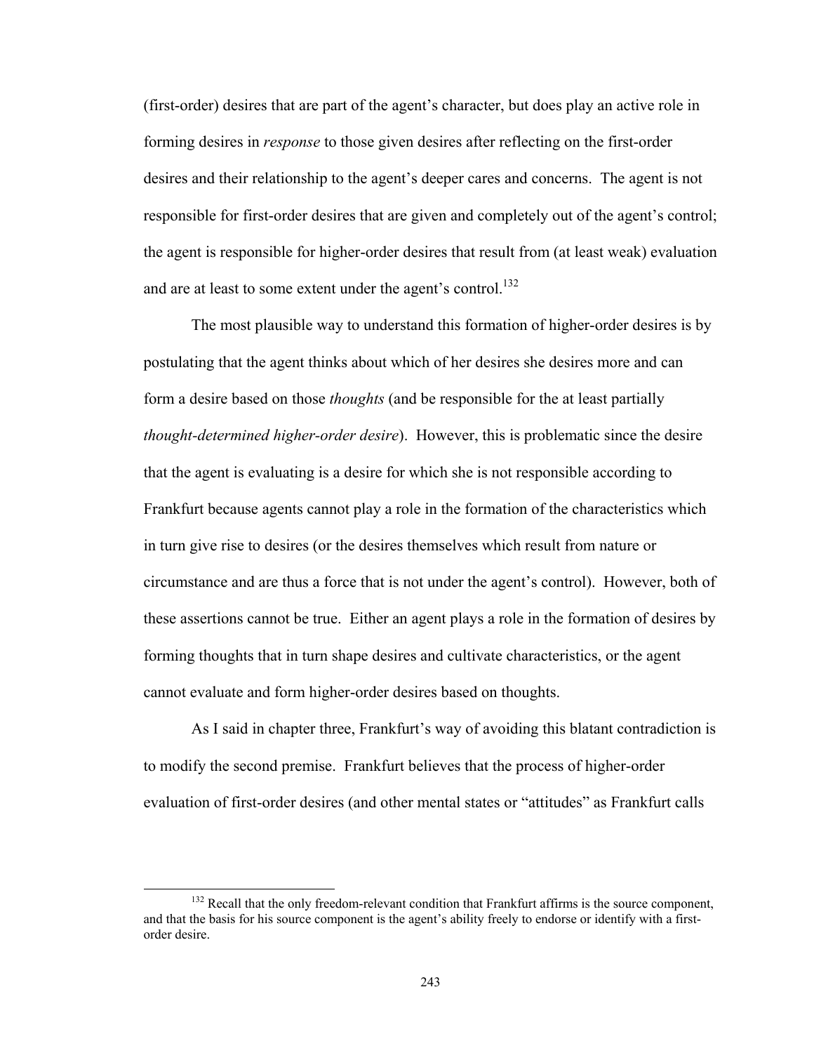(first-order) desires that are part of the agent's character, but does play an active role in forming desires in *response* to those given desires after reflecting on the first-order desires and their relationship to the agent's deeper cares and concerns. The agent is not responsible for first-order desires that are given and completely out of the agent's control; the agent is responsible for higher-order desires that result from (at least weak) evaluation and are at least to some extent under the agent's control.[132]

The most plausible way to understand this formation of higher-order desires is by postulating that the agent thinks about which of her desires she desires more and can form a desire based on those *thoughts* (and be responsible for the at least partially *thought-determined higher-order desire*). However, this is problematic since the desire that the agent is evaluating is a desire for which she is not responsible according to Frankfurt because agents cannot play a role in the formation of the characteristics which in turn give rise to desires (or the desires themselves which result from nature or circumstance and are thus a force that is not under the agent's control). However, both of these assertions cannot be true. Either an agent plays a role in the formation of desires by forming thoughts that in turn shape desires and cultivate characteristics, or the agent cannot evaluate and form higher-order desires based on thoughts.

As I said in chapter three, Frankfurt's way of avoiding this blatant contradiction is to modify the second premise. Frankfurt believes that the process of higher-order evaluation of first-order desires (and other mental states or "attitudes" as Frankfurt calls

[132] Recall that the only freedom-relevant condition that Frankfurt affirms is the source component, and that the basis for his source component is the agent's ability freely to endorse or identify with a first-order desire.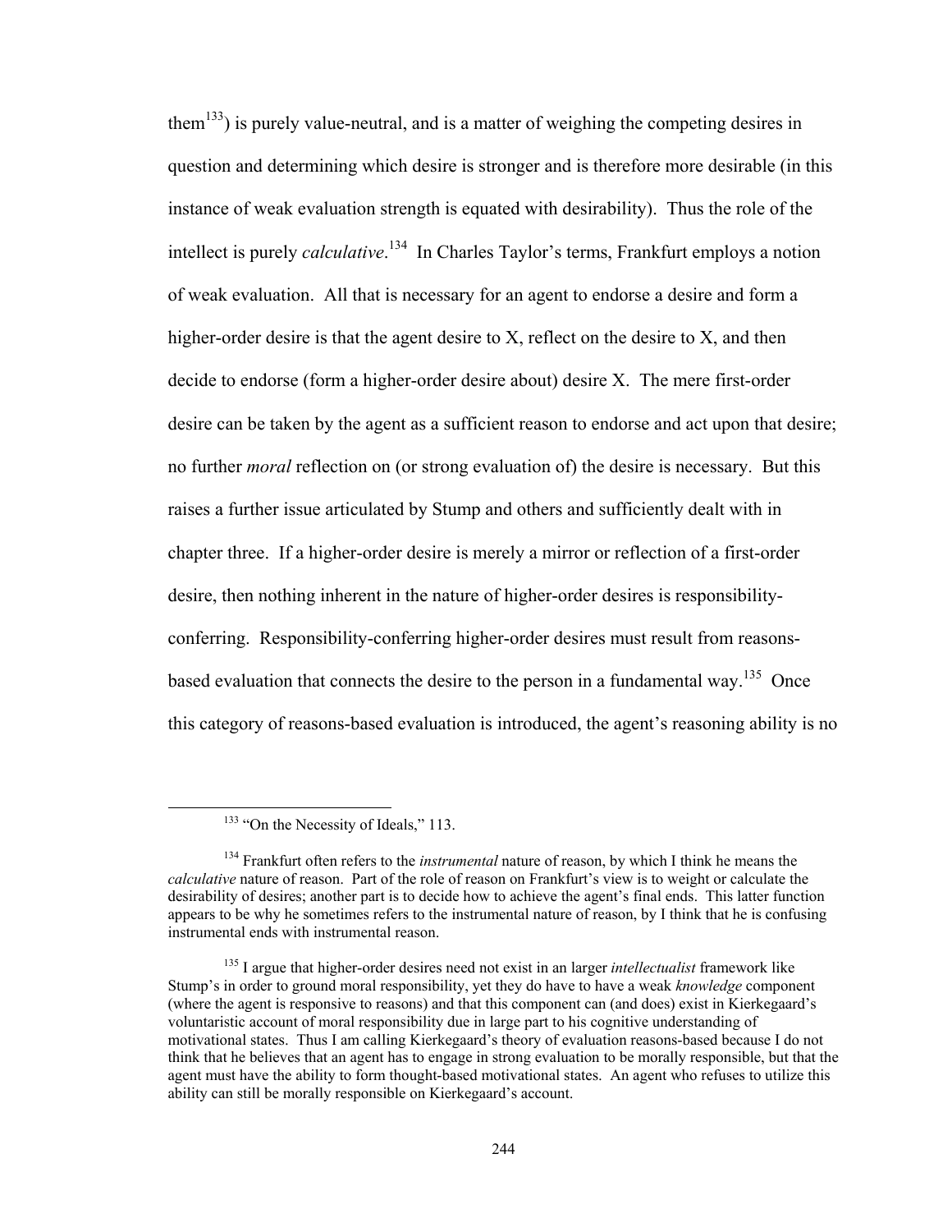them[133]) is purely value-neutral, and is a matter of weighing the competing desires in question and determining which desire is stronger and is therefore more desirable (in this instance of weak evaluation strength is equated with desirability). Thus the role of the intellect is purely *calculative*.[134] In Charles Taylor's terms, Frankfurt employs a notion of weak evaluation. All that is necessary for an agent to endorse a desire and form a higher-order desire is that the agent desire to X, reflect on the desire to X, and then decide to endorse (form a higher-order desire about) desire X. The mere first-order desire can be taken by the agent as a sufficient reason to endorse and act upon that desire; no further *moral* reflection on (or strong evaluation of) the desire is necessary. But this raises a further issue articulated by Stump and others and sufficiently dealt with in chapter three. If a higher-order desire is merely a mirror or reflection of a first-order desire, then nothing inherent in the nature of higher-order desires is responsibility-conferring. Responsibility-conferring higher-order desires must result from reasons-based evaluation that connects the desire to the person in a fundamental way.[135] Once this category of reasons-based evaluation is introduced, the agent's reasoning ability is no

---

[133] "On the Necessity of Ideals," 113.

[134] Frankfurt often refers to the *instrumental* nature of reason, by which I think he means the *calculative* nature of reason. Part of the role of reason on Frankfurt's view is to weight or calculate the desirability of desires; another part is to decide how to achieve the agent's final ends. This latter function appears to be why he sometimes refers to the instrumental nature of reason, by I think that he is confusing instrumental ends with instrumental reason.

[135] I argue that higher-order desires need not exist in an larger *intellectualist* framework like Stump's in order to ground moral responsibility, yet they do have to have a weak *knowledge* component (where the agent is responsive to reasons) and that this component can (and does) exist in Kierkegaard's voluntaristic account of moral responsibility due in large part to his cognitive understanding of motivational states. Thus I am calling Kierkegaard's theory of evaluation reasons-based because I do not think that he believes that an agent has to engage in strong evaluation to be morally responsible, but that the agent must have the ability to form thought-based motivational states. An agent who refuses to utilize this ability can still be morally responsible on Kierkegaard's account.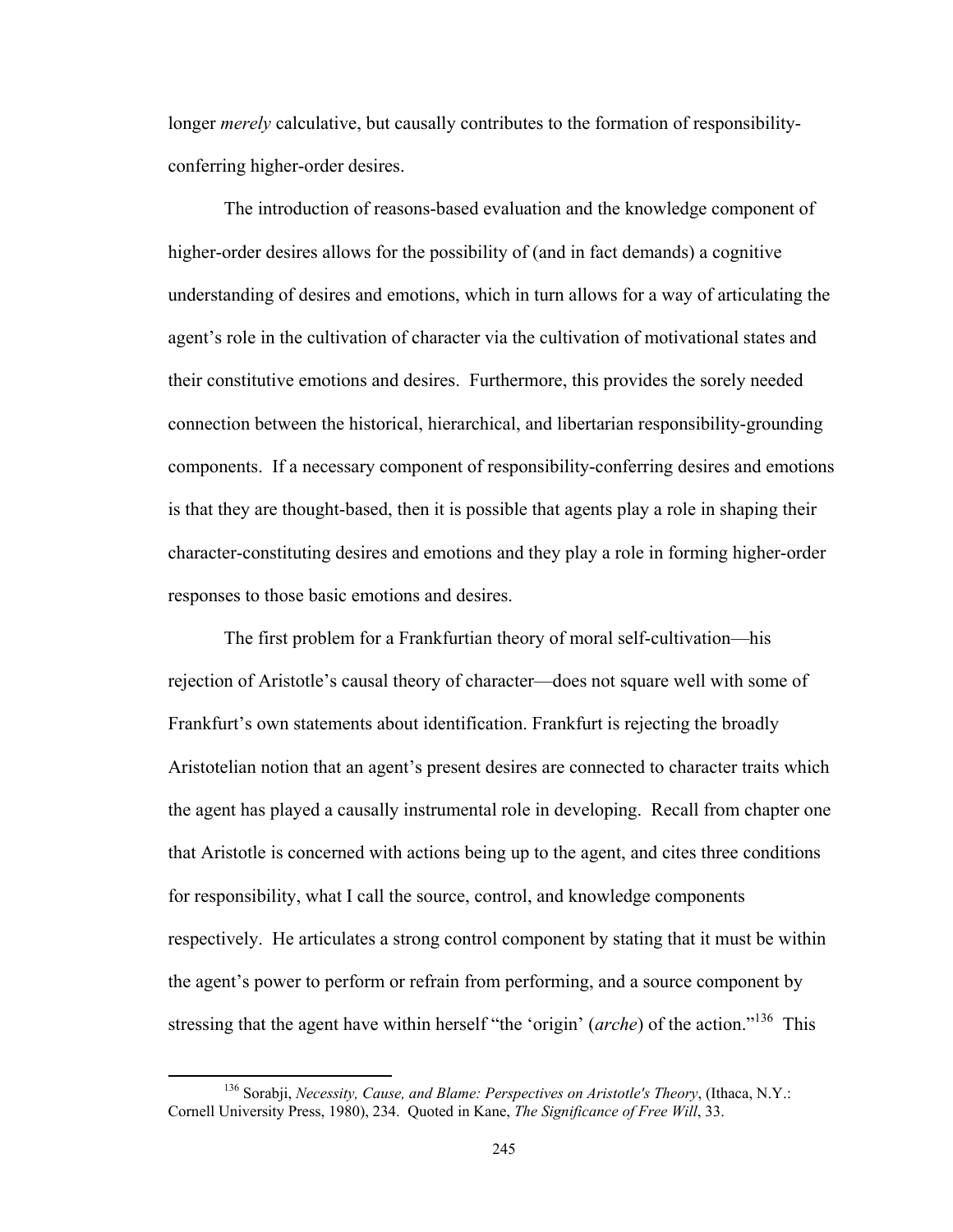longer *merely* calculative, but causally contributes to the formation of responsibility-conferring higher-order desires.

The introduction of reasons-based evaluation and the knowledge component of higher-order desires allows for the possibility of (and in fact demands) a cognitive understanding of desires and emotions, which in turn allows for a way of articulating the agent's role in the cultivation of character via the cultivation of motivational states and their constitutive emotions and desires. Furthermore, this provides the sorely needed connection between the historical, hierarchical, and libertarian responsibility-grounding components. If a necessary component of responsibility-conferring desires and emotions is that they are thought-based, then it is possible that agents play a role in shaping their character-constituting desires and emotions and they play a role in forming higher-order responses to those basic emotions and desires.

The first problem for a Frankfurtian theory of moral self-cultivation—his rejection of Aristotle's causal theory of character—does not square well with some of Frankfurt's own statements about identification. Frankfurt is rejecting the broadly Aristotelian notion that an agent's present desires are connected to character traits which the agent has played a causally instrumental role in developing. Recall from chapter one that Aristotle is concerned with actions being up to the agent, and cites three conditions for responsibility, what I call the source, control, and knowledge components respectively. He articulates a strong control component by stating that it must be within the agent's power to perform or refrain from performing, and a source component by stressing that the agent have within herself "the 'origin' (*arche*) of the action."[136] This

---

[136] Sorabji, *Necessity, Cause, and Blame: Perspectives on Aristotle's Theory*, (Ithaca, N.Y.: Cornell University Press, 1980), 234. Quoted in Kane, *The Significance of Free Will*, 33.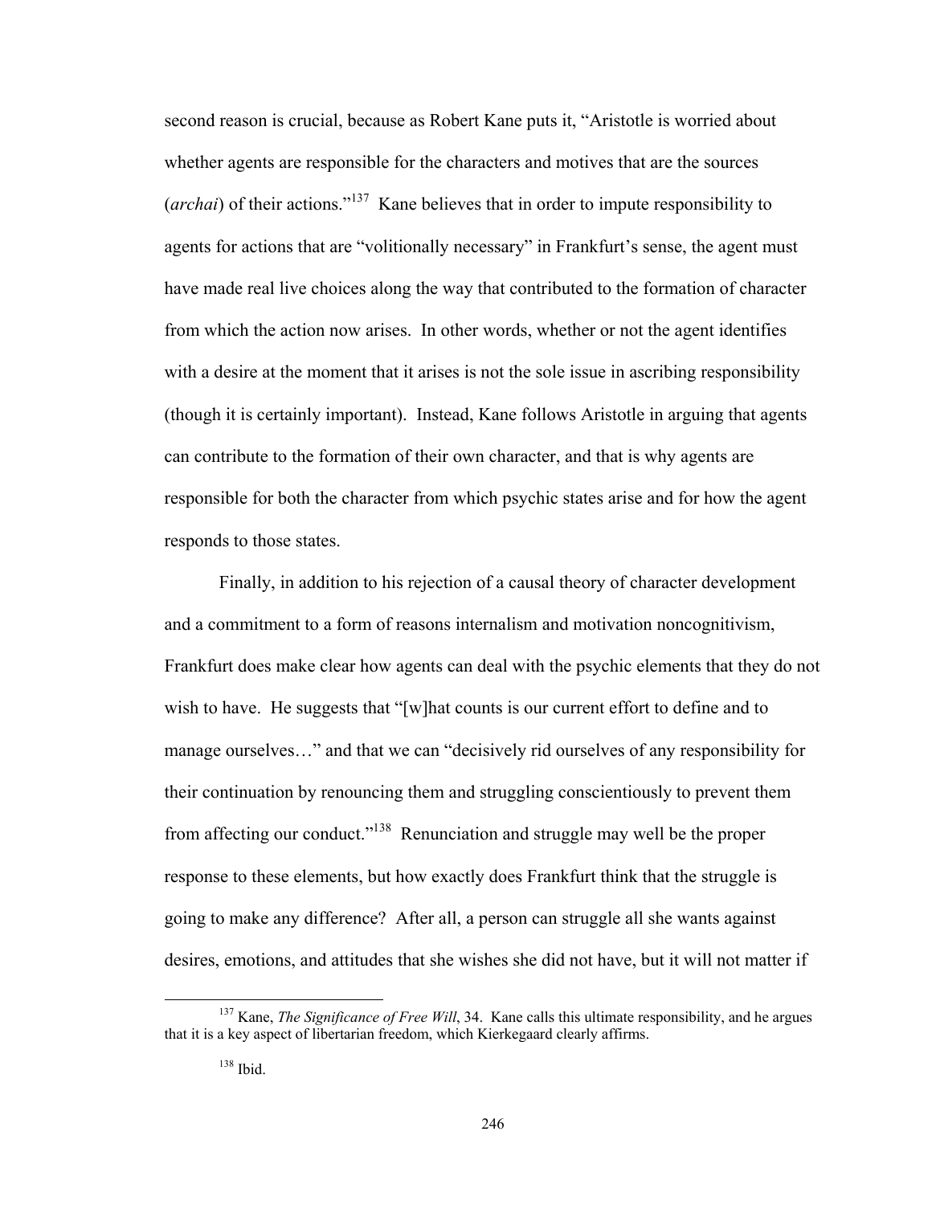second reason is crucial, because as Robert Kane puts it, "Aristotle is worried about whether agents are responsible for the characters and motives that are the sources (*archai*) of their actions."[137] Kane believes that in order to impute responsibility to agents for actions that are "volitionally necessary" in Frankfurt's sense, the agent must have made real live choices along the way that contributed to the formation of character from which the action now arises. In other words, whether or not the agent identifies with a desire at the moment that it arises is not the sole issue in ascribing responsibility (though it is certainly important). Instead, Kane follows Aristotle in arguing that agents can contribute to the formation of their own character, and that is why agents are responsible for both the character from which psychic states arise and for how the agent responds to those states.

Finally, in addition to his rejection of a causal theory of character development and a commitment to a form of reasons internalism and motivation noncognitivism, Frankfurt does make clear how agents can deal with the psychic elements that they do not wish to have. He suggests that "[w]hat counts is our current effort to define and to manage ourselves…" and that we can "decisively rid ourselves of any responsibility for their continuation by renouncing them and struggling conscientiously to prevent them from affecting our conduct."[138] Renunciation and struggle may well be the proper response to these elements, but how exactly does Frankfurt think that the struggle is going to make any difference? After all, a person can struggle all she wants against desires, emotions, and attitudes that she wishes she did not have, but it will not matter if

[137] Kane, *The Significance of Free Will*, 34. Kane calls this ultimate responsibility, and he argues that it is a key aspect of libertarian freedom, which Kierkegaard clearly affirms.

[138] Ibid.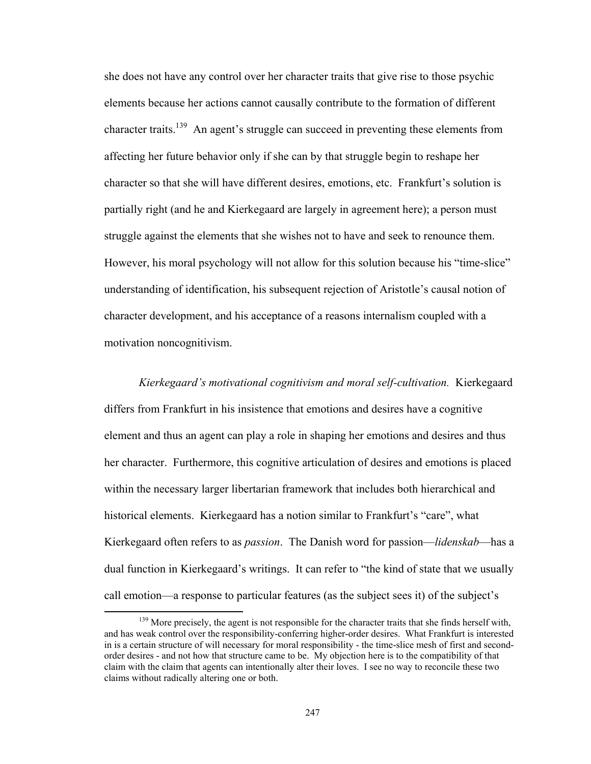she does not have any control over her character traits that give rise to those psychic elements because her actions cannot causally contribute to the formation of different character traits.[139] An agent's struggle can succeed in preventing these elements from affecting her future behavior only if she can by that struggle begin to reshape her character so that she will have different desires, emotions, etc. Frankfurt's solution is partially right (and he and Kierkegaard are largely in agreement here); a person must struggle against the elements that she wishes not to have and seek to renounce them. However, his moral psychology will not allow for this solution because his "time-slice" understanding of identification, his subsequent rejection of Aristotle's causal notion of character development, and his acceptance of a reasons internalism coupled with a motivation noncognitivism.

*Kierkegaard's motivational cognitivism and moral self-cultivation.* Kierkegaard differs from Frankfurt in his insistence that emotions and desires have a cognitive element and thus an agent can play a role in shaping her emotions and desires and thus her character. Furthermore, this cognitive articulation of desires and emotions is placed within the necessary larger libertarian framework that includes both hierarchical and historical elements. Kierkegaard has a notion similar to Frankfurt's "care", what Kierkegaard often refers to as *passion*. The Danish word for passion—*lidenskab*—has a dual function in Kierkegaard's writings. It can refer to "the kind of state that we usually call emotion—a response to particular features (as the subject sees it) of the subject's

[139] More precisely, the agent is not responsible for the character traits that she finds herself with, and has weak control over the responsibility-conferring higher-order desires. What Frankfurt is interested in is a certain structure of will necessary for moral responsibility - the time-slice mesh of first and second-order desires - and not how that structure came to be. My objection here is to the compatibility of that claim with the claim that agents can intentionally alter their loves. I see no way to reconcile these two claims without radically altering one or both.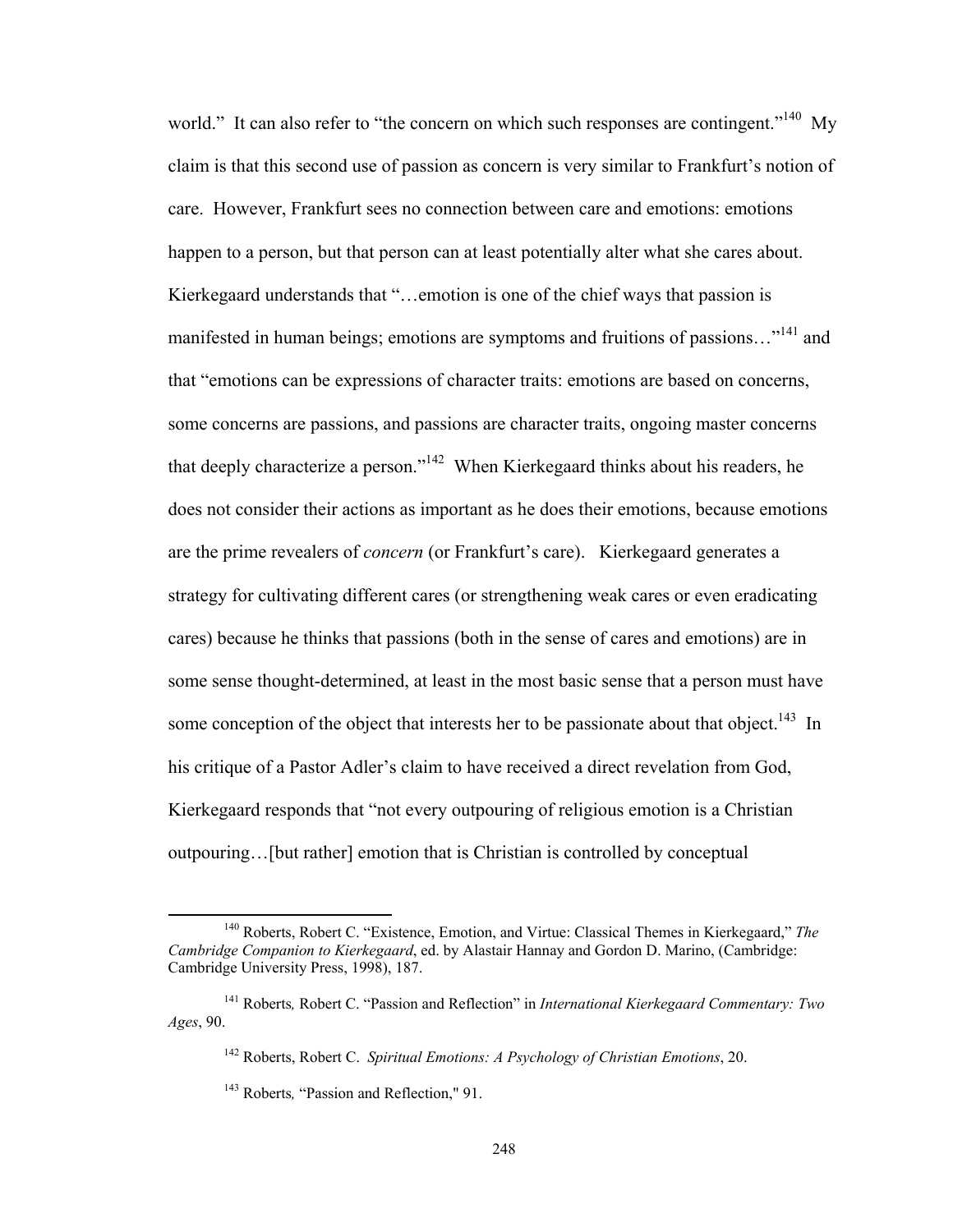world." It can also refer to "the concern on which such responses are contingent."[140] My claim is that this second use of passion as concern is very similar to Frankfurt's notion of care. However, Frankfurt sees no connection between care and emotions: emotions happen to a person, but that person can at least potentially alter what she cares about. Kierkegaard understands that "…emotion is one of the chief ways that passion is manifested in human beings; emotions are symptoms and fruitions of passions…"[141] and that "emotions can be expressions of character traits: emotions are based on concerns, some concerns are passions, and passions are character traits, ongoing master concerns that deeply characterize a person."[142] When Kierkegaard thinks about his readers, he does not consider their actions as important as he does their emotions, because emotions are the prime revealers of *concern* (or Frankfurt's care). Kierkegaard generates a strategy for cultivating different cares (or strengthening weak cares or even eradicating cares) because he thinks that passions (both in the sense of cares and emotions) are in some sense thought-determined, at least in the most basic sense that a person must have some conception of the object that interests her to be passionate about that object.[143] In his critique of a Pastor Adler's claim to have received a direct revelation from God, Kierkegaard responds that "not every outpouring of religious emotion is a Christian outpouring…[but rather] emotion that is Christian is controlled by conceptual

---

[140] Roberts, Robert C. "Existence, Emotion, and Virtue: Classical Themes in Kierkegaard," *The Cambridge Companion to Kierkegaard*, ed. by Alastair Hannay and Gordon D. Marino, (Cambridge: Cambridge University Press, 1998), 187.

[141] Roberts, Robert C. "Passion and Reflection" in *International Kierkegaard Commentary: Two Ages*, 90.

[142] Roberts, Robert C. *Spiritual Emotions: A Psychology of Christian Emotions*, 20.

[143] Roberts, "Passion and Reflection," 91.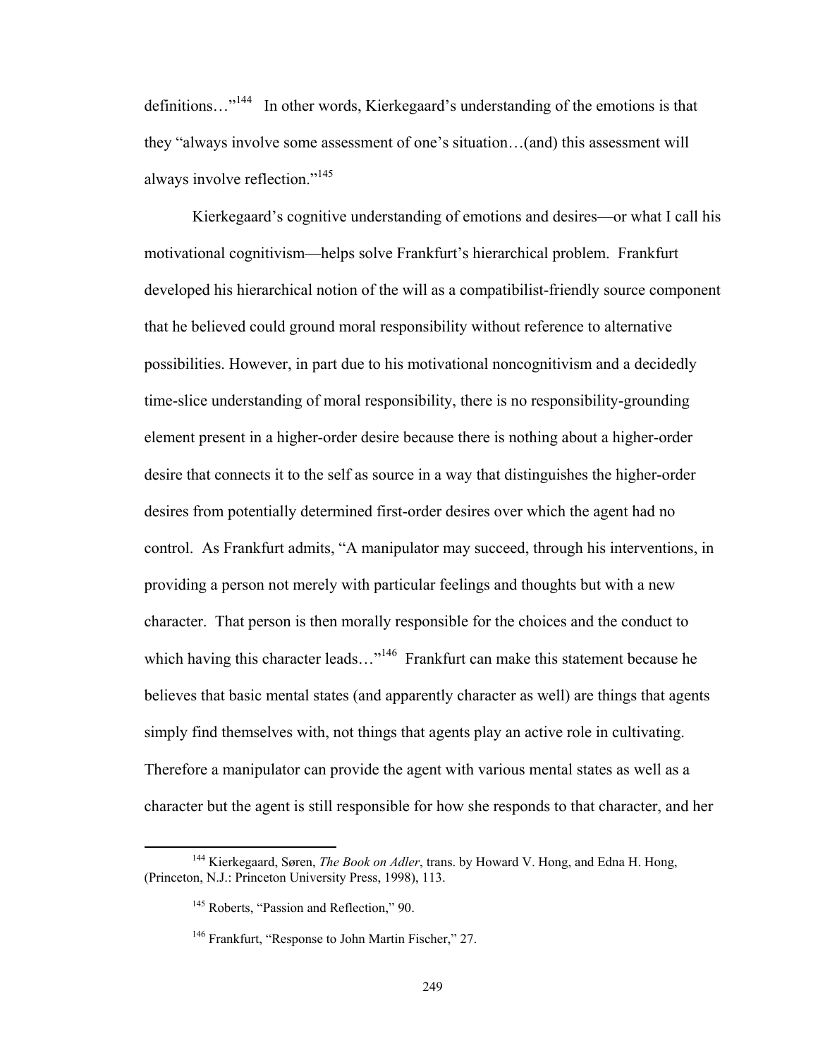definitions…"[144] In other words, Kierkegaard's understanding of the emotions is that they "always involve some assessment of one's situation…(and) this assessment will always involve reflection."[145]

Kierkegaard's cognitive understanding of emotions and desires—or what I call his motivational cognitivism—helps solve Frankfurt's hierarchical problem. Frankfurt developed his hierarchical notion of the will as a compatibilist-friendly source component that he believed could ground moral responsibility without reference to alternative possibilities. However, in part due to his motivational noncognitivism and a decidedly time-slice understanding of moral responsibility, there is no responsibility-grounding element present in a higher-order desire because there is nothing about a higher-order desire that connects it to the self as source in a way that distinguishes the higher-order desires from potentially determined first-order desires over which the agent had no control. As Frankfurt admits, "A manipulator may succeed, through his interventions, in providing a person not merely with particular feelings and thoughts but with a new character. That person is then morally responsible for the choices and the conduct to which having this character leads…"[146] Frankfurt can make this statement because he believes that basic mental states (and apparently character as well) are things that agents simply find themselves with, not things that agents play an active role in cultivating. Therefore a manipulator can provide the agent with various mental states as well as a character but the agent is still responsible for how she responds to that character, and her

---

[144] Kierkegaard, Søren, *The Book on Adler*, trans. by Howard V. Hong, and Edna H. Hong, (Princeton, N.J.: Princeton University Press, 1998), 113.

[145] Roberts, "Passion and Reflection," 90.

[146] Frankfurt, "Response to John Martin Fischer," 27.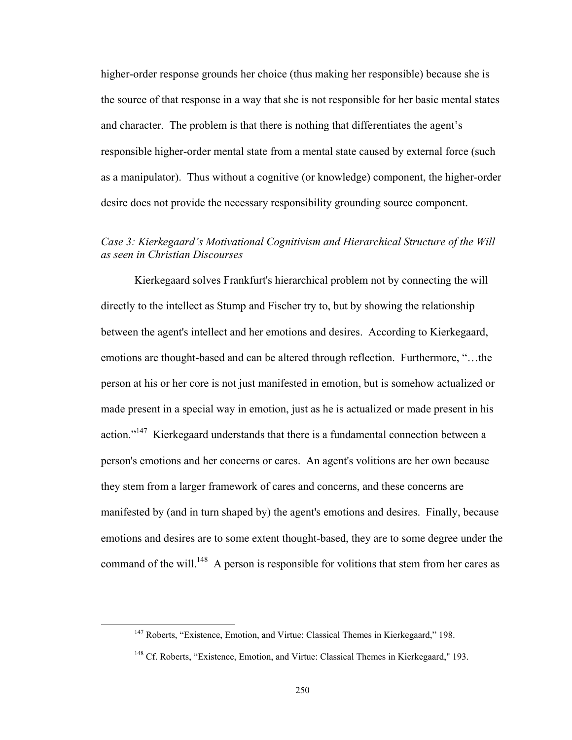higher-order response grounds her choice (thus making her responsible) because she is the source of that response in a way that she is not responsible for her basic mental states and character. The problem is that there is nothing that differentiates the agent's responsible higher-order mental state from a mental state caused by external force (such as a manipulator). Thus without a cognitive (or knowledge) component, the higher-order desire does not provide the necessary responsibility grounding source component.

*Case 3: Kierkegaard's Motivational Cognitivism and Hierarchical Structure of the Will as seen in Christian Discourses*

Kierkegaard solves Frankfurt's hierarchical problem not by connecting the will directly to the intellect as Stump and Fischer try to, but by showing the relationship between the agent's intellect and her emotions and desires. According to Kierkegaard, emotions are thought-based and can be altered through reflection. Furthermore, "…the person at his or her core is not just manifested in emotion, but is somehow actualized or made present in a special way in emotion, just as he is actualized or made present in his action."[147] Kierkegaard understands that there is a fundamental connection between a person's emotions and her concerns or cares. An agent's volitions are her own because they stem from a larger framework of cares and concerns, and these concerns are manifested by (and in turn shaped by) the agent's emotions and desires. Finally, because emotions and desires are to some extent thought-based, they are to some degree under the command of the will.[148] A person is responsible for volitions that stem from her cares as

[147] Roberts, "Existence, Emotion, and Virtue: Classical Themes in Kierkegaard," 198.

[148] Cf. Roberts, "Existence, Emotion, and Virtue: Classical Themes in Kierkegaard," 193.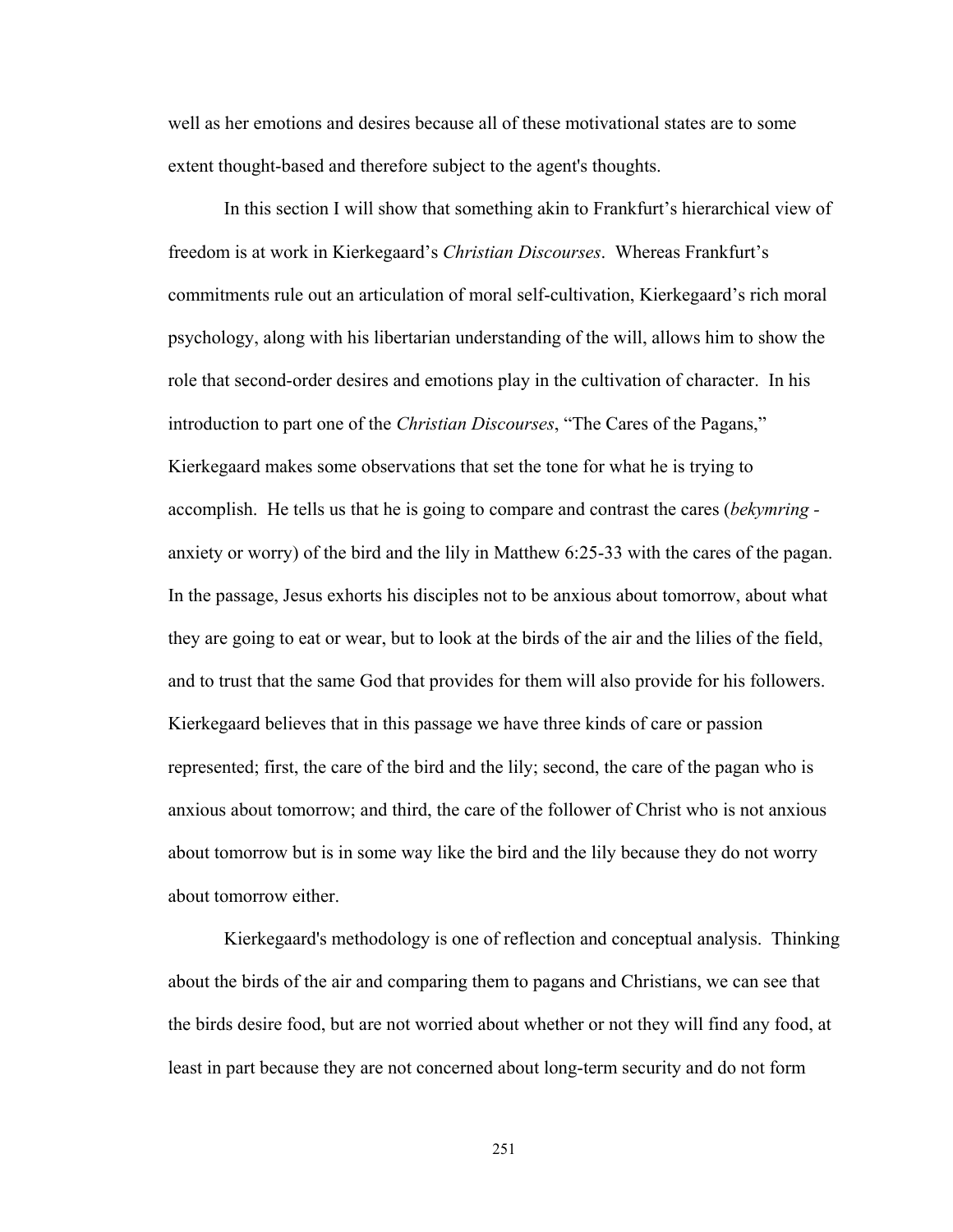well as her emotions and desires because all of these motivational states are to some extent thought-based and therefore subject to the agent's thoughts.

In this section I will show that something akin to Frankfurt's hierarchical view of freedom is at work in Kierkegaard's *Christian Discourses*. Whereas Frankfurt's commitments rule out an articulation of moral self-cultivation, Kierkegaard's rich moral psychology, along with his libertarian understanding of the will, allows him to show the role that second-order desires and emotions play in the cultivation of character. In his introduction to part one of the *Christian Discourses*, "The Cares of the Pagans," Kierkegaard makes some observations that set the tone for what he is trying to accomplish. He tells us that he is going to compare and contrast the cares (*bekymring* - anxiety or worry) of the bird and the lily in Matthew 6:25-33 with the cares of the pagan. In the passage, Jesus exhorts his disciples not to be anxious about tomorrow, about what they are going to eat or wear, but to look at the birds of the air and the lilies of the field, and to trust that the same God that provides for them will also provide for his followers. Kierkegaard believes that in this passage we have three kinds of care or passion represented; first, the care of the bird and the lily; second, the care of the pagan who is anxious about tomorrow; and third, the care of the follower of Christ who is not anxious about tomorrow but is in some way like the bird and the lily because they do not worry about tomorrow either.

Kierkegaard's methodology is one of reflection and conceptual analysis. Thinking about the birds of the air and comparing them to pagans and Christians, we can see that the birds desire food, but are not worried about whether or not they will find any food, at least in part because they are not concerned about long-term security and do not form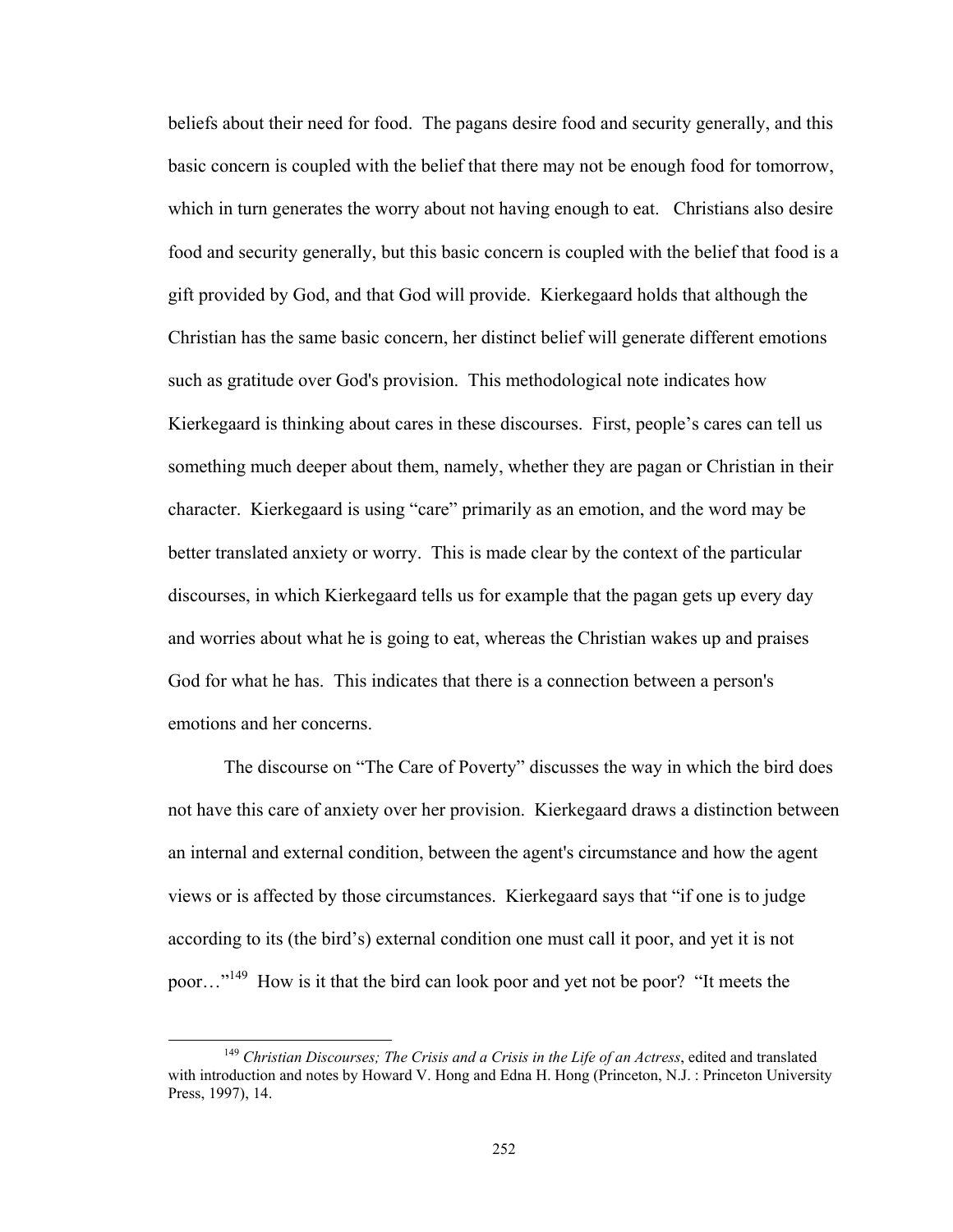beliefs about their need for food. The pagans desire food and security generally, and this basic concern is coupled with the belief that there may not be enough food for tomorrow, which in turn generates the worry about not having enough to eat. Christians also desire food and security generally, but this basic concern is coupled with the belief that food is a gift provided by God, and that God will provide. Kierkegaard holds that although the Christian has the same basic concern, her distinct belief will generate different emotions such as gratitude over God's provision. This methodological note indicates how Kierkegaard is thinking about cares in these discourses. First, people's cares can tell us something much deeper about them, namely, whether they are pagan or Christian in their character. Kierkegaard is using "care" primarily as an emotion, and the word may be better translated anxiety or worry. This is made clear by the context of the particular discourses, in which Kierkegaard tells us for example that the pagan gets up every day and worries about what he is going to eat, whereas the Christian wakes up and praises God for what he has. This indicates that there is a connection between a person's emotions and her concerns.

The discourse on "The Care of Poverty" discusses the way in which the bird does not have this care of anxiety over her provision. Kierkegaard draws a distinction between an internal and external condition, between the agent's circumstance and how the agent views or is affected by those circumstances. Kierkegaard says that "if one is to judge according to its (the bird's) external condition one must call it poor, and yet it is not poor…"[149] How is it that the bird can look poor and yet not be poor? "It meets the

[149] *Christian Discourses; The Crisis and a Crisis in the Life of an Actress*, edited and translated with introduction and notes by Howard V. Hong and Edna H. Hong (Princeton, N.J. : Princeton University Press, 1997), 14.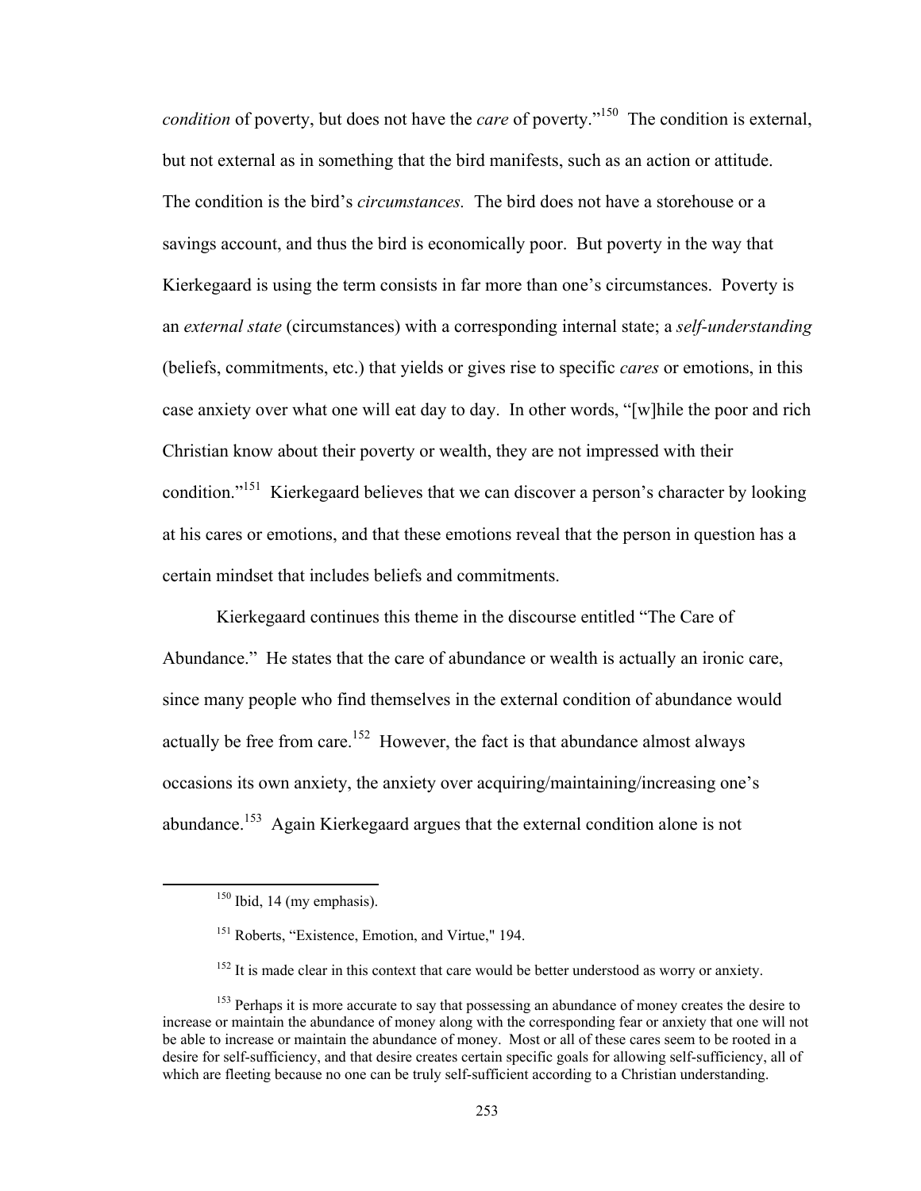*condition* of poverty, but does not have the *care* of poverty."[150] The condition is external, but not external as in something that the bird manifests, such as an action or attitude. The condition is the bird's *circumstances.* The bird does not have a storehouse or a savings account, and thus the bird is economically poor. But poverty in the way that Kierkegaard is using the term consists in far more than one's circumstances. Poverty is an *external state* (circumstances) with a corresponding internal state; a *self-understanding* (beliefs, commitments, etc.) that yields or gives rise to specific *cares* or emotions, in this case anxiety over what one will eat day to day. In other words, "[w]hile the poor and rich Christian know about their poverty or wealth, they are not impressed with their condition."[151] Kierkegaard believes that we can discover a person's character by looking at his cares or emotions, and that these emotions reveal that the person in question has a certain mindset that includes beliefs and commitments.

Kierkegaard continues this theme in the discourse entitled "The Care of Abundance." He states that the care of abundance or wealth is actually an ironic care, since many people who find themselves in the external condition of abundance would actually be free from care.[152] However, the fact is that abundance almost always occasions its own anxiety, the anxiety over acquiring/maintaining/increasing one's abundance.[153] Again Kierkegaard argues that the external condition alone is not

[150] Ibid, 14 (my emphasis).

[151] Roberts, "Existence, Emotion, and Virtue," 194.

[152] It is made clear in this context that care would be better understood as worry or anxiety.

[153] Perhaps it is more accurate to say that possessing an abundance of money creates the desire to increase or maintain the abundance of money along with the corresponding fear or anxiety that one will not be able to increase or maintain the abundance of money. Most or all of these cares seem to be rooted in a desire for self-sufficiency, and that desire creates certain specific goals for allowing self-sufficiency, all of which are fleeting because no one can be truly self-sufficient according to a Christian understanding.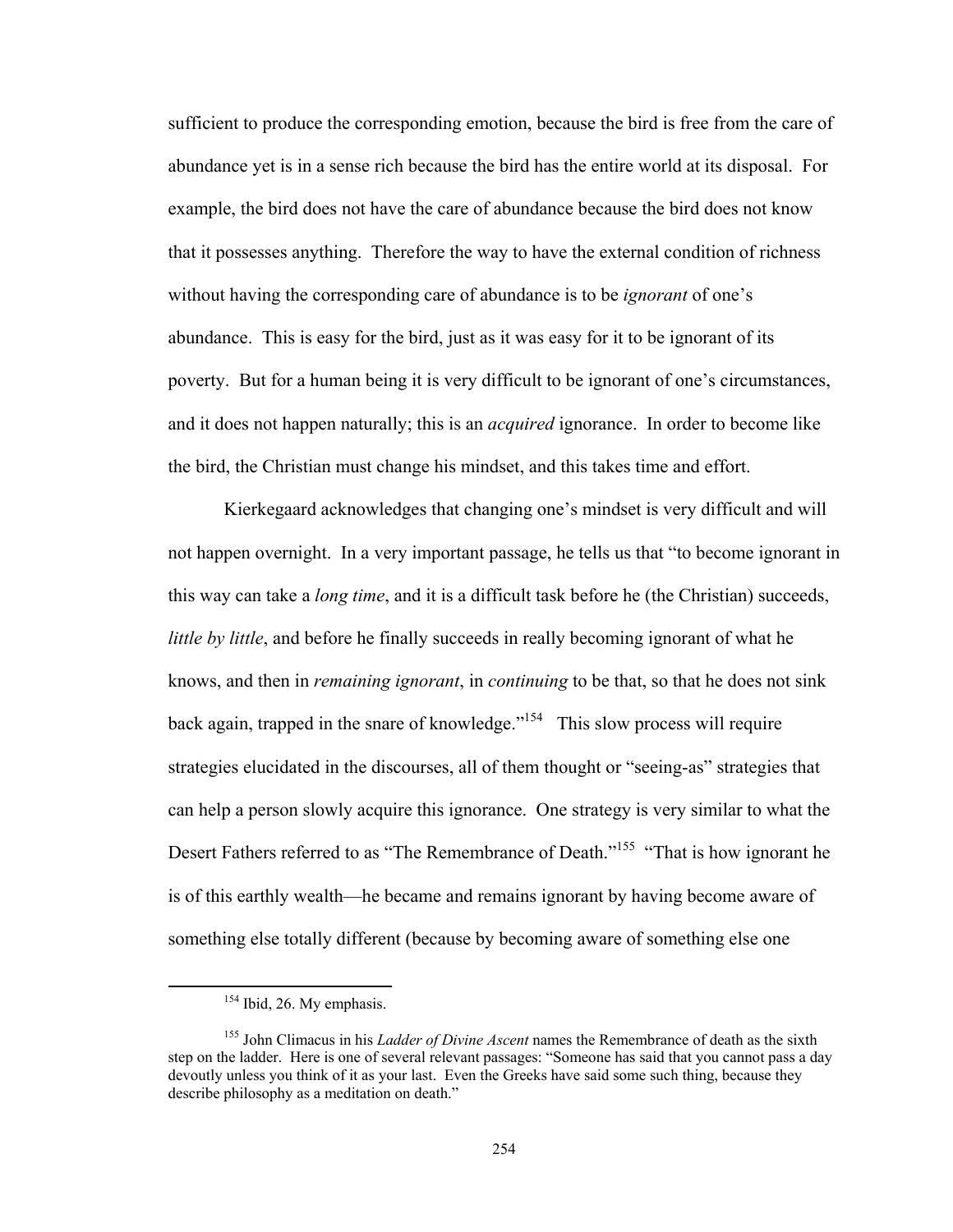sufficient to produce the corresponding emotion, because the bird is free from the care of abundance yet is in a sense rich because the bird has the entire world at its disposal. For example, the bird does not have the care of abundance because the bird does not know that it possesses anything. Therefore the way to have the external condition of richness without having the corresponding care of abundance is to be *ignorant* of one's abundance. This is easy for the bird, just as it was easy for it to be ignorant of its poverty. But for a human being it is very difficult to be ignorant of one's circumstances, and it does not happen naturally; this is an *acquired* ignorance. In order to become like the bird, the Christian must change his mindset, and this takes time and effort.

Kierkegaard acknowledges that changing one's mindset is very difficult and will not happen overnight. In a very important passage, he tells us that "to become ignorant in this way can take a *long time*, and it is a difficult task before he (the Christian) succeeds, *little by little*, and before he finally succeeds in really becoming ignorant of what he knows, and then in *remaining ignorant*, in *continuing* to be that, so that he does not sink back again, trapped in the snare of knowledge."[154] This slow process will require strategies elucidated in the discourses, all of them thought or "seeing-as" strategies that can help a person slowly acquire this ignorance. One strategy is very similar to what the Desert Fathers referred to as "The Remembrance of Death."[155] "That is how ignorant he is of this earthly wealth—he became and remains ignorant by having become aware of something else totally different (because by becoming aware of something else one

---

[154] Ibid, 26. My emphasis.

[155] John Climacus in his *Ladder of Divine Ascent* names the Remembrance of death as the sixth step on the ladder. Here is one of several relevant passages: "Someone has said that you cannot pass a day devoutly unless you think of it as your last. Even the Greeks have said some such thing, because they describe philosophy as a meditation on death."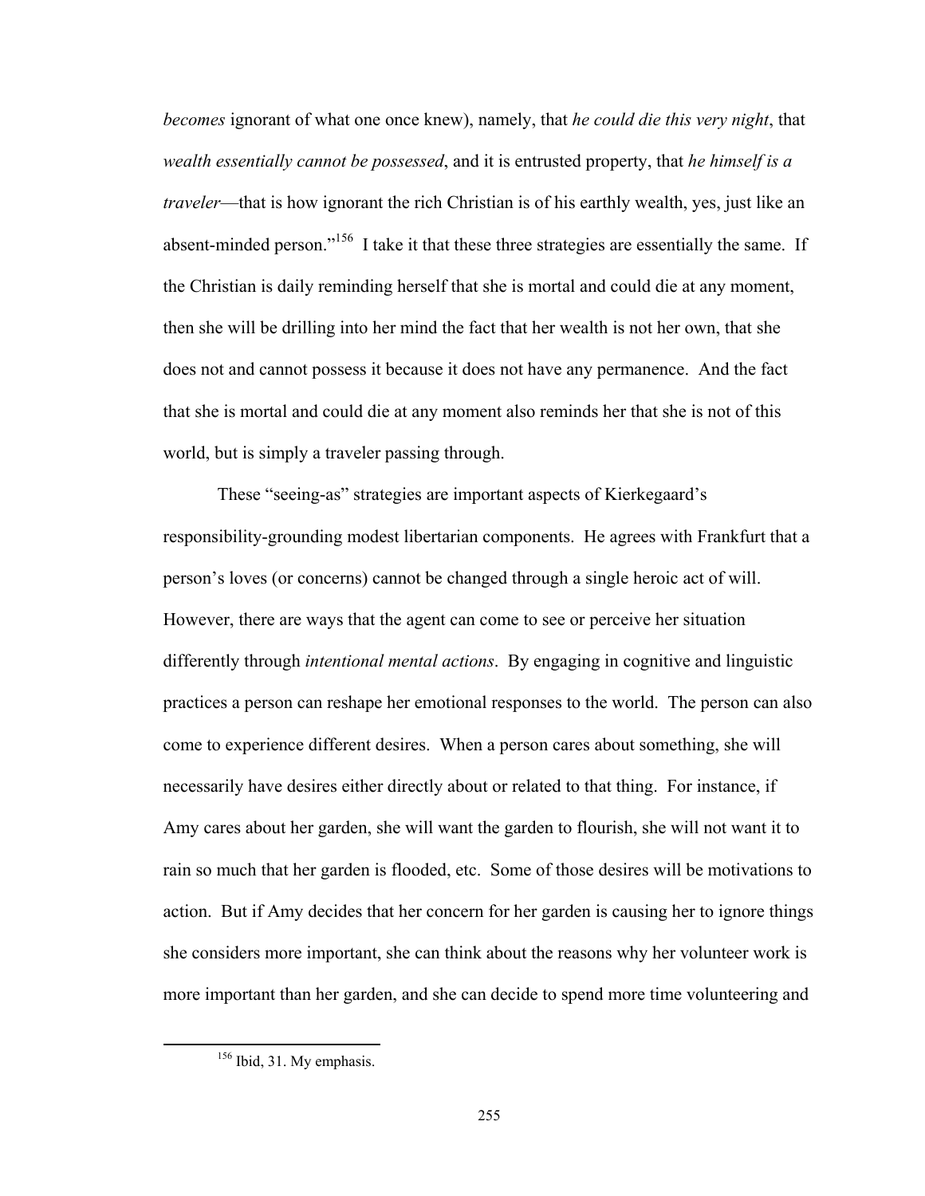*becomes* ignorant of what one once knew), namely, that *he could die this very night*, that *wealth essentially cannot be possessed*, and it is entrusted property, that *he himself is a traveler*—that is how ignorant the rich Christian is of his earthly wealth, yes, just like an absent-minded person."[156] I take it that these three strategies are essentially the same. If the Christian is daily reminding herself that she is mortal and could die at any moment, then she will be drilling into her mind the fact that her wealth is not her own, that she does not and cannot possess it because it does not have any permanence. And the fact that she is mortal and could die at any moment also reminds her that she is not of this world, but is simply a traveler passing through.

These "seeing-as" strategies are important aspects of Kierkegaard's responsibility-grounding modest libertarian components. He agrees with Frankfurt that a person's loves (or concerns) cannot be changed through a single heroic act of will. However, there are ways that the agent can come to see or perceive her situation differently through *intentional mental actions*. By engaging in cognitive and linguistic practices a person can reshape her emotional responses to the world. The person can also come to experience different desires. When a person cares about something, she will necessarily have desires either directly about or related to that thing. For instance, if Amy cares about her garden, she will want the garden to flourish, she will not want it to rain so much that her garden is flooded, etc. Some of those desires will be motivations to action. But if Amy decides that her concern for her garden is causing her to ignore things she considers more important, she can think about the reasons why her volunteer work is more important than her garden, and she can decide to spend more time volunteering and

[156] Ibid, 31. My emphasis.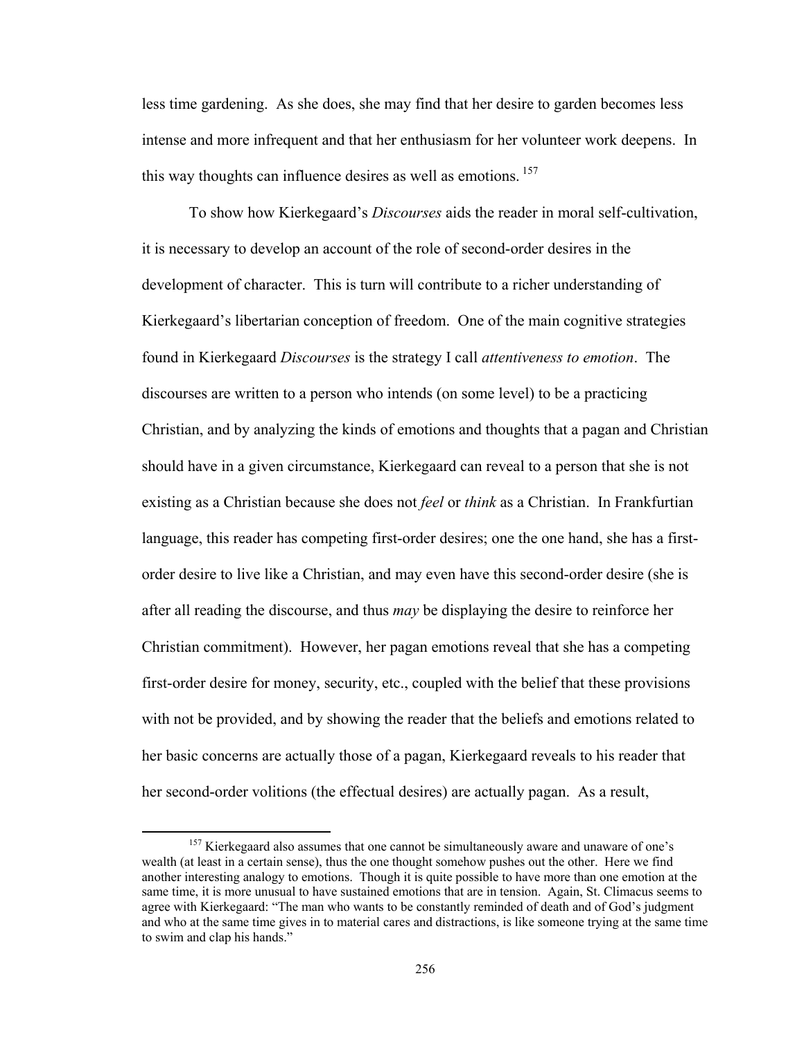less time gardening. As she does, she may find that her desire to garden becomes less intense and more infrequent and that her enthusiasm for her volunteer work deepens. In this way thoughts can influence desires as well as emotions.[157]

To show how Kierkegaard's *Discourses* aids the reader in moral self-cultivation, it is necessary to develop an account of the role of second-order desires in the development of character. This is turn will contribute to a richer understanding of Kierkegaard's libertarian conception of freedom. One of the main cognitive strategies found in Kierkegaard *Discourses* is the strategy I call *attentiveness to emotion*. The discourses are written to a person who intends (on some level) to be a practicing Christian, and by analyzing the kinds of emotions and thoughts that a pagan and Christian should have in a given circumstance, Kierkegaard can reveal to a person that she is not existing as a Christian because she does not *feel* or *think* as a Christian. In Frankfurtian language, this reader has competing first-order desires; one the one hand, she has a first-order desire to live like a Christian, and may even have this second-order desire (she is after all reading the discourse, and thus *may* be displaying the desire to reinforce her Christian commitment). However, her pagan emotions reveal that she has a competing first-order desire for money, security, etc., coupled with the belief that these provisions with not be provided, and by showing the reader that the beliefs and emotions related to her basic concerns are actually those of a pagan, Kierkegaard reveals to his reader that her second-order volitions (the effectual desires) are actually pagan. As a result,

[157] Kierkegaard also assumes that one cannot be simultaneously aware and unaware of one's wealth (at least in a certain sense), thus the one thought somehow pushes out the other. Here we find another interesting analogy to emotions. Though it is quite possible to have more than one emotion at the same time, it is more unusual to have sustained emotions that are in tension. Again, St. Climacus seems to agree with Kierkegaard: "The man who wants to be constantly reminded of death and of God's judgment and who at the same time gives in to material cares and distractions, is like someone trying at the same time to swim and clap his hands."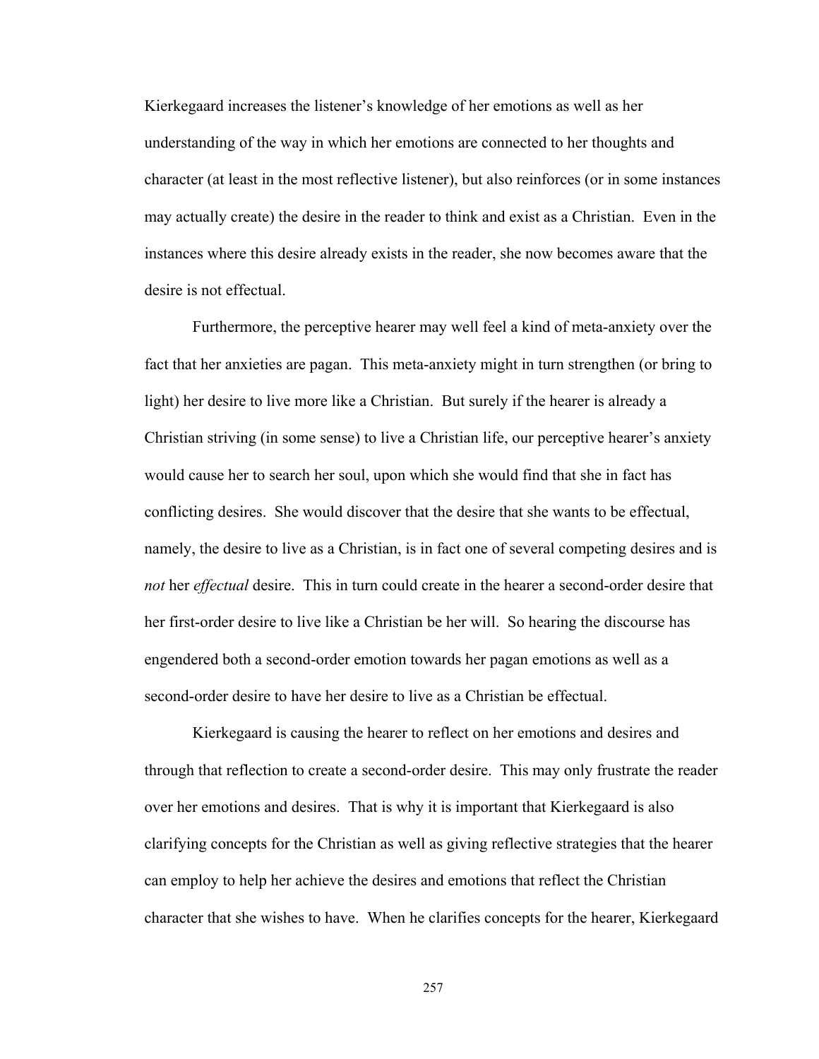Kierkegaard increases the listener's knowledge of her emotions as well as her understanding of the way in which her emotions are connected to her thoughts and character (at least in the most reflective listener), but also reinforces (or in some instances may actually create) the desire in the reader to think and exist as a Christian. Even in the instances where this desire already exists in the reader, she now becomes aware that the desire is not effectual.

Furthermore, the perceptive hearer may well feel a kind of meta-anxiety over the fact that her anxieties are pagan. This meta-anxiety might in turn strengthen (or bring to light) her desire to live more like a Christian. But surely if the hearer is already a Christian striving (in some sense) to live a Christian life, our perceptive hearer's anxiety would cause her to search her soul, upon which she would find that she in fact has conflicting desires. She would discover that the desire that she wants to be effectual, namely, the desire to live as a Christian, is in fact one of several competing desires and is *not* her *effectual* desire. This in turn could create in the hearer a second-order desire that her first-order desire to live like a Christian be her will. So hearing the discourse has engendered both a second-order emotion towards her pagan emotions as well as a second-order desire to have her desire to live as a Christian be effectual.

Kierkegaard is causing the hearer to reflect on her emotions and desires and through that reflection to create a second-order desire. This may only frustrate the reader over her emotions and desires. That is why it is important that Kierkegaard is also clarifying concepts for the Christian as well as giving reflective strategies that the hearer can employ to help her achieve the desires and emotions that reflect the Christian character that she wishes to have. When he clarifies concepts for the hearer, Kierkegaard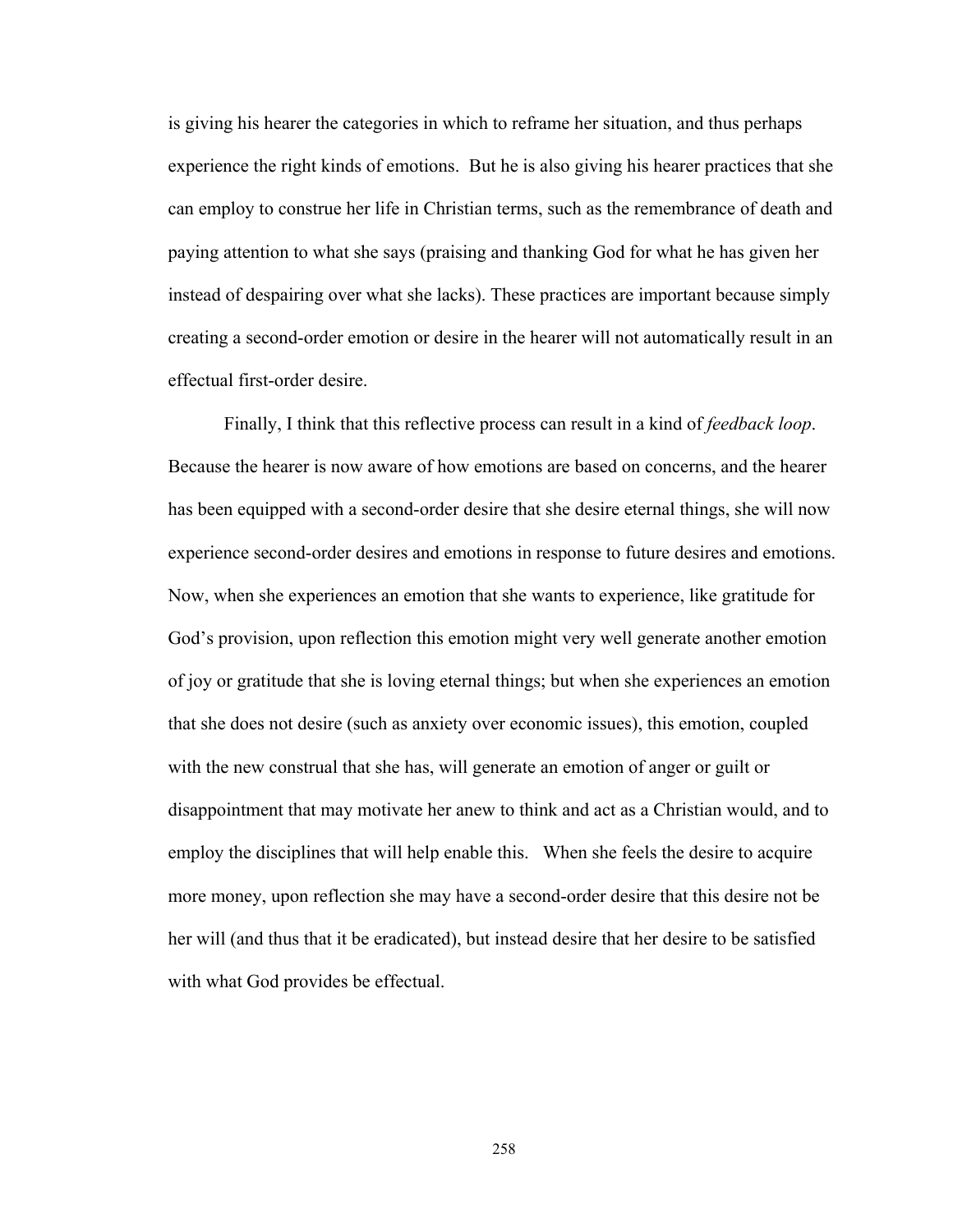is giving his hearer the categories in which to reframe her situation, and thus perhaps experience the right kinds of emotions. But he is also giving his hearer practices that she can employ to construe her life in Christian terms, such as the remembrance of death and paying attention to what she says (praising and thanking God for what he has given her instead of despairing over what she lacks). These practices are important because simply creating a second-order emotion or desire in the hearer will not automatically result in an effectual first-order desire.

Finally, I think that this reflective process can result in a kind of *feedback loop*. Because the hearer is now aware of how emotions are based on concerns, and the hearer has been equipped with a second-order desire that she desire eternal things, she will now experience second-order desires and emotions in response to future desires and emotions. Now, when she experiences an emotion that she wants to experience, like gratitude for God's provision, upon reflection this emotion might very well generate another emotion of joy or gratitude that she is loving eternal things; but when she experiences an emotion that she does not desire (such as anxiety over economic issues), this emotion, coupled with the new construal that she has, will generate an emotion of anger or guilt or disappointment that may motivate her anew to think and act as a Christian would, and to employ the disciplines that will help enable this. When she feels the desire to acquire more money, upon reflection she may have a second-order desire that this desire not be her will (and thus that it be eradicated), but instead desire that her desire to be satisfied with what God provides be effectual.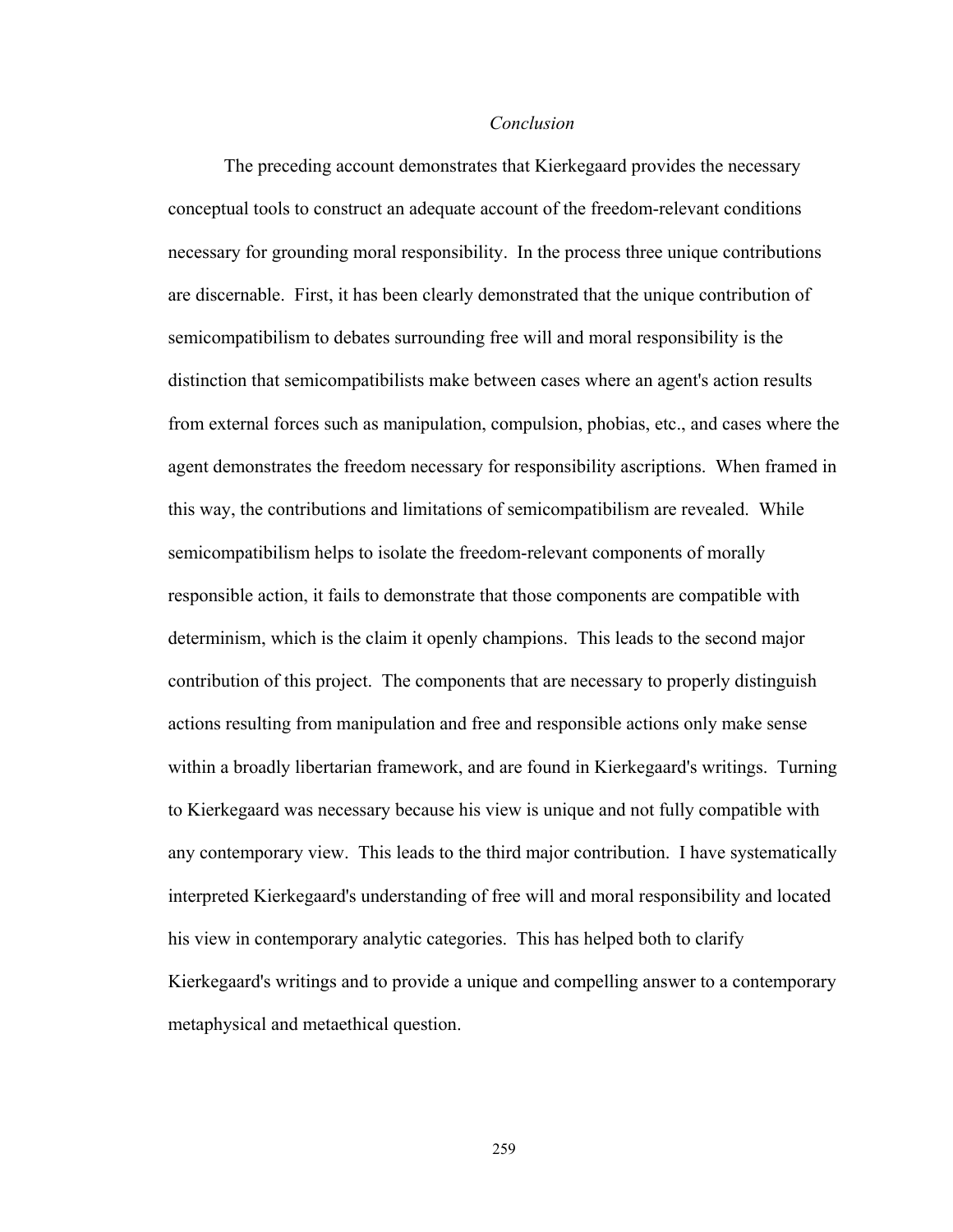*Conclusion*

The preceding account demonstrates that Kierkegaard provides the necessary conceptual tools to construct an adequate account of the freedom-relevant conditions necessary for grounding moral responsibility. In the process three unique contributions are discernable. First, it has been clearly demonstrated that the unique contribution of semicompatibilism to debates surrounding free will and moral responsibility is the distinction that semicompatibilists make between cases where an agent's action results from external forces such as manipulation, compulsion, phobias, etc., and cases where the agent demonstrates the freedom necessary for responsibility ascriptions. When framed in this way, the contributions and limitations of semicompatibilism are revealed. While semicompatibilism helps to isolate the freedom-relevant components of morally responsible action, it fails to demonstrate that those components are compatible with determinism, which is the claim it openly champions. This leads to the second major contribution of this project. The components that are necessary to properly distinguish actions resulting from manipulation and free and responsible actions only make sense within a broadly libertarian framework, and are found in Kierkegaard's writings. Turning to Kierkegaard was necessary because his view is unique and not fully compatible with any contemporary view. This leads to the third major contribution. I have systematically interpreted Kierkegaard's understanding of free will and moral responsibility and located his view in contemporary analytic categories. This has helped both to clarify Kierkegaard's writings and to provide a unique and compelling answer to a contemporary metaphysical and metaethical question.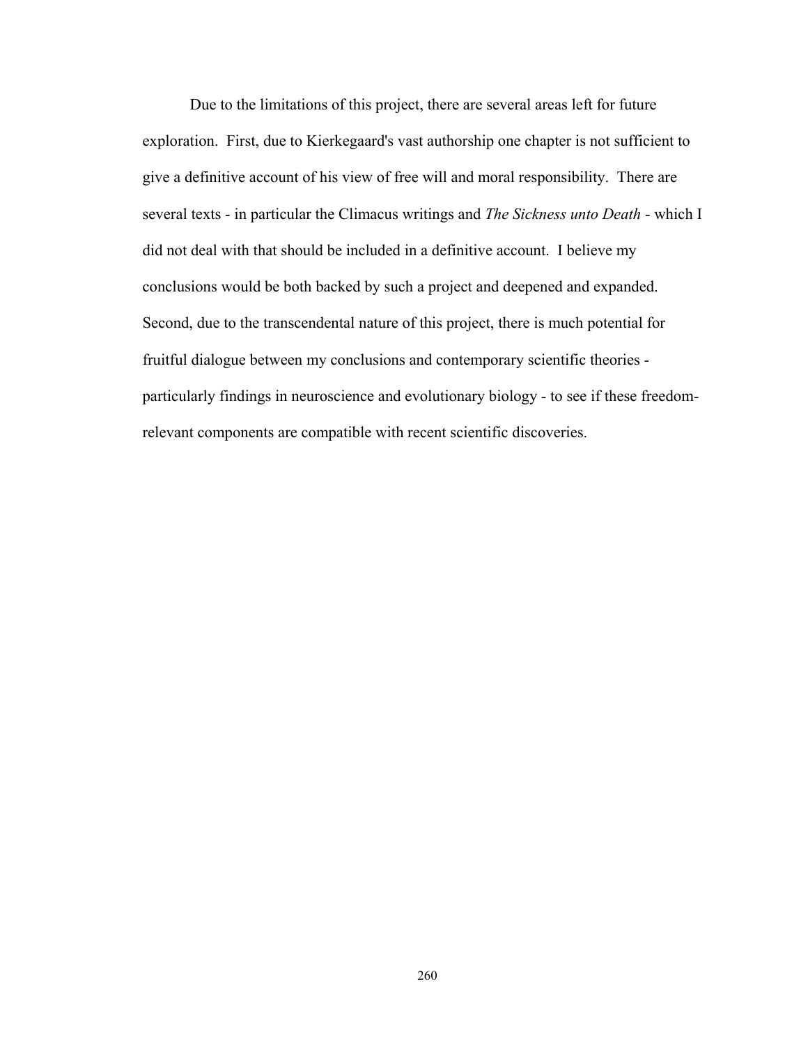Due to the limitations of this project, there are several areas left for future exploration. First, due to Kierkegaard's vast authorship one chapter is not sufficient to give a definitive account of his view of free will and moral responsibility. There are several texts - in particular the Climacus writings and *The Sickness unto Death* - which I did not deal with that should be included in a definitive account. I believe my conclusions would be both backed by such a project and deepened and expanded. Second, due to the transcendental nature of this project, there is much potential for fruitful dialogue between my conclusions and contemporary scientific theories - particularly findings in neuroscience and evolutionary biology - to see if these freedom-relevant components are compatible with recent scientific discoveries.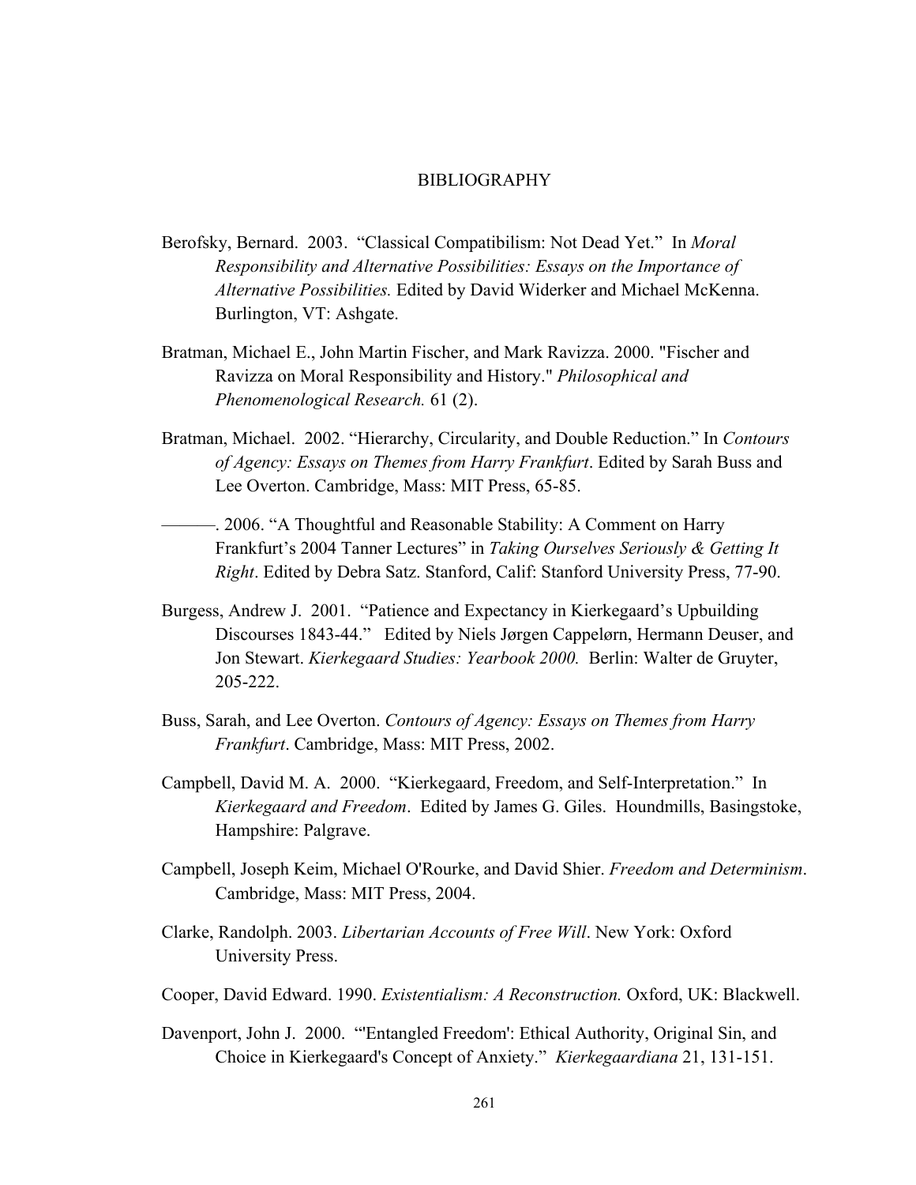# BIBLIOGRAPHY

Berofsky, Bernard. 2003. "Classical Compatibilism: Not Dead Yet." In *Moral Responsibility and Alternative Possibilities: Essays on the Importance of Alternative Possibilities.* Edited by David Widerker and Michael McKenna. Burlington, VT: Ashgate.

Bratman, Michael E., John Martin Fischer, and Mark Ravizza. 2000. "Fischer and Ravizza on Moral Responsibility and History." *Philosophical and Phenomenological Research.* 61 (2).

Bratman, Michael. 2002. "Hierarchy, Circularity, and Double Reduction." In *Contours of Agency: Essays on Themes from Harry Frankfurt*. Edited by Sarah Buss and Lee Overton. Cambridge, Mass: MIT Press, 65-85.

———. 2006. "A Thoughtful and Reasonable Stability: A Comment on Harry Frankfurt's 2004 Tanner Lectures" in *Taking Ourselves Seriously & Getting It Right*. Edited by Debra Satz. Stanford, Calif: Stanford University Press, 77-90.

Burgess, Andrew J. 2001. "Patience and Expectancy in Kierkegaard's Upbuilding Discourses 1843-44." Edited by Niels Jørgen Cappelørn, Hermann Deuser, and Jon Stewart. *Kierkegaard Studies: Yearbook 2000.* Berlin: Walter de Gruyter, 205-222.

Buss, Sarah, and Lee Overton. *Contours of Agency: Essays on Themes from Harry Frankfurt*. Cambridge, Mass: MIT Press, 2002.

Campbell, David M. A. 2000. "Kierkegaard, Freedom, and Self-Interpretation." In *Kierkegaard and Freedom*. Edited by James G. Giles. Houndmills, Basingstoke, Hampshire: Palgrave.

Campbell, Joseph Keim, Michael O'Rourke, and David Shier. *Freedom and Determinism*. Cambridge, Mass: MIT Press, 2004.

Clarke, Randolph. 2003. *Libertarian Accounts of Free Will*. New York: Oxford University Press.

Cooper, David Edward. 1990. *Existentialism: A Reconstruction.* Oxford, UK: Blackwell.

Davenport, John J. 2000. "'Entangled Freedom': Ethical Authority, Original Sin, and Choice in Kierkegaard's Concept of Anxiety." *Kierkegaardiana* 21, 131-151.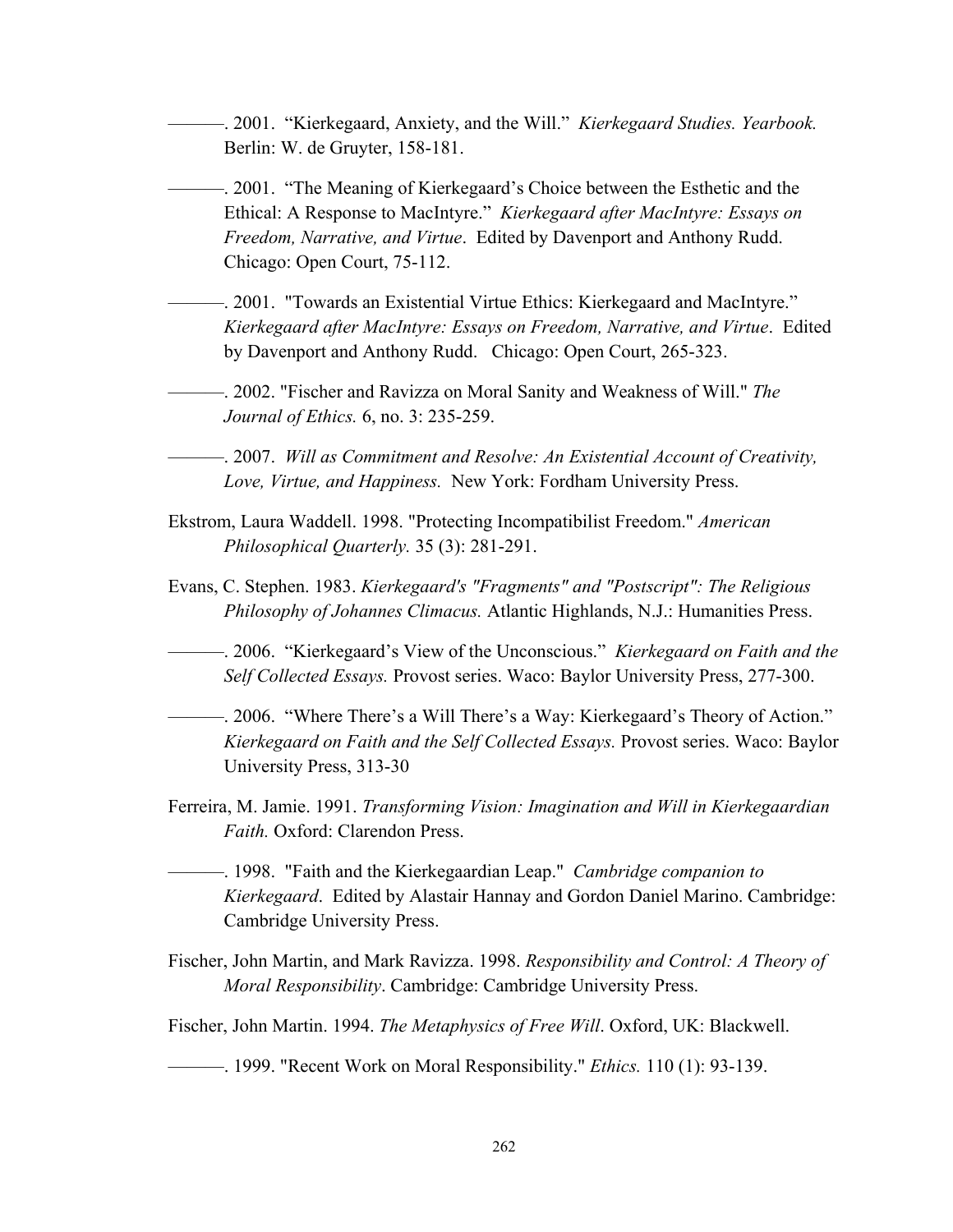———. 2001. "Kierkegaard, Anxiety, and the Will." *Kierkegaard Studies. Yearbook.* Berlin: W. de Gruyter, 158-181.

———. 2001. "The Meaning of Kierkegaard's Choice between the Esthetic and the Ethical: A Response to MacIntyre." *Kierkegaard after MacIntyre: Essays on Freedom, Narrative, and Virtue*. Edited by Davenport and Anthony Rudd. Chicago: Open Court, 75-112.

———. 2001. "Towards an Existential Virtue Ethics: Kierkegaard and MacIntyre." *Kierkegaard after MacIntyre: Essays on Freedom, Narrative, and Virtue*. Edited by Davenport and Anthony Rudd. Chicago: Open Court, 265-323.

———. 2002. "Fischer and Ravizza on Moral Sanity and Weakness of Will." *The Journal of Ethics.* 6, no. 3: 235-259.

———. 2007. *Will as Commitment and Resolve: An Existential Account of Creativity, Love, Virtue, and Happiness.* New York: Fordham University Press.

Ekstrom, Laura Waddell. 1998. "Protecting Incompatibilist Freedom." *American Philosophical Quarterly.* 35 (3): 281-291.

Evans, C. Stephen. 1983. *Kierkegaard's "Fragments" and "Postscript": The Religious Philosophy of Johannes Climacus.* Atlantic Highlands, N.J.: Humanities Press.

———. 2006. "Kierkegaard's View of the Unconscious." *Kierkegaard on Faith and the Self Collected Essays.* Provost series. Waco: Baylor University Press, 277-300.

———. 2006. "Where There's a Will There's a Way: Kierkegaard's Theory of Action." *Kierkegaard on Faith and the Self Collected Essays.* Provost series. Waco: Baylor University Press, 313-30

Ferreira, M. Jamie. 1991. *Transforming Vision: Imagination and Will in Kierkegaardian Faith.* Oxford: Clarendon Press.

———. 1998. "Faith and the Kierkegaardian Leap." *Cambridge companion to Kierkegaard*. Edited by Alastair Hannay and Gordon Daniel Marino. Cambridge: Cambridge University Press.

Fischer, John Martin, and Mark Ravizza. 1998. *Responsibility and Control: A Theory of Moral Responsibility*. Cambridge: Cambridge University Press.

Fischer, John Martin. 1994. *The Metaphysics of Free Will*. Oxford, UK: Blackwell.

———. 1999. "Recent Work on Moral Responsibility." *Ethics.* 110 (1): 93-139.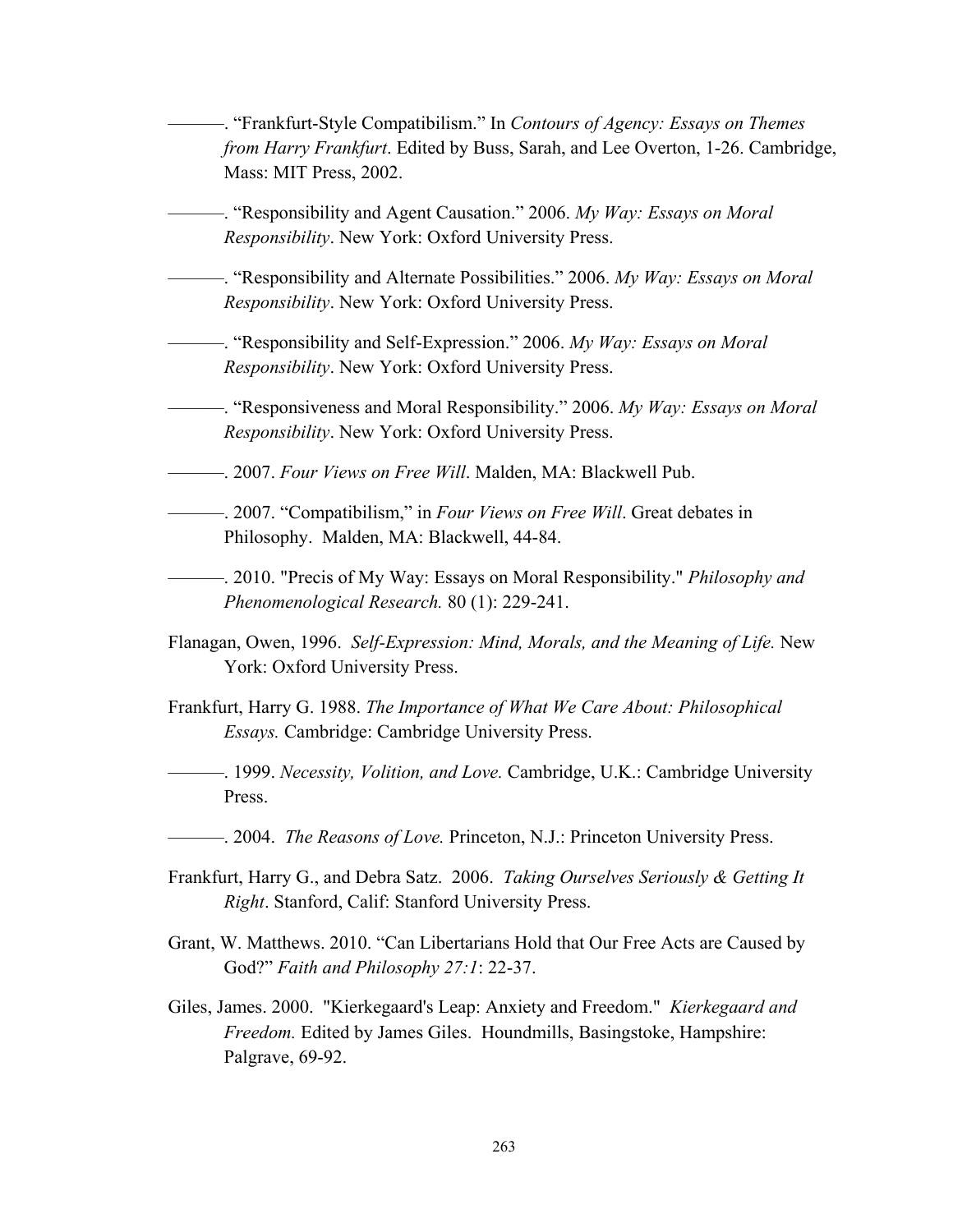———. "Frankfurt-Style Compatibilism." In *Contours of Agency: Essays on Themes from Harry Frankfurt*. Edited by Buss, Sarah, and Lee Overton, 1-26. Cambridge, Mass: MIT Press, 2002.

———. "Responsibility and Agent Causation." 2006. *My Way: Essays on Moral Responsibility*. New York: Oxford University Press.

———. "Responsibility and Alternate Possibilities." 2006. *My Way: Essays on Moral Responsibility*. New York: Oxford University Press.

———. "Responsibility and Self-Expression." 2006. *My Way: Essays on Moral Responsibility*. New York: Oxford University Press.

———. "Responsiveness and Moral Responsibility." 2006. *My Way: Essays on Moral Responsibility*. New York: Oxford University Press.

———. 2007. *Four Views on Free Will*. Malden, MA: Blackwell Pub.

———. 2007. "Compatibilism," in *Four Views on Free Will*. Great debates in Philosophy. Malden, MA: Blackwell, 44-84.

———. 2010. "Precis of My Way: Essays on Moral Responsibility." *Philosophy and Phenomenological Research.* 80 (1): 229-241.

Flanagan, Owen, 1996. *Self-Expression: Mind, Morals, and the Meaning of Life.* New York: Oxford University Press.

Frankfurt, Harry G. 1988. *The Importance of What We Care About: Philosophical Essays.* Cambridge: Cambridge University Press.

———. 1999. *Necessity, Volition, and Love.* Cambridge, U.K.: Cambridge University Press.

———. 2004. *The Reasons of Love.* Princeton, N.J.: Princeton University Press.

Frankfurt, Harry G., and Debra Satz. 2006. *Taking Ourselves Seriously & Getting It Right*. Stanford, Calif: Stanford University Press.

Grant, W. Matthews. 2010. "Can Libertarians Hold that Our Free Acts are Caused by God?" *Faith and Philosophy 27:1*: 22-37.

Giles, James. 2000. "Kierkegaard's Leap: Anxiety and Freedom." *Kierkegaard and Freedom.* Edited by James Giles. Houndmills, Basingstoke, Hampshire: Palgrave, 69-92.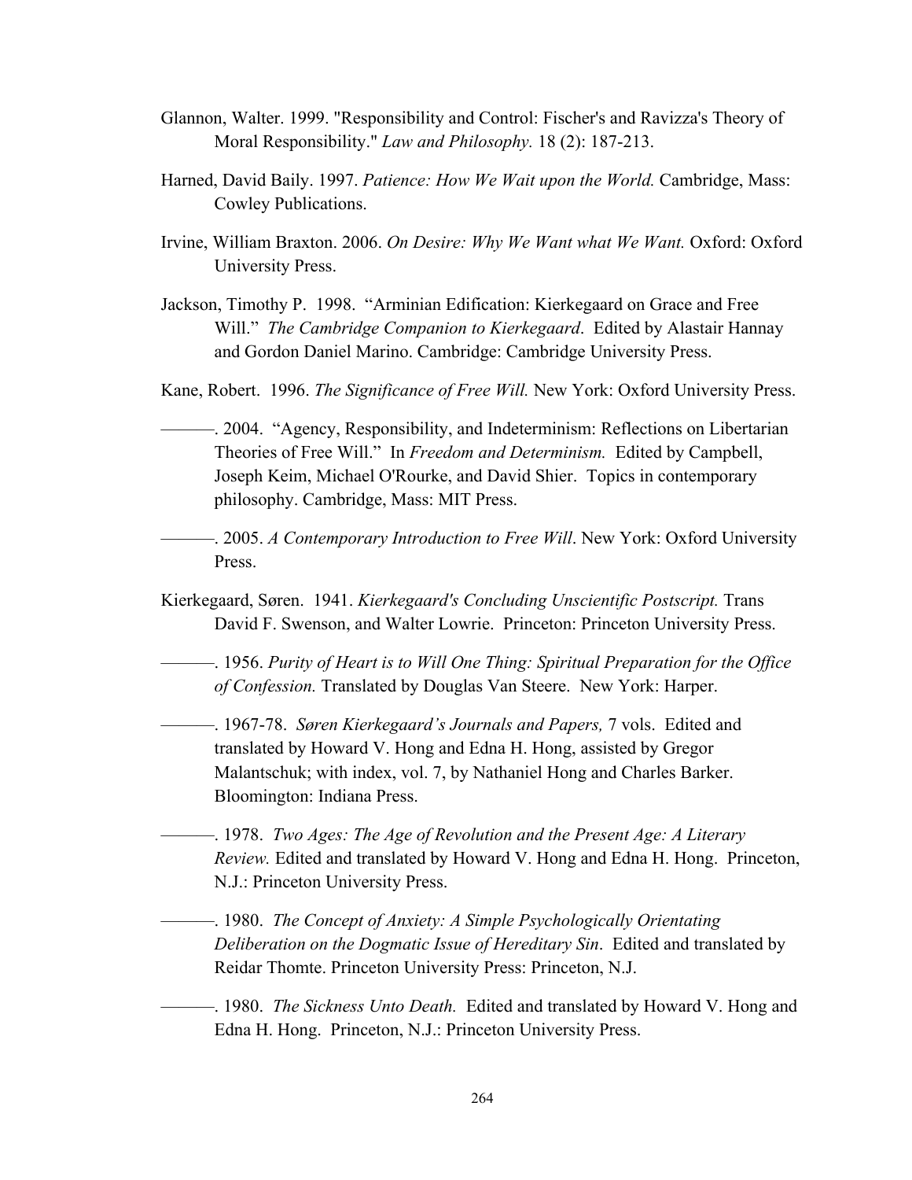Glannon, Walter. 1999. "Responsibility and Control: Fischer's and Ravizza's Theory of Moral Responsibility." *Law and Philosophy.* 18 (2): 187-213.

Harned, David Baily. 1997. *Patience: How We Wait upon the World.* Cambridge, Mass: Cowley Publications.

Irvine, William Braxton. 2006. *On Desire: Why We Want what We Want.* Oxford: Oxford University Press.

Jackson, Timothy P. 1998. "Arminian Edification: Kierkegaard on Grace and Free Will." *The Cambridge Companion to Kierkegaard*. Edited by Alastair Hannay and Gordon Daniel Marino. Cambridge: Cambridge University Press.

Kane, Robert. 1996. *The Significance of Free Will.* New York: Oxford University Press.

———. 2004. "Agency, Responsibility, and Indeterminism: Reflections on Libertarian Theories of Free Will." In *Freedom and Determinism.* Edited by Campbell, Joseph Keim, Michael O'Rourke, and David Shier. Topics in contemporary philosophy. Cambridge, Mass: MIT Press.

———. 2005. *A Contemporary Introduction to Free Will*. New York: Oxford University Press.

Kierkegaard, Søren. 1941. *Kierkegaard's Concluding Unscientific Postscript.* Trans David F. Swenson, and Walter Lowrie. Princeton: Princeton University Press.

———. 1956. *Purity of Heart is to Will One Thing: Spiritual Preparation for the Office of Confession.* Translated by Douglas Van Steere. New York: Harper.

———. 1967-78. *Søren Kierkegaard's Journals and Papers,* 7 vols. Edited and translated by Howard V. Hong and Edna H. Hong, assisted by Gregor Malantschuk; with index, vol. 7, by Nathaniel Hong and Charles Barker. Bloomington: Indiana Press.

———. 1978. *Two Ages: The Age of Revolution and the Present Age: A Literary Review.* Edited and translated by Howard V. Hong and Edna H. Hong. Princeton, N.J.: Princeton University Press.

———. 1980. *The Concept of Anxiety: A Simple Psychologically Orientating Deliberation on the Dogmatic Issue of Hereditary Sin*. Edited and translated by Reidar Thomte. Princeton University Press: Princeton, N.J.

———. 1980. *The Sickness Unto Death.* Edited and translated by Howard V. Hong and Edna H. Hong. Princeton, N.J.: Princeton University Press.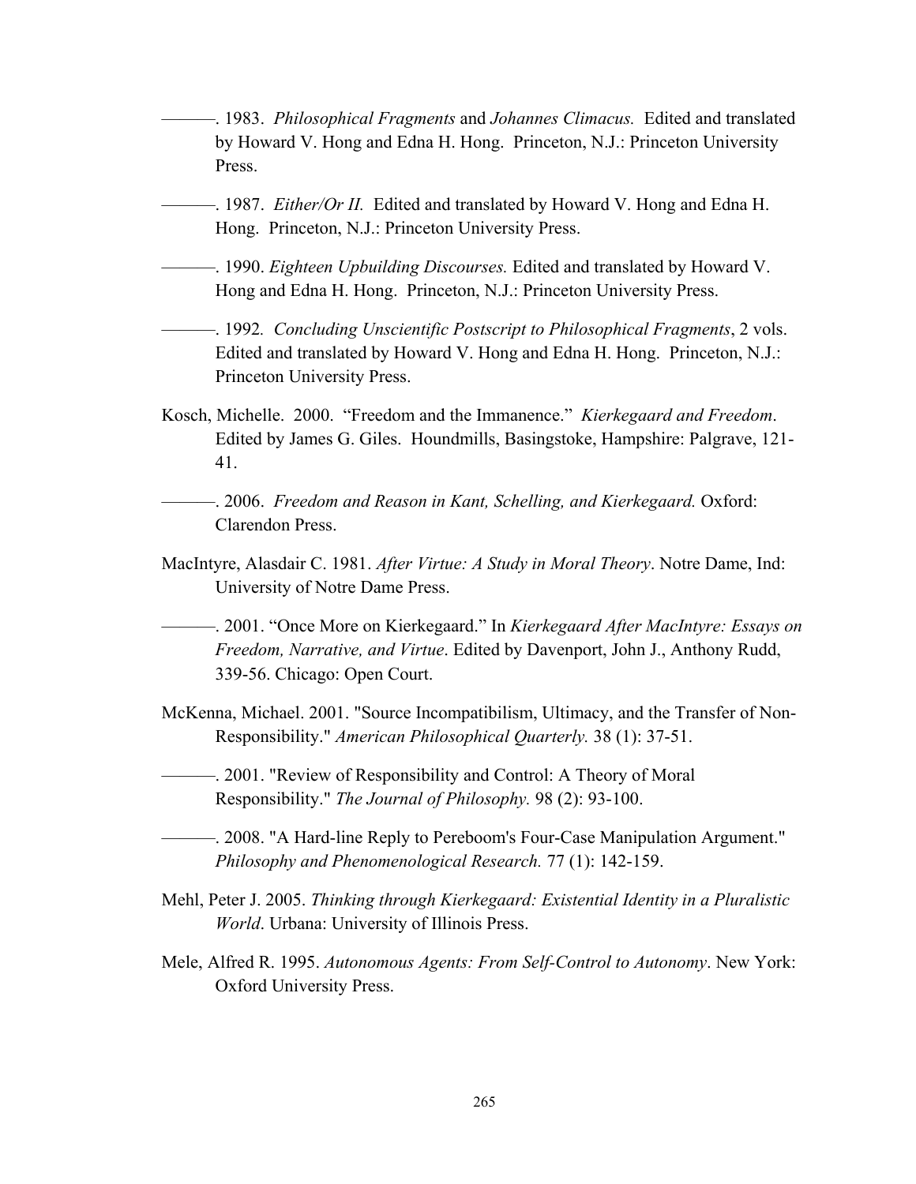———. 1983. *Philosophical Fragments* and *Johannes Climacus.* Edited and translated by Howard V. Hong and Edna H. Hong. Princeton, N.J.: Princeton University Press.

———. 1987. *Either/Or II.* Edited and translated by Howard V. Hong and Edna H. Hong. Princeton, N.J.: Princeton University Press.

———. 1990. *Eighteen Upbuilding Discourses.* Edited and translated by Howard V. Hong and Edna H. Hong. Princeton, N.J.: Princeton University Press.

———. 1992. *Concluding Unscientific Postscript to Philosophical Fragments*, 2 vols. Edited and translated by Howard V. Hong and Edna H. Hong. Princeton, N.J.: Princeton University Press.

Kosch, Michelle. 2000. "Freedom and the Immanence." *Kierkegaard and Freedom*. Edited by James G. Giles. Houndmills, Basingstoke, Hampshire: Palgrave, 121-41.

———. 2006. *Freedom and Reason in Kant, Schelling, and Kierkegaard.* Oxford: Clarendon Press.

MacIntyre, Alasdair C. 1981. *After Virtue: A Study in Moral Theory*. Notre Dame, Ind: University of Notre Dame Press.

———. 2001. "Once More on Kierkegaard." In *Kierkegaard After MacIntyre: Essays on Freedom, Narrative, and Virtue*. Edited by Davenport, John J., Anthony Rudd, 339-56. Chicago: Open Court.

McKenna, Michael. 2001. "Source Incompatibilism, Ultimacy, and the Transfer of Non-Responsibility." *American Philosophical Quarterly.* 38 (1): 37-51.

———. 2001. "Review of Responsibility and Control: A Theory of Moral Responsibility." *The Journal of Philosophy.* 98 (2): 93-100.

———. 2008. "A Hard-line Reply to Pereboom's Four-Case Manipulation Argument." *Philosophy and Phenomenological Research.* 77 (1): 142-159.

Mehl, Peter J. 2005. *Thinking through Kierkegaard: Existential Identity in a Pluralistic World*. Urbana: University of Illinois Press.

Mele, Alfred R. 1995. *Autonomous Agents: From Self-Control to Autonomy*. New York: Oxford University Press.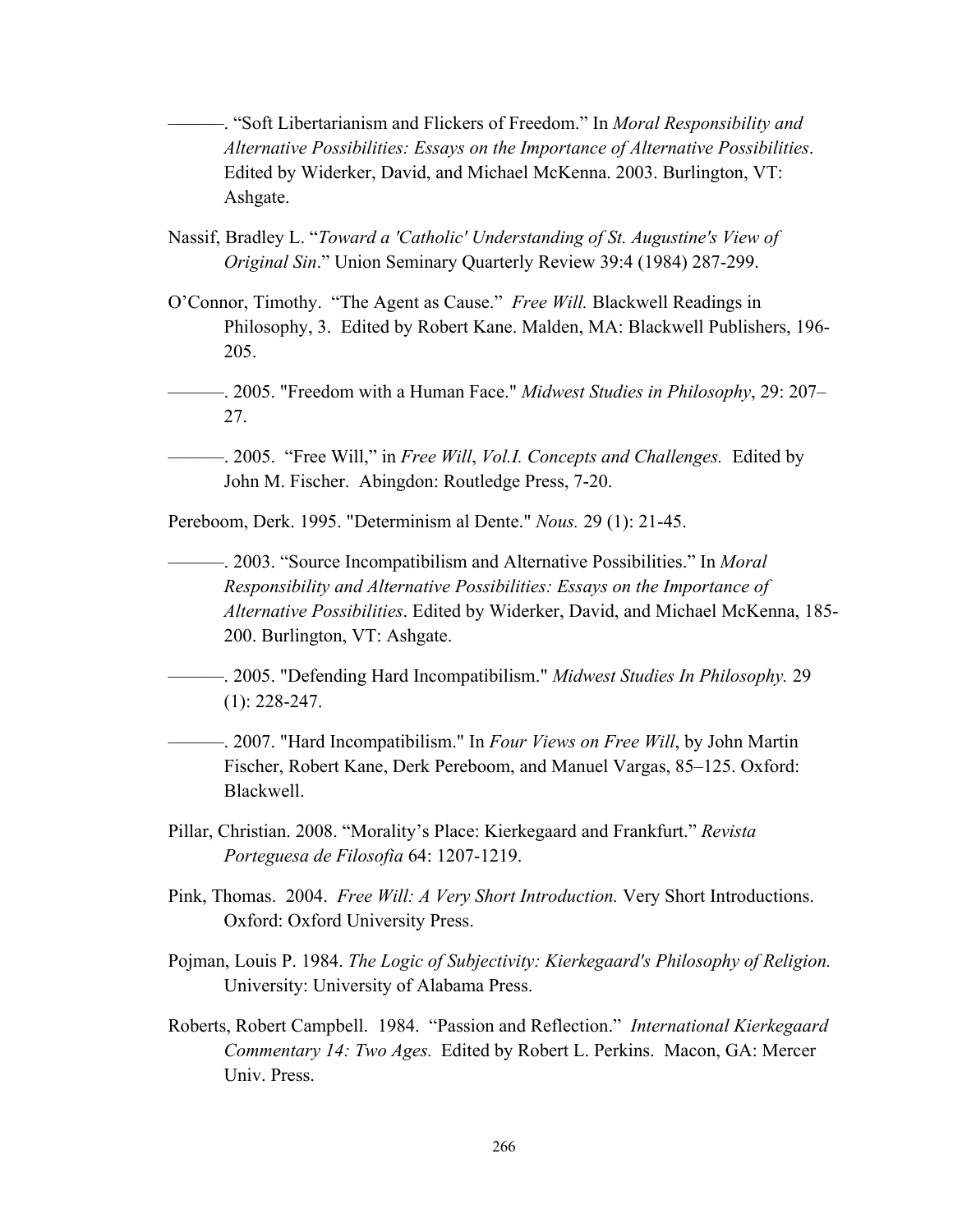———. "Soft Libertarianism and Flickers of Freedom." In *Moral Responsibility and Alternative Possibilities: Essays on the Importance of Alternative Possibilities*. Edited by Widerker, David, and Michael McKenna. 2003. Burlington, VT: Ashgate.

Nassif, Bradley L. "*Toward a 'Catholic' Understanding of St. Augustine's View of Original Sin*." Union Seminary Quarterly Review 39:4 (1984) 287-299.

O'Connor, Timothy. "The Agent as Cause." *Free Will.* Blackwell Readings in Philosophy, 3. Edited by Robert Kane. Malden, MA: Blackwell Publishers, 196-205.

———. 2005. "Freedom with a Human Face." *Midwest Studies in Philosophy*, 29: 207–27.

———. 2005. "Free Will," in *Free Will*, *Vol.I. Concepts and Challenges.* Edited by John M. Fischer. Abingdon: Routledge Press, 7-20.

Pereboom, Derk. 1995. "Determinism al Dente." *Nous.* 29 (1): 21-45.

———. 2003. "Source Incompatibilism and Alternative Possibilities." In *Moral Responsibility and Alternative Possibilities: Essays on the Importance of Alternative Possibilities*. Edited by Widerker, David, and Michael McKenna, 185-200. Burlington, VT: Ashgate.

———. 2005. "Defending Hard Incompatibilism." *Midwest Studies In Philosophy.* 29 (1): 228-247.

———. 2007. "Hard Incompatibilism." In *Four Views on Free Will*, by John Martin Fischer, Robert Kane, Derk Pereboom, and Manuel Vargas, 85–125. Oxford: Blackwell.

Pillar, Christian. 2008. "Morality's Place: Kierkegaard and Frankfurt." *Revista Porteguesa de Filosofia* 64: 1207-1219.

Pink, Thomas. 2004. *Free Will: A Very Short Introduction.* Very Short Introductions. Oxford: Oxford University Press.

Pojman, Louis P. 1984. *The Logic of Subjectivity: Kierkegaard's Philosophy of Religion.* University: University of Alabama Press.

Roberts, Robert Campbell. 1984. "Passion and Reflection." *International Kierkegaard Commentary 14: Two Ages.* Edited by Robert L. Perkins. Macon, GA: Mercer Univ. Press.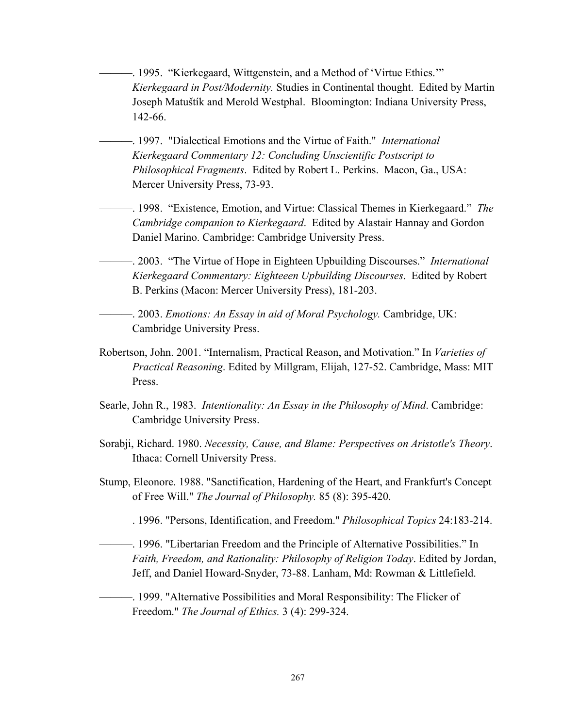———. 1995. "Kierkegaard, Wittgenstein, and a Method of 'Virtue Ethics.'" *Kierkegaard in Post/Modernity.* Studies in Continental thought. Edited by Martin Joseph Matuštík and Merold Westphal. Bloomington: Indiana University Press, 142-66.

———. 1997. "Dialectical Emotions and the Virtue of Faith." *International Kierkegaard Commentary 12: Concluding Unscientific Postscript to Philosophical Fragments*. Edited by Robert L. Perkins. Macon, Ga., USA: Mercer University Press, 73-93.

———. 1998. "Existence, Emotion, and Virtue: Classical Themes in Kierkegaard." *The Cambridge companion to Kierkegaard*. Edited by Alastair Hannay and Gordon Daniel Marino. Cambridge: Cambridge University Press.

———. 2003. "The Virtue of Hope in Eighteen Upbuilding Discourses." *International Kierkegaard Commentary: Eighteeen Upbuilding Discourses*. Edited by Robert B. Perkins (Macon: Mercer University Press), 181-203.

———. 2003. *Emotions: An Essay in aid of Moral Psychology.* Cambridge, UK: Cambridge University Press.

Robertson, John. 2001. "Internalism, Practical Reason, and Motivation." In *Varieties of Practical Reasoning*. Edited by Millgram, Elijah, 127-52. Cambridge, Mass: MIT Press.

Searle, John R., 1983. *Intentionality: An Essay in the Philosophy of Mind*. Cambridge: Cambridge University Press.

Sorabji, Richard. 1980. *Necessity, Cause, and Blame: Perspectives on Aristotle's Theory*. Ithaca: Cornell University Press.

Stump, Eleonore. 1988. "Sanctification, Hardening of the Heart, and Frankfurt's Concept of Free Will." *The Journal of Philosophy.* 85 (8): 395-420.

———. 1996. "Persons, Identification, and Freedom." *Philosophical Topics* 24:183-214.

———. 1996. "Libertarian Freedom and the Principle of Alternative Possibilities." In *Faith, Freedom, and Rationality: Philosophy of Religion Today*. Edited by Jordan, Jeff, and Daniel Howard-Snyder, 73-88. Lanham, Md: Rowman & Littlefield.

———. 1999. "Alternative Possibilities and Moral Responsibility: The Flicker of Freedom." *The Journal of Ethics.* 3 (4): 299-324.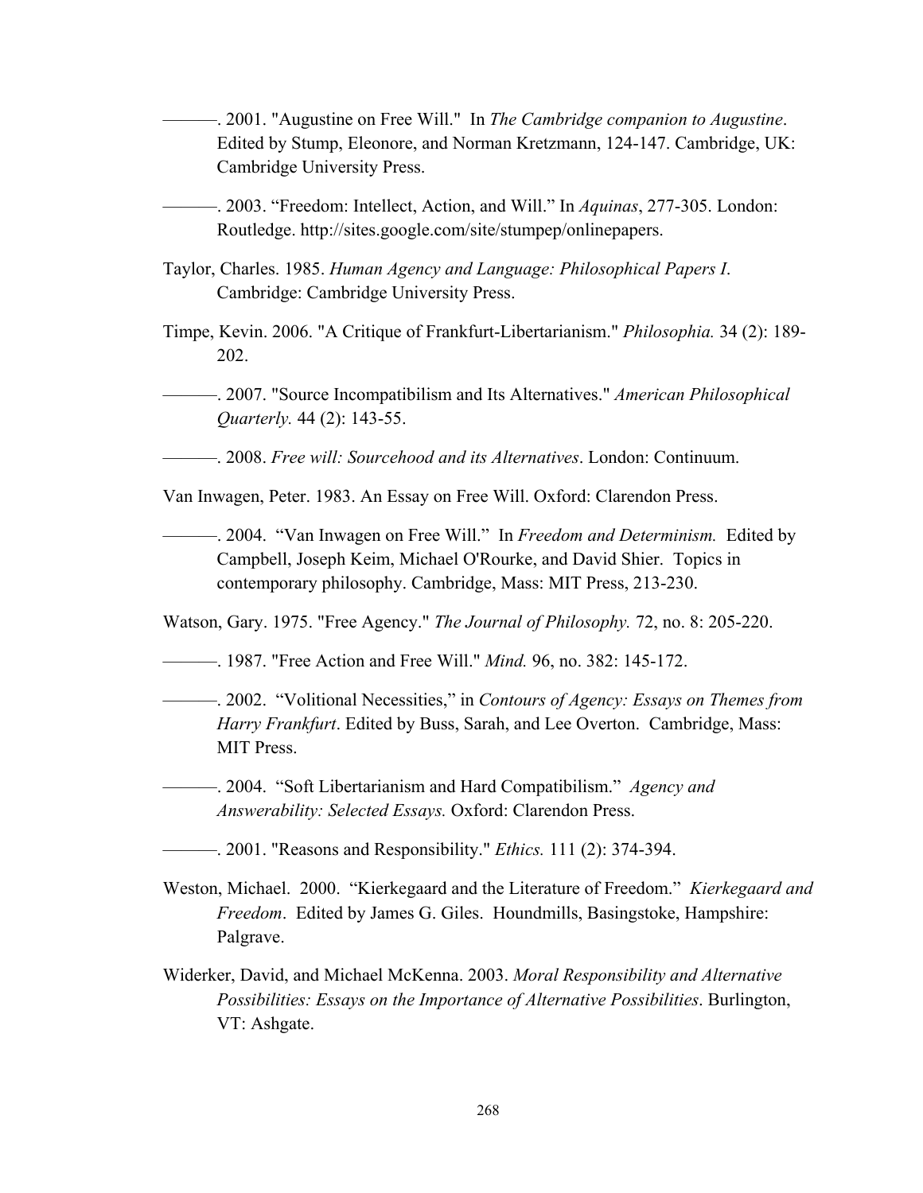———. 2001. "Augustine on Free Will." In *The Cambridge companion to Augustine*. Edited by Stump, Eleonore, and Norman Kretzmann, 124-147. Cambridge, UK: Cambridge University Press.

———. 2003. "Freedom: Intellect, Action, and Will." In *Aquinas*, 277-305. London: Routledge. http://sites.google.com/site/stumpep/onlinepapers.

Taylor, Charles. 1985. *Human Agency and Language: Philosophical Papers I*. Cambridge: Cambridge University Press.

Timpe, Kevin. 2006. "A Critique of Frankfurt-Libertarianism." *Philosophia.* 34 (2): 189-202.

———. 2007. "Source Incompatibilism and Its Alternatives." *American Philosophical Quarterly.* 44 (2): 143-55.

———. 2008. *Free will: Sourcehood and its Alternatives*. London: Continuum.

Van Inwagen, Peter. 1983. An Essay on Free Will. Oxford: Clarendon Press.

———. 2004. "Van Inwagen on Free Will." In *Freedom and Determinism.* Edited by Campbell, Joseph Keim, Michael O'Rourke, and David Shier. Topics in contemporary philosophy. Cambridge, Mass: MIT Press, 213-230.

Watson, Gary. 1975. "Free Agency." *The Journal of Philosophy.* 72, no. 8: 205-220.

———. 1987. "Free Action and Free Will." *Mind.* 96, no. 382: 145-172.

———. 2002. "Volitional Necessities," in *Contours of Agency: Essays on Themes from Harry Frankfurt*. Edited by Buss, Sarah, and Lee Overton. Cambridge, Mass: MIT Press.

———. 2004. "Soft Libertarianism and Hard Compatibilism." *Agency and Answerability: Selected Essays.* Oxford: Clarendon Press.

———. 2001. "Reasons and Responsibility." *Ethics.* 111 (2): 374-394.

Weston, Michael. 2000. "Kierkegaard and the Literature of Freedom." *Kierkegaard and Freedom*. Edited by James G. Giles. Houndmills, Basingstoke, Hampshire: Palgrave.

Widerker, David, and Michael McKenna. 2003. *Moral Responsibility and Alternative Possibilities: Essays on the Importance of Alternative Possibilities*. Burlington, VT: Ashgate.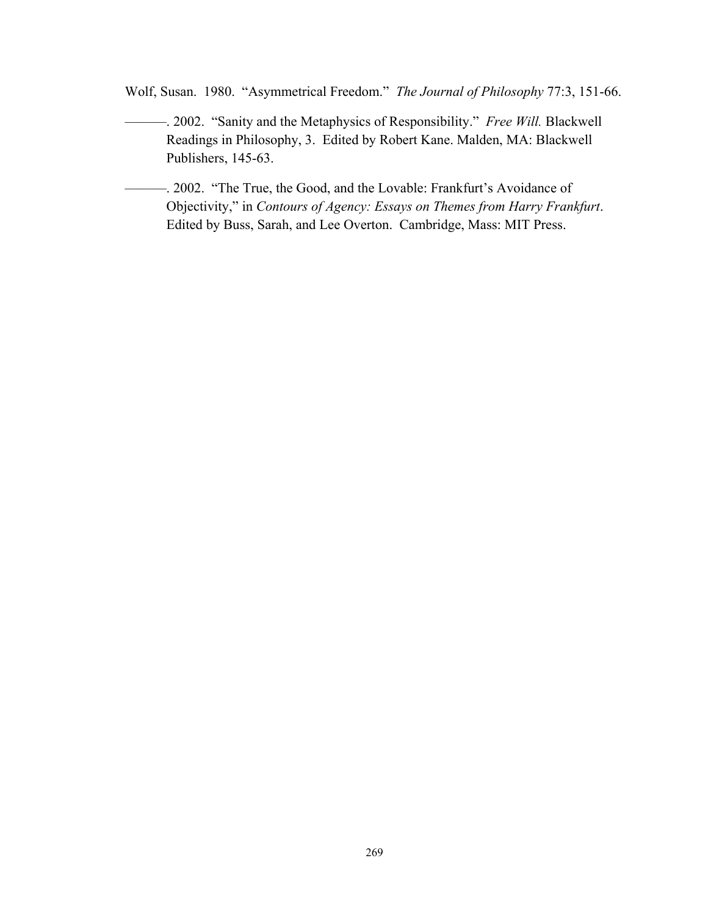Wolf, Susan. 1980. "Asymmetrical Freedom." *The Journal of Philosophy* 77:3, 151-66.

———. 2002. "Sanity and the Metaphysics of Responsibility." *Free Will.* Blackwell Readings in Philosophy, 3. Edited by Robert Kane. Malden, MA: Blackwell Publishers, 145-63.

———. 2002. "The True, the Good, and the Lovable: Frankfurt's Avoidance of Objectivity," in *Contours of Agency: Essays on Themes from Harry Frankfurt*. Edited by Buss, Sarah, and Lee Overton. Cambridge, Mass: MIT Press.